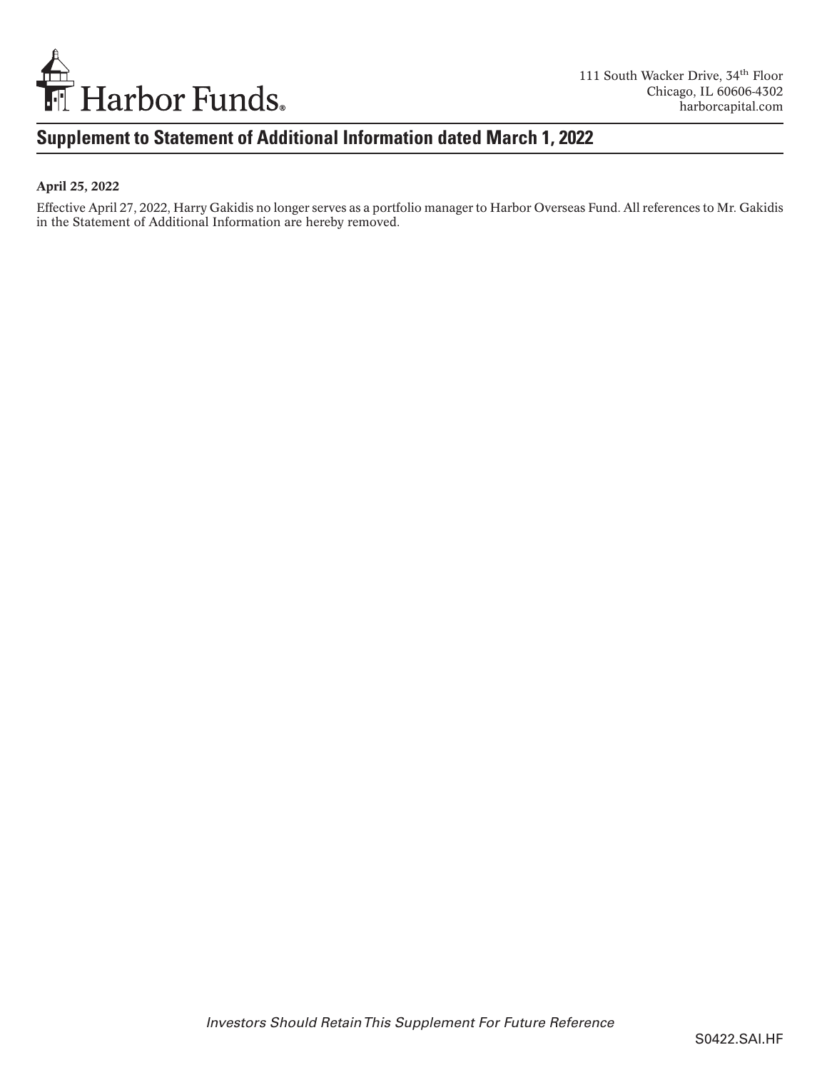Harbor Funds®

111 South Wacker Drive, 34th Floor
Chicago, IL 60606-4302
harborcapital.com

# Supplement to Statement of Additional Information dated March 1, 2022

**April 25, 2022**

Effective April 27, 2022, Harry Gakidis no longer serves as a portfolio manager to Harbor Overseas Fund. All references to Mr. Gakidis in the Statement of Additional Information are hereby removed.

*Investors Should Retain This Supplement For Future Reference*

S0422.SAI.HF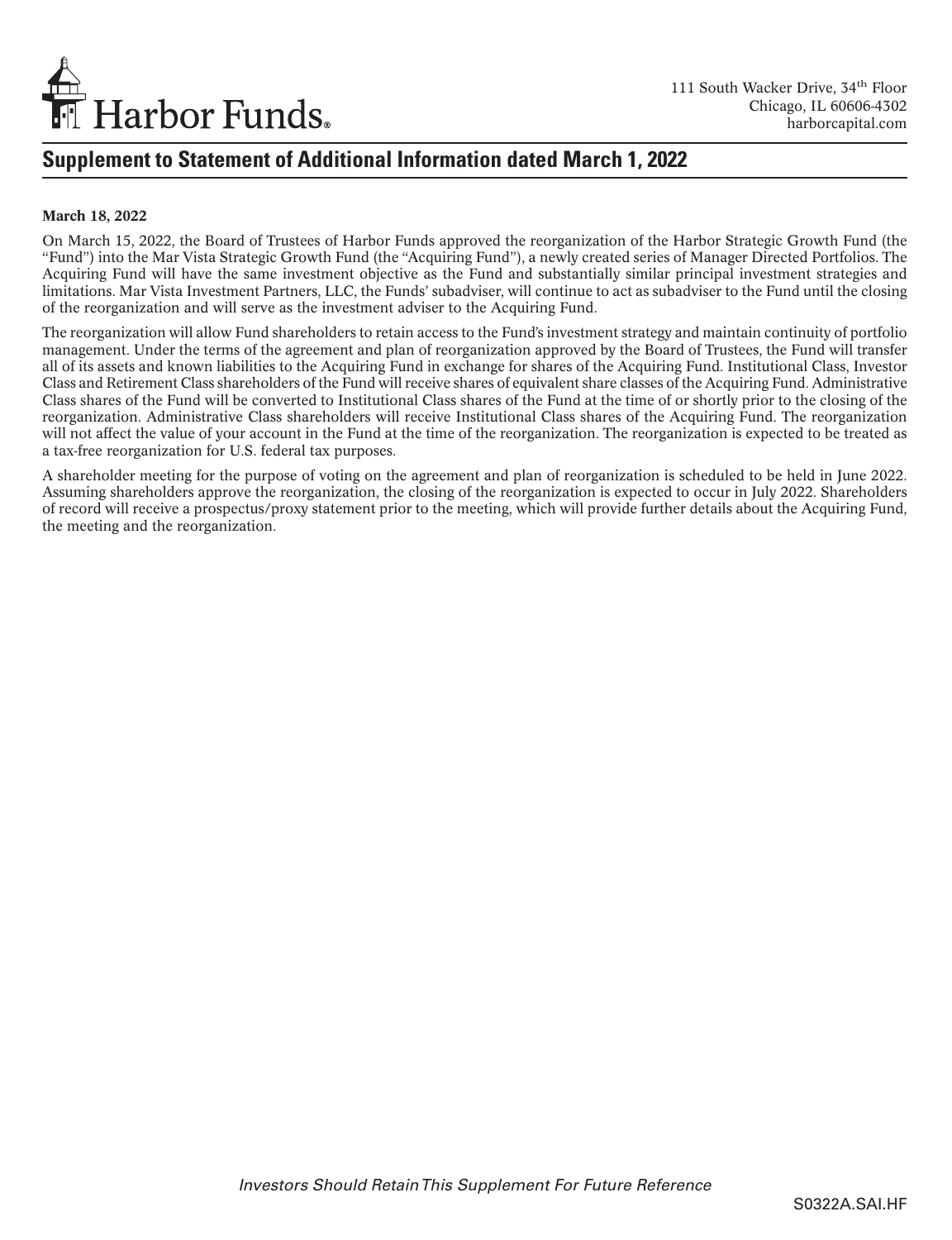Harbor Funds

111 South Wacker Drive, 34th Floor
Chicago, IL 60606-4302
harborcapital.com

## Supplement to Statement of Additional Information dated March 1, 2022

**March 18, 2022**

On March 15, 2022, the Board of Trustees of Harbor Funds approved the reorganization of the Harbor Strategic Growth Fund (the "Fund") into the Mar Vista Strategic Growth Fund (the "Acquiring Fund"), a newly created series of Manager Directed Portfolios. The Acquiring Fund will have the same investment objective as the Fund and substantially similar principal investment strategies and limitations. Mar Vista Investment Partners, LLC, the Funds' subadviser, will continue to act as subadviser to the Fund until the closing of the reorganization and will serve as the investment adviser to the Acquiring Fund.

The reorganization will allow Fund shareholders to retain access to the Fund's investment strategy and maintain continuity of portfolio management. Under the terms of the agreement and plan of reorganization approved by the Board of Trustees, the Fund will transfer all of its assets and known liabilities to the Acquiring Fund in exchange for shares of the Acquiring Fund. Institutional Class, Investor Class and Retirement Class shareholders of the Fund will receive shares of equivalent share classes of the Acquiring Fund. Administrative Class shares of the Fund will be converted to Institutional Class shares of the Fund at the time of or shortly prior to the closing of the reorganization. Administrative Class shareholders will receive Institutional Class shares of the Acquiring Fund. The reorganization will not affect the value of your account in the Fund at the time of the reorganization. The reorganization is expected to be treated as a tax-free reorganization for U.S. federal tax purposes.

A shareholder meeting for the purpose of voting on the agreement and plan of reorganization is scheduled to be held in June 2022. Assuming shareholders approve the reorganization, the closing of the reorganization is expected to occur in July 2022. Shareholders of record will receive a prospectus/proxy statement prior to the meeting, which will provide further details about the Acquiring Fund, the meeting and the reorganization.

*Investors Should Retain This Supplement For Future Reference*

S0322A.SAI.HF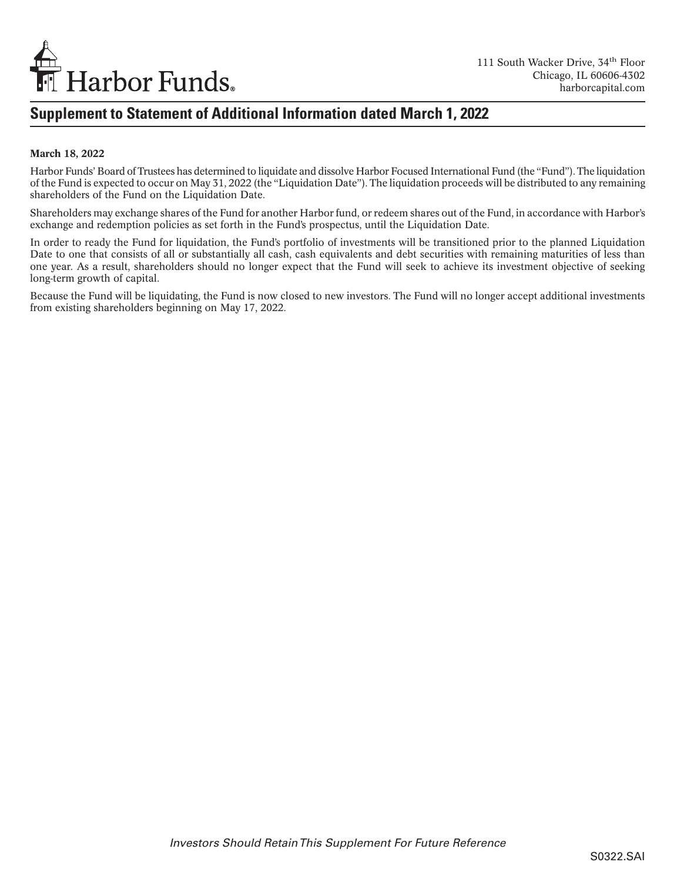Harbor Funds®

111 South Wacker Drive, 34th Floor
Chicago, IL 60606-4302
harborcapital.com

## Supplement to Statement of Additional Information dated March 1, 2022

**March 18, 2022**

Harbor Funds' Board of Trustees has determined to liquidate and dissolve Harbor Focused International Fund (the "Fund"). The liquidation of the Fund is expected to occur on May 31, 2022 (the "Liquidation Date"). The liquidation proceeds will be distributed to any remaining shareholders of the Fund on the Liquidation Date.

Shareholders may exchange shares of the Fund for another Harbor fund, or redeem shares out of the Fund, in accordance with Harbor's exchange and redemption policies as set forth in the Fund's prospectus, until the Liquidation Date.

In order to ready the Fund for liquidation, the Fund's portfolio of investments will be transitioned prior to the planned Liquidation Date to one that consists of all or substantially all cash, cash equivalents and debt securities with remaining maturities of less than one year. As a result, shareholders should no longer expect that the Fund will seek to achieve its investment objective of seeking long-term growth of capital.

Because the Fund will be liquidating, the Fund is now closed to new investors. The Fund will no longer accept additional investments from existing shareholders beginning on May 17, 2022.

*Investors Should Retain This Supplement For Future Reference*

S0322.SAI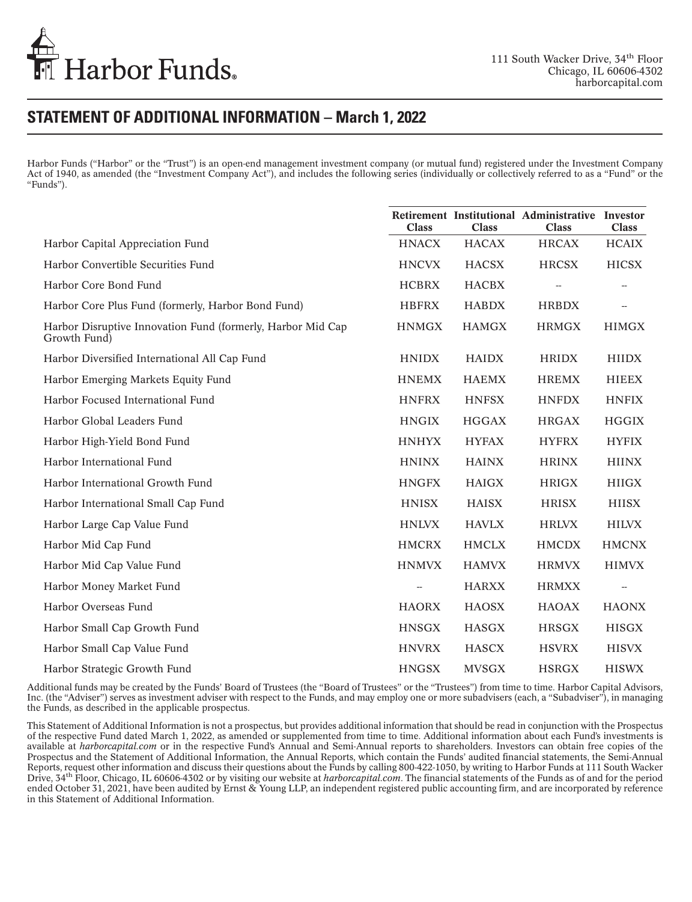Harbor Funds®

111 South Wacker Drive, 34th Floor
Chicago, IL 60606-4302
harborcapital.com

# STATEMENT OF ADDITIONAL INFORMATION – March 1, 2022

Harbor Funds ("Harbor" or the "Trust") is an open-end management investment company (or mutual fund) registered under the Investment Company Act of 1940, as amended (the "Investment Company Act"), and includes the following series (individually or collectively referred to as a "Fund" or the "Funds").

| | Retirement Class | Institutional Class | Administrative Class | Investor Class |
|---|---|---|---|---|
| Harbor Capital Appreciation Fund | HNACX | HACAX | HRCAX | HCAIX |
| Harbor Convertible Securities Fund | HNCVX | HACSX | HRCSX | HICSX |
| Harbor Core Bond Fund | HCBRX | HACBX | -- | -- |
| Harbor Core Plus Fund (formerly, Harbor Bond Fund) | HBFRX | HABDX | HRBDX | -- |
| Harbor Disruptive Innovation Fund (formerly, Harbor Mid Cap Growth Fund) | HNMGX | HAMGX | HRMGX | HIMGX |
| Harbor Diversified International All Cap Fund | HNIDX | HAIDX | HRIDX | HIIDX |
| Harbor Emerging Markets Equity Fund | HNEMX | HAEMX | HREMX | HIEEX |
| Harbor Focused International Fund | HNFRX | HNFSX | HNFDX | HNFIX |
| Harbor Global Leaders Fund | HNGIX | HGGAX | HRGAX | HGGIX |
| Harbor High-Yield Bond Fund | HNHYX | HYFAX | HYFRX | HYFIX |
| Harbor International Fund | HNINX | HAINX | HRINX | HIINX |
| Harbor International Growth Fund | HNGFX | HAIGX | HRIGX | HIIGX |
| Harbor International Small Cap Fund | HNISX | HAISX | HRISX | HIISX |
| Harbor Large Cap Value Fund | HNLVX | HAVLX | HRLVX | HILVX |
| Harbor Mid Cap Fund | HMCRX | HMCLX | HMCDX | HMCNX |
| Harbor Mid Cap Value Fund | HNMVX | HAMVX | HRMVX | HIMVX |
| Harbor Money Market Fund | -- | HARXX | HRMXX | -- |
| Harbor Overseas Fund | HAORX | HAOSX | HAOAX | HAONX |
| Harbor Small Cap Growth Fund | HNSGX | HASGX | HRSGX | HISGX |
| Harbor Small Cap Value Fund | HNVRX | HASCX | HSVRX | HISVX |
| Harbor Strategic Growth Fund | HNGSX | MVSGX | HSRGX | HISWX |

Additional funds may be created by the Funds' Board of Trustees (the "Board of Trustees" or the "Trustees") from time to time. Harbor Capital Advisors, Inc. (the "Adviser") serves as investment adviser with respect to the Funds, and may employ one or more subadvisers (each, a "Subadviser"), in managing the Funds, as described in the applicable prospectus.

This Statement of Additional Information is not a prospectus, but provides additional information that should be read in conjunction with the Prospectus of the respective Fund dated March 1, 2022, as amended or supplemented from time to time. Additional information about each Fund's investments is available at *harborcapital.com* or in the respective Fund's Annual and Semi-Annual reports to shareholders. Investors can obtain free copies of the Prospectus and the Statement of Additional Information, the Annual Reports, which contain the Funds' audited financial statements, the Semi-Annual Reports, request other information and discuss their questions about the Funds by calling 800-422-1050, by writing to Harbor Funds at 111 South Wacker Drive, 34th Floor, Chicago, IL 60606-4302 or by visiting our website at *harborcapital.com*. The financial statements of the Funds as of and for the period ended October 31, 2021, have been audited by Ernst & Young LLP, an independent registered public accounting firm, and are incorporated by reference in this Statement of Additional Information.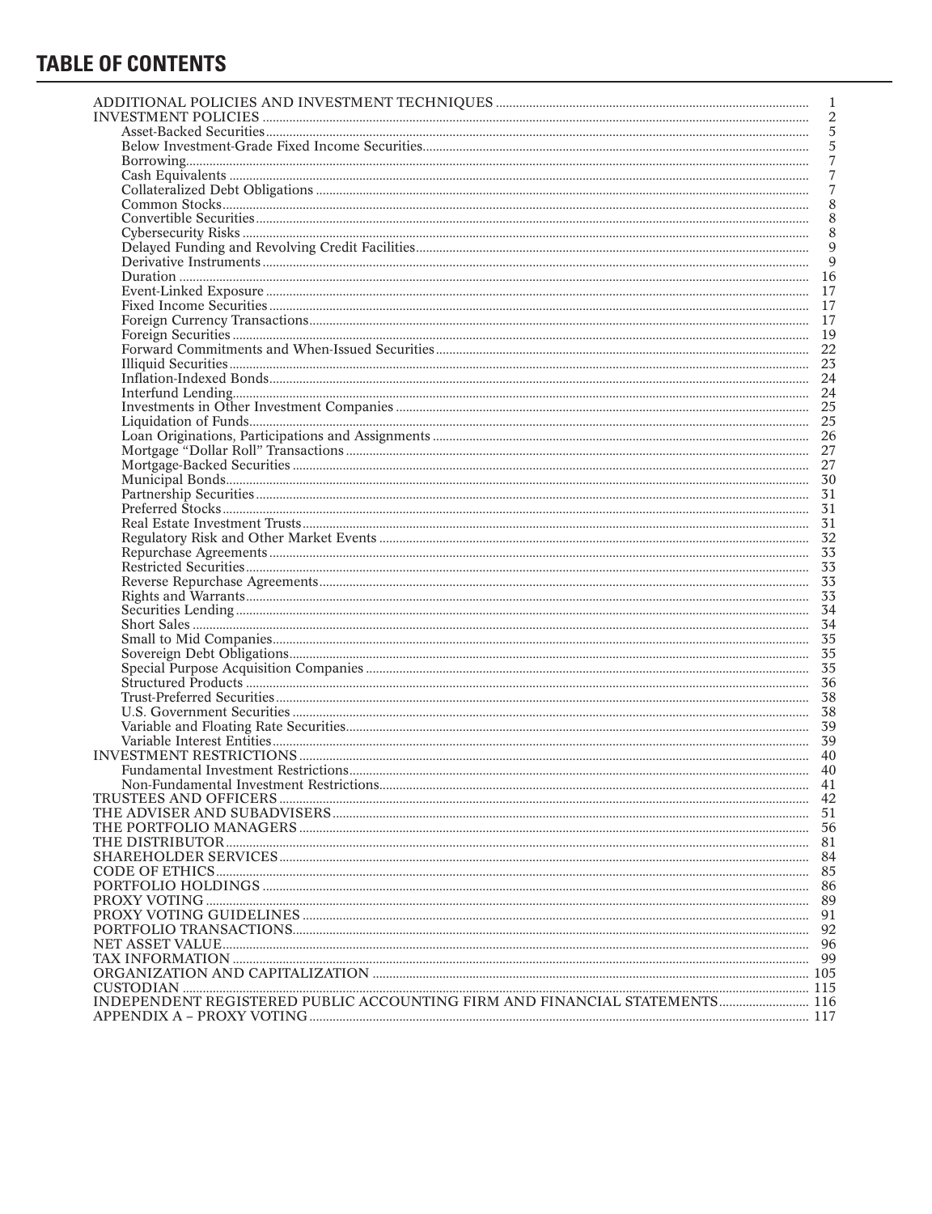# TABLE OF CONTENTS

| | |
|---|---|
| ADDITIONAL POLICIES AND INVESTMENT TECHNIQUES | 1 |
| INVESTMENT POLICIES | 2 |
| Asset-Backed Securities | 5 |
| Below Investment-Grade Fixed Income Securities | 5 |
| Borrowing | 7 |
| Cash Equivalents | 7 |
| Collateralized Debt Obligations | 7 |
| Common Stocks | 8 |
| Convertible Securities | 8 |
| Cybersecurity Risks | 8 |
| Delayed Funding and Revolving Credit Facilities | 9 |
| Derivative Instruments | 9 |
| Duration | 16 |
| Event-Linked Exposure | 17 |
| Fixed Income Securities | 17 |
| Foreign Currency Transactions | 17 |
| Foreign Securities | 19 |
| Forward Commitments and When-Issued Securities | 22 |
| Illiquid Securities | 23 |
| Inflation-Indexed Bonds | 24 |
| Interfund Lending | 24 |
| Investments in Other Investment Companies | 25 |
| Liquidation of Funds | 25 |
| Loan Originations, Participations and Assignments | 26 |
| Mortgage "Dollar Roll" Transactions | 27 |
| Mortgage-Backed Securities | 27 |
| Municipal Bonds | 30 |
| Partnership Securities | 31 |
| Preferred Stocks | 31 |
| Real Estate Investment Trusts | 31 |
| Regulatory Risk and Other Market Events | 32 |
| Repurchase Agreements | 33 |
| Restricted Securities | 33 |
| Reverse Repurchase Agreements | 33 |
| Rights and Warrants | 33 |
| Securities Lending | 34 |
| Short Sales | 34 |
| Small to Mid Companies | 35 |
| Sovereign Debt Obligations | 35 |
| Special Purpose Acquisition Companies | 35 |
| Structured Products | 36 |
| Trust-Preferred Securities | 38 |
| U.S. Government Securities | 38 |
| Variable and Floating Rate Securities | 39 |
| Variable Interest Entities | 39 |
| INVESTMENT RESTRICTIONS | 40 |
| Fundamental Investment Restrictions | 40 |
| Non-Fundamental Investment Restrictions | 41 |
| TRUSTEES AND OFFICERS | 42 |
| THE ADVISER AND SUBADVISERS | 51 |
| THE PORTFOLIO MANAGERS | 56 |
| THE DISTRIBUTOR | 81 |
| SHAREHOLDER SERVICES | 84 |
| CODE OF ETHICS | 85 |
| PORTFOLIO HOLDINGS | 86 |
| PROXY VOTING | 89 |
| PROXY VOTING GUIDELINES | 91 |
| PORTFOLIO TRANSACTIONS | 92 |
| NET ASSET VALUE | 96 |
| TAX INFORMATION | 99 |
| ORGANIZATION AND CAPITALIZATION | 105 |
| CUSTODIAN | 115 |
| INDEPENDENT REGISTERED PUBLIC ACCOUNTING FIRM AND FINANCIAL STATEMENTS | 116 |
| APPENDIX A – PROXY VOTING | 117 |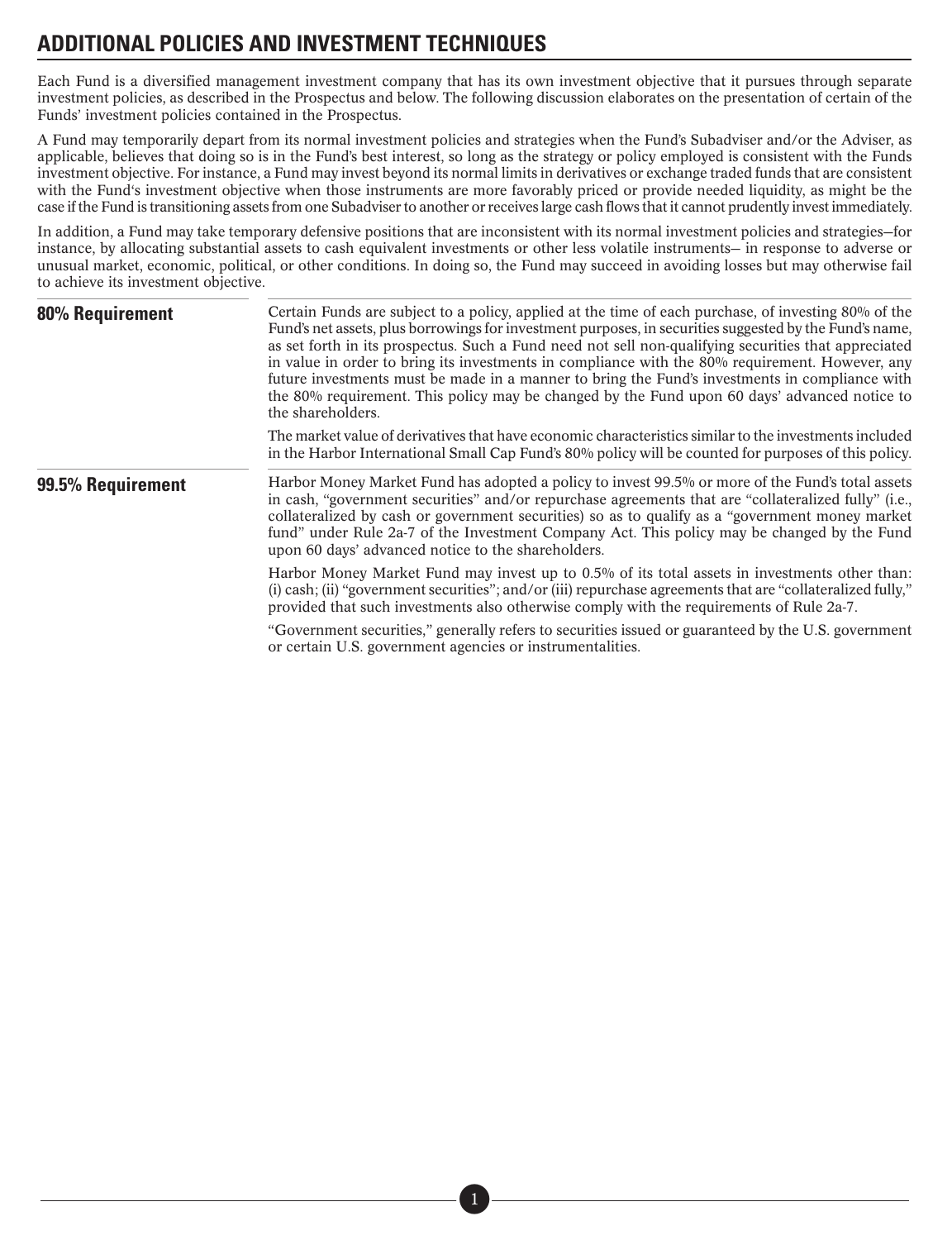# ADDITIONAL POLICIES AND INVESTMENT TECHNIQUES

Each Fund is a diversified management investment company that has its own investment objective that it pursues through separate investment policies, as described in the Prospectus and below. The following discussion elaborates on the presentation of certain of the Funds' investment policies contained in the Prospectus.

A Fund may temporarily depart from its normal investment policies and strategies when the Fund's Subadviser and/or the Adviser, as applicable, believes that doing so is in the Fund's best interest, so long as the strategy or policy employed is consistent with the Funds investment objective. For instance, a Fund may invest beyond its normal limits in derivatives or exchange traded funds that are consistent with the Fund's investment objective when those instruments are more favorably priced or provide needed liquidity, as might be the case if the Fund is transitioning assets from one Subadviser to another or receives large cash flows that it cannot prudently invest immediately.

In addition, a Fund may take temporary defensive positions that are inconsistent with its normal investment policies and strategies—for instance, by allocating substantial assets to cash equivalent investments or other less volatile instruments— in response to adverse or unusual market, economic, political, or other conditions. In doing so, the Fund may succeed in avoiding losses but may otherwise fail to achieve its investment objective.

## 80% Requirement

Certain Funds are subject to a policy, applied at the time of each purchase, of investing 80% of the Fund's net assets, plus borrowings for investment purposes, in securities suggested by the Fund's name, as set forth in its prospectus. Such a Fund need not sell non-qualifying securities that appreciated in value in order to bring its investments in compliance with the 80% requirement. However, any future investments must be made in a manner to bring the Fund's investments in compliance with the 80% requirement. This policy may be changed by the Fund upon 60 days' advanced notice to the shareholders.

The market value of derivatives that have economic characteristics similar to the investments included in the Harbor International Small Cap Fund's 80% policy will be counted for purposes of this policy.

## 99.5% Requirement

Harbor Money Market Fund has adopted a policy to invest 99.5% or more of the Fund's total assets in cash, "government securities" and/or repurchase agreements that are "collateralized fully" (i.e., collateralized by cash or government securities) so as to qualify as a "government money market fund" under Rule 2a-7 of the Investment Company Act. This policy may be changed by the Fund upon 60 days' advanced notice to the shareholders.

Harbor Money Market Fund may invest up to 0.5% of its total assets in investments other than: (i) cash; (ii) "government securities"; and/or (iii) repurchase agreements that are "collateralized fully," provided that such investments also otherwise comply with the requirements of Rule 2a-7.

"Government securities," generally refers to securities issued or guaranteed by the U.S. government or certain U.S. government agencies or instrumentalities.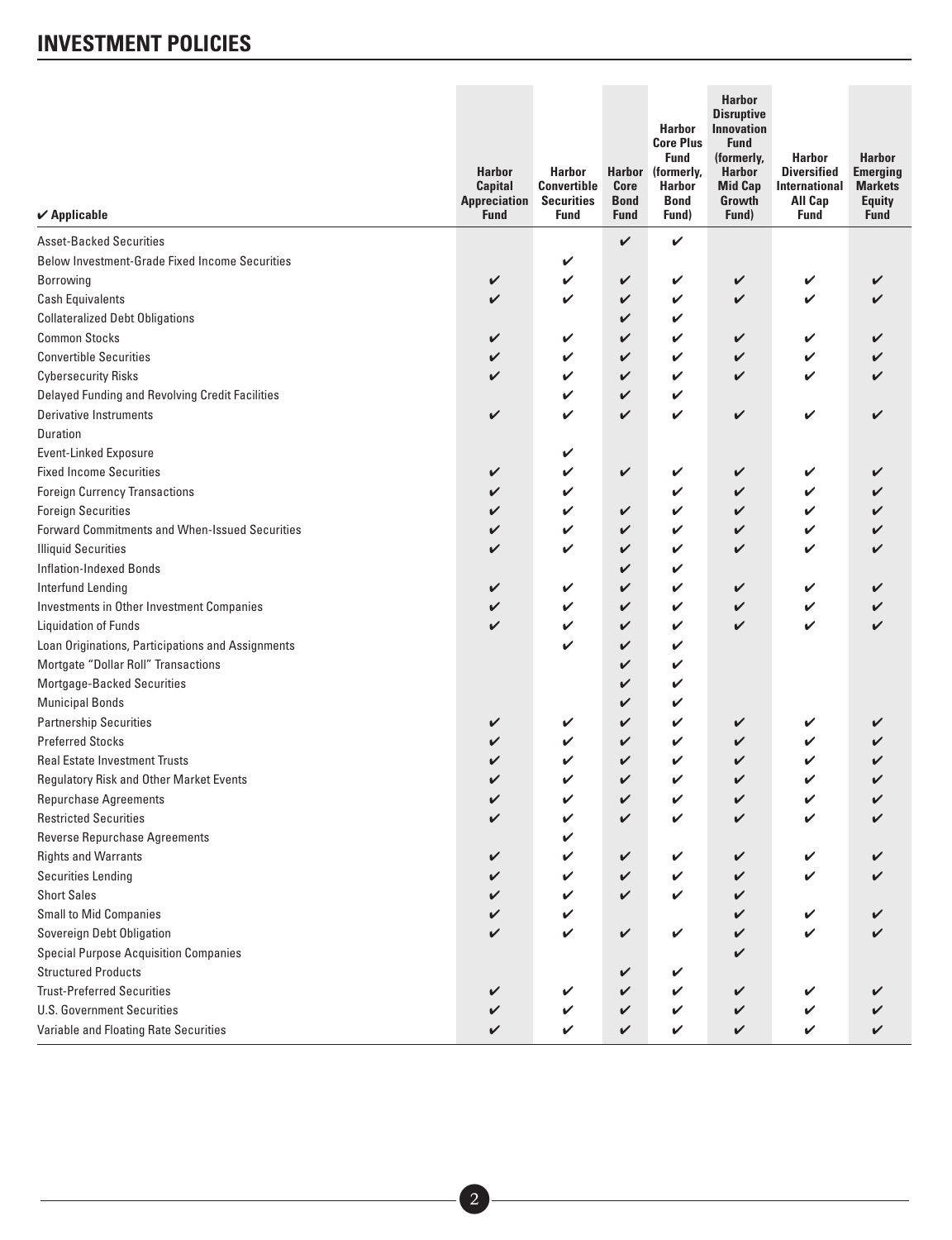# INVESTMENT POLICIES

| ✔ Applicable | Harbor Capital Appreciation Fund | Harbor Convertible Securities Fund | Harbor Core Bond Fund | Harbor Core Plus Fund (formerly, Harbor Bond Fund) | Harbor Disruptive Innovation Fund (formerly, Harbor Mid Cap Growth Fund) | Harbor Diversified International All Cap Fund | Harbor Emerging Markets Equity Fund |
|---|---|---|---|---|---|---|---|
| Asset-Backed Securities | | | ✔ | ✔ | | | |
| Below Investment-Grade Fixed Income Securities | | ✔ | | | | | |
| Borrowing | ✔ | ✔ | ✔ | ✔ | ✔ | ✔ | ✔ |
| Cash Equivalents | ✔ | ✔ | ✔ | ✔ | ✔ | ✔ | ✔ |
| Collateralized Debt Obligations | | | ✔ | ✔ | | | |
| Common Stocks | ✔ | ✔ | ✔ | ✔ | ✔ | ✔ | ✔ |
| Convertible Securities | ✔ | ✔ | ✔ | ✔ | ✔ | ✔ | ✔ |
| Cybersecurity Risks | ✔ | ✔ | ✔ | ✔ | ✔ | ✔ | ✔ |
| Delayed Funding and Revolving Credit Facilities | | ✔ | ✔ | ✔ | | | |
| Derivative Instruments | ✔ | ✔ | ✔ | ✔ | ✔ | ✔ | ✔ |
| Duration | | | | | | | |
| Event-Linked Exposure | | ✔ | | | | | |
| Fixed Income Securities | ✔ | ✔ | ✔ | ✔ | ✔ | ✔ | ✔ |
| Foreign Currency Transactions | ✔ | ✔ | | ✔ | ✔ | ✔ | ✔ |
| Foreign Securities | ✔ | ✔ | ✔ | ✔ | ✔ | ✔ | ✔ |
| Forward Commitments and When-Issued Securities | ✔ | ✔ | ✔ | ✔ | ✔ | ✔ | ✔ |
| Illiquid Securities | ✔ | ✔ | ✔ | ✔ | ✔ | ✔ | ✔ |
| Inflation-Indexed Bonds | | | ✔ | ✔ | | | |
| Interfund Lending | ✔ | ✔ | ✔ | ✔ | ✔ | ✔ | ✔ |
| Investments in Other Investment Companies | ✔ | ✔ | ✔ | ✔ | ✔ | ✔ | ✔ |
| Liquidation of Funds | ✔ | ✔ | ✔ | ✔ | ✔ | ✔ | ✔ |
| Loan Originations, Participations and Assignments | | ✔ | ✔ | ✔ | | | |
| Mortgage "Dollar Roll" Transactions | | | ✔ | ✔ | | | |
| Mortgage-Backed Securities | | | ✔ | ✔ | | | |
| Municipal Bonds | | | ✔ | ✔ | | | |
| Partnership Securities | ✔ | ✔ | ✔ | ✔ | ✔ | ✔ | ✔ |
| Preferred Stocks | ✔ | ✔ | ✔ | ✔ | ✔ | ✔ | ✔ |
| Real Estate Investment Trusts | ✔ | ✔ | ✔ | ✔ | ✔ | ✔ | ✔ |
| Regulatory Risk and Other Market Events | ✔ | ✔ | ✔ | ✔ | ✔ | ✔ | ✔ |
| Repurchase Agreements | ✔ | ✔ | ✔ | ✔ | ✔ | ✔ | ✔ |
| Restricted Securities | ✔ | ✔ | ✔ | ✔ | ✔ | ✔ | ✔ |
| Reverse Repurchase Agreements | | ✔ | | | | | |
| Rights and Warrants | ✔ | ✔ | ✔ | ✔ | ✔ | ✔ | ✔ |
| Securities Lending | ✔ | ✔ | ✔ | ✔ | ✔ | ✔ | ✔ |
| Short Sales | ✔ | ✔ | ✔ | ✔ | ✔ | | |
| Small to Mid Companies | ✔ | ✔ | | | ✔ | ✔ | ✔ |
| Sovereign Debt Obligation | ✔ | ✔ | ✔ | ✔ | ✔ | ✔ | ✔ |
| Special Purpose Acquisition Companies | | | | | ✔ | | |
| Structured Products | | | ✔ | ✔ | | | |
| Trust-Preferred Securities | ✔ | ✔ | ✔ | ✔ | ✔ | ✔ | ✔ |
| U.S. Government Securities | ✔ | ✔ | ✔ | ✔ | ✔ | ✔ | ✔ |
| Variable and Floating Rate Securities | ✔ | ✔ | ✔ | ✔ | ✔ | ✔ | ✔ |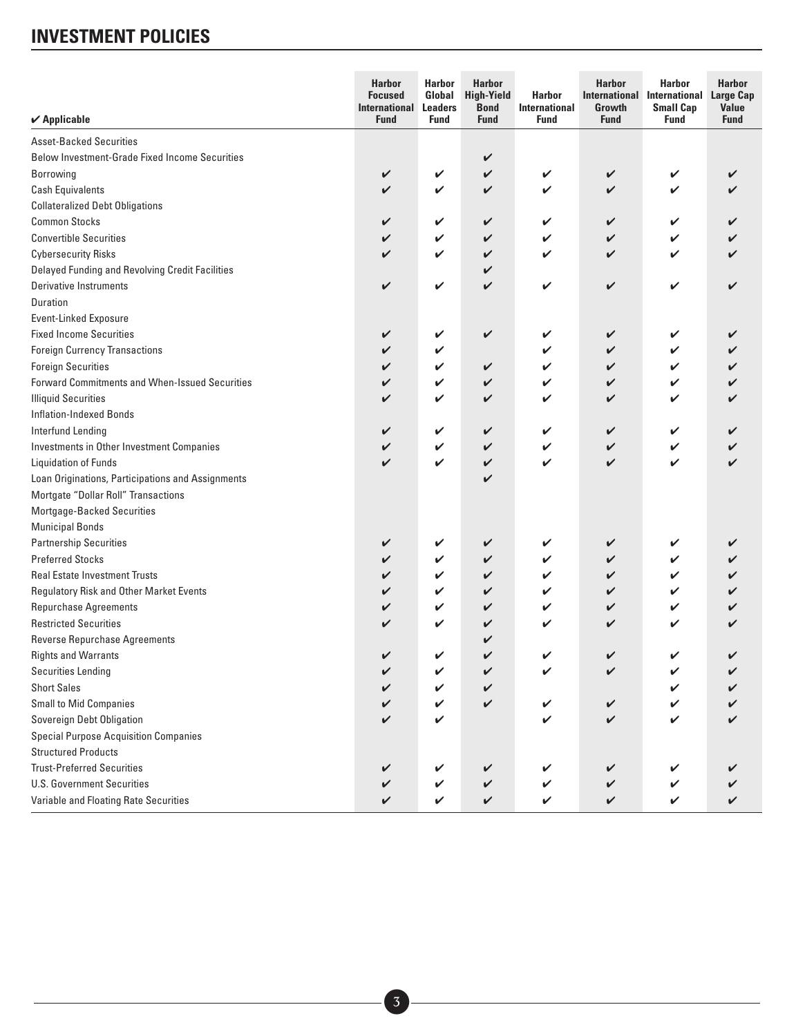# INVESTMENT POLICIES

| ✔ Applicable | Harbor Focused International Fund | Harbor Global Leaders Fund | Harbor High-Yield Bond Fund | Harbor International Fund | Harbor International Growth Fund | Harbor International Small Cap Fund | Harbor Large Cap Value Fund |
|---|---|---|---|---|---|---|---|
| Asset-Backed Securities | | | | | | | |
| Below Investment-Grade Fixed Income Securities | | | ✔ | | | | |
| Borrowing | ✔ | ✔ | ✔ | ✔ | ✔ | ✔ | ✔ |
| Cash Equivalents | ✔ | ✔ | ✔ | ✔ | ✔ | ✔ | ✔ |
| Collateralized Debt Obligations | | | | | | | |
| Common Stocks | ✔ | ✔ | ✔ | ✔ | ✔ | ✔ | ✔ |
| Convertible Securities | ✔ | ✔ | ✔ | ✔ | ✔ | ✔ | ✔ |
| Cybersecurity Risks | ✔ | ✔ | ✔ | ✔ | ✔ | ✔ | ✔ |
| Delayed Funding and Revolving Credit Facilities | | | ✔ | | | | |
| Derivative Instruments | ✔ | ✔ | ✔ | ✔ | ✔ | ✔ | ✔ |
| Duration | | | | | | | |
| Event-Linked Exposure | | | | | | | |
| Fixed Income Securities | ✔ | ✔ | ✔ | ✔ | ✔ | ✔ | ✔ |
| Foreign Currency Transactions | ✔ | ✔ | | ✔ | ✔ | ✔ | ✔ |
| Foreign Securities | ✔ | ✔ | ✔ | ✔ | ✔ | ✔ | ✔ |
| Forward Commitments and When-Issued Securities | ✔ | ✔ | ✔ | ✔ | ✔ | ✔ | ✔ |
| Illiquid Securities | ✔ | ✔ | ✔ | ✔ | ✔ | ✔ | ✔ |
| Inflation-Indexed Bonds | | | | | | | |
| Interfund Lending | ✔ | ✔ | ✔ | ✔ | ✔ | ✔ | ✔ |
| Investments in Other Investment Companies | ✔ | ✔ | ✔ | ✔ | ✔ | ✔ | ✔ |
| Liquidation of Funds | ✔ | ✔ | ✔ | ✔ | ✔ | ✔ | ✔ |
| Loan Originations, Participations and Assignments | | | ✔ | | | | |
| Mortgage "Dollar Roll" Transactions | | | | | | | |
| Mortgage-Backed Securities | | | | | | | |
| Municipal Bonds | | | | | | | |
| Partnership Securities | ✔ | ✔ | ✔ | ✔ | ✔ | ✔ | ✔ |
| Preferred Stocks | ✔ | ✔ | ✔ | ✔ | ✔ | ✔ | ✔ |
| Real Estate Investment Trusts | ✔ | ✔ | ✔ | ✔ | ✔ | ✔ | ✔ |
| Regulatory Risk and Other Market Events | ✔ | ✔ | ✔ | ✔ | ✔ | ✔ | ✔ |
| Repurchase Agreements | ✔ | ✔ | ✔ | ✔ | ✔ | ✔ | ✔ |
| Restricted Securities | ✔ | ✔ | ✔ | ✔ | ✔ | ✔ | ✔ |
| Reverse Repurchase Agreements | | | ✔ | | | | |
| Rights and Warrants | ✔ | ✔ | ✔ | ✔ | ✔ | ✔ | ✔ |
| Securities Lending | ✔ | ✔ | ✔ | ✔ | ✔ | ✔ | ✔ |
| Short Sales | ✔ | ✔ | ✔ | | | ✔ | ✔ |
| Small to Mid Companies | ✔ | ✔ | ✔ | ✔ | ✔ | ✔ | ✔ |
| Sovereign Debt Obligation | ✔ | ✔ | | ✔ | ✔ | ✔ | ✔ |
| Special Purpose Acquisition Companies | | | | | | | |
| Structured Products | | | | | | | |
| Trust-Preferred Securities | ✔ | ✔ | ✔ | ✔ | ✔ | ✔ | ✔ |
| U.S. Government Securities | ✔ | ✔ | ✔ | ✔ | ✔ | ✔ | ✔ |
| Variable and Floating Rate Securities | ✔ | ✔ | ✔ | ✔ | ✔ | ✔ | ✔ |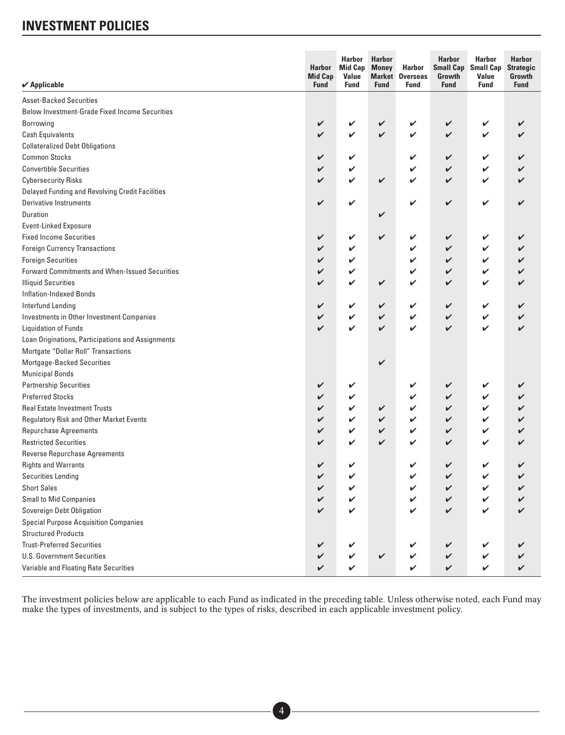## INVESTMENT POLICIES

| ✔ Applicable | Harbor Mid Cap Fund | Harbor Mid Cap Value Fund | Harbor Money Market Fund | Harbor Overseas Fund | Harbor Small Cap Growth Fund | Harbor Small Cap Value Fund | Harbor Strategic Growth Fund |
|---|---|---|---|---|---|---|---|
| Asset-Backed Securities | | | | | | | |
| Below Investment-Grade Fixed Income Securities | | | | | | | |
| Borrowing | ✔ | ✔ | ✔ | ✔ | ✔ | ✔ | ✔ |
| Cash Equivalents | ✔ | ✔ | ✔ | ✔ | ✔ | ✔ | ✔ |
| Collateralized Debt Obligations | | | | | | | |
| Common Stocks | ✔ | ✔ | | ✔ | ✔ | ✔ | ✔ |
| Convertible Securities | ✔ | ✔ | | ✔ | ✔ | ✔ | ✔ |
| Cybersecurity Risks | ✔ | ✔ | ✔ | ✔ | ✔ | ✔ | ✔ |
| Delayed Funding and Revolving Credit Facilities | | | | | | | |
| Derivative Instruments | ✔ | ✔ | | ✔ | ✔ | ✔ | ✔ |
| Duration | | | ✔ | | | | |
| Event-Linked Exposure | | | | | | | |
| Fixed Income Securities | ✔ | ✔ | ✔ | ✔ | ✔ | ✔ | ✔ |
| Foreign Currency Transactions | ✔ | ✔ | | ✔ | ✔ | ✔ | ✔ |
| Foreign Securities | ✔ | ✔ | | ✔ | ✔ | ✔ | ✔ |
| Forward Commitments and When-Issued Securities | ✔ | ✔ | | ✔ | ✔ | ✔ | ✔ |
| Illiquid Securities | ✔ | ✔ | ✔ | ✔ | ✔ | ✔ | ✔ |
| Inflation-Indexed Bonds | | | | | | | |
| Interfund Lending | ✔ | ✔ | ✔ | ✔ | ✔ | ✔ | ✔ |
| Investments in Other Investment Companies | ✔ | ✔ | ✔ | ✔ | ✔ | ✔ | ✔ |
| Liquidation of Funds | ✔ | ✔ | ✔ | ✔ | ✔ | ✔ | ✔ |
| Loan Originations, Participations and Assignments | | | | | | | |
| Mortgage "Dollar Roll" Transactions | | | | | | | |
| Mortgage-Backed Securities | | | ✔ | | | | |
| Municipal Bonds | | | | | | | |
| Partnership Securities | ✔ | ✔ | | ✔ | ✔ | ✔ | ✔ |
| Preferred Stocks | ✔ | ✔ | | ✔ | ✔ | ✔ | ✔ |
| Real Estate Investment Trusts | ✔ | ✔ | ✔ | ✔ | ✔ | ✔ | ✔ |
| Regulatory Risk and Other Market Events | ✔ | ✔ | ✔ | ✔ | ✔ | ✔ | ✔ |
| Repurchase Agreements | ✔ | ✔ | ✔ | ✔ | ✔ | ✔ | ✔ |
| Restricted Securities | ✔ | ✔ | ✔ | ✔ | ✔ | ✔ | ✔ |
| Reverse Repurchase Agreements | | | | | | | |
| Rights and Warrants | ✔ | ✔ | | ✔ | ✔ | ✔ | ✔ |
| Securities Lending | ✔ | ✔ | | ✔ | ✔ | ✔ | ✔ |
| Short Sales | ✔ | ✔ | | ✔ | ✔ | ✔ | ✔ |
| Small to Mid Companies | ✔ | ✔ | | ✔ | ✔ | ✔ | ✔ |
| Sovereign Debt Obligation | ✔ | ✔ | | ✔ | ✔ | ✔ | ✔ |
| Special Purpose Acquisition Companies | | | | | | | |
| Structured Products | | | | | | | |
| Trust-Preferred Securities | ✔ | ✔ | | ✔ | ✔ | ✔ | ✔ |
| U.S. Government Securities | ✔ | ✔ | ✔ | ✔ | ✔ | ✔ | ✔ |
| Variable and Floating Rate Securities | ✔ | ✔ | | ✔ | ✔ | ✔ | ✔ |

The investment policies below are applicable to each Fund as indicated in the preceding table. Unless otherwise noted, each Fund may make the types of investments, and is subject to the types of risks, described in each applicable investment policy.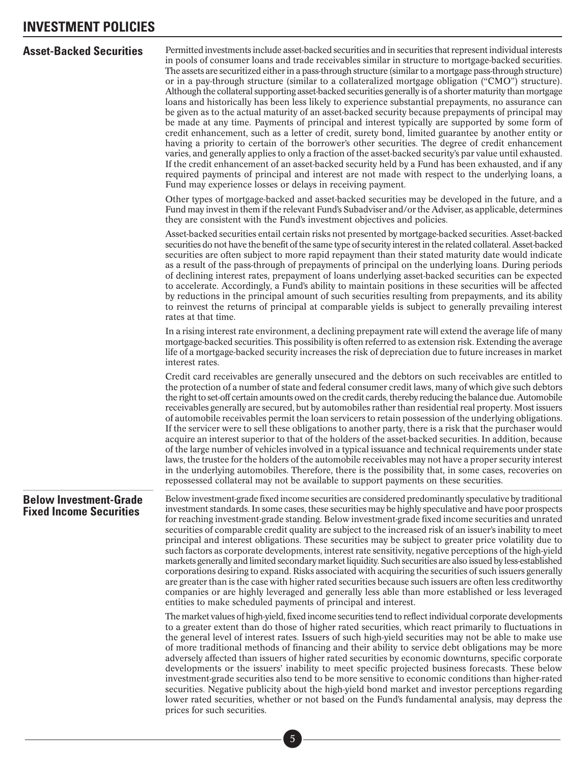# INVESTMENT POLICIES

## Asset-Backed Securities

Permitted investments include asset-backed securities and in securities that represent individual interests in pools of consumer loans and trade receivables similar in structure to mortgage-backed securities. The assets are securitized either in a pass-through structure (similar to a mortgage pass-through structure) or in a pay-through structure (similar to a collateralized mortgage obligation ("CMO") structure). Although the collateral supporting asset-backed securities generally is of a shorter maturity than mortgage loans and historically has been less likely to experience substantial prepayments, no assurance can be given as to the actual maturity of an asset-backed security because prepayments of principal may be made at any time. Payments of principal and interest typically are supported by some form of credit enhancement, such as a letter of credit, surety bond, limited guarantee by another entity or having a priority to certain of the borrower's other securities. The degree of credit enhancement varies, and generally applies to only a fraction of the asset-backed security's par value until exhausted. If the credit enhancement of an asset-backed security held by a Fund has been exhausted, and if any required payments of principal and interest are not made with respect to the underlying loans, a Fund may experience losses or delays in receiving payment.

Other types of mortgage-backed and asset-backed securities may be developed in the future, and a Fund may invest in them if the relevant Fund's Subadviser and/or the Adviser, as applicable, determines they are consistent with the Fund's investment objectives and policies.

Asset-backed securities entail certain risks not presented by mortgage-backed securities. Asset-backed securities do not have the benefit of the same type of security interest in the related collateral. Asset-backed securities are often subject to more rapid repayment than their stated maturity date would indicate as a result of the pass-through of prepayments of principal on the underlying loans. During periods of declining interest rates, prepayment of loans underlying asset-backed securities can be expected to accelerate. Accordingly, a Fund's ability to maintain positions in these securities will be affected by reductions in the principal amount of such securities resulting from prepayments, and its ability to reinvest the returns of principal at comparable yields is subject to generally prevailing interest rates at that time.

In a rising interest rate environment, a declining prepayment rate will extend the average life of many mortgage-backed securities. This possibility is often referred to as extension risk. Extending the average life of a mortgage-backed security increases the risk of depreciation due to future increases in market interest rates.

Credit card receivables are generally unsecured and the debtors on such receivables are entitled to the protection of a number of state and federal consumer credit laws, many of which give such debtors the right to set-off certain amounts owed on the credit cards, thereby reducing the balance due. Automobile receivables generally are secured, but by automobiles rather than residential real property. Most issuers of automobile receivables permit the loan servicers to retain possession of the underlying obligations. If the servicer were to sell these obligations to another party, there is a risk that the purchaser would acquire an interest superior to that of the holders of the asset-backed securities. In addition, because of the large number of vehicles involved in a typical issuance and technical requirements under state laws, the trustee for the holders of the automobile receivables may not have a proper security interest in the underlying automobiles. Therefore, there is the possibility that, in some cases, recoveries on repossessed collateral may not be available to support payments on these securities.

## Below Investment-Grade Fixed Income Securities

Below investment-grade fixed income securities are considered predominantly speculative by traditional investment standards. In some cases, these securities may be highly speculative and have poor prospects for reaching investment-grade standing. Below investment-grade fixed income securities and unrated securities of comparable credit quality are subject to the increased risk of an issuer's inability to meet principal and interest obligations. These securities may be subject to greater price volatility due to such factors as corporate developments, interest rate sensitivity, negative perceptions of the high-yield markets generally and limited secondary market liquidity. Such securities are also issued by less-established corporations desiring to expand. Risks associated with acquiring the securities of such issuers generally are greater than is the case with higher rated securities because such issuers are often less creditworthy companies or are highly leveraged and generally less able than more established or less leveraged entities to make scheduled payments of principal and interest.

The market values of high-yield, fixed income securities tend to reflect individual corporate developments to a greater extent than do those of higher rated securities, which react primarily to fluctuations in the general level of interest rates. Issuers of such high-yield securities may not be able to make use of more traditional methods of financing and their ability to service debt obligations may be more adversely affected than issuers of higher rated securities by economic downturns, specific corporate developments or the issuers' inability to meet specific projected business forecasts. These below investment-grade securities also tend to be more sensitive to economic conditions than higher-rated securities. Negative publicity about the high-yield bond market and investor perceptions regarding lower rated securities, whether or not based on the Fund's fundamental analysis, may depress the prices for such securities.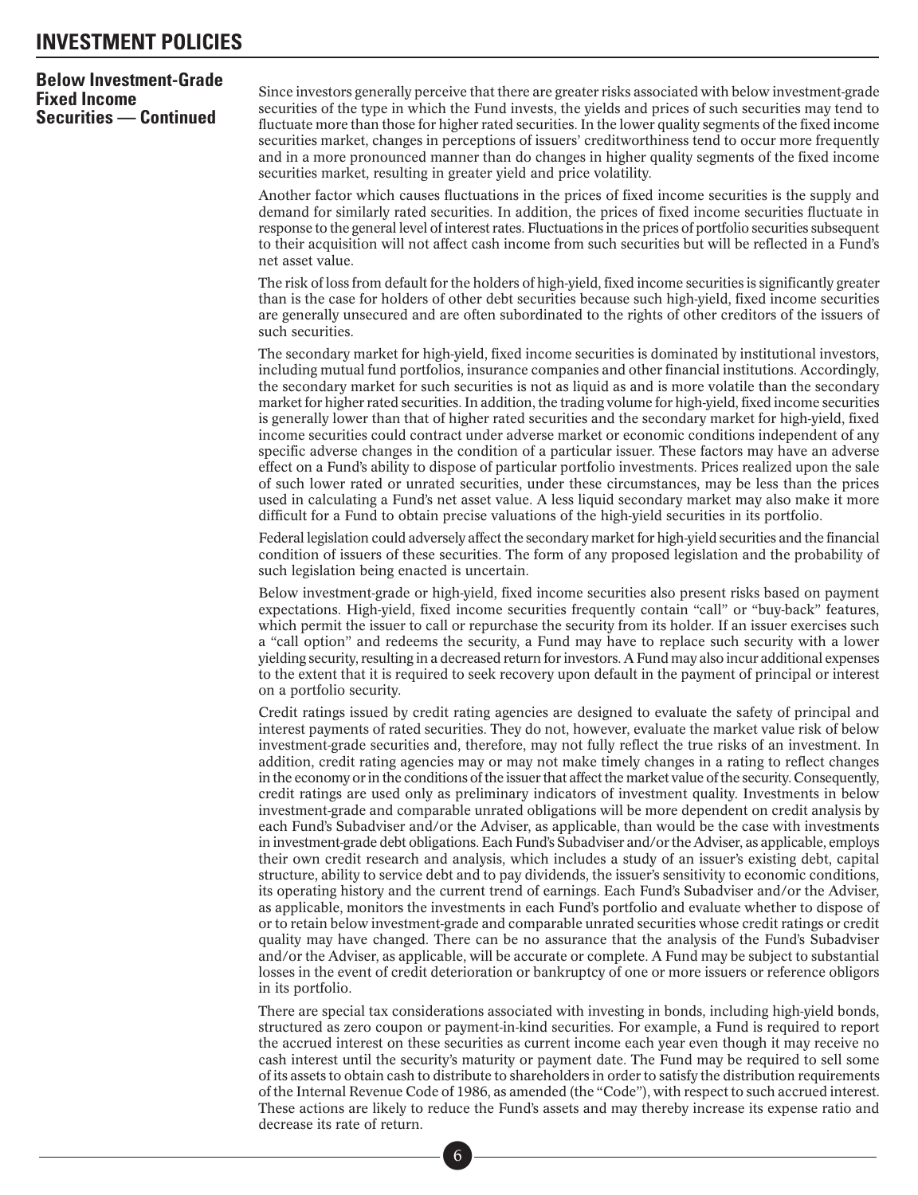# INVESTMENT POLICIES

### Below Investment-Grade Fixed Income Securities — Continued

Since investors generally perceive that there are greater risks associated with below investment-grade securities of the type in which the Fund invests, the yields and prices of such securities may tend to fluctuate more than those for higher rated securities. In the lower quality segments of the fixed income securities market, changes in perceptions of issuers' creditworthiness tend to occur more frequently and in a more pronounced manner than do changes in higher quality segments of the fixed income securities market, resulting in greater yield and price volatility.

Another factor which causes fluctuations in the prices of fixed income securities is the supply and demand for similarly rated securities. In addition, the prices of fixed income securities fluctuate in response to the general level of interest rates. Fluctuations in the prices of portfolio securities subsequent to their acquisition will not affect cash income from such securities but will be reflected in a Fund's net asset value.

The risk of loss from default for the holders of high-yield, fixed income securities is significantly greater than is the case for holders of other debt securities because such high-yield, fixed income securities are generally unsecured and are often subordinated to the rights of other creditors of the issuers of such securities.

The secondary market for high-yield, fixed income securities is dominated by institutional investors, including mutual fund portfolios, insurance companies and other financial institutions. Accordingly, the secondary market for such securities is not as liquid as and is more volatile than the secondary market for higher rated securities. In addition, the trading volume for high-yield, fixed income securities is generally lower than that of higher rated securities and the secondary market for high-yield, fixed income securities could contract under adverse market or economic conditions independent of any specific adverse changes in the condition of a particular issuer. These factors may have an adverse effect on a Fund's ability to dispose of particular portfolio investments. Prices realized upon the sale of such lower rated or unrated securities, under these circumstances, may be less than the prices used in calculating a Fund's net asset value. A less liquid secondary market may also make it more difficult for a Fund to obtain precise valuations of the high-yield securities in its portfolio.

Federal legislation could adversely affect the secondary market for high-yield securities and the financial condition of issuers of these securities. The form of any proposed legislation and the probability of such legislation being enacted is uncertain.

Below investment-grade or high-yield, fixed income securities also present risks based on payment expectations. High-yield, fixed income securities frequently contain "call" or "buy-back" features, which permit the issuer to call or repurchase the security from its holder. If an issuer exercises such a "call option" and redeems the security, a Fund may have to replace such security with a lower yielding security, resulting in a decreased return for investors. A Fund may also incur additional expenses to the extent that it is required to seek recovery upon default in the payment of principal or interest on a portfolio security.

Credit ratings issued by credit rating agencies are designed to evaluate the safety of principal and interest payments of rated securities. They do not, however, evaluate the market value risk of below investment-grade securities and, therefore, may not fully reflect the true risks of an investment. In addition, credit rating agencies may or may not make timely changes in a rating to reflect changes in the economy or in the conditions of the issuer that affect the market value of the security. Consequently, credit ratings are used only as preliminary indicators of investment quality. Investments in below investment-grade and comparable unrated obligations will be more dependent on credit analysis by each Fund's Subadviser and/or the Adviser, as applicable, than would be the case with investments in investment-grade debt obligations. Each Fund's Subadviser and/or the Adviser, as applicable, employs their own credit research and analysis, which includes a study of an issuer's existing debt, capital structure, ability to service debt and to pay dividends, the issuer's sensitivity to economic conditions, its operating history and the current trend of earnings. Each Fund's Subadviser and/or the Adviser, as applicable, monitors the investments in each Fund's portfolio and evaluate whether to dispose of or to retain below investment-grade and comparable unrated securities whose credit ratings or credit quality may have changed. There can be no assurance that the analysis of the Fund's Subadviser and/or the Adviser, as applicable, will be accurate or complete. A Fund may be subject to substantial losses in the event of credit deterioration or bankruptcy of one or more issuers or reference obligors in its portfolio.

There are special tax considerations associated with investing in bonds, including high-yield bonds, structured as zero coupon or payment-in-kind securities. For example, a Fund is required to report the accrued interest on these securities as current income each year even though it may receive no cash interest until the security's maturity or payment date. The Fund may be required to sell some of its assets to obtain cash to distribute to shareholders in order to satisfy the distribution requirements of the Internal Revenue Code of 1986, as amended (the "Code"), with respect to such accrued interest. These actions are likely to reduce the Fund's assets and may thereby increase its expense ratio and decrease its rate of return.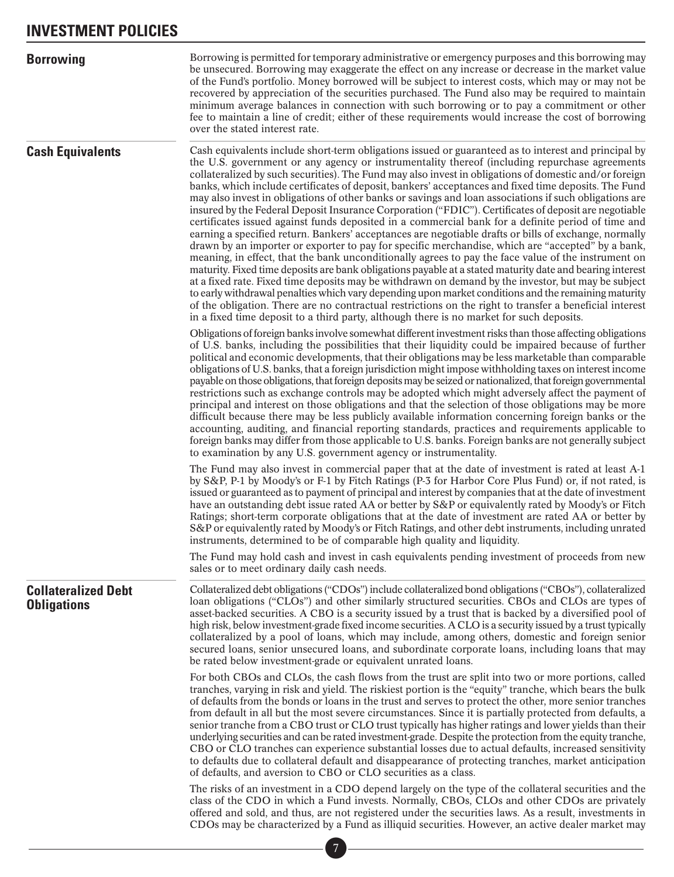# INVESTMENT POLICIES

## Borrowing

Borrowing is permitted for temporary administrative or emergency purposes and this borrowing may be unsecured. Borrowing may exaggerate the effect on any increase or decrease in the market value of the Fund's portfolio. Money borrowed will be subject to interest costs, which may or may not be recovered by appreciation of the securities purchased. The Fund also may be required to maintain minimum average balances in connection with such borrowing or to pay a commitment or other fee to maintain a line of credit; either of these requirements would increase the cost of borrowing over the stated interest rate.

## Cash Equivalents

Cash equivalents include short-term obligations issued or guaranteed as to interest and principal by the U.S. government or any agency or instrumentality thereof (including repurchase agreements collateralized by such securities). The Fund may also invest in obligations of domestic and/or foreign banks, which include certificates of deposit, bankers' acceptances and fixed time deposits. The Fund may also invest in obligations of other banks or savings and loan associations if such obligations are insured by the Federal Deposit Insurance Corporation ("FDIC"). Certificates of deposit are negotiable certificates issued against funds deposited in a commercial bank for a definite period of time and earning a specified return. Bankers' acceptances are negotiable drafts or bills of exchange, normally drawn by an importer or exporter to pay for specific merchandise, which are "accepted" by a bank, meaning, in effect, that the bank unconditionally agrees to pay the face value of the instrument on maturity. Fixed time deposits are bank obligations payable at a stated maturity date and bearing interest at a fixed rate. Fixed time deposits may be withdrawn on demand by the investor, but may be subject to early withdrawal penalties which vary depending upon market conditions and the remaining maturity of the obligation. There are no contractual restrictions on the right to transfer a beneficial interest in a fixed time deposit to a third party, although there is no market for such deposits.

Obligations of foreign banks involve somewhat different investment risks than those affecting obligations of U.S. banks, including the possibilities that their liquidity could be impaired because of further political and economic developments, that their obligations may be less marketable than comparable obligations of U.S. banks, that a foreign jurisdiction might impose withholding taxes on interest income payable on those obligations, that foreign deposits may be seized or nationalized, that foreign governmental restrictions such as exchange controls may be adopted which might adversely affect the payment of principal and interest on those obligations and that the selection of those obligations may be more difficult because there may be less publicly available information concerning foreign banks or the accounting, auditing, and financial reporting standards, practices and requirements applicable to foreign banks may differ from those applicable to U.S. banks. Foreign banks are not generally subject to examination by any U.S. government agency or instrumentality.

The Fund may also invest in commercial paper that at the date of investment is rated at least A-1 by S&P, P-1 by Moody's or F-1 by Fitch Ratings (P-3 for Harbor Core Plus Fund) or, if not rated, is issued or guaranteed as to payment of principal and interest by companies that at the date of investment have an outstanding debt issue rated AA or better by S&P or equivalently rated by Moody's or Fitch Ratings; short-term corporate obligations that at the date of investment are rated AA or better by S&P or equivalently rated by Moody's or Fitch Ratings, and other debt instruments, including unrated instruments, determined to be of comparable high quality and liquidity.

The Fund may hold cash and invest in cash equivalents pending investment of proceeds from new sales or to meet ordinary daily cash needs.

## Collateralized Debt Obligations

Collateralized debt obligations ("CDOs") include collateralized bond obligations ("CBOs"), collateralized loan obligations ("CLOs") and other similarly structured securities. CBOs and CLOs are types of asset-backed securities. A CBO is a security issued by a trust that is backed by a diversified pool of high risk, below investment-grade fixed income securities. A CLO is a security issued by a trust typically collateralized by a pool of loans, which may include, among others, domestic and foreign senior secured loans, senior unsecured loans, and subordinate corporate loans, including loans that may be rated below investment-grade or equivalent unrated loans.

For both CBOs and CLOs, the cash flows from the trust are split into two or more portions, called tranches, varying in risk and yield. The riskiest portion is the "equity" tranche, which bears the bulk of defaults from the bonds or loans in the trust and serves to protect the other, more senior tranches from default in all but the most severe circumstances. Since it is partially protected from defaults, a senior tranche from a CBO trust or CLO trust typically has higher ratings and lower yields than their underlying securities and can be rated investment-grade. Despite the protection from the equity tranche, CBO or CLO tranches can experience substantial losses due to actual defaults, increased sensitivity to defaults due to collateral default and disappearance of protecting tranches, market anticipation of defaults, and aversion to CBO or CLO securities as a class.

The risks of an investment in a CDO depend largely on the type of the collateral securities and the class of the CDO in which a Fund invests. Normally, CBOs, CLOs and other CDOs are privately offered and sold, and thus, are not registered under the securities laws. As a result, investments in CDOs may be characterized by a Fund as illiquid securities. However, an active dealer market may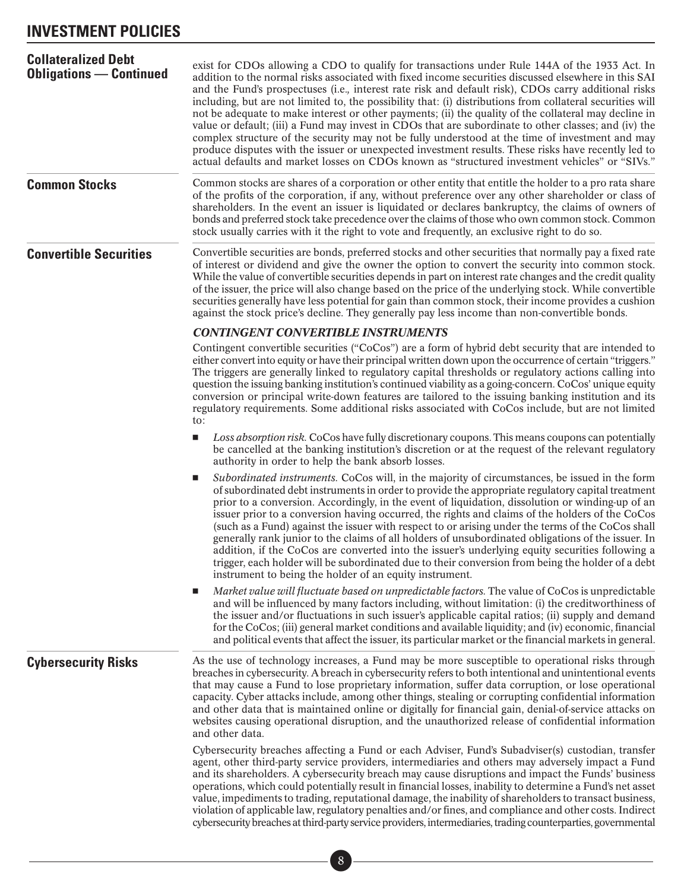# INVESTMENT POLICIES

## Collateralized Debt Obligations — Continued

exist for CDOs allowing a CDO to qualify for transactions under Rule 144A of the 1933 Act. In addition to the normal risks associated with fixed income securities discussed elsewhere in this SAI and the Fund's prospectuses (i.e., interest rate risk and default risk), CDOs carry additional risks including, but are not limited to, the possibility that: (i) distributions from collateral securities will not be adequate to make interest or other payments; (ii) the quality of the collateral may decline in value or default; (iii) a Fund may invest in CDOs that are subordinate to other classes; and (iv) the complex structure of the security may not be fully understood at the time of investment and may produce disputes with the issuer or unexpected investment results. These risks have recently led to actual defaults and market losses on CDOs known as "structured investment vehicles" or "SIVs."

## Common Stocks

Common stocks are shares of a corporation or other entity that entitle the holder to a pro rata share of the profits of the corporation, if any, without preference over any other shareholder or class of shareholders. In the event an issuer is liquidated or declares bankruptcy, the claims of owners of bonds and preferred stock take precedence over the claims of those who own common stock. Common stock usually carries with it the right to vote and frequently, an exclusive right to do so.

## Convertible Securities

Convertible securities are bonds, preferred stocks and other securities that normally pay a fixed rate of interest or dividend and give the owner the option to convert the security into common stock. While the value of convertible securities depends in part on interest rate changes and the credit quality of the issuer, the price will also change based on the price of the underlying stock. While convertible securities generally have less potential for gain than common stock, their income provides a cushion against the stock price's decline. They generally pay less income than non-convertible bonds.

### *CONTINGENT CONVERTIBLE INSTRUMENTS*

Contingent convertible securities ("CoCos") are a form of hybrid debt security that are intended to either convert into equity or have their principal written down upon the occurrence of certain "triggers." The triggers are generally linked to regulatory capital thresholds or regulatory actions calling into question the issuing banking institution's continued viability as a going-concern. CoCos' unique equity conversion or principal write-down features are tailored to the issuing banking institution and its regulatory requirements. Some additional risks associated with CoCos include, but are not limited to:

- *Loss absorption risk.* CoCos have fully discretionary coupons. This means coupons can potentially be cancelled at the banking institution's discretion or at the request of the relevant regulatory authority in order to help the bank absorb losses.
- *Subordinated instruments.* CoCos will, in the majority of circumstances, be issued in the form of subordinated debt instruments in order to provide the appropriate regulatory capital treatment prior to a conversion. Accordingly, in the event of liquidation, dissolution or winding-up of an issuer prior to a conversion having occurred, the rights and claims of the holders of the CoCos (such as a Fund) against the issuer with respect to or arising under the terms of the CoCos shall generally rank junior to the claims of all holders of unsubordinated obligations of the issuer. In addition, if the CoCos are converted into the issuer's underlying equity securities following a trigger, each holder will be subordinated due to their conversion from being the holder of a debt instrument to being the holder of an equity instrument.
- *Market value will fluctuate based on unpredictable factors.* The value of CoCos is unpredictable and will be influenced by many factors including, without limitation: (i) the creditworthiness of the issuer and/or fluctuations in such issuer's applicable capital ratios; (ii) supply and demand for the CoCos; (iii) general market conditions and available liquidity; and (iv) economic, financial and political events that affect the issuer, its particular market or the financial markets in general.

## Cybersecurity Risks

As the use of technology increases, a Fund may be more susceptible to operational risks through breaches in cybersecurity. A breach in cybersecurity refers to both intentional and unintentional events that may cause a Fund to lose proprietary information, suffer data corruption, or lose operational capacity. Cyber attacks include, among other things, stealing or corrupting confidential information and other data that is maintained online or digitally for financial gain, denial-of-service attacks on websites causing operational disruption, and the unauthorized release of confidential information and other data.

Cybersecurity breaches affecting a Fund or each Adviser, Fund's Subadviser(s) custodian, transfer agent, other third-party service providers, intermediaries and others may adversely impact a Fund and its shareholders. A cybersecurity breach may cause disruptions and impact the Funds' business operations, which could potentially result in financial losses, inability to determine a Fund's net asset value, impediments to trading, reputational damage, the inability of shareholders to transact business, violation of applicable law, regulatory penalties and/or fines, and compliance and other costs. Indirect cybersecurity breaches at third-party service providers, intermediaries, trading counterparties, governmental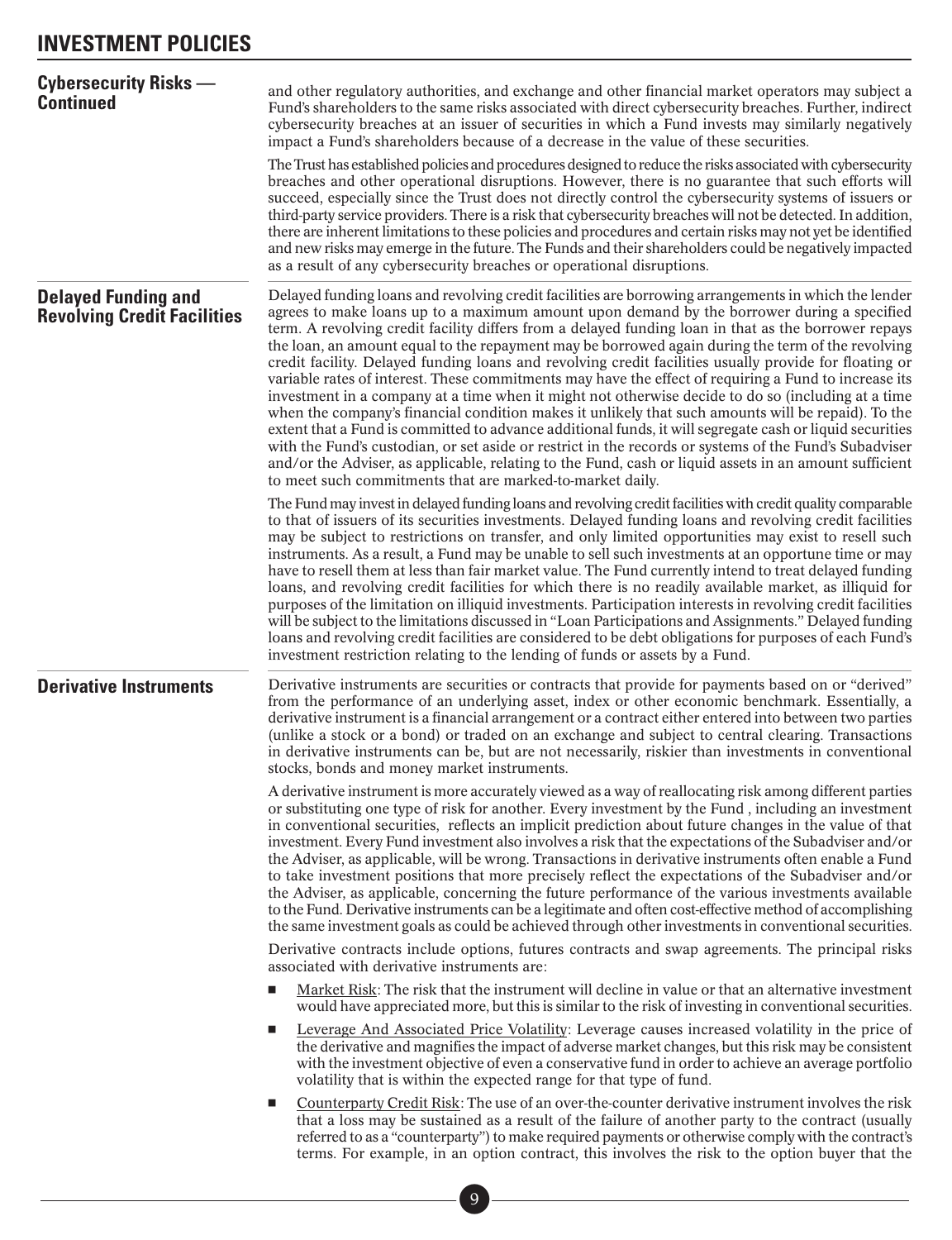## Cybersecurity Risks — Continued

and other regulatory authorities, and exchange and other financial market operators may subject a Fund's shareholders to the same risks associated with direct cybersecurity breaches. Further, indirect cybersecurity breaches at an issuer of securities in which a Fund invests may similarly negatively impact a Fund's shareholders because of a decrease in the value of these securities.

The Trust has established policies and procedures designed to reduce the risks associated with cybersecurity breaches and other operational disruptions. However, there is no guarantee that such efforts will succeed, especially since the Trust does not directly control the cybersecurity systems of issuers or third-party service providers. There is a risk that cybersecurity breaches will not be detected. In addition, there are inherent limitations to these policies and procedures and certain risks may not yet be identified and new risks may emerge in the future. The Funds and their shareholders could be negatively impacted as a result of any cybersecurity breaches or operational disruptions.

## Delayed Funding and Revolving Credit Facilities

Delayed funding loans and revolving credit facilities are borrowing arrangements in which the lender agrees to make loans up to a maximum amount upon demand by the borrower during a specified term. A revolving credit facility differs from a delayed funding loan in that as the borrower repays the loan, an amount equal to the repayment may be borrowed again during the term of the revolving credit facility. Delayed funding loans and revolving credit facilities usually provide for floating or variable rates of interest. These commitments may have the effect of requiring a Fund to increase its investment in a company at a time when it might not otherwise decide to do so (including at a time when the company's financial condition makes it unlikely that such amounts will be repaid). To the extent that a Fund is committed to advance additional funds, it will segregate cash or liquid securities with the Fund's custodian, or set aside or restrict in the records or systems of the Fund's Subadviser and/or the Adviser, as applicable, relating to the Fund, cash or liquid assets in an amount sufficient to meet such commitments that are marked-to-market daily.

The Fund may invest in delayed funding loans and revolving credit facilities with credit quality comparable to that of issuers of its securities investments. Delayed funding loans and revolving credit facilities may be subject to restrictions on transfer, and only limited opportunities may exist to resell such instruments. As a result, a Fund may be unable to sell such investments at an opportune time or may have to resell them at less than fair market value. The Fund currently intend to treat delayed funding loans, and revolving credit facilities for which there is no readily available market, as illiquid for purposes of the limitation on illiquid investments. Participation interests in revolving credit facilities will be subject to the limitations discussed in "Loan Participations and Assignments." Delayed funding loans and revolving credit facilities are considered to be debt obligations for purposes of each Fund's investment restriction relating to the lending of funds or assets by a Fund.

## Derivative Instruments

Derivative instruments are securities or contracts that provide for payments based on or "derived" from the performance of an underlying asset, index or other economic benchmark. Essentially, a derivative instrument is a financial arrangement or a contract either entered into between two parties (unlike a stock or a bond) or traded on an exchange and subject to central clearing. Transactions in derivative instruments can be, but are not necessarily, riskier than investments in conventional stocks, bonds and money market instruments.

A derivative instrument is more accurately viewed as a way of reallocating risk among different parties or substituting one type of risk for another. Every investment by the Fund , including an investment in conventional securities, reflects an implicit prediction about future changes in the value of that investment. Every Fund investment also involves a risk that the expectations of the Subadviser and/or the Adviser, as applicable, will be wrong. Transactions in derivative instruments often enable a Fund to take investment positions that more precisely reflect the expectations of the Subadviser and/or the Adviser, as applicable, concerning the future performance of the various investments available to the Fund. Derivative instruments can be a legitimate and often cost-effective method of accomplishing the same investment goals as could be achieved through other investments in conventional securities.

Derivative contracts include options, futures contracts and swap agreements. The principal risks associated with derivative instruments are:

- Market Risk: The risk that the instrument will decline in value or that an alternative investment would have appreciated more, but this is similar to the risk of investing in conventional securities.
- Leverage And Associated Price Volatility: Leverage causes increased volatility in the price of the derivative and magnifies the impact of adverse market changes, but this risk may be consistent with the investment objective of even a conservative fund in order to achieve an average portfolio volatility that is within the expected range for that type of fund.
- Counterparty Credit Risk: The use of an over-the-counter derivative instrument involves the risk that a loss may be sustained as a result of the failure of another party to the contract (usually referred to as a "counterparty") to make required payments or otherwise comply with the contract's terms. For example, in an option contract, this involves the risk to the option buyer that the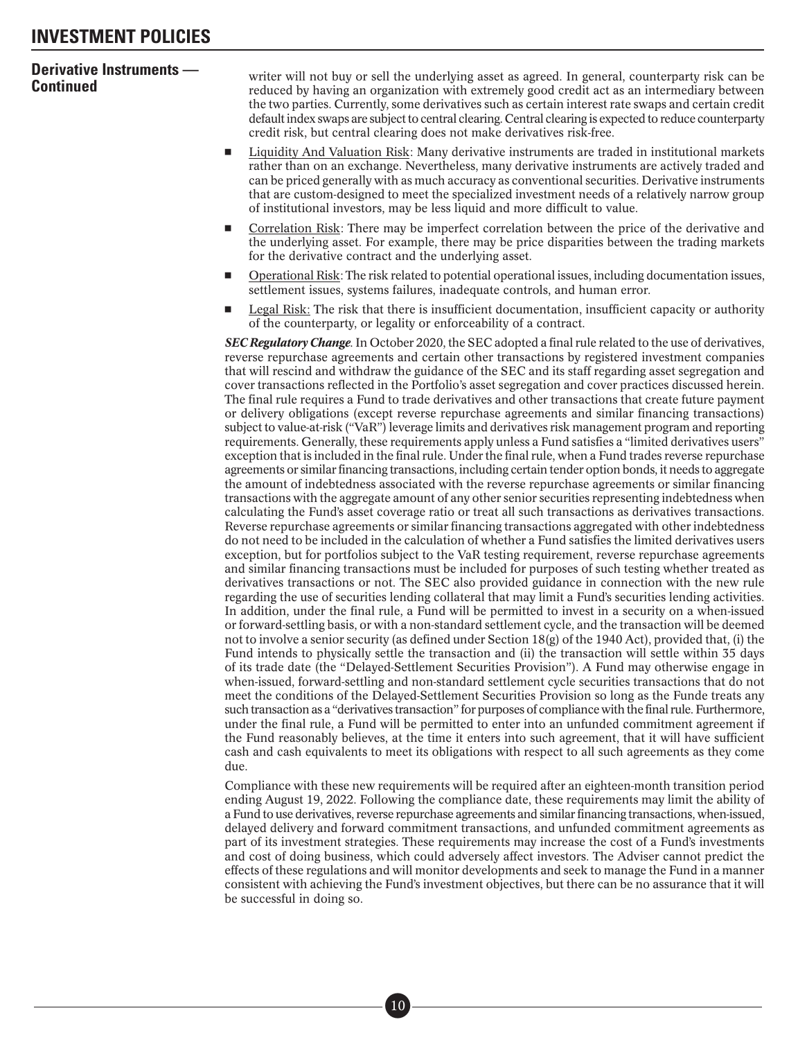## Derivative Instruments — Continued

writer will not buy or sell the underlying asset as agreed. In general, counterparty risk can be reduced by having an organization with extremely good credit act as an intermediary between the two parties. Currently, some derivatives such as certain interest rate swaps and certain credit default index swaps are subject to central clearing. Central clearing is expected to reduce counterparty credit risk, but central clearing does not make derivatives risk-free.

- Liquidity And Valuation Risk: Many derivative instruments are traded in institutional markets rather than on an exchange. Nevertheless, many derivative instruments are actively traded and can be priced generally with as much accuracy as conventional securities. Derivative instruments that are custom-designed to meet the specialized investment needs of a relatively narrow group of institutional investors, may be less liquid and more difficult to value.
- Correlation Risk: There may be imperfect correlation between the price of the derivative and the underlying asset. For example, there may be price disparities between the trading markets for the derivative contract and the underlying asset.
- Operational Risk: The risk related to potential operational issues, including documentation issues, settlement issues, systems failures, inadequate controls, and human error.
- Legal Risk: The risk that there is insufficient documentation, insufficient capacity or authority of the counterparty, or legality or enforceability of a contract.

***SEC Regulatory Change.*** In October 2020, the SEC adopted a final rule related to the use of derivatives, reverse repurchase agreements and certain other transactions by registered investment companies that will rescind and withdraw the guidance of the SEC and its staff regarding asset segregation and cover transactions reflected in the Portfolio's asset segregation and cover practices discussed herein. The final rule requires a Fund to trade derivatives and other transactions that create future payment or delivery obligations (except reverse repurchase agreements and similar financing transactions) subject to value-at-risk ("VaR") leverage limits and derivatives risk management program and reporting requirements. Generally, these requirements apply unless a Fund satisfies a "limited derivatives users" exception that is included in the final rule. Under the final rule, when a Fund trades reverse repurchase agreements or similar financing transactions, including certain tender option bonds, it needs to aggregate the amount of indebtedness associated with the reverse repurchase agreements or similar financing transactions with the aggregate amount of any other senior securities representing indebtedness when calculating the Fund's asset coverage ratio or treat all such transactions as derivatives transactions. Reverse repurchase agreements or similar financing transactions aggregated with other indebtedness do not need to be included in the calculation of whether a Fund satisfies the limited derivatives users exception, but for portfolios subject to the VaR testing requirement, reverse repurchase agreements and similar financing transactions must be included for purposes of such testing whether treated as derivatives transactions or not. The SEC also provided guidance in connection with the new rule regarding the use of securities lending collateral that may limit a Fund's securities lending activities. In addition, under the final rule, a Fund will be permitted to invest in a security on a when-issued or forward-settling basis, or with a non-standard settlement cycle, and the transaction will be deemed not to involve a senior security (as defined under Section 18(g) of the 1940 Act), provided that, (i) the Fund intends to physically settle the transaction and (ii) the transaction will settle within 35 days of its trade date (the "Delayed-Settlement Securities Provision"). A Fund may otherwise engage in when-issued, forward-settling and non-standard settlement cycle securities transactions that do not meet the conditions of the Delayed-Settlement Securities Provision so long as the Funde treats any such transaction as a "derivatives transaction" for purposes of compliance with the final rule. Furthermore, under the final rule, a Fund will be permitted to enter into an unfunded commitment agreement if the Fund reasonably believes, at the time it enters into such agreement, that it will have sufficient cash and cash equivalents to meet its obligations with respect to all such agreements as they come due.

Compliance with these new requirements will be required after an eighteen-month transition period ending August 19, 2022. Following the compliance date, these requirements may limit the ability of a Fund to use derivatives, reverse repurchase agreements and similar financing transactions, when-issued, delayed delivery and forward commitment transactions, and unfunded commitment agreements as part of its investment strategies. These requirements may increase the cost of a Fund's investments and cost of doing business, which could adversely affect investors. The Adviser cannot predict the effects of these regulations and will monitor developments and seek to manage the Fund in a manner consistent with achieving the Fund's investment objectives, but there can be no assurance that it will be successful in doing so.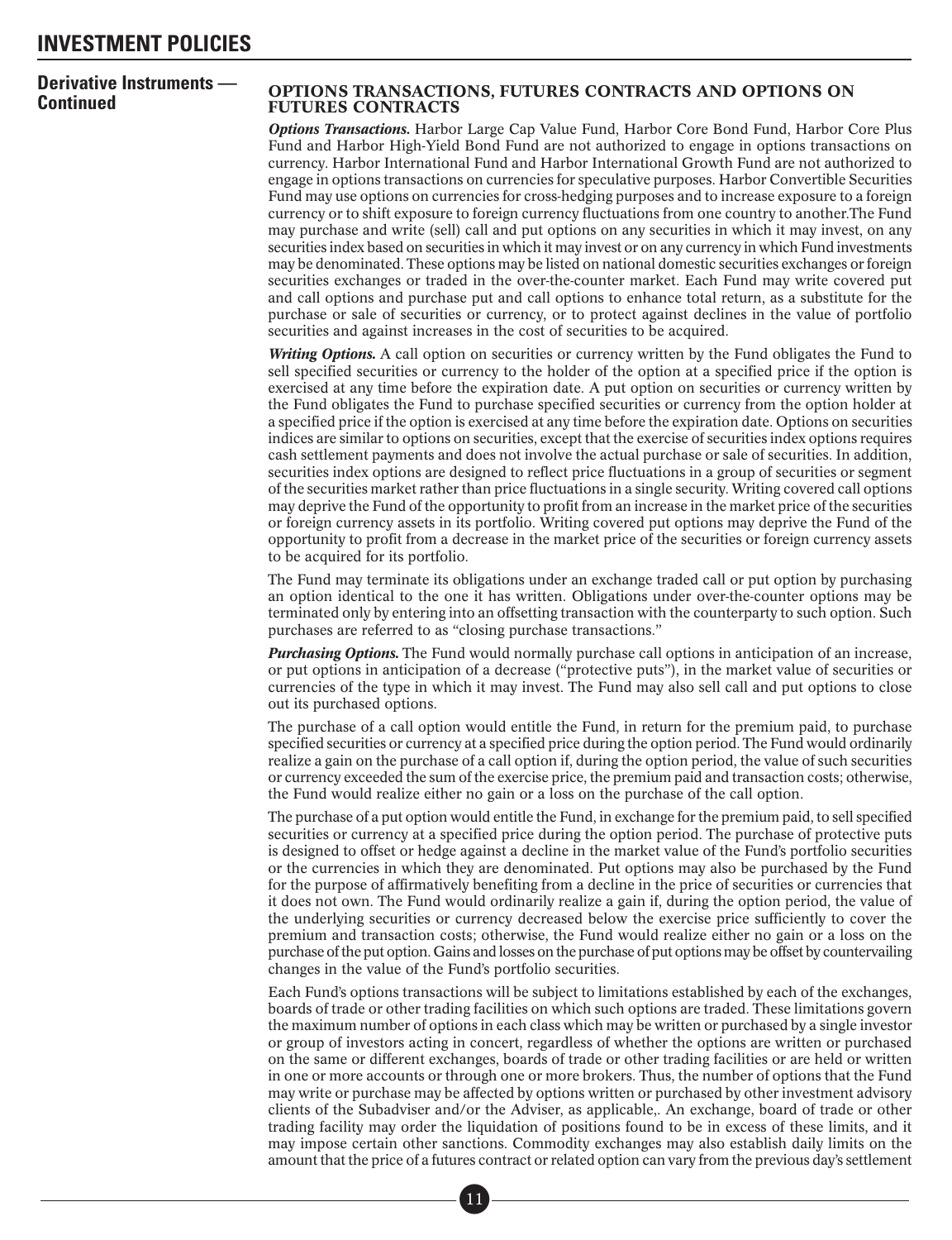# INVESTMENT POLICIES

## Derivative Instruments — Continued

### OPTIONS TRANSACTIONS, FUTURES CONTRACTS AND OPTIONS ON FUTURES CONTRACTS

***Options Transactions.*** Harbor Large Cap Value Fund, Harbor Core Bond Fund, Harbor Core Plus Fund and Harbor High-Yield Bond Fund are not authorized to engage in options transactions on currency. Harbor International Fund and Harbor International Growth Fund are not authorized to engage in options transactions on currencies for speculative purposes. Harbor Convertible Securities Fund may use options on currencies for cross-hedging purposes and to increase exposure to a foreign currency or to shift exposure to foreign currency fluctuations from one country to another.The Fund may purchase and write (sell) call and put options on any securities in which it may invest, on any securities index based on securities in which it may invest or on any currency in which Fund investments may be denominated. These options may be listed on national domestic securities exchanges or foreign securities exchanges or traded in the over-the-counter market. Each Fund may write covered put and call options and purchase put and call options to enhance total return, as a substitute for the purchase or sale of securities or currency, or to protect against declines in the value of portfolio securities and against increases in the cost of securities to be acquired.

***Writing Options.*** A call option on securities or currency written by the Fund obligates the Fund to sell specified securities or currency to the holder of the option at a specified price if the option is exercised at any time before the expiration date. A put option on securities or currency written by the Fund obligates the Fund to purchase specified securities or currency from the option holder at a specified price if the option is exercised at any time before the expiration date. Options on securities indices are similar to options on securities, except that the exercise of securities index options requires cash settlement payments and does not involve the actual purchase or sale of securities. In addition, securities index options are designed to reflect price fluctuations in a group of securities or segment of the securities market rather than price fluctuations in a single security. Writing covered call options may deprive the Fund of the opportunity to profit from an increase in the market price of the securities or foreign currency assets in its portfolio. Writing covered put options may deprive the Fund of the opportunity to profit from a decrease in the market price of the securities or foreign currency assets to be acquired for its portfolio.

The Fund may terminate its obligations under an exchange traded call or put option by purchasing an option identical to the one it has written. Obligations under over-the-counter options may be terminated only by entering into an offsetting transaction with the counterparty to such option. Such purchases are referred to as "closing purchase transactions."

***Purchasing Options.*** The Fund would normally purchase call options in anticipation of an increase, or put options in anticipation of a decrease ("protective puts"), in the market value of securities or currencies of the type in which it may invest. The Fund may also sell call and put options to close out its purchased options.

The purchase of a call option would entitle the Fund, in return for the premium paid, to purchase specified securities or currency at a specified price during the option period. The Fund would ordinarily realize a gain on the purchase of a call option if, during the option period, the value of such securities or currency exceeded the sum of the exercise price, the premium paid and transaction costs; otherwise, the Fund would realize either no gain or a loss on the purchase of the call option.

The purchase of a put option would entitle the Fund, in exchange for the premium paid, to sell specified securities or currency at a specified price during the option period. The purchase of protective puts is designed to offset or hedge against a decline in the market value of the Fund's portfolio securities or the currencies in which they are denominated. Put options may also be purchased by the Fund for the purpose of affirmatively benefiting from a decline in the price of securities or currencies that it does not own. The Fund would ordinarily realize a gain if, during the option period, the value of the underlying securities or currency decreased below the exercise price sufficiently to cover the premium and transaction costs; otherwise, the Fund would realize either no gain or a loss on the purchase of the put option. Gains and losses on the purchase of put options may be offset by countervailing changes in the value of the Fund's portfolio securities.

Each Fund's options transactions will be subject to limitations established by each of the exchanges, boards of trade or other trading facilities on which such options are traded. These limitations govern the maximum number of options in each class which may be written or purchased by a single investor or group of investors acting in concert, regardless of whether the options are written or purchased on the same or different exchanges, boards of trade or other trading facilities or are held or written in one or more accounts or through one or more brokers. Thus, the number of options that the Fund may write or purchase may be affected by options written or purchased by other investment advisory clients of the Subadviser and/or the Adviser, as applicable,. An exchange, board of trade or other trading facility may order the liquidation of positions found to be in excess of these limits, and it may impose certain other sanctions. Commodity exchanges may also establish daily limits on the amount that the price of a futures contract or related option can vary from the previous day's settlement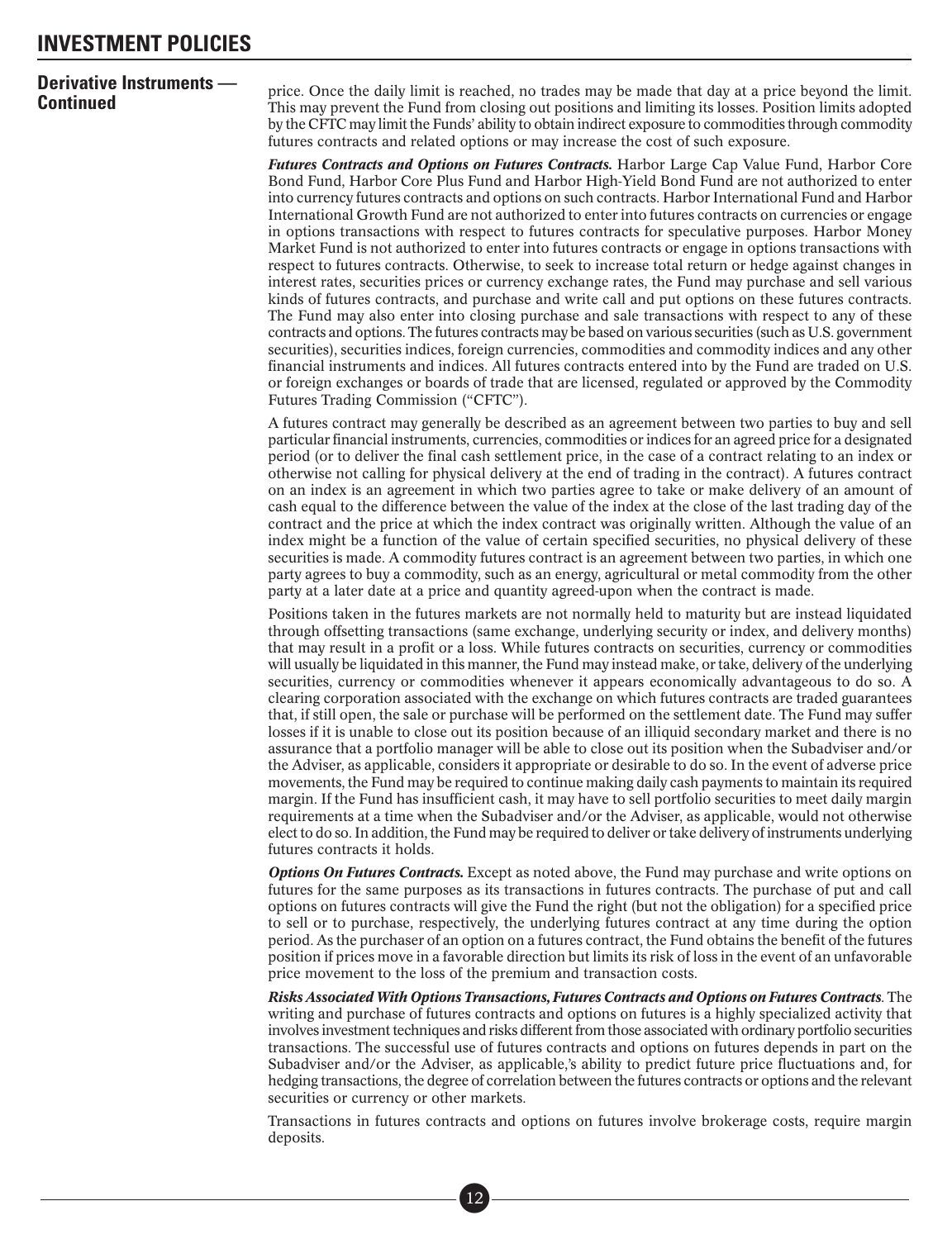## Derivative Instruments — Continued

price. Once the daily limit is reached, no trades may be made that day at a price beyond the limit. This may prevent the Fund from closing out positions and limiting its losses. Position limits adopted by the CFTC may limit the Funds' ability to obtain indirect exposure to commodities through commodity futures contracts and related options or may increase the cost of such exposure.

***Futures Contracts and Options on Futures Contracts.*** Harbor Large Cap Value Fund, Harbor Core Bond Fund, Harbor Core Plus Fund and Harbor High-Yield Bond Fund are not authorized to enter into currency futures contracts and options on such contracts. Harbor International Fund and Harbor International Growth Fund are not authorized to enter into futures contracts on currencies or engage in options transactions with respect to futures contracts for speculative purposes. Harbor Money Market Fund is not authorized to enter into futures contracts or engage in options transactions with respect to futures contracts. Otherwise, to seek to increase total return or hedge against changes in interest rates, securities prices or currency exchange rates, the Fund may purchase and sell various kinds of futures contracts, and purchase and write call and put options on these futures contracts. The Fund may also enter into closing purchase and sale transactions with respect to any of these contracts and options. The futures contracts may be based on various securities (such as U.S. government securities), securities indices, foreign currencies, commodities and commodity indices and any other financial instruments and indices. All futures contracts entered into by the Fund are traded on U.S. or foreign exchanges or boards of trade that are licensed, regulated or approved by the Commodity Futures Trading Commission ("CFTC").

A futures contract may generally be described as an agreement between two parties to buy and sell particular financial instruments, currencies, commodities or indices for an agreed price for a designated period (or to deliver the final cash settlement price, in the case of a contract relating to an index or otherwise not calling for physical delivery at the end of trading in the contract). A futures contract on an index is an agreement in which two parties agree to take or make delivery of an amount of cash equal to the difference between the value of the index at the close of the last trading day of the contract and the price at which the index contract was originally written. Although the value of an index might be a function of the value of certain specified securities, no physical delivery of these securities is made. A commodity futures contract is an agreement between two parties, in which one party agrees to buy a commodity, such as an energy, agricultural or metal commodity from the other party at a later date at a price and quantity agreed-upon when the contract is made.

Positions taken in the futures markets are not normally held to maturity but are instead liquidated through offsetting transactions (same exchange, underlying security or index, and delivery months) that may result in a profit or a loss. While futures contracts on securities, currency or commodities will usually be liquidated in this manner, the Fund may instead make, or take, delivery of the underlying securities, currency or commodities whenever it appears economically advantageous to do so. A clearing corporation associated with the exchange on which futures contracts are traded guarantees that, if still open, the sale or purchase will be performed on the settlement date. The Fund may suffer losses if it is unable to close out its position because of an illiquid secondary market and there is no assurance that a portfolio manager will be able to close out its position when the Subadviser and/or the Adviser, as applicable, considers it appropriate or desirable to do so. In the event of adverse price movements, the Fund may be required to continue making daily cash payments to maintain its required margin. If the Fund has insufficient cash, it may have to sell portfolio securities to meet daily margin requirements at a time when the Subadviser and/or the Adviser, as applicable, would not otherwise elect to do so. In addition, the Fund may be required to deliver or take delivery of instruments underlying futures contracts it holds.

***Options On Futures Contracts.*** Except as noted above, the Fund may purchase and write options on futures for the same purposes as its transactions in futures contracts. The purchase of put and call options on futures contracts will give the Fund the right (but not the obligation) for a specified price to sell or to purchase, respectively, the underlying futures contract at any time during the option period. As the purchaser of an option on a futures contract, the Fund obtains the benefit of the futures position if prices move in a favorable direction but limits its risk of loss in the event of an unfavorable price movement to the loss of the premium and transaction costs.

***Risks Associated With Options Transactions, Futures Contracts and Options on Futures Contracts.*** The writing and purchase of futures contracts and options on futures is a highly specialized activity that involves investment techniques and risks different from those associated with ordinary portfolio securities transactions. The successful use of futures contracts and options on futures depends in part on the Subadviser and/or the Adviser, as applicable,'s ability to predict future price fluctuations and, for hedging transactions, the degree of correlation between the futures contracts or options and the relevant securities or currency or other markets.

Transactions in futures contracts and options on futures involve brokerage costs, require margin deposits.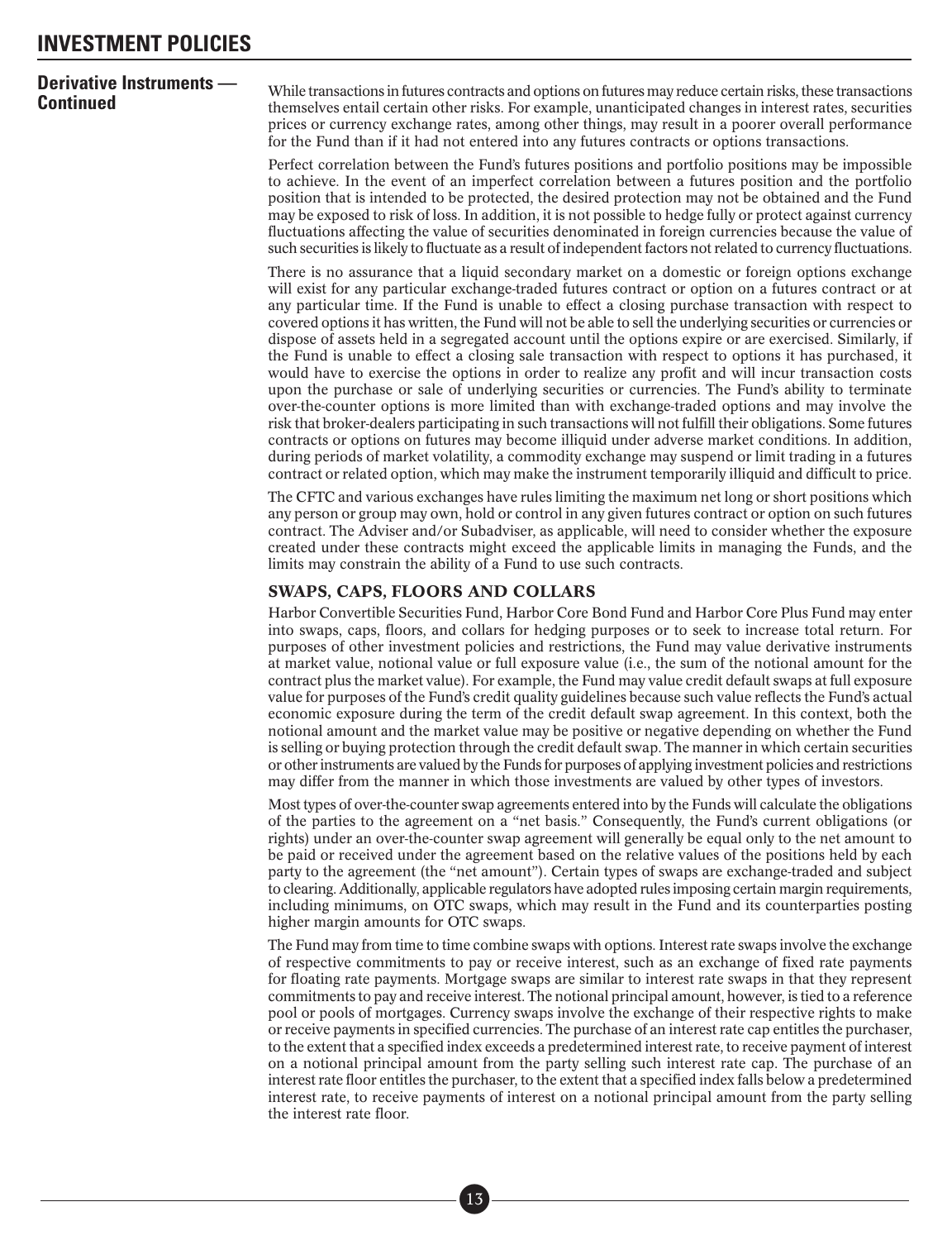## Derivative Instruments — Continued

While transactions in futures contracts and options on futures may reduce certain risks, these transactions themselves entail certain other risks. For example, unanticipated changes in interest rates, securities prices or currency exchange rates, among other things, may result in a poorer overall performance for the Fund than if it had not entered into any futures contracts or options transactions.

Perfect correlation between the Fund's futures positions and portfolio positions may be impossible to achieve. In the event of an imperfect correlation between a futures position and the portfolio position that is intended to be protected, the desired protection may not be obtained and the Fund may be exposed to risk of loss. In addition, it is not possible to hedge fully or protect against currency fluctuations affecting the value of securities denominated in foreign currencies because the value of such securities is likely to fluctuate as a result of independent factors not related to currency fluctuations.

There is no assurance that a liquid secondary market on a domestic or foreign options exchange will exist for any particular exchange-traded futures contract or option on a futures contract or at any particular time. If the Fund is unable to effect a closing purchase transaction with respect to covered options it has written, the Fund will not be able to sell the underlying securities or currencies or dispose of assets held in a segregated account until the options expire or are exercised. Similarly, if the Fund is unable to effect a closing sale transaction with respect to options it has purchased, it would have to exercise the options in order to realize any profit and will incur transaction costs upon the purchase or sale of underlying securities or currencies. The Fund's ability to terminate over-the-counter options is more limited than with exchange-traded options and may involve the risk that broker-dealers participating in such transactions will not fulfill their obligations. Some futures contracts or options on futures may become illiquid under adverse market conditions. In addition, during periods of market volatility, a commodity exchange may suspend or limit trading in a futures contract or related option, which may make the instrument temporarily illiquid and difficult to price.

The CFTC and various exchanges have rules limiting the maximum net long or short positions which any person or group may own, hold or control in any given futures contract or option on such futures contract. The Adviser and/or Subadviser, as applicable, will need to consider whether the exposure created under these contracts might exceed the applicable limits in managing the Funds, and the limits may constrain the ability of a Fund to use such contracts.

### SWAPS, CAPS, FLOORS AND COLLARS

Harbor Convertible Securities Fund, Harbor Core Bond Fund and Harbor Core Plus Fund may enter into swaps, caps, floors, and collars for hedging purposes or to seek to increase total return. For purposes of other investment policies and restrictions, the Fund may value derivative instruments at market value, notional value or full exposure value (i.e., the sum of the notional amount for the contract plus the market value). For example, the Fund may value credit default swaps at full exposure value for purposes of the Fund's credit quality guidelines because such value reflects the Fund's actual economic exposure during the term of the credit default swap agreement. In this context, both the notional amount and the market value may be positive or negative depending on whether the Fund is selling or buying protection through the credit default swap. The manner in which certain securities or other instruments are valued by the Funds for purposes of applying investment policies and restrictions may differ from the manner in which those investments are valued by other types of investors.

Most types of over-the-counter swap agreements entered into by the Funds will calculate the obligations of the parties to the agreement on a "net basis." Consequently, the Fund's current obligations (or rights) under an over-the-counter swap agreement will generally be equal only to the net amount to be paid or received under the agreement based on the relative values of the positions held by each party to the agreement (the "net amount"). Certain types of swaps are exchange-traded and subject to clearing. Additionally, applicable regulators have adopted rules imposing certain margin requirements, including minimums, on OTC swaps, which may result in the Fund and its counterparties posting higher margin amounts for OTC swaps.

The Fund may from time to time combine swaps with options. Interest rate swaps involve the exchange of respective commitments to pay or receive interest, such as an exchange of fixed rate payments for floating rate payments. Mortgage swaps are similar to interest rate swaps in that they represent commitments to pay and receive interest. The notional principal amount, however, is tied to a reference pool or pools of mortgages. Currency swaps involve the exchange of their respective rights to make or receive payments in specified currencies. The purchase of an interest rate cap entitles the purchaser, to the extent that a specified index exceeds a predetermined interest rate, to receive payment of interest on a notional principal amount from the party selling such interest rate cap. The purchase of an interest rate floor entitles the purchaser, to the extent that a specified index falls below a predetermined interest rate, to receive payments of interest on a notional principal amount from the party selling the interest rate floor.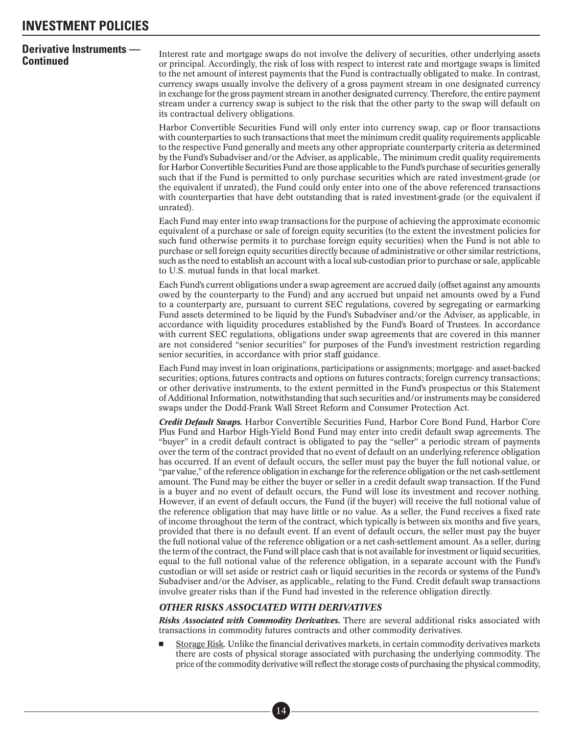# INVESTMENT POLICIES

## Derivative Instruments — Continued

Interest rate and mortgage swaps do not involve the delivery of securities, other underlying assets or principal. Accordingly, the risk of loss with respect to interest rate and mortgage swaps is limited to the net amount of interest payments that the Fund is contractually obligated to make. In contrast, currency swaps usually involve the delivery of a gross payment stream in one designated currency in exchange for the gross payment stream in another designated currency. Therefore, the entire payment stream under a currency swap is subject to the risk that the other party to the swap will default on its contractual delivery obligations.

Harbor Convertible Securities Fund will only enter into currency swap, cap or floor transactions with counterparties to such transactions that meet the minimum credit quality requirements applicable to the respective Fund generally and meets any other appropriate counterparty criteria as determined by the Fund's Subadviser and/or the Adviser, as applicable,. The minimum credit quality requirements for Harbor Convertible Securities Fund are those applicable to the Fund's purchase of securities generally such that if the Fund is permitted to only purchase securities which are rated investment-grade (or the equivalent if unrated), the Fund could only enter into one of the above referenced transactions with counterparties that have debt outstanding that is rated investment-grade (or the equivalent if unrated).

Each Fund may enter into swap transactions for the purpose of achieving the approximate economic equivalent of a purchase or sale of foreign equity securities (to the extent the investment policies for such fund otherwise permits it to purchase foreign equity securities) when the Fund is not able to purchase or sell foreign equity securities directly because of administrative or other similar restrictions, such as the need to establish an account with a local sub-custodian prior to purchase or sale, applicable to U.S. mutual funds in that local market.

Each Fund's current obligations under a swap agreement are accrued daily (offset against any amounts owed by the counterparty to the Fund) and any accrued but unpaid net amounts owed by a Fund to a counterparty are, pursuant to current SEC regulations, covered by segregating or earmarking Fund assets determined to be liquid by the Fund's Subadviser and/or the Adviser, as applicable, in accordance with liquidity procedures established by the Fund's Board of Trustees. In accordance with current SEC regulations, obligations under swap agreements that are covered in this manner are not considered "senior securities" for purposes of the Fund's investment restriction regarding senior securities, in accordance with prior staff guidance.

Each Fund may invest in loan originations, participations or assignments; mortgage- and asset-backed securities; options, futures contracts and options on futures contracts; foreign currency transactions; or other derivative instruments, to the extent permitted in the Fund's prospectus or this Statement of Additional Information, notwithstanding that such securities and/or instruments may be considered swaps under the Dodd-Frank Wall Street Reform and Consumer Protection Act.

***Credit Default Swaps.*** Harbor Convertible Securities Fund, Harbor Core Bond Fund, Harbor Core Plus Fund and Harbor High-Yield Bond Fund may enter into credit default swap agreements. The "buyer" in a credit default contract is obligated to pay the "seller" a periodic stream of payments over the term of the contract provided that no event of default on an underlying reference obligation has occurred. If an event of default occurs, the seller must pay the buyer the full notional value, or "par value," of the reference obligation in exchange for the reference obligation or the net cash-settlement amount. The Fund may be either the buyer or seller in a credit default swap transaction. If the Fund is a buyer and no event of default occurs, the Fund will lose its investment and recover nothing. However, if an event of default occurs, the Fund (if the buyer) will receive the full notional value of the reference obligation that may have little or no value. As a seller, the Fund receives a fixed rate of income throughout the term of the contract, which typically is between six months and five years, provided that there is no default event. If an event of default occurs, the seller must pay the buyer the full notional value of the reference obligation or a net cash-settlement amount. As a seller, during the term of the contract, the Fund will place cash that is not available for investment or liquid securities, equal to the full notional value of the reference obligation, in a separate account with the Fund's custodian or will set aside or restrict cash or liquid securities in the records or systems of the Fund's Subadviser and/or the Adviser, as applicable,, relating to the Fund. Credit default swap transactions involve greater risks than if the Fund had invested in the reference obligation directly.

### *OTHER RISKS ASSOCIATED WITH DERIVATIVES*

***Risks Associated with Commodity Derivatives.*** There are several additional risks associated with transactions in commodity futures contracts and other commodity derivatives.

- Storage Risk. Unlike the financial derivatives markets, in certain commodity derivatives markets there are costs of physical storage associated with purchasing the underlying commodity. The price of the commodity derivative will reflect the storage costs of purchasing the physical commodity,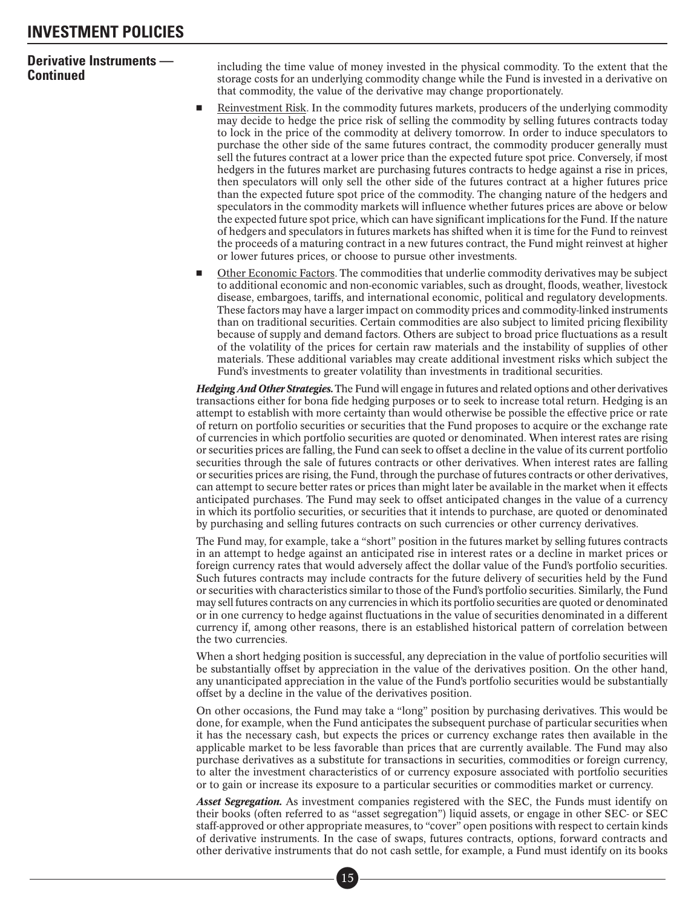## Derivative Instruments — Continued

including the time value of money invested in the physical commodity. To the extent that the storage costs for an underlying commodity change while the Fund is invested in a derivative on that commodity, the value of the derivative may change proportionately.

- Reinvestment Risk. In the commodity futures markets, producers of the underlying commodity may decide to hedge the price risk of selling the commodity by selling futures contracts today to lock in the price of the commodity at delivery tomorrow. In order to induce speculators to purchase the other side of the same futures contract, the commodity producer generally must sell the futures contract at a lower price than the expected future spot price. Conversely, if most hedgers in the futures market are purchasing futures contracts to hedge against a rise in prices, then speculators will only sell the other side of the futures contract at a higher futures price than the expected future spot price of the commodity. The changing nature of the hedgers and speculators in the commodity markets will influence whether futures prices are above or below the expected future spot price, which can have significant implications for the Fund. If the nature of hedgers and speculators in futures markets has shifted when it is time for the Fund to reinvest the proceeds of a maturing contract in a new futures contract, the Fund might reinvest at higher or lower futures prices, or choose to pursue other investments.
- Other Economic Factors. The commodities that underlie commodity derivatives may be subject to additional economic and non-economic variables, such as drought, floods, weather, livestock disease, embargoes, tariffs, and international economic, political and regulatory developments. These factors may have a larger impact on commodity prices and commodity-linked instruments than on traditional securities. Certain commodities are also subject to limited pricing flexibility because of supply and demand factors. Others are subject to broad price fluctuations as a result of the volatility of the prices for certain raw materials and the instability of supplies of other materials. These additional variables may create additional investment risks which subject the Fund's investments to greater volatility than investments in traditional securities.

***Hedging And Other Strategies.*** The Fund will engage in futures and related options and other derivatives transactions either for bona fide hedging purposes or to seek to increase total return. Hedging is an attempt to establish with more certainty than would otherwise be possible the effective price or rate of return on portfolio securities or securities that the Fund proposes to acquire or the exchange rate of currencies in which portfolio securities are quoted or denominated. When interest rates are rising or securities prices are falling, the Fund can seek to offset a decline in the value of its current portfolio securities through the sale of futures contracts or other derivatives. When interest rates are falling or securities prices are rising, the Fund, through the purchase of futures contracts or other derivatives, can attempt to secure better rates or prices than might later be available in the market when it effects anticipated purchases. The Fund may seek to offset anticipated changes in the value of a currency in which its portfolio securities, or securities that it intends to purchase, are quoted or denominated by purchasing and selling futures contracts on such currencies or other currency derivatives.

The Fund may, for example, take a "short" position in the futures market by selling futures contracts in an attempt to hedge against an anticipated rise in interest rates or a decline in market prices or foreign currency rates that would adversely affect the dollar value of the Fund's portfolio securities. Such futures contracts may include contracts for the future delivery of securities held by the Fund or securities with characteristics similar to those of the Fund's portfolio securities. Similarly, the Fund may sell futures contracts on any currencies in which its portfolio securities are quoted or denominated or in one currency to hedge against fluctuations in the value of securities denominated in a different currency if, among other reasons, there is an established historical pattern of correlation between the two currencies.

When a short hedging position is successful, any depreciation in the value of portfolio securities will be substantially offset by appreciation in the value of the derivatives position. On the other hand, any unanticipated appreciation in the value of the Fund's portfolio securities would be substantially offset by a decline in the value of the derivatives position.

On other occasions, the Fund may take a "long" position by purchasing derivatives. This would be done, for example, when the Fund anticipates the subsequent purchase of particular securities when it has the necessary cash, but expects the prices or currency exchange rates then available in the applicable market to be less favorable than prices that are currently available. The Fund may also purchase derivatives as a substitute for transactions in securities, commodities or foreign currency, to alter the investment characteristics of or currency exposure associated with portfolio securities or to gain or increase its exposure to a particular securities or commodities market or currency.

***Asset Segregation.*** As investment companies registered with the SEC, the Funds must identify on their books (often referred to as "asset segregation") liquid assets, or engage in other SEC- or SEC staff-approved or other appropriate measures, to "cover" open positions with respect to certain kinds of derivative instruments. In the case of swaps, futures contracts, options, forward contracts and other derivative instruments that do not cash settle, for example, a Fund must identify on its books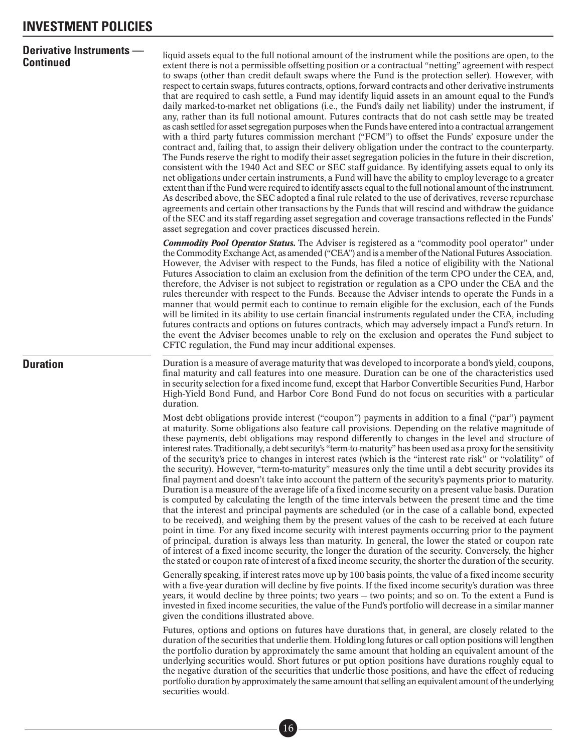# INVESTMENT POLICIES

## Derivative Instruments — Continued

liquid assets equal to the full notional amount of the instrument while the positions are open, to the extent there is not a permissible offsetting position or a contractual "netting" agreement with respect to swaps (other than credit default swaps where the Fund is the protection seller). However, with respect to certain swaps, futures contracts, options, forward contracts and other derivative instruments that are required to cash settle, a Fund may identify liquid assets in an amount equal to the Fund's daily marked-to-market net obligations (i.e., the Fund's daily net liability) under the instrument, if any, rather than its full notional amount. Futures contracts that do not cash settle may be treated as cash settled for asset segregation purposes when the Funds have entered into a contractual arrangement with a third party futures commission merchant ("FCM") to offset the Funds' exposure under the contract and, failing that, to assign their delivery obligation under the contract to the counterparty. The Funds reserve the right to modify their asset segregation policies in the future in their discretion, consistent with the 1940 Act and SEC or SEC staff guidance. By identifying assets equal to only its net obligations under certain instruments, a Fund will have the ability to employ leverage to a greater extent than if the Fund were required to identify assets equal to the full notional amount of the instrument. As described above, the SEC adopted a final rule related to the use of derivatives, reverse repurchase agreements and certain other transactions by the Funds that will rescind and withdraw the guidance of the SEC and its staff regarding asset segregation and coverage transactions reflected in the Funds' asset segregation and cover practices discussed herein.

***Commodity Pool Operator Status.*** The Adviser is registered as a "commodity pool operator" under the Commodity Exchange Act, as amended ("CEA") and is a member of the National Futures Association. However, the Adviser with respect to the Funds, has filed a notice of eligibility with the National Futures Association to claim an exclusion from the definition of the term CPO under the CEA, and, therefore, the Adviser is not subject to registration or regulation as a CPO under the CEA and the rules thereunder with respect to the Funds. Because the Adviser intends to operate the Funds in a manner that would permit each to continue to remain eligible for the exclusion, each of the Funds will be limited in its ability to use certain financial instruments regulated under the CEA, including futures contracts and options on futures contracts, which may adversely impact a Fund's return. In the event the Adviser becomes unable to rely on the exclusion and operates the Fund subject to CFTC regulation, the Fund may incur additional expenses.

## Duration

Duration is a measure of average maturity that was developed to incorporate a bond's yield, coupons, final maturity and call features into one measure. Duration can be one of the characteristics used in security selection for a fixed income fund, except that Harbor Convertible Securities Fund, Harbor High-Yield Bond Fund, and Harbor Core Bond Fund do not focus on securities with a particular duration.

Most debt obligations provide interest ("coupon") payments in addition to a final ("par") payment at maturity. Some obligations also feature call provisions. Depending on the relative magnitude of these payments, debt obligations may respond differently to changes in the level and structure of interest rates. Traditionally, a debt security's "term-to-maturity" has been used as a proxy for the sensitivity of the security's price to changes in interest rates (which is the "interest rate risk" or "volatility" of the security). However, "term-to-maturity" measures only the time until a debt security provides its final payment and doesn't take into account the pattern of the security's payments prior to maturity. Duration is a measure of the average life of a fixed income security on a present value basis. Duration is computed by calculating the length of the time intervals between the present time and the time that the interest and principal payments are scheduled (or in the case of a callable bond, expected to be received), and weighing them by the present values of the cash to be received at each future point in time. For any fixed income security with interest payments occurring prior to the payment of principal, duration is always less than maturity. In general, the lower the stated or coupon rate of interest of a fixed income security, the longer the duration of the security. Conversely, the higher the stated or coupon rate of interest of a fixed income security, the shorter the duration of the security.

Generally speaking, if interest rates move up by 100 basis points, the value of a fixed income security with a five-year duration will decline by five points. If the fixed income security's duration was three years, it would decline by three points; two years – two points; and so on. To the extent a Fund is invested in fixed income securities, the value of the Fund's portfolio will decrease in a similar manner given the conditions illustrated above.

Futures, options and options on futures have durations that, in general, are closely related to the duration of the securities that underlie them. Holding long futures or call option positions will lengthen the portfolio duration by approximately the same amount that holding an equivalent amount of the underlying securities would. Short futures or put option positions have durations roughly equal to the negative duration of the securities that underlie those positions, and have the effect of reducing portfolio duration by approximately the same amount that selling an equivalent amount of the underlying securities would.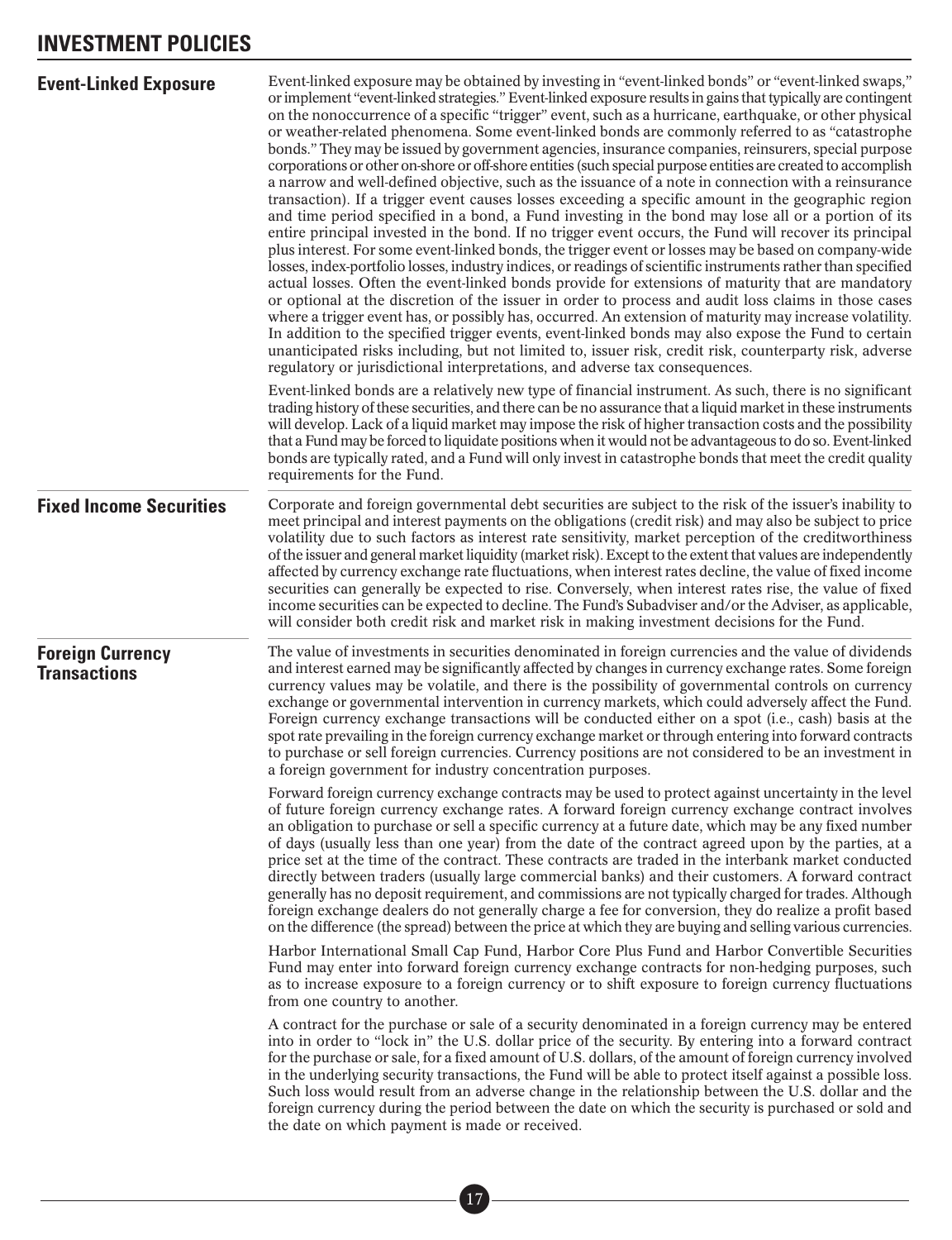# INVESTMENT POLICIES

## Event-Linked Exposure

Event-linked exposure may be obtained by investing in "event-linked bonds" or "event-linked swaps," or implement "event-linked strategies." Event-linked exposure results in gains that typically are contingent on the nonoccurrence of a specific "trigger" event, such as a hurricane, earthquake, or other physical or weather-related phenomena. Some event-linked bonds are commonly referred to as "catastrophe bonds." They may be issued by government agencies, insurance companies, reinsurers, special purpose corporations or other on-shore or off-shore entities (such special purpose entities are created to accomplish a narrow and well-defined objective, such as the issuance of a note in connection with a reinsurance transaction). If a trigger event causes losses exceeding a specific amount in the geographic region and time period specified in a bond, a Fund investing in the bond may lose all or a portion of its entire principal invested in the bond. If no trigger event occurs, the Fund will recover its principal plus interest. For some event-linked bonds, the trigger event or losses may be based on company-wide losses, index-portfolio losses, industry indices, or readings of scientific instruments rather than specified actual losses. Often the event-linked bonds provide for extensions of maturity that are mandatory or optional at the discretion of the issuer in order to process and audit loss claims in those cases where a trigger event has, or possibly has, occurred. An extension of maturity may increase volatility. In addition to the specified trigger events, event-linked bonds may also expose the Fund to certain unanticipated risks including, but not limited to, issuer risk, credit risk, counterparty risk, adverse regulatory or jurisdictional interpretations, and adverse tax consequences.

Event-linked bonds are a relatively new type of financial instrument. As such, there is no significant trading history of these securities, and there can be no assurance that a liquid market in these instruments will develop. Lack of a liquid market may impose the risk of higher transaction costs and the possibility that a Fund may be forced to liquidate positions when it would not be advantageous to do so. Event-linked bonds are typically rated, and a Fund will only invest in catastrophe bonds that meet the credit quality requirements for the Fund.

## Fixed Income Securities

Corporate and foreign governmental debt securities are subject to the risk of the issuer's inability to meet principal and interest payments on the obligations (credit risk) and may also be subject to price volatility due to such factors as interest rate sensitivity, market perception of the creditworthiness of the issuer and general market liquidity (market risk). Except to the extent that values are independently affected by currency exchange rate fluctuations, when interest rates decline, the value of fixed income securities can generally be expected to rise. Conversely, when interest rates rise, the value of fixed income securities can be expected to decline. The Fund's Subadviser and/or the Adviser, as applicable, will consider both credit risk and market risk in making investment decisions for the Fund.

## Foreign Currency Transactions

The value of investments in securities denominated in foreign currencies and the value of dividends and interest earned may be significantly affected by changes in currency exchange rates. Some foreign currency values may be volatile, and there is the possibility of governmental controls on currency exchange or governmental intervention in currency markets, which could adversely affect the Fund. Foreign currency exchange transactions will be conducted either on a spot (i.e., cash) basis at the spot rate prevailing in the foreign currency exchange market or through entering into forward contracts to purchase or sell foreign currencies. Currency positions are not considered to be an investment in a foreign government for industry concentration purposes.

Forward foreign currency exchange contracts may be used to protect against uncertainty in the level of future foreign currency exchange rates. A forward foreign currency exchange contract involves an obligation to purchase or sell a specific currency at a future date, which may be any fixed number of days (usually less than one year) from the date of the contract agreed upon by the parties, at a price set at the time of the contract. These contracts are traded in the interbank market conducted directly between traders (usually large commercial banks) and their customers. A forward contract generally has no deposit requirement, and commissions are not typically charged for trades. Although foreign exchange dealers do not generally charge a fee for conversion, they do realize a profit based on the difference (the spread) between the price at which they are buying and selling various currencies.

Harbor International Small Cap Fund, Harbor Core Plus Fund and Harbor Convertible Securities Fund may enter into forward foreign currency exchange contracts for non-hedging purposes, such as to increase exposure to a foreign currency or to shift exposure to foreign currency fluctuations from one country to another.

A contract for the purchase or sale of a security denominated in a foreign currency may be entered into in order to "lock in" the U.S. dollar price of the security. By entering into a forward contract for the purchase or sale, for a fixed amount of U.S. dollars, of the amount of foreign currency involved in the underlying security transactions, the Fund will be able to protect itself against a possible loss. Such loss would result from an adverse change in the relationship between the U.S. dollar and the foreign currency during the period between the date on which the security is purchased or sold and the date on which payment is made or received.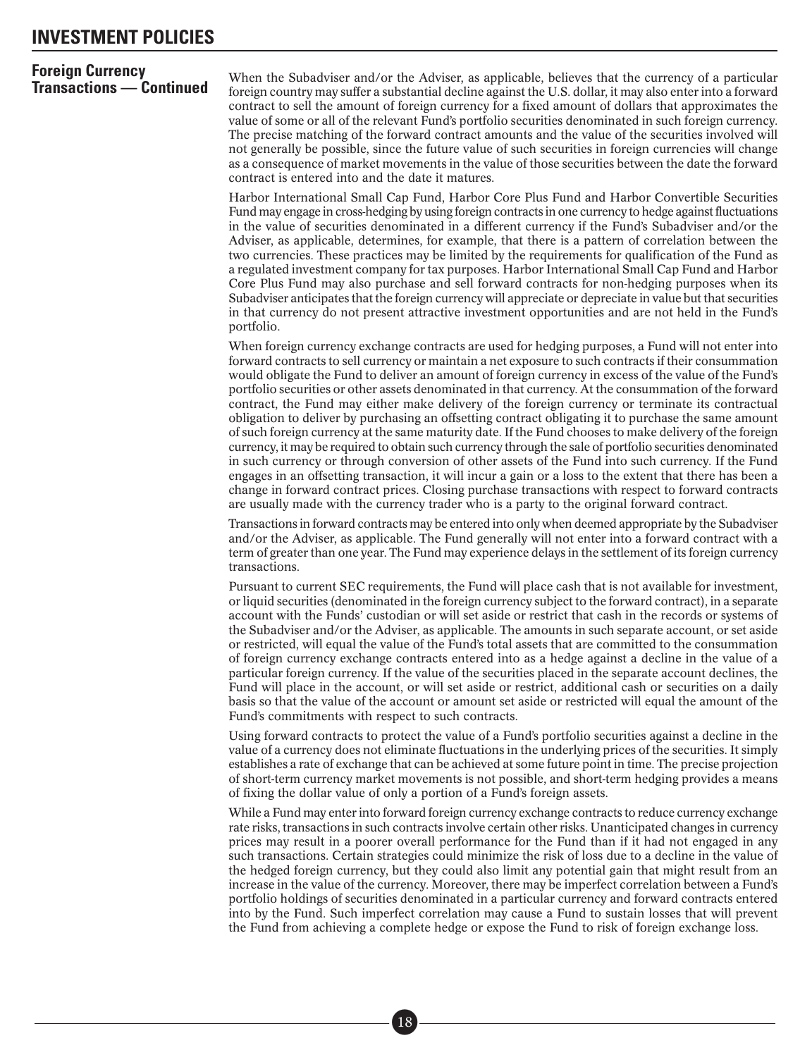# INVESTMENT POLICIES

## Foreign Currency Transactions — Continued

When the Subadviser and/or the Adviser, as applicable, believes that the currency of a particular foreign country may suffer a substantial decline against the U.S. dollar, it may also enter into a forward contract to sell the amount of foreign currency for a fixed amount of dollars that approximates the value of some or all of the relevant Fund's portfolio securities denominated in such foreign currency. The precise matching of the forward contract amounts and the value of the securities involved will not generally be possible, since the future value of such securities in foreign currencies will change as a consequence of market movements in the value of those securities between the date the forward contract is entered into and the date it matures.

Harbor International Small Cap Fund, Harbor Core Plus Fund and Harbor Convertible Securities Fund may engage in cross-hedging by using foreign contracts in one currency to hedge against fluctuations in the value of securities denominated in a different currency if the Fund's Subadviser and/or the Adviser, as applicable, determines, for example, that there is a pattern of correlation between the two currencies. These practices may be limited by the requirements for qualification of the Fund as a regulated investment company for tax purposes. Harbor International Small Cap Fund and Harbor Core Plus Fund may also purchase and sell forward contracts for non-hedging purposes when its Subadviser anticipates that the foreign currency will appreciate or depreciate in value but that securities in that currency do not present attractive investment opportunities and are not held in the Fund's portfolio.

When foreign currency exchange contracts are used for hedging purposes, a Fund will not enter into forward contracts to sell currency or maintain a net exposure to such contracts if their consummation would obligate the Fund to deliver an amount of foreign currency in excess of the value of the Fund's portfolio securities or other assets denominated in that currency. At the consummation of the forward contract, the Fund may either make delivery of the foreign currency or terminate its contractual obligation to deliver by purchasing an offsetting contract obligating it to purchase the same amount of such foreign currency at the same maturity date. If the Fund chooses to make delivery of the foreign currency, it may be required to obtain such currency through the sale of portfolio securities denominated in such currency or through conversion of other assets of the Fund into such currency. If the Fund engages in an offsetting transaction, it will incur a gain or a loss to the extent that there has been a change in forward contract prices. Closing purchase transactions with respect to forward contracts are usually made with the currency trader who is a party to the original forward contract.

Transactions in forward contracts may be entered into only when deemed appropriate by the Subadviser and/or the Adviser, as applicable. The Fund generally will not enter into a forward contract with a term of greater than one year. The Fund may experience delays in the settlement of its foreign currency transactions.

Pursuant to current SEC requirements, the Fund will place cash that is not available for investment, or liquid securities (denominated in the foreign currency subject to the forward contract), in a separate account with the Funds' custodian or will set aside or restrict that cash in the records or systems of the Subadviser and/or the Adviser, as applicable. The amounts in such separate account, or set aside or restricted, will equal the value of the Fund's total assets that are committed to the consummation of foreign currency exchange contracts entered into as a hedge against a decline in the value of a particular foreign currency. If the value of the securities placed in the separate account declines, the Fund will place in the account, or will set aside or restrict, additional cash or securities on a daily basis so that the value of the account or amount set aside or restricted will equal the amount of the Fund's commitments with respect to such contracts.

Using forward contracts to protect the value of a Fund's portfolio securities against a decline in the value of a currency does not eliminate fluctuations in the underlying prices of the securities. It simply establishes a rate of exchange that can be achieved at some future point in time. The precise projection of short-term currency market movements is not possible, and short-term hedging provides a means of fixing the dollar value of only a portion of a Fund's foreign assets.

While a Fund may enter into forward foreign currency exchange contracts to reduce currency exchange rate risks, transactions in such contracts involve certain other risks. Unanticipated changes in currency prices may result in a poorer overall performance for the Fund than if it had not engaged in any such transactions. Certain strategies could minimize the risk of loss due to a decline in the value of the hedged foreign currency, but they could also limit any potential gain that might result from an increase in the value of the currency. Moreover, there may be imperfect correlation between a Fund's portfolio holdings of securities denominated in a particular currency and forward contracts entered into by the Fund. Such imperfect correlation may cause a Fund to sustain losses that will prevent the Fund from achieving a complete hedge or expose the Fund to risk of foreign exchange loss.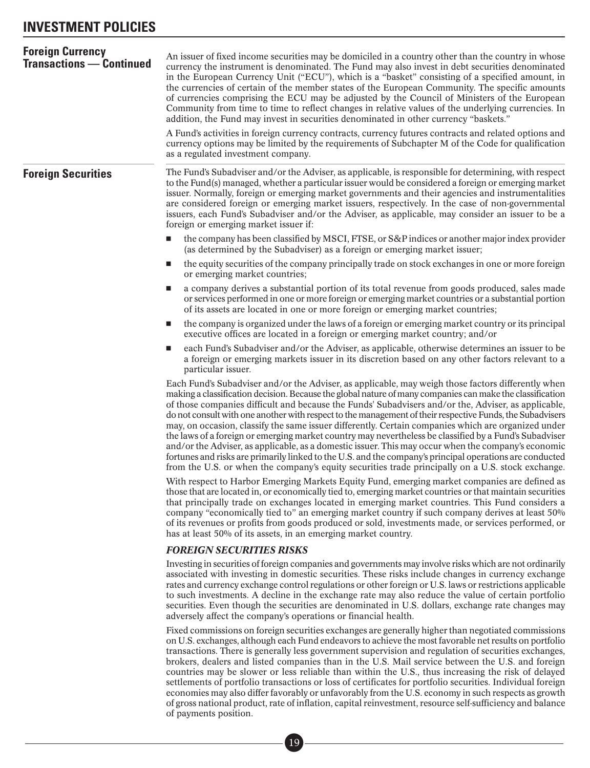## Foreign Currency Transactions — Continued

An issuer of fixed income securities may be domiciled in a country other than the country in whose currency the instrument is denominated. The Fund may also invest in debt securities denominated in the European Currency Unit ("ECU"), which is a "basket" consisting of a specified amount, in the currencies of certain of the member states of the European Community. The specific amounts of currencies comprising the ECU may be adjusted by the Council of Ministers of the European Community from time to time to reflect changes in relative values of the underlying currencies. In addition, the Fund may invest in securities denominated in other currency "baskets."

A Fund's activities in foreign currency contracts, currency futures contracts and related options and currency options may be limited by the requirements of Subchapter M of the Code for qualification as a regulated investment company.

## Foreign Securities

The Fund's Subadviser and/or the Adviser, as applicable, is responsible for determining, with respect to the Fund(s) managed, whether a particular issuer would be considered a foreign or emerging market issuer. Normally, foreign or emerging market governments and their agencies and instrumentalities are considered foreign or emerging market issuers, respectively. In the case of non-governmental issuers, each Fund's Subadviser and/or the Adviser, as applicable, may consider an issuer to be a foreign or emerging market issuer if:

- the company has been classified by MSCI, FTSE, or S&P indices or another major index provider (as determined by the Subadviser) as a foreign or emerging market issuer;
- the equity securities of the company principally trade on stock exchanges in one or more foreign or emerging market countries;
- a company derives a substantial portion of its total revenue from goods produced, sales made or services performed in one or more foreign or emerging market countries or a substantial portion of its assets are located in one or more foreign or emerging market countries;
- the company is organized under the laws of a foreign or emerging market country or its principal executive offices are located in a foreign or emerging market country; and/or
- each Fund's Subadviser and/or the Adviser, as applicable, otherwise determines an issuer to be a foreign or emerging markets issuer in its discretion based on any other factors relevant to a particular issuer.

Each Fund's Subadviser and/or the Adviser, as applicable, may weigh those factors differently when making a classification decision. Because the global nature of many companies can make the classification of those companies difficult and because the Funds' Subadvisers and/or the, Adviser, as applicable, do not consult with one another with respect to the management of their respective Funds, the Subadvisers may, on occasion, classify the same issuer differently. Certain companies which are organized under the laws of a foreign or emerging market country may nevertheless be classified by a Fund's Subadviser and/or the Adviser, as applicable, as a domestic issuer. This may occur when the company's economic fortunes and risks are primarily linked to the U.S. and the company's principal operations are conducted from the U.S. or when the company's equity securities trade principally on a U.S. stock exchange.

With respect to Harbor Emerging Markets Equity Fund, emerging market companies are defined as those that are located in, or economically tied to, emerging market countries or that maintain securities that principally trade on exchanges located in emerging market countries. This Fund considers a company "economically tied to" an emerging market country if such company derives at least 50% of its revenues or profits from goods produced or sold, investments made, or services performed, or has at least 50% of its assets, in an emerging market country.

### *FOREIGN SECURITIES RISKS*

Investing in securities of foreign companies and governments may involve risks which are not ordinarily associated with investing in domestic securities. These risks include changes in currency exchange rates and currency exchange control regulations or other foreign or U.S. laws or restrictions applicable to such investments. A decline in the exchange rate may also reduce the value of certain portfolio securities. Even though the securities are denominated in U.S. dollars, exchange rate changes may adversely affect the company's operations or financial health.

Fixed commissions on foreign securities exchanges are generally higher than negotiated commissions on U.S. exchanges, although each Fund endeavors to achieve the most favorable net results on portfolio transactions. There is generally less government supervision and regulation of securities exchanges, brokers, dealers and listed companies than in the U.S. Mail service between the U.S. and foreign countries may be slower or less reliable than within the U.S., thus increasing the risk of delayed settlements of portfolio transactions or loss of certificates for portfolio securities. Individual foreign economies may also differ favorably or unfavorably from the U.S. economy in such respects as growth of gross national product, rate of inflation, capital reinvestment, resource self-sufficiency and balance of payments position.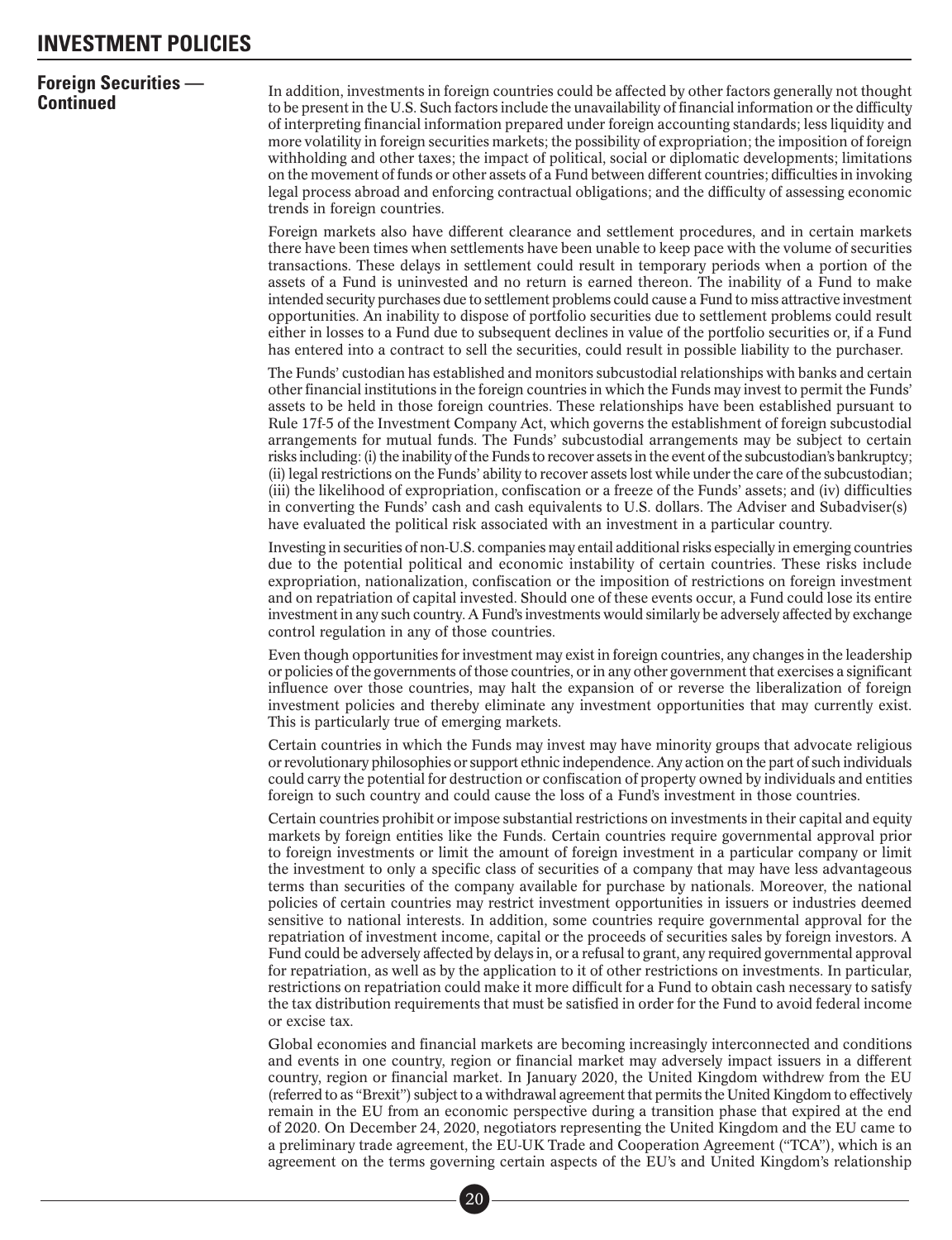## Foreign Securities — Continued

In addition, investments in foreign countries could be affected by other factors generally not thought to be present in the U.S. Such factors include the unavailability of financial information or the difficulty of interpreting financial information prepared under foreign accounting standards; less liquidity and more volatility in foreign securities markets; the possibility of expropriation; the imposition of foreign withholding and other taxes; the impact of political, social or diplomatic developments; limitations on the movement of funds or other assets of a Fund between different countries; difficulties in invoking legal process abroad and enforcing contractual obligations; and the difficulty of assessing economic trends in foreign countries.

Foreign markets also have different clearance and settlement procedures, and in certain markets there have been times when settlements have been unable to keep pace with the volume of securities transactions. These delays in settlement could result in temporary periods when a portion of the assets of a Fund is uninvested and no return is earned thereon. The inability of a Fund to make intended security purchases due to settlement problems could cause a Fund to miss attractive investment opportunities. An inability to dispose of portfolio securities due to settlement problems could result either in losses to a Fund due to subsequent declines in value of the portfolio securities or, if a Fund has entered into a contract to sell the securities, could result in possible liability to the purchaser.

The Funds' custodian has established and monitors subcustodial relationships with banks and certain other financial institutions in the foreign countries in which the Funds may invest to permit the Funds' assets to be held in those foreign countries. These relationships have been established pursuant to Rule 17f-5 of the Investment Company Act, which governs the establishment of foreign subcustodial arrangements for mutual funds. The Funds' subcustodial arrangements may be subject to certain risks including: (i) the inability of the Funds to recover assets in the event of the subcustodian's bankruptcy; (ii) legal restrictions on the Funds' ability to recover assets lost while under the care of the subcustodian; (iii) the likelihood of expropriation, confiscation or a freeze of the Funds' assets; and (iv) difficulties in converting the Funds' cash and cash equivalents to U.S. dollars. The Adviser and Subadviser(s) have evaluated the political risk associated with an investment in a particular country.

Investing in securities of non-U.S. companies may entail additional risks especially in emerging countries due to the potential political and economic instability of certain countries. These risks include expropriation, nationalization, confiscation or the imposition of restrictions on foreign investment and on repatriation of capital invested. Should one of these events occur, a Fund could lose its entire investment in any such country. A Fund's investments would similarly be adversely affected by exchange control regulation in any of those countries.

Even though opportunities for investment may exist in foreign countries, any changes in the leadership or policies of the governments of those countries, or in any other government that exercises a significant influence over those countries, may halt the expansion of or reverse the liberalization of foreign investment policies and thereby eliminate any investment opportunities that may currently exist. This is particularly true of emerging markets.

Certain countries in which the Funds may invest may have minority groups that advocate religious or revolutionary philosophies or support ethnic independence. Any action on the part of such individuals could carry the potential for destruction or confiscation of property owned by individuals and entities foreign to such country and could cause the loss of a Fund's investment in those countries.

Certain countries prohibit or impose substantial restrictions on investments in their capital and equity markets by foreign entities like the Funds. Certain countries require governmental approval prior to foreign investments or limit the amount of foreign investment in a particular company or limit the investment to only a specific class of securities of a company that may have less advantageous terms than securities of the company available for purchase by nationals. Moreover, the national policies of certain countries may restrict investment opportunities in issuers or industries deemed sensitive to national interests. In addition, some countries require governmental approval for the repatriation of investment income, capital or the proceeds of securities sales by foreign investors. A Fund could be adversely affected by delays in, or a refusal to grant, any required governmental approval for repatriation, as well as by the application to it of other restrictions on investments. In particular, restrictions on repatriation could make it more difficult for a Fund to obtain cash necessary to satisfy the tax distribution requirements that must be satisfied in order for the Fund to avoid federal income or excise tax.

Global economies and financial markets are becoming increasingly interconnected and conditions and events in one country, region or financial market may adversely impact issuers in a different country, region or financial market. In January 2020, the United Kingdom withdrew from the EU (referred to as "Brexit") subject to a withdrawal agreement that permits the United Kingdom to effectively remain in the EU from an economic perspective during a transition phase that expired at the end of 2020. On December 24, 2020, negotiators representing the United Kingdom and the EU came to a preliminary trade agreement, the EU-UK Trade and Cooperation Agreement ("TCA"), which is an agreement on the terms governing certain aspects of the EU's and United Kingdom's relationship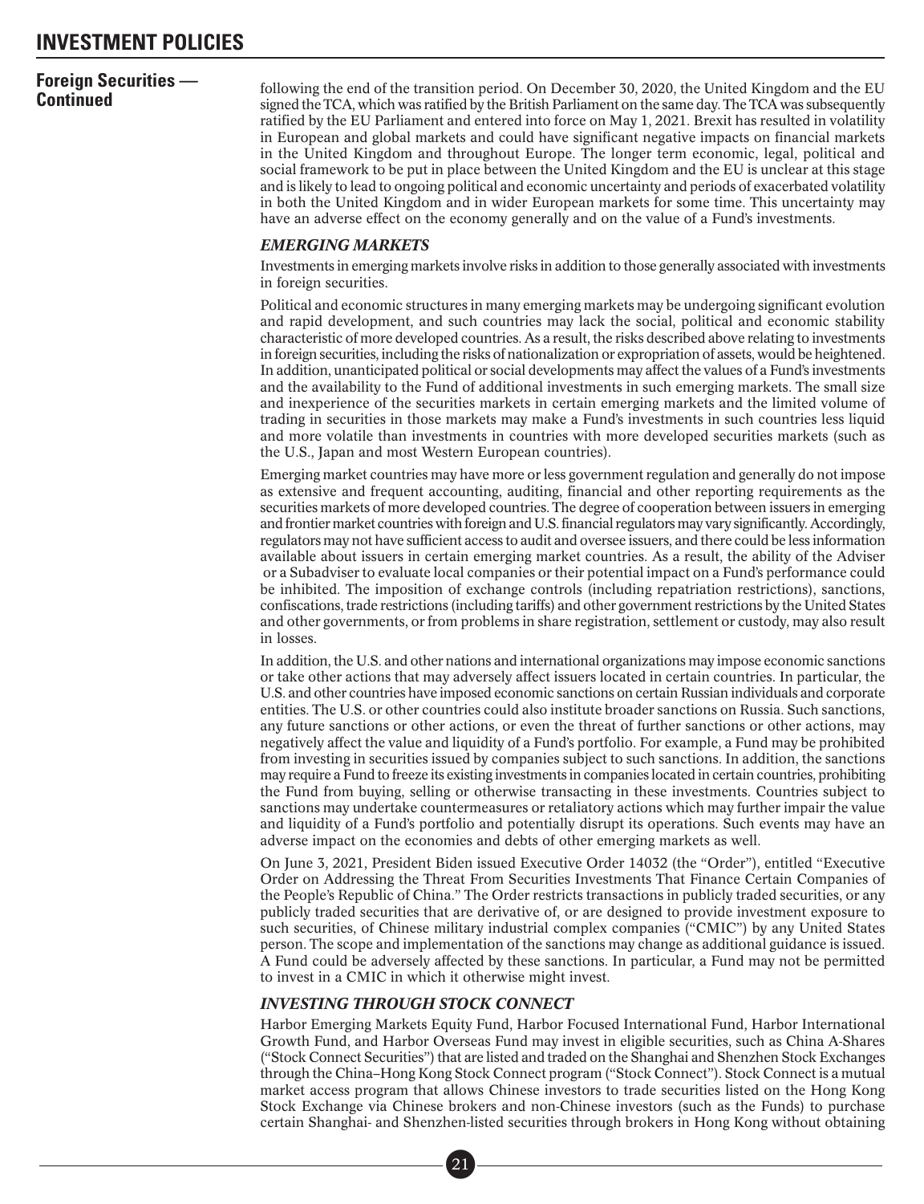**Foreign Securities — Continued**

following the end of the transition period. On December 30, 2020, the United Kingdom and the EU signed the TCA, which was ratified by the British Parliament on the same day. The TCA was subsequently ratified by the EU Parliament and entered into force on May 1, 2021. Brexit has resulted in volatility in European and global markets and could have significant negative impacts on financial markets in the United Kingdom and throughout Europe. The longer term economic, legal, political and social framework to be put in place between the United Kingdom and the EU is unclear at this stage and is likely to lead to ongoing political and economic uncertainty and periods of exacerbated volatility in both the United Kingdom and in wider European markets for some time. This uncertainty may have an adverse effect on the economy generally and on the value of a Fund's investments.

### *EMERGING MARKETS*

Investments in emerging markets involve risks in addition to those generally associated with investments in foreign securities.

Political and economic structures in many emerging markets may be undergoing significant evolution and rapid development, and such countries may lack the social, political and economic stability characteristic of more developed countries. As a result, the risks described above relating to investments in foreign securities, including the risks of nationalization or expropriation of assets, would be heightened. In addition, unanticipated political or social developments may affect the values of a Fund's investments and the availability to the Fund of additional investments in such emerging markets. The small size and inexperience of the securities markets in certain emerging markets and the limited volume of trading in securities in those markets may make a Fund's investments in such countries less liquid and more volatile than investments in countries with more developed securities markets (such as the U.S., Japan and most Western European countries).

Emerging market countries may have more or less government regulation and generally do not impose as extensive and frequent accounting, auditing, financial and other reporting requirements as the securities markets of more developed countries. The degree of cooperation between issuers in emerging and frontier market countries with foreign and U.S. financial regulators may vary significantly. Accordingly, regulators may not have sufficient access to audit and oversee issuers, and there could be less information available about issuers in certain emerging market countries. As a result, the ability of the Adviser or a Subadviser to evaluate local companies or their potential impact on a Fund's performance could be inhibited. The imposition of exchange controls (including repatriation restrictions), sanctions, confiscations, trade restrictions (including tariffs) and other government restrictions by the United States and other governments, or from problems in share registration, settlement or custody, may also result in losses.

In addition, the U.S. and other nations and international organizations may impose economic sanctions or take other actions that may adversely affect issuers located in certain countries. In particular, the U.S. and other countries have imposed economic sanctions on certain Russian individuals and corporate entities. The U.S. or other countries could also institute broader sanctions on Russia. Such sanctions, any future sanctions or other actions, or even the threat of further sanctions or other actions, may negatively affect the value and liquidity of a Fund's portfolio. For example, a Fund may be prohibited from investing in securities issued by companies subject to such sanctions. In addition, the sanctions may require a Fund to freeze its existing investments in companies located in certain countries, prohibiting the Fund from buying, selling or otherwise transacting in these investments. Countries subject to sanctions may undertake countermeasures or retaliatory actions which may further impair the value and liquidity of a Fund's portfolio and potentially disrupt its operations. Such events may have an adverse impact on the economies and debts of other emerging markets as well.

On June 3, 2021, President Biden issued Executive Order 14032 (the "Order"), entitled "Executive Order on Addressing the Threat From Securities Investments That Finance Certain Companies of the People's Republic of China." The Order restricts transactions in publicly traded securities, or any publicly traded securities that are derivative of, or are designed to provide investment exposure to such securities, of Chinese military industrial complex companies ("CMIC") by any United States person. The scope and implementation of the sanctions may change as additional guidance is issued. A Fund could be adversely affected by these sanctions. In particular, a Fund may not be permitted to invest in a CMIC in which it otherwise might invest.

### *INVESTING THROUGH STOCK CONNECT*

Harbor Emerging Markets Equity Fund, Harbor Focused International Fund, Harbor International Growth Fund, and Harbor Overseas Fund may invest in eligible securities, such as China A-Shares ("Stock Connect Securities") that are listed and traded on the Shanghai and Shenzhen Stock Exchanges through the China–Hong Kong Stock Connect program ("Stock Connect"). Stock Connect is a mutual market access program that allows Chinese investors to trade securities listed on the Hong Kong Stock Exchange via Chinese brokers and non-Chinese investors (such as the Funds) to purchase certain Shanghai- and Shenzhen-listed securities through brokers in Hong Kong without obtaining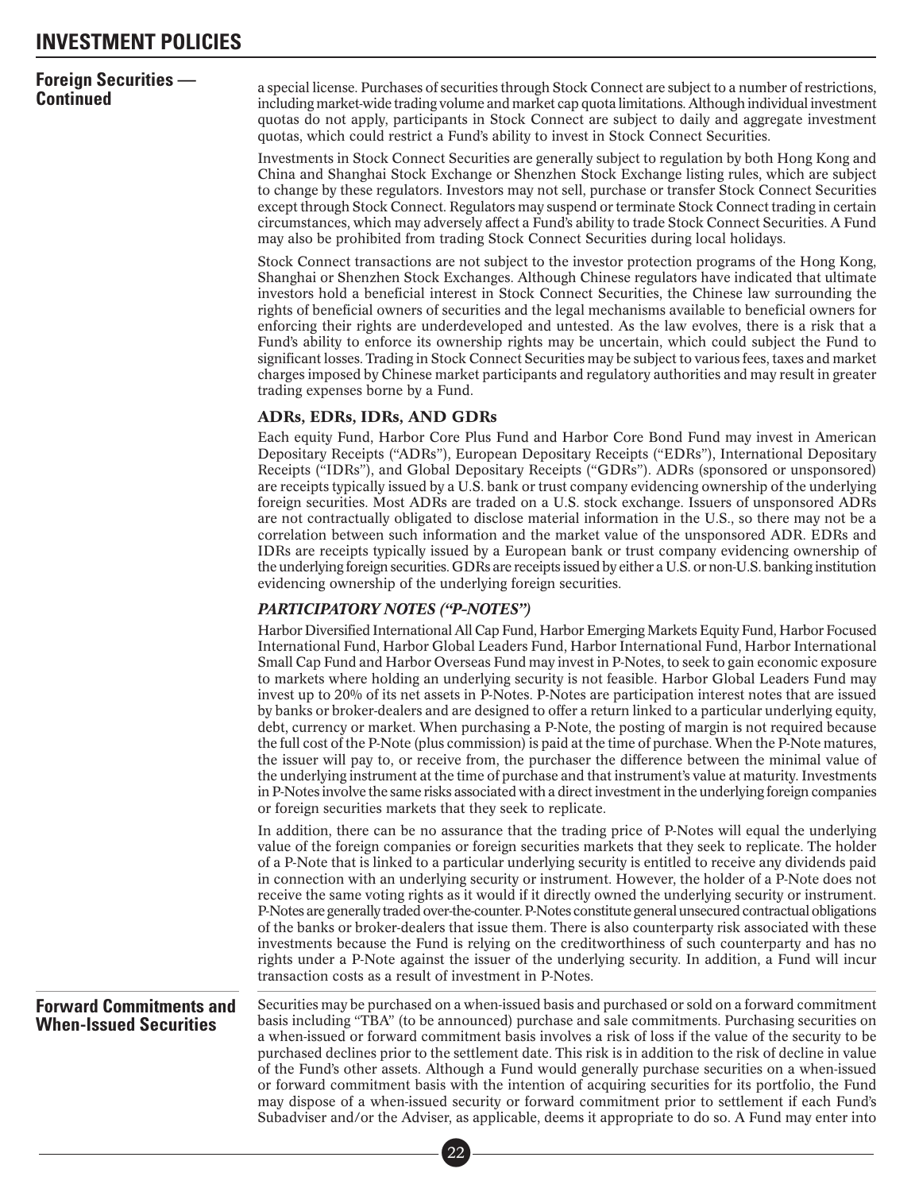## Foreign Securities — Continued

a special license. Purchases of securities through Stock Connect are subject to a number of restrictions, including market-wide trading volume and market cap quota limitations. Although individual investment quotas do not apply, participants in Stock Connect are subject to daily and aggregate investment quotas, which could restrict a Fund's ability to invest in Stock Connect Securities.

Investments in Stock Connect Securities are generally subject to regulation by both Hong Kong and China and Shanghai Stock Exchange or Shenzhen Stock Exchange listing rules, which are subject to change by these regulators. Investors may not sell, purchase or transfer Stock Connect Securities except through Stock Connect. Regulators may suspend or terminate Stock Connect trading in certain circumstances, which may adversely affect a Fund's ability to trade Stock Connect Securities. A Fund may also be prohibited from trading Stock Connect Securities during local holidays.

Stock Connect transactions are not subject to the investor protection programs of the Hong Kong, Shanghai or Shenzhen Stock Exchanges. Although Chinese regulators have indicated that ultimate investors hold a beneficial interest in Stock Connect Securities, the Chinese law surrounding the rights of beneficial owners of securities and the legal mechanisms available to beneficial owners for enforcing their rights are underdeveloped and untested. As the law evolves, there is a risk that a Fund's ability to enforce its ownership rights may be uncertain, which could subject the Fund to significant losses. Trading in Stock Connect Securities may be subject to various fees, taxes and market charges imposed by Chinese market participants and regulatory authorities and may result in greater trading expenses borne by a Fund.

### ADRs, EDRs, IDRs, AND GDRs

Each equity Fund, Harbor Core Plus Fund and Harbor Core Bond Fund may invest in American Depositary Receipts ("ADRs"), European Depositary Receipts ("EDRs"), International Depositary Receipts ("IDRs"), and Global Depositary Receipts ("GDRs"). ADRs (sponsored or unsponsored) are receipts typically issued by a U.S. bank or trust company evidencing ownership of the underlying foreign securities. Most ADRs are traded on a U.S. stock exchange. Issuers of unsponsored ADRs are not contractually obligated to disclose material information in the U.S., so there may not be a correlation between such information and the market value of the unsponsored ADR. EDRs and IDRs are receipts typically issued by a European bank or trust company evidencing ownership of the underlying foreign securities. GDRs are receipts issued by either a U.S. or non-U.S. banking institution evidencing ownership of the underlying foreign securities.

### *PARTICIPATORY NOTES ("P-NOTES")*

Harbor Diversified International All Cap Fund, Harbor Emerging Markets Equity Fund, Harbor Focused International Fund, Harbor Global Leaders Fund, Harbor International Fund, Harbor International Small Cap Fund and Harbor Overseas Fund may invest in P-Notes, to seek to gain economic exposure to markets where holding an underlying security is not feasible. Harbor Global Leaders Fund may invest up to 20% of its net assets in P-Notes. P-Notes are participation interest notes that are issued by banks or broker-dealers and are designed to offer a return linked to a particular underlying equity, debt, currency or market. When purchasing a P-Note, the posting of margin is not required because the full cost of the P-Note (plus commission) is paid at the time of purchase. When the P-Note matures, the issuer will pay to, or receive from, the purchaser the difference between the minimal value of the underlying instrument at the time of purchase and that instrument's value at maturity. Investments in P-Notes involve the same risks associated with a direct investment in the underlying foreign companies or foreign securities markets that they seek to replicate.

In addition, there can be no assurance that the trading price of P-Notes will equal the underlying value of the foreign companies or foreign securities markets that they seek to replicate. The holder of a P-Note that is linked to a particular underlying security is entitled to receive any dividends paid in connection with an underlying security or instrument. However, the holder of a P-Note does not receive the same voting rights as it would if it directly owned the underlying security or instrument. P-Notes are generally traded over-the-counter. P-Notes constitute general unsecured contractual obligations of the banks or broker-dealers that issue them. There is also counterparty risk associated with these investments because the Fund is relying on the creditworthiness of such counterparty and has no rights under a P-Note against the issuer of the underlying security. In addition, a Fund will incur transaction costs as a result of investment in P-Notes.

## Forward Commitments and When-Issued Securities

Securities may be purchased on a when-issued basis and purchased or sold on a forward commitment basis including "TBA" (to be announced) purchase and sale commitments. Purchasing securities on a when-issued or forward commitment basis involves a risk of loss if the value of the security to be purchased declines prior to the settlement date. This risk is in addition to the risk of decline in value of the Fund's other assets. Although a Fund would generally purchase securities on a when-issued or forward commitment basis with the intention of acquiring securities for its portfolio, the Fund may dispose of a when-issued security or forward commitment prior to settlement if each Fund's Subadviser and/or the Adviser, as applicable, deems it appropriate to do so. A Fund may enter into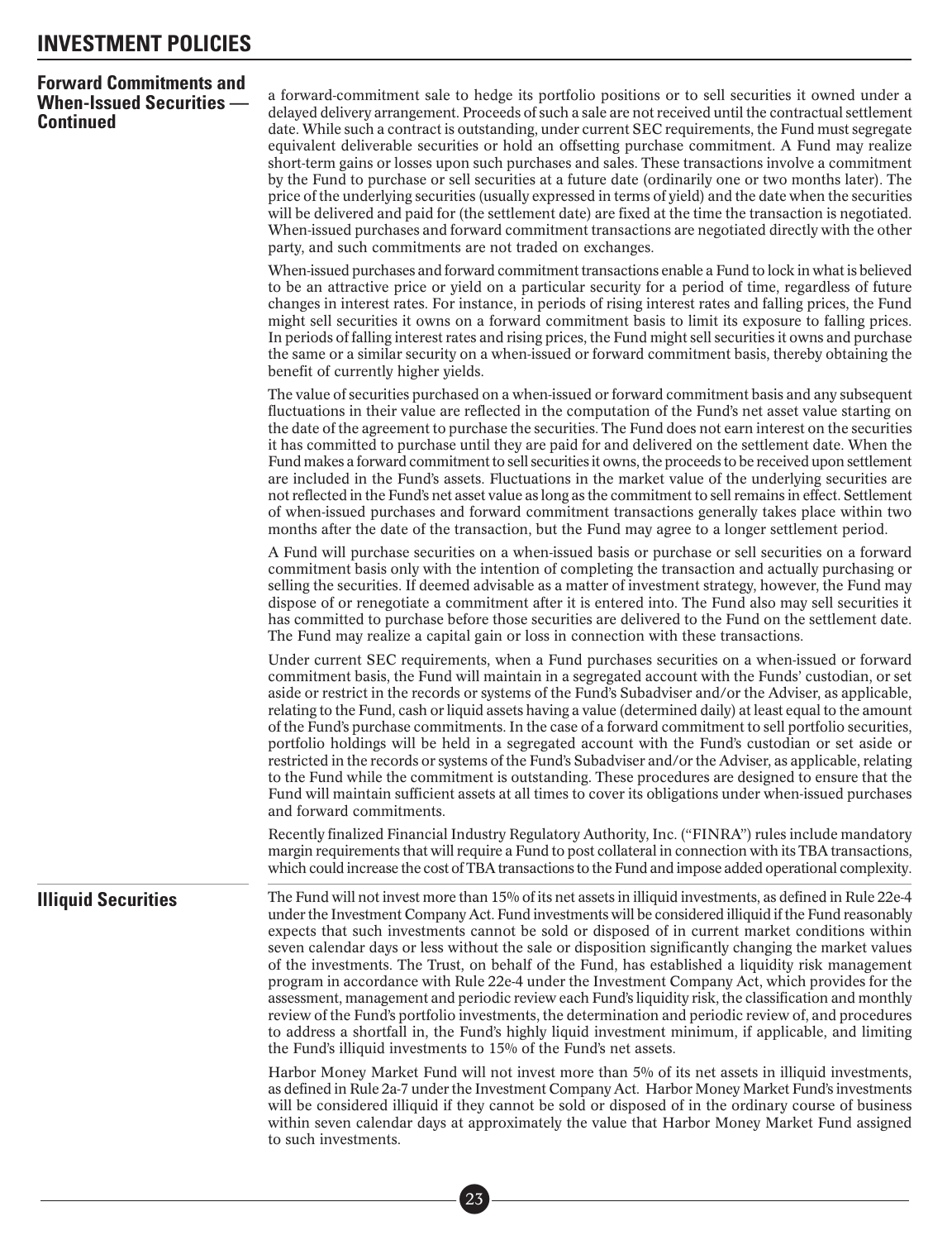# INVESTMENT POLICIES

## Forward Commitments and When-Issued Securities — Continued

a forward-commitment sale to hedge its portfolio positions or to sell securities it owned under a delayed delivery arrangement. Proceeds of such a sale are not received until the contractual settlement date. While such a contract is outstanding, under current SEC requirements, the Fund must segregate equivalent deliverable securities or hold an offsetting purchase commitment. A Fund may realize short-term gains or losses upon such purchases and sales. These transactions involve a commitment by the Fund to purchase or sell securities at a future date (ordinarily one or two months later). The price of the underlying securities (usually expressed in terms of yield) and the date when the securities will be delivered and paid for (the settlement date) are fixed at the time the transaction is negotiated. When-issued purchases and forward commitment transactions are negotiated directly with the other party, and such commitments are not traded on exchanges.

When-issued purchases and forward commitment transactions enable a Fund to lock in what is believed to be an attractive price or yield on a particular security for a period of time, regardless of future changes in interest rates. For instance, in periods of rising interest rates and falling prices, the Fund might sell securities it owns on a forward commitment basis to limit its exposure to falling prices. In periods of falling interest rates and rising prices, the Fund might sell securities it owns and purchase the same or a similar security on a when-issued or forward commitment basis, thereby obtaining the benefit of currently higher yields.

The value of securities purchased on a when-issued or forward commitment basis and any subsequent fluctuations in their value are reflected in the computation of the Fund's net asset value starting on the date of the agreement to purchase the securities. The Fund does not earn interest on the securities it has committed to purchase until they are paid for and delivered on the settlement date. When the Fund makes a forward commitment to sell securities it owns, the proceeds to be received upon settlement are included in the Fund's assets. Fluctuations in the market value of the underlying securities are not reflected in the Fund's net asset value as long as the commitment to sell remains in effect. Settlement of when-issued purchases and forward commitment transactions generally takes place within two months after the date of the transaction, but the Fund may agree to a longer settlement period.

A Fund will purchase securities on a when-issued basis or purchase or sell securities on a forward commitment basis only with the intention of completing the transaction and actually purchasing or selling the securities. If deemed advisable as a matter of investment strategy, however, the Fund may dispose of or renegotiate a commitment after it is entered into. The Fund also may sell securities it has committed to purchase before those securities are delivered to the Fund on the settlement date. The Fund may realize a capital gain or loss in connection with these transactions.

Under current SEC requirements, when a Fund purchases securities on a when-issued or forward commitment basis, the Fund will maintain in a segregated account with the Funds' custodian, or set aside or restrict in the records or systems of the Fund's Subadviser and/or the Adviser, as applicable, relating to the Fund, cash or liquid assets having a value (determined daily) at least equal to the amount of the Fund's purchase commitments. In the case of a forward commitment to sell portfolio securities, portfolio holdings will be held in a segregated account with the Fund's custodian or set aside or restricted in the records or systems of the Fund's Subadviser and/or the Adviser, as applicable, relating to the Fund while the commitment is outstanding. These procedures are designed to ensure that the Fund will maintain sufficient assets at all times to cover its obligations under when-issued purchases and forward commitments.

Recently finalized Financial Industry Regulatory Authority, Inc. ("FINRA") rules include mandatory margin requirements that will require a Fund to post collateral in connection with its TBA transactions, which could increase the cost of TBA transactions to the Fund and impose added operational complexity.

## Illiquid Securities

The Fund will not invest more than 15% of its net assets in illiquid investments, as defined in Rule 22e-4 under the Investment Company Act. Fund investments will be considered illiquid if the Fund reasonably expects that such investments cannot be sold or disposed of in current market conditions within seven calendar days or less without the sale or disposition significantly changing the market values of the investments. The Trust, on behalf of the Fund, has established a liquidity risk management program in accordance with Rule 22e-4 under the Investment Company Act, which provides for the assessment, management and periodic review each Fund's liquidity risk, the classification and monthly review of the Fund's portfolio investments, the determination and periodic review of, and procedures to address a shortfall in, the Fund's highly liquid investment minimum, if applicable, and limiting the Fund's illiquid investments to 15% of the Fund's net assets.

Harbor Money Market Fund will not invest more than 5% of its net assets in illiquid investments, as defined in Rule 2a-7 under the Investment Company Act. Harbor Money Market Fund's investments will be considered illiquid if they cannot be sold or disposed of in the ordinary course of business within seven calendar days at approximately the value that Harbor Money Market Fund assigned to such investments.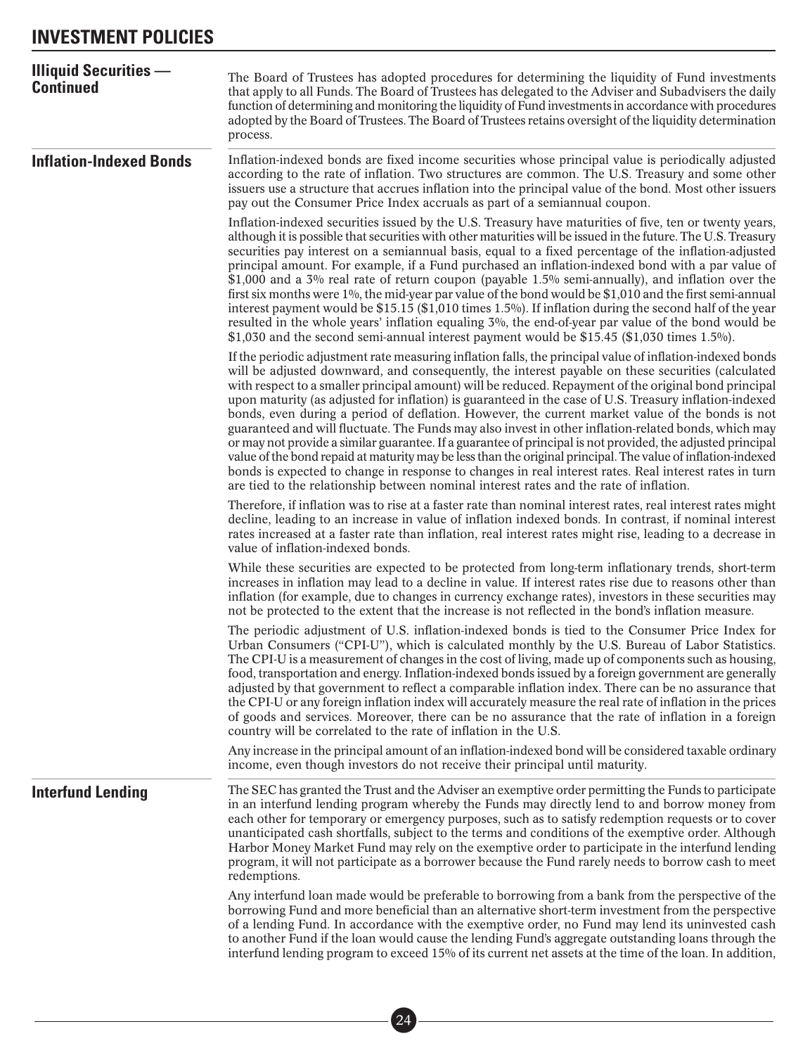# INVESTMENT POLICIES

## Illiquid Securities — Continued

The Board of Trustees has adopted procedures for determining the liquidity of Fund investments that apply to all Funds. The Board of Trustees has delegated to the Adviser and Subadvisers the daily function of determining and monitoring the liquidity of Fund investments in accordance with procedures adopted by the Board of Trustees. The Board of Trustees retains oversight of the liquidity determination process.

## Inflation-Indexed Bonds

Inflation-indexed bonds are fixed income securities whose principal value is periodically adjusted according to the rate of inflation. Two structures are common. The U.S. Treasury and some other issuers use a structure that accrues inflation into the principal value of the bond. Most other issuers pay out the Consumer Price Index accruals as part of a semiannual coupon.

Inflation-indexed securities issued by the U.S. Treasury have maturities of five, ten or twenty years, although it is possible that securities with other maturities will be issued in the future. The U.S. Treasury securities pay interest on a semiannual basis, equal to a fixed percentage of the inflation-adjusted principal amount. For example, if a Fund purchased an inflation-indexed bond with a par value of $1,000 and a 3% real rate of return coupon (payable 1.5% semi-annually), and inflation over the first six months were 1%, the mid-year par value of the bond would be $1,010 and the first semi-annual interest payment would be $15.15 ($1,010 times 1.5%). If inflation during the second half of the year resulted in the whole years' inflation equaling 3%, the end-of-year par value of the bond would be $1,030 and the second semi-annual interest payment would be $15.45 ($1,030 times 1.5%).

If the periodic adjustment rate measuring inflation falls, the principal value of inflation-indexed bonds will be adjusted downward, and consequently, the interest payable on these securities (calculated with respect to a smaller principal amount) will be reduced. Repayment of the original bond principal upon maturity (as adjusted for inflation) is guaranteed in the case of U.S. Treasury inflation-indexed bonds, even during a period of deflation. However, the current market value of the bonds is not guaranteed and will fluctuate. The Funds may also invest in other inflation-related bonds, which may or may not provide a similar guarantee. If a guarantee of principal is not provided, the adjusted principal value of the bond repaid at maturity may be less than the original principal. The value of inflation-indexed bonds is expected to change in response to changes in real interest rates. Real interest rates in turn are tied to the relationship between nominal interest rates and the rate of inflation.

Therefore, if inflation was to rise at a faster rate than nominal interest rates, real interest rates might decline, leading to an increase in value of inflation indexed bonds. In contrast, if nominal interest rates increased at a faster rate than inflation, real interest rates might rise, leading to a decrease in value of inflation-indexed bonds.

While these securities are expected to be protected from long-term inflationary trends, short-term increases in inflation may lead to a decline in value. If interest rates rise due to reasons other than inflation (for example, due to changes in currency exchange rates), investors in these securities may not be protected to the extent that the increase is not reflected in the bond's inflation measure.

The periodic adjustment of U.S. inflation-indexed bonds is tied to the Consumer Price Index for Urban Consumers ("CPI-U"), which is calculated monthly by the U.S. Bureau of Labor Statistics. The CPI-U is a measurement of changes in the cost of living, made up of components such as housing, food, transportation and energy. Inflation-indexed bonds issued by a foreign government are generally adjusted by that government to reflect a comparable inflation index. There can be no assurance that the CPI-U or any foreign inflation index will accurately measure the real rate of inflation in the prices of goods and services. Moreover, there can be no assurance that the rate of inflation in a foreign country will be correlated to the rate of inflation in the U.S.

Any increase in the principal amount of an inflation-indexed bond will be considered taxable ordinary income, even though investors do not receive their principal until maturity.

## Interfund Lending

The SEC has granted the Trust and the Adviser an exemptive order permitting the Funds to participate in an interfund lending program whereby the Funds may directly lend to and borrow money from each other for temporary or emergency purposes, such as to satisfy redemption requests or to cover unanticipated cash shortfalls, subject to the terms and conditions of the exemptive order. Although Harbor Money Market Fund may rely on the exemptive order to participate in the interfund lending program, it will not participate as a borrower because the Fund rarely needs to borrow cash to meet redemptions.

Any interfund loan made would be preferable to borrowing from a bank from the perspective of the borrowing Fund and more beneficial than an alternative short-term investment from the perspective of a lending Fund. In accordance with the exemptive order, no Fund may lend its uninvested cash to another Fund if the loan would cause the lending Fund's aggregate outstanding loans through the interfund lending program to exceed 15% of its current net assets at the time of the loan. In addition,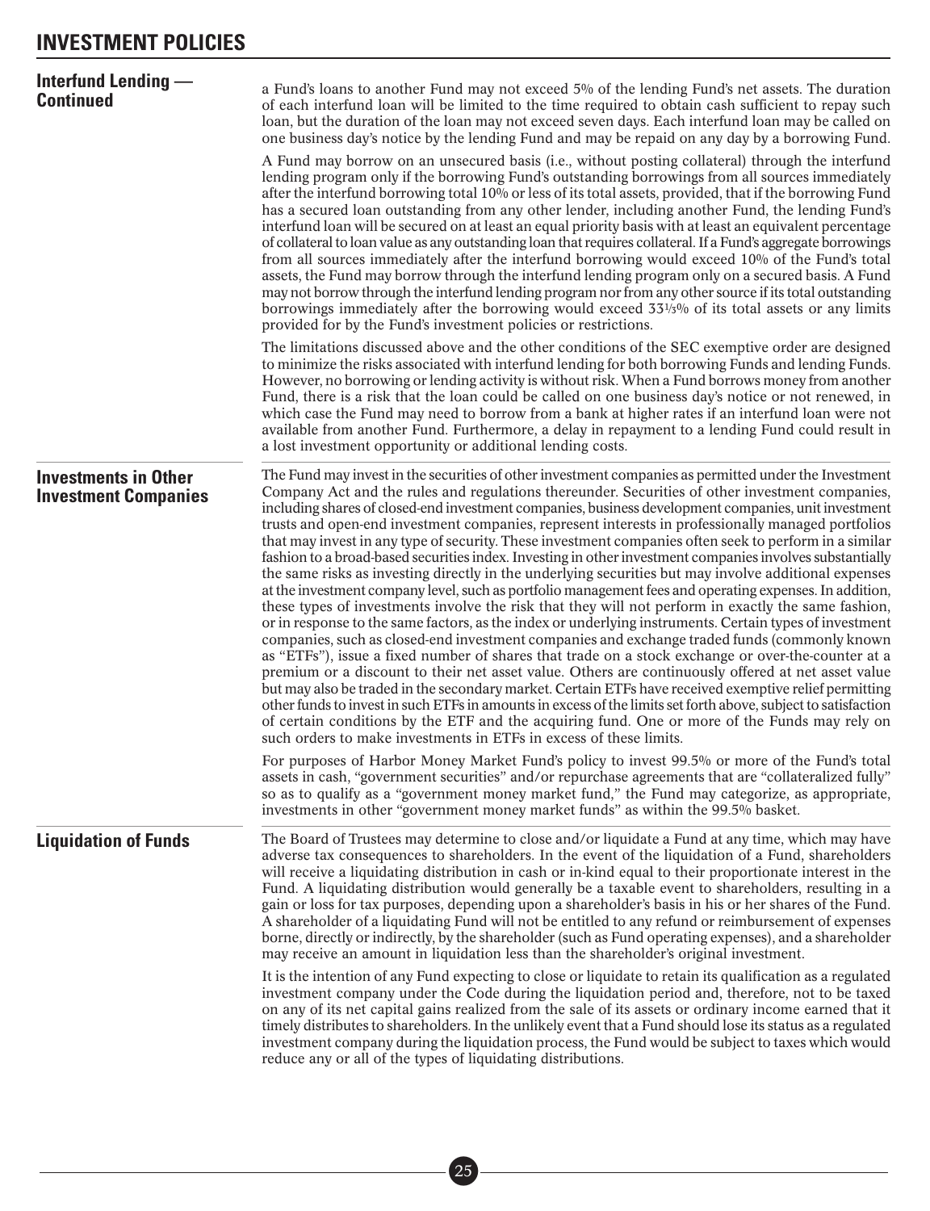## Interfund Lending — Continued

a Fund's loans to another Fund may not exceed 5% of the lending Fund's net assets. The duration of each interfund loan will be limited to the time required to obtain cash sufficient to repay such loan, but the duration of the loan may not exceed seven days. Each interfund loan may be called on one business day's notice by the lending Fund and may be repaid on any day by a borrowing Fund.

A Fund may borrow on an unsecured basis (i.e., without posting collateral) through the interfund lending program only if the borrowing Fund's outstanding borrowings from all sources immediately after the interfund borrowing total 10% or less of its total assets, provided, that if the borrowing Fund has a secured loan outstanding from any other lender, including another Fund, the lending Fund's interfund loan will be secured on at least an equal priority basis with at least an equivalent percentage of collateral to loan value as any outstanding loan that requires collateral. If a Fund's aggregate borrowings from all sources immediately after the interfund borrowing would exceed 10% of the Fund's total assets, the Fund may borrow through the interfund lending program only on a secured basis. A Fund may not borrow through the interfund lending program nor from any other source if its total outstanding borrowings immediately after the borrowing would exceed 33⅓% of its total assets or any limits provided for by the Fund's investment policies or restrictions.

The limitations discussed above and the other conditions of the SEC exemptive order are designed to minimize the risks associated with interfund lending for both borrowing Funds and lending Funds. However, no borrowing or lending activity is without risk. When a Fund borrows money from another Fund, there is a risk that the loan could be called on one business day's notice or not renewed, in which case the Fund may need to borrow from a bank at higher rates if an interfund loan were not available from another Fund. Furthermore, a delay in repayment to a lending Fund could result in a lost investment opportunity or additional lending costs.

## Investments in Other Investment Companies

The Fund may invest in the securities of other investment companies as permitted under the Investment Company Act and the rules and regulations thereunder. Securities of other investment companies, including shares of closed-end investment companies, business development companies, unit investment trusts and open-end investment companies, represent interests in professionally managed portfolios that may invest in any type of security. These investment companies often seek to perform in a similar fashion to a broad-based securities index. Investing in other investment companies involves substantially the same risks as investing directly in the underlying securities but may involve additional expenses at the investment company level, such as portfolio management fees and operating expenses. In addition, these types of investments involve the risk that they will not perform in exactly the same fashion, or in response to the same factors, as the index or underlying instruments. Certain types of investment companies, such as closed-end investment companies and exchange traded funds (commonly known as "ETFs"), issue a fixed number of shares that trade on a stock exchange or over-the-counter at a premium or a discount to their net asset value. Others are continuously offered at net asset value but may also be traded in the secondary market. Certain ETFs have received exemptive relief permitting other funds to invest in such ETFs in amounts in excess of the limits set forth above, subject to satisfaction of certain conditions by the ETF and the acquiring fund. One or more of the Funds may rely on such orders to make investments in ETFs in excess of these limits.

For purposes of Harbor Money Market Fund's policy to invest 99.5% or more of the Fund's total assets in cash, "government securities" and/or repurchase agreements that are "collateralized fully" so as to qualify as a "government money market fund," the Fund may categorize, as appropriate, investments in other "government money market funds" as within the 99.5% basket.

## Liquidation of Funds

The Board of Trustees may determine to close and/or liquidate a Fund at any time, which may have adverse tax consequences to shareholders. In the event of the liquidation of a Fund, shareholders will receive a liquidating distribution in cash or in-kind equal to their proportionate interest in the Fund. A liquidating distribution would generally be a taxable event to shareholders, resulting in a gain or loss for tax purposes, depending upon a shareholder's basis in his or her shares of the Fund. A shareholder of a liquidating Fund will not be entitled to any refund or reimbursement of expenses borne, directly or indirectly, by the shareholder (such as Fund operating expenses), and a shareholder may receive an amount in liquidation less than the shareholder's original investment.

It is the intention of any Fund expecting to close or liquidate to retain its qualification as a regulated investment company under the Code during the liquidation period and, therefore, not to be taxed on any of its net capital gains realized from the sale of its assets or ordinary income earned that it timely distributes to shareholders. In the unlikely event that a Fund should lose its status as a regulated investment company during the liquidation process, the Fund would be subject to taxes which would reduce any or all of the types of liquidating distributions.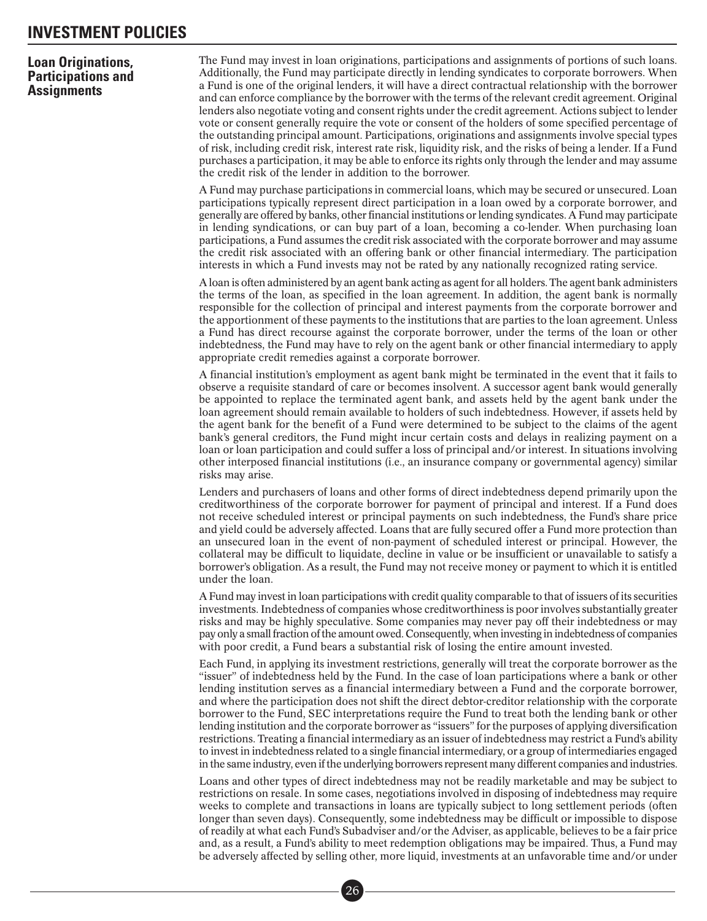# INVESTMENT POLICIES

## Loan Originations, Participations and Assignments

The Fund may invest in loan originations, participations and assignments of portions of such loans. Additionally, the Fund may participate directly in lending syndicates to corporate borrowers. When a Fund is one of the original lenders, it will have a direct contractual relationship with the borrower and can enforce compliance by the borrower with the terms of the relevant credit agreement. Original lenders also negotiate voting and consent rights under the credit agreement. Actions subject to lender vote or consent generally require the vote or consent of the holders of some specified percentage of the outstanding principal amount. Participations, originations and assignments involve special types of risk, including credit risk, interest rate risk, liquidity risk, and the risks of being a lender. If a Fund purchases a participation, it may be able to enforce its rights only through the lender and may assume the credit risk of the lender in addition to the borrower.

A Fund may purchase participations in commercial loans, which may be secured or unsecured. Loan participations typically represent direct participation in a loan owed by a corporate borrower, and generally are offered by banks, other financial institutions or lending syndicates. A Fund may participate in lending syndications, or can buy part of a loan, becoming a co-lender. When purchasing loan participations, a Fund assumes the credit risk associated with the corporate borrower and may assume the credit risk associated with an offering bank or other financial intermediary. The participation interests in which a Fund invests may not be rated by any nationally recognized rating service.

A loan is often administered by an agent bank acting as agent for all holders. The agent bank administers the terms of the loan, as specified in the loan agreement. In addition, the agent bank is normally responsible for the collection of principal and interest payments from the corporate borrower and the apportionment of these payments to the institutions that are parties to the loan agreement. Unless a Fund has direct recourse against the corporate borrower, under the terms of the loan or other indebtedness, the Fund may have to rely on the agent bank or other financial intermediary to apply appropriate credit remedies against a corporate borrower.

A financial institution's employment as agent bank might be terminated in the event that it fails to observe a requisite standard of care or becomes insolvent. A successor agent bank would generally be appointed to replace the terminated agent bank, and assets held by the agent bank under the loan agreement should remain available to holders of such indebtedness. However, if assets held by the agent bank for the benefit of a Fund were determined to be subject to the claims of the agent bank's general creditors, the Fund might incur certain costs and delays in realizing payment on a loan or loan participation and could suffer a loss of principal and/or interest. In situations involving other interposed financial institutions (i.e., an insurance company or governmental agency) similar risks may arise.

Lenders and purchasers of loans and other forms of direct indebtedness depend primarily upon the creditworthiness of the corporate borrower for payment of principal and interest. If a Fund does not receive scheduled interest or principal payments on such indebtedness, the Fund's share price and yield could be adversely affected. Loans that are fully secured offer a Fund more protection than an unsecured loan in the event of non-payment of scheduled interest or principal. However, the collateral may be difficult to liquidate, decline in value or be insufficient or unavailable to satisfy a borrower's obligation. As a result, the Fund may not receive money or payment to which it is entitled under the loan.

A Fund may invest in loan participations with credit quality comparable to that of issuers of its securities investments. Indebtedness of companies whose creditworthiness is poor involves substantially greater risks and may be highly speculative. Some companies may never pay off their indebtedness or may pay only a small fraction of the amount owed. Consequently, when investing in indebtedness of companies with poor credit, a Fund bears a substantial risk of losing the entire amount invested.

Each Fund, in applying its investment restrictions, generally will treat the corporate borrower as the "issuer" of indebtedness held by the Fund. In the case of loan participations where a bank or other lending institution serves as a financial intermediary between a Fund and the corporate borrower, and where the participation does not shift the direct debtor-creditor relationship with the corporate borrower to the Fund, SEC interpretations require the Fund to treat both the lending bank or other lending institution and the corporate borrower as "issuers" for the purposes of applying diversification restrictions. Treating a financial intermediary as an issuer of indebtedness may restrict a Fund's ability to invest in indebtedness related to a single financial intermediary, or a group of intermediaries engaged in the same industry, even if the underlying borrowers represent many different companies and industries.

Loans and other types of direct indebtedness may not be readily marketable and may be subject to restrictions on resale. In some cases, negotiations involved in disposing of indebtedness may require weeks to complete and transactions in loans are typically subject to long settlement periods (often longer than seven days). Consequently, some indebtedness may be difficult or impossible to dispose of readily at what each Fund's Subadviser and/or the Adviser, as applicable, believes to be a fair price and, as a result, a Fund's ability to meet redemption obligations may be impaired. Thus, a Fund may be adversely affected by selling other, more liquid, investments at an unfavorable time and/or under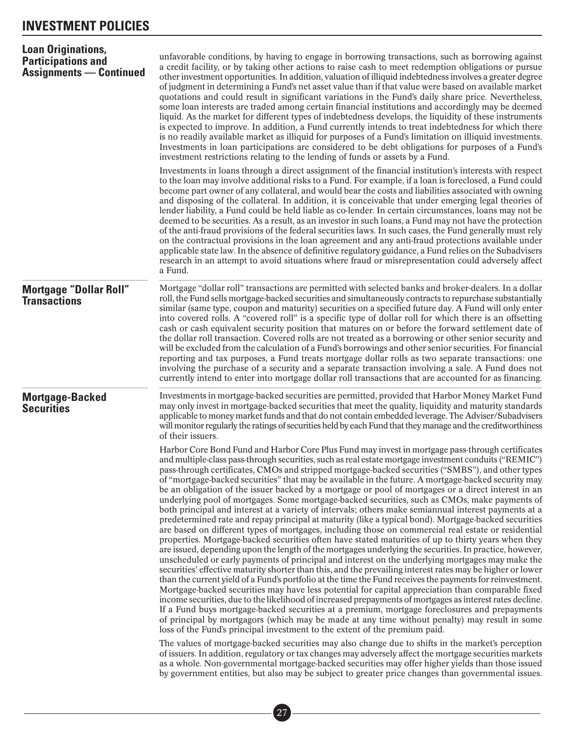## Loan Originations, Participations and Assignments — Continued

unfavorable conditions, by having to engage in borrowing transactions, such as borrowing against a credit facility, or by taking other actions to raise cash to meet redemption obligations or pursue other investment opportunities. In addition, valuation of illiquid indebtedness involves a greater degree of judgment in determining a Fund's net asset value than if that value were based on available market quotations and could result in significant variations in the Fund's daily share price. Nevertheless, some loan interests are traded among certain financial institutions and accordingly may be deemed liquid. As the market for different types of indebtedness develops, the liquidity of these instruments is expected to improve. In addition, a Fund currently intends to treat indebtedness for which there is no readily available market as illiquid for purposes of a Fund's limitation on illiquid investments. Investments in loan participations are considered to be debt obligations for purposes of a Fund's investment restrictions relating to the lending of funds or assets by a Fund.

Investments in loans through a direct assignment of the financial institution's interests with respect to the loan may involve additional risks to a Fund. For example, if a loan is foreclosed, a Fund could become part owner of any collateral, and would bear the costs and liabilities associated with owning and disposing of the collateral. In addition, it is conceivable that under emerging legal theories of lender liability, a Fund could be held liable as co-lender. In certain circumstances, loans may not be deemed to be securities. As a result, as an investor in such loans, a Fund may not have the protection of the anti-fraud provisions of the federal securities laws. In such cases, the Fund generally must rely on the contractual provisions in the loan agreement and any anti-fraud protections available under applicable state law. In the absence of definitive regulatory guidance, a Fund relies on the Subadvisers research in an attempt to avoid situations where fraud or misrepresentation could adversely affect a Fund.

## Mortgage "Dollar Roll" Transactions

Mortgage "dollar roll" transactions are permitted with selected banks and broker-dealers. In a dollar roll, the Fund sells mortgage-backed securities and simultaneously contracts to repurchase substantially similar (same type, coupon and maturity) securities on a specified future day. A Fund will only enter into covered rolls. A "covered roll" is a specific type of dollar roll for which there is an offsetting cash or cash equivalent security position that matures on or before the forward settlement date of the dollar roll transaction. Covered rolls are not treated as a borrowing or other senior security and will be excluded from the calculation of a Fund's borrowings and other senior securities. For financial reporting and tax purposes, a Fund treats mortgage dollar rolls as two separate transactions: one involving the purchase of a security and a separate transaction involving a sale. A Fund does not currently intend to enter into mortgage dollar roll transactions that are accounted for as financing.

## Mortgage-Backed Securities

Investments in mortgage-backed securities are permitted, provided that Harbor Money Market Fund may only invest in mortgage-backed securities that meet the quality, liquidity and maturity standards applicable to money market funds and that do not contain embedded leverage. The Adviser/Subadvisers will monitor regularly the ratings of securities held by each Fund that they manage and the creditworthiness of their issuers.

Harbor Core Bond Fund and Harbor Core Plus Fund may invest in mortgage pass-through certificates and multiple-class pass-through securities, such as real estate mortgage investment conduits ("REMIC") pass-through certificates, CMOs and stripped mortgage-backed securities ("SMBS"), and other types of "mortgage-backed securities" that may be available in the future. A mortgage-backed security may be an obligation of the issuer backed by a mortgage or pool of mortgages or a direct interest in an underlying pool of mortgages. Some mortgage-backed securities, such as CMOs, make payments of both principal and interest at a variety of intervals; others make semiannual interest payments at a predetermined rate and repay principal at maturity (like a typical bond). Mortgage-backed securities are based on different types of mortgages, including those on commercial real estate or residential properties. Mortgage-backed securities often have stated maturities of up to thirty years when they are issued, depending upon the length of the mortgages underlying the securities. In practice, however, unscheduled or early payments of principal and interest on the underlying mortgages may make the securities' effective maturity shorter than this, and the prevailing interest rates may be higher or lower than the current yield of a Fund's portfolio at the time the Fund receives the payments for reinvestment. Mortgage-backed securities may have less potential for capital appreciation than comparable fixed income securities, due to the likelihood of increased prepayments of mortgages as interest rates decline. If a Fund buys mortgage-backed securities at a premium, mortgage foreclosures and prepayments of principal by mortgagors (which may be made at any time without penalty) may result in some loss of the Fund's principal investment to the extent of the premium paid.

The values of mortgage-backed securities may also change due to shifts in the market's perception of issuers. In addition, regulatory or tax changes may adversely affect the mortgage securities markets as a whole. Non-governmental mortgage-backed securities may offer higher yields than those issued by government entities, but also may be subject to greater price changes than governmental issues.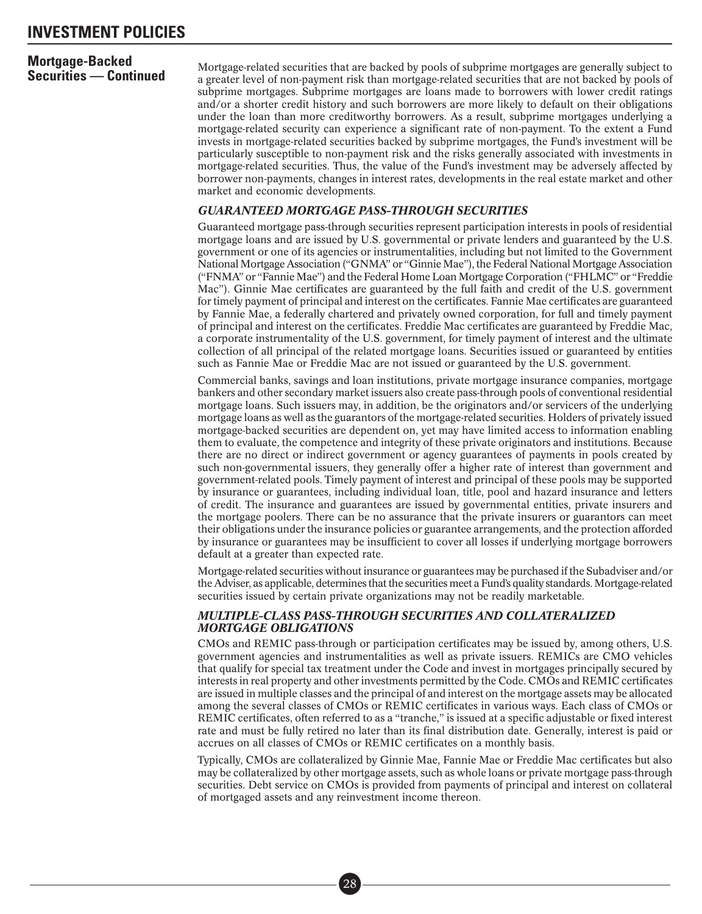## Mortgage-Backed Securities — Continued

Mortgage-related securities that are backed by pools of subprime mortgages are generally subject to a greater level of non-payment risk than mortgage-related securities that are not backed by pools of subprime mortgages. Subprime mortgages are loans made to borrowers with lower credit ratings and/or a shorter credit history and such borrowers are more likely to default on their obligations under the loan than more creditworthy borrowers. As a result, subprime mortgages underlying a mortgage-related security can experience a significant rate of non-payment. To the extent a Fund invests in mortgage-related securities backed by subprime mortgages, the Fund's investment will be particularly susceptible to non-payment risk and the risks generally associated with investments in mortgage-related securities. Thus, the value of the Fund's investment may be adversely affected by borrower non-payments, changes in interest rates, developments in the real estate market and other market and economic developments.

### *GUARANTEED MORTGAGE PASS-THROUGH SECURITIES*

Guaranteed mortgage pass-through securities represent participation interests in pools of residential mortgage loans and are issued by U.S. governmental or private lenders and guaranteed by the U.S. government or one of its agencies or instrumentalities, including but not limited to the Government National Mortgage Association ("GNMA" or "Ginnie Mae"), the Federal National Mortgage Association ("FNMA" or "Fannie Mae") and the Federal Home Loan Mortgage Corporation ("FHLMC" or "Freddie Mac"). Ginnie Mae certificates are guaranteed by the full faith and credit of the U.S. government for timely payment of principal and interest on the certificates. Fannie Mae certificates are guaranteed by Fannie Mae, a federally chartered and privately owned corporation, for full and timely payment of principal and interest on the certificates. Freddie Mac certificates are guaranteed by Freddie Mac, a corporate instrumentality of the U.S. government, for timely payment of interest and the ultimate collection of all principal of the related mortgage loans. Securities issued or guaranteed by entities such as Fannie Mae or Freddie Mac are not issued or guaranteed by the U.S. government.

Commercial banks, savings and loan institutions, private mortgage insurance companies, mortgage bankers and other secondary market issuers also create pass-through pools of conventional residential mortgage loans. Such issuers may, in addition, be the originators and/or servicers of the underlying mortgage loans as well as the guarantors of the mortgage-related securities. Holders of privately issued mortgage-backed securities are dependent on, yet may have limited access to information enabling them to evaluate, the competence and integrity of these private originators and institutions. Because there are no direct or indirect government or agency guarantees of payments in pools created by such non-governmental issuers, they generally offer a higher rate of interest than government and government-related pools. Timely payment of interest and principal of these pools may be supported by insurance or guarantees, including individual loan, title, pool and hazard insurance and letters of credit. The insurance and guarantees are issued by governmental entities, private insurers and the mortgage poolers. There can be no assurance that the private insurers or guarantors can meet their obligations under the insurance policies or guarantee arrangements, and the protection afforded by insurance or guarantees may be insufficient to cover all losses if underlying mortgage borrowers default at a greater than expected rate.

Mortgage-related securities without insurance or guarantees may be purchased if the Subadviser and/or the Adviser, as applicable, determines that the securities meet a Fund's quality standards. Mortgage-related securities issued by certain private organizations may not be readily marketable.

### *MULTIPLE-CLASS PASS-THROUGH SECURITIES AND COLLATERALIZED MORTGAGE OBLIGATIONS*

CMOs and REMIC pass-through or participation certificates may be issued by, among others, U.S. government agencies and instrumentalities as well as private issuers. REMICs are CMO vehicles that qualify for special tax treatment under the Code and invest in mortgages principally secured by interests in real property and other investments permitted by the Code. CMOs and REMIC certificates are issued in multiple classes and the principal of and interest on the mortgage assets may be allocated among the several classes of CMOs or REMIC certificates in various ways. Each class of CMOs or REMIC certificates, often referred to as a "tranche," is issued at a specific adjustable or fixed interest rate and must be fully retired no later than its final distribution date. Generally, interest is paid or accrues on all classes of CMOs or REMIC certificates on a monthly basis.

Typically, CMOs are collateralized by Ginnie Mae, Fannie Mae or Freddie Mac certificates but also may be collateralized by other mortgage assets, such as whole loans or private mortgage pass-through securities. Debt service on CMOs is provided from payments of principal and interest on collateral of mortgaged assets and any reinvestment income thereon.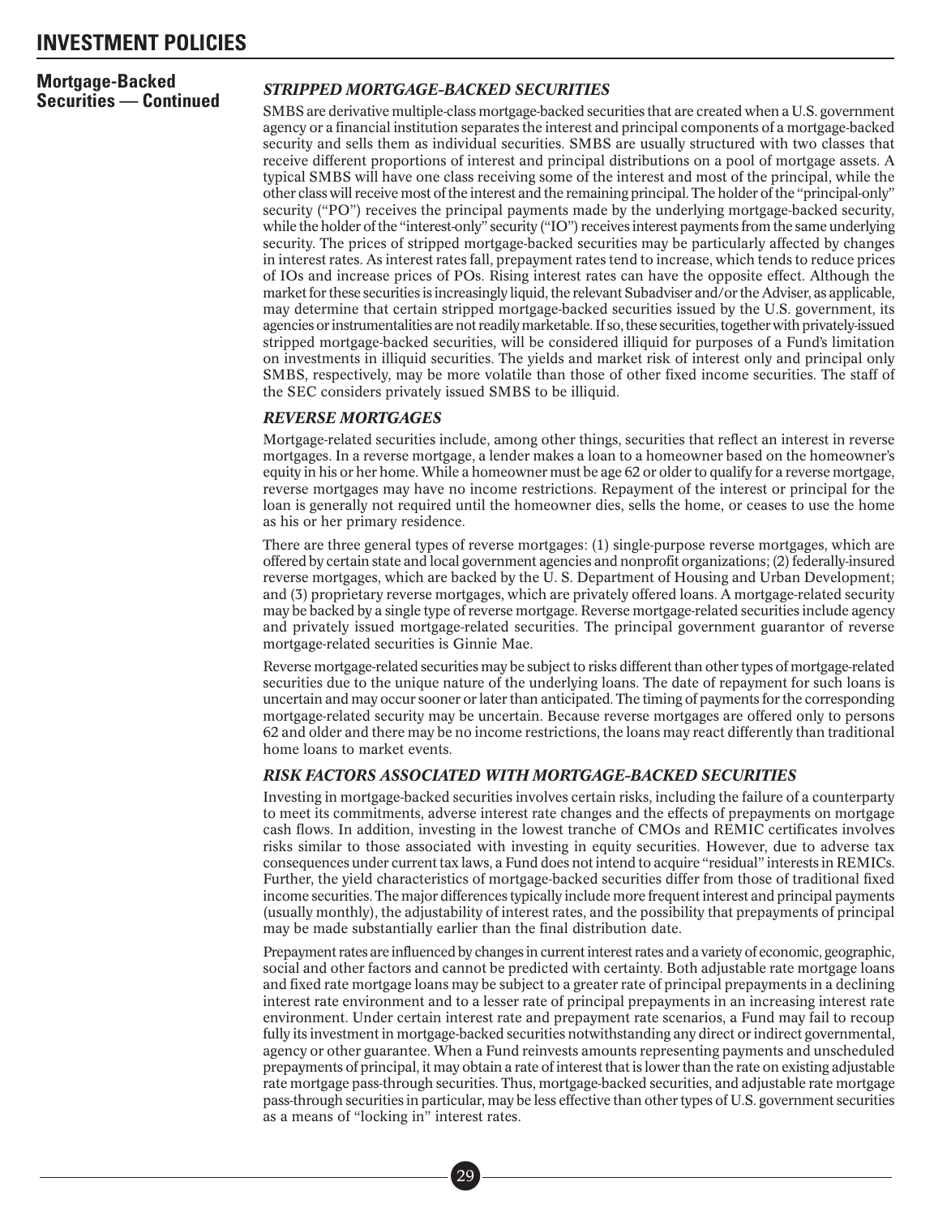# INVESTMENT POLICIES

**Mortgage-Backed Securities — Continued**

### *STRIPPED MORTGAGE-BACKED SECURITIES*

SMBS are derivative multiple-class mortgage-backed securities that are created when a U.S. government agency or a financial institution separates the interest and principal components of a mortgage-backed security and sells them as individual securities. SMBS are usually structured with two classes that receive different proportions of interest and principal distributions on a pool of mortgage assets. A typical SMBS will have one class receiving some of the interest and most of the principal, while the other class will receive most of the interest and the remaining principal. The holder of the "principal-only" security ("PO") receives the principal payments made by the underlying mortgage-backed security, while the holder of the "interest-only" security ("IO") receives interest payments from the same underlying security. The prices of stripped mortgage-backed securities may be particularly affected by changes in interest rates. As interest rates fall, prepayment rates tend to increase, which tends to reduce prices of IOs and increase prices of POs. Rising interest rates can have the opposite effect. Although the market for these securities is increasingly liquid, the relevant Subadviser and/or the Adviser, as applicable, may determine that certain stripped mortgage-backed securities issued by the U.S. government, its agencies or instrumentalities are not readily marketable. If so, these securities, together with privately-issued stripped mortgage-backed securities, will be considered illiquid for purposes of a Fund's limitation on investments in illiquid securities. The yields and market risk of interest only and principal only SMBS, respectively, may be more volatile than those of other fixed income securities. The staff of the SEC considers privately issued SMBS to be illiquid.

### *REVERSE MORTGAGES*

Mortgage-related securities include, among other things, securities that reflect an interest in reverse mortgages. In a reverse mortgage, a lender makes a loan to a homeowner based on the homeowner's equity in his or her home. While a homeowner must be age 62 or older to qualify for a reverse mortgage, reverse mortgages may have no income restrictions. Repayment of the interest or principal for the loan is generally not required until the homeowner dies, sells the home, or ceases to use the home as his or her primary residence.

There are three general types of reverse mortgages: (1) single-purpose reverse mortgages, which are offered by certain state and local government agencies and nonprofit organizations; (2) federally-insured reverse mortgages, which are backed by the U. S. Department of Housing and Urban Development; and (3) proprietary reverse mortgages, which are privately offered loans. A mortgage-related security may be backed by a single type of reverse mortgage. Reverse mortgage-related securities include agency and privately issued mortgage-related securities. The principal government guarantor of reverse mortgage-related securities is Ginnie Mae.

Reverse mortgage-related securities may be subject to risks different than other types of mortgage-related securities due to the unique nature of the underlying loans. The date of repayment for such loans is uncertain and may occur sooner or later than anticipated. The timing of payments for the corresponding mortgage-related security may be uncertain. Because reverse mortgages are offered only to persons 62 and older and there may be no income restrictions, the loans may react differently than traditional home loans to market events.

### *RISK FACTORS ASSOCIATED WITH MORTGAGE-BACKED SECURITIES*

Investing in mortgage-backed securities involves certain risks, including the failure of a counterparty to meet its commitments, adverse interest rate changes and the effects of prepayments on mortgage cash flows. In addition, investing in the lowest tranche of CMOs and REMIC certificates involves risks similar to those associated with investing in equity securities. However, due to adverse tax consequences under current tax laws, a Fund does not intend to acquire "residual" interests in REMICs. Further, the yield characteristics of mortgage-backed securities differ from those of traditional fixed income securities. The major differences typically include more frequent interest and principal payments (usually monthly), the adjustability of interest rates, and the possibility that prepayments of principal may be made substantially earlier than the final distribution date.

Prepayment rates are influenced by changes in current interest rates and a variety of economic, geographic, social and other factors and cannot be predicted with certainty. Both adjustable rate mortgage loans and fixed rate mortgage loans may be subject to a greater rate of principal prepayments in a declining interest rate environment and to a lesser rate of principal prepayments in an increasing interest rate environment. Under certain interest rate and prepayment rate scenarios, a Fund may fail to recoup fully its investment in mortgage-backed securities notwithstanding any direct or indirect governmental, agency or other guarantee. When a Fund reinvests amounts representing payments and unscheduled prepayments of principal, it may obtain a rate of interest that is lower than the rate on existing adjustable rate mortgage pass-through securities. Thus, mortgage-backed securities, and adjustable rate mortgage pass-through securities in particular, may be less effective than other types of U.S. government securities as a means of "locking in" interest rates.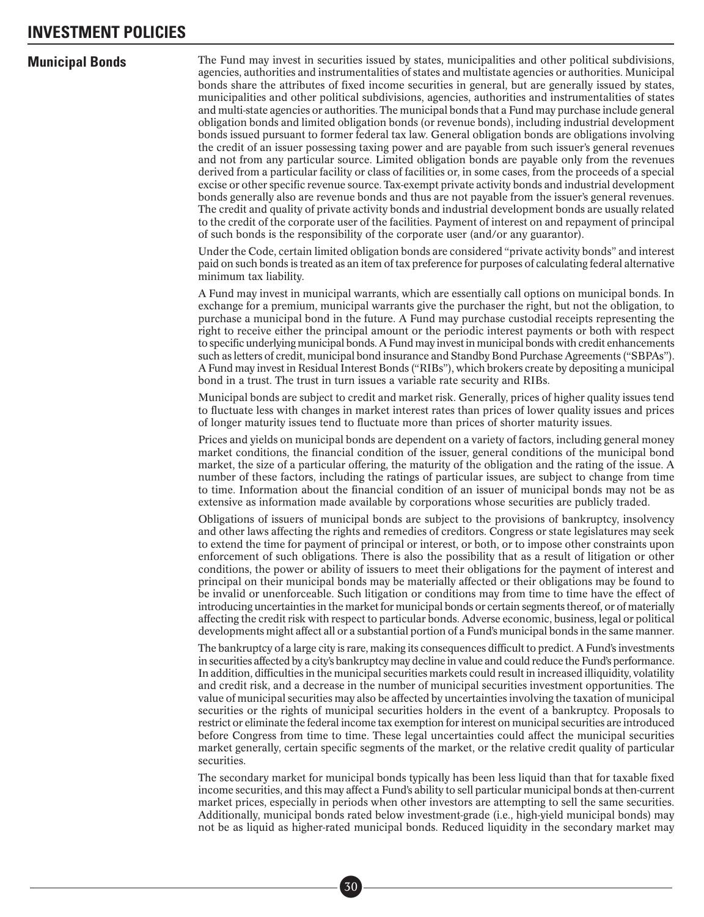# INVESTMENT POLICIES

## Municipal Bonds

The Fund may invest in securities issued by states, municipalities and other political subdivisions, agencies, authorities and instrumentalities of states and multistate agencies or authorities. Municipal bonds share the attributes of fixed income securities in general, but are generally issued by states, municipalities and other political subdivisions, agencies, authorities and instrumentalities of states and multi-state agencies or authorities. The municipal bonds that a Fund may purchase include general obligation bonds and limited obligation bonds (or revenue bonds), including industrial development bonds issued pursuant to former federal tax law. General obligation bonds are obligations involving the credit of an issuer possessing taxing power and are payable from such issuer's general revenues and not from any particular source. Limited obligation bonds are payable only from the revenues derived from a particular facility or class of facilities or, in some cases, from the proceeds of a special excise or other specific revenue source. Tax-exempt private activity bonds and industrial development bonds generally also are revenue bonds and thus are not payable from the issuer's general revenues. The credit and quality of private activity bonds and industrial development bonds are usually related to the credit of the corporate user of the facilities. Payment of interest on and repayment of principal of such bonds is the responsibility of the corporate user (and/or any guarantor).

Under the Code, certain limited obligation bonds are considered "private activity bonds" and interest paid on such bonds is treated as an item of tax preference for purposes of calculating federal alternative minimum tax liability.

A Fund may invest in municipal warrants, which are essentially call options on municipal bonds. In exchange for a premium, municipal warrants give the purchaser the right, but not the obligation, to purchase a municipal bond in the future. A Fund may purchase custodial receipts representing the right to receive either the principal amount or the periodic interest payments or both with respect to specific underlying municipal bonds. A Fund may invest in municipal bonds with credit enhancements such as letters of credit, municipal bond insurance and Standby Bond Purchase Agreements ("SBPAs"). A Fund may invest in Residual Interest Bonds ("RIBs"), which brokers create by depositing a municipal bond in a trust. The trust in turn issues a variable rate security and RIBs.

Municipal bonds are subject to credit and market risk. Generally, prices of higher quality issues tend to fluctuate less with changes in market interest rates than prices of lower quality issues and prices of longer maturity issues tend to fluctuate more than prices of shorter maturity issues.

Prices and yields on municipal bonds are dependent on a variety of factors, including general money market conditions, the financial condition of the issuer, general conditions of the municipal bond market, the size of a particular offering, the maturity of the obligation and the rating of the issue. A number of these factors, including the ratings of particular issues, are subject to change from time to time. Information about the financial condition of an issuer of municipal bonds may not be as extensive as information made available by corporations whose securities are publicly traded.

Obligations of issuers of municipal bonds are subject to the provisions of bankruptcy, insolvency and other laws affecting the rights and remedies of creditors. Congress or state legislatures may seek to extend the time for payment of principal or interest, or both, or to impose other constraints upon enforcement of such obligations. There is also the possibility that as a result of litigation or other conditions, the power or ability of issuers to meet their obligations for the payment of interest and principal on their municipal bonds may be materially affected or their obligations may be found to be invalid or unenforceable. Such litigation or conditions may from time to time have the effect of introducing uncertainties in the market for municipal bonds or certain segments thereof, or of materially affecting the credit risk with respect to particular bonds. Adverse economic, business, legal or political developments might affect all or a substantial portion of a Fund's municipal bonds in the same manner.

The bankruptcy of a large city is rare, making its consequences difficult to predict. A Fund's investments in securities affected by a city's bankruptcy may decline in value and could reduce the Fund's performance. In addition, difficulties in the municipal securities markets could result in increased illiquidity, volatility and credit risk, and a decrease in the number of municipal securities investment opportunities. The value of municipal securities may also be affected by uncertainties involving the taxation of municipal securities or the rights of municipal securities holders in the event of a bankruptcy. Proposals to restrict or eliminate the federal income tax exemption for interest on municipal securities are introduced before Congress from time to time. These legal uncertainties could affect the municipal securities market generally, certain specific segments of the market, or the relative credit quality of particular securities.

The secondary market for municipal bonds typically has been less liquid than that for taxable fixed income securities, and this may affect a Fund's ability to sell particular municipal bonds at then-current market prices, especially in periods when other investors are attempting to sell the same securities. Additionally, municipal bonds rated below investment-grade (i.e., high-yield municipal bonds) may not be as liquid as higher-rated municipal bonds. Reduced liquidity in the secondary market may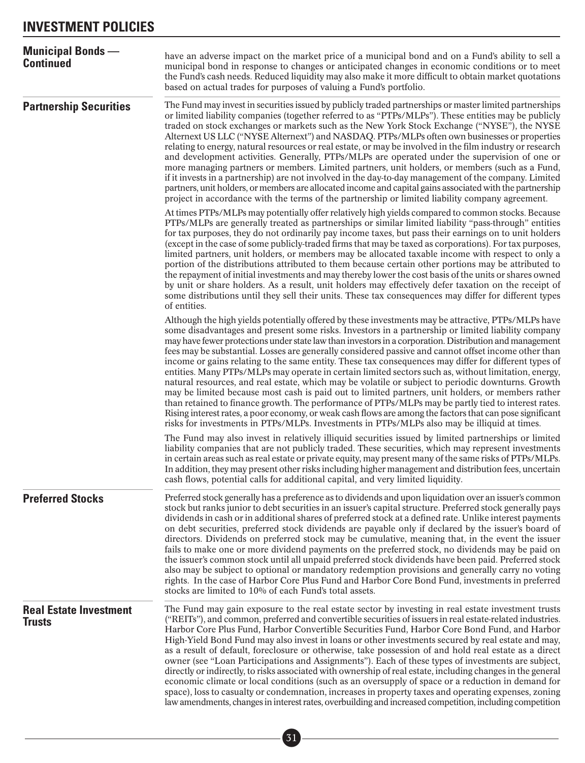## Municipal Bonds — Continued

have an adverse impact on the market price of a municipal bond and on a Fund's ability to sell a municipal bond in response to changes or anticipated changes in economic conditions or to meet the Fund's cash needs. Reduced liquidity may also make it more difficult to obtain market quotations based on actual trades for purposes of valuing a Fund's portfolio.

## Partnership Securities

The Fund may invest in securities issued by publicly traded partnerships or master limited partnerships or limited liability companies (together referred to as "PTPs/MLPs"). These entities may be publicly traded on stock exchanges or markets such as the New York Stock Exchange ("NYSE"), the NYSE Alternext US LLC ("NYSE Alternext") and NASDAQ. PTPs/MLPs often own businesses or properties relating to energy, natural resources or real estate, or may be involved in the film industry or research and development activities. Generally, PTPs/MLPs are operated under the supervision of one or more managing partners or members. Limited partners, unit holders, or members (such as a Fund, if it invests in a partnership) are not involved in the day-to-day management of the company. Limited partners, unit holders, or members are allocated income and capital gains associated with the partnership project in accordance with the terms of the partnership or limited liability company agreement.

At times PTPs/MLPs may potentially offer relatively high yields compared to common stocks. Because PTPs/MLPs are generally treated as partnerships or similar limited liability "pass-through" entities for tax purposes, they do not ordinarily pay income taxes, but pass their earnings on to unit holders (except in the case of some publicly-traded firms that may be taxed as corporations). For tax purposes, limited partners, unit holders, or members may be allocated taxable income with respect to only a portion of the distributions attributed to them because certain other portions may be attributed to the repayment of initial investments and may thereby lower the cost basis of the units or shares owned by unit or share holders. As a result, unit holders may effectively defer taxation on the receipt of some distributions until they sell their units. These tax consequences may differ for different types of entities.

Although the high yields potentially offered by these investments may be attractive, PTPs/MLPs have some disadvantages and present some risks. Investors in a partnership or limited liability company may have fewer protections under state law than investors in a corporation. Distribution and management fees may be substantial. Losses are generally considered passive and cannot offset income other than income or gains relating to the same entity. These tax consequences may differ for different types of entities. Many PTPs/MLPs may operate in certain limited sectors such as, without limitation, energy, natural resources, and real estate, which may be volatile or subject to periodic downturns. Growth may be limited because most cash is paid out to limited partners, unit holders, or members rather than retained to finance growth. The performance of PTPs/MLPs may be partly tied to interest rates. Rising interest rates, a poor economy, or weak cash flows are among the factors that can pose significant risks for investments in PTPs/MLPs. Investments in PTPs/MLPs also may be illiquid at times.

The Fund may also invest in relatively illiquid securities issued by limited partnerships or limited liability companies that are not publicly traded. These securities, which may represent investments in certain areas such as real estate or private equity, may present many of the same risks of PTPs/MLPs. In addition, they may present other risks including higher management and distribution fees, uncertain cash flows, potential calls for additional capital, and very limited liquidity.

## Preferred Stocks

Preferred stock generally has a preference as to dividends and upon liquidation over an issuer's common stock but ranks junior to debt securities in an issuer's capital structure. Preferred stock generally pays dividends in cash or in additional shares of preferred stock at a defined rate. Unlike interest payments on debt securities, preferred stock dividends are payable only if declared by the issuer's board of directors. Dividends on preferred stock may be cumulative, meaning that, in the event the issuer fails to make one or more dividend payments on the preferred stock, no dividends may be paid on the issuer's common stock until all unpaid preferred stock dividends have been paid. Preferred stock also may be subject to optional or mandatory redemption provisions and generally carry no voting rights. In the case of Harbor Core Plus Fund and Harbor Core Bond Fund, investments in preferred stocks are limited to 10% of each Fund's total assets.

## Real Estate Investment Trusts

The Fund may gain exposure to the real estate sector by investing in real estate investment trusts ("REITs"), and common, preferred and convertible securities of issuers in real estate-related industries. Harbor Core Plus Fund, Harbor Convertible Securities Fund, Harbor Core Bond Fund, and Harbor High-Yield Bond Fund may also invest in loans or other investments secured by real estate and may, as a result of default, foreclosure or otherwise, take possession of and hold real estate as a direct owner (see "Loan Participations and Assignments"). Each of these types of investments are subject, directly or indirectly, to risks associated with ownership of real estate, including changes in the general economic climate or local conditions (such as an oversupply of space or a reduction in demand for space), loss to casualty or condemnation, increases in property taxes and operating expenses, zoning law amendments, changes in interest rates, overbuilding and increased competition, including competition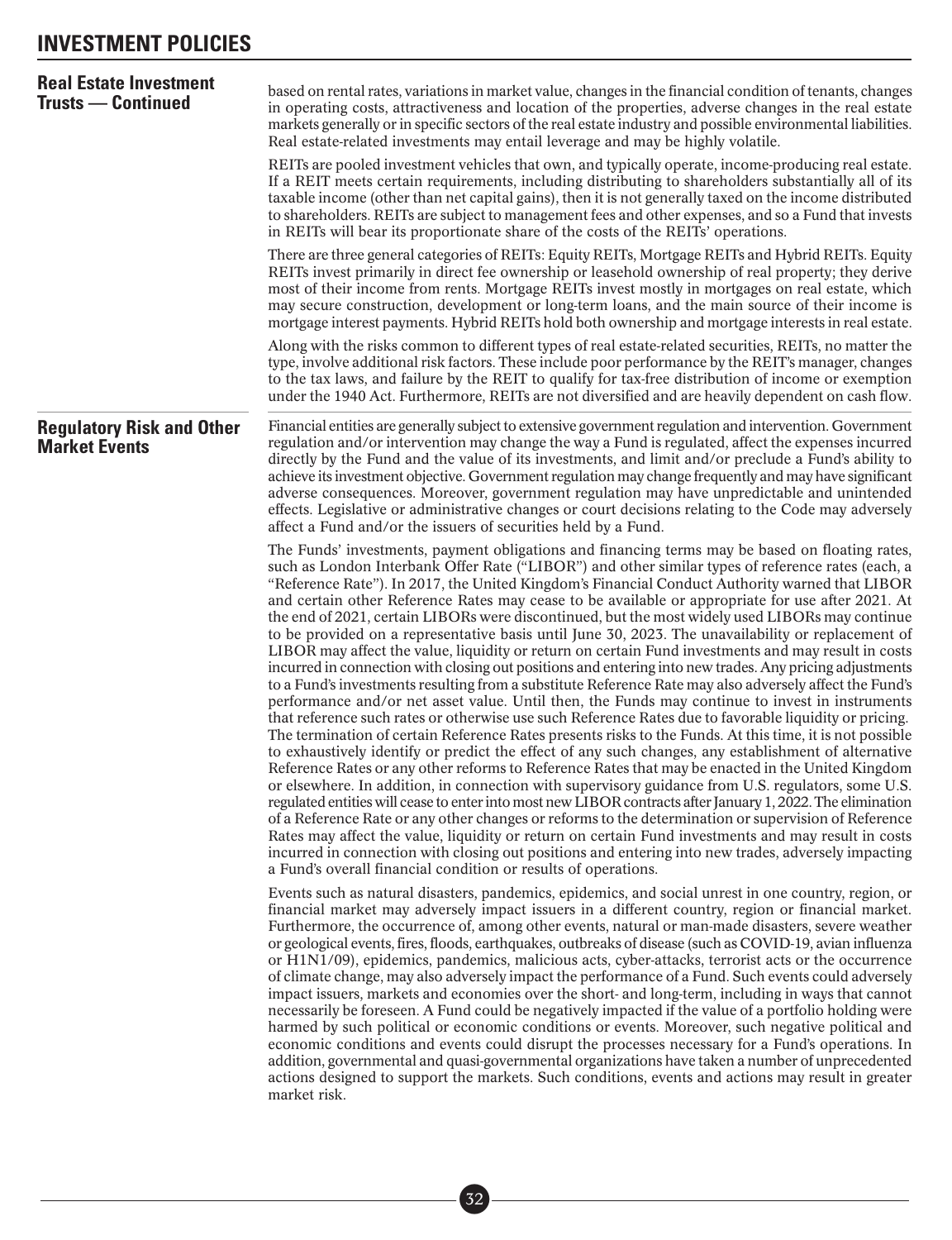## Real Estate Investment Trusts — Continued

based on rental rates, variations in market value, changes in the financial condition of tenants, changes in operating costs, attractiveness and location of the properties, adverse changes in the real estate markets generally or in specific sectors of the real estate industry and possible environmental liabilities. Real estate-related investments may entail leverage and may be highly volatile.

REITs are pooled investment vehicles that own, and typically operate, income-producing real estate. If a REIT meets certain requirements, including distributing to shareholders substantially all of its taxable income (other than net capital gains), then it is not generally taxed on the income distributed to shareholders. REITs are subject to management fees and other expenses, and so a Fund that invests in REITs will bear its proportionate share of the costs of the REITs' operations.

There are three general categories of REITs: Equity REITs, Mortgage REITs and Hybrid REITs. Equity REITs invest primarily in direct fee ownership or leasehold ownership of real property; they derive most of their income from rents. Mortgage REITs invest mostly in mortgages on real estate, which may secure construction, development or long-term loans, and the main source of their income is mortgage interest payments. Hybrid REITs hold both ownership and mortgage interests in real estate.

Along with the risks common to different types of real estate-related securities, REITs, no matter the type, involve additional risk factors. These include poor performance by the REIT's manager, changes to the tax laws, and failure by the REIT to qualify for tax-free distribution of income or exemption under the 1940 Act. Furthermore, REITs are not diversified and are heavily dependent on cash flow.

## Regulatory Risk and Other Market Events

Financial entities are generally subject to extensive government regulation and intervention. Government regulation and/or intervention may change the way a Fund is regulated, affect the expenses incurred directly by the Fund and the value of its investments, and limit and/or preclude a Fund's ability to achieve its investment objective. Government regulation may change frequently and may have significant adverse consequences. Moreover, government regulation may have unpredictable and unintended effects. Legislative or administrative changes or court decisions relating to the Code may adversely affect a Fund and/or the issuers of securities held by a Fund.

The Funds' investments, payment obligations and financing terms may be based on floating rates, such as London Interbank Offer Rate ("LIBOR") and other similar types of reference rates (each, a "Reference Rate"). In 2017, the United Kingdom's Financial Conduct Authority warned that LIBOR and certain other Reference Rates may cease to be available or appropriate for use after 2021. At the end of 2021, certain LIBORs were discontinued, but the most widely used LIBORs may continue to be provided on a representative basis until June 30, 2023. The unavailability or replacement of LIBOR may affect the value, liquidity or return on certain Fund investments and may result in costs incurred in connection with closing out positions and entering into new trades. Any pricing adjustments to a Fund's investments resulting from a substitute Reference Rate may also adversely affect the Fund's performance and/or net asset value. Until then, the Funds may continue to invest in instruments that reference such rates or otherwise use such Reference Rates due to favorable liquidity or pricing. The termination of certain Reference Rates presents risks to the Funds. At this time, it is not possible to exhaustively identify or predict the effect of any such changes, any establishment of alternative Reference Rates or any other reforms to Reference Rates that may be enacted in the United Kingdom or elsewhere. In addition, in connection with supervisory guidance from U.S. regulators, some U.S. regulated entities will cease to enter into most new LIBOR contracts after January 1, 2022. The elimination of a Reference Rate or any other changes or reforms to the determination or supervision of Reference Rates may affect the value, liquidity or return on certain Fund investments and may result in costs incurred in connection with closing out positions and entering into new trades, adversely impacting a Fund's overall financial condition or results of operations.

Events such as natural disasters, pandemics, epidemics, and social unrest in one country, region, or financial market may adversely impact issuers in a different country, region or financial market. Furthermore, the occurrence of, among other events, natural or man-made disasters, severe weather or geological events, fires, floods, earthquakes, outbreaks of disease (such as COVID-19, avian influenza or H1N1/09), epidemics, pandemics, malicious acts, cyber-attacks, terrorist acts or the occurrence of climate change, may also adversely impact the performance of a Fund. Such events could adversely impact issuers, markets and economies over the short- and long-term, including in ways that cannot necessarily be foreseen. A Fund could be negatively impacted if the value of a portfolio holding were harmed by such political or economic conditions or events. Moreover, such negative political and economic conditions and events could disrupt the processes necessary for a Fund's operations. In addition, governmental and quasi-governmental organizations have taken a number of unprecedented actions designed to support the markets. Such conditions, events and actions may result in greater market risk.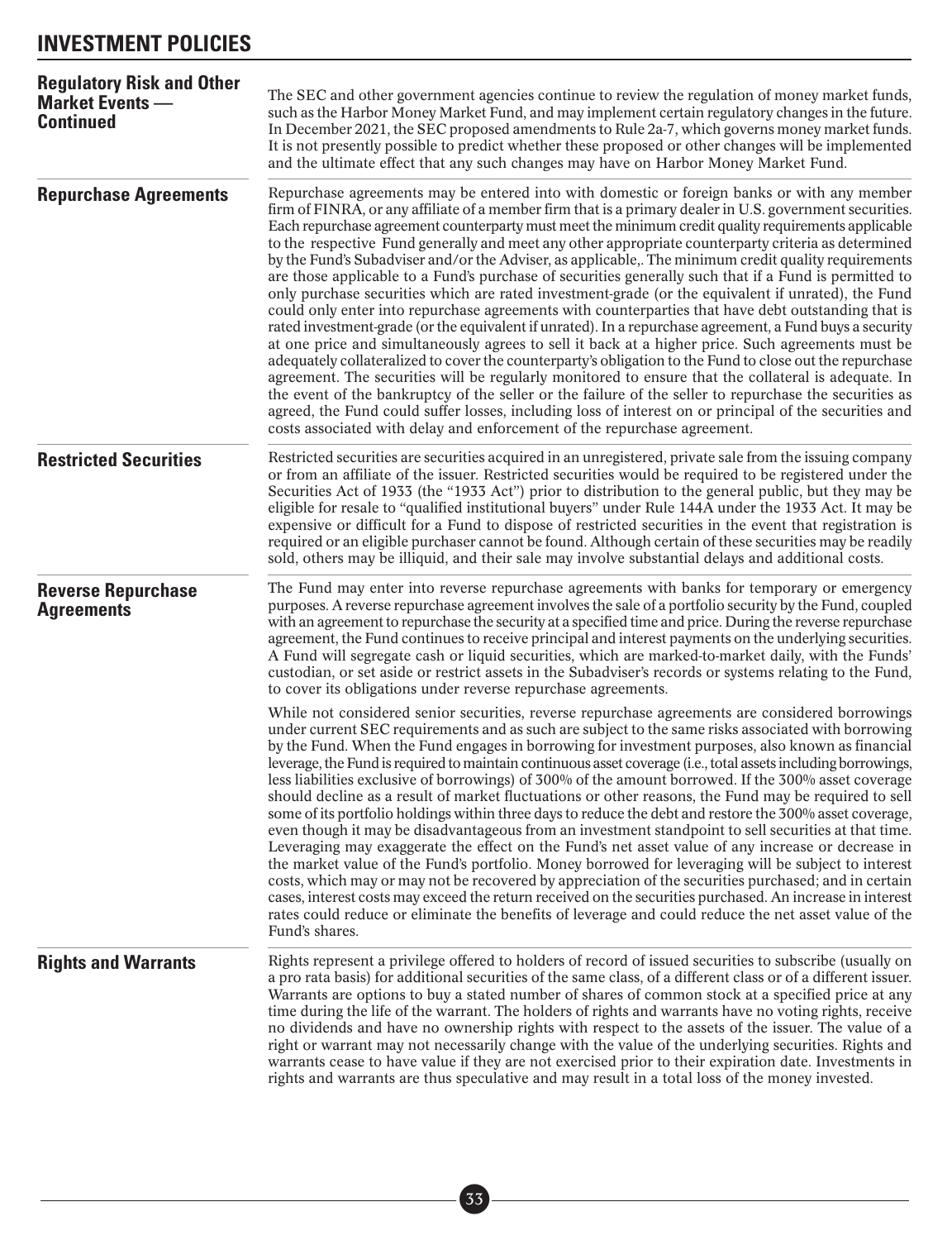# INVESTMENT POLICIES

## Regulatory Risk and Other Market Events — Continued

The SEC and other government agencies continue to review the regulation of money market funds, such as the Harbor Money Market Fund, and may implement certain regulatory changes in the future. In December 2021, the SEC proposed amendments to Rule 2a-7, which governs money market funds. It is not presently possible to predict whether these proposed or other changes will be implemented and the ultimate effect that any such changes may have on Harbor Money Market Fund.

## Repurchase Agreements

Repurchase agreements may be entered into with domestic or foreign banks or with any member firm of FINRA, or any affiliate of a member firm that is a primary dealer in U.S. government securities. Each repurchase agreement counterparty must meet the minimum credit quality requirements applicable to the respective Fund generally and meet any other appropriate counterparty criteria as determined by the Fund's Subadviser and/or the Adviser, as applicable,. The minimum credit quality requirements are those applicable to a Fund's purchase of securities generally such that if a Fund is permitted to only purchase securities which are rated investment-grade (or the equivalent if unrated), the Fund could only enter into repurchase agreements with counterparties that have debt outstanding that is rated investment-grade (or the equivalent if unrated). In a repurchase agreement, a Fund buys a security at one price and simultaneously agrees to sell it back at a higher price. Such agreements must be adequately collateralized to cover the counterparty's obligation to the Fund to close out the repurchase agreement. The securities will be regularly monitored to ensure that the collateral is adequate. In the event of the bankruptcy of the seller or the failure of the seller to repurchase the securities as agreed, the Fund could suffer losses, including loss of interest on or principal of the securities and costs associated with delay and enforcement of the repurchase agreement.

## Restricted Securities

Restricted securities are securities acquired in an unregistered, private sale from the issuing company or from an affiliate of the issuer. Restricted securities would be required to be registered under the Securities Act of 1933 (the "1933 Act") prior to distribution to the general public, but they may be eligible for resale to "qualified institutional buyers" under Rule 144A under the 1933 Act. It may be expensive or difficult for a Fund to dispose of restricted securities in the event that registration is required or an eligible purchaser cannot be found. Although certain of these securities may be readily sold, others may be illiquid, and their sale may involve substantial delays and additional costs.

## Reverse Repurchase Agreements

The Fund may enter into reverse repurchase agreements with banks for temporary or emergency purposes. A reverse repurchase agreement involves the sale of a portfolio security by the Fund, coupled with an agreement to repurchase the security at a specified time and price. During the reverse repurchase agreement, the Fund continues to receive principal and interest payments on the underlying securities. A Fund will segregate cash or liquid securities, which are marked-to-market daily, with the Funds' custodian, or set aside or restrict assets in the Subadviser's records or systems relating to the Fund, to cover its obligations under reverse repurchase agreements.

While not considered senior securities, reverse repurchase agreements are considered borrowings under current SEC requirements and as such are subject to the same risks associated with borrowing by the Fund. When the Fund engages in borrowing for investment purposes, also known as financial leverage, the Fund is required to maintain continuous asset coverage (i.e., total assets including borrowings, less liabilities exclusive of borrowings) of 300% of the amount borrowed. If the 300% asset coverage should decline as a result of market fluctuations or other reasons, the Fund may be required to sell some of its portfolio holdings within three days to reduce the debt and restore the 300% asset coverage, even though it may be disadvantageous from an investment standpoint to sell securities at that time. Leveraging may exaggerate the effect on the Fund's net asset value of any increase or decrease in the market value of the Fund's portfolio. Money borrowed for leveraging will be subject to interest costs, which may or may not be recovered by appreciation of the securities purchased; and in certain cases, interest costs may exceed the return received on the securities purchased. An increase in interest rates could reduce or eliminate the benefits of leverage and could reduce the net asset value of the Fund's shares.

## Rights and Warrants

Rights represent a privilege offered to holders of record of issued securities to subscribe (usually on a pro rata basis) for additional securities of the same class, of a different class or of a different issuer. Warrants are options to buy a stated number of shares of common stock at a specified price at any time during the life of the warrant. The holders of rights and warrants have no voting rights, receive no dividends and have no ownership rights with respect to the assets of the issuer. The value of a right or warrant may not necessarily change with the value of the underlying securities. Rights and warrants cease to have value if they are not exercised prior to their expiration date. Investments in rights and warrants are thus speculative and may result in a total loss of the money invested.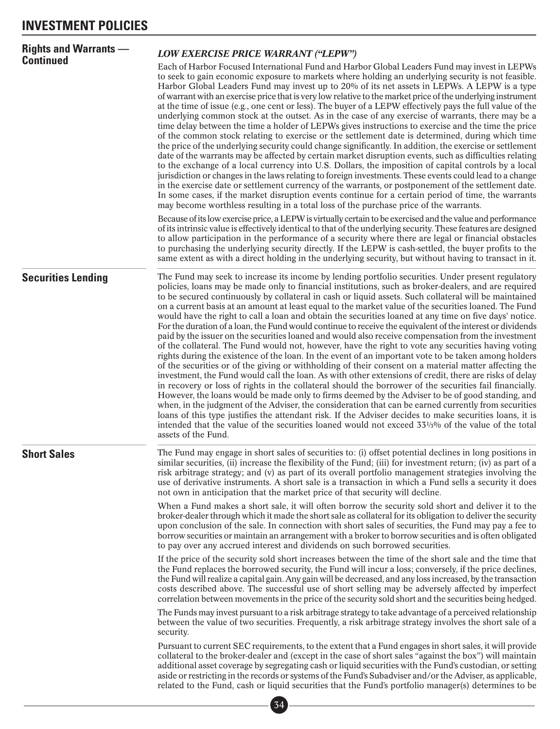# INVESTMENT POLICIES

## Rights and Warrants — Continued

### *LOW EXERCISE PRICE WARRANT ("LEPW")*

Each of Harbor Focused International Fund and Harbor Global Leaders Fund may invest in LEPWs to seek to gain economic exposure to markets where holding an underlying security is not feasible. Harbor Global Leaders Fund may invest up to 20% of its net assets in LEPWs. A LEPW is a type of warrant with an exercise price that is very low relative to the market price of the underlying instrument at the time of issue (e.g., one cent or less). The buyer of a LEPW effectively pays the full value of the underlying common stock at the outset. As in the case of any exercise of warrants, there may be a time delay between the time a holder of LEPWs gives instructions to exercise and the time the price of the common stock relating to exercise or the settlement date is determined, during which time the price of the underlying security could change significantly. In addition, the exercise or settlement date of the warrants may be affected by certain market disruption events, such as difficulties relating to the exchange of a local currency into U.S. Dollars, the imposition of capital controls by a local jurisdiction or changes in the laws relating to foreign investments. These events could lead to a change in the exercise date or settlement currency of the warrants, or postponement of the settlement date. In some cases, if the market disruption events continue for a certain period of time, the warrants may become worthless resulting in a total loss of the purchase price of the warrants.

Because of its low exercise price, a LEPW is virtually certain to be exercised and the value and performance of its intrinsic value is effectively identical to that of the underlying security. These features are designed to allow participation in the performance of a security where there are legal or financial obstacles to purchasing the underlying security directly. If the LEPW is cash-settled, the buyer profits to the same extent as with a direct holding in the underlying security, but without having to transact in it.

## Securities Lending

The Fund may seek to increase its income by lending portfolio securities. Under present regulatory policies, loans may be made only to financial institutions, such as broker-dealers, and are required to be secured continuously by collateral in cash or liquid assets. Such collateral will be maintained on a current basis at an amount at least equal to the market value of the securities loaned. The Fund would have the right to call a loan and obtain the securities loaned at any time on five days' notice. For the duration of a loan, the Fund would continue to receive the equivalent of the interest or dividends paid by the issuer on the securities loaned and would also receive compensation from the investment of the collateral. The Fund would not, however, have the right to vote any securities having voting rights during the existence of the loan. In the event of an important vote to be taken among holders of the securities or of the giving or withholding of their consent on a material matter affecting the investment, the Fund would call the loan. As with other extensions of credit, there are risks of delay in recovery or loss of rights in the collateral should the borrower of the securities fail financially. However, the loans would be made only to firms deemed by the Adviser to be of good standing, and when, in the judgment of the Adviser, the consideration that can be earned currently from securities loans of this type justifies the attendant risk. If the Adviser decides to make securities loans, it is intended that the value of the securities loaned would not exceed 33⅓% of the value of the total assets of the Fund.

## Short Sales

The Fund may engage in short sales of securities to: (i) offset potential declines in long positions in similar securities, (ii) increase the flexibility of the Fund; (iii) for investment return; (iv) as part of a risk arbitrage strategy; and (v) as part of its overall portfolio management strategies involving the use of derivative instruments. A short sale is a transaction in which a Fund sells a security it does not own in anticipation that the market price of that security will decline.

When a Fund makes a short sale, it will often borrow the security sold short and deliver it to the broker-dealer through which it made the short sale as collateral for its obligation to deliver the security upon conclusion of the sale. In connection with short sales of securities, the Fund may pay a fee to borrow securities or maintain an arrangement with a broker to borrow securities and is often obligated to pay over any accrued interest and dividends on such borrowed securities.

If the price of the security sold short increases between the time of the short sale and the time that the Fund replaces the borrowed security, the Fund will incur a loss; conversely, if the price declines, the Fund will realize a capital gain. Any gain will be decreased, and any loss increased, by the transaction costs described above. The successful use of short selling may be adversely affected by imperfect correlation between movements in the price of the security sold short and the securities being hedged.

The Funds may invest pursuant to a risk arbitrage strategy to take advantage of a perceived relationship between the value of two securities. Frequently, a risk arbitrage strategy involves the short sale of a security.

Pursuant to current SEC requirements, to the extent that a Fund engages in short sales, it will provide collateral to the broker-dealer and (except in the case of short sales "against the box") will maintain additional asset coverage by segregating cash or liquid securities with the Fund's custodian, or setting aside or restricting in the records or systems of the Fund's Subadviser and/or the Adviser, as applicable, related to the Fund, cash or liquid securities that the Fund's portfolio manager(s) determines to be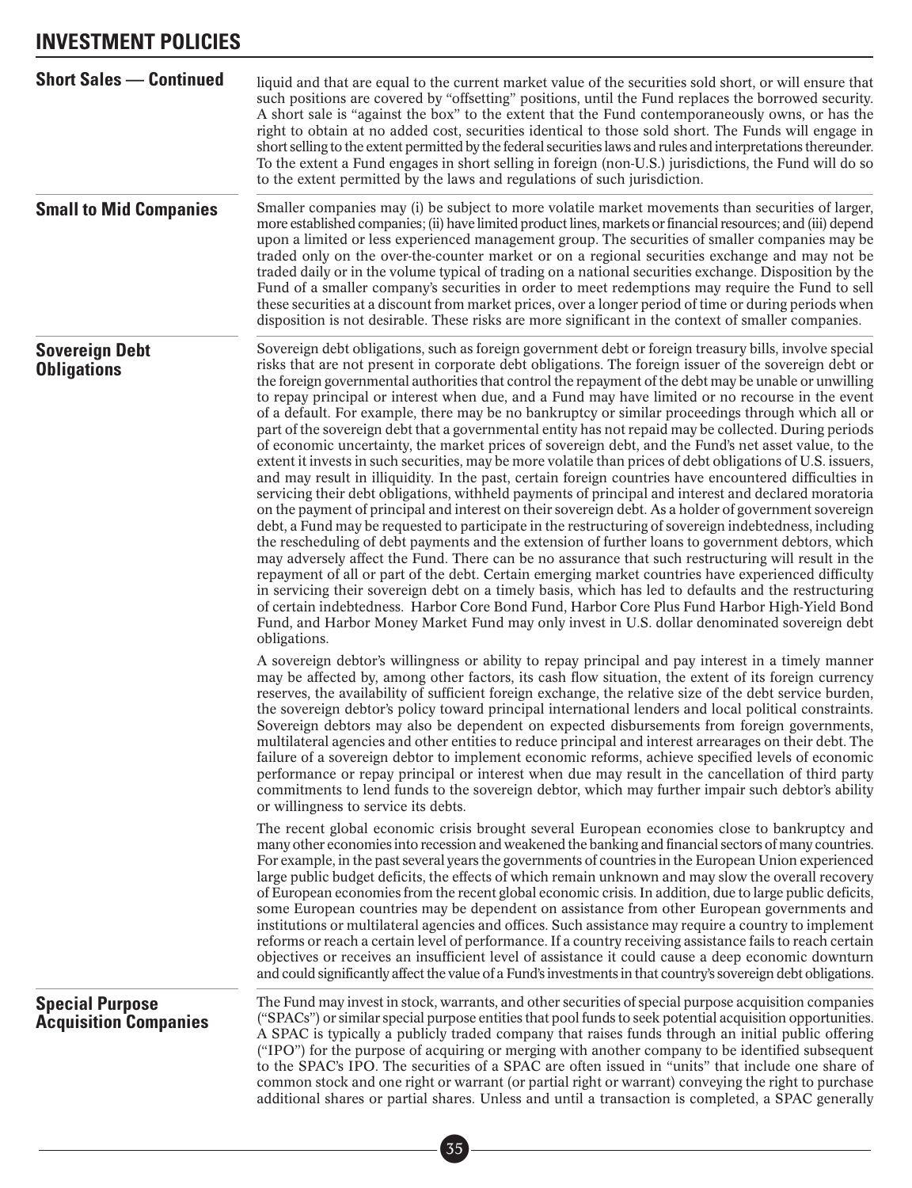## Short Sales — Continued

liquid and that are equal to the current market value of the securities sold short, or will ensure that such positions are covered by "offsetting" positions, until the Fund replaces the borrowed security. A short sale is "against the box" to the extent that the Fund contemporaneously owns, or has the right to obtain at no added cost, securities identical to those sold short. The Funds will engage in short selling to the extent permitted by the federal securities laws and rules and interpretations thereunder. To the extent a Fund engages in short selling in foreign (non-U.S.) jurisdictions, the Fund will do so to the extent permitted by the laws and regulations of such jurisdiction.

## Small to Mid Companies

Smaller companies may (i) be subject to more volatile market movements than securities of larger, more established companies; (ii) have limited product lines, markets or financial resources; and (iii) depend upon a limited or less experienced management group. The securities of smaller companies may be traded only on the over-the-counter market or on a regional securities exchange and may not be traded daily or in the volume typical of trading on a national securities exchange. Disposition by the Fund of a smaller company's securities in order to meet redemptions may require the Fund to sell these securities at a discount from market prices, over a longer period of time or during periods when disposition is not desirable. These risks are more significant in the context of smaller companies.

## Sovereign Debt Obligations

Sovereign debt obligations, such as foreign government debt or foreign treasury bills, involve special risks that are not present in corporate debt obligations. The foreign issuer of the sovereign debt or the foreign governmental authorities that control the repayment of the debt may be unable or unwilling to repay principal or interest when due, and a Fund may have limited or no recourse in the event of a default. For example, there may be no bankruptcy or similar proceedings through which all or part of the sovereign debt that a governmental entity has not repaid may be collected. During periods of economic uncertainty, the market prices of sovereign debt, and the Fund's net asset value, to the extent it invests in such securities, may be more volatile than prices of debt obligations of U.S. issuers, and may result in illiquidity. In the past, certain foreign countries have encountered difficulties in servicing their debt obligations, withheld payments of principal and interest and declared moratoria on the payment of principal and interest on their sovereign debt. As a holder of government sovereign debt, a Fund may be requested to participate in the restructuring of sovereign indebtedness, including the rescheduling of debt payments and the extension of further loans to government debtors, which may adversely affect the Fund. There can be no assurance that such restructuring will result in the repayment of all or part of the debt. Certain emerging market countries have experienced difficulty in servicing their sovereign debt on a timely basis, which has led to defaults and the restructuring of certain indebtedness. Harbor Core Bond Fund, Harbor Core Plus Fund Harbor High-Yield Bond Fund, and Harbor Money Market Fund may only invest in U.S. dollar denominated sovereign debt obligations.

A sovereign debtor's willingness or ability to repay principal and pay interest in a timely manner may be affected by, among other factors, its cash flow situation, the extent of its foreign currency reserves, the availability of sufficient foreign exchange, the relative size of the debt service burden, the sovereign debtor's policy toward principal international lenders and local political constraints. Sovereign debtors may also be dependent on expected disbursements from foreign governments, multilateral agencies and other entities to reduce principal and interest arrearages on their debt. The failure of a sovereign debtor to implement economic reforms, achieve specified levels of economic performance or repay principal or interest when due may result in the cancellation of third party commitments to lend funds to the sovereign debtor, which may further impair such debtor's ability or willingness to service its debts.

The recent global economic crisis brought several European economies close to bankruptcy and many other economies into recession and weakened the banking and financial sectors of many countries. For example, in the past several years the governments of countries in the European Union experienced large public budget deficits, the effects of which remain unknown and may slow the overall recovery of European economies from the recent global economic crisis. In addition, due to large public deficits, some European countries may be dependent on assistance from other European governments and institutions or multilateral agencies and offices. Such assistance may require a country to implement reforms or reach a certain level of performance. If a country receiving assistance fails to reach certain objectives or receives an insufficient level of assistance it could cause a deep economic downturn and could significantly affect the value of a Fund's investments in that country's sovereign debt obligations.

## Special Purpose Acquisition Companies

The Fund may invest in stock, warrants, and other securities of special purpose acquisition companies ("SPACs") or similar special purpose entities that pool funds to seek potential acquisition opportunities. A SPAC is typically a publicly traded company that raises funds through an initial public offering ("IPO") for the purpose of acquiring or merging with another company to be identified subsequent to the SPAC's IPO. The securities of a SPAC are often issued in "units" that include one share of common stock and one right or warrant (or partial right or warrant) conveying the right to purchase additional shares or partial shares. Unless and until a transaction is completed, a SPAC generally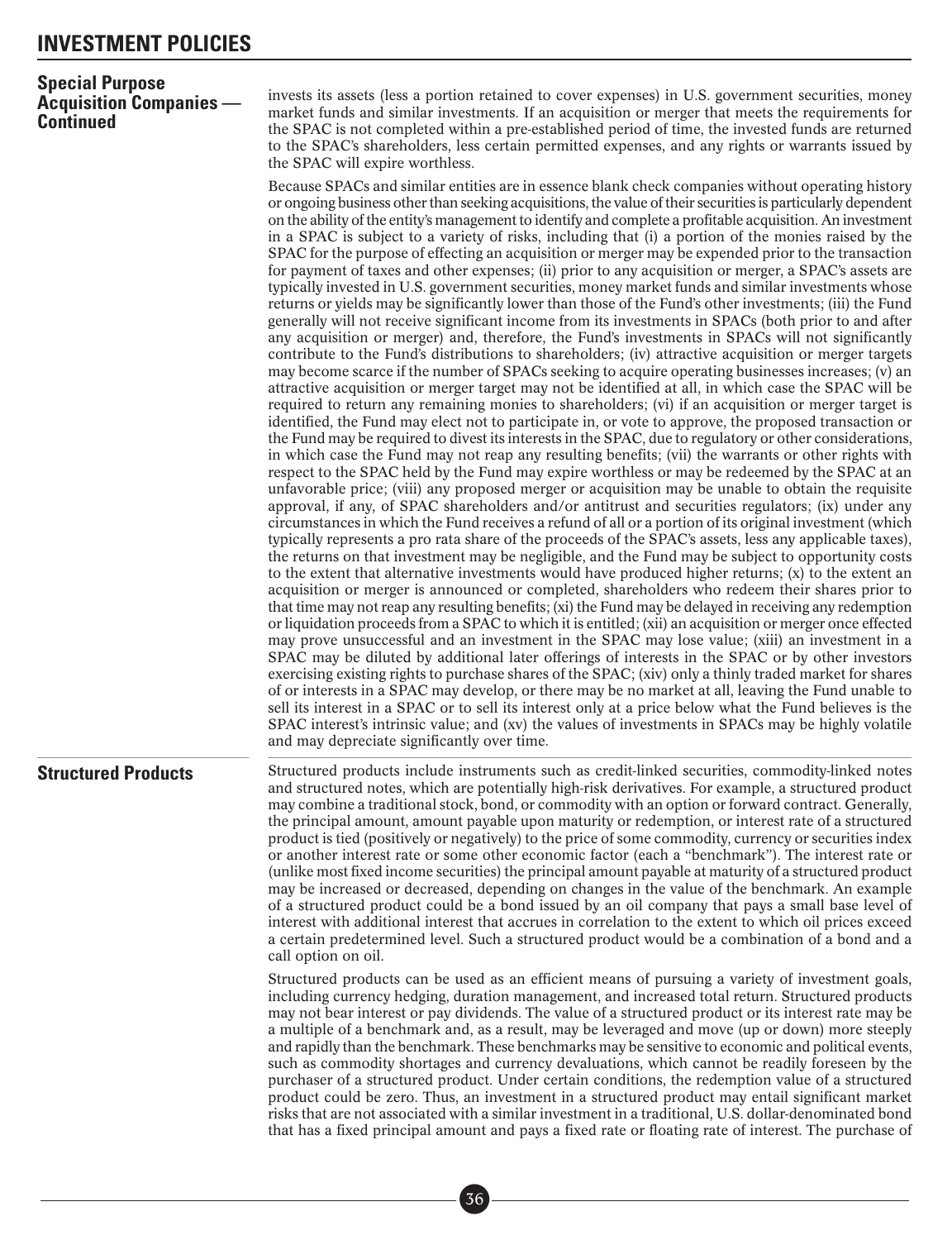# INVESTMENT POLICIES

## Special Purpose Acquisition Companies — Continued

invests its assets (less a portion retained to cover expenses) in U.S. government securities, money market funds and similar investments. If an acquisition or merger that meets the requirements for the SPAC is not completed within a pre-established period of time, the invested funds are returned to the SPAC's shareholders, less certain permitted expenses, and any rights or warrants issued by the SPAC will expire worthless.

Because SPACs and similar entities are in essence blank check companies without operating history or ongoing business other than seeking acquisitions, the value of their securities is particularly dependent on the ability of the entity's management to identify and complete a profitable acquisition. An investment in a SPAC is subject to a variety of risks, including that (i) a portion of the monies raised by the SPAC for the purpose of effecting an acquisition or merger may be expended prior to the transaction for payment of taxes and other expenses; (ii) prior to any acquisition or merger, a SPAC's assets are typically invested in U.S. government securities, money market funds and similar investments whose returns or yields may be significantly lower than those of the Fund's other investments; (iii) the Fund generally will not receive significant income from its investments in SPACs (both prior to and after any acquisition or merger) and, therefore, the Fund's investments in SPACs will not significantly contribute to the Fund's distributions to shareholders; (iv) attractive acquisition or merger targets may become scarce if the number of SPACs seeking to acquire operating businesses increases; (v) an attractive acquisition or merger target may not be identified at all, in which case the SPAC will be required to return any remaining monies to shareholders; (vi) if an acquisition or merger target is identified, the Fund may elect not to participate in, or vote to approve, the proposed transaction or the Fund may be required to divest its interests in the SPAC, due to regulatory or other considerations, in which case the Fund may not reap any resulting benefits; (vii) the warrants or other rights with respect to the SPAC held by the Fund may expire worthless or may be redeemed by the SPAC at an unfavorable price; (viii) any proposed merger or acquisition may be unable to obtain the requisite approval, if any, of SPAC shareholders and/or antitrust and securities regulators; (ix) under any circumstances in which the Fund receives a refund of all or a portion of its original investment (which typically represents a pro rata share of the proceeds of the SPAC's assets, less any applicable taxes), the returns on that investment may be negligible, and the Fund may be subject to opportunity costs to the extent that alternative investments would have produced higher returns; (x) to the extent an acquisition or merger is announced or completed, shareholders who redeem their shares prior to that time may not reap any resulting benefits; (xi) the Fund may be delayed in receiving any redemption or liquidation proceeds from a SPAC to which it is entitled; (xii) an acquisition or merger once effected may prove unsuccessful and an investment in the SPAC may lose value; (xiii) an investment in a SPAC may be diluted by additional later offerings of interests in the SPAC or by other investors exercising existing rights to purchase shares of the SPAC; (xiv) only a thinly traded market for shares of or interests in a SPAC may develop, or there may be no market at all, leaving the Fund unable to sell its interest in a SPAC or to sell its interest only at a price below what the Fund believes is the SPAC interest's intrinsic value; and (xv) the values of investments in SPACs may be highly volatile and may depreciate significantly over time.

## Structured Products

Structured products include instruments such as credit-linked securities, commodity-linked notes and structured notes, which are potentially high-risk derivatives. For example, a structured product may combine a traditional stock, bond, or commodity with an option or forward contract. Generally, the principal amount, amount payable upon maturity or redemption, or interest rate of a structured product is tied (positively or negatively) to the price of some commodity, currency or securities index or another interest rate or some other economic factor (each a "benchmark"). The interest rate or (unlike most fixed income securities) the principal amount payable at maturity of a structured product may be increased or decreased, depending on changes in the value of the benchmark. An example of a structured product could be a bond issued by an oil company that pays a small base level of interest with additional interest that accrues in correlation to the extent to which oil prices exceed a certain predetermined level. Such a structured product would be a combination of a bond and a call option on oil.

Structured products can be used as an efficient means of pursuing a variety of investment goals, including currency hedging, duration management, and increased total return. Structured products may not bear interest or pay dividends. The value of a structured product or its interest rate may be a multiple of a benchmark and, as a result, may be leveraged and move (up or down) more steeply and rapidly than the benchmark. These benchmarks may be sensitive to economic and political events, such as commodity shortages and currency devaluations, which cannot be readily foreseen by the purchaser of a structured product. Under certain conditions, the redemption value of a structured product could be zero. Thus, an investment in a structured product may entail significant market risks that are not associated with a similar investment in a traditional, U.S. dollar-denominated bond that has a fixed principal amount and pays a fixed rate or floating rate of interest. The purchase of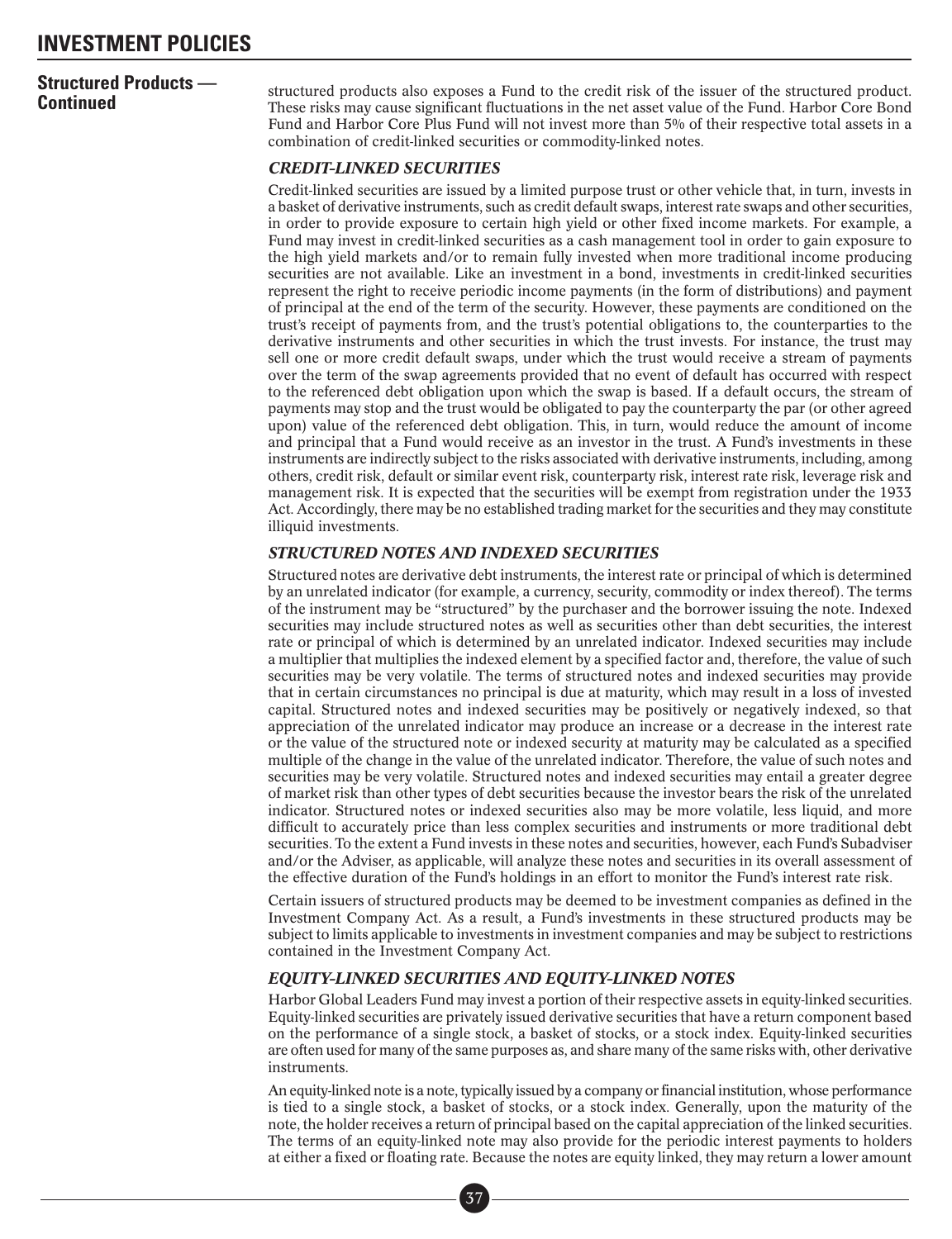## Structured Products — Continued

structured products also exposes a Fund to the credit risk of the issuer of the structured product. These risks may cause significant fluctuations in the net asset value of the Fund. Harbor Core Bond Fund and Harbor Core Plus Fund will not invest more than 5% of their respective total assets in a combination of credit-linked securities or commodity-linked notes.

### *CREDIT-LINKED SECURITIES*

Credit-linked securities are issued by a limited purpose trust or other vehicle that, in turn, invests in a basket of derivative instruments, such as credit default swaps, interest rate swaps and other securities, in order to provide exposure to certain high yield or other fixed income markets. For example, a Fund may invest in credit-linked securities as a cash management tool in order to gain exposure to the high yield markets and/or to remain fully invested when more traditional income producing securities are not available. Like an investment in a bond, investments in credit-linked securities represent the right to receive periodic income payments (in the form of distributions) and payment of principal at the end of the term of the security. However, these payments are conditioned on the trust's receipt of payments from, and the trust's potential obligations to, the counterparties to the derivative instruments and other securities in which the trust invests. For instance, the trust may sell one or more credit default swaps, under which the trust would receive a stream of payments over the term of the swap agreements provided that no event of default has occurred with respect to the referenced debt obligation upon which the swap is based. If a default occurs, the stream of payments may stop and the trust would be obligated to pay the counterparty the par (or other agreed upon) value of the referenced debt obligation. This, in turn, would reduce the amount of income and principal that a Fund would receive as an investor in the trust. A Fund's investments in these instruments are indirectly subject to the risks associated with derivative instruments, including, among others, credit risk, default or similar event risk, counterparty risk, interest rate risk, leverage risk and management risk. It is expected that the securities will be exempt from registration under the 1933 Act. Accordingly, there may be no established trading market for the securities and they may constitute illiquid investments.

### *STRUCTURED NOTES AND INDEXED SECURITIES*

Structured notes are derivative debt instruments, the interest rate or principal of which is determined by an unrelated indicator (for example, a currency, security, commodity or index thereof). The terms of the instrument may be "structured" by the purchaser and the borrower issuing the note. Indexed securities may include structured notes as well as securities other than debt securities, the interest rate or principal of which is determined by an unrelated indicator. Indexed securities may include a multiplier that multiplies the indexed element by a specified factor and, therefore, the value of such securities may be very volatile. The terms of structured notes and indexed securities may provide that in certain circumstances no principal is due at maturity, which may result in a loss of invested capital. Structured notes and indexed securities may be positively or negatively indexed, so that appreciation of the unrelated indicator may produce an increase or a decrease in the interest rate or the value of the structured note or indexed security at maturity may be calculated as a specified multiple of the change in the value of the unrelated indicator. Therefore, the value of such notes and securities may be very volatile. Structured notes and indexed securities may entail a greater degree of market risk than other types of debt securities because the investor bears the risk of the unrelated indicator. Structured notes or indexed securities also may be more volatile, less liquid, and more difficult to accurately price than less complex securities and instruments or more traditional debt securities. To the extent a Fund invests in these notes and securities, however, each Fund's Subadviser and/or the Adviser, as applicable, will analyze these notes and securities in its overall assessment of the effective duration of the Fund's holdings in an effort to monitor the Fund's interest rate risk.

Certain issuers of structured products may be deemed to be investment companies as defined in the Investment Company Act. As a result, a Fund's investments in these structured products may be subject to limits applicable to investments in investment companies and may be subject to restrictions contained in the Investment Company Act.

### *EQUITY-LINKED SECURITIES AND EQUITY-LINKED NOTES*

Harbor Global Leaders Fund may invest a portion of their respective assets in equity-linked securities. Equity-linked securities are privately issued derivative securities that have a return component based on the performance of a single stock, a basket of stocks, or a stock index. Equity-linked securities are often used for many of the same purposes as, and share many of the same risks with, other derivative instruments.

An equity-linked note is a note, typically issued by a company or financial institution, whose performance is tied to a single stock, a basket of stocks, or a stock index. Generally, upon the maturity of the note, the holder receives a return of principal based on the capital appreciation of the linked securities. The terms of an equity-linked note may also provide for the periodic interest payments to holders at either a fixed or floating rate. Because the notes are equity linked, they may return a lower amount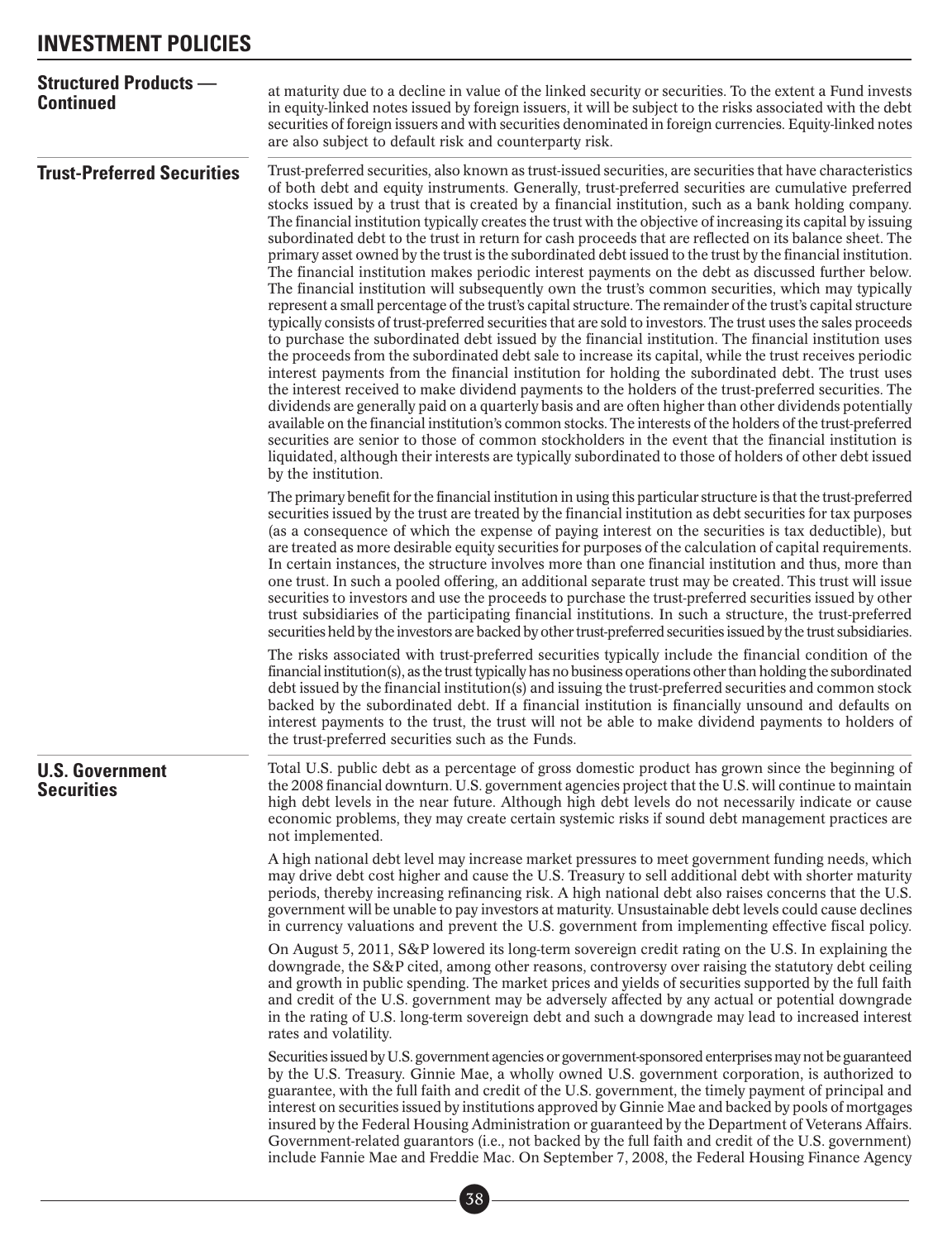## Structured Products — Continued

at maturity due to a decline in value of the linked security or securities. To the extent a Fund invests in equity-linked notes issued by foreign issuers, it will be subject to the risks associated with the debt securities of foreign issuers and with securities denominated in foreign currencies. Equity-linked notes are also subject to default risk and counterparty risk.

## Trust-Preferred Securities

Trust-preferred securities, also known as trust-issued securities, are securities that have characteristics of both debt and equity instruments. Generally, trust-preferred securities are cumulative preferred stocks issued by a trust that is created by a financial institution, such as a bank holding company. The financial institution typically creates the trust with the objective of increasing its capital by issuing subordinated debt to the trust in return for cash proceeds that are reflected on its balance sheet. The primary asset owned by the trust is the subordinated debt issued to the trust by the financial institution. The financial institution makes periodic interest payments on the debt as discussed further below. The financial institution will subsequently own the trust's common securities, which may typically represent a small percentage of the trust's capital structure. The remainder of the trust's capital structure typically consists of trust-preferred securities that are sold to investors. The trust uses the sales proceeds to purchase the subordinated debt issued by the financial institution. The financial institution uses the proceeds from the subordinated debt sale to increase its capital, while the trust receives periodic interest payments from the financial institution for holding the subordinated debt. The trust uses the interest received to make dividend payments to the holders of the trust-preferred securities. The dividends are generally paid on a quarterly basis and are often higher than other dividends potentially available on the financial institution's common stocks. The interests of the holders of the trust-preferred securities are senior to those of common stockholders in the event that the financial institution is liquidated, although their interests are typically subordinated to those of holders of other debt issued by the institution.

The primary benefit for the financial institution in using this particular structure is that the trust-preferred securities issued by the trust are treated by the financial institution as debt securities for tax purposes (as a consequence of which the expense of paying interest on the securities is tax deductible), but are treated as more desirable equity securities for purposes of the calculation of capital requirements. In certain instances, the structure involves more than one financial institution and thus, more than one trust. In such a pooled offering, an additional separate trust may be created. This trust will issue securities to investors and use the proceeds to purchase the trust-preferred securities issued by other trust subsidiaries of the participating financial institutions. In such a structure, the trust-preferred securities held by the investors are backed by other trust-preferred securities issued by the trust subsidiaries.

The risks associated with trust-preferred securities typically include the financial condition of the financial institution(s), as the trust typically has no business operations other than holding the subordinated debt issued by the financial institution(s) and issuing the trust-preferred securities and common stock backed by the subordinated debt. If a financial institution is financially unsound and defaults on interest payments to the trust, the trust will not be able to make dividend payments to holders of the trust-preferred securities such as the Funds.

## U.S. Government Securities

Total U.S. public debt as a percentage of gross domestic product has grown since the beginning of the 2008 financial downturn. U.S. government agencies project that the U.S. will continue to maintain high debt levels in the near future. Although high debt levels do not necessarily indicate or cause economic problems, they may create certain systemic risks if sound debt management practices are not implemented.

A high national debt level may increase market pressures to meet government funding needs, which may drive debt cost higher and cause the U.S. Treasury to sell additional debt with shorter maturity periods, thereby increasing refinancing risk. A high national debt also raises concerns that the U.S. government will be unable to pay investors at maturity. Unsustainable debt levels could cause declines in currency valuations and prevent the U.S. government from implementing effective fiscal policy.

On August 5, 2011, S&P lowered its long-term sovereign credit rating on the U.S. In explaining the downgrade, the S&P cited, among other reasons, controversy over raising the statutory debt ceiling and growth in public spending. The market prices and yields of securities supported by the full faith and credit of the U.S. government may be adversely affected by any actual or potential downgrade in the rating of U.S. long-term sovereign debt and such a downgrade may lead to increased interest rates and volatility.

Securities issued by U.S. government agencies or government-sponsored enterprises may not be guaranteed by the U.S. Treasury. Ginnie Mae, a wholly owned U.S. government corporation, is authorized to guarantee, with the full faith and credit of the U.S. government, the timely payment of principal and interest on securities issued by institutions approved by Ginnie Mae and backed by pools of mortgages insured by the Federal Housing Administration or guaranteed by the Department of Veterans Affairs. Government-related guarantors (i.e., not backed by the full faith and credit of the U.S. government) include Fannie Mae and Freddie Mac. On September 7, 2008, the Federal Housing Finance Agency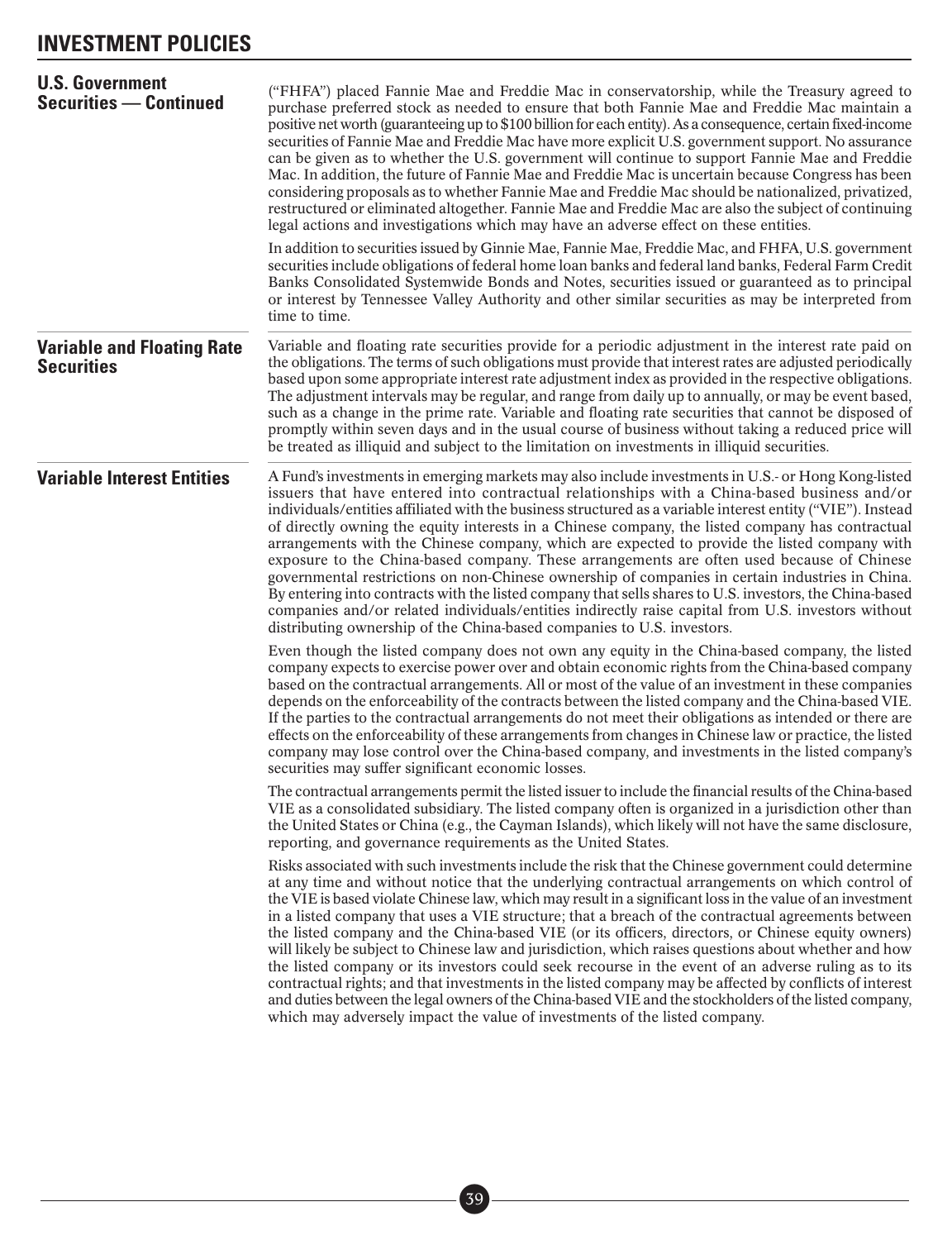# INVESTMENT POLICIES

## U.S. Government Securities — Continued

("FHFA") placed Fannie Mae and Freddie Mac in conservatorship, while the Treasury agreed to purchase preferred stock as needed to ensure that both Fannie Mae and Freddie Mac maintain a positive net worth (guaranteeing up to $100 billion for each entity). As a consequence, certain fixed-income securities of Fannie Mae and Freddie Mac have more explicit U.S. government support. No assurance can be given as to whether the U.S. government will continue to support Fannie Mae and Freddie Mac. In addition, the future of Fannie Mae and Freddie Mac is uncertain because Congress has been considering proposals as to whether Fannie Mae and Freddie Mac should be nationalized, privatized, restructured or eliminated altogether. Fannie Mae and Freddie Mac are also the subject of continuing legal actions and investigations which may have an adverse effect on these entities.

In addition to securities issued by Ginnie Mae, Fannie Mae, Freddie Mac, and FHFA, U.S. government securities include obligations of federal home loan banks and federal land banks, Federal Farm Credit Banks Consolidated Systemwide Bonds and Notes, securities issued or guaranteed as to principal or interest by Tennessee Valley Authority and other similar securities as may be interpreted from time to time.

## Variable and Floating Rate Securities

Variable and floating rate securities provide for a periodic adjustment in the interest rate paid on the obligations. The terms of such obligations must provide that interest rates are adjusted periodically based upon some appropriate interest rate adjustment index as provided in the respective obligations. The adjustment intervals may be regular, and range from daily up to annually, or may be event based, such as a change in the prime rate. Variable and floating rate securities that cannot be disposed of promptly within seven days and in the usual course of business without taking a reduced price will be treated as illiquid and subject to the limitation on investments in illiquid securities.

## Variable Interest Entities

A Fund's investments in emerging markets may also include investments in U.S.- or Hong Kong-listed issuers that have entered into contractual relationships with a China-based business and/or individuals/entities affiliated with the business structured as a variable interest entity ("VIE"). Instead of directly owning the equity interests in a Chinese company, the listed company has contractual arrangements with the Chinese company, which are expected to provide the listed company with exposure to the China-based company. These arrangements are often used because of Chinese governmental restrictions on non-Chinese ownership of companies in certain industries in China. By entering into contracts with the listed company that sells shares to U.S. investors, the China-based companies and/or related individuals/entities indirectly raise capital from U.S. investors without distributing ownership of the China-based companies to U.S. investors.

Even though the listed company does not own any equity in the China-based company, the listed company expects to exercise power over and obtain economic rights from the China-based company based on the contractual arrangements. All or most of the value of an investment in these companies depends on the enforceability of the contracts between the listed company and the China-based VIE. If the parties to the contractual arrangements do not meet their obligations as intended or there are effects on the enforceability of these arrangements from changes in Chinese law or practice, the listed company may lose control over the China-based company, and investments in the listed company's securities may suffer significant economic losses.

The contractual arrangements permit the listed issuer to include the financial results of the China-based VIE as a consolidated subsidiary. The listed company often is organized in a jurisdiction other than the United States or China (e.g., the Cayman Islands), which likely will not have the same disclosure, reporting, and governance requirements as the United States.

Risks associated with such investments include the risk that the Chinese government could determine at any time and without notice that the underlying contractual arrangements on which control of the VIE is based violate Chinese law, which may result in a significant loss in the value of an investment in a listed company that uses a VIE structure; that a breach of the contractual agreements between the listed company and the China-based VIE (or its officers, directors, or Chinese equity owners) will likely be subject to Chinese law and jurisdiction, which raises questions about whether and how the listed company or its investors could seek recourse in the event of an adverse ruling as to its contractual rights; and that investments in the listed company may be affected by conflicts of interest and duties between the legal owners of the China-based VIE and the stockholders of the listed company, which may adversely impact the value of investments of the listed company.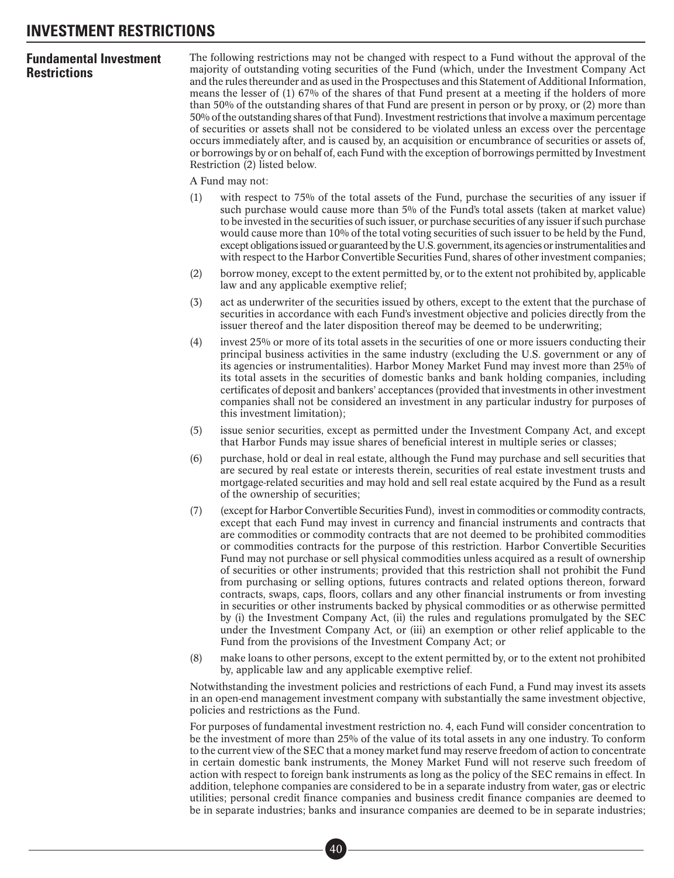# INVESTMENT RESTRICTIONS

## Fundamental Investment Restrictions

The following restrictions may not be changed with respect to a Fund without the approval of the majority of outstanding voting securities of the Fund (which, under the Investment Company Act and the rules thereunder and as used in the Prospectuses and this Statement of Additional Information, means the lesser of (1) 67% of the shares of that Fund present at a meeting if the holders of more than 50% of the outstanding shares of that Fund are present in person or by proxy, or (2) more than 50% of the outstanding shares of that Fund). Investment restrictions that involve a maximum percentage of securities or assets shall not be considered to be violated unless an excess over the percentage occurs immediately after, and is caused by, an acquisition or encumbrance of securities or assets of, or borrowings by or on behalf of, each Fund with the exception of borrowings permitted by Investment Restriction (2) listed below.

A Fund may not:

(1) with respect to 75% of the total assets of the Fund, purchase the securities of any issuer if such purchase would cause more than 5% of the Fund's total assets (taken at market value) to be invested in the securities of such issuer, or purchase securities of any issuer if such purchase would cause more than 10% of the total voting securities of such issuer to be held by the Fund, except obligations issued or guaranteed by the U.S. government, its agencies or instrumentalities and with respect to the Harbor Convertible Securities Fund, shares of other investment companies;

(2) borrow money, except to the extent permitted by, or to the extent not prohibited by, applicable law and any applicable exemptive relief;

(3) act as underwriter of the securities issued by others, except to the extent that the purchase of securities in accordance with each Fund's investment objective and policies directly from the issuer thereof and the later disposition thereof may be deemed to be underwriting;

(4) invest 25% or more of its total assets in the securities of one or more issuers conducting their principal business activities in the same industry (excluding the U.S. government or any of its agencies or instrumentalities). Harbor Money Market Fund may invest more than 25% of its total assets in the securities of domestic banks and bank holding companies, including certificates of deposit and bankers' acceptances (provided that investments in other investment companies shall not be considered an investment in any particular industry for purposes of this investment limitation);

(5) issue senior securities, except as permitted under the Investment Company Act, and except that Harbor Funds may issue shares of beneficial interest in multiple series or classes;

(6) purchase, hold or deal in real estate, although the Fund may purchase and sell securities that are secured by real estate or interests therein, securities of real estate investment trusts and mortgage-related securities and may hold and sell real estate acquired by the Fund as a result of the ownership of securities;

(7) (except for Harbor Convertible Securities Fund), invest in commodities or commodity contracts, except that each Fund may invest in currency and financial instruments and contracts that are commodities or commodity contracts that are not deemed to be prohibited commodities or commodities contracts for the purpose of this restriction. Harbor Convertible Securities Fund may not purchase or sell physical commodities unless acquired as a result of ownership of securities or other instruments; provided that this restriction shall not prohibit the Fund from purchasing or selling options, futures contracts and related options thereon, forward contracts, swaps, caps, floors, collars and any other financial instruments or from investing in securities or other instruments backed by physical commodities or as otherwise permitted by (i) the Investment Company Act, (ii) the rules and regulations promulgated by the SEC under the Investment Company Act, or (iii) an exemption or other relief applicable to the Fund from the provisions of the Investment Company Act; or

(8) make loans to other persons, except to the extent permitted by, or to the extent not prohibited by, applicable law and any applicable exemptive relief.

Notwithstanding the investment policies and restrictions of each Fund, a Fund may invest its assets in an open-end management investment company with substantially the same investment objective, policies and restrictions as the Fund.

For purposes of fundamental investment restriction no. 4, each Fund will consider concentration to be the investment of more than 25% of the value of its total assets in any one industry. To conform to the current view of the SEC that a money market fund may reserve freedom of action to concentrate in certain domestic bank instruments, the Money Market Fund will not reserve such freedom of action with respect to foreign bank instruments as long as the policy of the SEC remains in effect. In addition, telephone companies are considered to be in a separate industry from water, gas or electric utilities; personal credit finance companies and business credit finance companies are deemed to be in separate industries; banks and insurance companies are deemed to be in separate industries;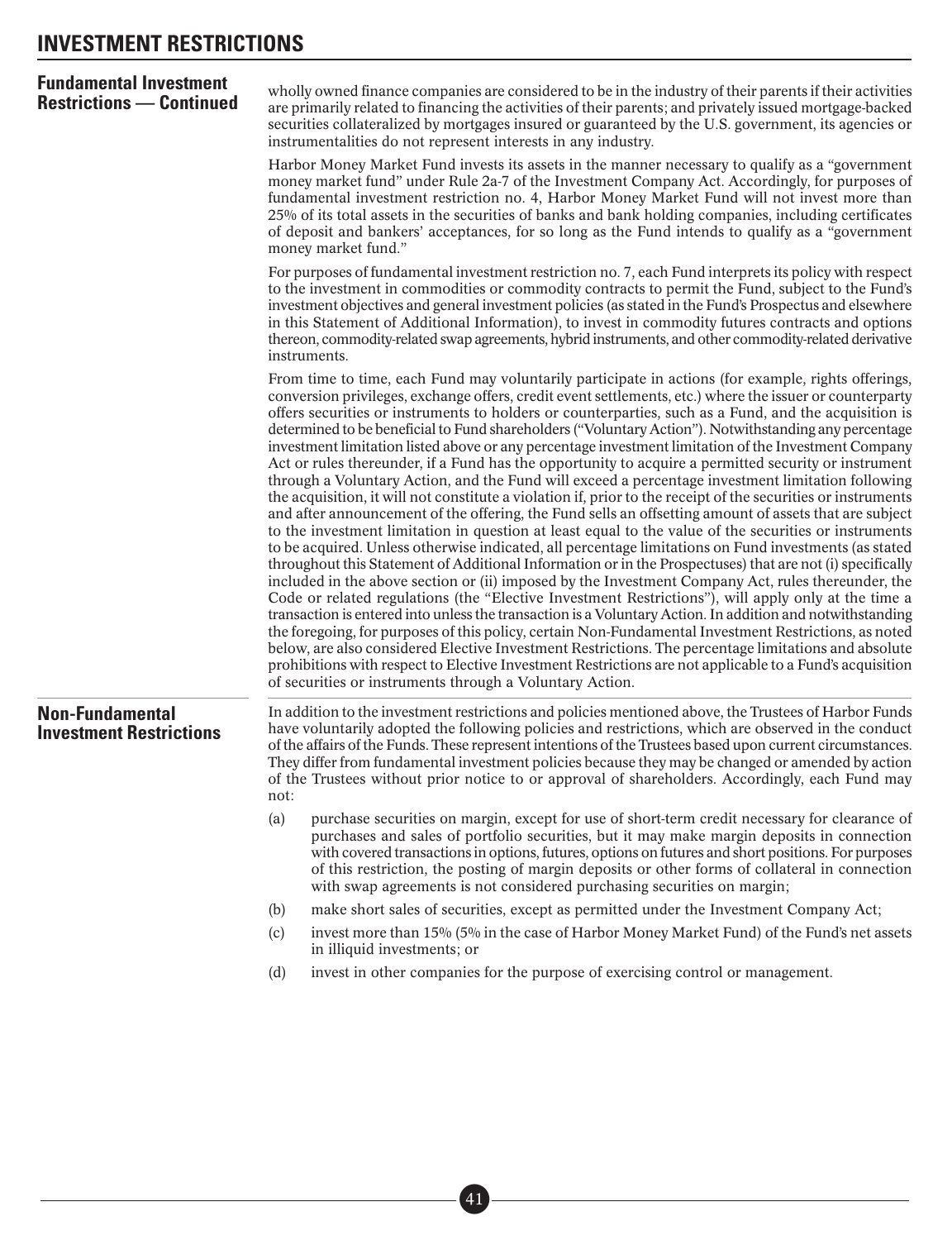# INVESTMENT RESTRICTIONS

## Fundamental Investment Restrictions — Continued

wholly owned finance companies are considered to be in the industry of their parents if their activities are primarily related to financing the activities of their parents; and privately issued mortgage-backed securities collateralized by mortgages insured or guaranteed by the U.S. government, its agencies or instrumentalities do not represent interests in any industry.

Harbor Money Market Fund invests its assets in the manner necessary to qualify as a "government money market fund" under Rule 2a-7 of the Investment Company Act. Accordingly, for purposes of fundamental investment restriction no. 4, Harbor Money Market Fund will not invest more than 25% of its total assets in the securities of banks and bank holding companies, including certificates of deposit and bankers' acceptances, for so long as the Fund intends to qualify as a "government money market fund."

For purposes of fundamental investment restriction no. 7, each Fund interprets its policy with respect to the investment in commodities or commodity contracts to permit the Fund, subject to the Fund's investment objectives and general investment policies (as stated in the Fund's Prospectus and elsewhere in this Statement of Additional Information), to invest in commodity futures contracts and options thereon, commodity-related swap agreements, hybrid instruments, and other commodity-related derivative instruments.

From time to time, each Fund may voluntarily participate in actions (for example, rights offerings, conversion privileges, exchange offers, credit event settlements, etc.) where the issuer or counterparty offers securities or instruments to holders or counterparties, such as a Fund, and the acquisition is determined to be beneficial to Fund shareholders ("Voluntary Action"). Notwithstanding any percentage investment limitation listed above or any percentage investment limitation of the Investment Company Act or rules thereunder, if a Fund has the opportunity to acquire a permitted security or instrument through a Voluntary Action, and the Fund will exceed a percentage investment limitation following the acquisition, it will not constitute a violation if, prior to the receipt of the securities or instruments and after announcement of the offering, the Fund sells an offsetting amount of assets that are subject to the investment limitation in question at least equal to the value of the securities or instruments to be acquired. Unless otherwise indicated, all percentage limitations on Fund investments (as stated throughout this Statement of Additional Information or in the Prospectuses) that are not (i) specifically included in the above section or (ii) imposed by the Investment Company Act, rules thereunder, the Code or related regulations (the "Elective Investment Restrictions"), will apply only at the time a transaction is entered into unless the transaction is a Voluntary Action. In addition and notwithstanding the foregoing, for purposes of this policy, certain Non-Fundamental Investment Restrictions, as noted below, are also considered Elective Investment Restrictions. The percentage limitations and absolute prohibitions with respect to Elective Investment Restrictions are not applicable to a Fund's acquisition of securities or instruments through a Voluntary Action.

## Non-Fundamental Investment Restrictions

In addition to the investment restrictions and policies mentioned above, the Trustees of Harbor Funds have voluntarily adopted the following policies and restrictions, which are observed in the conduct of the affairs of the Funds. These represent intentions of the Trustees based upon current circumstances. They differ from fundamental investment policies because they may be changed or amended by action of the Trustees without prior notice to or approval of shareholders. Accordingly, each Fund may not:

(a) purchase securities on margin, except for use of short-term credit necessary for clearance of purchases and sales of portfolio securities, but it may make margin deposits in connection with covered transactions in options, futures, options on futures and short positions. For purposes of this restriction, the posting of margin deposits or other forms of collateral in connection with swap agreements is not considered purchasing securities on margin;

(b) make short sales of securities, except as permitted under the Investment Company Act;

(c) invest more than 15% (5% in the case of Harbor Money Market Fund) of the Fund's net assets in illiquid investments; or

(d) invest in other companies for the purpose of exercising control or management.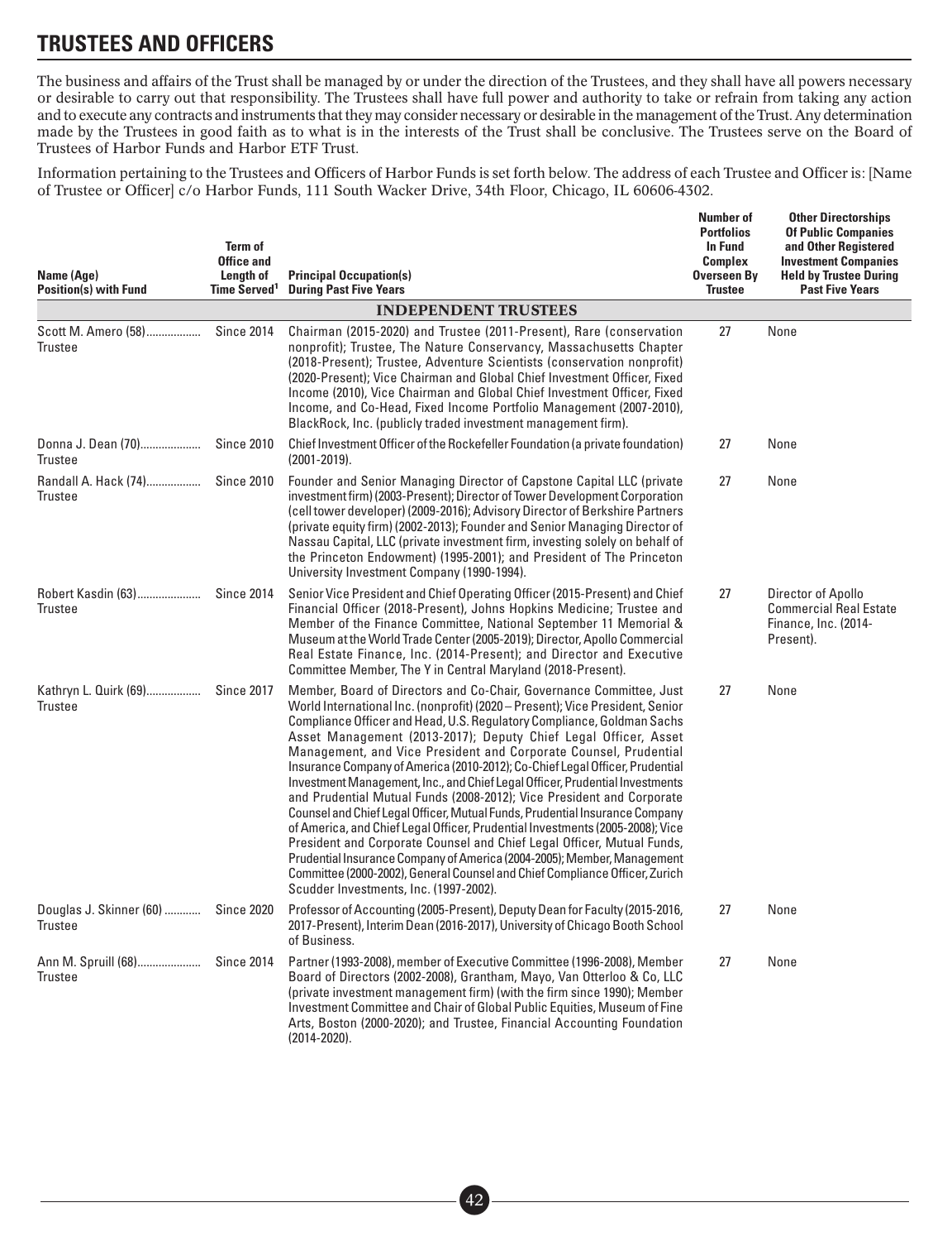## TRUSTEES AND OFFICERS

The business and affairs of the Trust shall be managed by or under the direction of the Trustees, and they shall have all powers necessary or desirable to carry out that responsibility. The Trustees shall have full power and authority to take or refrain from taking any action and to execute any contracts and instruments that they may consider necessary or desirable in the management of the Trust. Any determination made by the Trustees in good faith as to what is in the interests of the Trust shall be conclusive. The Trustees serve on the Board of Trustees of Harbor Funds and Harbor ETF Trust.

Information pertaining to the Trustees and Officers of Harbor Funds is set forth below. The address of each Trustee and Officer is: [Name of Trustee or Officer] c/o Harbor Funds, 111 South Wacker Drive, 34th Floor, Chicago, IL 60606-4302.

| Name (Age) Position(s) with Fund | Term of Office and Length of Time Served[1] | Principal Occupation(s) During Past Five Years | Number of Portfolios In Fund Complex Overseen By Trustee | Other Directorships Of Public Companies and Other Registered Investment Companies Held by Trustee During Past Five Years |
|---|---|---|---|---|
| **INDEPENDENT TRUSTEES** | | | | |
| Scott M. Amero (58) Trustee | Since 2014 | Chairman (2015-2020) and Trustee (2011-Present), Rare (conservation nonprofit); Trustee, The Nature Conservancy, Massachusetts Chapter (2018-Present); Trustee, Adventure Scientists (conservation nonprofit) (2020-Present); Vice Chairman and Global Chief Investment Officer, Fixed Income (2010), Vice Chairman and Global Chief Investment Officer, Fixed Income, and Co-Head, Fixed Income Portfolio Management (2007-2010), BlackRock, Inc. (publicly traded investment management firm). | 27 | None |
| Donna J. Dean (70) Trustee | Since 2010 | Chief Investment Officer of the Rockefeller Foundation (a private foundation) (2001-2019). | 27 | None |
| Randall A. Hack (74) Trustee | Since 2010 | Founder and Senior Managing Director of Capstone Capital LLC (private investment firm) (2003-Present); Director of Tower Development Corporation (cell tower developer) (2009-2016); Advisory Director of Berkshire Partners (private equity firm) (2002-2013); Founder and Senior Managing Director of Nassau Capital, LLC (private investment firm, investing solely on behalf of the Princeton Endowment) (1995-2001); and President of The Princeton University Investment Company (1990-1994). | 27 | None |
| Robert Kasdin (63) Trustee | Since 2014 | Senior Vice President and Chief Operating Officer (2015-Present) and Chief Financial Officer (2018-Present), Johns Hopkins Medicine; Trustee and Member of the Finance Committee, National September 11 Memorial & Museum at the World Trade Center (2005-2019); Director, Apollo Commercial Real Estate Finance, Inc. (2014-Present); and Director and Executive Committee Member, The Y in Central Maryland (2018-Present). | 27 | Director of Apollo Commercial Real Estate Finance, Inc. (2014-Present). |
| Kathryn L. Quirk (69) Trustee | Since 2017 | Member, Board of Directors and Co-Chair, Governance Committee, Just World International Inc. (nonprofit) (2020 – Present); Vice President, Senior Compliance Officer and Head, U.S. Regulatory Compliance, Goldman Sachs Asset Management (2013-2017); Deputy Chief Legal Officer, Asset Management, and Vice President and Corporate Counsel, Prudential Insurance Company of America (2010-2012); Co-Chief Legal Officer, Prudential Investment Management, Inc., and Chief Legal Officer, Prudential Investments and Prudential Mutual Funds (2008-2012); Vice President and Corporate Counsel and Chief Legal Officer, Mutual Funds, Prudential Insurance Company of America, and Chief Legal Officer, Prudential Investments (2005-2008); Vice President and Corporate Counsel and Chief Legal Officer, Mutual Funds, Prudential Insurance Company of America (2004-2005); Member, Management Committee (2000-2002), General Counsel and Chief Compliance Officer, Zurich Scudder Investments, Inc. (1997-2002). | 27 | None |
| Douglas J. Skinner (60) Trustee | Since 2020 | Professor of Accounting (2005-Present), Deputy Dean for Faculty (2015-2016, 2017-Present), Interim Dean (2016-2017), University of Chicago Booth School of Business. | 27 | None |
| Ann M. Spruill (68) Trustee | Since 2014 | Partner (1993-2008), member of Executive Committee (1996-2008), Member Board of Directors (2002-2008), Grantham, Mayo, Van Otterloo & Co, LLC (private investment management firm) (with the firm since 1990); Member Investment Committee and Chair of Global Public Equities, Museum of Fine Arts, Boston (2000-2020); and Trustee, Financial Accounting Foundation (2014-2020). | 27 | None |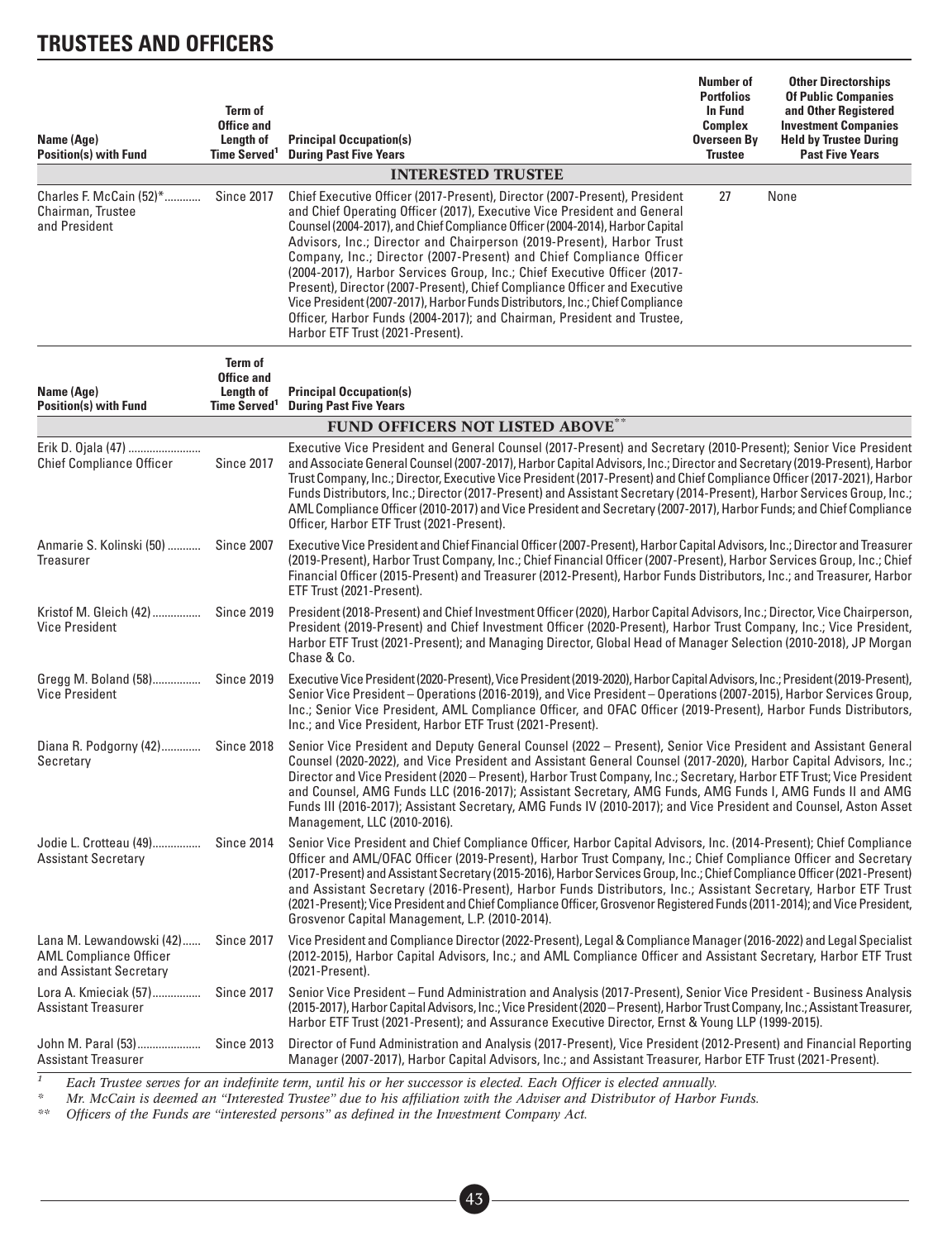# TRUSTEES AND OFFICERS

| Name (Age) Position(s) with Fund | Term of Office and Length of Time Served[1] | Principal Occupation(s) During Past Five Years | Number of Portfolios In Fund Complex Overseen By Trustee | Other Directorships Of Public Companies and Other Registered Investment Companies Held by Trustee During Past Five Years |
|---|---|---|---|---|
| **INTERESTED TRUSTEE** | | | | |
| Charles F. McCain (52)* Chairman, Trustee and President | Since 2017 | Chief Executive Officer (2017-Present), Director (2007-Present), President and Chief Operating Officer (2017), Executive Vice President and General Counsel (2004-2017), and Chief Compliance Officer (2004-2014), Harbor Capital Advisors, Inc.; Director and Chairperson (2019-Present), Harbor Trust Company, Inc.; Director (2007-Present) and Chief Compliance Officer (2004-2017), Harbor Services Group, Inc.; Chief Executive Officer (2017-Present), Director (2007-Present), Chief Compliance Officer and Executive Vice President (2007-2017), Harbor Funds Distributors, Inc.; Chief Compliance Officer, Harbor Funds (2004-2017); and Chairman, President and Trustee, Harbor ETF Trust (2021-Present). | 27 | None |

| Name (Age) Position(s) with Fund | Term of Office and Length of Time Served[1] | Principal Occupation(s) During Past Five Years |
|---|---|---|
| **FUND OFFICERS NOT LISTED ABOVE**** | | |
| Erik D. Ojala (47) Chief Compliance Officer | Since 2017 | Executive Vice President and General Counsel (2017-Present) and Secretary (2010-Present); Senior Vice President and Associate General Counsel (2007-2017), Harbor Capital Advisors, Inc.; Director and Secretary (2019-Present), Harbor Trust Company, Inc.; Director, Executive Vice President (2017-Present) and Chief Compliance Officer (2017-2021), Harbor Funds Distributors, Inc.; Director (2017-Present) and Assistant Secretary (2014-Present), Harbor Services Group, Inc.; AML Compliance Officer (2010-2017) and Vice President and Secretary (2007-2017), Harbor Funds; and Chief Compliance Officer, Harbor ETF Trust (2021-Present). |
| Anmarie S. Kolinski (50) Treasurer | Since 2007 | Executive Vice President and Chief Financial Officer (2007-Present), Harbor Capital Advisors, Inc.; Director and Treasurer (2019-Present), Harbor Trust Company, Inc.; Chief Financial Officer (2007-Present), Harbor Services Group, Inc.; Chief Financial Officer (2015-Present) and Treasurer (2012-Present), Harbor Funds Distributors, Inc.; and Treasurer, Harbor ETF Trust (2021-Present). |
| Kristof M. Gleich (42) Vice President | Since 2019 | President (2018-Present) and Chief Investment Officer (2020), Harbor Capital Advisors, Inc.; Director, Vice Chairperson, President (2019-Present) and Chief Investment Officer (2020-Present), Harbor Trust Company, Inc.; Vice President, Harbor ETF Trust (2021-Present); and Managing Director, Global Head of Manager Selection (2010-2018), JP Morgan Chase & Co. |
| Gregg M. Boland (58) Vice President | Since 2019 | Executive Vice President (2020-Present), Vice President (2019-2020), Harbor Capital Advisors, Inc.; President (2019-Present), Senior Vice President – Operations (2016-2019), and Vice President – Operations (2007-2015), Harbor Services Group, Inc.; Senior Vice President, AML Compliance Officer, and OFAC Officer (2019-Present), Harbor Funds Distributors, Inc.; and Vice President, Harbor ETF Trust (2021-Present). |
| Diana R. Podgorny (42) Secretary | Since 2018 | Senior Vice President and Deputy General Counsel (2022 – Present), Senior Vice President and Assistant General Counsel (2020-2022), and Vice President and Assistant General Counsel (2017-2020), Harbor Capital Advisors, Inc.; Director and Vice President (2020 – Present), Harbor Trust Company, Inc.; Secretary, Harbor ETF Trust; Vice President and Counsel, AMG Funds LLC (2016-2017); Assistant Secretary, AMG Funds, AMG Funds I, AMG Funds II and AMG Funds III (2016-2017); Assistant Secretary, AMG Funds IV (2010-2017); and Vice President and Counsel, Aston Asset Management, LLC (2010-2016). |
| Jodie L. Crotteau (49) Assistant Secretary | Since 2014 | Senior Vice President and Chief Compliance Officer, Harbor Capital Advisors, Inc. (2014-Present); Chief Compliance Officer and AML/OFAC Officer (2019-Present), Harbor Trust Company, Inc.; Chief Compliance Officer and Secretary (2017-Present) and Assistant Secretary (2015-2016), Harbor Services Group, Inc.; Chief Compliance Officer (2021-Present) and Assistant Secretary (2016-Present), Harbor Funds Distributors, Inc.; Assistant Secretary, Harbor ETF Trust (2021-Present); Vice President and Chief Compliance Officer, Grosvenor Registered Funds (2011-2014); and Vice President, Grosvenor Capital Management, L.P. (2010-2014). |
| Lana M. Lewandowski (42) AML Compliance Officer and Assistant Secretary | Since 2017 | Vice President and Compliance Director (2022-Present), Legal & Compliance Manager (2016-2022) and Legal Specialist (2012-2015), Harbor Capital Advisors, Inc.; and AML Compliance Officer and Assistant Secretary, Harbor ETF Trust (2021-Present). |
| Lora A. Kmieciak (57) Assistant Treasurer | Since 2017 | Senior Vice President – Fund Administration and Analysis (2017-Present), Senior Vice President - Business Analysis (2015-2017), Harbor Capital Advisors, Inc.; Vice President (2020 – Present), Harbor Trust Company, Inc.; Assistant Treasurer, Harbor ETF Trust (2021-Present); and Assurance Executive Director, Ernst & Young LLP (1999-2015). |
| John M. Paral (53) Assistant Treasurer | Since 2013 | Director of Fund Administration and Analysis (2017-Present), Vice President (2012-Present) and Financial Reporting Manager (2007-2017), Harbor Capital Advisors, Inc.; and Assistant Treasurer, Harbor ETF Trust (2021-Present). |

[1] *Each Trustee serves for an indefinite term, until his or her successor is elected. Each Officer is elected annually.*

\* *Mr. McCain is deemed an "Interested Trustee" due to his affiliation with the Adviser and Distributor of Harbor Funds.*

\*\* *Officers of the Funds are "interested persons" as defined in the Investment Company Act.*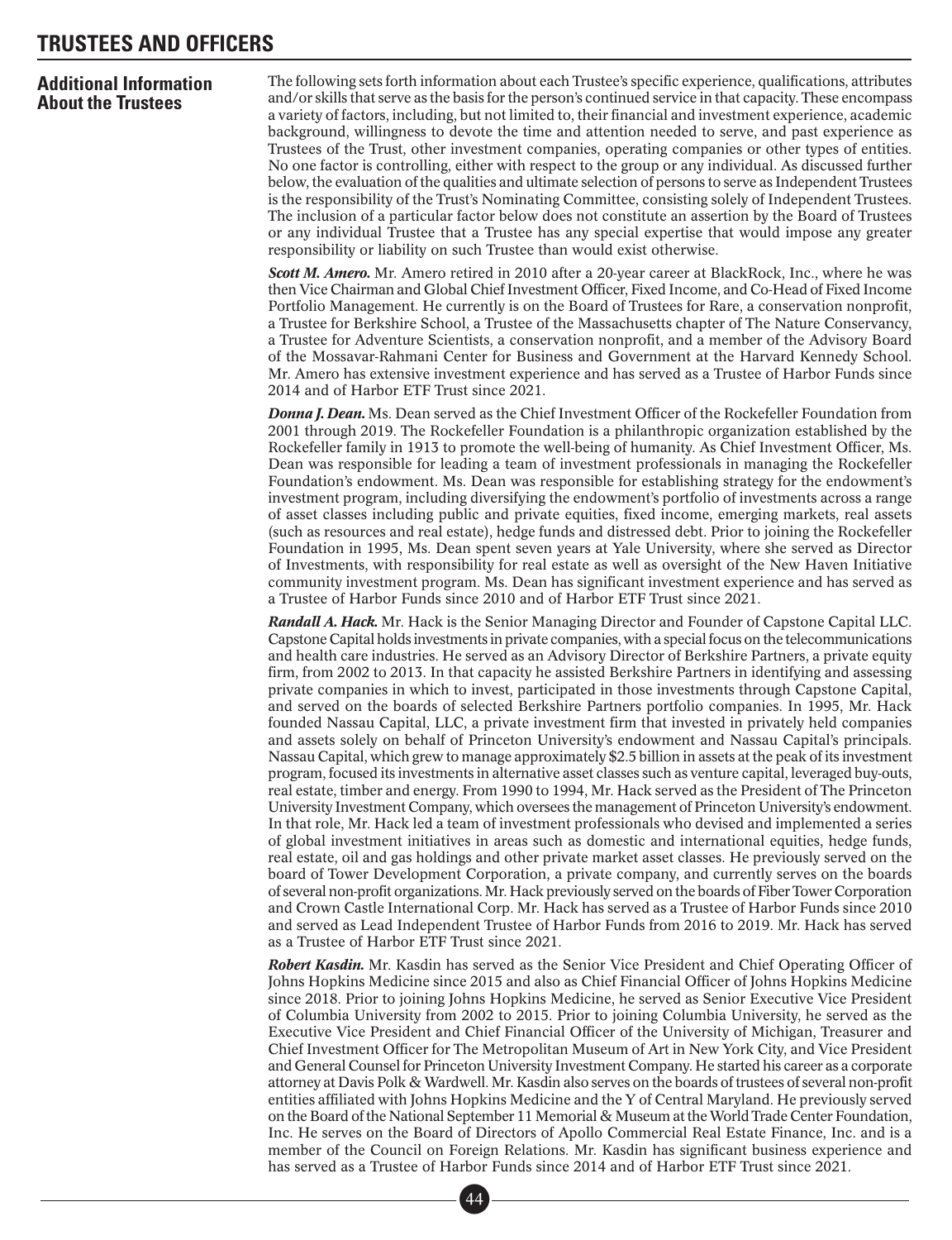# TRUSTEES AND OFFICERS

## Additional Information About the Trustees

The following sets forth information about each Trustee's specific experience, qualifications, attributes and/or skills that serve as the basis for the person's continued service in that capacity. These encompass a variety of factors, including, but not limited to, their financial and investment experience, academic background, willingness to devote the time and attention needed to serve, and past experience as Trustees of the Trust, other investment companies, operating companies or other types of entities. No one factor is controlling, either with respect to the group or any individual. As discussed further below, the evaluation of the qualities and ultimate selection of persons to serve as Independent Trustees is the responsibility of the Trust's Nominating Committee, consisting solely of Independent Trustees. The inclusion of a particular factor below does not constitute an assertion by the Board of Trustees or any individual Trustee that a Trustee has any special expertise that would impose any greater responsibility or liability on such Trustee than would exist otherwise.

***Scott M. Amero.*** Mr. Amero retired in 2010 after a 20-year career at BlackRock, Inc., where he was then Vice Chairman and Global Chief Investment Officer, Fixed Income, and Co-Head of Fixed Income Portfolio Management. He currently is on the Board of Trustees for Rare, a conservation nonprofit, a Trustee for Berkshire School, a Trustee of the Massachusetts chapter of The Nature Conservancy, a Trustee for Adventure Scientists, a conservation nonprofit, and a member of the Advisory Board of the Mossavar-Rahmani Center for Business and Government at the Harvard Kennedy School. Mr. Amero has extensive investment experience and has served as a Trustee of Harbor Funds since 2014 and of Harbor ETF Trust since 2021.

***Donna J. Dean.*** Ms. Dean served as the Chief Investment Officer of the Rockefeller Foundation from 2001 through 2019. The Rockefeller Foundation is a philanthropic organization established by the Rockefeller family in 1913 to promote the well-being of humanity. As Chief Investment Officer, Ms. Dean was responsible for leading a team of investment professionals in managing the Rockefeller Foundation's endowment. Ms. Dean was responsible for establishing strategy for the endowment's investment program, including diversifying the endowment's portfolio of investments across a range of asset classes including public and private equities, fixed income, emerging markets, real assets (such as resources and real estate), hedge funds and distressed debt. Prior to joining the Rockefeller Foundation in 1995, Ms. Dean spent seven years at Yale University, where she served as Director of Investments, with responsibility for real estate as well as oversight of the New Haven Initiative community investment program. Ms. Dean has significant investment experience and has served as a Trustee of Harbor Funds since 2010 and of Harbor ETF Trust since 2021.

***Randall A. Hack.*** Mr. Hack is the Senior Managing Director and Founder of Capstone Capital LLC. Capstone Capital holds investments in private companies, with a special focus on the telecommunications and health care industries. He served as an Advisory Director of Berkshire Partners, a private equity firm, from 2002 to 2013. In that capacity he assisted Berkshire Partners in identifying and assessing private companies in which to invest, participated in those investments through Capstone Capital, and served on the boards of selected Berkshire Partners portfolio companies. In 1995, Mr. Hack founded Nassau Capital, LLC, a private investment firm that invested in privately held companies and assets solely on behalf of Princeton University's endowment and Nassau Capital's principals. Nassau Capital, which grew to manage approximately $2.5 billion in assets at the peak of its investment program, focused its investments in alternative asset classes such as venture capital, leveraged buy-outs, real estate, timber and energy. From 1990 to 1994, Mr. Hack served as the President of The Princeton University Investment Company, which oversees the management of Princeton University's endowment. In that role, Mr. Hack led a team of investment professionals who devised and implemented a series of global investment initiatives in areas such as domestic and international equities, hedge funds, real estate, oil and gas holdings and other private market asset classes. He previously served on the board of Tower Development Corporation, a private company, and currently serves on the boards of several non-profit organizations. Mr. Hack previously served on the boards of Fiber Tower Corporation and Crown Castle International Corp. Mr. Hack has served as a Trustee of Harbor Funds since 2010 and served as Lead Independent Trustee of Harbor Funds from 2016 to 2019. Mr. Hack has served as a Trustee of Harbor ETF Trust since 2021.

***Robert Kasdin.*** Mr. Kasdin has served as the Senior Vice President and Chief Operating Officer of Johns Hopkins Medicine since 2015 and also as Chief Financial Officer of Johns Hopkins Medicine since 2018. Prior to joining Johns Hopkins Medicine, he served as Senior Executive Vice President of Columbia University from 2002 to 2015. Prior to joining Columbia University, he served as the Executive Vice President and Chief Financial Officer of the University of Michigan, Treasurer and Chief Investment Officer for The Metropolitan Museum of Art in New York City, and Vice President and General Counsel for Princeton University Investment Company. He started his career as a corporate attorney at Davis Polk & Wardwell. Mr. Kasdin also serves on the boards of trustees of several non-profit entities affiliated with Johns Hopkins Medicine and the Y of Central Maryland. He previously served on the Board of the National September 11 Memorial & Museum at the World Trade Center Foundation, Inc. He serves on the Board of Directors of Apollo Commercial Real Estate Finance, Inc. and is a member of the Council on Foreign Relations. Mr. Kasdin has significant business experience and has served as a Trustee of Harbor Funds since 2014 and of Harbor ETF Trust since 2021.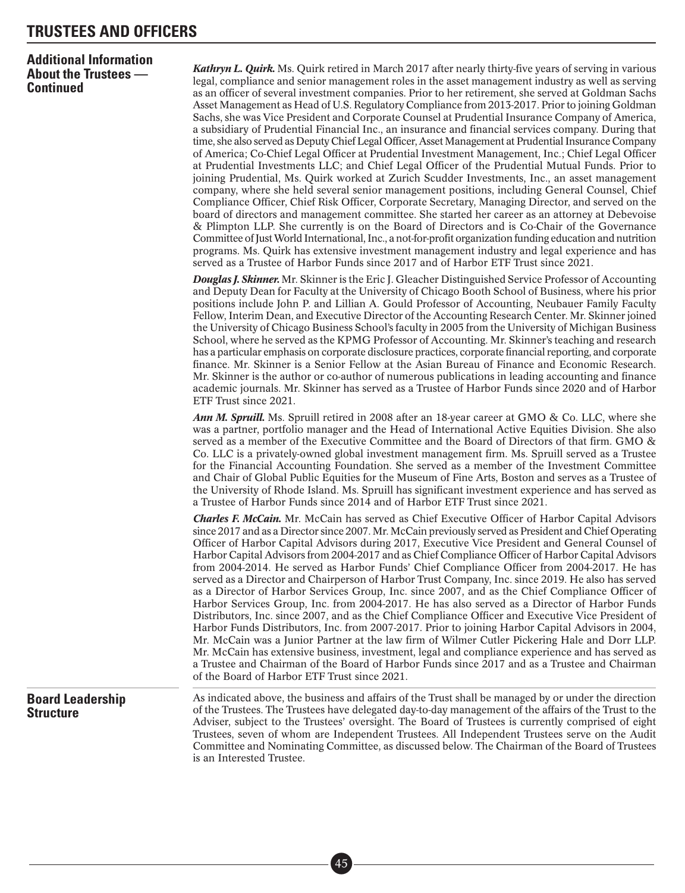# TRUSTEES AND OFFICERS

## Additional Information About the Trustees — Continued

***Kathryn L. Quirk.*** Ms. Quirk retired in March 2017 after nearly thirty-five years of serving in various legal, compliance and senior management roles in the asset management industry as well as serving as an officer of several investment companies. Prior to her retirement, she served at Goldman Sachs Asset Management as Head of U.S. Regulatory Compliance from 2013-2017. Prior to joining Goldman Sachs, she was Vice President and Corporate Counsel at Prudential Insurance Company of America, a subsidiary of Prudential Financial Inc., an insurance and financial services company. During that time, she also served as Deputy Chief Legal Officer, Asset Management at Prudential Insurance Company of America; Co-Chief Legal Officer at Prudential Investment Management, Inc.; Chief Legal Officer at Prudential Investments LLC; and Chief Legal Officer of the Prudential Mutual Funds. Prior to joining Prudential, Ms. Quirk worked at Zurich Scudder Investments, Inc., an asset management company, where she held several senior management positions, including General Counsel, Chief Compliance Officer, Chief Risk Officer, Corporate Secretary, Managing Director, and served on the board of directors and management committee. She started her career as an attorney at Debevoise & Plimpton LLP. She currently is on the Board of Directors and is Co-Chair of the Governance Committee of Just World International, Inc., a not-for-profit organization funding education and nutrition programs. Ms. Quirk has extensive investment management industry and legal experience and has served as a Trustee of Harbor Funds since 2017 and of Harbor ETF Trust since 2021.

***Douglas J. Skinner.*** Mr. Skinner is the Eric J. Gleacher Distinguished Service Professor of Accounting and Deputy Dean for Faculty at the University of Chicago Booth School of Business, where his prior positions include John P. and Lillian A. Gould Professor of Accounting, Neubauer Family Faculty Fellow, Interim Dean, and Executive Director of the Accounting Research Center. Mr. Skinner joined the University of Chicago Business School's faculty in 2005 from the University of Michigan Business School, where he served as the KPMG Professor of Accounting. Mr. Skinner's teaching and research has a particular emphasis on corporate disclosure practices, corporate financial reporting, and corporate finance. Mr. Skinner is a Senior Fellow at the Asian Bureau of Finance and Economic Research. Mr. Skinner is the author or co-author of numerous publications in leading accounting and finance academic journals. Mr. Skinner has served as a Trustee of Harbor Funds since 2020 and of Harbor ETF Trust since 2021.

***Ann M. Spruill.*** Ms. Spruill retired in 2008 after an 18-year career at GMO & Co. LLC, where she was a partner, portfolio manager and the Head of International Active Equities Division. She also served as a member of the Executive Committee and the Board of Directors of that firm. GMO & Co. LLC is a privately-owned global investment management firm. Ms. Spruill served as a Trustee for the Financial Accounting Foundation. She served as a member of the Investment Committee and Chair of Global Public Equities for the Museum of Fine Arts, Boston and serves as a Trustee of the University of Rhode Island. Ms. Spruill has significant investment experience and has served as a Trustee of Harbor Funds since 2014 and of Harbor ETF Trust since 2021.

***Charles F. McCain.*** Mr. McCain has served as Chief Executive Officer of Harbor Capital Advisors since 2017 and as a Director since 2007. Mr. McCain previously served as President and Chief Operating Officer of Harbor Capital Advisors during 2017, Executive Vice President and General Counsel of Harbor Capital Advisors from 2004-2017 and as Chief Compliance Officer of Harbor Capital Advisors from 2004-2014. He served as Harbor Funds' Chief Compliance Officer from 2004-2017. He has served as a Director and Chairperson of Harbor Trust Company, Inc. since 2019. He also has served as a Director of Harbor Services Group, Inc. since 2007, and as the Chief Compliance Officer of Harbor Services Group, Inc. from 2004-2017. He has also served as a Director of Harbor Funds Distributors, Inc. since 2007, and as the Chief Compliance Officer and Executive Vice President of Harbor Funds Distributors, Inc. from 2007-2017. Prior to joining Harbor Capital Advisors in 2004, Mr. McCain was a Junior Partner at the law firm of Wilmer Cutler Pickering Hale and Dorr LLP. Mr. McCain has extensive business, investment, legal and compliance experience and has served as a Trustee and Chairman of the Board of Harbor Funds since 2017 and as a Trustee and Chairman of the Board of Harbor ETF Trust since 2021.

## Board Leadership Structure

As indicated above, the business and affairs of the Trust shall be managed by or under the direction of the Trustees. The Trustees have delegated day-to-day management of the affairs of the Trust to the Adviser, subject to the Trustees' oversight. The Board of Trustees is currently comprised of eight Trustees, seven of whom are Independent Trustees. All Independent Trustees serve on the Audit Committee and Nominating Committee, as discussed below. The Chairman of the Board of Trustees is an Interested Trustee.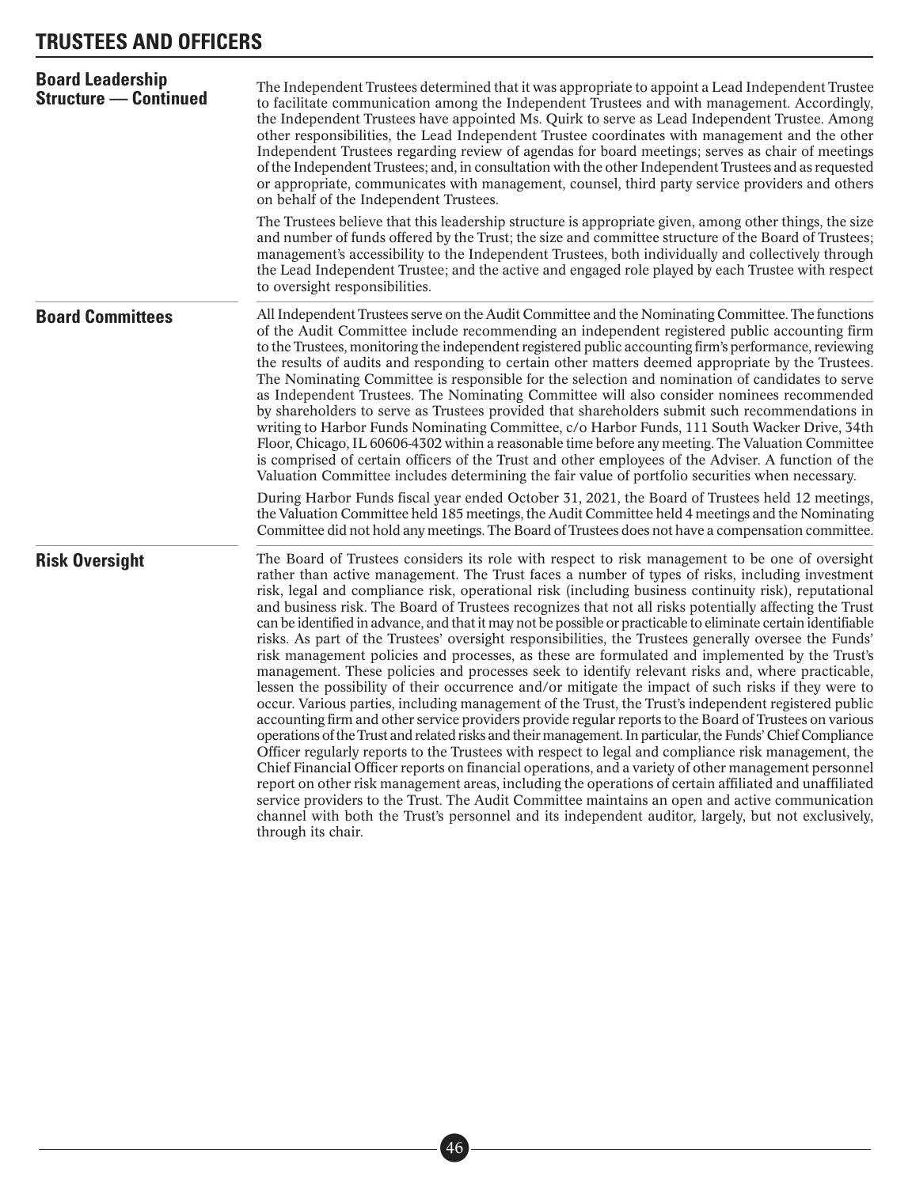# TRUSTEES AND OFFICERS

## Board Leadership Structure — Continued

The Independent Trustees determined that it was appropriate to appoint a Lead Independent Trustee to facilitate communication among the Independent Trustees and with management. Accordingly, the Independent Trustees have appointed Ms. Quirk to serve as Lead Independent Trustee. Among other responsibilities, the Lead Independent Trustee coordinates with management and the other Independent Trustees regarding review of agendas for board meetings; serves as chair of meetings of the Independent Trustees; and, in consultation with the other Independent Trustees and as requested or appropriate, communicates with management, counsel, third party service providers and others on behalf of the Independent Trustees.

The Trustees believe that this leadership structure is appropriate given, among other things, the size and number of funds offered by the Trust; the size and committee structure of the Board of Trustees; management's accessibility to the Independent Trustees, both individually and collectively through the Lead Independent Trustee; and the active and engaged role played by each Trustee with respect to oversight responsibilities.

## Board Committees

All Independent Trustees serve on the Audit Committee and the Nominating Committee. The functions of the Audit Committee include recommending an independent registered public accounting firm to the Trustees, monitoring the independent registered public accounting firm's performance, reviewing the results of audits and responding to certain other matters deemed appropriate by the Trustees. The Nominating Committee is responsible for the selection and nomination of candidates to serve as Independent Trustees. The Nominating Committee will also consider nominees recommended by shareholders to serve as Trustees provided that shareholders submit such recommendations in writing to Harbor Funds Nominating Committee, c/o Harbor Funds, 111 South Wacker Drive, 34th Floor, Chicago, IL 60606-4302 within a reasonable time before any meeting. The Valuation Committee is comprised of certain officers of the Trust and other employees of the Adviser. A function of the Valuation Committee includes determining the fair value of portfolio securities when necessary.

During Harbor Funds fiscal year ended October 31, 2021, the Board of Trustees held 12 meetings, the Valuation Committee held 185 meetings, the Audit Committee held 4 meetings and the Nominating Committee did not hold any meetings. The Board of Trustees does not have a compensation committee.

## Risk Oversight

The Board of Trustees considers its role with respect to risk management to be one of oversight rather than active management. The Trust faces a number of types of risks, including investment risk, legal and compliance risk, operational risk (including business continuity risk), reputational and business risk. The Board of Trustees recognizes that not all risks potentially affecting the Trust can be identified in advance, and that it may not be possible or practicable to eliminate certain identifiable risks. As part of the Trustees' oversight responsibilities, the Trustees generally oversee the Funds' risk management policies and processes, as these are formulated and implemented by the Trust's management. These policies and processes seek to identify relevant risks and, where practicable, lessen the possibility of their occurrence and/or mitigate the impact of such risks if they were to occur. Various parties, including management of the Trust, the Trust's independent registered public accounting firm and other service providers provide regular reports to the Board of Trustees on various operations of the Trust and related risks and their management. In particular, the Funds' Chief Compliance Officer regularly reports to the Trustees with respect to legal and compliance risk management, the Chief Financial Officer reports on financial operations, and a variety of other management personnel report on other risk management areas, including the operations of certain affiliated and unaffiliated service providers to the Trust. The Audit Committee maintains an open and active communication channel with both the Trust's personnel and its independent auditor, largely, but not exclusively, through its chair.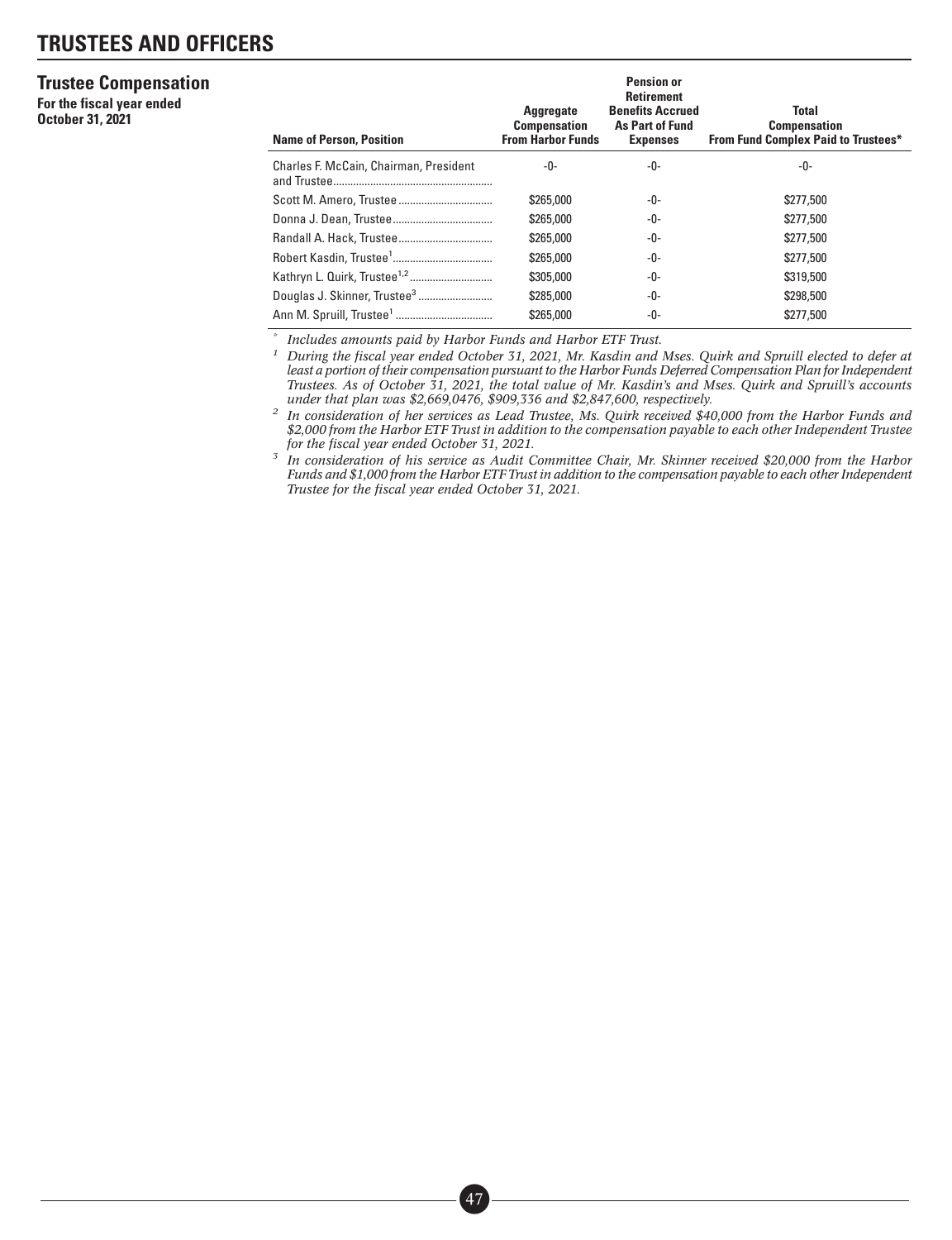# TRUSTEES AND OFFICERS

## Trustee Compensation

**For the fiscal year ended October 31, 2021**

| Name of Person, Position | Aggregate Compensation From Harbor Funds | Pension or Retirement Benefits Accrued As Part of Fund Expenses | Total Compensation From Fund Complex Paid to Trustees* |
|---|---|---|---|
| Charles F. McCain, Chairman, President and Trustee | -0- | -0- | -0- |
| Scott M. Amero, Trustee | $265,000 | -0- | $277,500 |
| Donna J. Dean, Trustee | $265,000 | -0- | $277,500 |
| Randall A. Hack, Trustee | $265,000 | -0- | $277,500 |
| Robert Kasdin, Trustee[1] | $265,000 | -0- | $277,500 |
| Kathryn L. Quirk, Trustee[1,2] | $305,000 | -0- | $319,500 |
| Douglas J. Skinner, Trustee[3] | $285,000 | -0- | $298,500 |
| Ann M. Spruill, Trustee[1] | $265,000 | -0- | $277,500 |

\* *Includes amounts paid by Harbor Funds and Harbor ETF Trust.*

[1] *During the fiscal year ended October 31, 2021, Mr. Kasdin and Mses. Quirk and Spruill elected to defer at least a portion of their compensation pursuant to the Harbor Funds Deferred Compensation Plan for Independent Trustees. As of October 31, 2021, the total value of Mr. Kasdin's and Mses. Quirk and Spruill's accounts under that plan was $2,669,0476, $909,336 and $2,847,600, respectively.*

[2] *In consideration of her services as Lead Trustee, Ms. Quirk received $40,000 from the Harbor Funds and $2,000 from the Harbor ETF Trust in addition to the compensation payable to each other Independent Trustee for the fiscal year ended October 31, 2021.*

[3] *In consideration of his service as Audit Committee Chair, Mr. Skinner received $20,000 from the Harbor Funds and $1,000 from the Harbor ETF Trust in addition to the compensation payable to each other Independent Trustee for the fiscal year ended October 31, 2021.*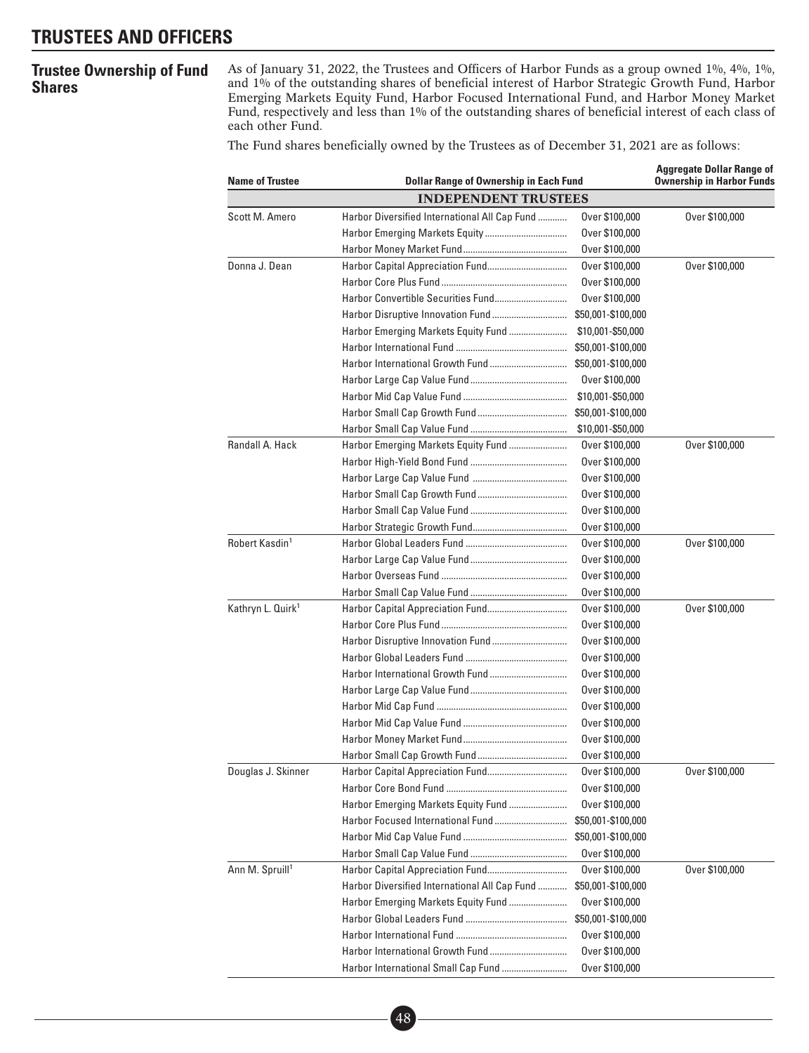# TRUSTEES AND OFFICERS

## Trustee Ownership of Fund Shares

As of January 31, 2022, the Trustees and Officers of Harbor Funds as a group owned 1%, 4%, 1%, and 1% of the outstanding shares of beneficial interest of Harbor Strategic Growth Fund, Harbor Emerging Markets Equity Fund, Harbor Focused International Fund, and Harbor Money Market Fund, respectively and less than 1% of the outstanding shares of beneficial interest of each class of each other Fund.

The Fund shares beneficially owned by the Trustees as of December 31, 2021 are as follows:

| Name of Trustee | Dollar Range of Ownership in Each Fund | | Aggregate Dollar Range of Ownership in Harbor Funds |
|---|---|---|---|
| **INDEPENDENT TRUSTEES** | | | |
| Scott M. Amero | Harbor Diversified International All Cap Fund | Over $100,000 | Over $100,000 |
| | Harbor Emerging Markets Equity | Over $100,000 | |
| | Harbor Money Market Fund | Over $100,000 | |
| Donna J. Dean | Harbor Capital Appreciation Fund | Over $100,000 | Over $100,000 |
| | Harbor Core Plus Fund | Over $100,000 | |
| | Harbor Convertible Securities Fund | Over $100,000 | |
| | Harbor Disruptive Innovation Fund | $50,001-$100,000 | |
| | Harbor Emerging Markets Equity Fund | $10,001-$50,000 | |
| | Harbor International Fund | $50,001-$100,000 | |
| | Harbor International Growth Fund | $50,001-$100,000 | |
| | Harbor Large Cap Value Fund | Over $100,000 | |
| | Harbor Mid Cap Value Fund | $10,001-$50,000 | |
| | Harbor Small Cap Growth Fund | $50,001-$100,000 | |
| | Harbor Small Cap Value Fund | $10,001-$50,000 | |
| Randall A. Hack | Harbor Emerging Markets Equity Fund | Over $100,000 | Over $100,000 |
| | Harbor High-Yield Bond Fund | Over $100,000 | |
| | Harbor Large Cap Value Fund | Over $100,000 | |
| | Harbor Small Cap Growth Fund | Over $100,000 | |
| | Harbor Small Cap Value Fund | Over $100,000 | |
| | Harbor Strategic Growth Fund | Over $100,000 | |
| Robert Kasdin[1] | Harbor Global Leaders Fund | Over $100,000 | Over $100,000 |
| | Harbor Large Cap Value Fund | Over $100,000 | |
| | Harbor Overseas Fund | Over $100,000 | |
| | Harbor Small Cap Value Fund | Over $100,000 | |
| Kathryn L. Quirk[1] | Harbor Capital Appreciation Fund | Over $100,000 | Over $100,000 |
| | Harbor Core Plus Fund | Over $100,000 | |
| | Harbor Disruptive Innovation Fund | Over $100,000 | |
| | Harbor Global Leaders Fund | Over $100,000 | |
| | Harbor International Growth Fund | Over $100,000 | |
| | Harbor Large Cap Value Fund | Over $100,000 | |
| | Harbor Mid Cap Fund | Over $100,000 | |
| | Harbor Mid Cap Value Fund | Over $100,000 | |
| | Harbor Money Market Fund | Over $100,000 | |
| | Harbor Small Cap Growth Fund | Over $100,000 | |
| Douglas J. Skinner | Harbor Capital Appreciation Fund | Over $100,000 | Over $100,000 |
| | Harbor Core Bond Fund | Over $100,000 | |
| | Harbor Emerging Markets Equity Fund | Over $100,000 | |
| | Harbor Focused International Fund | $50,001-$100,000 | |
| | Harbor Mid Cap Value Fund | $50,001-$100,000 | |
| | Harbor Small Cap Value Fund | Over $100,000 | |
| Ann M. Spruill[1] | Harbor Capital Appreciation Fund | Over $100,000 | Over $100,000 |
| | Harbor Diversified International All Cap Fund | $50,001-$100,000 | |
| | Harbor Emerging Markets Equity Fund | Over $100,000 | |
| | Harbor Global Leaders Fund | $50,001-$100,000 | |
| | Harbor International Fund | Over $100,000 | |
| | Harbor International Growth Fund | Over $100,000 | |
| | Harbor International Small Cap Fund | Over $100,000 | |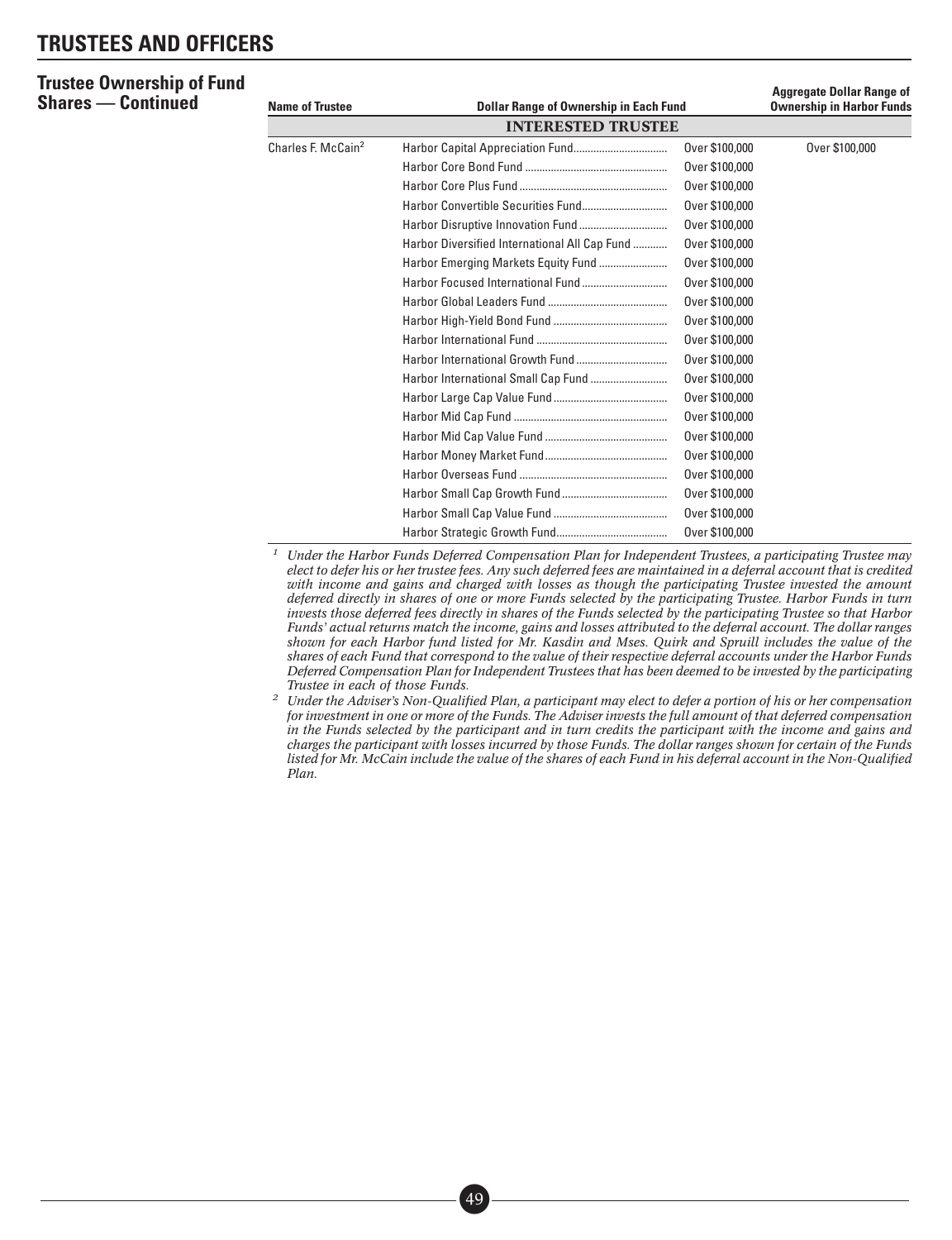# TRUSTEES AND OFFICERS

## Trustee Ownership of Fund Shares — Continued

| Name of Trustee | Dollar Range of Ownership in Each Fund | | Aggregate Dollar Range of Ownership in Harbor Funds |
|---|---|---|---|
| | **INTERESTED TRUSTEE** | | |
| Charles F. McCain[2] | Harbor Capital Appreciation Fund | Over $100,000 | Over $100,000 |
| | Harbor Core Bond Fund | Over $100,000 | |
| | Harbor Core Plus Fund | Over $100,000 | |
| | Harbor Convertible Securities Fund | Over $100,000 | |
| | Harbor Disruptive Innovation Fund | Over $100,000 | |
| | Harbor Diversified International All Cap Fund | Over $100,000 | |
| | Harbor Emerging Markets Equity Fund | Over $100,000 | |
| | Harbor Focused International Fund | Over $100,000 | |
| | Harbor Global Leaders Fund | Over $100,000 | |
| | Harbor High-Yield Bond Fund | Over $100,000 | |
| | Harbor International Fund | Over $100,000 | |
| | Harbor International Growth Fund | Over $100,000 | |
| | Harbor International Small Cap Fund | Over $100,000 | |
| | Harbor Large Cap Value Fund | Over $100,000 | |
| | Harbor Mid Cap Fund | Over $100,000 | |
| | Harbor Mid Cap Value Fund | Over $100,000 | |
| | Harbor Money Market Fund | Over $100,000 | |
| | Harbor Overseas Fund | Over $100,000 | |
| | Harbor Small Cap Growth Fund | Over $100,000 | |
| | Harbor Small Cap Value Fund | Over $100,000 | |
| | Harbor Strategic Growth Fund | Over $100,000 | |

[1] *Under the Harbor Funds Deferred Compensation Plan for Independent Trustees, a participating Trustee may elect to defer his or her trustee fees. Any such deferred fees are maintained in a deferral account that is credited with income and gains and charged with losses as though the participating Trustee invested the amount deferred directly in shares of one or more Funds selected by the participating Trustee. Harbor Funds in turn invests those deferred fees directly in shares of the Funds selected by the participating Trustee so that Harbor Funds' actual returns match the income, gains and losses attributed to the deferral account. The dollar ranges shown for each Harbor fund listed for Mr. Kasdin and Mses. Quirk and Spruill includes the value of the shares of each Fund that correspond to the value of their respective deferral accounts under the Harbor Funds Deferred Compensation Plan for Independent Trustees that has been deemed to be invested by the participating Trustee in each of those Funds.*

[2] *Under the Adviser's Non-Qualified Plan, a participant may elect to defer a portion of his or her compensation for investment in one or more of the Funds. The Adviser invests the full amount of that deferred compensation in the Funds selected by the participant and in turn credits the participant with the income and gains and charges the participant with losses incurred by those Funds. The dollar ranges shown for certain of the Funds listed for Mr. McCain include the value of the shares of each Fund in his deferral account in the Non-Qualified Plan.*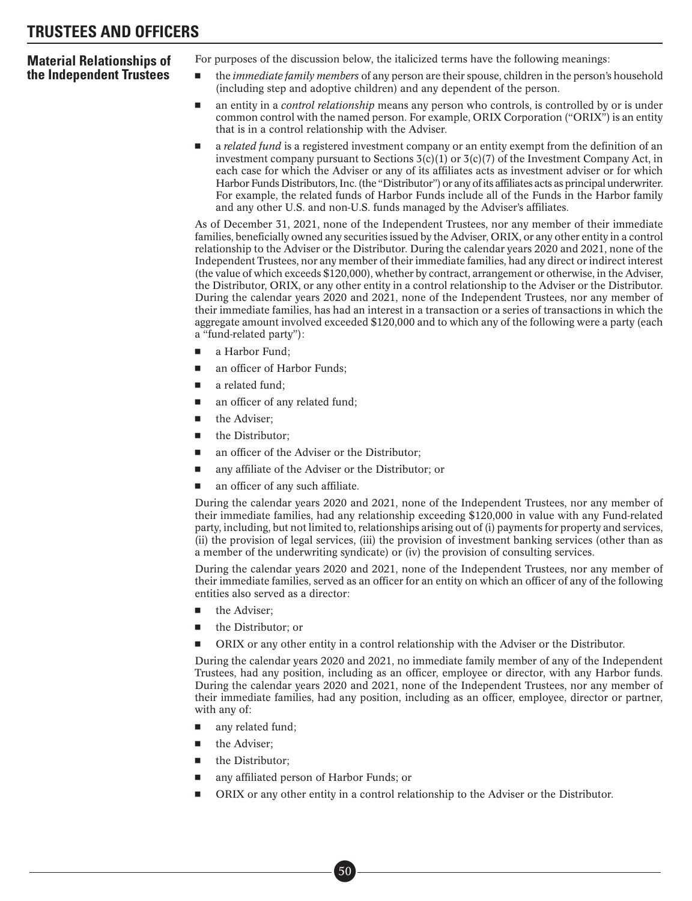# TRUSTEES AND OFFICERS

## Material Relationships of the Independent Trustees

For purposes of the discussion below, the italicized terms have the following meanings:

- the *immediate family members* of any person are their spouse, children in the person's household (including step and adoptive children) and any dependent of the person.
- an entity in a *control relationship* means any person who controls, is controlled by or is under common control with the named person. For example, ORIX Corporation ("ORIX") is an entity that is in a control relationship with the Adviser.
- a *related fund* is a registered investment company or an entity exempt from the definition of an investment company pursuant to Sections 3(c)(1) or 3(c)(7) of the Investment Company Act, in each case for which the Adviser or any of its affiliates acts as investment adviser or for which Harbor Funds Distributors, Inc. (the "Distributor") or any of its affiliates acts as principal underwriter. For example, the related funds of Harbor Funds include all of the Funds in the Harbor family and any other U.S. and non-U.S. funds managed by the Adviser's affiliates.

As of December 31, 2021, none of the Independent Trustees, nor any member of their immediate families, beneficially owned any securities issued by the Adviser, ORIX, or any other entity in a control relationship to the Adviser or the Distributor. During the calendar years 2020 and 2021, none of the Independent Trustees, nor any member of their immediate families, had any direct or indirect interest (the value of which exceeds $120,000), whether by contract, arrangement or otherwise, in the Adviser, the Distributor, ORIX, or any other entity in a control relationship to the Adviser or the Distributor. During the calendar years 2020 and 2021, none of the Independent Trustees, nor any member of their immediate families, has had an interest in a transaction or a series of transactions in which the aggregate amount involved exceeded $120,000 and to which any of the following were a party (each a "fund-related party"):

- a Harbor Fund;
- an officer of Harbor Funds;
- a related fund;
- an officer of any related fund;
- the Adviser;
- the Distributor;
- an officer of the Adviser or the Distributor;
- any affiliate of the Adviser or the Distributor; or
- an officer of any such affiliate.

During the calendar years 2020 and 2021, none of the Independent Trustees, nor any member of their immediate families, had any relationship exceeding $120,000 in value with any Fund-related party, including, but not limited to, relationships arising out of (i) payments for property and services, (ii) the provision of legal services, (iii) the provision of investment banking services (other than as a member of the underwriting syndicate) or (iv) the provision of consulting services.

During the calendar years 2020 and 2021, none of the Independent Trustees, nor any member of their immediate families, served as an officer for an entity on which an officer of any of the following entities also served as a director:

- the Adviser;
- the Distributor; or
- ORIX or any other entity in a control relationship with the Adviser or the Distributor.

During the calendar years 2020 and 2021, no immediate family member of any of the Independent Trustees, had any position, including as an officer, employee or director, with any Harbor funds. During the calendar years 2020 and 2021, none of the Independent Trustees, nor any member of their immediate families, had any position, including as an officer, employee, director or partner, with any of:

- any related fund;
- the Adviser;
- the Distributor;
- any affiliated person of Harbor Funds; or
- ORIX or any other entity in a control relationship to the Adviser or the Distributor.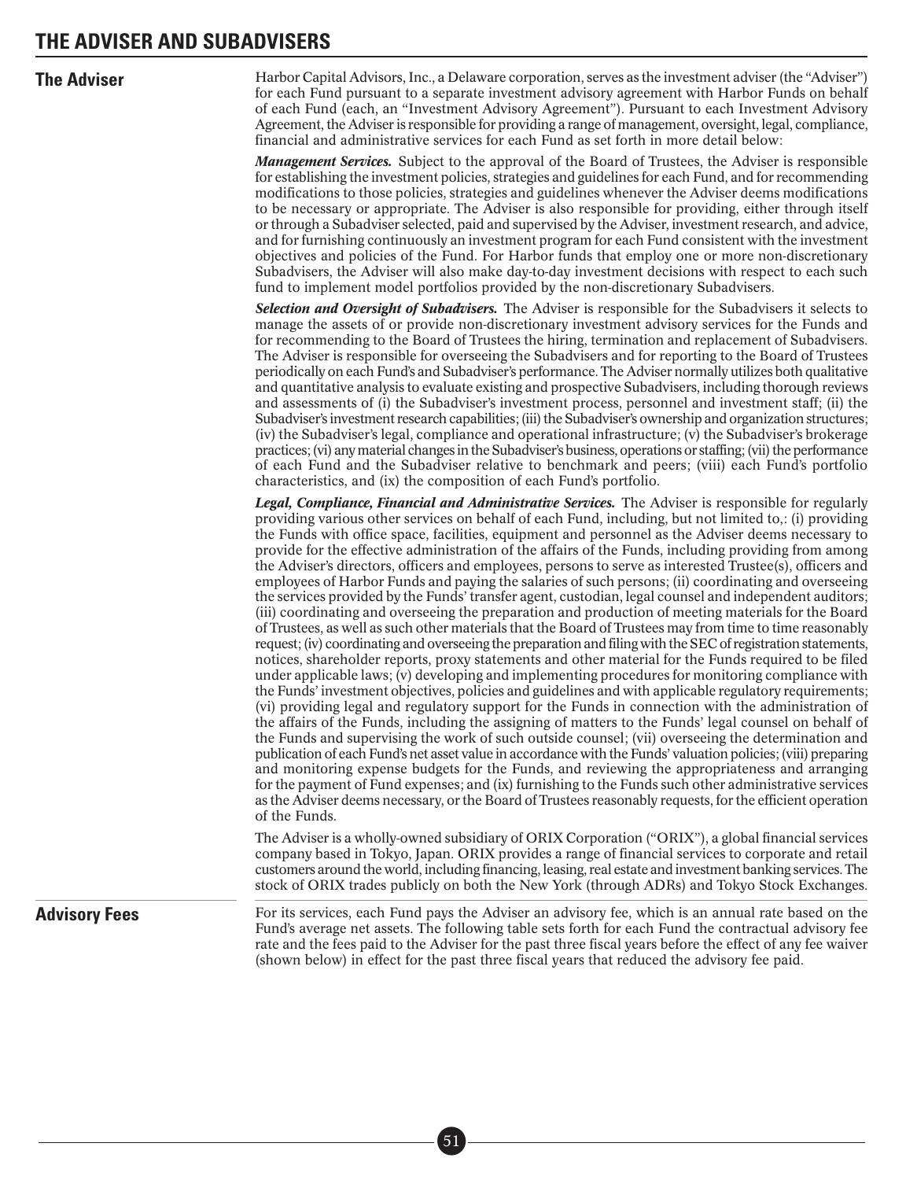# THE ADVISER AND SUBADVISERS

## The Adviser

Harbor Capital Advisors, Inc., a Delaware corporation, serves as the investment adviser (the "Adviser") for each Fund pursuant to a separate investment advisory agreement with Harbor Funds on behalf of each Fund (each, an "Investment Advisory Agreement"). Pursuant to each Investment Advisory Agreement, the Adviser is responsible for providing a range of management, oversight, legal, compliance, financial and administrative services for each Fund as set forth in more detail below:

***Management Services.*** Subject to the approval of the Board of Trustees, the Adviser is responsible for establishing the investment policies, strategies and guidelines for each Fund, and for recommending modifications to those policies, strategies and guidelines whenever the Adviser deems modifications to be necessary or appropriate. The Adviser is also responsible for providing, either through itself or through a Subadviser selected, paid and supervised by the Adviser, investment research, and advice, and for furnishing continuously an investment program for each Fund consistent with the investment objectives and policies of the Fund. For Harbor funds that employ one or more non-discretionary Subadvisers, the Adviser will also make day-to-day investment decisions with respect to each such fund to implement model portfolios provided by the non-discretionary Subadvisers.

***Selection and Oversight of Subadvisers.*** The Adviser is responsible for the Subadvisers it selects to manage the assets of or provide non-discretionary investment advisory services for the Funds and for recommending to the Board of Trustees the hiring, termination and replacement of Subadvisers. The Adviser is responsible for overseeing the Subadvisers and for reporting to the Board of Trustees periodically on each Fund's and Subadviser's performance. The Adviser normally utilizes both qualitative and quantitative analysis to evaluate existing and prospective Subadvisers, including thorough reviews and assessments of (i) the Subadviser's investment process, personnel and investment staff; (ii) the Subadviser's investment research capabilities; (iii) the Subadviser's ownership and organization structures; (iv) the Subadviser's legal, compliance and operational infrastructure; (v) the Subadviser's brokerage practices; (vi) any material changes in the Subadviser's business, operations or staffing; (vii) the performance of each Fund and the Subadviser relative to benchmark and peers; (viii) each Fund's portfolio characteristics, and (ix) the composition of each Fund's portfolio.

***Legal, Compliance, Financial and Administrative Services.*** The Adviser is responsible for regularly providing various other services on behalf of each Fund, including, but not limited to,: (i) providing the Funds with office space, facilities, equipment and personnel as the Adviser deems necessary to provide for the effective administration of the affairs of the Funds, including providing from among the Adviser's directors, officers and employees, persons to serve as interested Trustee(s), officers and employees of Harbor Funds and paying the salaries of such persons; (ii) coordinating and overseeing the services provided by the Funds' transfer agent, custodian, legal counsel and independent auditors; (iii) coordinating and overseeing the preparation and production of meeting materials for the Board of Trustees, as well as such other materials that the Board of Trustees may from time to time reasonably request; (iv) coordinating and overseeing the preparation and filing with the SEC of registration statements, notices, shareholder reports, proxy statements and other material for the Funds required to be filed under applicable laws; (v) developing and implementing procedures for monitoring compliance with the Funds' investment objectives, policies and guidelines and with applicable regulatory requirements; (vi) providing legal and regulatory support for the Funds in connection with the administration of the affairs of the Funds, including the assigning of matters to the Funds' legal counsel on behalf of the Funds and supervising the work of such outside counsel; (vii) overseeing the determination and publication of each Fund's net asset value in accordance with the Funds' valuation policies; (viii) preparing and monitoring expense budgets for the Funds, and reviewing the appropriateness and arranging for the payment of Fund expenses; and (ix) furnishing to the Funds such other administrative services as the Adviser deems necessary, or the Board of Trustees reasonably requests, for the efficient operation of the Funds.

The Adviser is a wholly-owned subsidiary of ORIX Corporation ("ORIX"), a global financial services company based in Tokyo, Japan. ORIX provides a range of financial services to corporate and retail customers around the world, including financing, leasing, real estate and investment banking services. The stock of ORIX trades publicly on both the New York (through ADRs) and Tokyo Stock Exchanges.

## Advisory Fees

For its services, each Fund pays the Adviser an advisory fee, which is an annual rate based on the Fund's average net assets. The following table sets forth for each Fund the contractual advisory fee rate and the fees paid to the Adviser for the past three fiscal years before the effect of any fee waiver (shown below) in effect for the past three fiscal years that reduced the advisory fee paid.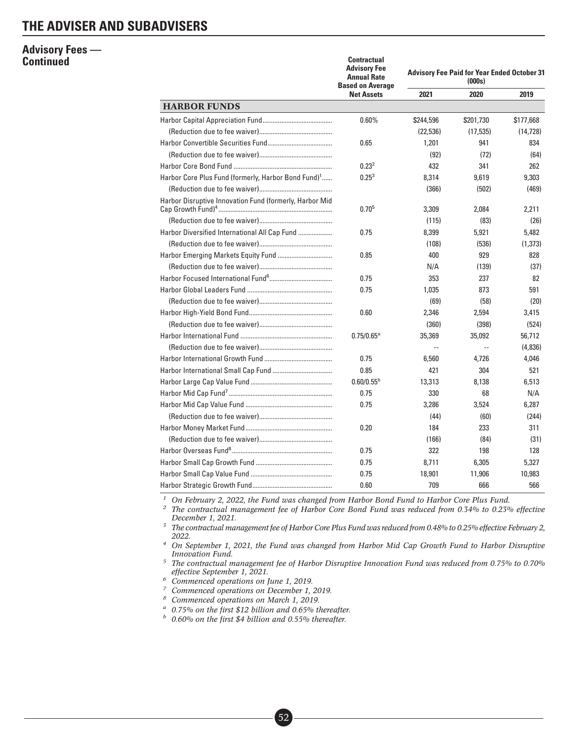# THE ADVISER AND SUBADVISERS

## Advisory Fees — Continued

| | Contractual Advisory Fee Annual Rate Based on Average Net Assets | Advisory Fee Paid for Year Ended October 31 (000s) | | |
|---|---|---|---|---|
| | | 2021 | 2020 | 2019 |
| **HARBOR FUNDS** | | | | |
| Harbor Capital Appreciation Fund | 0.60% | $244,596 | $201,730 | $177,668 |
| (Reduction due to fee waiver) | | (22,536) | (17,535) | (14,728) |
| Harbor Convertible Securities Fund | 0.65 | 1,201 | 941 | 834 |
| (Reduction due to fee waiver) | | (92) | (72) | (64) |
| Harbor Core Bond Fund | 0.23[2] | 432 | 341 | 262 |
| Harbor Core Plus Fund (formerly, Harbor Bond Fund)[1] | 0.25[3] | 8,314 | 9,619 | 9,303 |
| (Reduction due to fee waiver) | | (366) | (502) | (469) |
| Harbor Disruptive Innovation Fund (formerly, Harbor Mid Cap Growth Fund)[4] | 0.70[5] | 3,309 | 2,084 | 2,211 |
| (Reduction due to fee waiver) | | (115) | (83) | (26) |
| Harbor Diversified International All Cap Fund | 0.75 | 8,399 | 5,921 | 5,482 |
| (Reduction due to fee waiver) | | (108) | (536) | (1,373) |
| Harbor Emerging Markets Equity Fund | 0.85 | 400 | 929 | 828 |
| (Reduction due to fee waiver) | | N/A | (139) | (37) |
| Harbor Focused International Fund[6] | 0.75 | 353 | 237 | 82 |
| Harbor Global Leaders Fund | 0.75 | 1,035 | 873 | 591 |
| (Reduction due to fee waiver) | | (69) | (58) | (20) |
| Harbor High-Yield Bond Fund | 0.60 | 2,346 | 2,594 | 3,415 |
| (Reduction due to fee waiver) | | (360) | (398) | (524) |
| Harbor International Fund | 0.75/0.65[a] | 35,369 | 35,092 | 56,712 |
| (Reduction due to fee waiver) | | -- | -- | (4,836) |
| Harbor International Growth Fund | 0.75 | 6,560 | 4,726 | 4,046 |
| Harbor International Small Cap Fund | 0.85 | 421 | 304 | 521 |
| Harbor Large Cap Value Fund | 0.60/0.55[b] | 13,313 | 8,138 | 6,513 |
| Harbor Mid Cap Fund[7] | 0.75 | 330 | 68 | N/A |
| Harbor Mid Cap Value Fund | 0.75 | 3,286 | 3,524 | 6,287 |
| (Reduction due to fee waiver) | | (44) | (60) | (244) |
| Harbor Money Market Fund | 0.20 | 184 | 233 | 311 |
| (Reduction due to fee waiver) | | (166) | (84) | (31) |
| Harbor Overseas Fund[8] | 0.75 | 322 | 198 | 128 |
| Harbor Small Cap Growth Fund | 0.75 | 8,711 | 6,305 | 5,327 |
| Harbor Small Cap Value Fund | 0.75 | 18,901 | 11,906 | 10,983 |
| Harbor Strategic Growth Fund | 0.60 | 709 | 666 | 566 |

[1] *On February 2, 2022, the Fund was changed from Harbor Bond Fund to Harbor Core Plus Fund.*

[2] *The contractual management fee of Harbor Core Bond Fund was reduced from 0.34% to 0.23% effective December 1, 2021.*

[3] *The contractual management fee of Harbor Core Plus Fund was reduced from 0.48% to 0.25% effective February 2, 2022.*

[4] *On September 1, 2021, the Fund was changed from Harbor Mid Cap Growth Fund to Harbor Disruptive Innovation Fund.*

[5] *The contractual management fee of Harbor Disruptive Innovation Fund was reduced from 0.75% to 0.70% effective September 1, 2021.*

[6] *Commenced operations on June 1, 2019.*

[7] *Commenced operations on December 1, 2019.*

[8] *Commenced operations on March 1, 2019.*

[a] *0.75% on the first $12 billion and 0.65% thereafter.*

[b] *0.60% on the first $4 billion and 0.55% thereafter.*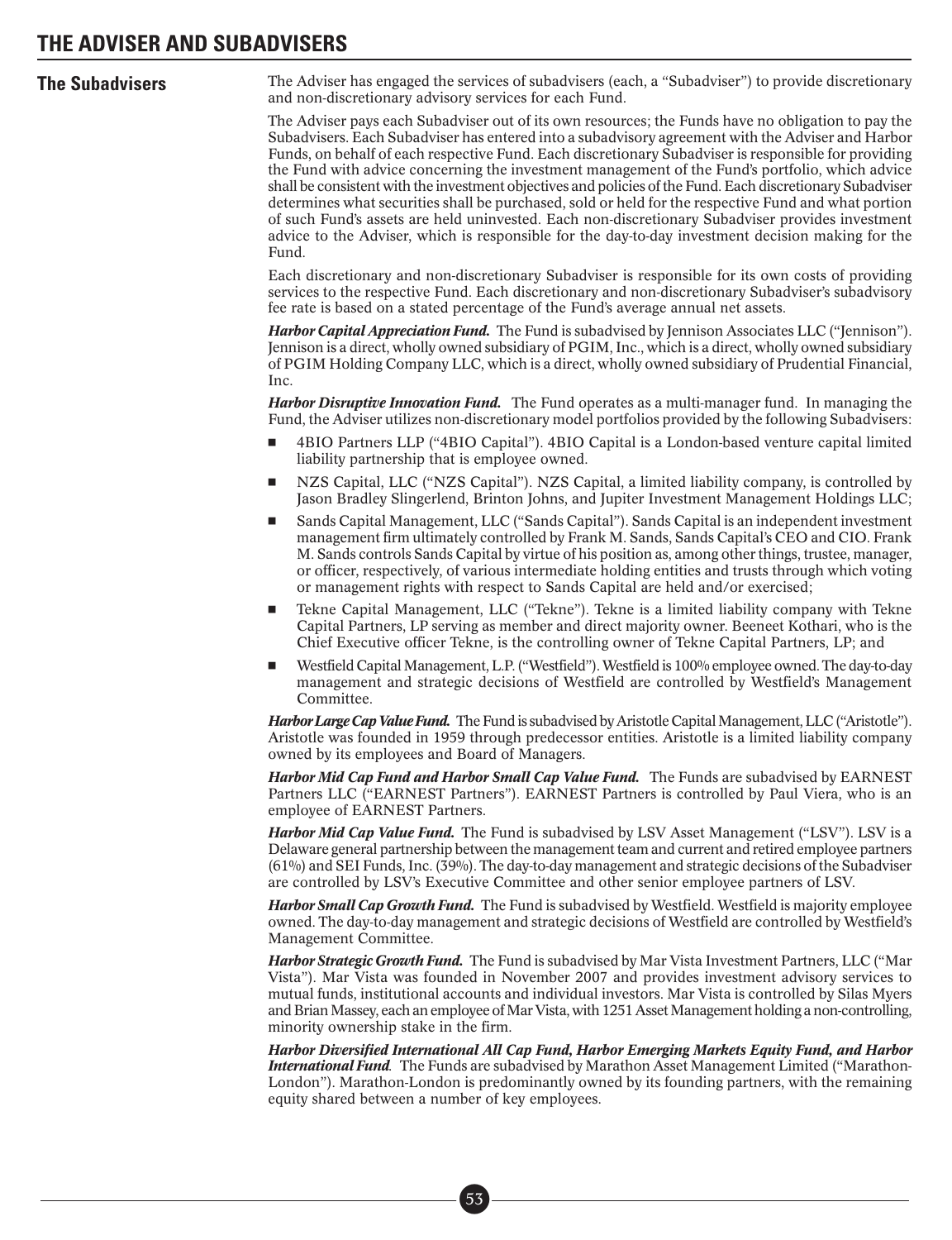# THE ADVISER AND SUBADVISERS

## The Subadvisers

The Adviser has engaged the services of subadvisers (each, a "Subadviser") to provide discretionary and non-discretionary advisory services for each Fund.

The Adviser pays each Subadviser out of its own resources; the Funds have no obligation to pay the Subadvisers. Each Subadviser has entered into a subadvisory agreement with the Adviser and Harbor Funds, on behalf of each respective Fund. Each discretionary Subadviser is responsible for providing the Fund with advice concerning the investment management of the Fund's portfolio, which advice shall be consistent with the investment objectives and policies of the Fund. Each discretionary Subadviser determines what securities shall be purchased, sold or held for the respective Fund and what portion of such Fund's assets are held uninvested. Each non-discretionary Subadviser provides investment advice to the Adviser, which is responsible for the day-to-day investment decision making for the Fund.

Each discretionary and non-discretionary Subadviser is responsible for its own costs of providing services to the respective Fund. Each discretionary and non-discretionary Subadviser's subadvisory fee rate is based on a stated percentage of the Fund's average annual net assets.

***Harbor Capital Appreciation Fund.*** The Fund is subadvised by Jennison Associates LLC ("Jennison"). Jennison is a direct, wholly owned subsidiary of PGIM, Inc., which is a direct, wholly owned subsidiary of PGIM Holding Company LLC, which is a direct, wholly owned subsidiary of Prudential Financial, Inc.

***Harbor Disruptive Innovation Fund.*** The Fund operates as a multi-manager fund. In managing the Fund, the Adviser utilizes non-discretionary model portfolios provided by the following Subadvisers:

- 4BIO Partners LLP ("4BIO Capital"). 4BIO Capital is a London-based venture capital limited liability partnership that is employee owned.
- NZS Capital, LLC ("NZS Capital"). NZS Capital, a limited liability company, is controlled by Jason Bradley Slingerlend, Brinton Johns, and Jupiter Investment Management Holdings LLC;
- Sands Capital Management, LLC ("Sands Capital"). Sands Capital is an independent investment management firm ultimately controlled by Frank M. Sands, Sands Capital's CEO and CIO. Frank M. Sands controls Sands Capital by virtue of his position as, among other things, trustee, manager, or officer, respectively, of various intermediate holding entities and trusts through which voting or management rights with respect to Sands Capital are held and/or exercised;
- Tekne Capital Management, LLC ("Tekne"). Tekne is a limited liability company with Tekne Capital Partners, LP serving as member and direct majority owner. Beeneet Kothari, who is the Chief Executive officer Tekne, is the controlling owner of Tekne Capital Partners, LP; and
- Westfield Capital Management, L.P. ("Westfield"). Westfield is 100% employee owned. The day-to-day management and strategic decisions of Westfield are controlled by Westfield's Management Committee.

***Harbor Large Cap Value Fund.*** The Fund is subadvised by Aristotle Capital Management, LLC ("Aristotle"). Aristotle was founded in 1959 through predecessor entities. Aristotle is a limited liability company owned by its employees and Board of Managers.

***Harbor Mid Cap Fund and Harbor Small Cap Value Fund.*** The Funds are subadvised by EARNEST Partners LLC ("EARNEST Partners"). EARNEST Partners is controlled by Paul Viera, who is an employee of EARNEST Partners.

***Harbor Mid Cap Value Fund.*** The Fund is subadvised by LSV Asset Management ("LSV"). LSV is a Delaware general partnership between the management team and current and retired employee partners (61%) and SEI Funds, Inc. (39%). The day-to-day management and strategic decisions of the Subadviser are controlled by LSV's Executive Committee and other senior employee partners of LSV.

***Harbor Small Cap Growth Fund.*** The Fund is subadvised by Westfield. Westfield is majority employee owned. The day-to-day management and strategic decisions of Westfield are controlled by Westfield's Management Committee.

***Harbor Strategic Growth Fund.*** The Fund is subadvised by Mar Vista Investment Partners, LLC ("Mar Vista"). Mar Vista was founded in November 2007 and provides investment advisory services to mutual funds, institutional accounts and individual investors. Mar Vista is controlled by Silas Myers and Brian Massey, each an employee of Mar Vista, with 1251 Asset Management holding a non-controlling, minority ownership stake in the firm.

***Harbor Diversified International All Cap Fund, Harbor Emerging Markets Equity Fund, and Harbor International Fund.*** The Funds are subadvised by Marathon Asset Management Limited ("Marathon-London"). Marathon-London is predominantly owned by its founding partners, with the remaining equity shared between a number of key employees.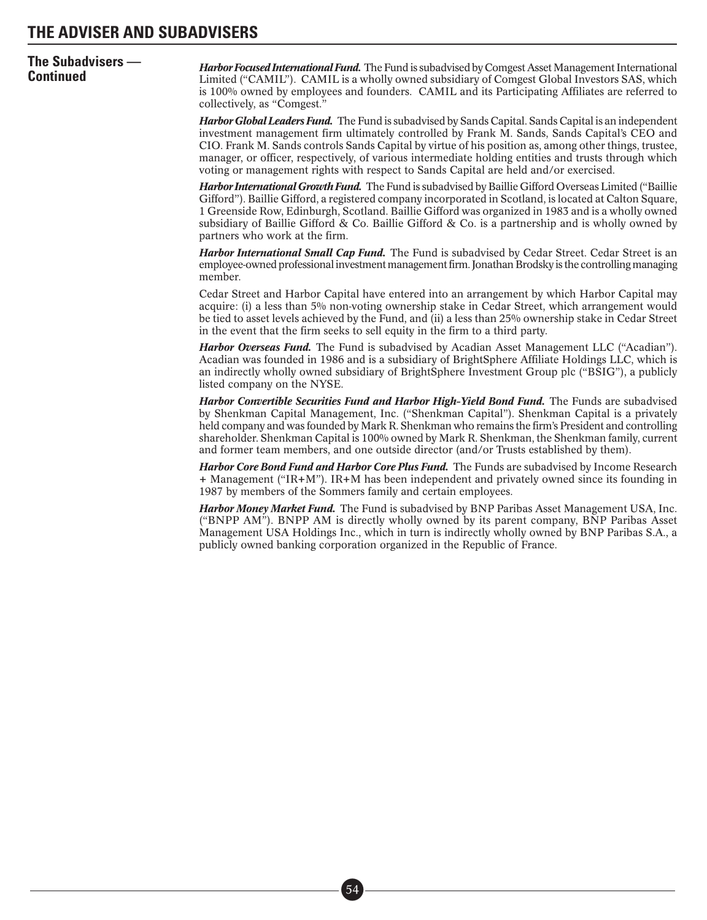# THE ADVISER AND SUBADVISERS

## The Subadvisers — Continued

***Harbor Focused International Fund.*** The Fund is subadvised by Comgest Asset Management International Limited ("CAMIL"). CAMIL is a wholly owned subsidiary of Comgest Global Investors SAS, which is 100% owned by employees and founders. CAMIL and its Participating Affiliates are referred to collectively, as "Comgest."

***Harbor Global Leaders Fund.*** The Fund is subadvised by Sands Capital. Sands Capital is an independent investment management firm ultimately controlled by Frank M. Sands, Sands Capital's CEO and CIO. Frank M. Sands controls Sands Capital by virtue of his position as, among other things, trustee, manager, or officer, respectively, of various intermediate holding entities and trusts through which voting or management rights with respect to Sands Capital are held and/or exercised.

***Harbor International Growth Fund.*** The Fund is subadvised by Baillie Gifford Overseas Limited ("Baillie Gifford"). Baillie Gifford, a registered company incorporated in Scotland, is located at Calton Square, 1 Greenside Row, Edinburgh, Scotland. Baillie Gifford was organized in 1983 and is a wholly owned subsidiary of Baillie Gifford & Co. Baillie Gifford & Co. is a partnership and is wholly owned by partners who work at the firm.

***Harbor International Small Cap Fund.*** The Fund is subadvised by Cedar Street. Cedar Street is an employee-owned professional investment management firm. Jonathan Brodsky is the controlling managing member.

Cedar Street and Harbor Capital have entered into an arrangement by which Harbor Capital may acquire: (i) a less than 5% non-voting ownership stake in Cedar Street, which arrangement would be tied to asset levels achieved by the Fund, and (ii) a less than 25% ownership stake in Cedar Street in the event that the firm seeks to sell equity in the firm to a third party.

***Harbor Overseas Fund.*** The Fund is subadvised by Acadian Asset Management LLC ("Acadian"). Acadian was founded in 1986 and is a subsidiary of BrightSphere Affiliate Holdings LLC, which is an indirectly wholly owned subsidiary of BrightSphere Investment Group plc ("BSIG"), a publicly listed company on the NYSE.

***Harbor Convertible Securities Fund and Harbor High-Yield Bond Fund.*** The Funds are subadvised by Shenkman Capital Management, Inc. ("Shenkman Capital"). Shenkman Capital is a privately held company and was founded by Mark R. Shenkman who remains the firm's President and controlling shareholder. Shenkman Capital is 100% owned by Mark R. Shenkman, the Shenkman family, current and former team members, and one outside director (and/or Trusts established by them).

***Harbor Core Bond Fund and Harbor Core Plus Fund.*** The Funds are subadvised by Income Research + Management ("IR+M"). IR+M has been independent and privately owned since its founding in 1987 by members of the Sommers family and certain employees.

***Harbor Money Market Fund.*** The Fund is subadvised by BNP Paribas Asset Management USA, Inc. ("BNPP AM"). BNPP AM is directly wholly owned by its parent company, BNP Paribas Asset Management USA Holdings Inc., which in turn is indirectly wholly owned by BNP Paribas S.A., a publicly owned banking corporation organized in the Republic of France.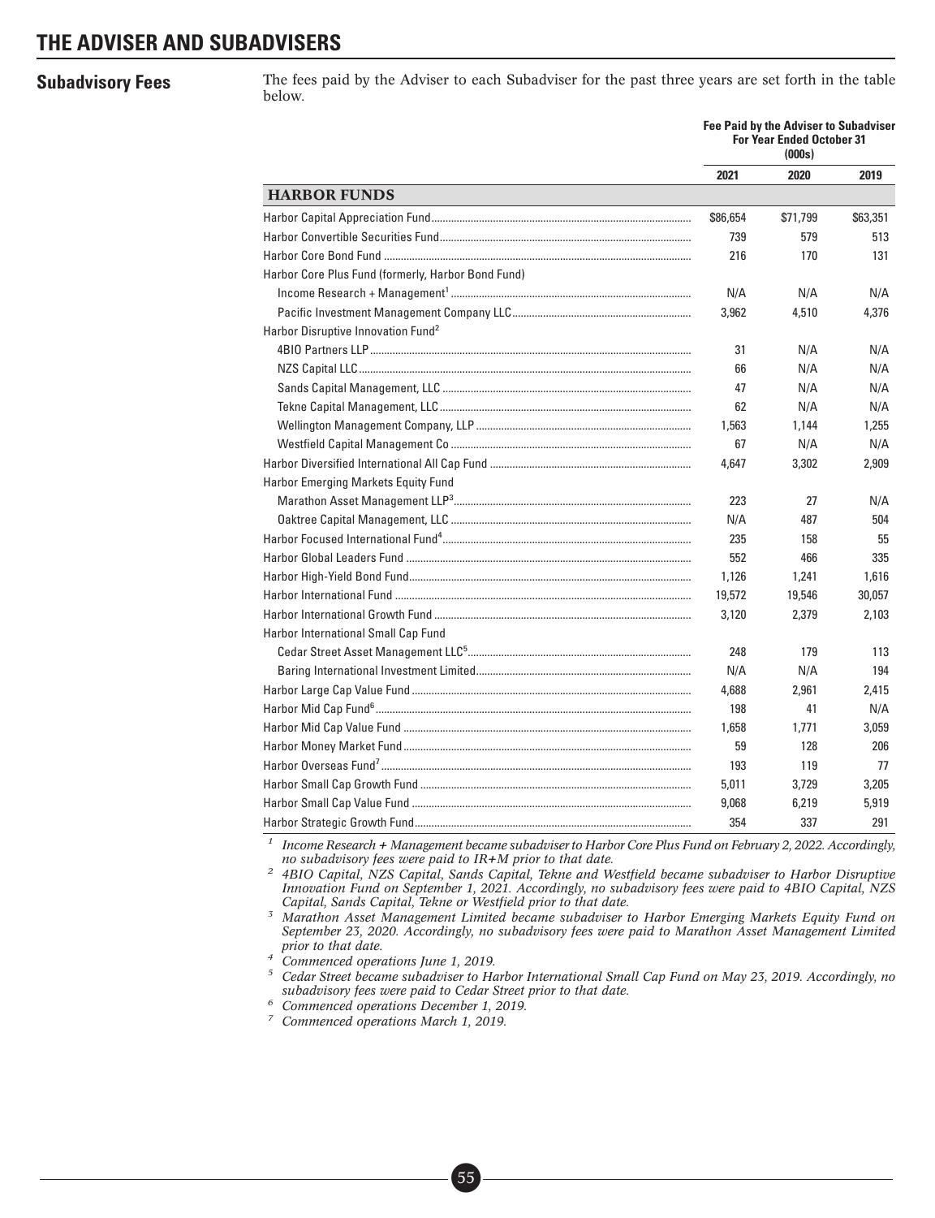# THE ADVISER AND SUBADVISERS

## Subadvisory Fees

The fees paid by the Adviser to each Subadviser for the past three years are set forth in the table below.

| | Fee Paid by the Adviser to Subadviser For Year Ended October 31 (000s) | | |
|---|---|---|---|
| | 2021 | 2020 | 2019 |
| **HARBOR FUNDS** | | | |
| Harbor Capital Appreciation Fund | $86,654 | $71,799 | $63,351 |
| Harbor Convertible Securities Fund | 739 | 579 | 513 |
| Harbor Core Bond Fund | 216 | 170 | 131 |
| Harbor Core Plus Fund (formerly, Harbor Bond Fund) | | | |
| Income Research + Management[1] | N/A | N/A | N/A |
| Pacific Investment Management Company LLC | 3,962 | 4,510 | 4,376 |
| Harbor Disruptive Innovation Fund[2] | | | |
| 4BIO Partners LLP | 31 | N/A | N/A |
| NZS Capital LLC | 66 | N/A | N/A |
| Sands Capital Management, LLC | 47 | N/A | N/A |
| Tekne Capital Management, LLC | 62 | N/A | N/A |
| Wellington Management Company, LLP | 1,563 | 1,144 | 1,255 |
| Westfield Capital Management Co | 67 | N/A | N/A |
| Harbor Diversified International All Cap Fund | 4,647 | 3,302 | 2,909 |
| Harbor Emerging Markets Equity Fund | | | |
| Marathon Asset Management LLP[3] | 223 | 27 | N/A |
| Oaktree Capital Management, LLC | N/A | 487 | 504 |
| Harbor Focused International Fund[4] | 235 | 158 | 55 |
| Harbor Global Leaders Fund | 552 | 466 | 335 |
| Harbor High-Yield Bond Fund | 1,126 | 1,241 | 1,616 |
| Harbor International Fund | 19,572 | 19,546 | 30,057 |
| Harbor International Growth Fund | 3,120 | 2,379 | 2,103 |
| Harbor International Small Cap Fund | | | |
| Cedar Street Asset Management LLC[5] | 248 | 179 | 113 |
| Baring International Investment Limited | N/A | N/A | 194 |
| Harbor Large Cap Value Fund | 4,688 | 2,961 | 2,415 |
| Harbor Mid Cap Fund[6] | 198 | 41 | N/A |
| Harbor Mid Cap Value Fund | 1,658 | 1,771 | 3,059 |
| Harbor Money Market Fund | 59 | 128 | 206 |
| Harbor Overseas Fund[7] | 193 | 119 | 77 |
| Harbor Small Cap Growth Fund | 5,011 | 3,729 | 3,205 |
| Harbor Small Cap Value Fund | 9,068 | 6,219 | 5,919 |
| Harbor Strategic Growth Fund | 354 | 337 | 291 |

[1] *Income Research + Management became subadviser to Harbor Core Plus Fund on February 2, 2022. Accordingly, no subadvisory fees were paid to IR+M prior to that date.*

[2] *4BIO Capital, NZS Capital, Sands Capital, Tekne and Westfield became subadviser to Harbor Disruptive Innovation Fund on September 1, 2021. Accordingly, no subadvisory fees were paid to 4BIO Capital, NZS Capital, Sands Capital, Tekne or Westfield prior to that date.*

[3] *Marathon Asset Management Limited became subadviser to Harbor Emerging Markets Equity Fund on September 23, 2020. Accordingly, no subadvisory fees were paid to Marathon Asset Management Limited prior to that date.*

[4] *Commenced operations June 1, 2019.*

[5] *Cedar Street became subadviser to Harbor International Small Cap Fund on May 23, 2019. Accordingly, no subadvisory fees were paid to Cedar Street prior to that date.*

[6] *Commenced operations December 1, 2019.*

[7] *Commenced operations March 1, 2019.*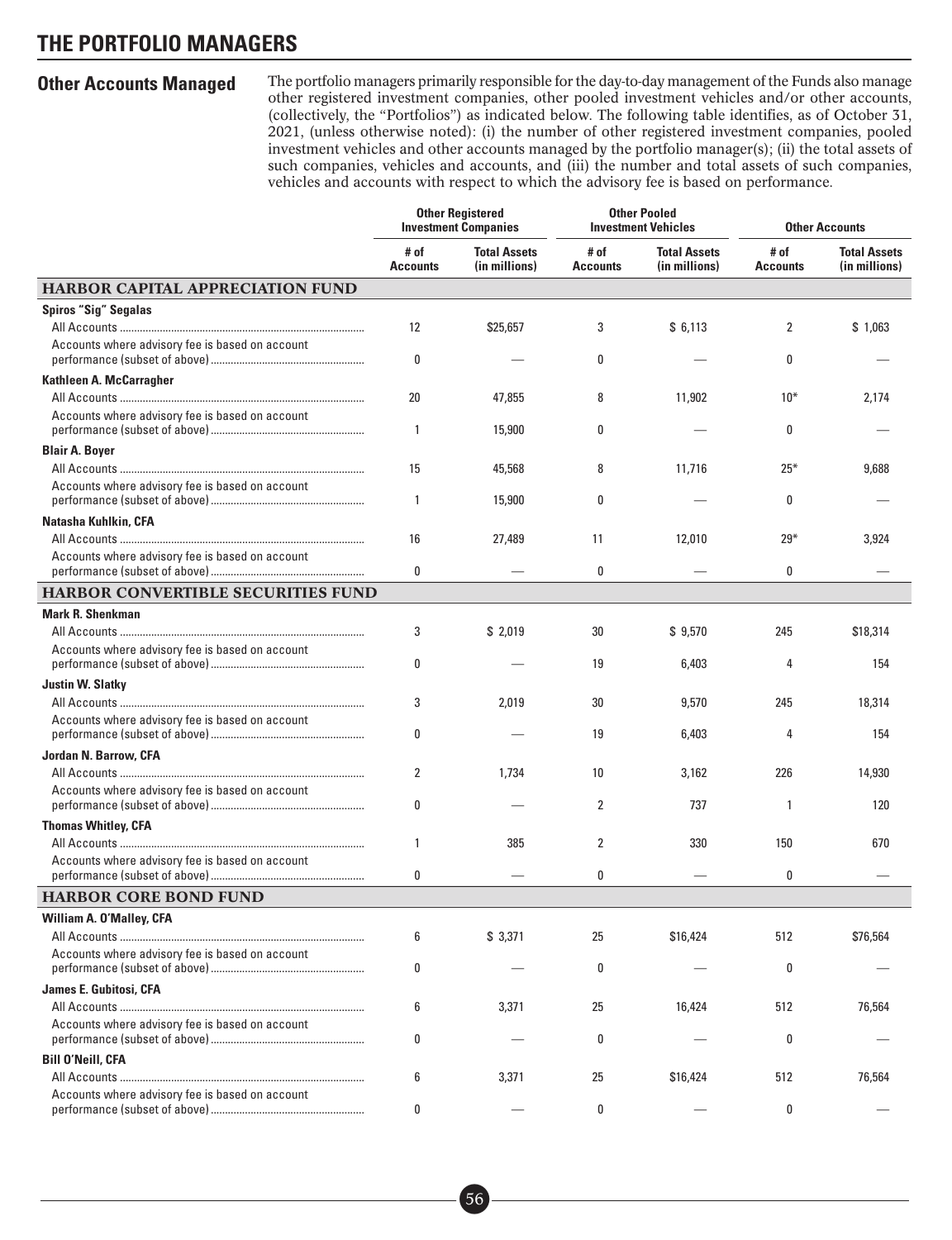# THE PORTFOLIO MANAGERS

## Other Accounts Managed

The portfolio managers primarily responsible for the day-to-day management of the Funds also manage other registered investment companies, other pooled investment vehicles and/or other accounts, (collectively, the "Portfolios") as indicated below. The following table identifies, as of October 31, 2021, (unless otherwise noted): (i) the number of other registered investment companies, pooled investment vehicles and other accounts managed by the portfolio manager(s); (ii) the total assets of such companies, vehicles and accounts, and (iii) the number and total assets of such companies, vehicles and accounts with respect to which the advisory fee is based on performance.

| | Other Registered Investment Companies | | Other Pooled Investment Vehicles | | Other Accounts | |
|---|---|---|---|---|---|---|
| | # of Accounts | Total Assets (in millions) | # of Accounts | Total Assets (in millions) | # of Accounts | Total Assets (in millions) |
| **HARBOR CAPITAL APPRECIATION FUND** | | | | | | |
| **Spiros "Sig" Segalas** | | | | | | |
| All Accounts | 12 | $25,657 | 3 | $ 6,113 | 2 | $ 1,063 |
| Accounts where advisory fee is based on account performance (subset of above) | 0 | — | 0 | — | 0 | — |
| **Kathleen A. McCarragher** | | | | | | |
| All Accounts | 20 | 47,855 | 8 | 11,902 | 10* | 2,174 |
| Accounts where advisory fee is based on account performance (subset of above) | 1 | 15,900 | 0 | — | 0 | — |
| **Blair A. Boyer** | | | | | | |
| All Accounts | 15 | 45,568 | 8 | 11,716 | 25* | 9,688 |
| Accounts where advisory fee is based on account performance (subset of above) | 1 | 15,900 | 0 | — | 0 | — |
| **Natasha Kuhlkin, CFA** | | | | | | |
| All Accounts | 16 | 27,489 | 11 | 12,010 | 29* | 3,924 |
| Accounts where advisory fee is based on account performance (subset of above) | 0 | — | 0 | — | 0 | — |
| **HARBOR CONVERTIBLE SECURITIES FUND** | | | | | | |
| **Mark R. Shenkman** | | | | | | |
| All Accounts | 3 | $ 2,019 | 30 | $ 9,570 | 245 | $18,314 |
| Accounts where advisory fee is based on account performance (subset of above) | 0 | — | 19 | 6,403 | 4 | 154 |
| **Justin W. Slatky** | | | | | | |
| All Accounts | 3 | 2,019 | 30 | 9,570 | 245 | 18,314 |
| Accounts where advisory fee is based on account performance (subset of above) | 0 | — | 19 | 6,403 | 4 | 154 |
| **Jordan N. Barrow, CFA** | | | | | | |
| All Accounts | 2 | 1,734 | 10 | 3,162 | 226 | 14,930 |
| Accounts where advisory fee is based on account performance (subset of above) | 0 | — | 2 | 737 | 1 | 120 |
| **Thomas Whitley, CFA** | | | | | | |
| All Accounts | 1 | 385 | 2 | 330 | 150 | 670 |
| Accounts where advisory fee is based on account performance (subset of above) | 0 | — | 0 | — | 0 | — |
| **HARBOR CORE BOND FUND** | | | | | | |
| **William A. O'Malley, CFA** | | | | | | |
| All Accounts | 6 | $ 3,371 | 25 | $16,424 | 512 | $76,564 |
| Accounts where advisory fee is based on account performance (subset of above) | 0 | — | 0 | — | 0 | — |
| **James E. Gubitosi, CFA** | | | | | | |
| All Accounts | 6 | 3,371 | 25 | 16,424 | 512 | 76,564 |
| Accounts where advisory fee is based on account performance (subset of above) | 0 | — | 0 | — | 0 | — |
| **Bill O'Neill, CFA** | | | | | | |
| All Accounts | 6 | 3,371 | 25 | $16,424 | 512 | 76,564 |
| Accounts where advisory fee is based on account performance (subset of above) | 0 | — | 0 | — | 0 | — |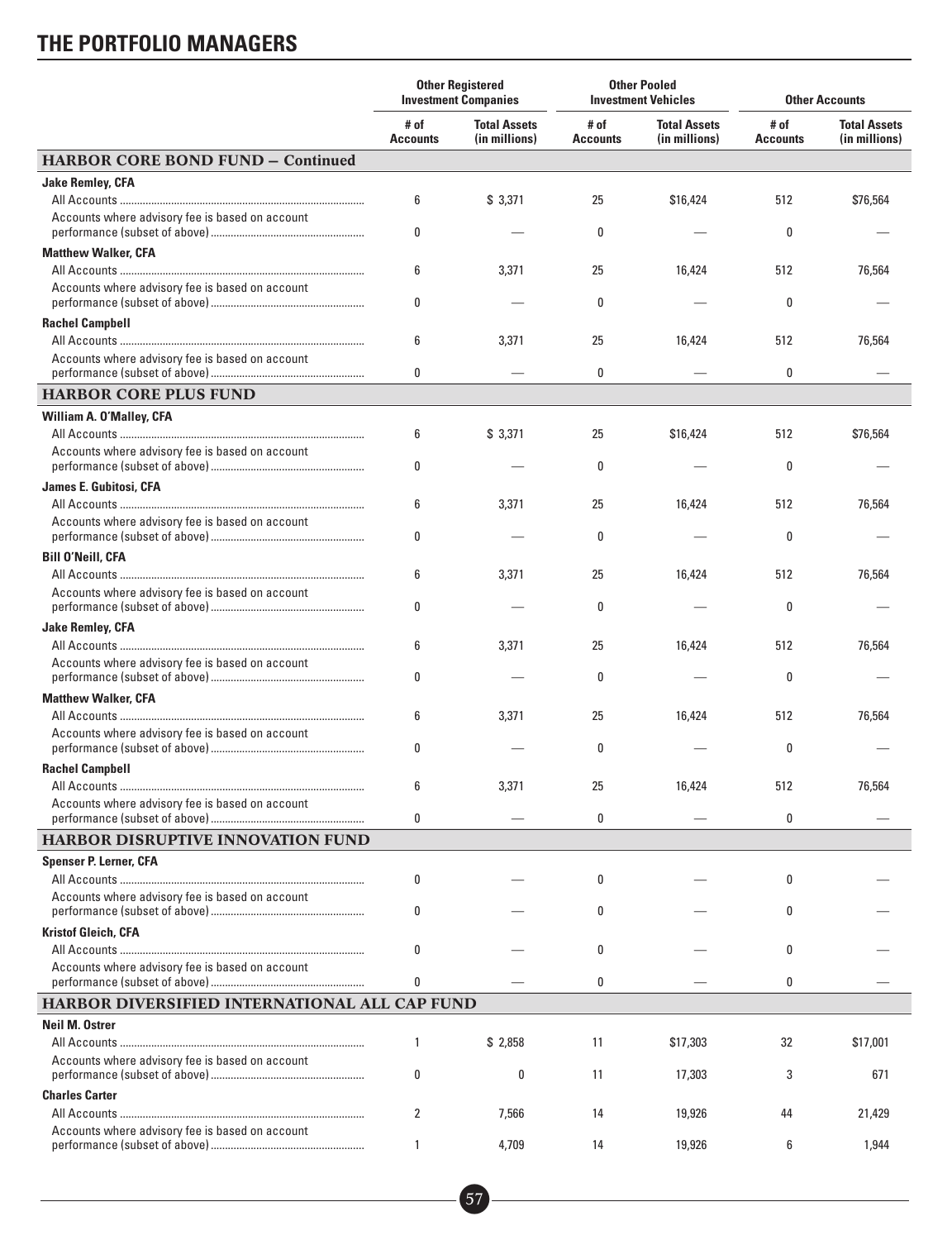## THE PORTFOLIO MANAGERS

| | Other Registered Investment Companies | | Other Pooled Investment Vehicles | | Other Accounts | |
|---|---|---|---|---|---|---|
| | # of Accounts | Total Assets (in millions) | # of Accounts | Total Assets (in millions) | # of Accounts | Total Assets (in millions) |
| **HARBOR CORE BOND FUND – Continued** | | | | | | |
| **Jake Remley, CFA** | | | | | | |
| All Accounts | 6 | $ 3,371 | 25 | $16,424 | 512 | $76,564 |
| Accounts where advisory fee is based on account performance (subset of above) | 0 | — | 0 | — | 0 | — |
| **Matthew Walker, CFA** | | | | | | |
| All Accounts | 6 | 3,371 | 25 | 16,424 | 512 | 76,564 |
| Accounts where advisory fee is based on account performance (subset of above) | 0 | — | 0 | — | 0 | — |
| **Rachel Campbell** | | | | | | |
| All Accounts | 6 | 3,371 | 25 | 16,424 | 512 | 76,564 |
| Accounts where advisory fee is based on account performance (subset of above) | 0 | — | 0 | — | 0 | — |
| **HARBOR CORE PLUS FUND** | | | | | | |
| **William A. O'Malley, CFA** | | | | | | |
| All Accounts | 6 | $ 3,371 | 25 | $16,424 | 512 | $76,564 |
| Accounts where advisory fee is based on account performance (subset of above) | 0 | — | 0 | — | 0 | — |
| **James E. Gubitosi, CFA** | | | | | | |
| All Accounts | 6 | 3,371 | 25 | 16,424 | 512 | 76,564 |
| Accounts where advisory fee is based on account performance (subset of above) | 0 | — | 0 | — | 0 | — |
| **Bill O'Neill, CFA** | | | | | | |
| All Accounts | 6 | 3,371 | 25 | 16,424 | 512 | 76,564 |
| Accounts where advisory fee is based on account performance (subset of above) | 0 | — | 0 | — | 0 | — |
| **Jake Remley, CFA** | | | | | | |
| All Accounts | 6 | 3,371 | 25 | 16,424 | 512 | 76,564 |
| Accounts where advisory fee is based on account performance (subset of above) | 0 | — | 0 | — | 0 | — |
| **Matthew Walker, CFA** | | | | | | |
| All Accounts | 6 | 3,371 | 25 | 16,424 | 512 | 76,564 |
| Accounts where advisory fee is based on account performance (subset of above) | 0 | — | 0 | — | 0 | — |
| **Rachel Campbell** | | | | | | |
| All Accounts | 6 | 3,371 | 25 | 16,424 | 512 | 76,564 |
| Accounts where advisory fee is based on account performance (subset of above) | 0 | — | 0 | — | 0 | — |
| **HARBOR DISRUPTIVE INNOVATION FUND** | | | | | | |
| **Spenser P. Lerner, CFA** | | | | | | |
| All Accounts | 0 | — | 0 | — | 0 | — |
| Accounts where advisory fee is based on account performance (subset of above) | 0 | — | 0 | — | 0 | — |
| **Kristof Gleich, CFA** | | | | | | |
| All Accounts | 0 | — | 0 | — | 0 | — |
| Accounts where advisory fee is based on account performance (subset of above) | 0 | — | 0 | — | 0 | — |
| **HARBOR DIVERSIFIED INTERNATIONAL ALL CAP FUND** | | | | | | |
| **Neil M. Ostrer** | | | | | | |
| All Accounts | 1 | $ 2,858 | 11 | $17,303 | 32 | $17,001 |
| Accounts where advisory fee is based on account performance (subset of above) | 0 | 0 | 11 | 17,303 | 3 | 671 |
| **Charles Carter** | | | | | | |
| All Accounts | 2 | 7,566 | 14 | 19,926 | 44 | 21,429 |
| Accounts where advisory fee is based on account performance (subset of above) | 1 | 4,709 | 14 | 19,926 | 6 | 1,944 |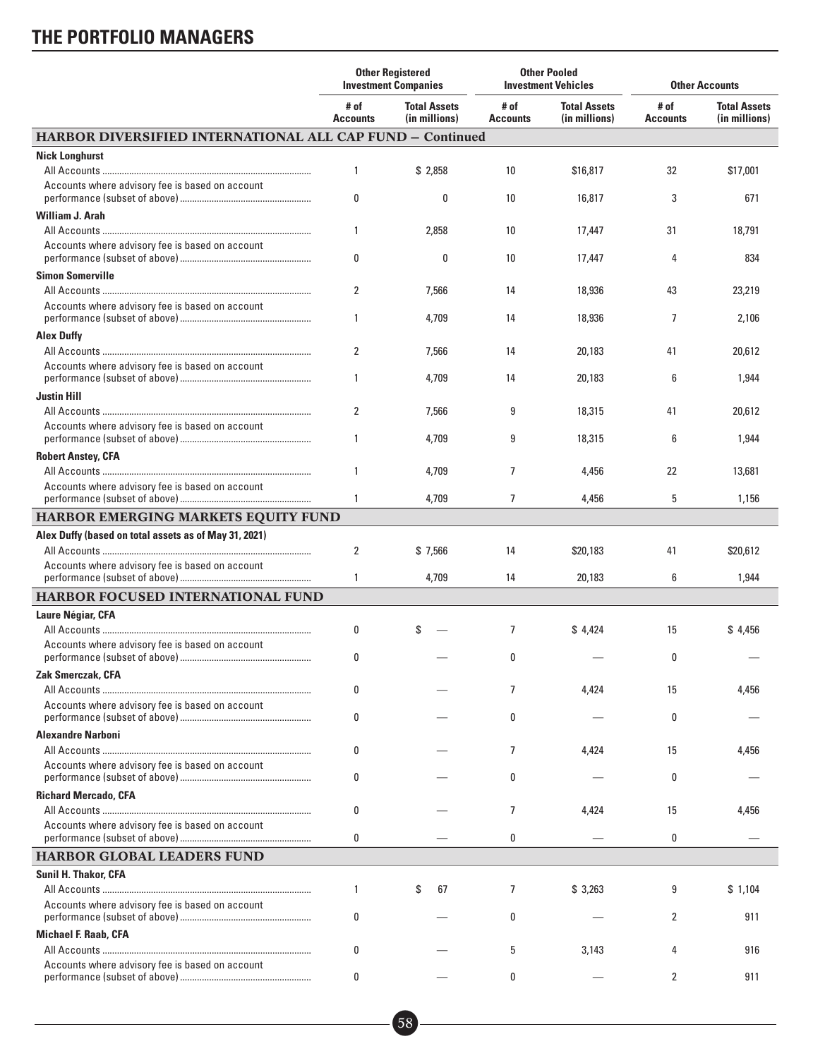# THE PORTFOLIO MANAGERS

| | Other Registered Investment Companies | | Other Pooled Investment Vehicles | | Other Accounts | |
|---|---|---|---|---|---|---|
| | # of Accounts | Total Assets (in millions) | # of Accounts | Total Assets (in millions) | # of Accounts | Total Assets (in millions) |
| **HARBOR DIVERSIFIED INTERNATIONAL ALL CAP FUND – Continued** | | | | | | |
| **Nick Longhurst** | | | | | | |
| All Accounts | 1 | $ 2,858 | 10 | $16,817 | 32 | $17,001 |
| Accounts where advisory fee is based on account performance (subset of above) | 0 | 0 | 10 | 16,817 | 3 | 671 |
| **William J. Arah** | | | | | | |
| All Accounts | 1 | 2,858 | 10 | 17,447 | 31 | 18,791 |
| Accounts where advisory fee is based on account performance (subset of above) | 0 | 0 | 10 | 17,447 | 4 | 834 |
| **Simon Somerville** | | | | | | |
| All Accounts | 2 | 7,566 | 14 | 18,936 | 43 | 23,219 |
| Accounts where advisory fee is based on account performance (subset of above) | 1 | 4,709 | 14 | 18,936 | 7 | 2,106 |
| **Alex Duffy** | | | | | | |
| All Accounts | 2 | 7,566 | 14 | 20,183 | 41 | 20,612 |
| Accounts where advisory fee is based on account performance (subset of above) | 1 | 4,709 | 14 | 20,183 | 6 | 1,944 |
| **Justin Hill** | | | | | | |
| All Accounts | 2 | 7,566 | 9 | 18,315 | 41 | 20,612 |
| Accounts where advisory fee is based on account performance (subset of above) | 1 | 4,709 | 9 | 18,315 | 6 | 1,944 |
| **Robert Anstey, CFA** | | | | | | |
| All Accounts | 1 | 4,709 | 7 | 4,456 | 22 | 13,681 |
| Accounts where advisory fee is based on account performance (subset of above) | 1 | 4,709 | 7 | 4,456 | 5 | 1,156 |
| **HARBOR EMERGING MARKETS EQUITY FUND** | | | | | | |
| **Alex Duffy (based on total assets as of May 31, 2021)** | | | | | | |
| All Accounts | 2 | $ 7,566 | 14 | $20,183 | 41 | $20,612 |
| Accounts where advisory fee is based on account performance (subset of above) | 1 | 4,709 | 14 | 20,183 | 6 | 1,944 |
| **HARBOR FOCUSED INTERNATIONAL FUND** | | | | | | |
| **Laure Négiar, CFA** | | | | | | |
| All Accounts | 0 | $ — | 7 | $ 4,424 | 15 | $ 4,456 |
| Accounts where advisory fee is based on account performance (subset of above) | 0 | — | 0 | — | 0 | — |
| **Zak Smerczak, CFA** | | | | | | |
| All Accounts | 0 | — | 7 | 4,424 | 15 | 4,456 |
| Accounts where advisory fee is based on account performance (subset of above) | 0 | — | 0 | — | 0 | — |
| **Alexandre Narboni** | | | | | | |
| All Accounts | 0 | — | 7 | 4,424 | 15 | 4,456 |
| Accounts where advisory fee is based on account performance (subset of above) | 0 | — | 0 | — | 0 | — |
| **Richard Mercado, CFA** | | | | | | |
| All Accounts | 0 | — | 7 | 4,424 | 15 | 4,456 |
| Accounts where advisory fee is based on account performance (subset of above) | 0 | — | 0 | — | 0 | — |
| **HARBOR GLOBAL LEADERS FUND** | | | | | | |
| **Sunil H. Thakor, CFA** | | | | | | |
| All Accounts | 1 | $ 67 | 7 | $ 3,263 | 9 | $ 1,104 |
| Accounts where advisory fee is based on account performance (subset of above) | 0 | — | 0 | — | 2 | 911 |
| **Michael F. Raab, CFA** | | | | | | |
| All Accounts | 0 | — | 5 | 3,143 | 4 | 916 |
| Accounts where advisory fee is based on account performance (subset of above) | 0 | — | 0 | — | 2 | 911 |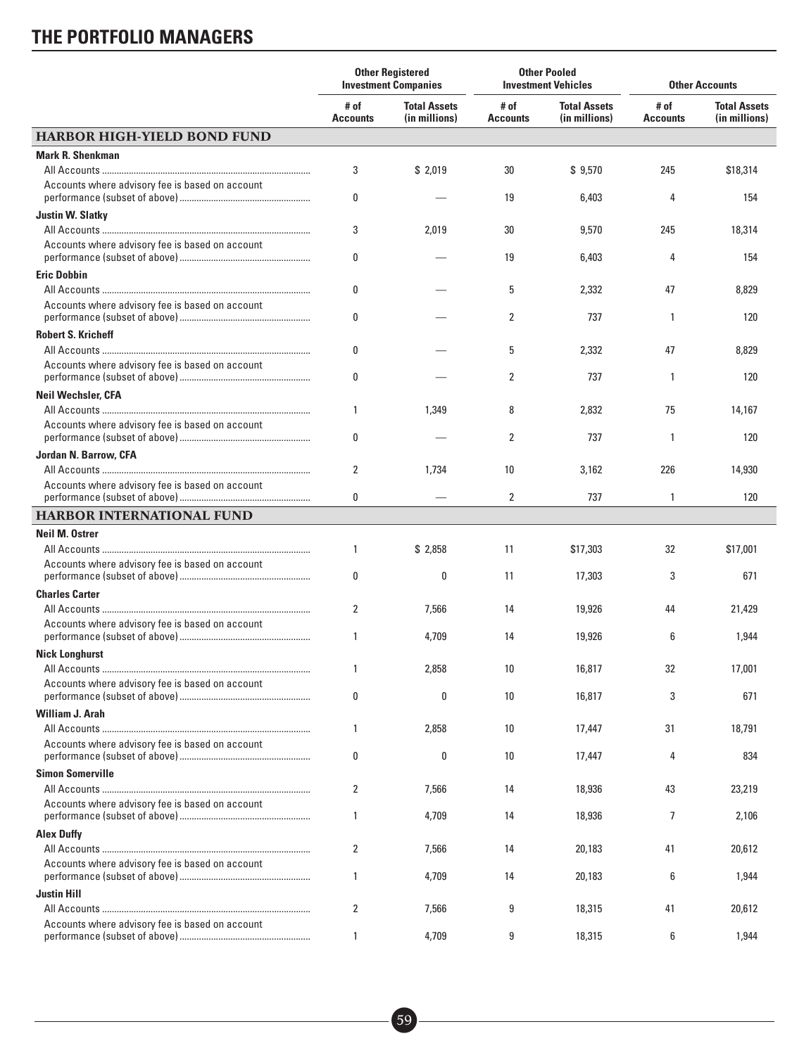## THE PORTFOLIO MANAGERS

| | Other Registered Investment Companies | | Other Pooled Investment Vehicles | | Other Accounts | |
|---|---|---|---|---|---|---|
| | # of Accounts | Total Assets (in millions) | # of Accounts | Total Assets (in millions) | # of Accounts | Total Assets (in millions) |
| **HARBOR HIGH-YIELD BOND FUND** | | | | | | |
| **Mark R. Shenkman** | | | | | | |
| All Accounts | 3 | $ 2,019 | 30 | $ 9,570 | 245 | $18,314 |
| Accounts where advisory fee is based on account performance (subset of above) | 0 | — | 19 | 6,403 | 4 | 154 |
| **Justin W. Slatky** | | | | | | |
| All Accounts | 3 | 2,019 | 30 | 9,570 | 245 | 18,314 |
| Accounts where advisory fee is based on account performance (subset of above) | 0 | — | 19 | 6,403 | 4 | 154 |
| **Eric Dobbin** | | | | | | |
| All Accounts | 0 | — | 5 | 2,332 | 47 | 8,829 |
| Accounts where advisory fee is based on account performance (subset of above) | 0 | — | 2 | 737 | 1 | 120 |
| **Robert S. Kricheff** | | | | | | |
| All Accounts | 0 | — | 5 | 2,332 | 47 | 8,829 |
| Accounts where advisory fee is based on account performance (subset of above) | 0 | — | 2 | 737 | 1 | 120 |
| **Neil Wechsler, CFA** | | | | | | |
| All Accounts | 1 | 1,349 | 8 | 2,832 | 75 | 14,167 |
| Accounts where advisory fee is based on account performance (subset of above) | 0 | — | 2 | 737 | 1 | 120 |
| **Jordan N. Barrow, CFA** | | | | | | |
| All Accounts | 2 | 1,734 | 10 | 3,162 | 226 | 14,930 |
| Accounts where advisory fee is based on account performance (subset of above) | 0 | — | 2 | 737 | 1 | 120 |
| **HARBOR INTERNATIONAL FUND** | | | | | | |
| **Neil M. Ostrer** | | | | | | |
| All Accounts | 1 | $ 2,858 | 11 | $17,303 | 32 | $17,001 |
| Accounts where advisory fee is based on account performance (subset of above) | 0 | 0 | 11 | 17,303 | 3 | 671 |
| **Charles Carter** | | | | | | |
| All Accounts | 2 | 7,566 | 14 | 19,926 | 44 | 21,429 |
| Accounts where advisory fee is based on account performance (subset of above) | 1 | 4,709 | 14 | 19,926 | 6 | 1,944 |
| **Nick Longhurst** | | | | | | |
| All Accounts | 1 | 2,858 | 10 | 16,817 | 32 | 17,001 |
| Accounts where advisory fee is based on account performance (subset of above) | 0 | 0 | 10 | 16,817 | 3 | 671 |
| **William J. Arah** | | | | | | |
| All Accounts | 1 | 2,858 | 10 | 17,447 | 31 | 18,791 |
| Accounts where advisory fee is based on account performance (subset of above) | 0 | 0 | 10 | 17,447 | 4 | 834 |
| **Simon Somerville** | | | | | | |
| All Accounts | 2 | 7,566 | 14 | 18,936 | 43 | 23,219 |
| Accounts where advisory fee is based on account performance (subset of above) | 1 | 4,709 | 14 | 18,936 | 7 | 2,106 |
| **Alex Duffy** | | | | | | |
| All Accounts | 2 | 7,566 | 14 | 20,183 | 41 | 20,612 |
| Accounts where advisory fee is based on account performance (subset of above) | 1 | 4,709 | 14 | 20,183 | 6 | 1,944 |
| **Justin Hill** | | | | | | |
| All Accounts | 2 | 7,566 | 9 | 18,315 | 41 | 20,612 |
| Accounts where advisory fee is based on account performance (subset of above) | 1 | 4,709 | 9 | 18,315 | 6 | 1,944 |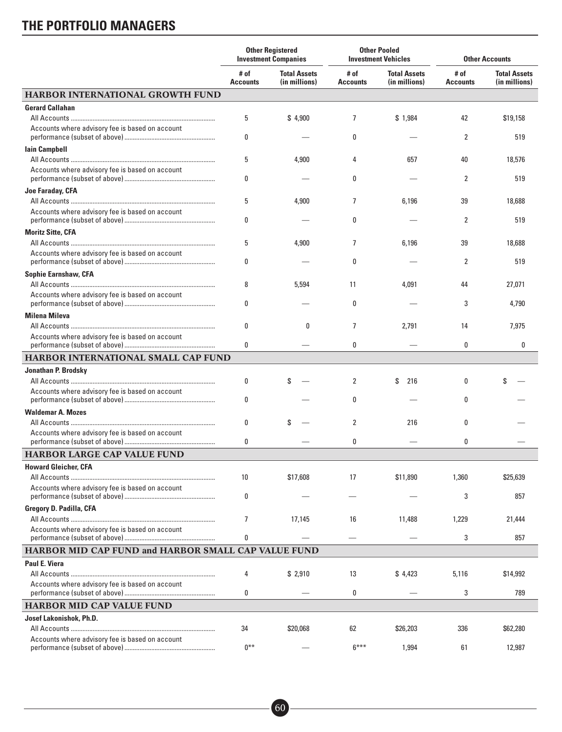## THE PORTFOLIO MANAGERS

| | Other Registered Investment Companies | | Other Pooled Investment Vehicles | | Other Accounts | |
|---|---|---|---|---|---|---|
| | # of Accounts | Total Assets (in millions) | # of Accounts | Total Assets (in millions) | # of Accounts | Total Assets (in millions) |
| **HARBOR INTERNATIONAL GROWTH FUND** | | | | | | |
| **Gerard Callahan** | | | | | | |
| All Accounts | 5 | $ 4,900 | 7 | $ 1,984 | 42 | $19,158 |
| Accounts where advisory fee is based on account performance (subset of above) | 0 | — | 0 | — | 2 | 519 |
| **Iain Campbell** | | | | | | |
| All Accounts | 5 | 4,900 | 4 | 657 | 40 | 18,576 |
| Accounts where advisory fee is based on account performance (subset of above) | 0 | — | 0 | — | 2 | 519 |
| **Joe Faraday, CFA** | | | | | | |
| All Accounts | 5 | 4,900 | 7 | 6,196 | 39 | 18,688 |
| Accounts where advisory fee is based on account performance (subset of above) | 0 | — | 0 | — | 2 | 519 |
| **Moritz Sitte, CFA** | | | | | | |
| All Accounts | 5 | 4,900 | 7 | 6,196 | 39 | 18,688 |
| Accounts where advisory fee is based on account performance (subset of above) | 0 | — | 0 | — | 2 | 519 |
| **Sophie Earnshaw, CFA** | | | | | | |
| All Accounts | 8 | 5,594 | 11 | 4,091 | 44 | 27,071 |
| Accounts where advisory fee is based on account performance (subset of above) | 0 | — | 0 | — | 3 | 4,790 |
| **Milena Mileva** | | | | | | |
| All Accounts | 0 | 0 | 7 | 2,791 | 14 | 7,975 |
| Accounts where advisory fee is based on account performance (subset of above) | 0 | — | 0 | — | 0 | 0 |
| **HARBOR INTERNATIONAL SMALL CAP FUND** | | | | | | |
| **Jonathan P. Brodsky** | | | | | | |
| All Accounts | 0 | $ — | 2 | $ 216 | 0 | $ — |
| Accounts where advisory fee is based on account performance (subset of above) | 0 | — | 0 | — | 0 | — |
| **Waldemar A. Mozes** | | | | | | |
| All Accounts | 0 | $ — | 2 | 216 | 0 | — |
| Accounts where advisory fee is based on account performance (subset of above) | 0 | — | 0 | — | 0 | — |
| **HARBOR LARGE CAP VALUE FUND** | | | | | | |
| **Howard Gleicher, CFA** | | | | | | |
| All Accounts | 10 | $17,608 | 17 | $11,890 | 1,360 | $25,639 |
| Accounts where advisory fee is based on account performance (subset of above) | 0 | — | — | — | 3 | 857 |
| **Gregory D. Padilla, CFA** | | | | | | |
| All Accounts | 7 | 17,145 | 16 | 11,488 | 1,229 | 21,444 |
| Accounts where advisory fee is based on account performance (subset of above) | 0 | — | — | — | 3 | 857 |
| **HARBOR MID CAP FUND and HARBOR SMALL CAP VALUE FUND** | | | | | | |
| **Paul E. Viera** | | | | | | |
| All Accounts | 4 | $ 2,910 | 13 | $ 4,423 | 5,116 | $14,992 |
| Accounts where advisory fee is based on account performance (subset of above) | 0 | — | 0 | — | 3 | 789 |
| **HARBOR MID CAP VALUE FUND** | | | | | | |
| **Josef Lakonishok, Ph.D.** | | | | | | |
| All Accounts | 34 | $20,068 | 62 | $26,203 | 336 | $62,280 |
| Accounts where advisory fee is based on account performance (subset of above) | 0** | — | 6*** | 1,994 | 61 | 12,987 |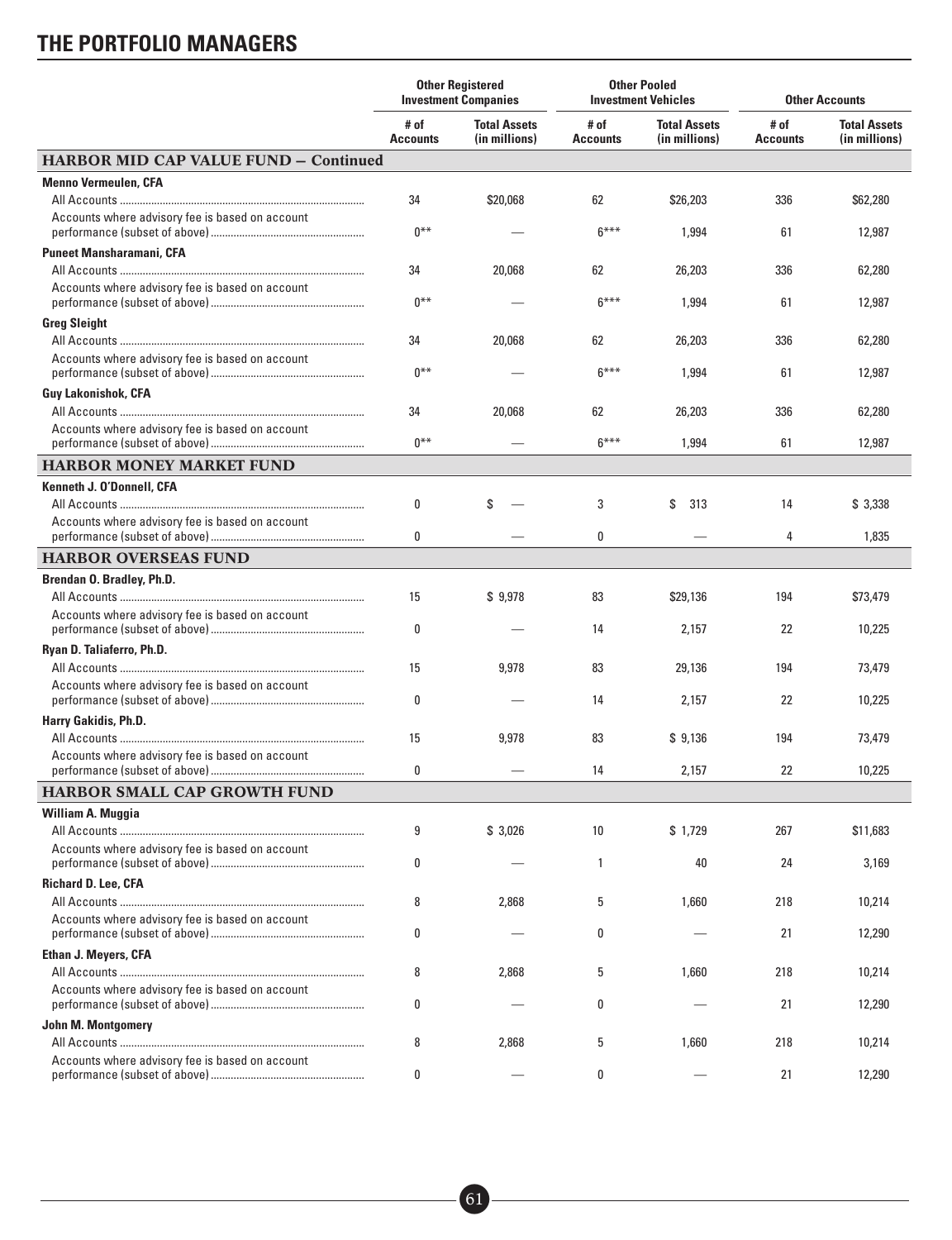# THE PORTFOLIO MANAGERS

| | Other Registered Investment Companies | | Other Pooled Investment Vehicles | | Other Accounts | |
|---|---|---|---|---|---|---|
| | # of Accounts | Total Assets (in millions) | # of Accounts | Total Assets (in millions) | # of Accounts | Total Assets (in millions) |
| **HARBOR MID CAP VALUE FUND – Continued** | | | | | | |
| **Menno Vermeulen, CFA** | | | | | | |
| All Accounts | 34 | $20,068 | 62 | $26,203 | 336 | $62,280 |
| Accounts where advisory fee is based on account performance (subset of above) | 0** | — | 6*** | 1,994 | 61 | 12,987 |
| **Puneet Mansharamani, CFA** | | | | | | |
| All Accounts | 34 | 20,068 | 62 | 26,203 | 336 | 62,280 |
| Accounts where advisory fee is based on account performance (subset of above) | 0** | — | 6*** | 1,994 | 61 | 12,987 |
| **Greg Sleight** | | | | | | |
| All Accounts | 34 | 20,068 | 62 | 26,203 | 336 | 62,280 |
| Accounts where advisory fee is based on account performance (subset of above) | 0** | — | 6*** | 1,994 | 61 | 12,987 |
| **Guy Lakonishok, CFA** | | | | | | |
| All Accounts | 34 | 20,068 | 62 | 26,203 | 336 | 62,280 |
| Accounts where advisory fee is based on account performance (subset of above) | 0** | — | 6*** | 1,994 | 61 | 12,987 |
| **HARBOR MONEY MARKET FUND** | | | | | | |
| **Kenneth J. O'Donnell, CFA** | | | | | | |
| All Accounts | 0 | $ — | 3 | $ 313 | 14 | $ 3,338 |
| Accounts where advisory fee is based on account performance (subset of above) | 0 | — | 0 | — | 4 | 1,835 |
| **HARBOR OVERSEAS FUND** | | | | | | |
| **Brendan O. Bradley, Ph.D.** | | | | | | |
| All Accounts | 15 | $ 9,978 | 83 | $29,136 | 194 | $73,479 |
| Accounts where advisory fee is based on account performance (subset of above) | 0 | — | 14 | 2,157 | 22 | 10,225 |
| **Ryan D. Taliaferro, Ph.D.** | | | | | | |
| All Accounts | 15 | 9,978 | 83 | 29,136 | 194 | 73,479 |
| Accounts where advisory fee is based on account performance (subset of above) | 0 | — | 14 | 2,157 | 22 | 10,225 |
| **Harry Gakidis, Ph.D.** | | | | | | |
| All Accounts | 15 | 9,978 | 83 | $ 9,136 | 194 | 73,479 |
| Accounts where advisory fee is based on account performance (subset of above) | 0 | — | 14 | 2,157 | 22 | 10,225 |
| **HARBOR SMALL CAP GROWTH FUND** | | | | | | |
| **William A. Muggia** | | | | | | |
| All Accounts | 9 | $ 3,026 | 10 | $ 1,729 | 267 | $11,683 |
| Accounts where advisory fee is based on account performance (subset of above) | 0 | — | 1 | 40 | 24 | 3,169 |
| **Richard D. Lee, CFA** | | | | | | |
| All Accounts | 8 | 2,868 | 5 | 1,660 | 218 | 10,214 |
| Accounts where advisory fee is based on account performance (subset of above) | 0 | — | 0 | — | 21 | 12,290 |
| **Ethan J. Meyers, CFA** | | | | | | |
| All Accounts | 8 | 2,868 | 5 | 1,660 | 218 | 10,214 |
| Accounts where advisory fee is based on account performance (subset of above) | 0 | — | 0 | — | 21 | 12,290 |
| **John M. Montgomery** | | | | | | |
| All Accounts | 8 | 2,868 | 5 | 1,660 | 218 | 10,214 |
| Accounts where advisory fee is based on account performance (subset of above) | 0 | — | 0 | — | 21 | 12,290 |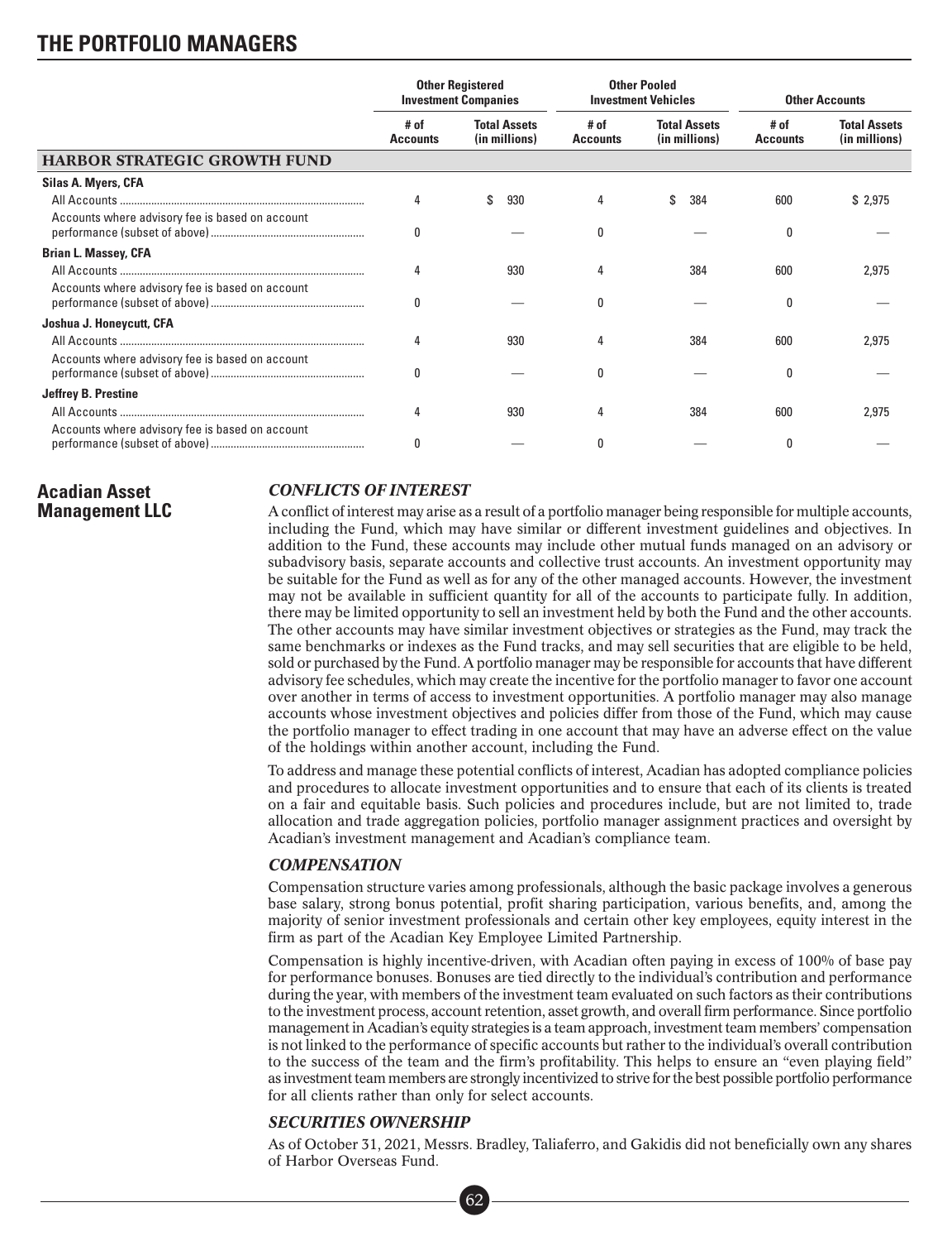# THE PORTFOLIO MANAGERS

| | Other Registered Investment Companies | | Other Pooled Investment Vehicles | | Other Accounts | |
|---|---|---|---|---|---|---|
| | # of Accounts | Total Assets (in millions) | # of Accounts | Total Assets (in millions) | # of Accounts | Total Assets (in millions) |
| **HARBOR STRATEGIC GROWTH FUND** | | | | | | |
| **Silas A. Myers, CFA** | | | | | | |
| All Accounts | 4 | $ 930 | 4 | $ 384 | 600 | $ 2,975 |
| Accounts where advisory fee is based on account performance (subset of above) | 0 | — | 0 | — | 0 | — |
| **Brian L. Massey, CFA** | | | | | | |
| All Accounts | 4 | 930 | 4 | 384 | 600 | 2,975 |
| Accounts where advisory fee is based on account performance (subset of above) | 0 | — | 0 | — | 0 | — |
| **Joshua J. Honeycutt, CFA** | | | | | | |
| All Accounts | 4 | 930 | 4 | 384 | 600 | 2,975 |
| Accounts where advisory fee is based on account performance (subset of above) | 0 | — | 0 | — | 0 | — |
| **Jeffrey B. Prestine** | | | | | | |
| All Accounts | 4 | 930 | 4 | 384 | 600 | 2,975 |
| Accounts where advisory fee is based on account performance (subset of above) | 0 | — | 0 | — | 0 | — |

## Acadian Asset Management LLC

### *CONFLICTS OF INTEREST*

A conflict of interest may arise as a result of a portfolio manager being responsible for multiple accounts, including the Fund, which may have similar or different investment guidelines and objectives. In addition to the Fund, these accounts may include other mutual funds managed on an advisory or subadvisory basis, separate accounts and collective trust accounts. An investment opportunity may be suitable for the Fund as well as for any of the other managed accounts. However, the investment may not be available in sufficient quantity for all of the accounts to participate fully. In addition, there may be limited opportunity to sell an investment held by both the Fund and the other accounts. The other accounts may have similar investment objectives or strategies as the Fund, may track the same benchmarks or indexes as the Fund tracks, and may sell securities that are eligible to be held, sold or purchased by the Fund. A portfolio manager may be responsible for accounts that have different advisory fee schedules, which may create the incentive for the portfolio manager to favor one account over another in terms of access to investment opportunities. A portfolio manager may also manage accounts whose investment objectives and policies differ from those of the Fund, which may cause the portfolio manager to effect trading in one account that may have an adverse effect on the value of the holdings within another account, including the Fund.

To address and manage these potential conflicts of interest, Acadian has adopted compliance policies and procedures to allocate investment opportunities and to ensure that each of its clients is treated on a fair and equitable basis. Such policies and procedures include, but are not limited to, trade allocation and trade aggregation policies, portfolio manager assignment practices and oversight by Acadian's investment management and Acadian's compliance team.

### *COMPENSATION*

Compensation structure varies among professionals, although the basic package involves a generous base salary, strong bonus potential, profit sharing participation, various benefits, and, among the majority of senior investment professionals and certain other key employees, equity interest in the firm as part of the Acadian Key Employee Limited Partnership.

Compensation is highly incentive-driven, with Acadian often paying in excess of 100% of base pay for performance bonuses. Bonuses are tied directly to the individual's contribution and performance during the year, with members of the investment team evaluated on such factors as their contributions to the investment process, account retention, asset growth, and overall firm performance. Since portfolio management in Acadian's equity strategies is a team approach, investment team members' compensation is not linked to the performance of specific accounts but rather to the individual's overall contribution to the success of the team and the firm's profitability. This helps to ensure an "even playing field" as investment team members are strongly incentivized to strive for the best possible portfolio performance for all clients rather than only for select accounts.

### *SECURITIES OWNERSHIP*

As of October 31, 2021, Messrs. Bradley, Taliaferro, and Gakidis did not beneficially own any shares of Harbor Overseas Fund.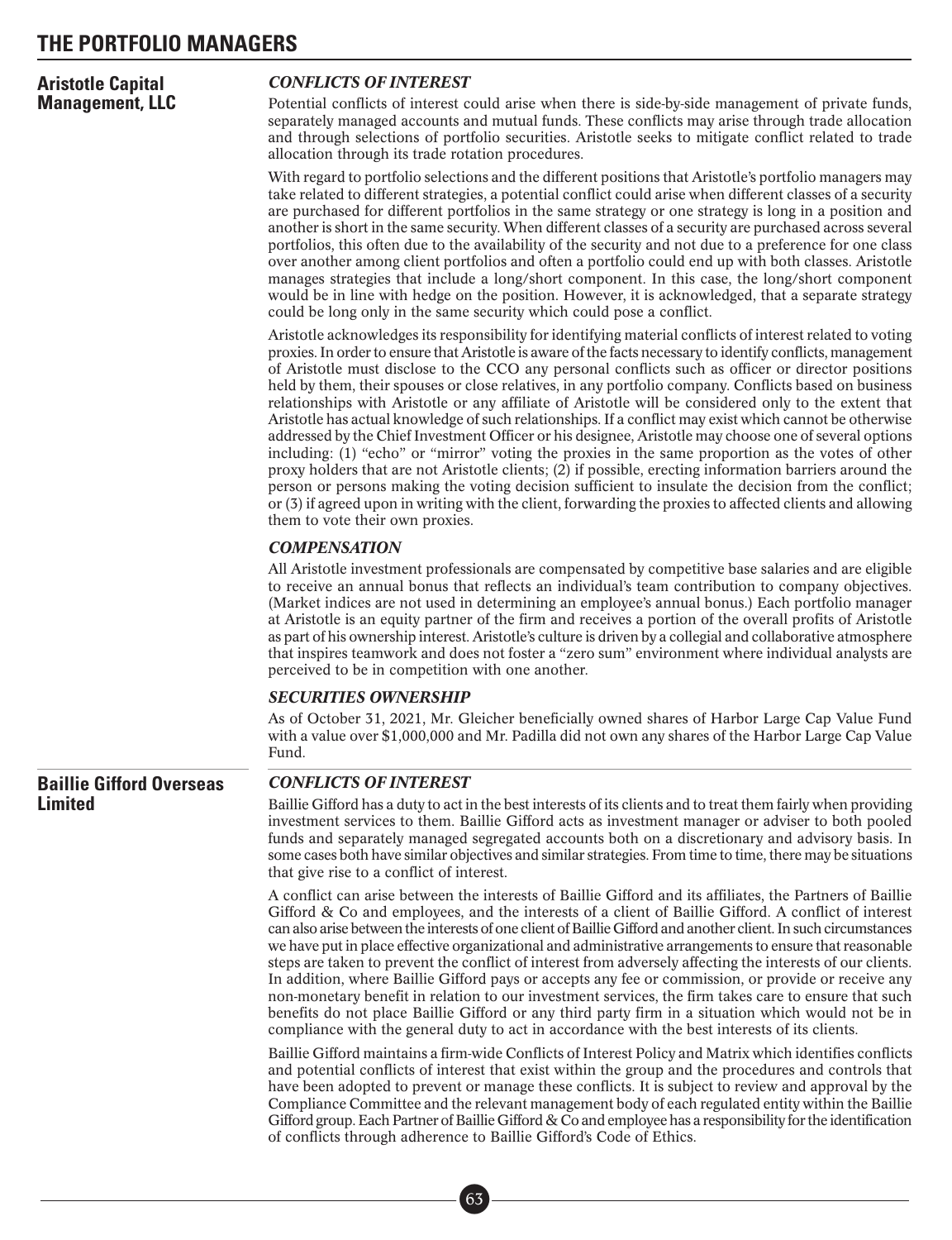# THE PORTFOLIO MANAGERS

## Aristotle Capital Management, LLC

### *CONFLICTS OF INTEREST*

Potential conflicts of interest could arise when there is side-by-side management of private funds, separately managed accounts and mutual funds. These conflicts may arise through trade allocation and through selections of portfolio securities. Aristotle seeks to mitigate conflict related to trade allocation through its trade rotation procedures.

With regard to portfolio selections and the different positions that Aristotle's portfolio managers may take related to different strategies, a potential conflict could arise when different classes of a security are purchased for different portfolios in the same strategy or one strategy is long in a position and another is short in the same security. When different classes of a security are purchased across several portfolios, this often due to the availability of the security and not due to a preference for one class over another among client portfolios and often a portfolio could end up with both classes. Aristotle manages strategies that include a long/short component. In this case, the long/short component would be in line with hedge on the position. However, it is acknowledged, that a separate strategy could be long only in the same security which could pose a conflict.

Aristotle acknowledges its responsibility for identifying material conflicts of interest related to voting proxies. In order to ensure that Aristotle is aware of the facts necessary to identify conflicts, management of Aristotle must disclose to the CCO any personal conflicts such as officer or director positions held by them, their spouses or close relatives, in any portfolio company. Conflicts based on business relationships with Aristotle or any affiliate of Aristotle will be considered only to the extent that Aristotle has actual knowledge of such relationships. If a conflict may exist which cannot be otherwise addressed by the Chief Investment Officer or his designee, Aristotle may choose one of several options including: (1) "echo" or "mirror" voting the proxies in the same proportion as the votes of other proxy holders that are not Aristotle clients; (2) if possible, erecting information barriers around the person or persons making the voting decision sufficient to insulate the decision from the conflict; or (3) if agreed upon in writing with the client, forwarding the proxies to affected clients and allowing them to vote their own proxies.

### *COMPENSATION*

All Aristotle investment professionals are compensated by competitive base salaries and are eligible to receive an annual bonus that reflects an individual's team contribution to company objectives. (Market indices are not used in determining an employee's annual bonus.) Each portfolio manager at Aristotle is an equity partner of the firm and receives a portion of the overall profits of Aristotle as part of his ownership interest. Aristotle's culture is driven by a collegial and collaborative atmosphere that inspires teamwork and does not foster a "zero sum" environment where individual analysts are perceived to be in competition with one another.

### *SECURITIES OWNERSHIP*

As of October 31, 2021, Mr. Gleicher beneficially owned shares of Harbor Large Cap Value Fund with a value over $1,000,000 and Mr. Padilla did not own any shares of the Harbor Large Cap Value Fund.

## Baillie Gifford Overseas Limited

### *CONFLICTS OF INTEREST*

Baillie Gifford has a duty to act in the best interests of its clients and to treat them fairly when providing investment services to them. Baillie Gifford acts as investment manager or adviser to both pooled funds and separately managed segregated accounts both on a discretionary and advisory basis. In some cases both have similar objectives and similar strategies. From time to time, there may be situations that give rise to a conflict of interest.

A conflict can arise between the interests of Baillie Gifford and its affiliates, the Partners of Baillie Gifford & Co and employees, and the interests of a client of Baillie Gifford. A conflict of interest can also arise between the interests of one client of Baillie Gifford and another client. In such circumstances we have put in place effective organizational and administrative arrangements to ensure that reasonable steps are taken to prevent the conflict of interest from adversely affecting the interests of our clients. In addition, where Baillie Gifford pays or accepts any fee or commission, or provide or receive any non-monetary benefit in relation to our investment services, the firm takes care to ensure that such benefits do not place Baillie Gifford or any third party firm in a situation which would not be in compliance with the general duty to act in accordance with the best interests of its clients.

Baillie Gifford maintains a firm-wide Conflicts of Interest Policy and Matrix which identifies conflicts and potential conflicts of interest that exist within the group and the procedures and controls that have been adopted to prevent or manage these conflicts. It is subject to review and approval by the Compliance Committee and the relevant management body of each regulated entity within the Baillie Gifford group. Each Partner of Baillie Gifford & Co and employee has a responsibility for the identification of conflicts through adherence to Baillie Gifford's Code of Ethics.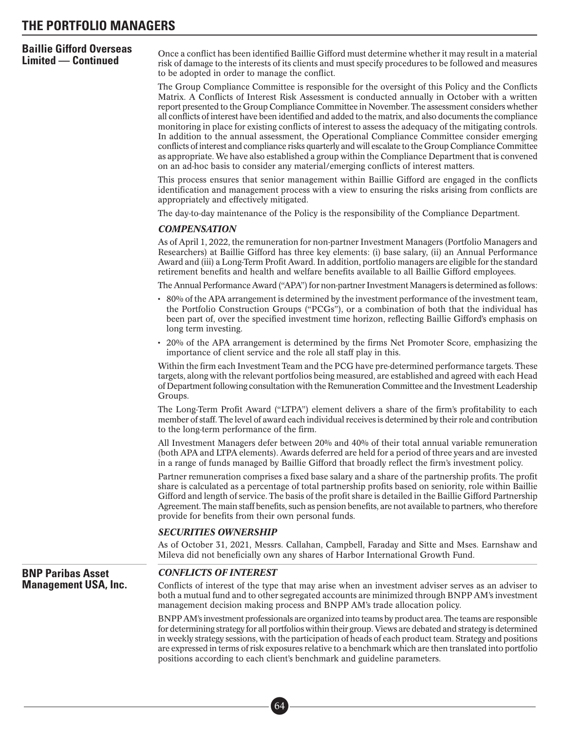## Baillie Gifford Overseas Limited — Continued

Once a conflict has been identified Baillie Gifford must determine whether it may result in a material risk of damage to the interests of its clients and must specify procedures to be followed and measures to be adopted in order to manage the conflict.

The Group Compliance Committee is responsible for the oversight of this Policy and the Conflicts Matrix. A Conflicts of Interest Risk Assessment is conducted annually in October with a written report presented to the Group Compliance Committee in November. The assessment considers whether all conflicts of interest have been identified and added to the matrix, and also documents the compliance monitoring in place for existing conflicts of interest to assess the adequacy of the mitigating controls. In addition to the annual assessment, the Operational Compliance Committee consider emerging conflicts of interest and compliance risks quarterly and will escalate to the Group Compliance Committee as appropriate. We have also established a group within the Compliance Department that is convened on an ad-hoc basis to consider any material/emerging conflicts of interest matters.

This process ensures that senior management within Baillie Gifford are engaged in the conflicts identification and management process with a view to ensuring the risks arising from conflicts are appropriately and effectively mitigated.

The day-to-day maintenance of the Policy is the responsibility of the Compliance Department.

### *COMPENSATION*

As of April 1, 2022, the remuneration for non-partner Investment Managers (Portfolio Managers and Researchers) at Baillie Gifford has three key elements: (i) base salary, (ii) an Annual Performance Award and (iii) a Long-Term Profit Award. In addition, portfolio managers are eligible for the standard retirement benefits and health and welfare benefits available to all Baillie Gifford employees.

The Annual Performance Award ("APA") for non-partner Investment Managers is determined as follows:

- 80% of the APA arrangement is determined by the investment performance of the investment team, the Portfolio Construction Groups ("PCGs"), or a combination of both that the individual has been part of, over the specified investment time horizon, reflecting Baillie Gifford's emphasis on long term investing.
- 20% of the APA arrangement is determined by the firms Net Promoter Score, emphasizing the importance of client service and the role all staff play in this.

Within the firm each Investment Team and the PCG have pre-determined performance targets. These targets, along with the relevant portfolios being measured, are established and agreed with each Head of Department following consultation with the Remuneration Committee and the Investment Leadership Groups.

The Long-Term Profit Award ("LTPA") element delivers a share of the firm's profitability to each member of staff. The level of award each individual receives is determined by their role and contribution to the long-term performance of the firm.

All Investment Managers defer between 20% and 40% of their total annual variable remuneration (both APA and LTPA elements). Awards deferred are held for a period of three years and are invested in a range of funds managed by Baillie Gifford that broadly reflect the firm's investment policy.

Partner remuneration comprises a fixed base salary and a share of the partnership profits. The profit share is calculated as a percentage of total partnership profits based on seniority, role within Baillie Gifford and length of service. The basis of the profit share is detailed in the Baillie Gifford Partnership Agreement. The main staff benefits, such as pension benefits, are not available to partners, who therefore provide for benefits from their own personal funds.

### *SECURITIES OWNERSHIP*

As of October 31, 2021, Messrs. Callahan, Campbell, Faraday and Sitte and Mses. Earnshaw and Mileva did not beneficially own any shares of Harbor International Growth Fund.

## BNP Paribas Asset Management USA, Inc.

### *CONFLICTS OF INTEREST*

Conflicts of interest of the type that may arise when an investment adviser serves as an adviser to both a mutual fund and to other segregated accounts are minimized through BNPP AM's investment management decision making process and BNPP AM's trade allocation policy.

BNPP AM's investment professionals are organized into teams by product area. The teams are responsible for determining strategy for all portfolios within their group. Views are debated and strategy is determined in weekly strategy sessions, with the participation of heads of each product team. Strategy and positions are expressed in terms of risk exposures relative to a benchmark which are then translated into portfolio positions according to each client's benchmark and guideline parameters.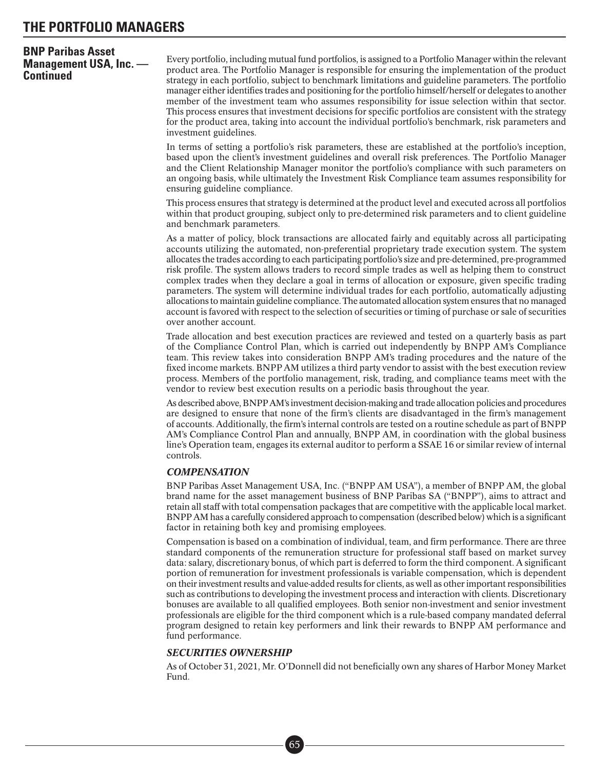# THE PORTFOLIO MANAGERS

## BNP Paribas Asset Management USA, Inc. — Continued

Every portfolio, including mutual fund portfolios, is assigned to a Portfolio Manager within the relevant product area. The Portfolio Manager is responsible for ensuring the implementation of the product strategy in each portfolio, subject to benchmark limitations and guideline parameters. The portfolio manager either identifies trades and positioning for the portfolio himself/herself or delegates to another member of the investment team who assumes responsibility for issue selection within that sector. This process ensures that investment decisions for specific portfolios are consistent with the strategy for the product area, taking into account the individual portfolio's benchmark, risk parameters and investment guidelines.

In terms of setting a portfolio's risk parameters, these are established at the portfolio's inception, based upon the client's investment guidelines and overall risk preferences. The Portfolio Manager and the Client Relationship Manager monitor the portfolio's compliance with such parameters on an ongoing basis, while ultimately the Investment Risk Compliance team assumes responsibility for ensuring guideline compliance.

This process ensures that strategy is determined at the product level and executed across all portfolios within that product grouping, subject only to pre-determined risk parameters and to client guideline and benchmark parameters.

As a matter of policy, block transactions are allocated fairly and equitably across all participating accounts utilizing the automated, non-preferential proprietary trade execution system. The system allocates the trades according to each participating portfolio's size and pre-determined, pre-programmed risk profile. The system allows traders to record simple trades as well as helping them to construct complex trades when they declare a goal in terms of allocation or exposure, given specific trading parameters. The system will determine individual trades for each portfolio, automatically adjusting allocations to maintain guideline compliance. The automated allocation system ensures that no managed account is favored with respect to the selection of securities or timing of purchase or sale of securities over another account.

Trade allocation and best execution practices are reviewed and tested on a quarterly basis as part of the Compliance Control Plan, which is carried out independently by BNPP AM's Compliance team. This review takes into consideration BNPP AM's trading procedures and the nature of the fixed income markets. BNPP AM utilizes a third party vendor to assist with the best execution review process. Members of the portfolio management, risk, trading, and compliance teams meet with the vendor to review best execution results on a periodic basis throughout the year.

As described above, BNPP AM's investment decision-making and trade allocation policies and procedures are designed to ensure that none of the firm's clients are disadvantaged in the firm's management of accounts. Additionally, the firm's internal controls are tested on a routine schedule as part of BNPP AM's Compliance Control Plan and annually, BNPP AM, in coordination with the global business line's Operation team, engages its external auditor to perform a SSAE 16 or similar review of internal controls.

### *COMPENSATION*

BNP Paribas Asset Management USA, Inc. ("BNPP AM USA"), a member of BNPP AM, the global brand name for the asset management business of BNP Paribas SA ("BNPP"), aims to attract and retain all staff with total compensation packages that are competitive with the applicable local market. BNPP AM has a carefully considered approach to compensation (described below) which is a significant factor in retaining both key and promising employees.

Compensation is based on a combination of individual, team, and firm performance. There are three standard components of the remuneration structure for professional staff based on market survey data: salary, discretionary bonus, of which part is deferred to form the third component. A significant portion of remuneration for investment professionals is variable compensation, which is dependent on their investment results and value-added results for clients, as well as other important responsibilities such as contributions to developing the investment process and interaction with clients. Discretionary bonuses are available to all qualified employees. Both senior non-investment and senior investment professionals are eligible for the third component which is a rule-based company mandated deferral program designed to retain key performers and link their rewards to BNPP AM performance and fund performance.

### *SECURITIES OWNERSHIP*

As of October 31, 2021, Mr. O'Donnell did not beneficially own any shares of Harbor Money Market Fund.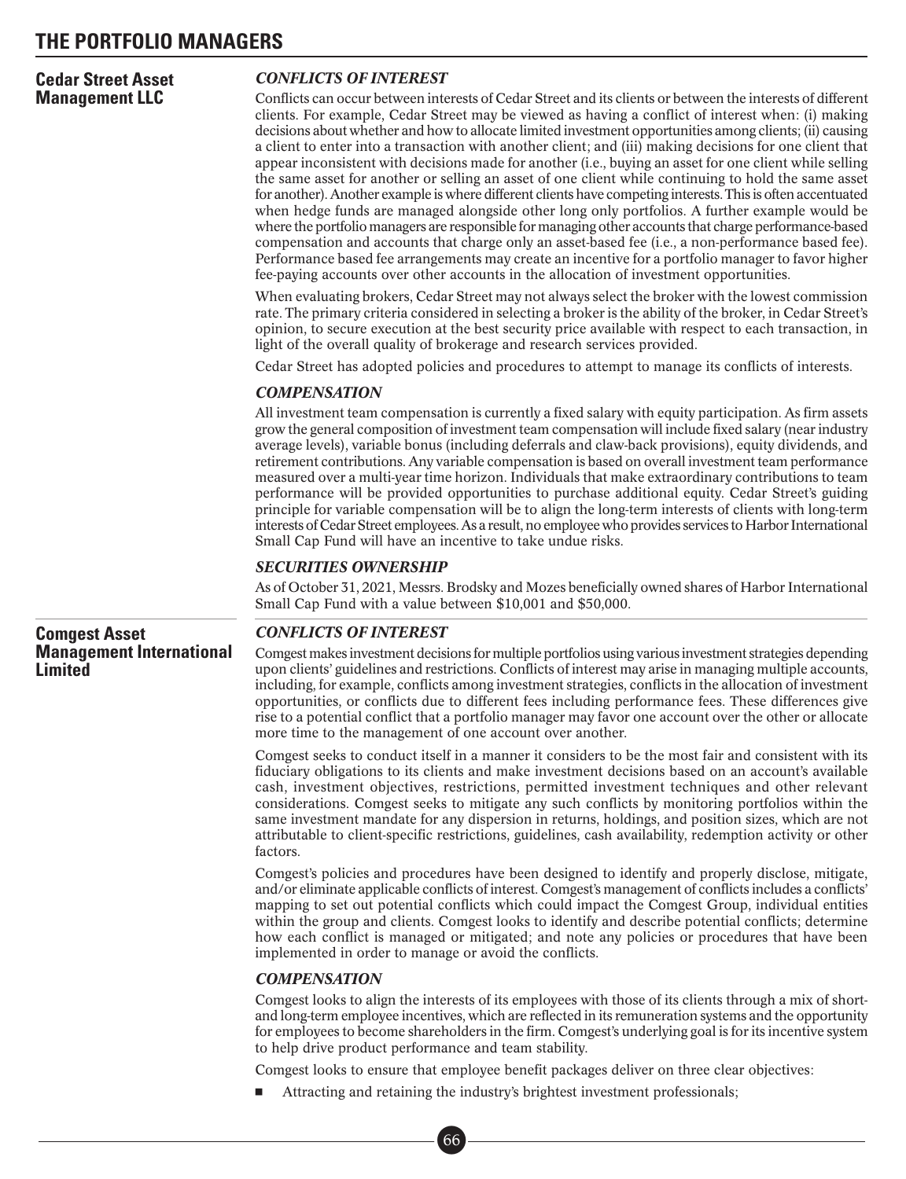# THE PORTFOLIO MANAGERS

## Cedar Street Asset Management LLC

### *CONFLICTS OF INTEREST*

Conflicts can occur between interests of Cedar Street and its clients or between the interests of different clients. For example, Cedar Street may be viewed as having a conflict of interest when: (i) making decisions about whether and how to allocate limited investment opportunities among clients; (ii) causing a client to enter into a transaction with another client; and (iii) making decisions for one client that appear inconsistent with decisions made for another (i.e., buying an asset for one client while selling the same asset for another or selling an asset of one client while continuing to hold the same asset for another). Another example is where different clients have competing interests. This is often accentuated when hedge funds are managed alongside other long only portfolios. A further example would be where the portfolio managers are responsible for managing other accounts that charge performance-based compensation and accounts that charge only an asset-based fee (i.e., a non-performance based fee). Performance based fee arrangements may create an incentive for a portfolio manager to favor higher fee-paying accounts over other accounts in the allocation of investment opportunities.

When evaluating brokers, Cedar Street may not always select the broker with the lowest commission rate. The primary criteria considered in selecting a broker is the ability of the broker, in Cedar Street's opinion, to secure execution at the best security price available with respect to each transaction, in light of the overall quality of brokerage and research services provided.

Cedar Street has adopted policies and procedures to attempt to manage its conflicts of interests.

### *COMPENSATION*

All investment team compensation is currently a fixed salary with equity participation. As firm assets grow the general composition of investment team compensation will include fixed salary (near industry average levels), variable bonus (including deferrals and claw-back provisions), equity dividends, and retirement contributions. Any variable compensation is based on overall investment team performance measured over a multi-year time horizon. Individuals that make extraordinary contributions to team performance will be provided opportunities to purchase additional equity. Cedar Street's guiding principle for variable compensation will be to align the long-term interests of clients with long-term interests of Cedar Street employees. As a result, no employee who provides services to Harbor International Small Cap Fund will have an incentive to take undue risks.

### *SECURITIES OWNERSHIP*

As of October 31, 2021, Messrs. Brodsky and Mozes beneficially owned shares of Harbor International Small Cap Fund with a value between $10,001 and $50,000.

## Comgest Asset Management International Limited

### *CONFLICTS OF INTEREST*

Comgest makes investment decisions for multiple portfolios using various investment strategies depending upon clients' guidelines and restrictions. Conflicts of interest may arise in managing multiple accounts, including, for example, conflicts among investment strategies, conflicts in the allocation of investment opportunities, or conflicts due to different fees including performance fees. These differences give rise to a potential conflict that a portfolio manager may favor one account over the other or allocate more time to the management of one account over another.

Comgest seeks to conduct itself in a manner it considers to be the most fair and consistent with its fiduciary obligations to its clients and make investment decisions based on an account's available cash, investment objectives, restrictions, permitted investment techniques and other relevant considerations. Comgest seeks to mitigate any such conflicts by monitoring portfolios within the same investment mandate for any dispersion in returns, holdings, and position sizes, which are not attributable to client-specific restrictions, guidelines, cash availability, redemption activity or other factors.

Comgest's policies and procedures have been designed to identify and properly disclose, mitigate, and/or eliminate applicable conflicts of interest. Comgest's management of conflicts includes a conflicts' mapping to set out potential conflicts which could impact the Comgest Group, individual entities within the group and clients. Comgest looks to identify and describe potential conflicts; determine how each conflict is managed or mitigated; and note any policies or procedures that have been implemented in order to manage or avoid the conflicts.

### *COMPENSATION*

Comgest looks to align the interests of its employees with those of its clients through a mix of short- and long-term employee incentives, which are reflected in its remuneration systems and the opportunity for employees to become shareholders in the firm. Comgest's underlying goal is for its incentive system to help drive product performance and team stability.

Comgest looks to ensure that employee benefit packages deliver on three clear objectives:

- Attracting and retaining the industry's brightest investment professionals;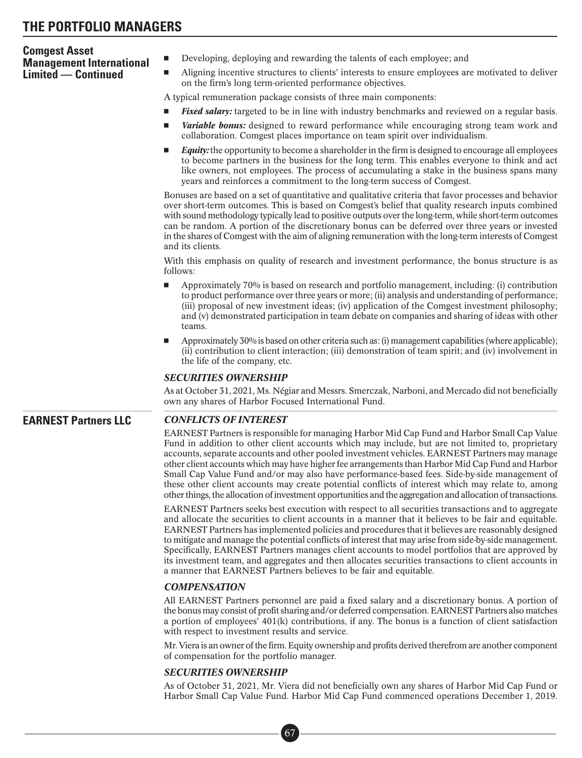## Comgest Asset Management International Limited — Continued

- Developing, deploying and rewarding the talents of each employee; and
- Aligning incentive structures to clients' interests to ensure employees are motivated to deliver on the firm's long term-oriented performance objectives.

A typical remuneration package consists of three main components:

- ***Fixed salary:*** targeted to be in line with industry benchmarks and reviewed on a regular basis.
- ***Variable bonus:*** designed to reward performance while encouraging strong team work and collaboration. Comgest places importance on team spirit over individualism.
- ***Equity:*** the opportunity to become a shareholder in the firm is designed to encourage all employees to become partners in the business for the long term. This enables everyone to think and act like owners, not employees. The process of accumulating a stake in the business spans many years and reinforces a commitment to the long-term success of Comgest.

Bonuses are based on a set of quantitative and qualitative criteria that favor processes and behavior over short-term outcomes. This is based on Comgest's belief that quality research inputs combined with sound methodology typically lead to positive outputs over the long-term, while short-term outcomes can be random. A portion of the discretionary bonus can be deferred over three years or invested in the shares of Comgest with the aim of aligning remuneration with the long-term interests of Comgest and its clients.

With this emphasis on quality of research and investment performance, the bonus structure is as follows:

- Approximately 70% is based on research and portfolio management, including: (i) contribution to product performance over three years or more; (ii) analysis and understanding of performance; (iii) proposal of new investment ideas; (iv) application of the Comgest investment philosophy; and (v) demonstrated participation in team debate on companies and sharing of ideas with other teams.
- Approximately 30% is based on other criteria such as: (i) management capabilities (where applicable); (ii) contribution to client interaction; (iii) demonstration of team spirit; and (iv) involvement in the life of the company, etc.

### *SECURITIES OWNERSHIP*

As at October 31, 2021, Ms. Négiar and Messrs. Smerczak, Narboni, and Mercado did not beneficially own any shares of Harbor Focused International Fund.

## EARNEST Partners LLC

### *CONFLICTS OF INTEREST*

EARNEST Partners is responsible for managing Harbor Mid Cap Fund and Harbor Small Cap Value Fund in addition to other client accounts which may include, but are not limited to, proprietary accounts, separate accounts and other pooled investment vehicles. EARNEST Partners may manage other client accounts which may have higher fee arrangements than Harbor Mid Cap Fund and Harbor Small Cap Value Fund and/or may also have performance-based fees. Side-by-side management of these other client accounts may create potential conflicts of interest which may relate to, among other things, the allocation of investment opportunities and the aggregation and allocation of transactions.

EARNEST Partners seeks best execution with respect to all securities transactions and to aggregate and allocate the securities to client accounts in a manner that it believes to be fair and equitable. EARNEST Partners has implemented policies and procedures that it believes are reasonably designed to mitigate and manage the potential conflicts of interest that may arise from side-by-side management. Specifically, EARNEST Partners manages client accounts to model portfolios that are approved by its investment team, and aggregates and then allocates securities transactions to client accounts in a manner that EARNEST Partners believes to be fair and equitable.

### *COMPENSATION*

All EARNEST Partners personnel are paid a fixed salary and a discretionary bonus. A portion of the bonus may consist of profit sharing and/or deferred compensation. EARNEST Partners also matches a portion of employees' 401(k) contributions, if any. The bonus is a function of client satisfaction with respect to investment results and service.

Mr. Viera is an owner of the firm. Equity ownership and profits derived therefrom are another component of compensation for the portfolio manager.

### *SECURITIES OWNERSHIP*

As of October 31, 2021, Mr. Viera did not beneficially own any shares of Harbor Mid Cap Fund or Harbor Small Cap Value Fund. Harbor Mid Cap Fund commenced operations December 1, 2019.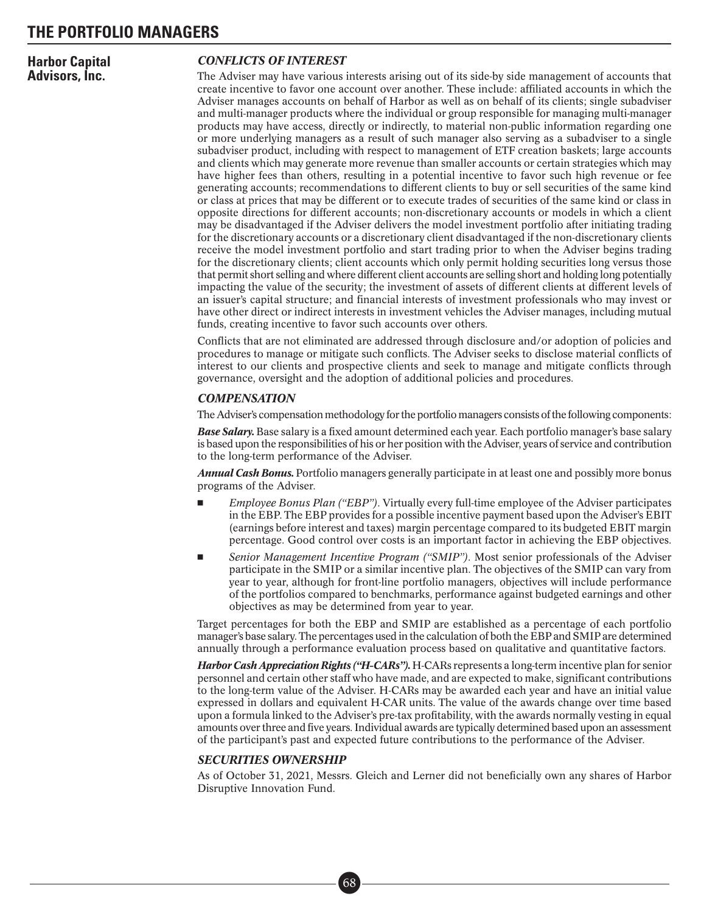# THE PORTFOLIO MANAGERS

## Harbor Capital Advisors, Inc.

### *CONFLICTS OF INTEREST*

The Adviser may have various interests arising out of its side-by side management of accounts that create incentive to favor one account over another. These include: affiliated accounts in which the Adviser manages accounts on behalf of Harbor as well as on behalf of its clients; single subadviser and multi-manager products where the individual or group responsible for managing multi-manager products may have access, directly or indirectly, to material non-public information regarding one or more underlying managers as a result of such manager also serving as a subadviser to a single subadviser product, including with respect to management of ETF creation baskets; large accounts and clients which may generate more revenue than smaller accounts or certain strategies which may have higher fees than others, resulting in a potential incentive to favor such high revenue or fee generating accounts; recommendations to different clients to buy or sell securities of the same kind or class at prices that may be different or to execute trades of securities of the same kind or class in opposite directions for different accounts; non-discretionary accounts or models in which a client may be disadvantaged if the Adviser delivers the model investment portfolio after initiating trading for the discretionary accounts or a discretionary client disadvantaged if the non-discretionary clients receive the model investment portfolio and start trading prior to when the Adviser begins trading for the discretionary clients; client accounts which only permit holding securities long versus those that permit short selling and where different client accounts are selling short and holding long potentially impacting the value of the security; the investment of assets of different clients at different levels of an issuer's capital structure; and financial interests of investment professionals who may invest or have other direct or indirect interests in investment vehicles the Adviser manages, including mutual funds, creating incentive to favor such accounts over others.

Conflicts that are not eliminated are addressed through disclosure and/or adoption of policies and procedures to manage or mitigate such conflicts. The Adviser seeks to disclose material conflicts of interest to our clients and prospective clients and seek to manage and mitigate conflicts through governance, oversight and the adoption of additional policies and procedures.

### *COMPENSATION*

The Adviser's compensation methodology for the portfolio managers consists of the following components:

***Base Salary.*** Base salary is a fixed amount determined each year. Each portfolio manager's base salary is based upon the responsibilities of his or her position with the Adviser, years of service and contribution to the long-term performance of the Adviser.

***Annual Cash Bonus.*** Portfolio managers generally participate in at least one and possibly more bonus programs of the Adviser.

- *Employee Bonus Plan ("EBP")*. Virtually every full-time employee of the Adviser participates in the EBP. The EBP provides for a possible incentive payment based upon the Adviser's EBIT (earnings before interest and taxes) margin percentage compared to its budgeted EBIT margin percentage. Good control over costs is an important factor in achieving the EBP objectives.
- *Senior Management Incentive Program ("SMIP")*. Most senior professionals of the Adviser participate in the SMIP or a similar incentive plan. The objectives of the SMIP can vary from year to year, although for front-line portfolio managers, objectives will include performance of the portfolios compared to benchmarks, performance against budgeted earnings and other objectives as may be determined from year to year.

Target percentages for both the EBP and SMIP are established as a percentage of each portfolio manager's base salary. The percentages used in the calculation of both the EBP and SMIP are determined annually through a performance evaluation process based on qualitative and quantitative factors.

***Harbor Cash Appreciation Rights ("H-CARs").*** H-CARs represents a long-term incentive plan for senior personnel and certain other staff who have made, and are expected to make, significant contributions to the long-term value of the Adviser. H-CARs may be awarded each year and have an initial value expressed in dollars and equivalent H-CAR units. The value of the awards change over time based upon a formula linked to the Adviser's pre-tax profitability, with the awards normally vesting in equal amounts over three and five years. Individual awards are typically determined based upon an assessment of the participant's past and expected future contributions to the performance of the Adviser.

### *SECURITIES OWNERSHIP*

As of October 31, 2021, Messrs. Gleich and Lerner did not beneficially own any shares of Harbor Disruptive Innovation Fund.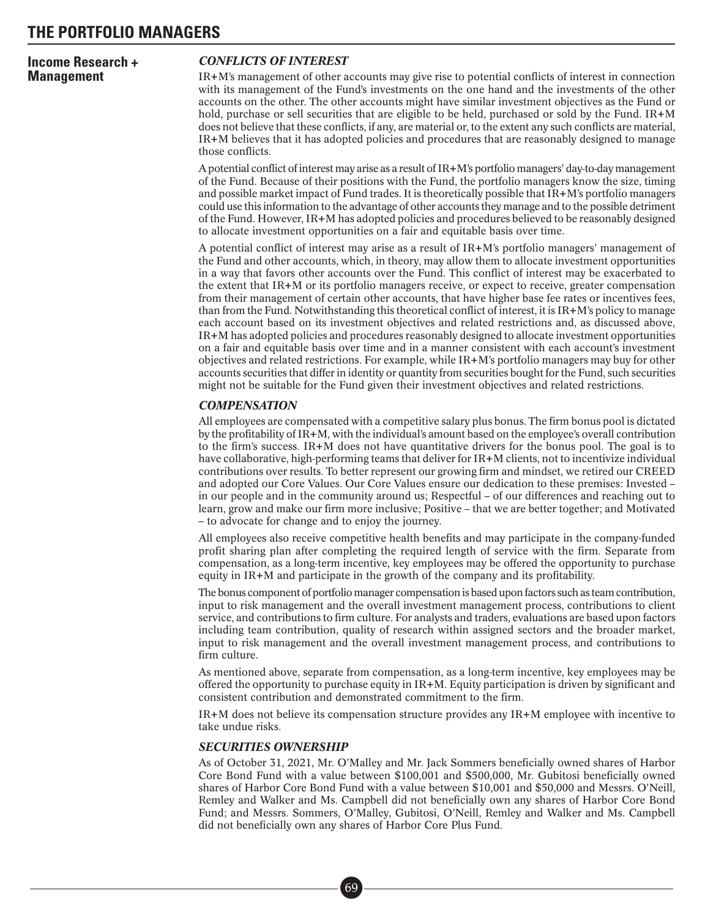# THE PORTFOLIO MANAGERS

## Income Research + Management

### *CONFLICTS OF INTEREST*

IR+M's management of other accounts may give rise to potential conflicts of interest in connection with its management of the Fund's investments on the one hand and the investments of the other accounts on the other. The other accounts might have similar investment objectives as the Fund or hold, purchase or sell securities that are eligible to be held, purchased or sold by the Fund. IR+M does not believe that these conflicts, if any, are material or, to the extent any such conflicts are material, IR+M believes that it has adopted policies and procedures that are reasonably designed to manage those conflicts.

A potential conflict of interest may arise as a result of IR+M's portfolio managers' day-to-day management of the Fund. Because of their positions with the Fund, the portfolio managers know the size, timing and possible market impact of Fund trades. It is theoretically possible that IR+M's portfolio managers could use this information to the advantage of other accounts they manage and to the possible detriment of the Fund. However, IR+M has adopted policies and procedures believed to be reasonably designed to allocate investment opportunities on a fair and equitable basis over time.

A potential conflict of interest may arise as a result of IR+M's portfolio managers' management of the Fund and other accounts, which, in theory, may allow them to allocate investment opportunities in a way that favors other accounts over the Fund. This conflict of interest may be exacerbated to the extent that IR+M or its portfolio managers receive, or expect to receive, greater compensation from their management of certain other accounts, that have higher base fee rates or incentives fees, than from the Fund. Notwithstanding this theoretical conflict of interest, it is IR+M's policy to manage each account based on its investment objectives and related restrictions and, as discussed above, IR+M has adopted policies and procedures reasonably designed to allocate investment opportunities on a fair and equitable basis over time and in a manner consistent with each account's investment objectives and related restrictions. For example, while IR+M's portfolio managers may buy for other accounts securities that differ in identity or quantity from securities bought for the Fund, such securities might not be suitable for the Fund given their investment objectives and related restrictions.

### *COMPENSATION*

All employees are compensated with a competitive salary plus bonus. The firm bonus pool is dictated by the profitability of IR+M, with the individual's amount based on the employee's overall contribution to the firm's success. IR+M does not have quantitative drivers for the bonus pool. The goal is to have collaborative, high-performing teams that deliver for IR+M clients, not to incentivize individual contributions over results. To better represent our growing firm and mindset, we retired our CREED and adopted our Core Values. Our Core Values ensure our dedication to these premises: Invested – in our people and in the community around us; Respectful – of our differences and reaching out to learn, grow and make our firm more inclusive; Positive – that we are better together; and Motivated – to advocate for change and to enjoy the journey.

All employees also receive competitive health benefits and may participate in the company-funded profit sharing plan after completing the required length of service with the firm. Separate from compensation, as a long-term incentive, key employees may be offered the opportunity to purchase equity in IR+M and participate in the growth of the company and its profitability.

The bonus component of portfolio manager compensation is based upon factors such as team contribution, input to risk management and the overall investment management process, contributions to client service, and contributions to firm culture. For analysts and traders, evaluations are based upon factors including team contribution, quality of research within assigned sectors and the broader market, input to risk management and the overall investment management process, and contributions to firm culture.

As mentioned above, separate from compensation, as a long-term incentive, key employees may be offered the opportunity to purchase equity in IR+M. Equity participation is driven by significant and consistent contribution and demonstrated commitment to the firm.

IR+M does not believe its compensation structure provides any IR+M employee with incentive to take undue risks.

### *SECURITIES OWNERSHIP*

As of October 31, 2021, Mr. O'Malley and Mr. Jack Sommers beneficially owned shares of Harbor Core Bond Fund with a value between $100,001 and $500,000, Mr. Gubitosi beneficially owned shares of Harbor Core Bond Fund with a value between $10,001 and $50,000 and Messrs. O'Neill, Remley and Walker and Ms. Campbell did not beneficially own any shares of Harbor Core Bond Fund; and Messrs. Sommers, O'Malley, Gubitosi, O'Neill, Remley and Walker and Ms. Campbell did not beneficially own any shares of Harbor Core Plus Fund.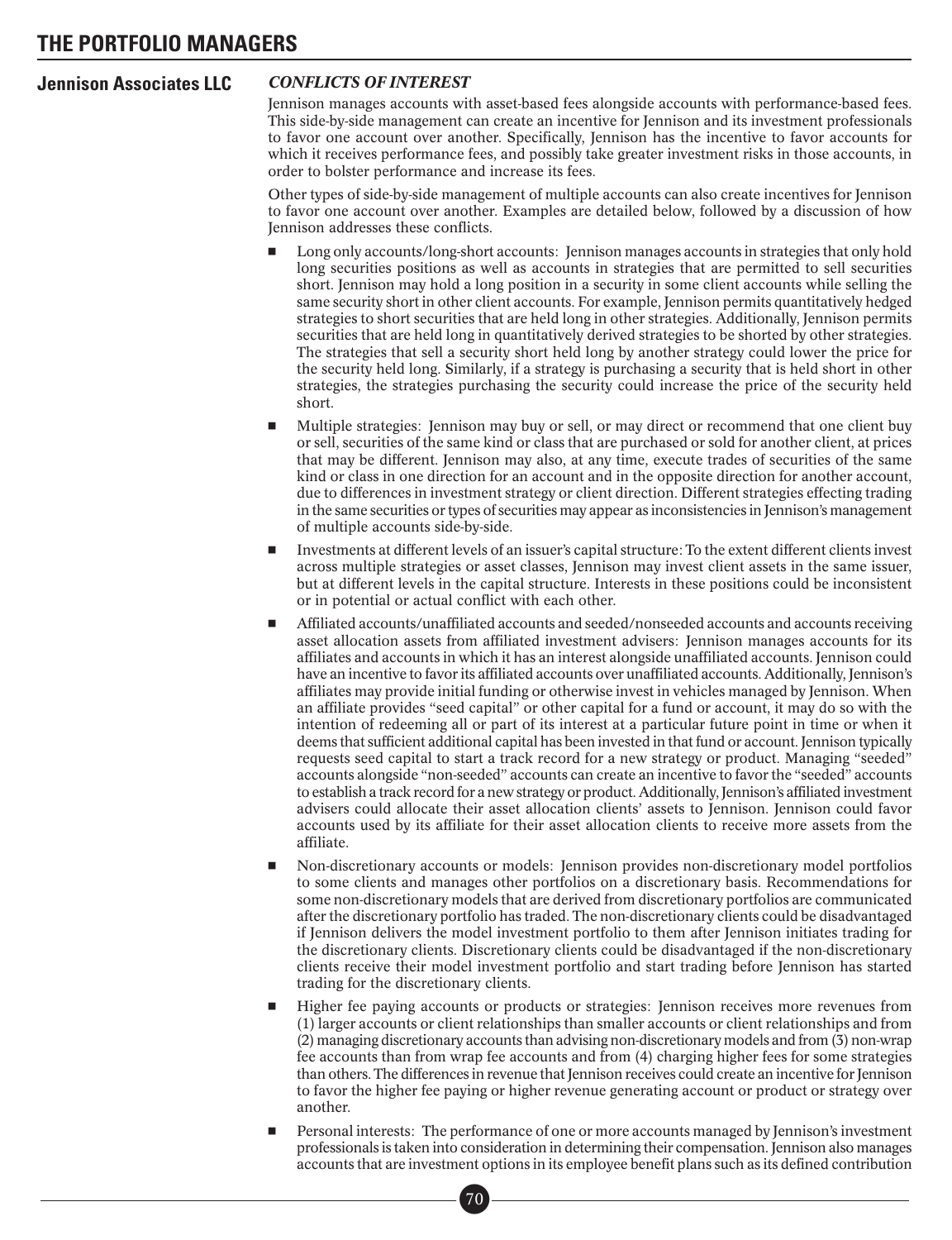## Jennison Associates LLC

### *CONFLICTS OF INTEREST*

Jennison manages accounts with asset-based fees alongside accounts with performance-based fees. This side-by-side management can create an incentive for Jennison and its investment professionals to favor one account over another. Specifically, Jennison has the incentive to favor accounts for which it receives performance fees, and possibly take greater investment risks in those accounts, in order to bolster performance and increase its fees.

Other types of side-by-side management of multiple accounts can also create incentives for Jennison to favor one account over another. Examples are detailed below, followed by a discussion of how Jennison addresses these conflicts.

- Long only accounts/long-short accounts: Jennison manages accounts in strategies that only hold long securities positions as well as accounts in strategies that are permitted to sell securities short. Jennison may hold a long position in a security in some client accounts while selling the same security short in other client accounts. For example, Jennison permits quantitatively hedged strategies to short securities that are held long in other strategies. Additionally, Jennison permits securities that are held long in quantitatively derived strategies to be shorted by other strategies. The strategies that sell a security short held long by another strategy could lower the price for the security held long. Similarly, if a strategy is purchasing a security that is held short in other strategies, the strategies purchasing the security could increase the price of the security held short.
- Multiple strategies: Jennison may buy or sell, or may direct or recommend that one client buy or sell, securities of the same kind or class that are purchased or sold for another client, at prices that may be different. Jennison may also, at any time, execute trades of securities of the same kind or class in one direction for an account and in the opposite direction for another account, due to differences in investment strategy or client direction. Different strategies effecting trading in the same securities or types of securities may appear as inconsistencies in Jennison's management of multiple accounts side-by-side.
- Investments at different levels of an issuer's capital structure: To the extent different clients invest across multiple strategies or asset classes, Jennison may invest client assets in the same issuer, but at different levels in the capital structure. Interests in these positions could be inconsistent or in potential or actual conflict with each other.
- Affiliated accounts/unaffiliated accounts and seeded/nonseeded accounts and accounts receiving asset allocation assets from affiliated investment advisers: Jennison manages accounts for its affiliates and accounts in which it has an interest alongside unaffiliated accounts. Jennison could have an incentive to favor its affiliated accounts over unaffiliated accounts. Additionally, Jennison's affiliates may provide initial funding or otherwise invest in vehicles managed by Jennison. When an affiliate provides "seed capital" or other capital for a fund or account, it may do so with the intention of redeeming all or part of its interest at a particular future point in time or when it deems that sufficient additional capital has been invested in that fund or account. Jennison typically requests seed capital to start a track record for a new strategy or product. Managing "seeded" accounts alongside "non-seeded" accounts can create an incentive to favor the "seeded" accounts to establish a track record for a new strategy or product. Additionally, Jennison's affiliated investment advisers could allocate their asset allocation clients' assets to Jennison. Jennison could favor accounts used by its affiliate for their asset allocation clients to receive more assets from the affiliate.
- Non-discretionary accounts or models: Jennison provides non-discretionary model portfolios to some clients and manages other portfolios on a discretionary basis. Recommendations for some non-discretionary models that are derived from discretionary portfolios are communicated after the discretionary portfolio has traded. The non-discretionary clients could be disadvantaged if Jennison delivers the model investment portfolio to them after Jennison initiates trading for the discretionary clients. Discretionary clients could be disadvantaged if the non-discretionary clients receive their model investment portfolio and start trading before Jennison has started trading for the discretionary clients.
- Higher fee paying accounts or products or strategies: Jennison receives more revenues from (1) larger accounts or client relationships than smaller accounts or client relationships and from (2) managing discretionary accounts than advising non-discretionary models and from (3) non-wrap fee accounts than from wrap fee accounts and from (4) charging higher fees for some strategies than others. The differences in revenue that Jennison receives could create an incentive for Jennison to favor the higher fee paying or higher revenue generating account or product or strategy over another.
- Personal interests: The performance of one or more accounts managed by Jennison's investment professionals is taken into consideration in determining their compensation. Jennison also manages accounts that are investment options in its employee benefit plans such as its defined contribution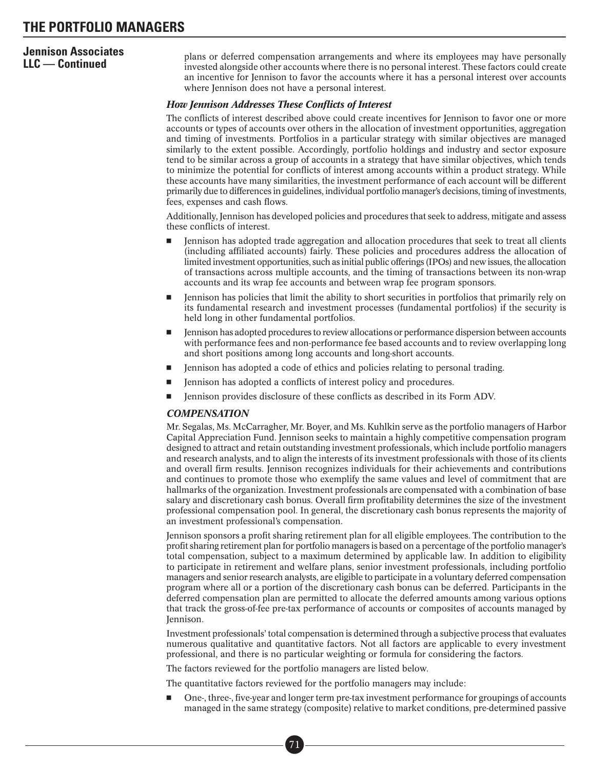**Jennison Associates LLC — Continued**

plans or deferred compensation arrangements and where its employees may have personally invested alongside other accounts where there is no personal interest. These factors could create an incentive for Jennison to favor the accounts where it has a personal interest over accounts where Jennison does not have a personal interest.

### *How Jennison Addresses These Conflicts of Interest*

The conflicts of interest described above could create incentives for Jennison to favor one or more accounts or types of accounts over others in the allocation of investment opportunities, aggregation and timing of investments. Portfolios in a particular strategy with similar objectives are managed similarly to the extent possible. Accordingly, portfolio holdings and industry and sector exposure tend to be similar across a group of accounts in a strategy that have similar objectives, which tends to minimize the potential for conflicts of interest among accounts within a product strategy. While these accounts have many similarities, the investment performance of each account will be different primarily due to differences in guidelines, individual portfolio manager's decisions, timing of investments, fees, expenses and cash flows.

Additionally, Jennison has developed policies and procedures that seek to address, mitigate and assess these conflicts of interest.

- Jennison has adopted trade aggregation and allocation procedures that seek to treat all clients (including affiliated accounts) fairly. These policies and procedures address the allocation of limited investment opportunities, such as initial public offerings (IPOs) and new issues, the allocation of transactions across multiple accounts, and the timing of transactions between its non-wrap accounts and its wrap fee accounts and between wrap fee program sponsors.
- Jennison has policies that limit the ability to short securities in portfolios that primarily rely on its fundamental research and investment processes (fundamental portfolios) if the security is held long in other fundamental portfolios.
- Jennison has adopted procedures to review allocations or performance dispersion between accounts with performance fees and non-performance fee based accounts and to review overlapping long and short positions among long accounts and long-short accounts.
- Jennison has adopted a code of ethics and policies relating to personal trading.
- Jennison has adopted a conflicts of interest policy and procedures.
- Jennison provides disclosure of these conflicts as described in its Form ADV.

### *COMPENSATION*

Mr. Segalas, Ms. McCarragher, Mr. Boyer, and Ms. Kuhlkin serve as the portfolio managers of Harbor Capital Appreciation Fund. Jennison seeks to maintain a highly competitive compensation program designed to attract and retain outstanding investment professionals, which include portfolio managers and research analysts, and to align the interests of its investment professionals with those of its clients and overall firm results. Jennison recognizes individuals for their achievements and contributions and continues to promote those who exemplify the same values and level of commitment that are hallmarks of the organization. Investment professionals are compensated with a combination of base salary and discretionary cash bonus. Overall firm profitability determines the size of the investment professional compensation pool. In general, the discretionary cash bonus represents the majority of an investment professional's compensation.

Jennison sponsors a profit sharing retirement plan for all eligible employees. The contribution to the profit sharing retirement plan for portfolio managers is based on a percentage of the portfolio manager's total compensation, subject to a maximum determined by applicable law. In addition to eligibility to participate in retirement and welfare plans, senior investment professionals, including portfolio managers and senior research analysts, are eligible to participate in a voluntary deferred compensation program where all or a portion of the discretionary cash bonus can be deferred. Participants in the deferred compensation plan are permitted to allocate the deferred amounts among various options that track the gross-of-fee pre-tax performance of accounts or composites of accounts managed by Jennison.

Investment professionals' total compensation is determined through a subjective process that evaluates numerous qualitative and quantitative factors. Not all factors are applicable to every investment professional, and there is no particular weighting or formula for considering the factors.

The factors reviewed for the portfolio managers are listed below.

The quantitative factors reviewed for the portfolio managers may include:

- One-, three-, five-year and longer term pre-tax investment performance for groupings of accounts managed in the same strategy (composite) relative to market conditions, pre-determined passive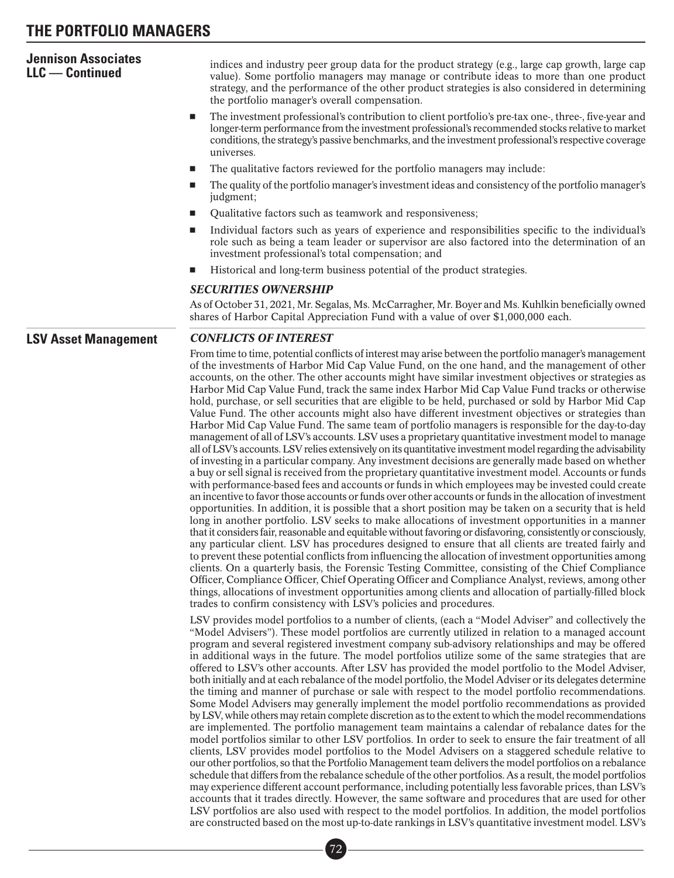## Jennison Associates LLC — Continued

indices and industry peer group data for the product strategy (e.g., large cap growth, large cap value). Some portfolio managers may manage or contribute ideas to more than one product strategy, and the performance of the other product strategies is also considered in determining the portfolio manager's overall compensation.

- The investment professional's contribution to client portfolio's pre-tax one-, three-, five-year and longer-term performance from the investment professional's recommended stocks relative to market conditions, the strategy's passive benchmarks, and the investment professional's respective coverage universes.
- The qualitative factors reviewed for the portfolio managers may include:
- The quality of the portfolio manager's investment ideas and consistency of the portfolio manager's judgment;
- Qualitative factors such as teamwork and responsiveness;
- Individual factors such as years of experience and responsibilities specific to the individual's role such as being a team leader or supervisor are also factored into the determination of an investment professional's total compensation; and
- Historical and long-term business potential of the product strategies.

### *SECURITIES OWNERSHIP*

As of October 31, 2021, Mr. Segalas, Ms. McCarragher, Mr. Boyer and Ms. Kuhlkin beneficially owned shares of Harbor Capital Appreciation Fund with a value of over $1,000,000 each.

## LSV Asset Management

### *CONFLICTS OF INTEREST*

From time to time, potential conflicts of interest may arise between the portfolio manager's management of the investments of Harbor Mid Cap Value Fund, on the one hand, and the management of other accounts, on the other. The other accounts might have similar investment objectives or strategies as Harbor Mid Cap Value Fund, track the same index Harbor Mid Cap Value Fund tracks or otherwise hold, purchase, or sell securities that are eligible to be held, purchased or sold by Harbor Mid Cap Value Fund. The other accounts might also have different investment objectives or strategies than Harbor Mid Cap Value Fund. The same team of portfolio managers is responsible for the day-to-day management of all of LSV's accounts. LSV uses a proprietary quantitative investment model to manage all of LSV's accounts. LSV relies extensively on its quantitative investment model regarding the advisability of investing in a particular company. Any investment decisions are generally made based on whether a buy or sell signal is received from the proprietary quantitative investment model. Accounts or funds with performance-based fees and accounts or funds in which employees may be invested could create an incentive to favor those accounts or funds over other accounts or funds in the allocation of investment opportunities. In addition, it is possible that a short position may be taken on a security that is held long in another portfolio. LSV seeks to make allocations of investment opportunities in a manner that it considers fair, reasonable and equitable without favoring or disfavoring, consistently or consciously, any particular client. LSV has procedures designed to ensure that all clients are treated fairly and to prevent these potential conflicts from influencing the allocation of investment opportunities among clients. On a quarterly basis, the Forensic Testing Committee, consisting of the Chief Compliance Officer, Compliance Officer, Chief Operating Officer and Compliance Analyst, reviews, among other things, allocations of investment opportunities among clients and allocation of partially-filled block trades to confirm consistency with LSV's policies and procedures.

LSV provides model portfolios to a number of clients, (each a "Model Adviser" and collectively the "Model Advisers"). These model portfolios are currently utilized in relation to a managed account program and several registered investment company sub-advisory relationships and may be offered in additional ways in the future. The model portfolios utilize some of the same strategies that are offered to LSV's other accounts. After LSV has provided the model portfolio to the Model Adviser, both initially and at each rebalance of the model portfolio, the Model Adviser or its delegates determine the timing and manner of purchase or sale with respect to the model portfolio recommendations. Some Model Advisers may generally implement the model portfolio recommendations as provided by LSV, while others may retain complete discretion as to the extent to which the model recommendations are implemented. The portfolio management team maintains a calendar of rebalance dates for the model portfolios similar to other LSV portfolios. In order to seek to ensure the fair treatment of all clients, LSV provides model portfolios to the Model Advisers on a staggered schedule relative to our other portfolios, so that the Portfolio Management team delivers the model portfolios on a rebalance schedule that differs from the rebalance schedule of the other portfolios. As a result, the model portfolios may experience different account performance, including potentially less favorable prices, than LSV's accounts that it trades directly. However, the same software and procedures that are used for other LSV portfolios are also used with respect to the model portfolios. In addition, the model portfolios are constructed based on the most up-to-date rankings in LSV's quantitative investment model. LSV's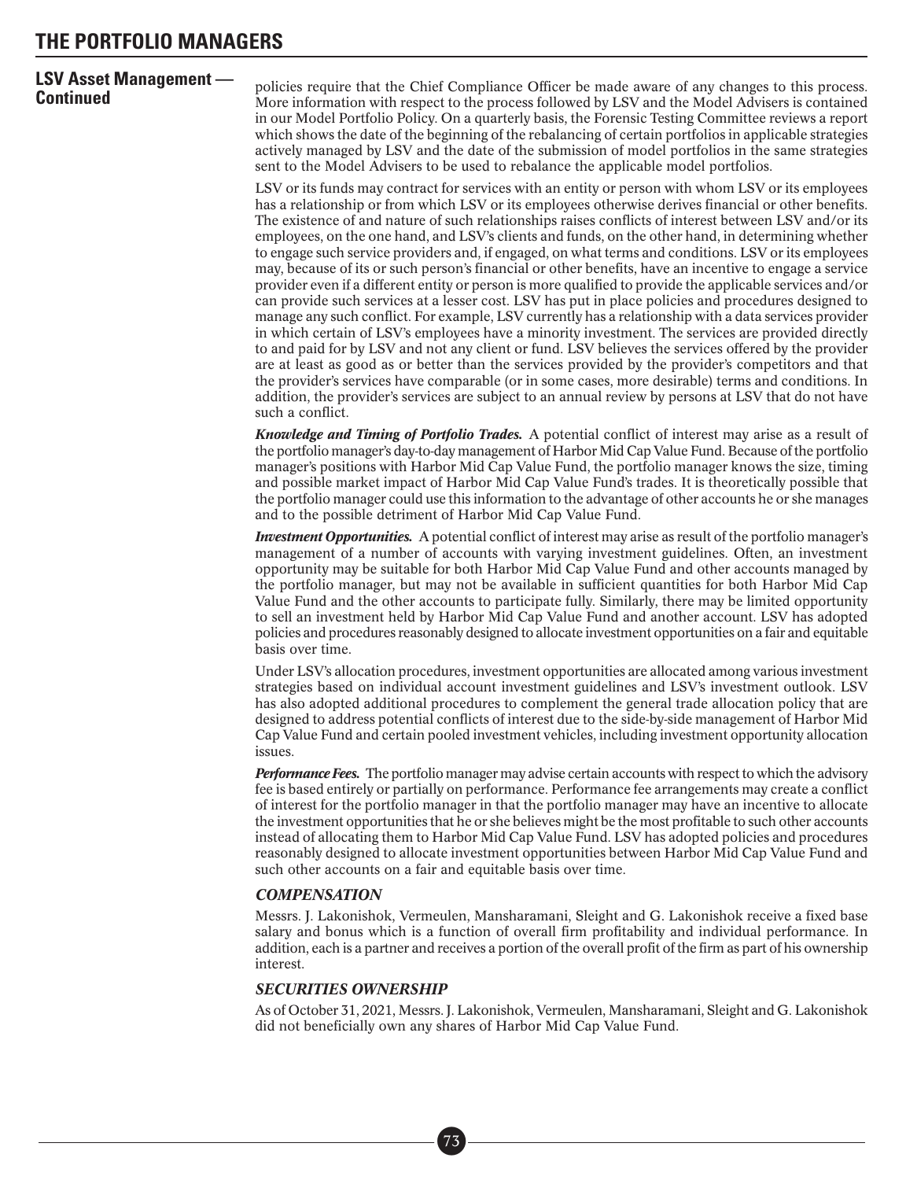# THE PORTFOLIO MANAGERS

## LSV Asset Management — Continued

policies require that the Chief Compliance Officer be made aware of any changes to this process. More information with respect to the process followed by LSV and the Model Advisers is contained in our Model Portfolio Policy. On a quarterly basis, the Forensic Testing Committee reviews a report which shows the date of the beginning of the rebalancing of certain portfolios in applicable strategies actively managed by LSV and the date of the submission of model portfolios in the same strategies sent to the Model Advisers to be used to rebalance the applicable model portfolios.

LSV or its funds may contract for services with an entity or person with whom LSV or its employees has a relationship or from which LSV or its employees otherwise derives financial or other benefits. The existence of and nature of such relationships raises conflicts of interest between LSV and/or its employees, on the one hand, and LSV's clients and funds, on the other hand, in determining whether to engage such service providers and, if engaged, on what terms and conditions. LSV or its employees may, because of its or such person's financial or other benefits, have an incentive to engage a service provider even if a different entity or person is more qualified to provide the applicable services and/or can provide such services at a lesser cost. LSV has put in place policies and procedures designed to manage any such conflict. For example, LSV currently has a relationship with a data services provider in which certain of LSV's employees have a minority investment. The services are provided directly to and paid for by LSV and not any client or fund. LSV believes the services offered by the provider are at least as good as or better than the services provided by the provider's competitors and that the provider's services have comparable (or in some cases, more desirable) terms and conditions. In addition, the provider's services are subject to an annual review by persons at LSV that do not have such a conflict.

***Knowledge and Timing of Portfolio Trades.*** A potential conflict of interest may arise as a result of the portfolio manager's day-to-day management of Harbor Mid Cap Value Fund. Because of the portfolio manager's positions with Harbor Mid Cap Value Fund, the portfolio manager knows the size, timing and possible market impact of Harbor Mid Cap Value Fund's trades. It is theoretically possible that the portfolio manager could use this information to the advantage of other accounts he or she manages and to the possible detriment of Harbor Mid Cap Value Fund.

***Investment Opportunities.*** A potential conflict of interest may arise as result of the portfolio manager's management of a number of accounts with varying investment guidelines. Often, an investment opportunity may be suitable for both Harbor Mid Cap Value Fund and other accounts managed by the portfolio manager, but may not be available in sufficient quantities for both Harbor Mid Cap Value Fund and the other accounts to participate fully. Similarly, there may be limited opportunity to sell an investment held by Harbor Mid Cap Value Fund and another account. LSV has adopted policies and procedures reasonably designed to allocate investment opportunities on a fair and equitable basis over time.

Under LSV's allocation procedures, investment opportunities are allocated among various investment strategies based on individual account investment guidelines and LSV's investment outlook. LSV has also adopted additional procedures to complement the general trade allocation policy that are designed to address potential conflicts of interest due to the side-by-side management of Harbor Mid Cap Value Fund and certain pooled investment vehicles, including investment opportunity allocation issues.

***Performance Fees.*** The portfolio manager may advise certain accounts with respect to which the advisory fee is based entirely or partially on performance. Performance fee arrangements may create a conflict of interest for the portfolio manager in that the portfolio manager may have an incentive to allocate the investment opportunities that he or she believes might be the most profitable to such other accounts instead of allocating them to Harbor Mid Cap Value Fund. LSV has adopted policies and procedures reasonably designed to allocate investment opportunities between Harbor Mid Cap Value Fund and such other accounts on a fair and equitable basis over time.

### *COMPENSATION*

Messrs. J. Lakonishok, Vermeulen, Mansharamani, Sleight and G. Lakonishok receive a fixed base salary and bonus which is a function of overall firm profitability and individual performance. In addition, each is a partner and receives a portion of the overall profit of the firm as part of his ownership interest.

### *SECURITIES OWNERSHIP*

As of October 31, 2021, Messrs. J. Lakonishok, Vermeulen, Mansharamani, Sleight and G. Lakonishok did not beneficially own any shares of Harbor Mid Cap Value Fund.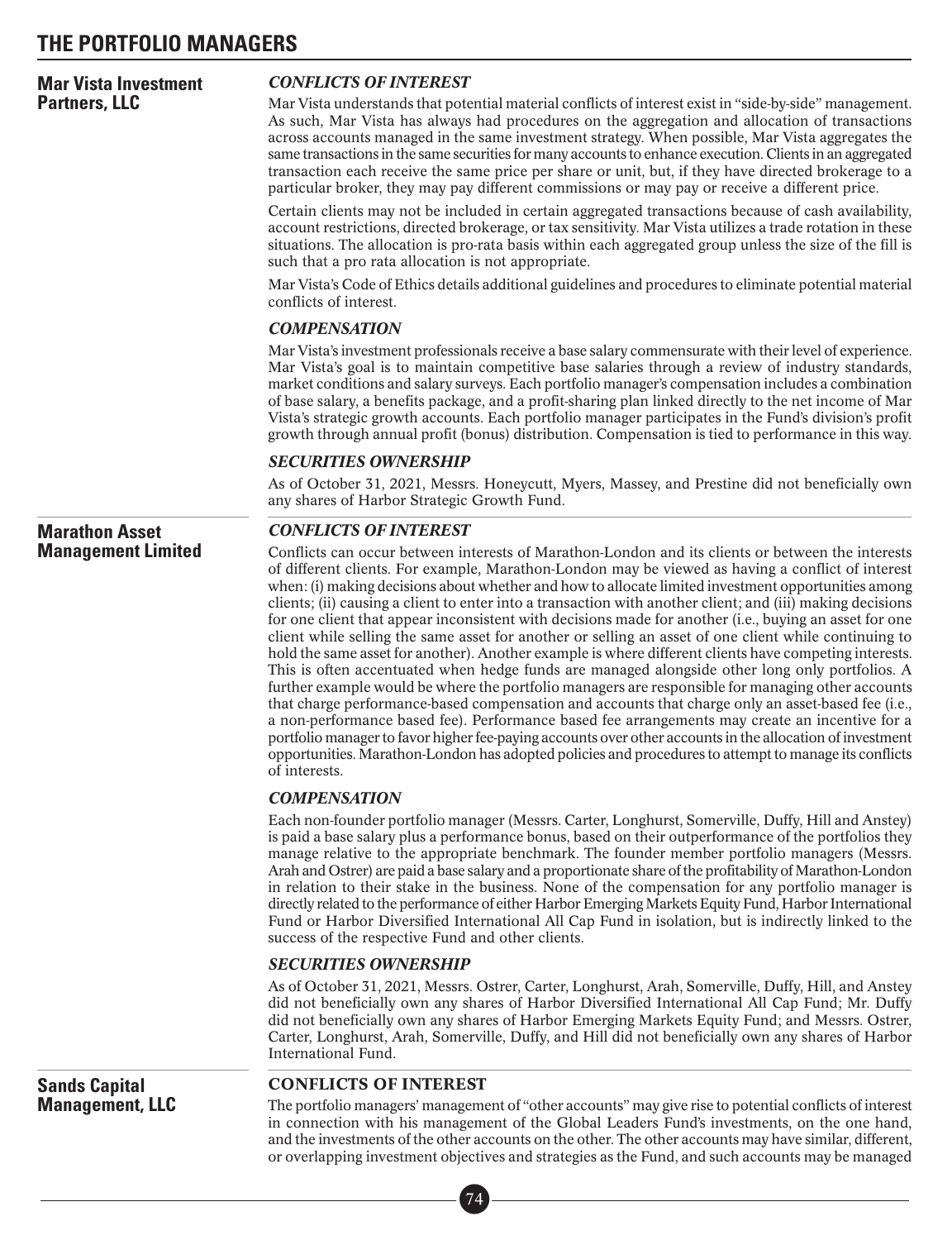## Mar Vista Investment Partners, LLC

### *CONFLICTS OF INTEREST*

Mar Vista understands that potential material conflicts of interest exist in "side-by-side" management. As such, Mar Vista has always had procedures on the aggregation and allocation of transactions across accounts managed in the same investment strategy. When possible, Mar Vista aggregates the same transactions in the same securities for many accounts to enhance execution. Clients in an aggregated transaction each receive the same price per share or unit, but, if they have directed brokerage to a particular broker, they may pay different commissions or may pay or receive a different price.

Certain clients may not be included in certain aggregated transactions because of cash availability, account restrictions, directed brokerage, or tax sensitivity. Mar Vista utilizes a trade rotation in these situations. The allocation is pro-rata basis within each aggregated group unless the size of the fill is such that a pro rata allocation is not appropriate.

Mar Vista's Code of Ethics details additional guidelines and procedures to eliminate potential material conflicts of interest.

### *COMPENSATION*

Mar Vista's investment professionals receive a base salary commensurate with their level of experience. Mar Vista's goal is to maintain competitive base salaries through a review of industry standards, market conditions and salary surveys. Each portfolio manager's compensation includes a combination of base salary, a benefits package, and a profit-sharing plan linked directly to the net income of Mar Vista's strategic growth accounts. Each portfolio manager participates in the Fund's division's profit growth through annual profit (bonus) distribution. Compensation is tied to performance in this way.

### *SECURITIES OWNERSHIP*

As of October 31, 2021, Messrs. Honeycutt, Myers, Massey, and Prestine did not beneficially own any shares of Harbor Strategic Growth Fund.

## Marathon Asset Management Limited

### *CONFLICTS OF INTEREST*

Conflicts can occur between interests of Marathon-London and its clients or between the interests of different clients. For example, Marathon-London may be viewed as having a conflict of interest when: (i) making decisions about whether and how to allocate limited investment opportunities among clients; (ii) causing a client to enter into a transaction with another client; and (iii) making decisions for one client that appear inconsistent with decisions made for another (i.e., buying an asset for one client while selling the same asset for another or selling an asset of one client while continuing to hold the same asset for another). Another example is where different clients have competing interests. This is often accentuated when hedge funds are managed alongside other long only portfolios. A further example would be where the portfolio managers are responsible for managing other accounts that charge performance-based compensation and accounts that charge only an asset-based fee (i.e., a non-performance based fee). Performance based fee arrangements may create an incentive for a portfolio manager to favor higher fee-paying accounts over other accounts in the allocation of investment opportunities. Marathon-London has adopted policies and procedures to attempt to manage its conflicts of interests.

### *COMPENSATION*

Each non-founder portfolio manager (Messrs. Carter, Longhurst, Somerville, Duffy, Hill and Anstey) is paid a base salary plus a performance bonus, based on their outperformance of the portfolios they manage relative to the appropriate benchmark. The founder member portfolio managers (Messrs. Arah and Ostrer) are paid a base salary and a proportionate share of the profitability of Marathon-London in relation to their stake in the business. None of the compensation for any portfolio manager is directly related to the performance of either Harbor Emerging Markets Equity Fund, Harbor International Fund or Harbor Diversified International All Cap Fund in isolation, but is indirectly linked to the success of the respective Fund and other clients.

### *SECURITIES OWNERSHIP*

As of October 31, 2021, Messrs. Ostrer, Carter, Longhurst, Arah, Somerville, Duffy, Hill, and Anstey did not beneficially own any shares of Harbor Diversified International All Cap Fund; Mr. Duffy did not beneficially own any shares of Harbor Emerging Markets Equity Fund; and Messrs. Ostrer, Carter, Longhurst, Arah, Somerville, Duffy, and Hill did not beneficially own any shares of Harbor International Fund.

## Sands Capital Management, LLC

### CONFLICTS OF INTEREST

The portfolio managers' management of "other accounts" may give rise to potential conflicts of interest in connection with his management of the Global Leaders Fund's investments, on the one hand, and the investments of the other accounts on the other. The other accounts may have similar, different, or overlapping investment objectives and strategies as the Fund, and such accounts may be managed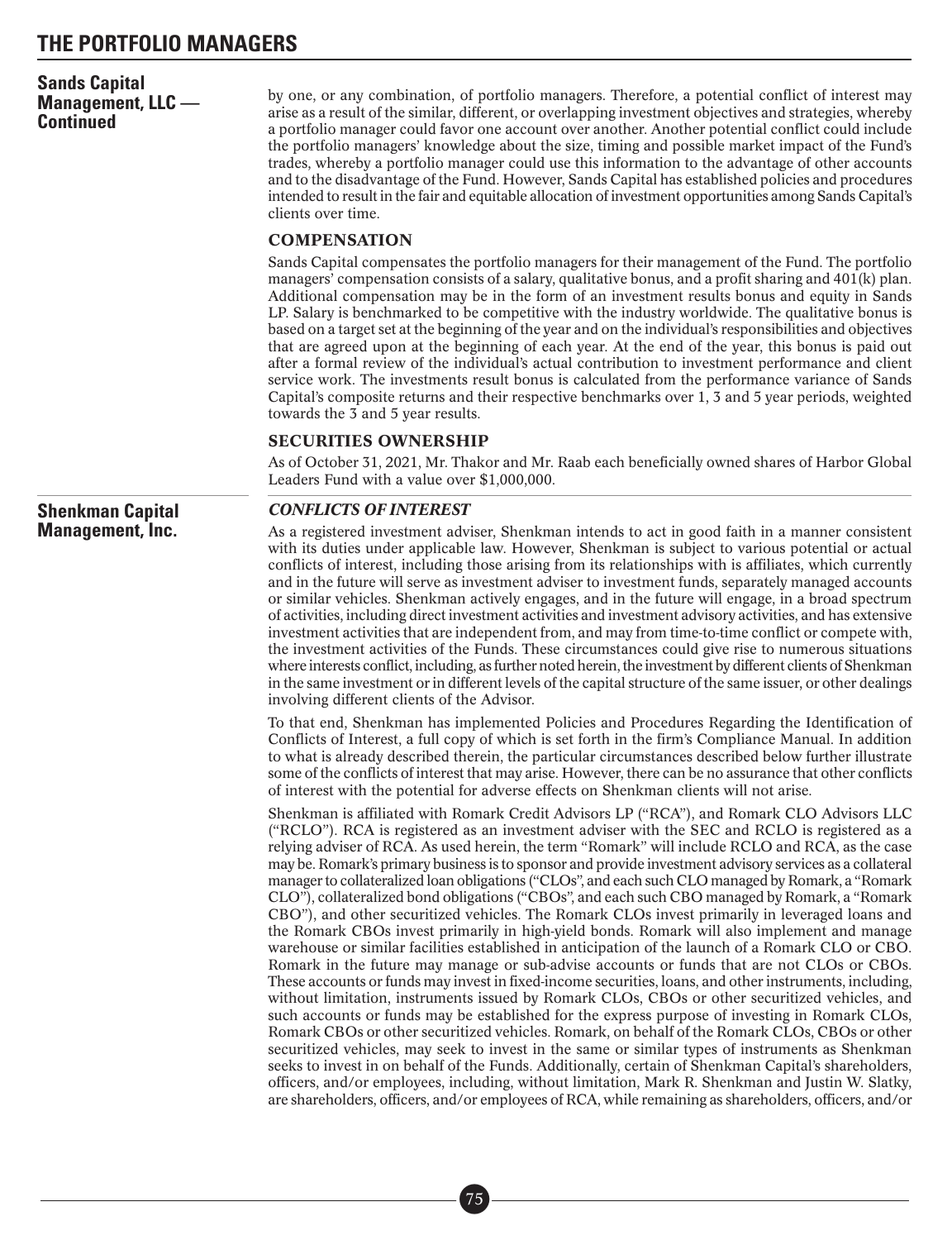## Sands Capital Management, LLC — Continued

by one, or any combination, of portfolio managers. Therefore, a potential conflict of interest may arise as a result of the similar, different, or overlapping investment objectives and strategies, whereby a portfolio manager could favor one account over another. Another potential conflict could include the portfolio managers' knowledge about the size, timing and possible market impact of the Fund's trades, whereby a portfolio manager could use this information to the advantage of other accounts and to the disadvantage of the Fund. However, Sands Capital has established policies and procedures intended to result in the fair and equitable allocation of investment opportunities among Sands Capital's clients over time.

### COMPENSATION

Sands Capital compensates the portfolio managers for their management of the Fund. The portfolio managers' compensation consists of a salary, qualitative bonus, and a profit sharing and 401(k) plan. Additional compensation may be in the form of an investment results bonus and equity in Sands LP. Salary is benchmarked to be competitive with the industry worldwide. The qualitative bonus is based on a target set at the beginning of the year and on the individual's responsibilities and objectives that are agreed upon at the beginning of each year. At the end of the year, this bonus is paid out after a formal review of the individual's actual contribution to investment performance and client service work. The investments result bonus is calculated from the performance variance of Sands Capital's composite returns and their respective benchmarks over 1, 3 and 5 year periods, weighted towards the 3 and 5 year results.

### SECURITIES OWNERSHIP

As of October 31, 2021, Mr. Thakor and Mr. Raab each beneficially owned shares of Harbor Global Leaders Fund with a value over $1,000,000.

## Shenkman Capital Management, Inc.

### *CONFLICTS OF INTEREST*

As a registered investment adviser, Shenkman intends to act in good faith in a manner consistent with its duties under applicable law. However, Shenkman is subject to various potential or actual conflicts of interest, including those arising from its relationships with is affiliates, which currently and in the future will serve as investment adviser to investment funds, separately managed accounts or similar vehicles. Shenkman actively engages, and in the future will engage, in a broad spectrum of activities, including direct investment activities and investment advisory activities, and has extensive investment activities that are independent from, and may from time-to-time conflict or compete with, the investment activities of the Funds. These circumstances could give rise to numerous situations where interests conflict, including, as further noted herein, the investment by different clients of Shenkman in the same investment or in different levels of the capital structure of the same issuer, or other dealings involving different clients of the Advisor.

To that end, Shenkman has implemented Policies and Procedures Regarding the Identification of Conflicts of Interest, a full copy of which is set forth in the firm's Compliance Manual. In addition to what is already described therein, the particular circumstances described below further illustrate some of the conflicts of interest that may arise. However, there can be no assurance that other conflicts of interest with the potential for adverse effects on Shenkman clients will not arise.

Shenkman is affiliated with Romark Credit Advisors LP ("RCA"), and Romark CLO Advisors LLC ("RCLO"). RCA is registered as an investment adviser with the SEC and RCLO is registered as a relying adviser of RCA. As used herein, the term "Romark" will include RCLO and RCA, as the case may be. Romark's primary business is to sponsor and provide investment advisory services as a collateral manager to collateralized loan obligations ("CLOs", and each such CLO managed by Romark, a "Romark CLO"), collateralized bond obligations ("CBOs", and each such CBO managed by Romark, a "Romark CBO"), and other securitized vehicles. The Romark CLOs invest primarily in leveraged loans and the Romark CBOs invest primarily in high-yield bonds. Romark will also implement and manage warehouse or similar facilities established in anticipation of the launch of a Romark CLO or CBO. Romark in the future may manage or sub-advise accounts or funds that are not CLOs or CBOs. These accounts or funds may invest in fixed-income securities, loans, and other instruments, including, without limitation, instruments issued by Romark CLOs, CBOs or other securitized vehicles, and such accounts or funds may be established for the express purpose of investing in Romark CLOs, Romark CBOs or other securitized vehicles. Romark, on behalf of the Romark CLOs, CBOs or other securitized vehicles, may seek to invest in the same or similar types of instruments as Shenkman seeks to invest in on behalf of the Funds. Additionally, certain of Shenkman Capital's shareholders, officers, and/or employees, including, without limitation, Mark R. Shenkman and Justin W. Slatky, are shareholders, officers, and/or employees of RCA, while remaining as shareholders, officers, and/or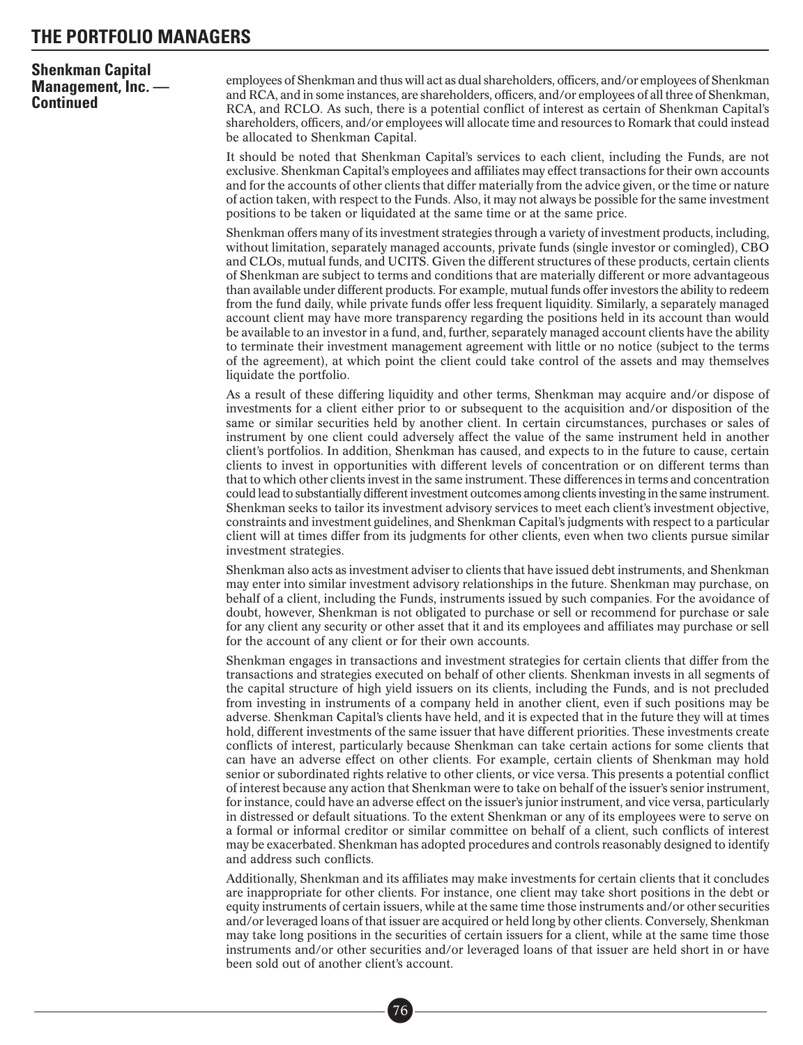# THE PORTFOLIO MANAGERS

**Shenkman Capital Management, Inc. — Continued**

employees of Shenkman and thus will act as dual shareholders, officers, and/or employees of Shenkman and RCA, and in some instances, are shareholders, officers, and/or employees of all three of Shenkman, RCA, and RCLO. As such, there is a potential conflict of interest as certain of Shenkman Capital's shareholders, officers, and/or employees will allocate time and resources to Romark that could instead be allocated to Shenkman Capital.

It should be noted that Shenkman Capital's services to each client, including the Funds, are not exclusive. Shenkman Capital's employees and affiliates may effect transactions for their own accounts and for the accounts of other clients that differ materially from the advice given, or the time or nature of action taken, with respect to the Funds. Also, it may not always be possible for the same investment positions to be taken or liquidated at the same time or at the same price.

Shenkman offers many of its investment strategies through a variety of investment products, including, without limitation, separately managed accounts, private funds (single investor or comingled), CBO and CLOs, mutual funds, and UCITS. Given the different structures of these products, certain clients of Shenkman are subject to terms and conditions that are materially different or more advantageous than available under different products. For example, mutual funds offer investors the ability to redeem from the fund daily, while private funds offer less frequent liquidity. Similarly, a separately managed account client may have more transparency regarding the positions held in its account than would be available to an investor in a fund, and, further, separately managed account clients have the ability to terminate their investment management agreement with little or no notice (subject to the terms of the agreement), at which point the client could take control of the assets and may themselves liquidate the portfolio.

As a result of these differing liquidity and other terms, Shenkman may acquire and/or dispose of investments for a client either prior to or subsequent to the acquisition and/or disposition of the same or similar securities held by another client. In certain circumstances, purchases or sales of instrument by one client could adversely affect the value of the same instrument held in another client's portfolios. In addition, Shenkman has caused, and expects to in the future to cause, certain clients to invest in opportunities with different levels of concentration or on different terms than that to which other clients invest in the same instrument. These differences in terms and concentration could lead to substantially different investment outcomes among clients investing in the same instrument. Shenkman seeks to tailor its investment advisory services to meet each client's investment objective, constraints and investment guidelines, and Shenkman Capital's judgments with respect to a particular client will at times differ from its judgments for other clients, even when two clients pursue similar investment strategies.

Shenkman also acts as investment adviser to clients that have issued debt instruments, and Shenkman may enter into similar investment advisory relationships in the future. Shenkman may purchase, on behalf of a client, including the Funds, instruments issued by such companies. For the avoidance of doubt, however, Shenkman is not obligated to purchase or sell or recommend for purchase or sale for any client any security or other asset that it and its employees and affiliates may purchase or sell for the account of any client or for their own accounts.

Shenkman engages in transactions and investment strategies for certain clients that differ from the transactions and strategies executed on behalf of other clients. Shenkman invests in all segments of the capital structure of high yield issuers on its clients, including the Funds, and is not precluded from investing in instruments of a company held in another client, even if such positions may be adverse. Shenkman Capital's clients have held, and it is expected that in the future they will at times hold, different investments of the same issuer that have different priorities. These investments create conflicts of interest, particularly because Shenkman can take certain actions for some clients that can have an adverse effect on other clients. For example, certain clients of Shenkman may hold senior or subordinated rights relative to other clients, or vice versa. This presents a potential conflict of interest because any action that Shenkman were to take on behalf of the issuer's senior instrument, for instance, could have an adverse effect on the issuer's junior instrument, and vice versa, particularly in distressed or default situations. To the extent Shenkman or any of its employees were to serve on a formal or informal creditor or similar committee on behalf of a client, such conflicts of interest may be exacerbated. Shenkman has adopted procedures and controls reasonably designed to identify and address such conflicts.

Additionally, Shenkman and its affiliates may make investments for certain clients that it concludes are inappropriate for other clients. For instance, one client may take short positions in the debt or equity instruments of certain issuers, while at the same time those instruments and/or other securities and/or leveraged loans of that issuer are acquired or held long by other clients. Conversely, Shenkman may take long positions in the securities of certain issuers for a client, while at the same time those instruments and/or other securities and/or leveraged loans of that issuer are held short in or have been sold out of another client's account.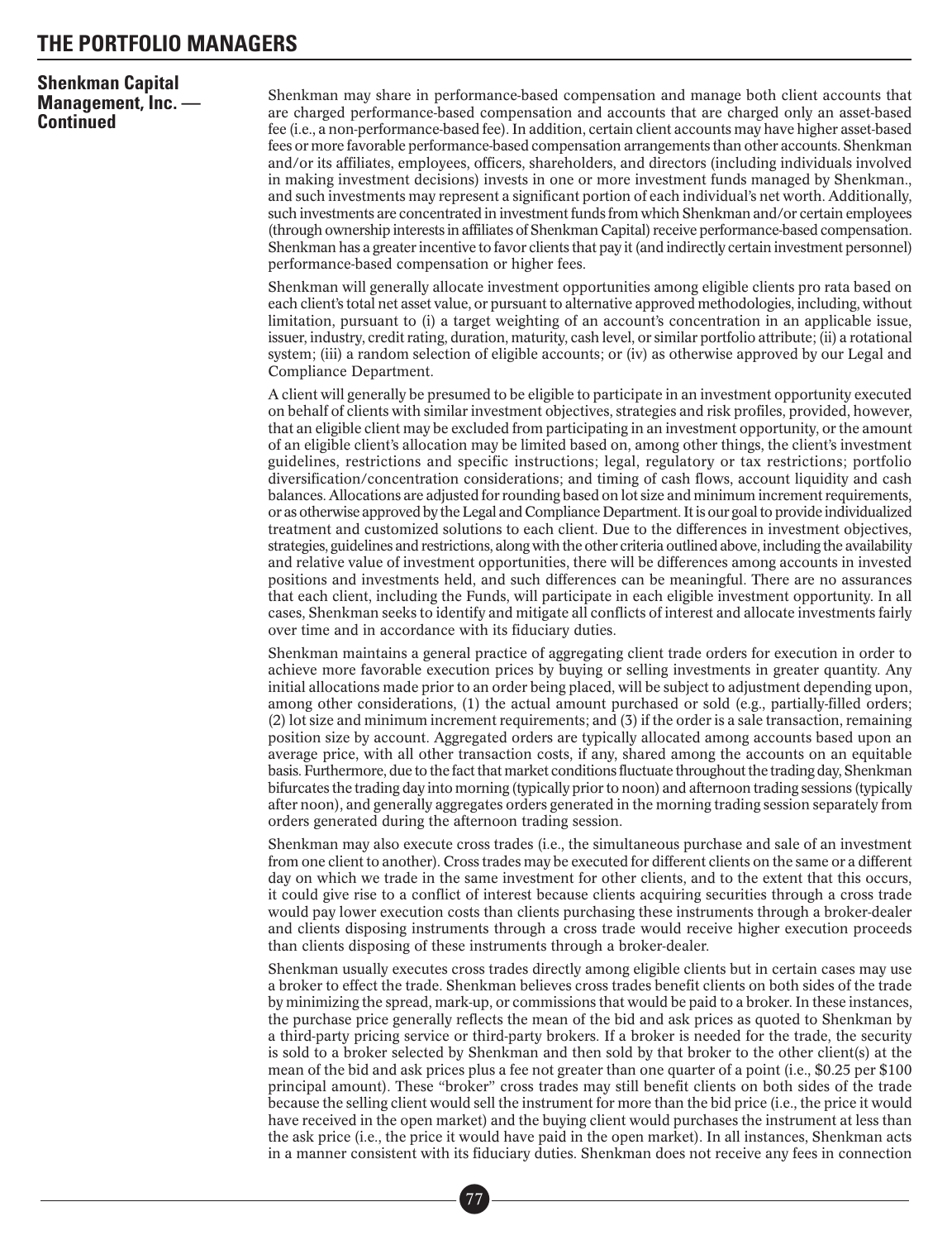# THE PORTFOLIO MANAGERS

**Shenkman Capital Management, Inc. — Continued**

Shenkman may share in performance-based compensation and manage both client accounts that are charged performance-based compensation and accounts that are charged only an asset-based fee (i.e., a non-performance-based fee). In addition, certain client accounts may have higher asset-based fees or more favorable performance-based compensation arrangements than other accounts. Shenkman and/or its affiliates, employees, officers, shareholders, and directors (including individuals involved in making investment decisions) invests in one or more investment funds managed by Shenkman., and such investments may represent a significant portion of each individual's net worth. Additionally, such investments are concentrated in investment funds from which Shenkman and/or certain employees (through ownership interests in affiliates of Shenkman Capital) receive performance-based compensation. Shenkman has a greater incentive to favor clients that pay it (and indirectly certain investment personnel) performance-based compensation or higher fees.

Shenkman will generally allocate investment opportunities among eligible clients pro rata based on each client's total net asset value, or pursuant to alternative approved methodologies, including, without limitation, pursuant to (i) a target weighting of an account's concentration in an applicable issue, issuer, industry, credit rating, duration, maturity, cash level, or similar portfolio attribute; (ii) a rotational system; (iii) a random selection of eligible accounts; or (iv) as otherwise approved by our Legal and Compliance Department.

A client will generally be presumed to be eligible to participate in an investment opportunity executed on behalf of clients with similar investment objectives, strategies and risk profiles, provided, however, that an eligible client may be excluded from participating in an investment opportunity, or the amount of an eligible client's allocation may be limited based on, among other things, the client's investment guidelines, restrictions and specific instructions; legal, regulatory or tax restrictions; portfolio diversification/concentration considerations; and timing of cash flows, account liquidity and cash balances. Allocations are adjusted for rounding based on lot size and minimum increment requirements, or as otherwise approved by the Legal and Compliance Department. It is our goal to provide individualized treatment and customized solutions to each client. Due to the differences in investment objectives, strategies, guidelines and restrictions, along with the other criteria outlined above, including the availability and relative value of investment opportunities, there will be differences among accounts in invested positions and investments held, and such differences can be meaningful. There are no assurances that each client, including the Funds, will participate in each eligible investment opportunity. In all cases, Shenkman seeks to identify and mitigate all conflicts of interest and allocate investments fairly over time and in accordance with its fiduciary duties.

Shenkman maintains a general practice of aggregating client trade orders for execution in order to achieve more favorable execution prices by buying or selling investments in greater quantity. Any initial allocations made prior to an order being placed, will be subject to adjustment depending upon, among other considerations, (1) the actual amount purchased or sold (e.g., partially-filled orders; (2) lot size and minimum increment requirements; and (3) if the order is a sale transaction, remaining position size by account. Aggregated orders are typically allocated among accounts based upon an average price, with all other transaction costs, if any, shared among the accounts on an equitable basis. Furthermore, due to the fact that market conditions fluctuate throughout the trading day, Shenkman bifurcates the trading day into morning (typically prior to noon) and afternoon trading sessions (typically after noon), and generally aggregates orders generated in the morning trading session separately from orders generated during the afternoon trading session.

Shenkman may also execute cross trades (i.e., the simultaneous purchase and sale of an investment from one client to another). Cross trades may be executed for different clients on the same or a different day on which we trade in the same investment for other clients, and to the extent that this occurs, it could give rise to a conflict of interest because clients acquiring securities through a cross trade would pay lower execution costs than clients purchasing these instruments through a broker-dealer and clients disposing instruments through a cross trade would receive higher execution proceeds than clients disposing of these instruments through a broker-dealer.

Shenkman usually executes cross trades directly among eligible clients but in certain cases may use a broker to effect the trade. Shenkman believes cross trades benefit clients on both sides of the trade by minimizing the spread, mark-up, or commissions that would be paid to a broker. In these instances, the purchase price generally reflects the mean of the bid and ask prices as quoted to Shenkman by a third-party pricing service or third-party brokers. If a broker is needed for the trade, the security is sold to a broker selected by Shenkman and then sold by that broker to the other client(s) at the mean of the bid and ask prices plus a fee not greater than one quarter of a point (i.e., $0.25 per $100 principal amount). These "broker" cross trades may still benefit clients on both sides of the trade because the selling client would sell the instrument for more than the bid price (i.e., the price it would have received in the open market) and the buying client would purchases the instrument at less than the ask price (i.e., the price it would have paid in the open market). In all instances, Shenkman acts in a manner consistent with its fiduciary duties. Shenkman does not receive any fees in connection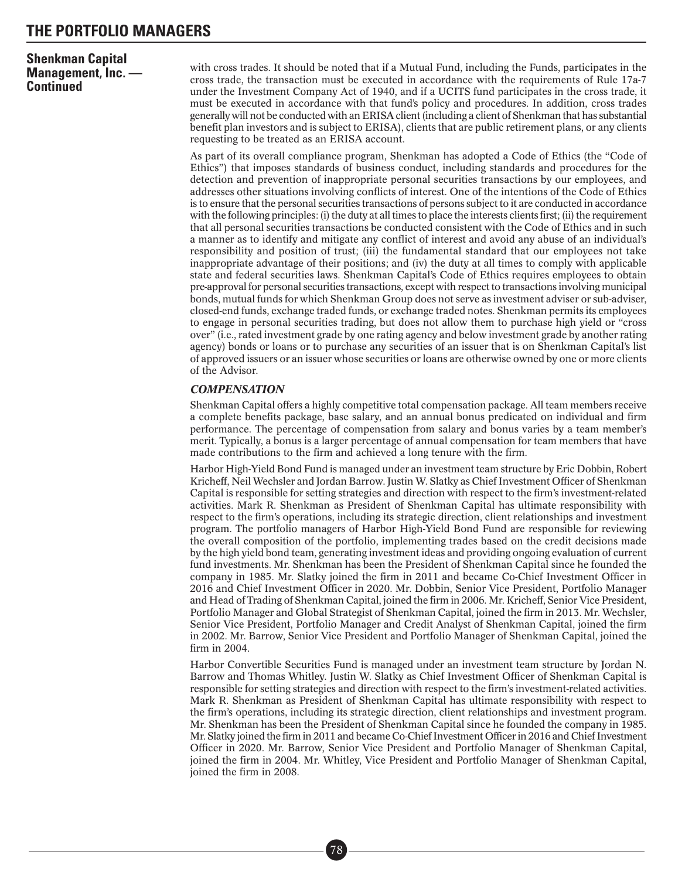**Shenkman Capital Management, Inc. — Continued**

with cross trades. It should be noted that if a Mutual Fund, including the Funds, participates in the cross trade, the transaction must be executed in accordance with the requirements of Rule 17a-7 under the Investment Company Act of 1940, and if a UCITS fund participates in the cross trade, it must be executed in accordance with that fund's policy and procedures. In addition, cross trades generally will not be conducted with an ERISA client (including a client of Shenkman that has substantial benefit plan investors and is subject to ERISA), clients that are public retirement plans, or any clients requesting to be treated as an ERISA account.

As part of its overall compliance program, Shenkman has adopted a Code of Ethics (the "Code of Ethics") that imposes standards of business conduct, including standards and procedures for the detection and prevention of inappropriate personal securities transactions by our employees, and addresses other situations involving conflicts of interest. One of the intentions of the Code of Ethics is to ensure that the personal securities transactions of persons subject to it are conducted in accordance with the following principles: (i) the duty at all times to place the interests clients first; (ii) the requirement that all personal securities transactions be conducted consistent with the Code of Ethics and in such a manner as to identify and mitigate any conflict of interest and avoid any abuse of an individual's responsibility and position of trust; (iii) the fundamental standard that our employees not take inappropriate advantage of their positions; and (iv) the duty at all times to comply with applicable state and federal securities laws. Shenkman Capital's Code of Ethics requires employees to obtain pre-approval for personal securities transactions, except with respect to transactions involving municipal bonds, mutual funds for which Shenkman Group does not serve as investment adviser or sub-adviser, closed-end funds, exchange traded funds, or exchange traded notes. Shenkman permits its employees to engage in personal securities trading, but does not allow them to purchase high yield or "cross over" (i.e., rated investment grade by one rating agency and below investment grade by another rating agency) bonds or loans or to purchase any securities of an issuer that is on Shenkman Capital's list of approved issuers or an issuer whose securities or loans are otherwise owned by one or more clients of the Advisor.

### *COMPENSATION*

Shenkman Capital offers a highly competitive total compensation package. All team members receive a complete benefits package, base salary, and an annual bonus predicated on individual and firm performance. The percentage of compensation from salary and bonus varies by a team member's merit. Typically, a bonus is a larger percentage of annual compensation for team members that have made contributions to the firm and achieved a long tenure with the firm.

Harbor High-Yield Bond Fund is managed under an investment team structure by Eric Dobbin, Robert Kricheff, Neil Wechsler and Jordan Barrow. Justin W. Slatky as Chief Investment Officer of Shenkman Capital is responsible for setting strategies and direction with respect to the firm's investment-related activities. Mark R. Shenkman as President of Shenkman Capital has ultimate responsibility with respect to the firm's operations, including its strategic direction, client relationships and investment program. The portfolio managers of Harbor High-Yield Bond Fund are responsible for reviewing the overall composition of the portfolio, implementing trades based on the credit decisions made by the high yield bond team, generating investment ideas and providing ongoing evaluation of current fund investments. Mr. Shenkman has been the President of Shenkman Capital since he founded the company in 1985. Mr. Slatky joined the firm in 2011 and became Co-Chief Investment Officer in 2016 and Chief Investment Officer in 2020. Mr. Dobbin, Senior Vice President, Portfolio Manager and Head of Trading of Shenkman Capital, joined the firm in 2006. Mr. Kricheff, Senior Vice President, Portfolio Manager and Global Strategist of Shenkman Capital, joined the firm in 2013. Mr. Wechsler, Senior Vice President, Portfolio Manager and Credit Analyst of Shenkman Capital, joined the firm in 2002. Mr. Barrow, Senior Vice President and Portfolio Manager of Shenkman Capital, joined the firm in 2004.

Harbor Convertible Securities Fund is managed under an investment team structure by Jordan N. Barrow and Thomas Whitley. Justin W. Slatky as Chief Investment Officer of Shenkman Capital is responsible for setting strategies and direction with respect to the firm's investment-related activities. Mark R. Shenkman as President of Shenkman Capital has ultimate responsibility with respect to the firm's operations, including its strategic direction, client relationships and investment program. Mr. Shenkman has been the President of Shenkman Capital since he founded the company in 1985. Mr. Slatky joined the firm in 2011 and became Co-Chief Investment Officer in 2016 and Chief Investment Officer in 2020. Mr. Barrow, Senior Vice President and Portfolio Manager of Shenkman Capital, joined the firm in 2004. Mr. Whitley, Vice President and Portfolio Manager of Shenkman Capital, joined the firm in 2008.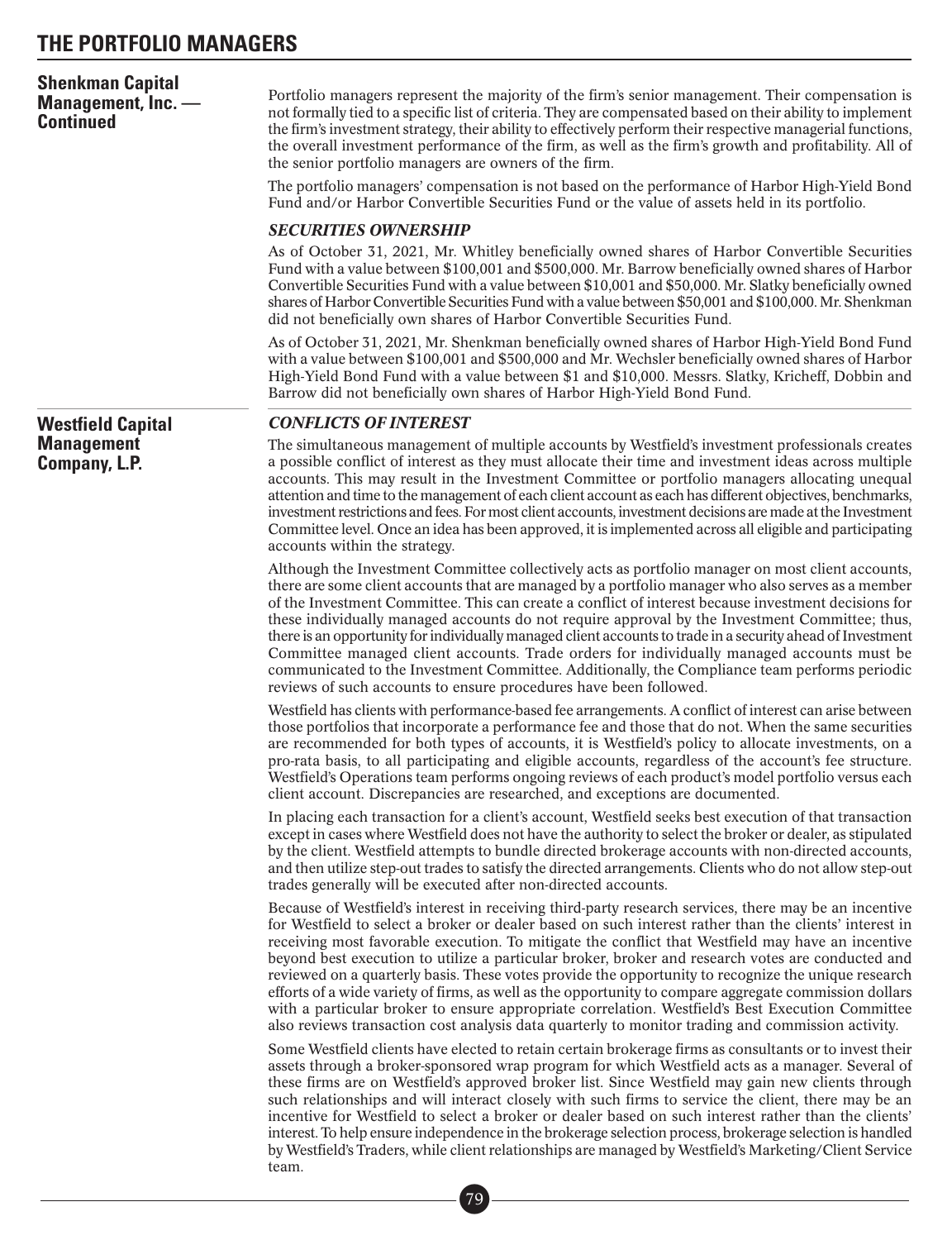## Shenkman Capital Management, Inc. — Continued

Portfolio managers represent the majority of the firm's senior management. Their compensation is not formally tied to a specific list of criteria. They are compensated based on their ability to implement the firm's investment strategy, their ability to effectively perform their respective managerial functions, the overall investment performance of the firm, as well as the firm's growth and profitability. All of the senior portfolio managers are owners of the firm.

The portfolio managers' compensation is not based on the performance of Harbor High-Yield Bond Fund and/or Harbor Convertible Securities Fund or the value of assets held in its portfolio.

### *SECURITIES OWNERSHIP*

As of October 31, 2021, Mr. Whitley beneficially owned shares of Harbor Convertible Securities Fund with a value between $100,001 and $500,000. Mr. Barrow beneficially owned shares of Harbor Convertible Securities Fund with a value between $10,001 and $50,000. Mr. Slatky beneficially owned shares of Harbor Convertible Securities Fund with a value between $50,001 and $100,000. Mr. Shenkman did not beneficially own shares of Harbor Convertible Securities Fund.

As of October 31, 2021, Mr. Shenkman beneficially owned shares of Harbor High-Yield Bond Fund with a value between $100,001 and $500,000 and Mr. Wechsler beneficially owned shares of Harbor High-Yield Bond Fund with a value between $1 and $10,000. Messrs. Slatky, Kricheff, Dobbin and Barrow did not beneficially own shares of Harbor High-Yield Bond Fund.

## Westfield Capital Management Company, L.P.

### *CONFLICTS OF INTEREST*

The simultaneous management of multiple accounts by Westfield's investment professionals creates a possible conflict of interest as they must allocate their time and investment ideas across multiple accounts. This may result in the Investment Committee or portfolio managers allocating unequal attention and time to the management of each client account as each has different objectives, benchmarks, investment restrictions and fees. For most client accounts, investment decisions are made at the Investment Committee level. Once an idea has been approved, it is implemented across all eligible and participating accounts within the strategy.

Although the Investment Committee collectively acts as portfolio manager on most client accounts, there are some client accounts that are managed by a portfolio manager who also serves as a member of the Investment Committee. This can create a conflict of interest because investment decisions for these individually managed accounts do not require approval by the Investment Committee; thus, there is an opportunity for individually managed client accounts to trade in a security ahead of Investment Committee managed client accounts. Trade orders for individually managed accounts must be communicated to the Investment Committee. Additionally, the Compliance team performs periodic reviews of such accounts to ensure procedures have been followed.

Westfield has clients with performance-based fee arrangements. A conflict of interest can arise between those portfolios that incorporate a performance fee and those that do not. When the same securities are recommended for both types of accounts, it is Westfield's policy to allocate investments, on a pro-rata basis, to all participating and eligible accounts, regardless of the account's fee structure. Westfield's Operations team performs ongoing reviews of each product's model portfolio versus each client account. Discrepancies are researched, and exceptions are documented.

In placing each transaction for a client's account, Westfield seeks best execution of that transaction except in cases where Westfield does not have the authority to select the broker or dealer, as stipulated by the client. Westfield attempts to bundle directed brokerage accounts with non-directed accounts, and then utilize step-out trades to satisfy the directed arrangements. Clients who do not allow step-out trades generally will be executed after non-directed accounts.

Because of Westfield's interest in receiving third-party research services, there may be an incentive for Westfield to select a broker or dealer based on such interest rather than the clients' interest in receiving most favorable execution. To mitigate the conflict that Westfield may have an incentive beyond best execution to utilize a particular broker, broker and research votes are conducted and reviewed on a quarterly basis. These votes provide the opportunity to recognize the unique research efforts of a wide variety of firms, as well as the opportunity to compare aggregate commission dollars with a particular broker to ensure appropriate correlation. Westfield's Best Execution Committee also reviews transaction cost analysis data quarterly to monitor trading and commission activity.

Some Westfield clients have elected to retain certain brokerage firms as consultants or to invest their assets through a broker-sponsored wrap program for which Westfield acts as a manager. Several of these firms are on Westfield's approved broker list. Since Westfield may gain new clients through such relationships and will interact closely with such firms to service the client, there may be an incentive for Westfield to select a broker or dealer based on such interest rather than the clients' interest. To help ensure independence in the brokerage selection process, brokerage selection is handled by Westfield's Traders, while client relationships are managed by Westfield's Marketing/Client Service team.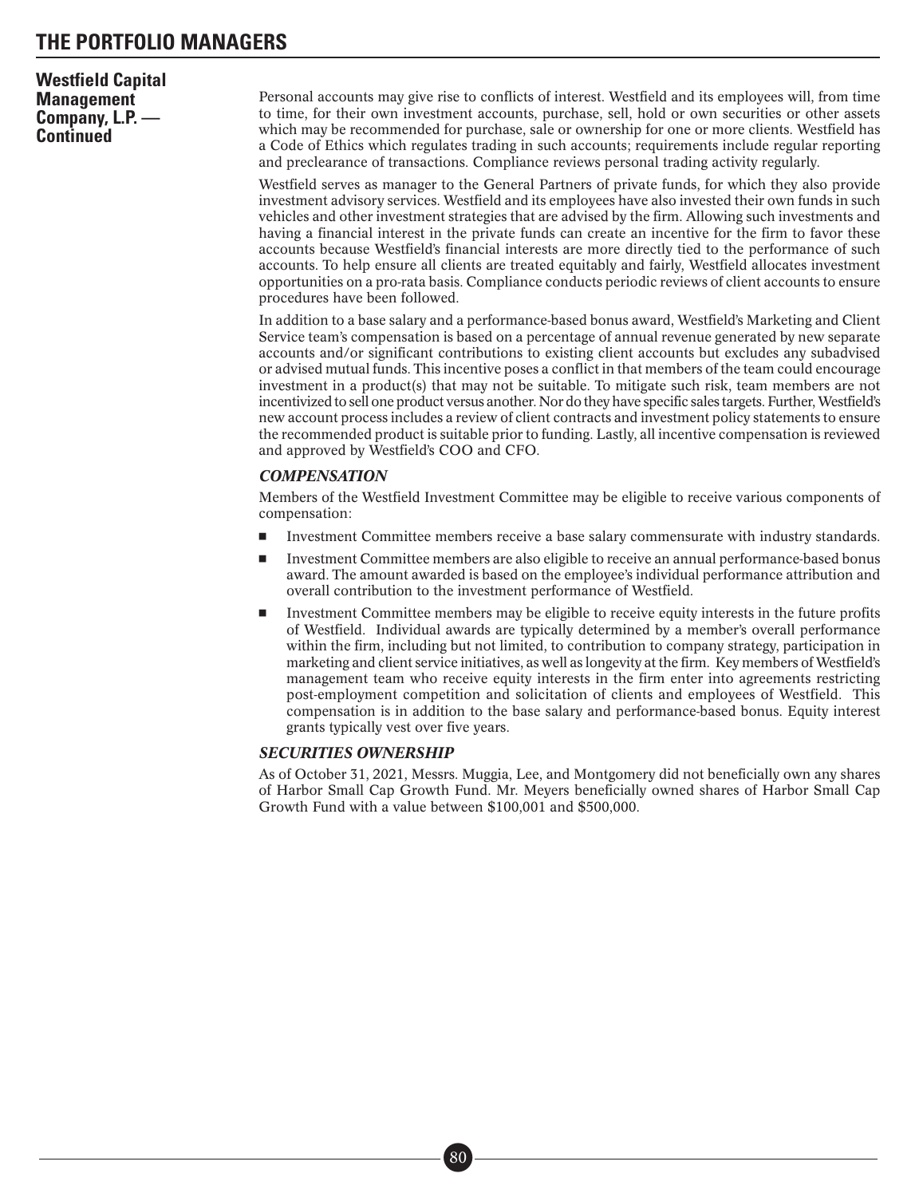## Westfield Capital Management Company, L.P. — Continued

Personal accounts may give rise to conflicts of interest. Westfield and its employees will, from time to time, for their own investment accounts, purchase, sell, hold or own securities or other assets which may be recommended for purchase, sale or ownership for one or more clients. Westfield has a Code of Ethics which regulates trading in such accounts; requirements include regular reporting and preclearance of transactions. Compliance reviews personal trading activity regularly.

Westfield serves as manager to the General Partners of private funds, for which they also provide investment advisory services. Westfield and its employees have also invested their own funds in such vehicles and other investment strategies that are advised by the firm. Allowing such investments and having a financial interest in the private funds can create an incentive for the firm to favor these accounts because Westfield's financial interests are more directly tied to the performance of such accounts. To help ensure all clients are treated equitably and fairly, Westfield allocates investment opportunities on a pro-rata basis. Compliance conducts periodic reviews of client accounts to ensure procedures have been followed.

In addition to a base salary and a performance-based bonus award, Westfield's Marketing and Client Service team's compensation is based on a percentage of annual revenue generated by new separate accounts and/or significant contributions to existing client accounts but excludes any subadvised or advised mutual funds. This incentive poses a conflict in that members of the team could encourage investment in a product(s) that may not be suitable. To mitigate such risk, team members are not incentivized to sell one product versus another. Nor do they have specific sales targets. Further, Westfield's new account process includes a review of client contracts and investment policy statements to ensure the recommended product is suitable prior to funding. Lastly, all incentive compensation is reviewed and approved by Westfield's COO and CFO.

### *COMPENSATION*

Members of the Westfield Investment Committee may be eligible to receive various components of compensation:

- Investment Committee members receive a base salary commensurate with industry standards.
- Investment Committee members are also eligible to receive an annual performance-based bonus award. The amount awarded is based on the employee's individual performance attribution and overall contribution to the investment performance of Westfield.
- Investment Committee members may be eligible to receive equity interests in the future profits of Westfield. Individual awards are typically determined by a member's overall performance within the firm, including but not limited, to contribution to company strategy, participation in marketing and client service initiatives, as well as longevity at the firm. Key members of Westfield's management team who receive equity interests in the firm enter into agreements restricting post-employment competition and solicitation of clients and employees of Westfield. This compensation is in addition to the base salary and performance-based bonus. Equity interest grants typically vest over five years.

### *SECURITIES OWNERSHIP*

As of October 31, 2021, Messrs. Muggia, Lee, and Montgomery did not beneficially own any shares of Harbor Small Cap Growth Fund. Mr. Meyers beneficially owned shares of Harbor Small Cap Growth Fund with a value between $100,001 and $500,000.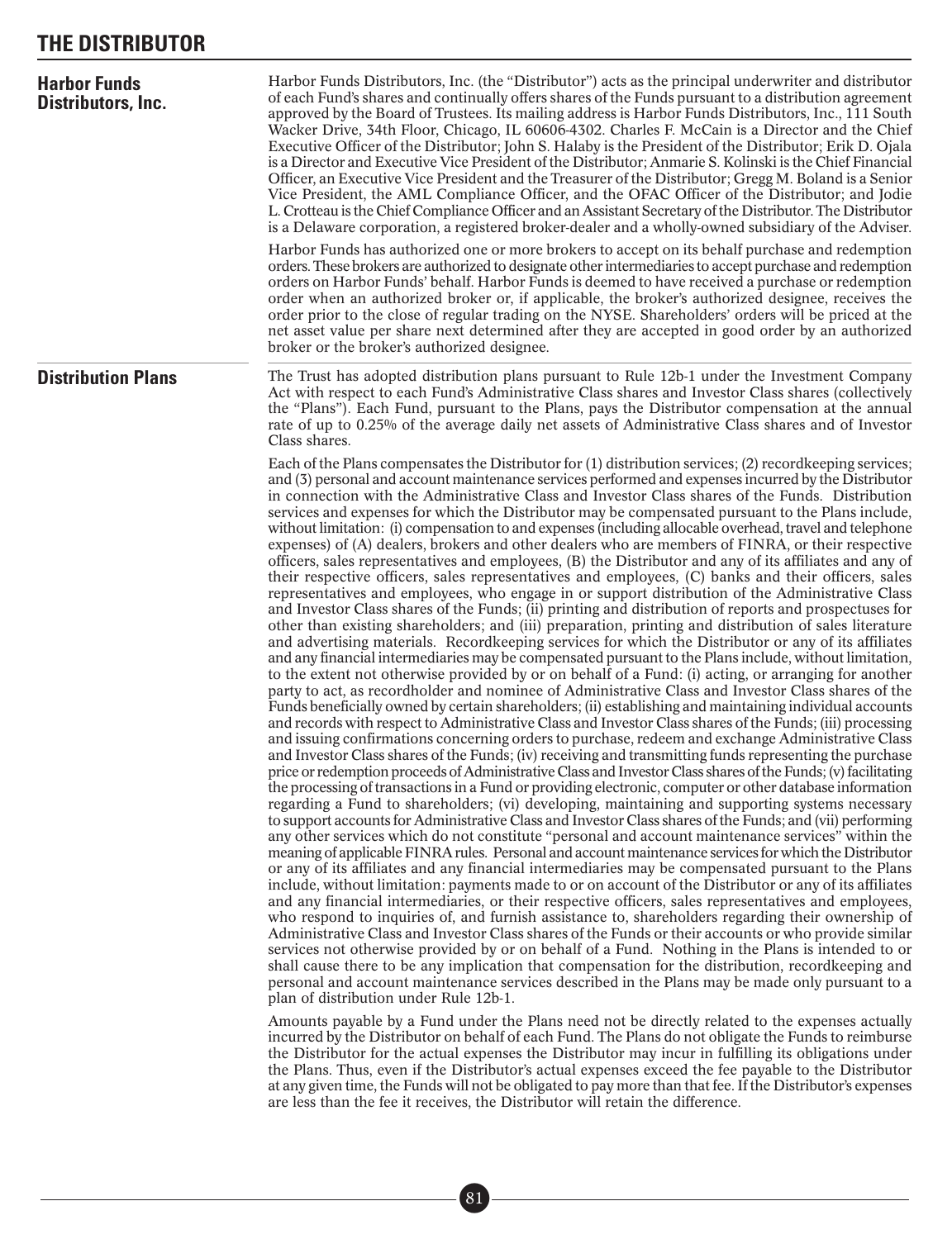# THE DISTRIBUTOR

## Harbor Funds Distributors, Inc.

Harbor Funds Distributors, Inc. (the "Distributor") acts as the principal underwriter and distributor of each Fund's shares and continually offers shares of the Funds pursuant to a distribution agreement approved by the Board of Trustees. Its mailing address is Harbor Funds Distributors, Inc., 111 South Wacker Drive, 34th Floor, Chicago, IL 60606-4302. Charles F. McCain is a Director and the Chief Executive Officer of the Distributor; John S. Halaby is the President of the Distributor; Erik D. Ojala is a Director and Executive Vice President of the Distributor; Anmarie S. Kolinski is the Chief Financial Officer, an Executive Vice President and the Treasurer of the Distributor; Gregg M. Boland is a Senior Vice President, the AML Compliance Officer, and the OFAC Officer of the Distributor; and Jodie L. Crotteau is the Chief Compliance Officer and an Assistant Secretary of the Distributor. The Distributor is a Delaware corporation, a registered broker-dealer and a wholly-owned subsidiary of the Adviser.

Harbor Funds has authorized one or more brokers to accept on its behalf purchase and redemption orders. These brokers are authorized to designate other intermediaries to accept purchase and redemption orders on Harbor Funds' behalf. Harbor Funds is deemed to have received a purchase or redemption order when an authorized broker or, if applicable, the broker's authorized designee, receives the order prior to the close of regular trading on the NYSE. Shareholders' orders will be priced at the net asset value per share next determined after they are accepted in good order by an authorized broker or the broker's authorized designee.

## Distribution Plans

The Trust has adopted distribution plans pursuant to Rule 12b-1 under the Investment Company Act with respect to each Fund's Administrative Class shares and Investor Class shares (collectively the "Plans"). Each Fund, pursuant to the Plans, pays the Distributor compensation at the annual rate of up to 0.25% of the average daily net assets of Administrative Class shares and of Investor Class shares.

Each of the Plans compensates the Distributor for (1) distribution services; (2) recordkeeping services; and (3) personal and account maintenance services performed and expenses incurred by the Distributor in connection with the Administrative Class and Investor Class shares of the Funds. Distribution services and expenses for which the Distributor may be compensated pursuant to the Plans include, without limitation: (i) compensation to and expenses (including allocable overhead, travel and telephone expenses) of (A) dealers, brokers and other dealers who are members of FINRA, or their respective officers, sales representatives and employees, (B) the Distributor and any of its affiliates and any of their respective officers, sales representatives and employees, (C) banks and their officers, sales representatives and employees, who engage in or support distribution of the Administrative Class and Investor Class shares of the Funds; (ii) printing and distribution of reports and prospectuses for other than existing shareholders; and (iii) preparation, printing and distribution of sales literature and advertising materials. Recordkeeping services for which the Distributor or any of its affiliates and any financial intermediaries may be compensated pursuant to the Plans include, without limitation, to the extent not otherwise provided by or on behalf of a Fund: (i) acting, or arranging for another party to act, as recordholder and nominee of Administrative Class and Investor Class shares of the Funds beneficially owned by certain shareholders; (ii) establishing and maintaining individual accounts and records with respect to Administrative Class and Investor Class shares of the Funds; (iii) processing and issuing confirmations concerning orders to purchase, redeem and exchange Administrative Class and Investor Class shares of the Funds; (iv) receiving and transmitting funds representing the purchase price or redemption proceeds of Administrative Class and Investor Class shares of the Funds; (v) facilitating the processing of transactions in a Fund or providing electronic, computer or other database information regarding a Fund to shareholders; (vi) developing, maintaining and supporting systems necessary to support accounts for Administrative Class and Investor Class shares of the Funds; and (vii) performing any other services which do not constitute "personal and account maintenance services" within the meaning of applicable FINRA rules. Personal and account maintenance services for which the Distributor or any of its affiliates and any financial intermediaries may be compensated pursuant to the Plans include, without limitation: payments made to or on account of the Distributor or any of its affiliates and any financial intermediaries, or their respective officers, sales representatives and employees, who respond to inquiries of, and furnish assistance to, shareholders regarding their ownership of Administrative Class and Investor Class shares of the Funds or their accounts or who provide similar services not otherwise provided by or on behalf of a Fund. Nothing in the Plans is intended to or shall cause there to be any implication that compensation for the distribution, recordkeeping and personal and account maintenance services described in the Plans may be made only pursuant to a plan of distribution under Rule 12b-1.

Amounts payable by a Fund under the Plans need not be directly related to the expenses actually incurred by the Distributor on behalf of each Fund. The Plans do not obligate the Funds to reimburse the Distributor for the actual expenses the Distributor may incur in fulfilling its obligations under the Plans. Thus, even if the Distributor's actual expenses exceed the fee payable to the Distributor at any given time, the Funds will not be obligated to pay more than that fee. If the Distributor's expenses are less than the fee it receives, the Distributor will retain the difference.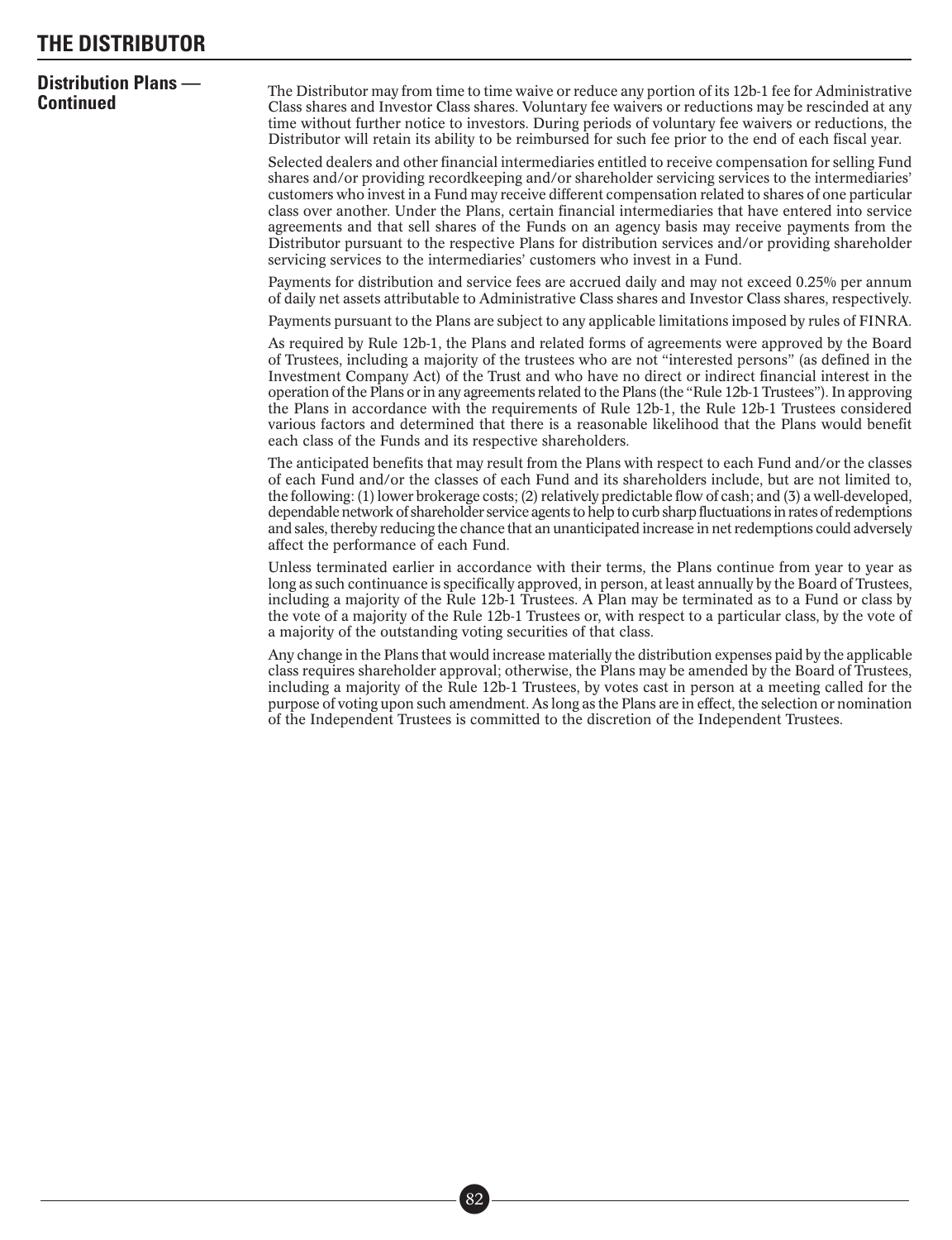# THE DISTRIBUTOR

## Distribution Plans — Continued

The Distributor may from time to time waive or reduce any portion of its 12b-1 fee for Administrative Class shares and Investor Class shares. Voluntary fee waivers or reductions may be rescinded at any time without further notice to investors. During periods of voluntary fee waivers or reductions, the Distributor will retain its ability to be reimbursed for such fee prior to the end of each fiscal year.

Selected dealers and other financial intermediaries entitled to receive compensation for selling Fund shares and/or providing recordkeeping and/or shareholder servicing services to the intermediaries' customers who invest in a Fund may receive different compensation related to shares of one particular class over another. Under the Plans, certain financial intermediaries that have entered into service agreements and that sell shares of the Funds on an agency basis may receive payments from the Distributor pursuant to the respective Plans for distribution services and/or providing shareholder servicing services to the intermediaries' customers who invest in a Fund.

Payments for distribution and service fees are accrued daily and may not exceed 0.25% per annum of daily net assets attributable to Administrative Class shares and Investor Class shares, respectively.

Payments pursuant to the Plans are subject to any applicable limitations imposed by rules of FINRA.

As required by Rule 12b-1, the Plans and related forms of agreements were approved by the Board of Trustees, including a majority of the trustees who are not "interested persons" (as defined in the Investment Company Act) of the Trust and who have no direct or indirect financial interest in the operation of the Plans or in any agreements related to the Plans (the "Rule 12b-1 Trustees"). In approving the Plans in accordance with the requirements of Rule 12b-1, the Rule 12b-1 Trustees considered various factors and determined that there is a reasonable likelihood that the Plans would benefit each class of the Funds and its respective shareholders.

The anticipated benefits that may result from the Plans with respect to each Fund and/or the classes of each Fund and/or the classes of each Fund and its shareholders include, but are not limited to, the following: (1) lower brokerage costs; (2) relatively predictable flow of cash; and (3) a well-developed, dependable network of shareholder service agents to help to curb sharp fluctuations in rates of redemptions and sales, thereby reducing the chance that an unanticipated increase in net redemptions could adversely affect the performance of each Fund.

Unless terminated earlier in accordance with their terms, the Plans continue from year to year as long as such continuance is specifically approved, in person, at least annually by the Board of Trustees, including a majority of the Rule 12b-1 Trustees. A Plan may be terminated as to a Fund or class by the vote of a majority of the Rule 12b-1 Trustees or, with respect to a particular class, by the vote of a majority of the outstanding voting securities of that class.

Any change in the Plans that would increase materially the distribution expenses paid by the applicable class requires shareholder approval; otherwise, the Plans may be amended by the Board of Trustees, including a majority of the Rule 12b-1 Trustees, by votes cast in person at a meeting called for the purpose of voting upon such amendment. As long as the Plans are in effect, the selection or nomination of the Independent Trustees is committed to the discretion of the Independent Trustees.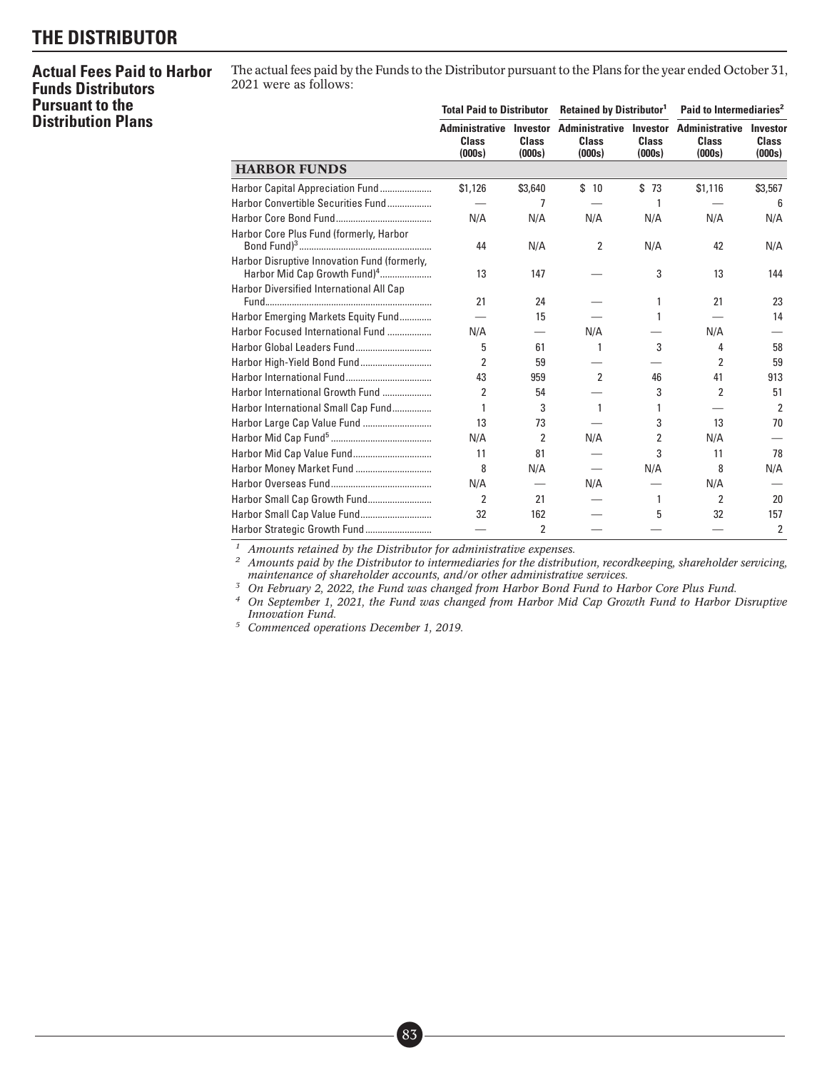# THE DISTRIBUTOR

## Actual Fees Paid to Harbor Funds Distributors Pursuant to the Distribution Plans

The actual fees paid by the Funds to the Distributor pursuant to the Plans for the year ended October 31, 2021 were as follows:

| | Total Paid to Distributor | | Retained by Distributor[1] | | Paid to Intermediaries[2] | |
|---|---|---|---|---|---|---|
| | Administrative Class (000s) | Investor Class (000s) | Administrative Class (000s) | Investor Class (000s) | Administrative Class (000s) | Investor Class (000s) |
| **HARBOR FUNDS** | | | | | | |
| Harbor Capital Appreciation Fund | $1,126 | $3,640 | $ 10 | $ 73 | $1,116 | $3,567 |
| Harbor Convertible Securities Fund | — | 7 | — | 1 | — | 6 |
| Harbor Core Bond Fund | N/A | N/A | N/A | N/A | N/A | N/A |
| Harbor Core Plus Fund (formerly, Harbor Bond Fund)[3] | 44 | N/A | 2 | N/A | 42 | N/A |
| Harbor Disruptive Innovation Fund (formerly, Harbor Mid Cap Growth Fund)[4] | 13 | 147 | — | 3 | 13 | 144 |
| Harbor Diversified International All Cap Fund | 21 | 24 | — | 1 | 21 | 23 |
| Harbor Emerging Markets Equity Fund | — | 15 | — | 1 | — | 14 |
| Harbor Focused International Fund | N/A | — | N/A | — | N/A | — |
| Harbor Global Leaders Fund | 5 | 61 | 1 | 3 | 4 | 58 |
| Harbor High-Yield Bond Fund | 2 | 59 | — | — | 2 | 59 |
| Harbor International Fund | 43 | 959 | 2 | 46 | 41 | 913 |
| Harbor International Growth Fund | 2 | 54 | — | 3 | 2 | 51 |
| Harbor International Small Cap Fund | 1 | 3 | 1 | 1 | — | 2 |
| Harbor Large Cap Value Fund | 13 | 73 | — | 3 | 13 | 70 |
| Harbor Mid Cap Fund[5] | N/A | 2 | N/A | 2 | N/A | — |
| Harbor Mid Cap Value Fund | 11 | 81 | — | 3 | 11 | 78 |
| Harbor Money Market Fund | 8 | N/A | — | N/A | 8 | N/A |
| Harbor Overseas Fund | N/A | — | N/A | — | N/A | — |
| Harbor Small Cap Growth Fund | 2 | 21 | — | 1 | 2 | 20 |
| Harbor Small Cap Value Fund | 32 | 162 | — | 5 | 32 | 157 |
| Harbor Strategic Growth Fund | — | 2 | — | — | — | 2 |

[1] *Amounts retained by the Distributor for administrative expenses.*

[2] *Amounts paid by the Distributor to intermediaries for the distribution, recordkeeping, shareholder servicing, maintenance of shareholder accounts, and/or other administrative services.*

[3] *On February 2, 2022, the Fund was changed from Harbor Bond Fund to Harbor Core Plus Fund.*

[4] *On September 1, 2021, the Fund was changed from Harbor Mid Cap Growth Fund to Harbor Disruptive Innovation Fund.*

[5] *Commenced operations December 1, 2019.*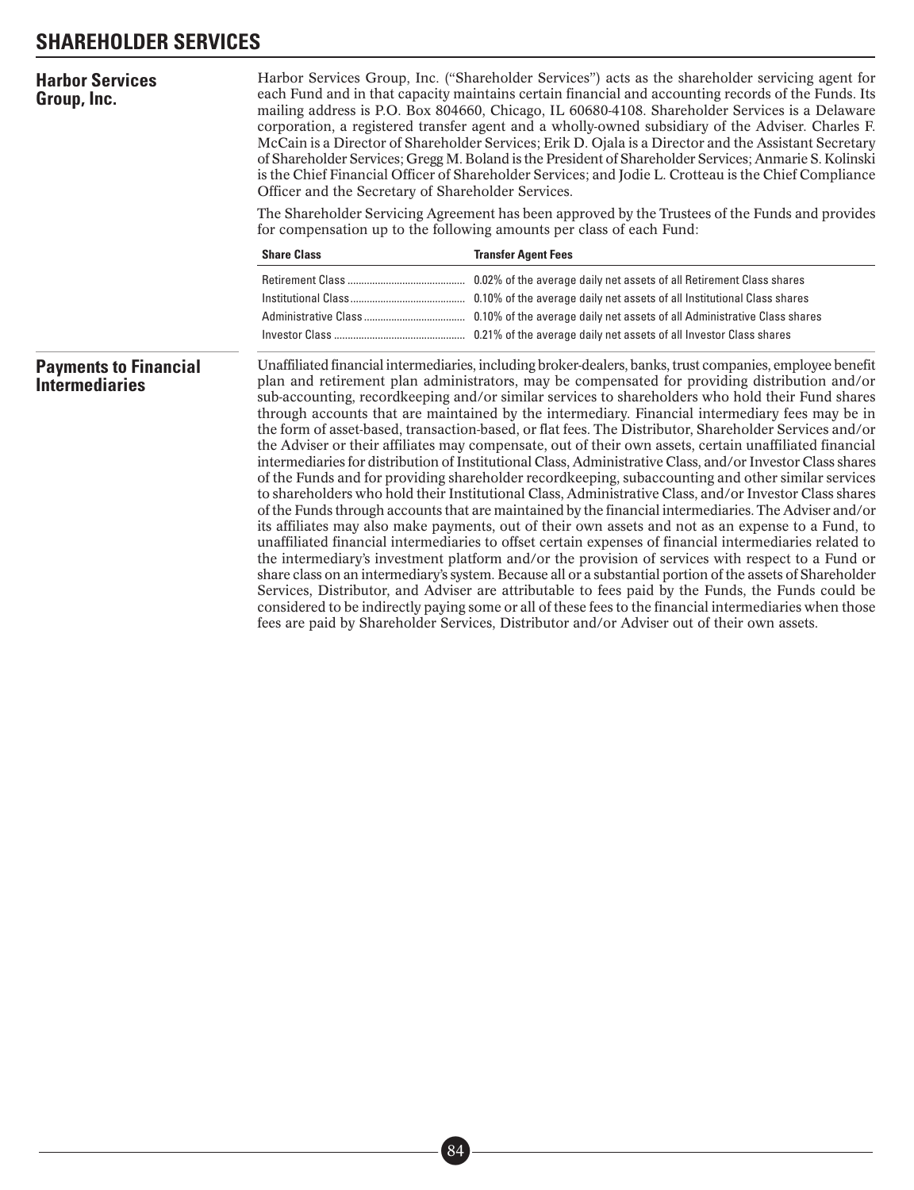# SHAREHOLDER SERVICES

## Harbor Services Group, Inc.

Harbor Services Group, Inc. ("Shareholder Services") acts as the shareholder servicing agent for each Fund and in that capacity maintains certain financial and accounting records of the Funds. Its mailing address is P.O. Box 804660, Chicago, IL 60680-4108. Shareholder Services is a Delaware corporation, a registered transfer agent and a wholly-owned subsidiary of the Adviser. Charles F. McCain is a Director of Shareholder Services; Erik D. Ojala is a Director and the Assistant Secretary of Shareholder Services; Gregg M. Boland is the President of Shareholder Services; Anmarie S. Kolinski is the Chief Financial Officer of Shareholder Services; and Jodie L. Crotteau is the Chief Compliance Officer and the Secretary of Shareholder Services.

The Shareholder Servicing Agreement has been approved by the Trustees of the Funds and provides for compensation up to the following amounts per class of each Fund:

| Share Class | Transfer Agent Fees |
|---|---|
| Retirement Class | 0.02% of the average daily net assets of all Retirement Class shares |
| Institutional Class | 0.10% of the average daily net assets of all Institutional Class shares |
| Administrative Class | 0.10% of the average daily net assets of all Administrative Class shares |
| Investor Class | 0.21% of the average daily net assets of all Investor Class shares |

## Payments to Financial Intermediaries

Unaffiliated financial intermediaries, including broker-dealers, banks, trust companies, employee benefit plan and retirement plan administrators, may be compensated for providing distribution and/or sub-accounting, recordkeeping and/or similar services to shareholders who hold their Fund shares through accounts that are maintained by the intermediary. Financial intermediary fees may be in the form of asset-based, transaction-based, or flat fees. The Distributor, Shareholder Services and/or the Adviser or their affiliates may compensate, out of their own assets, certain unaffiliated financial intermediaries for distribution of Institutional Class, Administrative Class, and/or Investor Class shares of the Funds and for providing shareholder recordkeeping, subaccounting and other similar services to shareholders who hold their Institutional Class, Administrative Class, and/or Investor Class shares of the Funds through accounts that are maintained by the financial intermediaries. The Adviser and/or its affiliates may also make payments, out of their own assets and not as an expense to a Fund, to unaffiliated financial intermediaries to offset certain expenses of financial intermediaries related to the intermediary's investment platform and/or the provision of services with respect to a Fund or share class on an intermediary's system. Because all or a substantial portion of the assets of Shareholder Services, Distributor, and Adviser are attributable to fees paid by the Funds, the Funds could be considered to be indirectly paying some or all of these fees to the financial intermediaries when those fees are paid by Shareholder Services, Distributor and/or Adviser out of their own assets.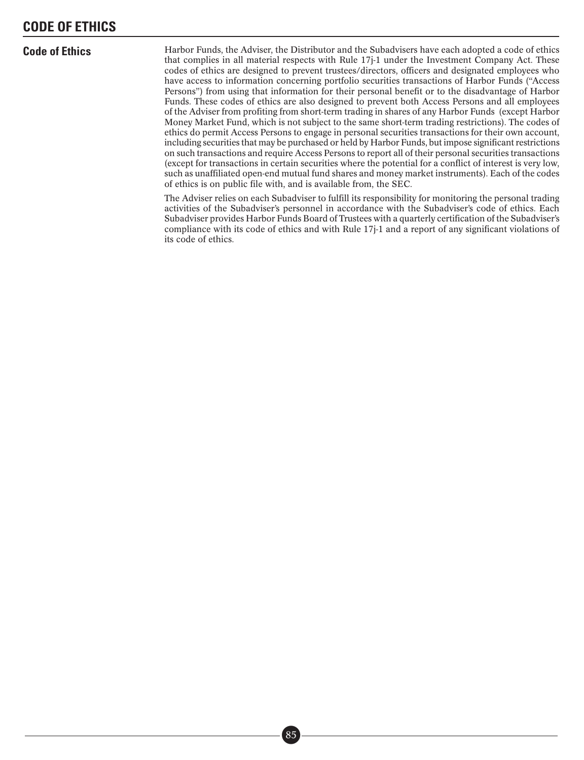# CODE OF ETHICS

## Code of Ethics

Harbor Funds, the Adviser, the Distributor and the Subadvisers have each adopted a code of ethics that complies in all material respects with Rule 17j-1 under the Investment Company Act. These codes of ethics are designed to prevent trustees/directors, officers and designated employees who have access to information concerning portfolio securities transactions of Harbor Funds ("Access Persons") from using that information for their personal benefit or to the disadvantage of Harbor Funds. These codes of ethics are also designed to prevent both Access Persons and all employees of the Adviser from profiting from short-term trading in shares of any Harbor Funds (except Harbor Money Market Fund, which is not subject to the same short-term trading restrictions). The codes of ethics do permit Access Persons to engage in personal securities transactions for their own account, including securities that may be purchased or held by Harbor Funds, but impose significant restrictions on such transactions and require Access Persons to report all of their personal securities transactions (except for transactions in certain securities where the potential for a conflict of interest is very low, such as unaffiliated open-end mutual fund shares and money market instruments). Each of the codes of ethics is on public file with, and is available from, the SEC.

The Adviser relies on each Subadviser to fulfill its responsibility for monitoring the personal trading activities of the Subadviser's personnel in accordance with the Subadviser's code of ethics. Each Subadviser provides Harbor Funds Board of Trustees with a quarterly certification of the Subadviser's compliance with its code of ethics and with Rule 17j-1 and a report of any significant violations of its code of ethics.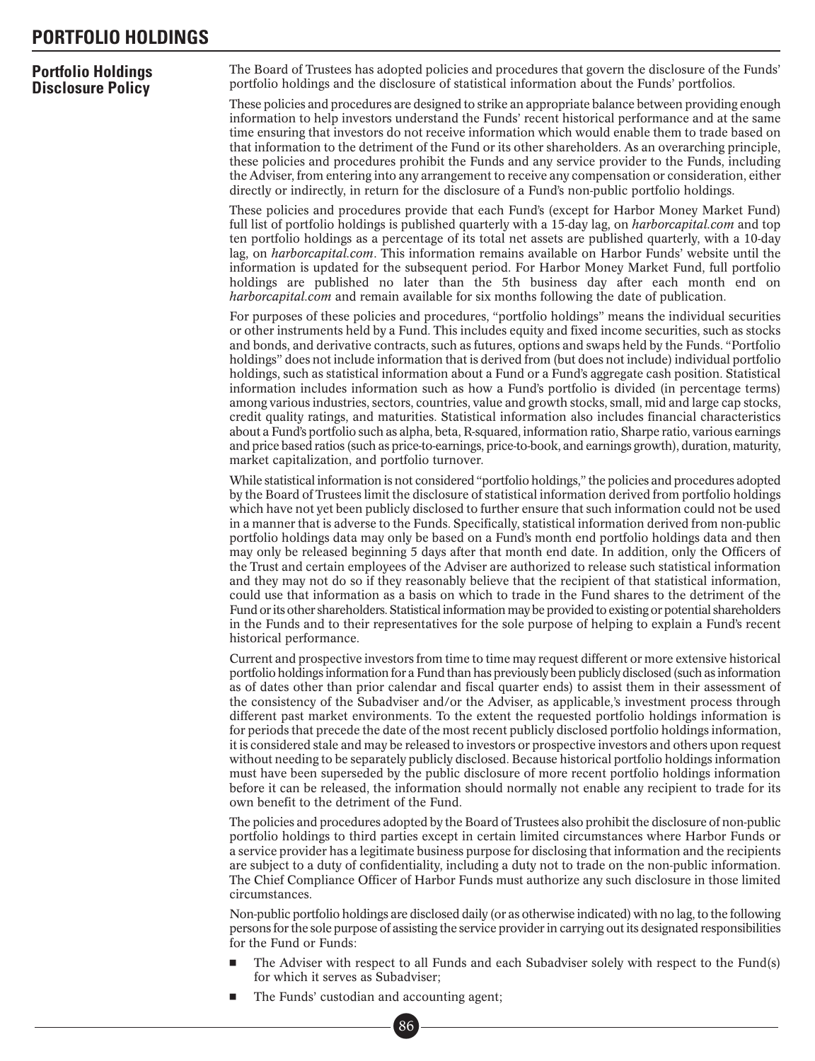# PORTFOLIO HOLDINGS

## Portfolio Holdings Disclosure Policy

The Board of Trustees has adopted policies and procedures that govern the disclosure of the Funds' portfolio holdings and the disclosure of statistical information about the Funds' portfolios.

These policies and procedures are designed to strike an appropriate balance between providing enough information to help investors understand the Funds' recent historical performance and at the same time ensuring that investors do not receive information which would enable them to trade based on that information to the detriment of the Fund or its other shareholders. As an overarching principle, these policies and procedures prohibit the Funds and any service provider to the Funds, including the Adviser, from entering into any arrangement to receive any compensation or consideration, either directly or indirectly, in return for the disclosure of a Fund's non-public portfolio holdings.

These policies and procedures provide that each Fund's (except for Harbor Money Market Fund) full list of portfolio holdings is published quarterly with a 15-day lag, on *harborcapital.com* and top ten portfolio holdings as a percentage of its total net assets are published quarterly, with a 10-day lag, on *harborcapital.com*. This information remains available on Harbor Funds' website until the information is updated for the subsequent period. For Harbor Money Market Fund, full portfolio holdings are published no later than the 5th business day after each month end on *harborcapital.com* and remain available for six months following the date of publication.

For purposes of these policies and procedures, "portfolio holdings" means the individual securities or other instruments held by a Fund. This includes equity and fixed income securities, such as stocks and bonds, and derivative contracts, such as futures, options and swaps held by the Funds. "Portfolio holdings" does not include information that is derived from (but does not include) individual portfolio holdings, such as statistical information about a Fund or a Fund's aggregate cash position. Statistical information includes information such as how a Fund's portfolio is divided (in percentage terms) among various industries, sectors, countries, value and growth stocks, small, mid and large cap stocks, credit quality ratings, and maturities. Statistical information also includes financial characteristics about a Fund's portfolio such as alpha, beta, R-squared, information ratio, Sharpe ratio, various earnings and price based ratios (such as price-to-earnings, price-to-book, and earnings growth), duration, maturity, market capitalization, and portfolio turnover.

While statistical information is not considered "portfolio holdings," the policies and procedures adopted by the Board of Trustees limit the disclosure of statistical information derived from portfolio holdings which have not yet been publicly disclosed to further ensure that such information could not be used in a manner that is adverse to the Funds. Specifically, statistical information derived from non-public portfolio holdings data may only be based on a Fund's month end portfolio holdings data and then may only be released beginning 5 days after that month end date. In addition, only the Officers of the Trust and certain employees of the Adviser are authorized to release such statistical information and they may not do so if they reasonably believe that the recipient of that statistical information, could use that information as a basis on which to trade in the Fund shares to the detriment of the Fund or its other shareholders. Statistical information may be provided to existing or potential shareholders in the Funds and to their representatives for the sole purpose of helping to explain a Fund's recent historical performance.

Current and prospective investors from time to time may request different or more extensive historical portfolio holdings information for a Fund than has previously been publicly disclosed (such as information as of dates other than prior calendar and fiscal quarter ends) to assist them in their assessment of the consistency of the Subadviser and/or the Adviser, as applicable,'s investment process through different past market environments. To the extent the requested portfolio holdings information is for periods that precede the date of the most recent publicly disclosed portfolio holdings information, it is considered stale and may be released to investors or prospective investors and others upon request without needing to be separately publicly disclosed. Because historical portfolio holdings information must have been superseded by the public disclosure of more recent portfolio holdings information before it can be released, the information should normally not enable any recipient to trade for its own benefit to the detriment of the Fund.

The policies and procedures adopted by the Board of Trustees also prohibit the disclosure of non-public portfolio holdings to third parties except in certain limited circumstances where Harbor Funds or a service provider has a legitimate business purpose for disclosing that information and the recipients are subject to a duty of confidentiality, including a duty not to trade on the non-public information. The Chief Compliance Officer of Harbor Funds must authorize any such disclosure in those limited circumstances.

Non-public portfolio holdings are disclosed daily (or as otherwise indicated) with no lag, to the following persons for the sole purpose of assisting the service provider in carrying out its designated responsibilities for the Fund or Funds:

- The Adviser with respect to all Funds and each Subadviser solely with respect to the Fund(s) for which it serves as Subadviser;
- The Funds' custodian and accounting agent;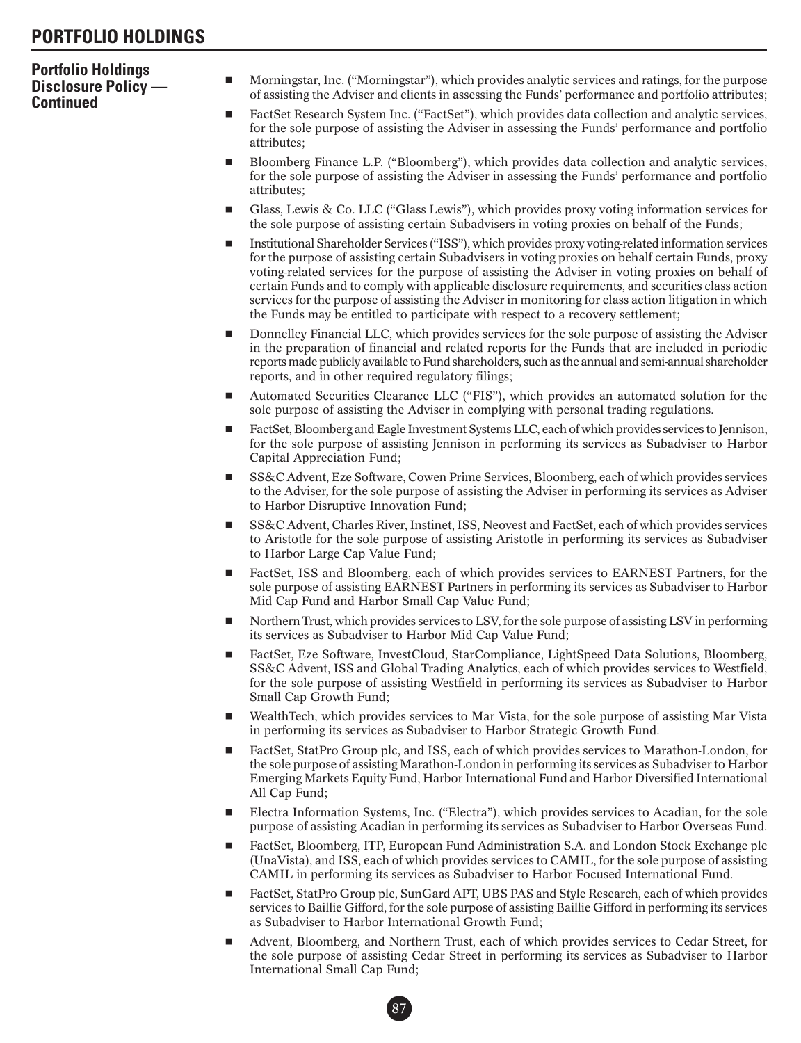# PORTFOLIO HOLDINGS

**Portfolio Holdings Disclosure Policy — Continued**

- Morningstar, Inc. ("Morningstar"), which provides analytic services and ratings, for the purpose of assisting the Adviser and clients in assessing the Funds' performance and portfolio attributes;
- FactSet Research System Inc. ("FactSet"), which provides data collection and analytic services, for the sole purpose of assisting the Adviser in assessing the Funds' performance and portfolio attributes;
- Bloomberg Finance L.P. ("Bloomberg"), which provides data collection and analytic services, for the sole purpose of assisting the Adviser in assessing the Funds' performance and portfolio attributes;
- Glass, Lewis & Co. LLC ("Glass Lewis"), which provides proxy voting information services for the sole purpose of assisting certain Subadvisers in voting proxies on behalf of the Funds;
- Institutional Shareholder Services ("ISS"), which provides proxy voting-related information services for the purpose of assisting certain Subadvisers in voting proxies on behalf certain Funds, proxy voting-related services for the purpose of assisting the Adviser in voting proxies on behalf of certain Funds and to comply with applicable disclosure requirements, and securities class action services for the purpose of assisting the Adviser in monitoring for class action litigation in which the Funds may be entitled to participate with respect to a recovery settlement;
- Donnelley Financial LLC, which provides services for the sole purpose of assisting the Adviser in the preparation of financial and related reports for the Funds that are included in periodic reports made publicly available to Fund shareholders, such as the annual and semi-annual shareholder reports, and in other required regulatory filings;
- Automated Securities Clearance LLC ("FIS"), which provides an automated solution for the sole purpose of assisting the Adviser in complying with personal trading regulations.
- FactSet, Bloomberg and Eagle Investment Systems LLC, each of which provides services to Jennison, for the sole purpose of assisting Jennison in performing its services as Subadviser to Harbor Capital Appreciation Fund;
- SS&C Advent, Eze Software, Cowen Prime Services, Bloomberg, each of which provides services to the Adviser, for the sole purpose of assisting the Adviser in performing its services as Adviser to Harbor Disruptive Innovation Fund;
- SS&C Advent, Charles River, Instinet, ISS, Neovest and FactSet, each of which provides services to Aristotle for the sole purpose of assisting Aristotle in performing its services as Subadviser to Harbor Large Cap Value Fund;
- FactSet, ISS and Bloomberg, each of which provides services to EARNEST Partners, for the sole purpose of assisting EARNEST Partners in performing its services as Subadviser to Harbor Mid Cap Fund and Harbor Small Cap Value Fund;
- Northern Trust, which provides services to LSV, for the sole purpose of assisting LSV in performing its services as Subadviser to Harbor Mid Cap Value Fund;
- FactSet, Eze Software, InvestCloud, StarCompliance, LightSpeed Data Solutions, Bloomberg, SS&C Advent, ISS and Global Trading Analytics, each of which provides services to Westfield, for the sole purpose of assisting Westfield in performing its services as Subadviser to Harbor Small Cap Growth Fund;
- WealthTech, which provides services to Mar Vista, for the sole purpose of assisting Mar Vista in performing its services as Subadviser to Harbor Strategic Growth Fund.
- FactSet, StatPro Group plc, and ISS, each of which provides services to Marathon-London, for the sole purpose of assisting Marathon-London in performing its services as Subadviser to Harbor Emerging Markets Equity Fund, Harbor International Fund and Harbor Diversified International All Cap Fund;
- Electra Information Systems, Inc. ("Electra"), which provides services to Acadian, for the sole purpose of assisting Acadian in performing its services as Subadviser to Harbor Overseas Fund.
- FactSet, Bloomberg, ITP, European Fund Administration S.A. and London Stock Exchange plc (UnaVista), and ISS, each of which provides services to CAMIL, for the sole purpose of assisting CAMIL in performing its services as Subadviser to Harbor Focused International Fund.
- FactSet, StatPro Group plc, SunGard APT, UBS PAS and Style Research, each of which provides services to Baillie Gifford, for the sole purpose of assisting Baillie Gifford in performing its services as Subadviser to Harbor International Growth Fund;
- Advent, Bloomberg, and Northern Trust, each of which provides services to Cedar Street, for the sole purpose of assisting Cedar Street in performing its services as Subadviser to Harbor International Small Cap Fund;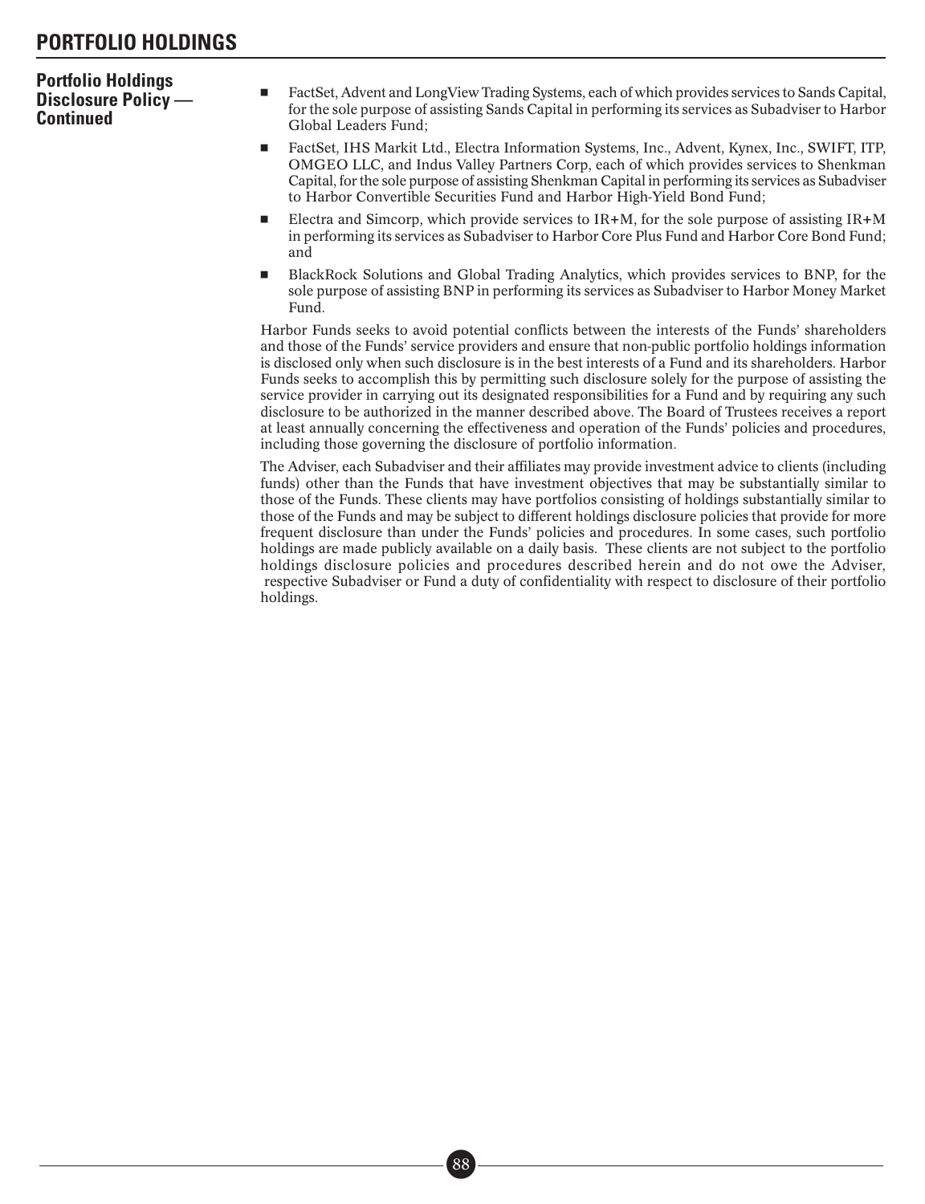## Portfolio Holdings Disclosure Policy — Continued

- FactSet, Advent and LongView Trading Systems, each of which provides services to Sands Capital, for the sole purpose of assisting Sands Capital in performing its services as Subadviser to Harbor Global Leaders Fund;
- FactSet, IHS Markit Ltd., Electra Information Systems, Inc., Advent, Kynex, Inc., SWIFT, ITP, OMGEO LLC, and Indus Valley Partners Corp, each of which provides services to Shenkman Capital, for the sole purpose of assisting Shenkman Capital in performing its services as Subadviser to Harbor Convertible Securities Fund and Harbor High-Yield Bond Fund;
- Electra and Simcorp, which provide services to IR+M, for the sole purpose of assisting IR+M in performing its services as Subadviser to Harbor Core Plus Fund and Harbor Core Bond Fund; and
- BlackRock Solutions and Global Trading Analytics, which provides services to BNP, for the sole purpose of assisting BNP in performing its services as Subadviser to Harbor Money Market Fund.

Harbor Funds seeks to avoid potential conflicts between the interests of the Funds' shareholders and those of the Funds' service providers and ensure that non-public portfolio holdings information is disclosed only when such disclosure is in the best interests of a Fund and its shareholders. Harbor Funds seeks to accomplish this by permitting such disclosure solely for the purpose of assisting the service provider in carrying out its designated responsibilities for a Fund and by requiring any such disclosure to be authorized in the manner described above. The Board of Trustees receives a report at least annually concerning the effectiveness and operation of the Funds' policies and procedures, including those governing the disclosure of portfolio information.

The Adviser, each Subadviser and their affiliates may provide investment advice to clients (including funds) other than the Funds that have investment objectives that may be substantially similar to those of the Funds. These clients may have portfolios consisting of holdings substantially similar to those of the Funds and may be subject to different holdings disclosure policies that provide for more frequent disclosure than under the Funds' policies and procedures. In some cases, such portfolio holdings are made publicly available on a daily basis. These clients are not subject to the portfolio holdings disclosure policies and procedures described herein and do not owe the Adviser, respective Subadviser or Fund a duty of confidentiality with respect to disclosure of their portfolio holdings.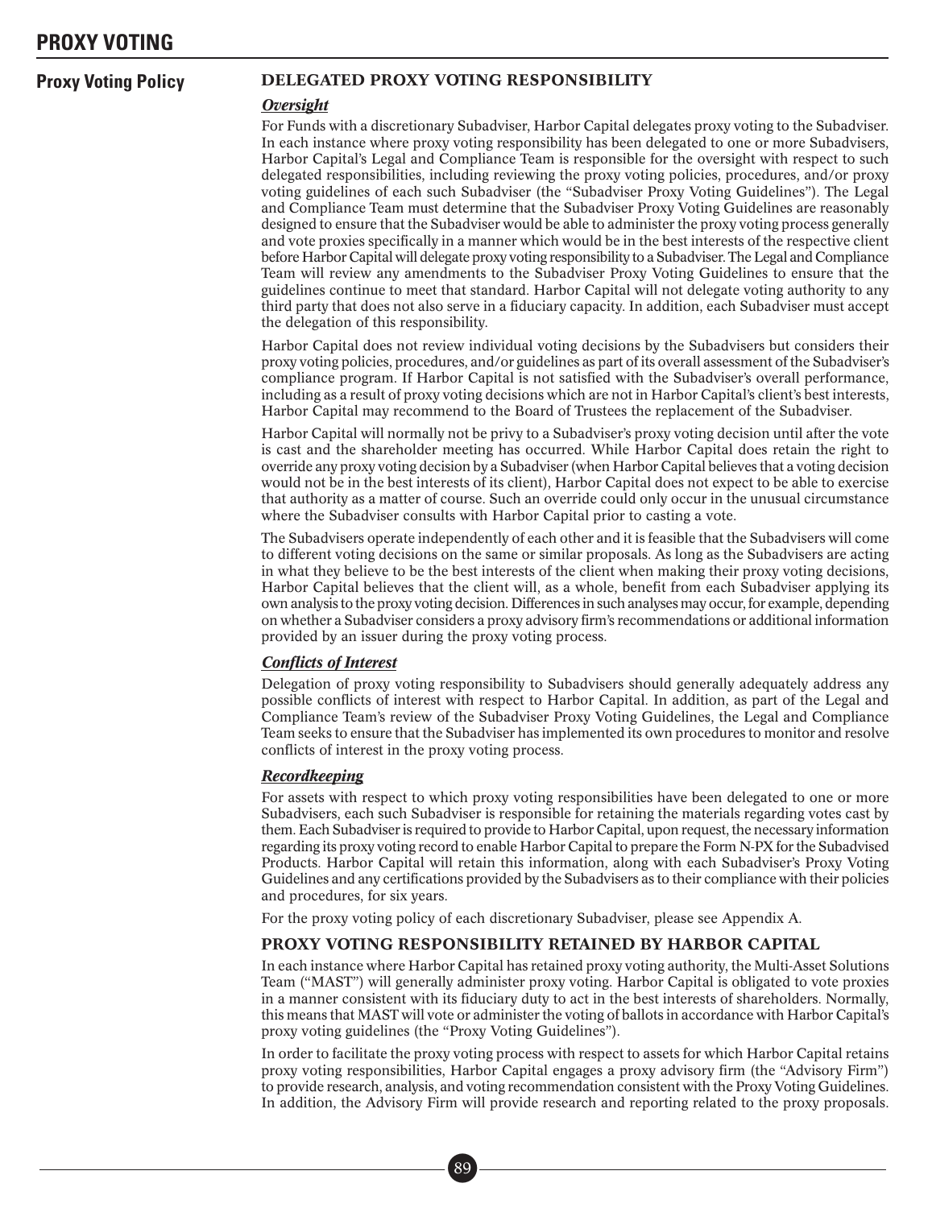# PROXY VOTING

## Proxy Voting Policy

### DELEGATED PROXY VOTING RESPONSIBILITY

***Oversight***

For Funds with a discretionary Subadviser, Harbor Capital delegates proxy voting to the Subadviser. In each instance where proxy voting responsibility has been delegated to one or more Subadvisers, Harbor Capital's Legal and Compliance Team is responsible for the oversight with respect to such delegated responsibilities, including reviewing the proxy voting policies, procedures, and/or proxy voting guidelines of each such Subadviser (the "Subadviser Proxy Voting Guidelines"). The Legal and Compliance Team must determine that the Subadviser Proxy Voting Guidelines are reasonably designed to ensure that the Subadviser would be able to administer the proxy voting process generally and vote proxies specifically in a manner which would be in the best interests of the respective client before Harbor Capital will delegate proxy voting responsibility to a Subadviser. The Legal and Compliance Team will review any amendments to the Subadviser Proxy Voting Guidelines to ensure that the guidelines continue to meet that standard. Harbor Capital will not delegate voting authority to any third party that does not also serve in a fiduciary capacity. In addition, each Subadviser must accept the delegation of this responsibility.

Harbor Capital does not review individual voting decisions by the Subadvisers but considers their proxy voting policies, procedures, and/or guidelines as part of its overall assessment of the Subadviser's compliance program. If Harbor Capital is not satisfied with the Subadviser's overall performance, including as a result of proxy voting decisions which are not in Harbor Capital's client's best interests, Harbor Capital may recommend to the Board of Trustees the replacement of the Subadviser.

Harbor Capital will normally not be privy to a Subadviser's proxy voting decision until after the vote is cast and the shareholder meeting has occurred. While Harbor Capital does retain the right to override any proxy voting decision by a Subadviser (when Harbor Capital believes that a voting decision would not be in the best interests of its client), Harbor Capital does not expect to be able to exercise that authority as a matter of course. Such an override could only occur in the unusual circumstance where the Subadviser consults with Harbor Capital prior to casting a vote.

The Subadvisers operate independently of each other and it is feasible that the Subadvisers will come to different voting decisions on the same or similar proposals. As long as the Subadvisers are acting in what they believe to be the best interests of the client when making their proxy voting decisions, Harbor Capital believes that the client will, as a whole, benefit from each Subadviser applying its own analysis to the proxy voting decision. Differences in such analyses may occur, for example, depending on whether a Subadviser considers a proxy advisory firm's recommendations or additional information provided by an issuer during the proxy voting process.

***Conflicts of Interest***

Delegation of proxy voting responsibility to Subadvisers should generally adequately address any possible conflicts of interest with respect to Harbor Capital. In addition, as part of the Legal and Compliance Team's review of the Subadviser Proxy Voting Guidelines, the Legal and Compliance Team seeks to ensure that the Subadviser has implemented its own procedures to monitor and resolve conflicts of interest in the proxy voting process.

***Recordkeeping***

For assets with respect to which proxy voting responsibilities have been delegated to one or more Subadvisers, each such Subadviser is responsible for retaining the materials regarding votes cast by them. Each Subadviser is required to provide to Harbor Capital, upon request, the necessary information regarding its proxy voting record to enable Harbor Capital to prepare the Form N-PX for the Subadvised Products. Harbor Capital will retain this information, along with each Subadviser's Proxy Voting Guidelines and any certifications provided by the Subadvisers as to their compliance with their policies and procedures, for six years.

For the proxy voting policy of each discretionary Subadviser, please see Appendix A.

### PROXY VOTING RESPONSIBILITY RETAINED BY HARBOR CAPITAL

In each instance where Harbor Capital has retained proxy voting authority, the Multi-Asset Solutions Team ("MAST") will generally administer proxy voting. Harbor Capital is obligated to vote proxies in a manner consistent with its fiduciary duty to act in the best interests of shareholders. Normally, this means that MAST will vote or administer the voting of ballots in accordance with Harbor Capital's proxy voting guidelines (the "Proxy Voting Guidelines").

In order to facilitate the proxy voting process with respect to assets for which Harbor Capital retains proxy voting responsibilities, Harbor Capital engages a proxy advisory firm (the "Advisory Firm") to provide research, analysis, and voting recommendation consistent with the Proxy Voting Guidelines. In addition, the Advisory Firm will provide research and reporting related to the proxy proposals.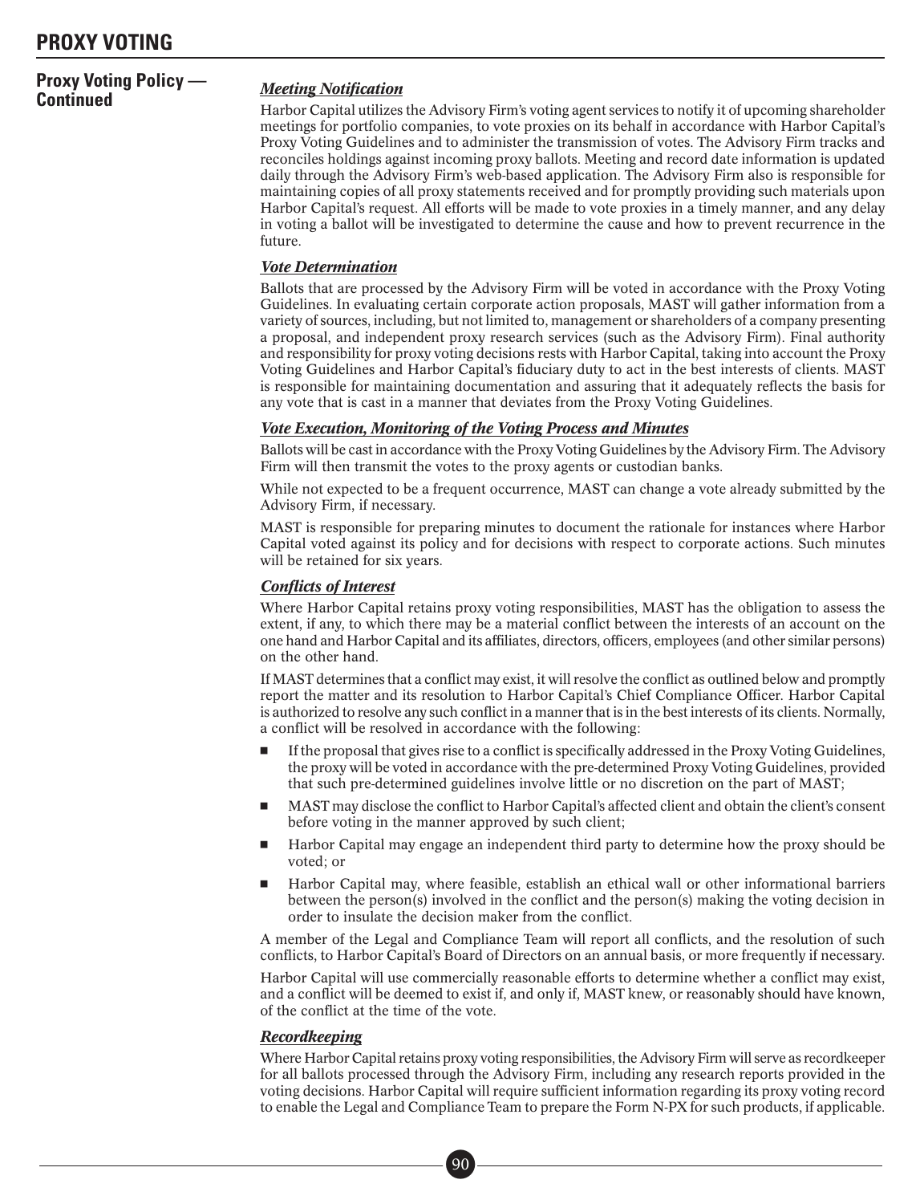# PROXY VOTING

## Proxy Voting Policy — Continued

### *Meeting Notification*

Harbor Capital utilizes the Advisory Firm's voting agent services to notify it of upcoming shareholder meetings for portfolio companies, to vote proxies on its behalf in accordance with Harbor Capital's Proxy Voting Guidelines and to administer the transmission of votes. The Advisory Firm tracks and reconciles holdings against incoming proxy ballots. Meeting and record date information is updated daily through the Advisory Firm's web-based application. The Advisory Firm also is responsible for maintaining copies of all proxy statements received and for promptly providing such materials upon Harbor Capital's request. All efforts will be made to vote proxies in a timely manner, and any delay in voting a ballot will be investigated to determine the cause and how to prevent recurrence in the future.

### *Vote Determination*

Ballots that are processed by the Advisory Firm will be voted in accordance with the Proxy Voting Guidelines. In evaluating certain corporate action proposals, MAST will gather information from a variety of sources, including, but not limited to, management or shareholders of a company presenting a proposal, and independent proxy research services (such as the Advisory Firm). Final authority and responsibility for proxy voting decisions rests with Harbor Capital, taking into account the Proxy Voting Guidelines and Harbor Capital's fiduciary duty to act in the best interests of clients. MAST is responsible for maintaining documentation and assuring that it adequately reflects the basis for any vote that is cast in a manner that deviates from the Proxy Voting Guidelines.

### *Vote Execution, Monitoring of the Voting Process and Minutes*

Ballots will be cast in accordance with the Proxy Voting Guidelines by the Advisory Firm. The Advisory Firm will then transmit the votes to the proxy agents or custodian banks.

While not expected to be a frequent occurrence, MAST can change a vote already submitted by the Advisory Firm, if necessary.

MAST is responsible for preparing minutes to document the rationale for instances where Harbor Capital voted against its policy and for decisions with respect to corporate actions. Such minutes will be retained for six years.

### *Conflicts of Interest*

Where Harbor Capital retains proxy voting responsibilities, MAST has the obligation to assess the extent, if any, to which there may be a material conflict between the interests of an account on the one hand and Harbor Capital and its affiliates, directors, officers, employees (and other similar persons) on the other hand.

If MAST determines that a conflict may exist, it will resolve the conflict as outlined below and promptly report the matter and its resolution to Harbor Capital's Chief Compliance Officer. Harbor Capital is authorized to resolve any such conflict in a manner that is in the best interests of its clients. Normally, a conflict will be resolved in accordance with the following:

- If the proposal that gives rise to a conflict is specifically addressed in the Proxy Voting Guidelines, the proxy will be voted in accordance with the pre-determined Proxy Voting Guidelines, provided that such pre-determined guidelines involve little or no discretion on the part of MAST;
- MAST may disclose the conflict to Harbor Capital's affected client and obtain the client's consent before voting in the manner approved by such client;
- Harbor Capital may engage an independent third party to determine how the proxy should be voted; or
- Harbor Capital may, where feasible, establish an ethical wall or other informational barriers between the person(s) involved in the conflict and the person(s) making the voting decision in order to insulate the decision maker from the conflict.

A member of the Legal and Compliance Team will report all conflicts, and the resolution of such conflicts, to Harbor Capital's Board of Directors on an annual basis, or more frequently if necessary.

Harbor Capital will use commercially reasonable efforts to determine whether a conflict may exist, and a conflict will be deemed to exist if, and only if, MAST knew, or reasonably should have known, of the conflict at the time of the vote.

### *Recordkeeping*

Where Harbor Capital retains proxy voting responsibilities, the Advisory Firm will serve as recordkeeper for all ballots processed through the Advisory Firm, including any research reports provided in the voting decisions. Harbor Capital will require sufficient information regarding its proxy voting record to enable the Legal and Compliance Team to prepare the Form N-PX for such products, if applicable.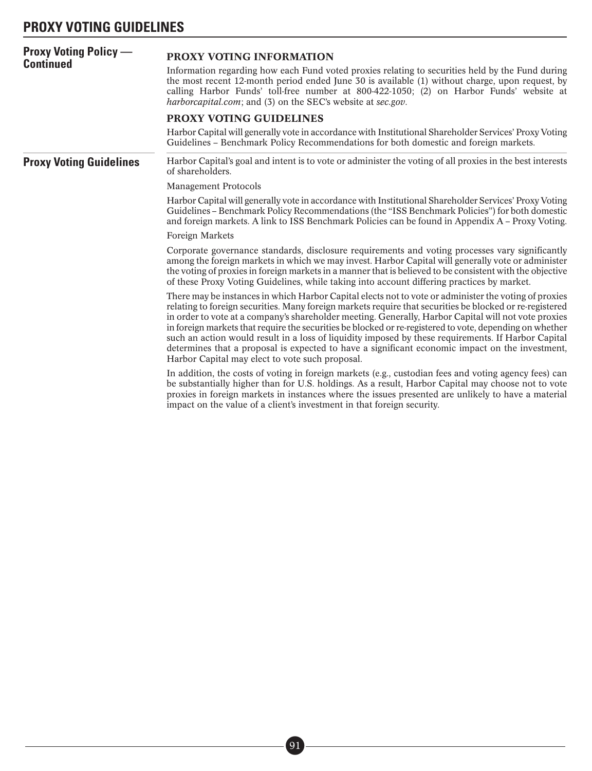## Proxy Voting Policy — Continued

### PROXY VOTING INFORMATION

Information regarding how each Fund voted proxies relating to securities held by the Fund during the most recent 12-month period ended June 30 is available (1) without charge, upon request, by calling Harbor Funds' toll-free number at 800-422-1050; (2) on Harbor Funds' website at *harborcapital.com*; and (3) on the SEC's website at *sec.gov*.

### PROXY VOTING GUIDELINES

Harbor Capital will generally vote in accordance with Institutional Shareholder Services' Proxy Voting Guidelines – Benchmark Policy Recommendations for both domestic and foreign markets.

## Proxy Voting Guidelines

Harbor Capital's goal and intent is to vote or administer the voting of all proxies in the best interests of shareholders.

Management Protocols

Harbor Capital will generally vote in accordance with Institutional Shareholder Services' Proxy Voting Guidelines – Benchmark Policy Recommendations (the "ISS Benchmark Policies") for both domestic and foreign markets. A link to ISS Benchmark Policies can be found in Appendix A – Proxy Voting.

Foreign Markets

Corporate governance standards, disclosure requirements and voting processes vary significantly among the foreign markets in which we may invest. Harbor Capital will generally vote or administer the voting of proxies in foreign markets in a manner that is believed to be consistent with the objective of these Proxy Voting Guidelines, while taking into account differing practices by market.

There may be instances in which Harbor Capital elects not to vote or administer the voting of proxies relating to foreign securities. Many foreign markets require that securities be blocked or re-registered in order to vote at a company's shareholder meeting. Generally, Harbor Capital will not vote proxies in foreign markets that require the securities be blocked or re-registered to vote, depending on whether such an action would result in a loss of liquidity imposed by these requirements. If Harbor Capital determines that a proposal is expected to have a significant economic impact on the investment, Harbor Capital may elect to vote such proposal.

In addition, the costs of voting in foreign markets (e.g., custodian fees and voting agency fees) can be substantially higher than for U.S. holdings. As a result, Harbor Capital may choose not to vote proxies in foreign markets in instances where the issues presented are unlikely to have a material impact on the value of a client's investment in that foreign security.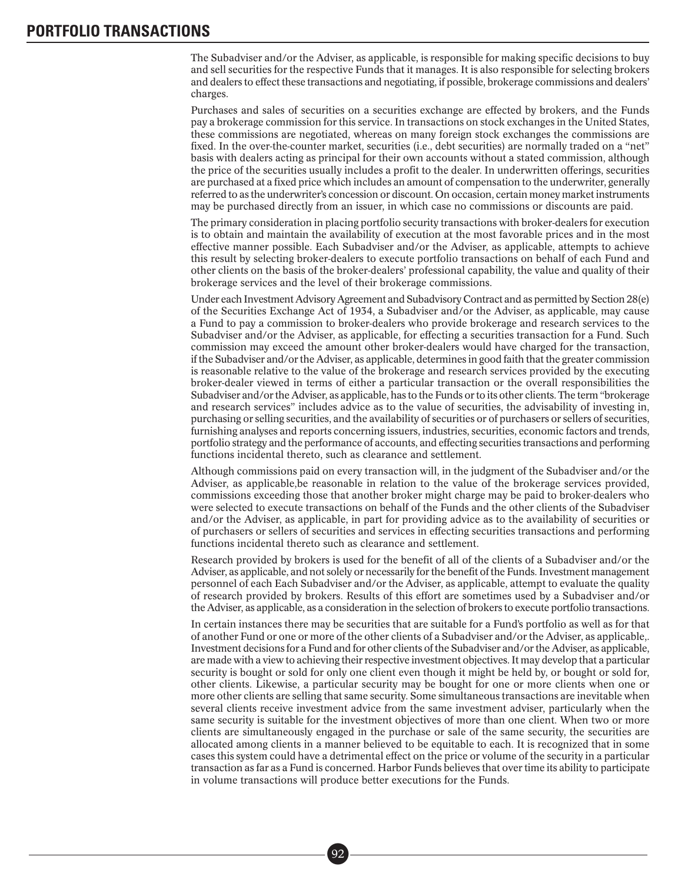# PORTFOLIO TRANSACTIONS

The Subadviser and/or the Adviser, as applicable, is responsible for making specific decisions to buy and sell securities for the respective Funds that it manages. It is also responsible for selecting brokers and dealers to effect these transactions and negotiating, if possible, brokerage commissions and dealers' charges.

Purchases and sales of securities on a securities exchange are effected by brokers, and the Funds pay a brokerage commission for this service. In transactions on stock exchanges in the United States, these commissions are negotiated, whereas on many foreign stock exchanges the commissions are fixed. In the over-the-counter market, securities (i.e., debt securities) are normally traded on a "net" basis with dealers acting as principal for their own accounts without a stated commission, although the price of the securities usually includes a profit to the dealer. In underwritten offerings, securities are purchased at a fixed price which includes an amount of compensation to the underwriter, generally referred to as the underwriter's concession or discount. On occasion, certain money market instruments may be purchased directly from an issuer, in which case no commissions or discounts are paid.

The primary consideration in placing portfolio security transactions with broker-dealers for execution is to obtain and maintain the availability of execution at the most favorable prices and in the most effective manner possible. Each Subadviser and/or the Adviser, as applicable, attempts to achieve this result by selecting broker-dealers to execute portfolio transactions on behalf of each Fund and other clients on the basis of the broker-dealers' professional capability, the value and quality of their brokerage services and the level of their brokerage commissions.

Under each Investment Advisory Agreement and Subadvisory Contract and as permitted by Section 28(e) of the Securities Exchange Act of 1934, a Subadviser and/or the Adviser, as applicable, may cause a Fund to pay a commission to broker-dealers who provide brokerage and research services to the Subadviser and/or the Adviser, as applicable, for effecting a securities transaction for a Fund. Such commission may exceed the amount other broker-dealers would have charged for the transaction, if the Subadviser and/or the Adviser, as applicable, determines in good faith that the greater commission is reasonable relative to the value of the brokerage and research services provided by the executing broker-dealer viewed in terms of either a particular transaction or the overall responsibilities the Subadviser and/or the Adviser, as applicable, has to the Funds or to its other clients. The term "brokerage and research services" includes advice as to the value of securities, the advisability of investing in, purchasing or selling securities, and the availability of securities or of purchasers or sellers of securities, furnishing analyses and reports concerning issuers, industries, securities, economic factors and trends, portfolio strategy and the performance of accounts, and effecting securities transactions and performing functions incidental thereto, such as clearance and settlement.

Although commissions paid on every transaction will, in the judgment of the Subadviser and/or the Adviser, as applicable,be reasonable in relation to the value of the brokerage services provided, commissions exceeding those that another broker might charge may be paid to broker-dealers who were selected to execute transactions on behalf of the Funds and the other clients of the Subadviser and/or the Adviser, as applicable, in part for providing advice as to the availability of securities or of purchasers or sellers of securities and services in effecting securities transactions and performing functions incidental thereto such as clearance and settlement.

Research provided by brokers is used for the benefit of all of the clients of a Subadviser and/or the Adviser, as applicable, and not solely or necessarily for the benefit of the Funds. Investment management personnel of each Each Subadviser and/or the Adviser, as applicable, attempt to evaluate the quality of research provided by brokers. Results of this effort are sometimes used by a Subadviser and/or the Adviser, as applicable, as a consideration in the selection of brokers to execute portfolio transactions.

In certain instances there may be securities that are suitable for a Fund's portfolio as well as for that of another Fund or one or more of the other clients of a Subadviser and/or the Adviser, as applicable,. Investment decisions for a Fund and for other clients of the Subadviser and/or the Adviser, as applicable, are made with a view to achieving their respective investment objectives. It may develop that a particular security is bought or sold for only one client even though it might be held by, or bought or sold for, other clients. Likewise, a particular security may be bought for one or more clients when one or more other clients are selling that same security. Some simultaneous transactions are inevitable when several clients receive investment advice from the same investment adviser, particularly when the same security is suitable for the investment objectives of more than one client. When two or more clients are simultaneously engaged in the purchase or sale of the same security, the securities are allocated among clients in a manner believed to be equitable to each. It is recognized that in some cases this system could have a detrimental effect on the price or volume of the security in a particular transaction as far as a Fund is concerned. Harbor Funds believes that over time its ability to participate in volume transactions will produce better executions for the Funds.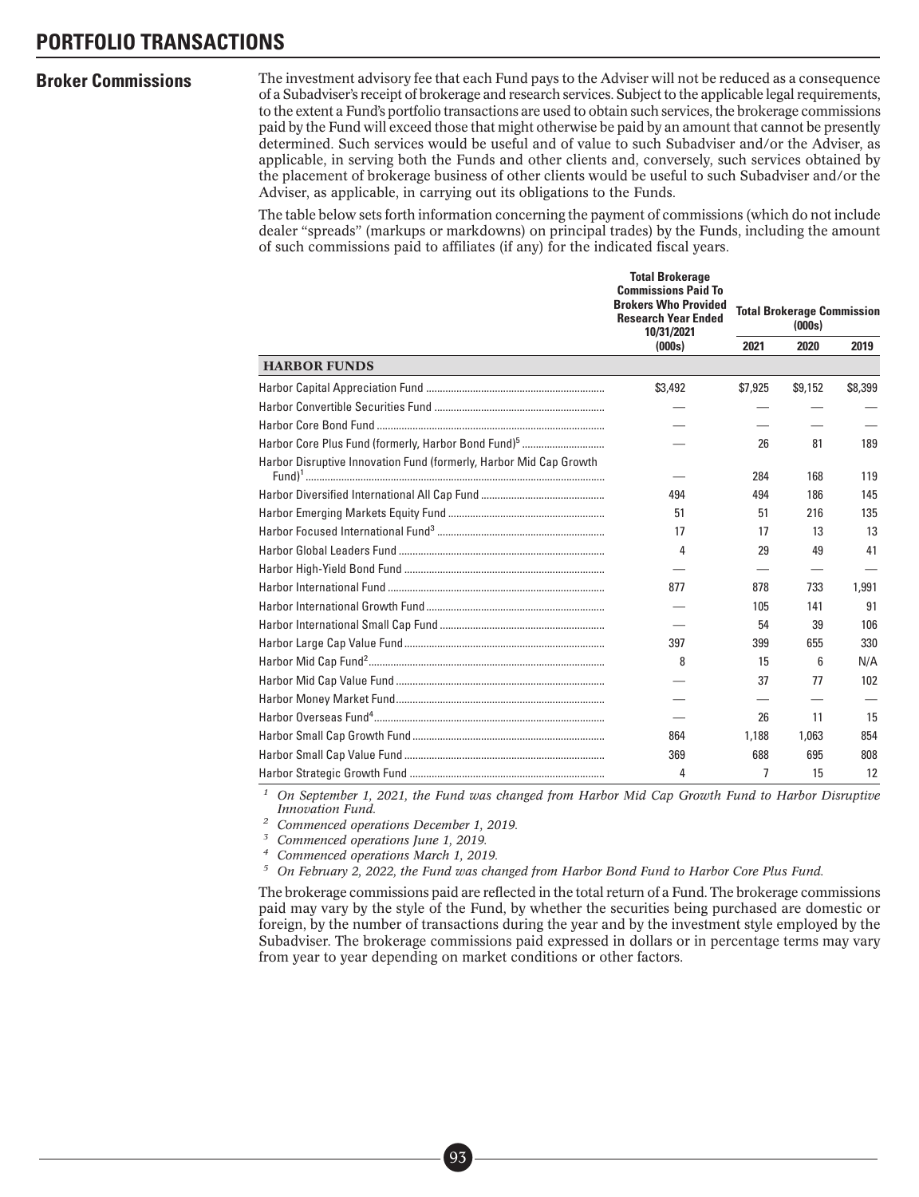# PORTFOLIO TRANSACTIONS

## Broker Commissions

The investment advisory fee that each Fund pays to the Adviser will not be reduced as a consequence of a Subadviser's receipt of brokerage and research services. Subject to the applicable legal requirements, to the extent a Fund's portfolio transactions are used to obtain such services, the brokerage commissions paid by the Fund will exceed those that might otherwise be paid by an amount that cannot be presently determined. Such services would be useful and of value to such Subadviser and/or the Adviser, as applicable, in serving both the Funds and other clients and, conversely, such services obtained by the placement of brokerage business of other clients would be useful to such Subadviser and/or the Adviser, as applicable, in carrying out its obligations to the Funds.

The table below sets forth information concerning the payment of commissions (which do not include dealer "spreads" (markups or markdowns) on principal trades) by the Funds, including the amount of such commissions paid to affiliates (if any) for the indicated fiscal years.

| | Total Brokerage Commissions Paid To Brokers Who Provided Research Year Ended 10/31/2021 | Total Brokerage Commission (000s) | | |
|---|---|---|---|---|
| | (000s) | 2021 | 2020 | 2019 |
| **HARBOR FUNDS** | | | | |
| Harbor Capital Appreciation Fund | $3,492 | $7,925 | $9,152 | $8,399 |
| Harbor Convertible Securities Fund | — | — | — | — |
| Harbor Core Bond Fund | — | — | — | — |
| Harbor Core Plus Fund (formerly, Harbor Bond Fund)[5] | — | 26 | 81 | 189 |
| Harbor Disruptive Innovation Fund (formerly, Harbor Mid Cap Growth Fund)[1] | — | 284 | 168 | 119 |
| Harbor Diversified International All Cap Fund | 494 | 494 | 186 | 145 |
| Harbor Emerging Markets Equity Fund | 51 | 51 | 216 | 135 |
| Harbor Focused International Fund[3] | 17 | 17 | 13 | 13 |
| Harbor Global Leaders Fund | 4 | 29 | 49 | 41 |
| Harbor High-Yield Bond Fund | — | — | — | — |
| Harbor International Fund | 877 | 878 | 733 | 1,991 |
| Harbor International Growth Fund | — | 105 | 141 | 91 |
| Harbor International Small Cap Fund | — | 54 | 39 | 106 |
| Harbor Large Cap Value Fund | 397 | 399 | 655 | 330 |
| Harbor Mid Cap Fund[2] | 8 | 15 | 6 | N/A |
| Harbor Mid Cap Value Fund | — | 37 | 77 | 102 |
| Harbor Money Market Fund | — | — | — | — |
| Harbor Overseas Fund[4] | — | 26 | 11 | 15 |
| Harbor Small Cap Growth Fund | 864 | 1,188 | 1,063 | 854 |
| Harbor Small Cap Value Fund | 369 | 688 | 695 | 808 |
| Harbor Strategic Growth Fund | 4 | 7 | 15 | 12 |

[1] *On September 1, 2021, the Fund was changed from Harbor Mid Cap Growth Fund to Harbor Disruptive Innovation Fund.*

[2] *Commenced operations December 1, 2019.*

[3] *Commenced operations June 1, 2019.*

[4] *Commenced operations March 1, 2019.*

[5] *On February 2, 2022, the Fund was changed from Harbor Bond Fund to Harbor Core Plus Fund.*

The brokerage commissions paid are reflected in the total return of a Fund. The brokerage commissions paid may vary by the style of the Fund, by whether the securities being purchased are domestic or foreign, by the number of transactions during the year and by the investment style employed by the Subadviser. The brokerage commissions paid expressed in dollars or in percentage terms may vary from year to year depending on market conditions or other factors.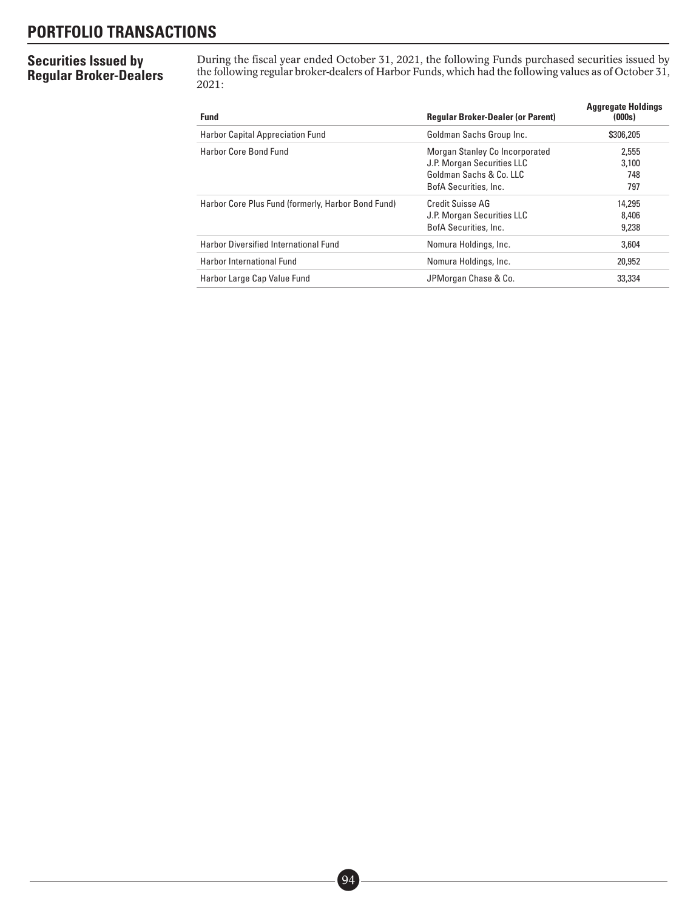# PORTFOLIO TRANSACTIONS

## Securities Issued by Regular Broker-Dealers

During the fiscal year ended October 31, 2021, the following Funds purchased securities issued by the following regular broker-dealers of Harbor Funds, which had the following values as of October 31, 2021:

| Fund | Regular Broker-Dealer (or Parent) | Aggregate Holdings (000s) |
|---|---|---|
| Harbor Capital Appreciation Fund | Goldman Sachs Group Inc. | $306,205 |
| Harbor Core Bond Fund | Morgan Stanley Co Incorporated | 2,555 |
| | J.P. Morgan Securities LLC | 3,100 |
| | Goldman Sachs & Co. LLC | 748 |
| | BofA Securities, Inc. | 797 |
| Harbor Core Plus Fund (formerly, Harbor Bond Fund) | Credit Suisse AG | 14,295 |
| | J.P. Morgan Securities LLC | 8,406 |
| | BofA Securities, Inc. | 9,238 |
| Harbor Diversified International Fund | Nomura Holdings, Inc. | 3,604 |
| Harbor International Fund | Nomura Holdings, Inc. | 20,952 |
| Harbor Large Cap Value Fund | JPMorgan Chase & Co. | 33,334 |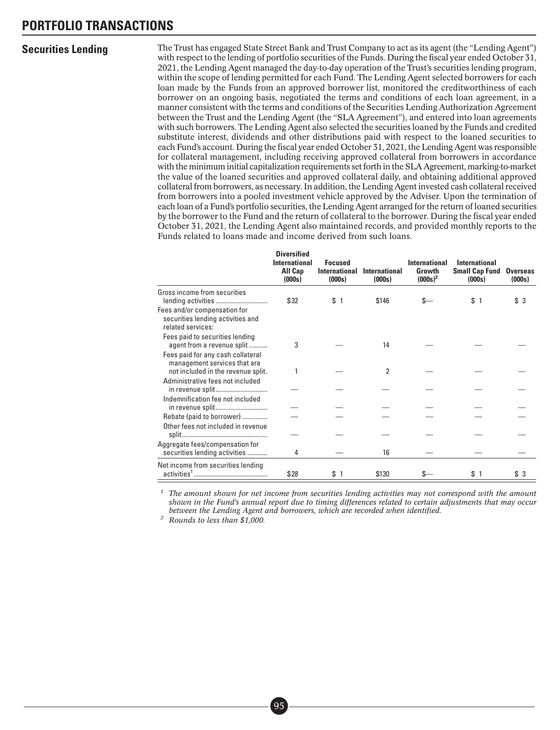# PORTFOLIO TRANSACTIONS

## Securities Lending

The Trust has engaged State Street Bank and Trust Company to act as its agent (the "Lending Agent") with respect to the lending of portfolio securities of the Funds. During the fiscal year ended October 31, 2021, the Lending Agent managed the day-to-day operation of the Trust's securities lending program, within the scope of lending permitted for each Fund. The Lending Agent selected borrowers for each loan made by the Funds from an approved borrower list, monitored the creditworthiness of each borrower on an ongoing basis, negotiated the terms and conditions of each loan agreement, in a manner consistent with the terms and conditions of the Securities Lending Authorization Agreement between the Trust and the Lending Agent (the "SLA Agreement"), and entered into loan agreements with such borrowers. The Lending Agent also selected the securities loaned by the Funds and credited substitute interest, dividends and other distributions paid with respect to the loaned securities to each Fund's account. During the fiscal year ended October 31, 2021, the Lending Agent was responsible for collateral management, including receiving approved collateral from borrowers in accordance with the minimum initial capitalization requirements set forth in the SLA Agreement, marking-to-market the value of the loaned securities and approved collateral daily, and obtaining additional approved collateral from borrowers, as necessary. In addition, the Lending Agent invested cash collateral received from borrowers into a pooled investment vehicle approved by the Adviser. Upon the termination of each loan of a Fund's portfolio securities, the Lending Agent arranged for the return of loaned securities by the borrower to the Fund and the return of collateral to the borrower. During the fiscal year ended October 31, 2021, the Lending Agent also maintained records, and provided monthly reports to the Funds related to loans made and income derived from such loans.

| | Diversified International All Cap (000s) | Focused International (000s) | International (000s) | International Growth (000s)[2] | International Small Cap Fund (000s) | Overseas (000s) |
|---|---|---|---|---|---|---|
| Gross income from securities lending activities | $32 | $ 1 | $146 | $— | $ 1 | $ 3 |
| Fees and/or compensation for securities lending activities and related services: | | | | | | |
| Fees paid to securities lending agent from a revenue split | 3 | — | 14 | — | — | — |
| Fees paid for any cash collateral management services that are not included in the revenue split. | 1 | — | 2 | — | — | — |
| Administrative fees not included in revenue split | — | — | — | — | — | — |
| Indemnification fee not included in revenue split | — | — | — | — | — | — |
| Rebate (paid to borrower) | — | — | — | — | — | — |
| Other fees not included in revenue split | — | — | — | — | — | — |
| Aggregate fees/compensation for securities lending activities | 4 | — | 16 | — | — | — |
| Net income from securities lending activities[1] | $28 | $ 1 | $130 | $— | $ 1 | $ 3 |

[1] *The amount shown for net income from securities lending activities may not correspond with the amount shown in the Fund's annual report due to timing differences related to certain adjustments that may occur between the Lending Agent and borrowers, which are recorded when identified.*

[2] *Rounds to less than $1,000.*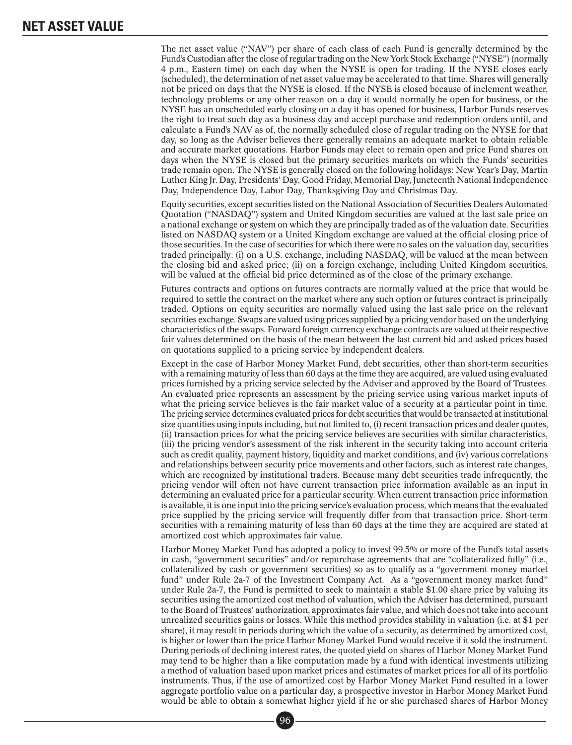# NET ASSET VALUE

The net asset value ("NAV") per share of each class of each Fund is generally determined by the Fund's Custodian after the close of regular trading on the New York Stock Exchange ("NYSE") (normally 4 p.m., Eastern time) on each day when the NYSE is open for trading. If the NYSE closes early (scheduled), the determination of net asset value may be accelerated to that time. Shares will generally not be priced on days that the NYSE is closed. If the NYSE is closed because of inclement weather, technology problems or any other reason on a day it would normally be open for business, or the NYSE has an unscheduled early closing on a day it has opened for business, Harbor Funds reserves the right to treat such day as a business day and accept purchase and redemption orders until, and calculate a Fund's NAV as of, the normally scheduled close of regular trading on the NYSE for that day, so long as the Adviser believes there generally remains an adequate market to obtain reliable and accurate market quotations. Harbor Funds may elect to remain open and price Fund shares on days when the NYSE is closed but the primary securities markets on which the Funds' securities trade remain open. The NYSE is generally closed on the following holidays: New Year's Day, Martin Luther King Jr. Day, Presidents' Day, Good Friday, Memorial Day, Juneteenth National Independence Day, Independence Day, Labor Day, Thanksgiving Day and Christmas Day.

Equity securities, except securities listed on the National Association of Securities Dealers Automated Quotation ("NASDAQ") system and United Kingdom securities are valued at the last sale price on a national exchange or system on which they are principally traded as of the valuation date. Securities listed on NASDAQ system or a United Kingdom exchange are valued at the official closing price of those securities. In the case of securities for which there were no sales on the valuation day, securities traded principally: (i) on a U.S. exchange, including NASDAQ, will be valued at the mean between the closing bid and asked price; (ii) on a foreign exchange, including United Kingdom securities, will be valued at the official bid price determined as of the close of the primary exchange.

Futures contracts and options on futures contracts are normally valued at the price that would be required to settle the contract on the market where any such option or futures contract is principally traded. Options on equity securities are normally valued using the last sale price on the relevant securities exchange. Swaps are valued using prices supplied by a pricing vendor based on the underlying characteristics of the swaps. Forward foreign currency exchange contracts are valued at their respective fair values determined on the basis of the mean between the last current bid and asked prices based on quotations supplied to a pricing service by independent dealers.

Except in the case of Harbor Money Market Fund, debt securities, other than short-term securities with a remaining maturity of less than 60 days at the time they are acquired, are valued using evaluated prices furnished by a pricing service selected by the Adviser and approved by the Board of Trustees. An evaluated price represents an assessment by the pricing service using various market inputs of what the pricing service believes is the fair market value of a security at a particular point in time. The pricing service determines evaluated prices for debt securities that would be transacted at institutional size quantities using inputs including, but not limited to, (i) recent transaction prices and dealer quotes, (ii) transaction prices for what the pricing service believes are securities with similar characteristics, (iii) the pricing vendor's assessment of the risk inherent in the security taking into account criteria such as credit quality, payment history, liquidity and market conditions, and (iv) various correlations and relationships between security price movements and other factors, such as interest rate changes, which are recognized by institutional traders. Because many debt securities trade infrequently, the pricing vendor will often not have current transaction price information available as an input in determining an evaluated price for a particular security. When current transaction price information is available, it is one input into the pricing service's evaluation process, which means that the evaluated price supplied by the pricing service will frequently differ from that transaction price. Short-term securities with a remaining maturity of less than 60 days at the time they are acquired are stated at amortized cost which approximates fair value.

Harbor Money Market Fund has adopted a policy to invest 99.5% or more of the Fund's total assets in cash, "government securities" and/or repurchase agreements that are "collateralized fully" (i.e., collateralized by cash or government securities) so as to qualify as a "government money market fund" under Rule 2a-7 of the Investment Company Act. As a "government money market fund" under Rule 2a-7, the Fund is permitted to seek to maintain a stable $1.00 share price by valuing its securities using the amortized cost method of valuation, which the Adviser has determined, pursuant to the Board of Trustees' authorization, approximates fair value, and which does not take into account unrealized securities gains or losses. While this method provides stability in valuation (i.e. at $1 per share), it may result in periods during which the value of a security, as determined by amortized cost, is higher or lower than the price Harbor Money Market Fund would receive if it sold the instrument. During periods of declining interest rates, the quoted yield on shares of Harbor Money Market Fund may tend to be higher than a like computation made by a fund with identical investments utilizing a method of valuation based upon market prices and estimates of market prices for all of its portfolio instruments. Thus, if the use of amortized cost by Harbor Money Market Fund resulted in a lower aggregate portfolio value on a particular day, a prospective investor in Harbor Money Market Fund would be able to obtain a somewhat higher yield if he or she purchased shares of Harbor Money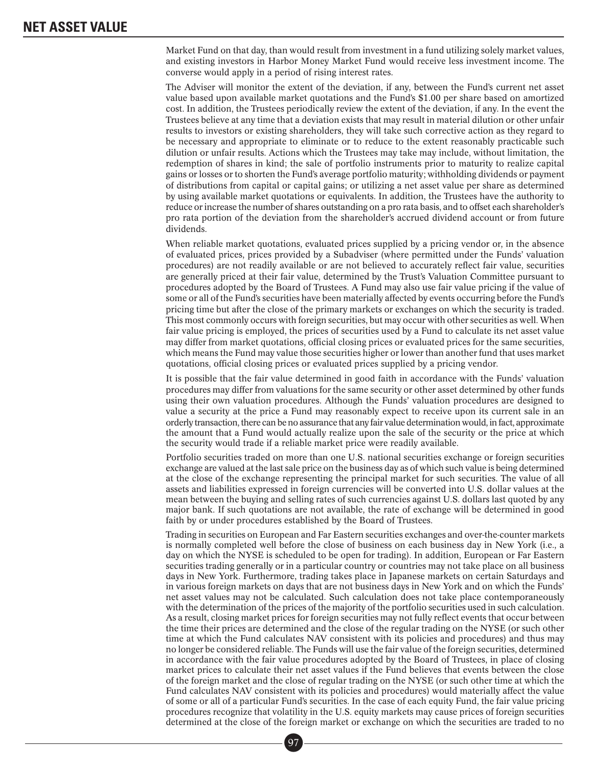# NET ASSET VALUE

Market Fund on that day, than would result from investment in a fund utilizing solely market values, and existing investors in Harbor Money Market Fund would receive less investment income. The converse would apply in a period of rising interest rates.

The Adviser will monitor the extent of the deviation, if any, between the Fund's current net asset value based upon available market quotations and the Fund's $1.00 per share based on amortized cost. In addition, the Trustees periodically review the extent of the deviation, if any. In the event the Trustees believe at any time that a deviation exists that may result in material dilution or other unfair results to investors or existing shareholders, they will take such corrective action as they regard to be necessary and appropriate to eliminate or to reduce to the extent reasonably practicable such dilution or unfair results. Actions which the Trustees may take may include, without limitation, the redemption of shares in kind; the sale of portfolio instruments prior to maturity to realize capital gains or losses or to shorten the Fund's average portfolio maturity; withholding dividends or payment of distributions from capital or capital gains; or utilizing a net asset value per share as determined by using available market quotations or equivalents. In addition, the Trustees have the authority to reduce or increase the number of shares outstanding on a pro rata basis, and to offset each shareholder's pro rata portion of the deviation from the shareholder's accrued dividend account or from future dividends.

When reliable market quotations, evaluated prices supplied by a pricing vendor or, in the absence of evaluated prices, prices provided by a Subadviser (where permitted under the Funds' valuation procedures) are not readily available or are not believed to accurately reflect fair value, securities are generally priced at their fair value, determined by the Trust's Valuation Committee pursuant to procedures adopted by the Board of Trustees. A Fund may also use fair value pricing if the value of some or all of the Fund's securities have been materially affected by events occurring before the Fund's pricing time but after the close of the primary markets or exchanges on which the security is traded. This most commonly occurs with foreign securities, but may occur with other securities as well. When fair value pricing is employed, the prices of securities used by a Fund to calculate its net asset value may differ from market quotations, official closing prices or evaluated prices for the same securities, which means the Fund may value those securities higher or lower than another fund that uses market quotations, official closing prices or evaluated prices supplied by a pricing vendor.

It is possible that the fair value determined in good faith in accordance with the Funds' valuation procedures may differ from valuations for the same security or other asset determined by other funds using their own valuation procedures. Although the Funds' valuation procedures are designed to value a security at the price a Fund may reasonably expect to receive upon its current sale in an orderly transaction, there can be no assurance that any fair value determination would, in fact, approximate the amount that a Fund would actually realize upon the sale of the security or the price at which the security would trade if a reliable market price were readily available.

Portfolio securities traded on more than one U.S. national securities exchange or foreign securities exchange are valued at the last sale price on the business day as of which such value is being determined at the close of the exchange representing the principal market for such securities. The value of all assets and liabilities expressed in foreign currencies will be converted into U.S. dollar values at the mean between the buying and selling rates of such currencies against U.S. dollars last quoted by any major bank. If such quotations are not available, the rate of exchange will be determined in good faith by or under procedures established by the Board of Trustees.

Trading in securities on European and Far Eastern securities exchanges and over-the-counter markets is normally completed well before the close of business on each business day in New York (i.e., a day on which the NYSE is scheduled to be open for trading). In addition, European or Far Eastern securities trading generally or in a particular country or countries may not take place on all business days in New York. Furthermore, trading takes place in Japanese markets on certain Saturdays and in various foreign markets on days that are not business days in New York and on which the Funds' net asset values may not be calculated. Such calculation does not take place contemporaneously with the determination of the prices of the majority of the portfolio securities used in such calculation. As a result, closing market prices for foreign securities may not fully reflect events that occur between the time their prices are determined and the close of the regular trading on the NYSE (or such other time at which the Fund calculates NAV consistent with its policies and procedures) and thus may no longer be considered reliable. The Funds will use the fair value of the foreign securities, determined in accordance with the fair value procedures adopted by the Board of Trustees, in place of closing market prices to calculate their net asset values if the Fund believes that events between the close of the foreign market and the close of regular trading on the NYSE (or such other time at which the Fund calculates NAV consistent with its policies and procedures) would materially affect the value of some or all of a particular Fund's securities. In the case of each equity Fund, the fair value pricing procedures recognize that volatility in the U.S. equity markets may cause prices of foreign securities determined at the close of the foreign market or exchange on which the securities are traded to no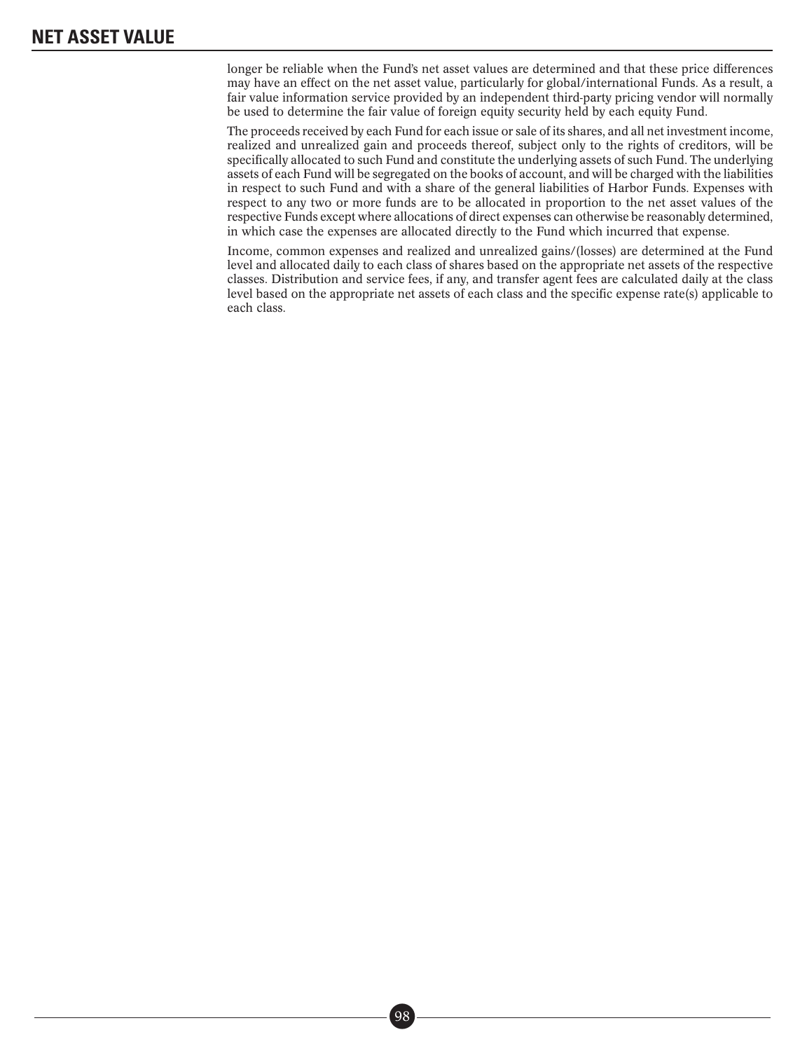longer be reliable when the Fund's net asset values are determined and that these price differences may have an effect on the net asset value, particularly for global/international Funds. As a result, a fair value information service provided by an independent third-party pricing vendor will normally be used to determine the fair value of foreign equity security held by each equity Fund.

The proceeds received by each Fund for each issue or sale of its shares, and all net investment income, realized and unrealized gain and proceeds thereof, subject only to the rights of creditors, will be specifically allocated to such Fund and constitute the underlying assets of such Fund. The underlying assets of each Fund will be segregated on the books of account, and will be charged with the liabilities in respect to such Fund and with a share of the general liabilities of Harbor Funds. Expenses with respect to any two or more funds are to be allocated in proportion to the net asset values of the respective Funds except where allocations of direct expenses can otherwise be reasonably determined, in which case the expenses are allocated directly to the Fund which incurred that expense.

Income, common expenses and realized and unrealized gains/(losses) are determined at the Fund level and allocated daily to each class of shares based on the appropriate net assets of the respective classes. Distribution and service fees, if any, and transfer agent fees are calculated daily at the class level based on the appropriate net assets of each class and the specific expense rate(s) applicable to each class.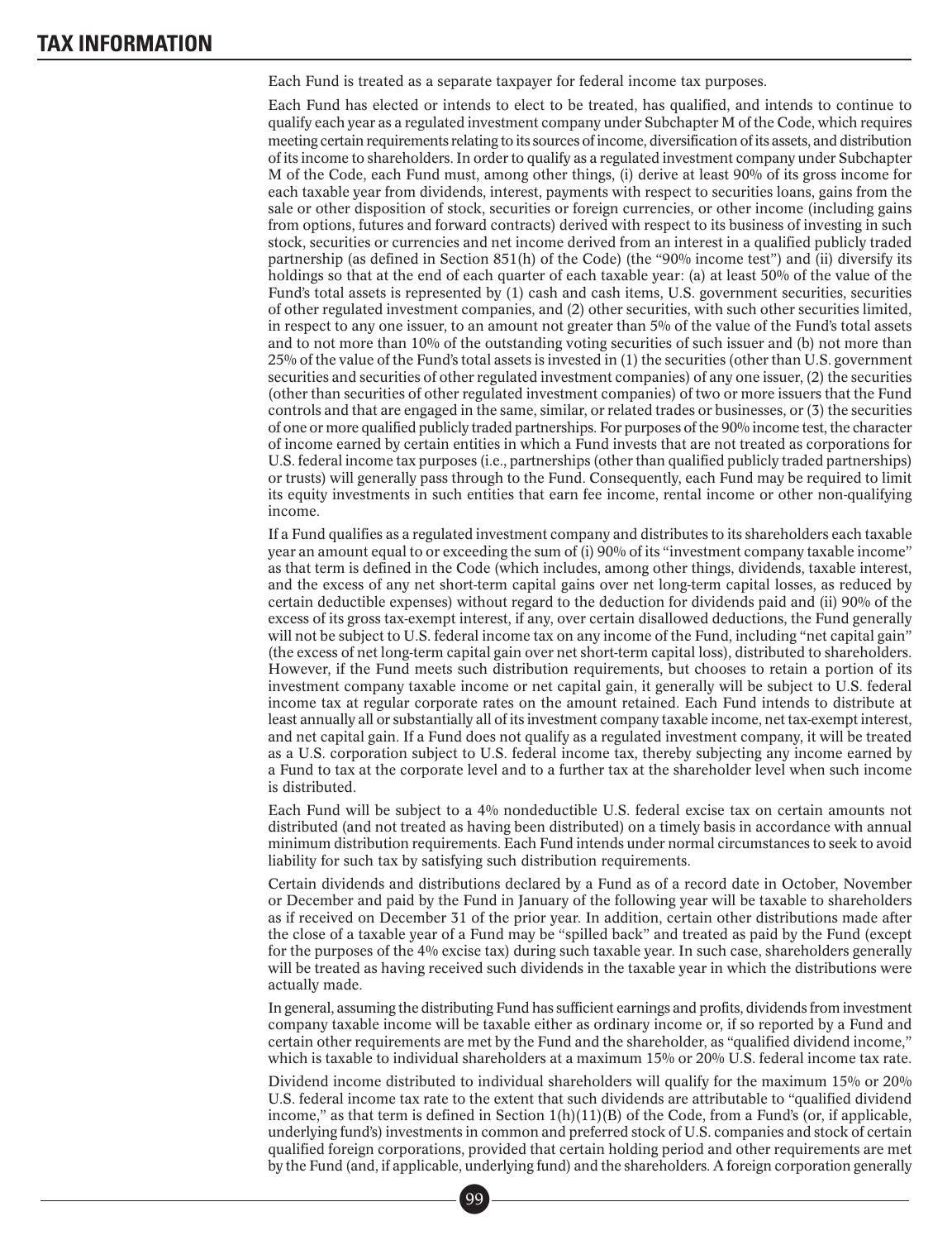# TAX INFORMATION

Each Fund is treated as a separate taxpayer for federal income tax purposes.

Each Fund has elected or intends to elect to be treated, has qualified, and intends to continue to qualify each year as a regulated investment company under Subchapter M of the Code, which requires meeting certain requirements relating to its sources of income, diversification of its assets, and distribution of its income to shareholders. In order to qualify as a regulated investment company under Subchapter M of the Code, each Fund must, among other things, (i) derive at least 90% of its gross income for each taxable year from dividends, interest, payments with respect to securities loans, gains from the sale or other disposition of stock, securities or foreign currencies, or other income (including gains from options, futures and forward contracts) derived with respect to its business of investing in such stock, securities or currencies and net income derived from an interest in a qualified publicly traded partnership (as defined in Section 851(h) of the Code) (the "90% income test") and (ii) diversify its holdings so that at the end of each quarter of each taxable year: (a) at least 50% of the value of the Fund's total assets is represented by (1) cash and cash items, U.S. government securities, securities of other regulated investment companies, and (2) other securities, with such other securities limited, in respect to any one issuer, to an amount not greater than 5% of the value of the Fund's total assets and to not more than 10% of the outstanding voting securities of such issuer and (b) not more than 25% of the value of the Fund's total assets is invested in (1) the securities (other than U.S. government securities and securities of other regulated investment companies) of any one issuer, (2) the securities (other than securities of other regulated investment companies) of two or more issuers that the Fund controls and that are engaged in the same, similar, or related trades or businesses, or (3) the securities of one or more qualified publicly traded partnerships. For purposes of the 90% income test, the character of income earned by certain entities in which a Fund invests that are not treated as corporations for U.S. federal income tax purposes (i.e., partnerships (other than qualified publicly traded partnerships) or trusts) will generally pass through to the Fund. Consequently, each Fund may be required to limit its equity investments in such entities that earn fee income, rental income or other non-qualifying income.

If a Fund qualifies as a regulated investment company and distributes to its shareholders each taxable year an amount equal to or exceeding the sum of (i) 90% of its "investment company taxable income" as that term is defined in the Code (which includes, among other things, dividends, taxable interest, and the excess of any net short-term capital gains over net long-term capital losses, as reduced by certain deductible expenses) without regard to the deduction for dividends paid and (ii) 90% of the excess of its gross tax-exempt interest, if any, over certain disallowed deductions, the Fund generally will not be subject to U.S. federal income tax on any income of the Fund, including "net capital gain" (the excess of net long-term capital gain over net short-term capital loss), distributed to shareholders. However, if the Fund meets such distribution requirements, but chooses to retain a portion of its investment company taxable income or net capital gain, it generally will be subject to U.S. federal income tax at regular corporate rates on the amount retained. Each Fund intends to distribute at least annually all or substantially all of its investment company taxable income, net tax-exempt interest, and net capital gain. If a Fund does not qualify as a regulated investment company, it will be treated as a U.S. corporation subject to U.S. federal income tax, thereby subjecting any income earned by a Fund to tax at the corporate level and to a further tax at the shareholder level when such income is distributed.

Each Fund will be subject to a 4% nondeductible U.S. federal excise tax on certain amounts not distributed (and not treated as having been distributed) on a timely basis in accordance with annual minimum distribution requirements. Each Fund intends under normal circumstances to seek to avoid liability for such tax by satisfying such distribution requirements.

Certain dividends and distributions declared by a Fund as of a record date in October, November or December and paid by the Fund in January of the following year will be taxable to shareholders as if received on December 31 of the prior year. In addition, certain other distributions made after the close of a taxable year of a Fund may be "spilled back" and treated as paid by the Fund (except for the purposes of the 4% excise tax) during such taxable year. In such case, shareholders generally will be treated as having received such dividends in the taxable year in which the distributions were actually made.

In general, assuming the distributing Fund has sufficient earnings and profits, dividends from investment company taxable income will be taxable either as ordinary income or, if so reported by a Fund and certain other requirements are met by the Fund and the shareholder, as "qualified dividend income," which is taxable to individual shareholders at a maximum 15% or 20% U.S. federal income tax rate.

Dividend income distributed to individual shareholders will qualify for the maximum 15% or 20% U.S. federal income tax rate to the extent that such dividends are attributable to "qualified dividend income," as that term is defined in Section 1(h)(11)(B) of the Code, from a Fund's (or, if applicable, underlying fund's) investments in common and preferred stock of U.S. companies and stock of certain qualified foreign corporations, provided that certain holding period and other requirements are met by the Fund (and, if applicable, underlying fund) and the shareholders. A foreign corporation generally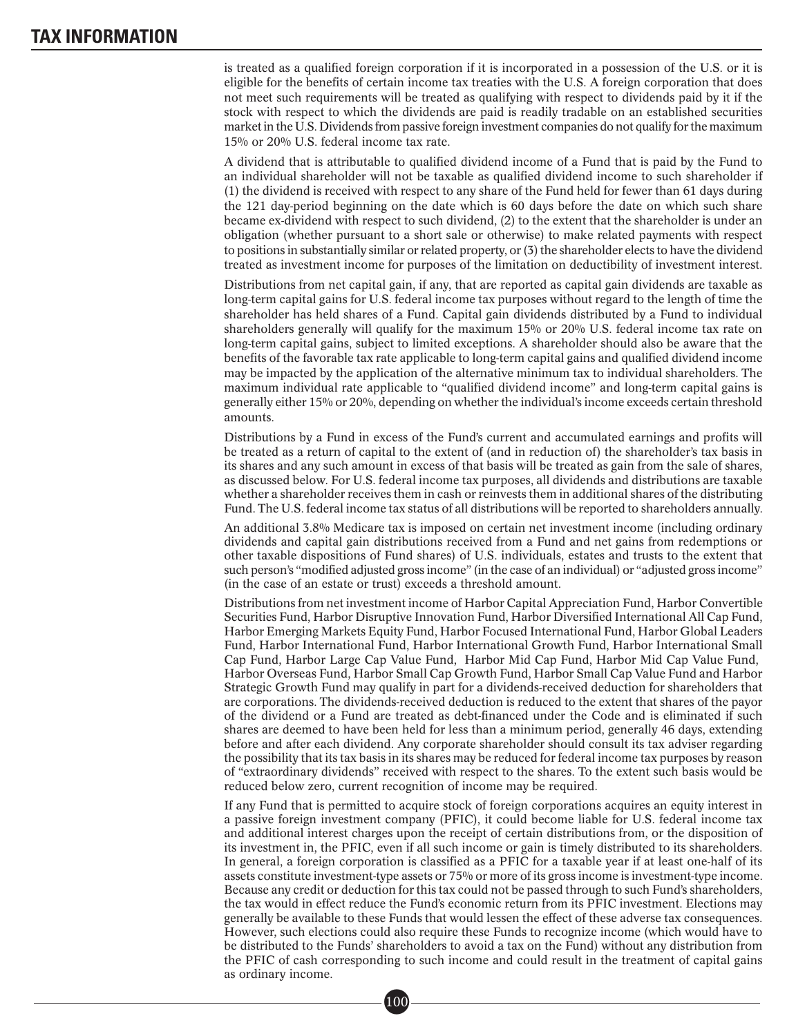## TAX INFORMATION

is treated as a qualified foreign corporation if it is incorporated in a possession of the U.S. or it is eligible for the benefits of certain income tax treaties with the U.S. A foreign corporation that does not meet such requirements will be treated as qualifying with respect to dividends paid by it if the stock with respect to which the dividends are paid is readily tradable on an established securities market in the U.S. Dividends from passive foreign investment companies do not qualify for the maximum 15% or 20% U.S. federal income tax rate.

A dividend that is attributable to qualified dividend income of a Fund that is paid by the Fund to an individual shareholder will not be taxable as qualified dividend income to such shareholder if (1) the dividend is received with respect to any share of the Fund held for fewer than 61 days during the 121 day-period beginning on the date which is 60 days before the date on which such share became ex-dividend with respect to such dividend, (2) to the extent that the shareholder is under an obligation (whether pursuant to a short sale or otherwise) to make related payments with respect to positions in substantially similar or related property, or (3) the shareholder elects to have the dividend treated as investment income for purposes of the limitation on deductibility of investment interest.

Distributions from net capital gain, if any, that are reported as capital gain dividends are taxable as long-term capital gains for U.S. federal income tax purposes without regard to the length of time the shareholder has held shares of a Fund. Capital gain dividends distributed by a Fund to individual shareholders generally will qualify for the maximum 15% or 20% U.S. federal income tax rate on long-term capital gains, subject to limited exceptions. A shareholder should also be aware that the benefits of the favorable tax rate applicable to long-term capital gains and qualified dividend income may be impacted by the application of the alternative minimum tax to individual shareholders. The maximum individual rate applicable to "qualified dividend income" and long-term capital gains is generally either 15% or 20%, depending on whether the individual's income exceeds certain threshold amounts.

Distributions by a Fund in excess of the Fund's current and accumulated earnings and profits will be treated as a return of capital to the extent of (and in reduction of) the shareholder's tax basis in its shares and any such amount in excess of that basis will be treated as gain from the sale of shares, as discussed below. For U.S. federal income tax purposes, all dividends and distributions are taxable whether a shareholder receives them in cash or reinvests them in additional shares of the distributing Fund. The U.S. federal income tax status of all distributions will be reported to shareholders annually.

An additional 3.8% Medicare tax is imposed on certain net investment income (including ordinary dividends and capital gain distributions received from a Fund and net gains from redemptions or other taxable dispositions of Fund shares) of U.S. individuals, estates and trusts to the extent that such person's "modified adjusted gross income" (in the case of an individual) or "adjusted gross income" (in the case of an estate or trust) exceeds a threshold amount.

Distributions from net investment income of Harbor Capital Appreciation Fund, Harbor Convertible Securities Fund, Harbor Disruptive Innovation Fund, Harbor Diversified International All Cap Fund, Harbor Emerging Markets Equity Fund, Harbor Focused International Fund, Harbor Global Leaders Fund, Harbor International Fund, Harbor International Growth Fund, Harbor International Small Cap Fund, Harbor Large Cap Value Fund, Harbor Mid Cap Fund, Harbor Mid Cap Value Fund, Harbor Overseas Fund, Harbor Small Cap Growth Fund, Harbor Small Cap Value Fund and Harbor Strategic Growth Fund may qualify in part for a dividends-received deduction for shareholders that are corporations. The dividends-received deduction is reduced to the extent that shares of the payor of the dividend or a Fund are treated as debt-financed under the Code and is eliminated if such shares are deemed to have been held for less than a minimum period, generally 46 days, extending before and after each dividend. Any corporate shareholder should consult its tax adviser regarding the possibility that its tax basis in its shares may be reduced for federal income tax purposes by reason of "extraordinary dividends" received with respect to the shares. To the extent such basis would be reduced below zero, current recognition of income may be required.

If any Fund that is permitted to acquire stock of foreign corporations acquires an equity interest in a passive foreign investment company (PFIC), it could become liable for U.S. federal income tax and additional interest charges upon the receipt of certain distributions from, or the disposition of its investment in, the PFIC, even if all such income or gain is timely distributed to its shareholders. In general, a foreign corporation is classified as a PFIC for a taxable year if at least one-half of its assets constitute investment-type assets or 75% or more of its gross income is investment-type income. Because any credit or deduction for this tax could not be passed through to such Fund's shareholders, the tax would in effect reduce the Fund's economic return from its PFIC investment. Elections may generally be available to these Funds that would lessen the effect of these adverse tax consequences. However, such elections could also require these Funds to recognize income (which would have to be distributed to the Funds' shareholders to avoid a tax on the Fund) without any distribution from the PFIC of cash corresponding to such income and could result in the treatment of capital gains as ordinary income.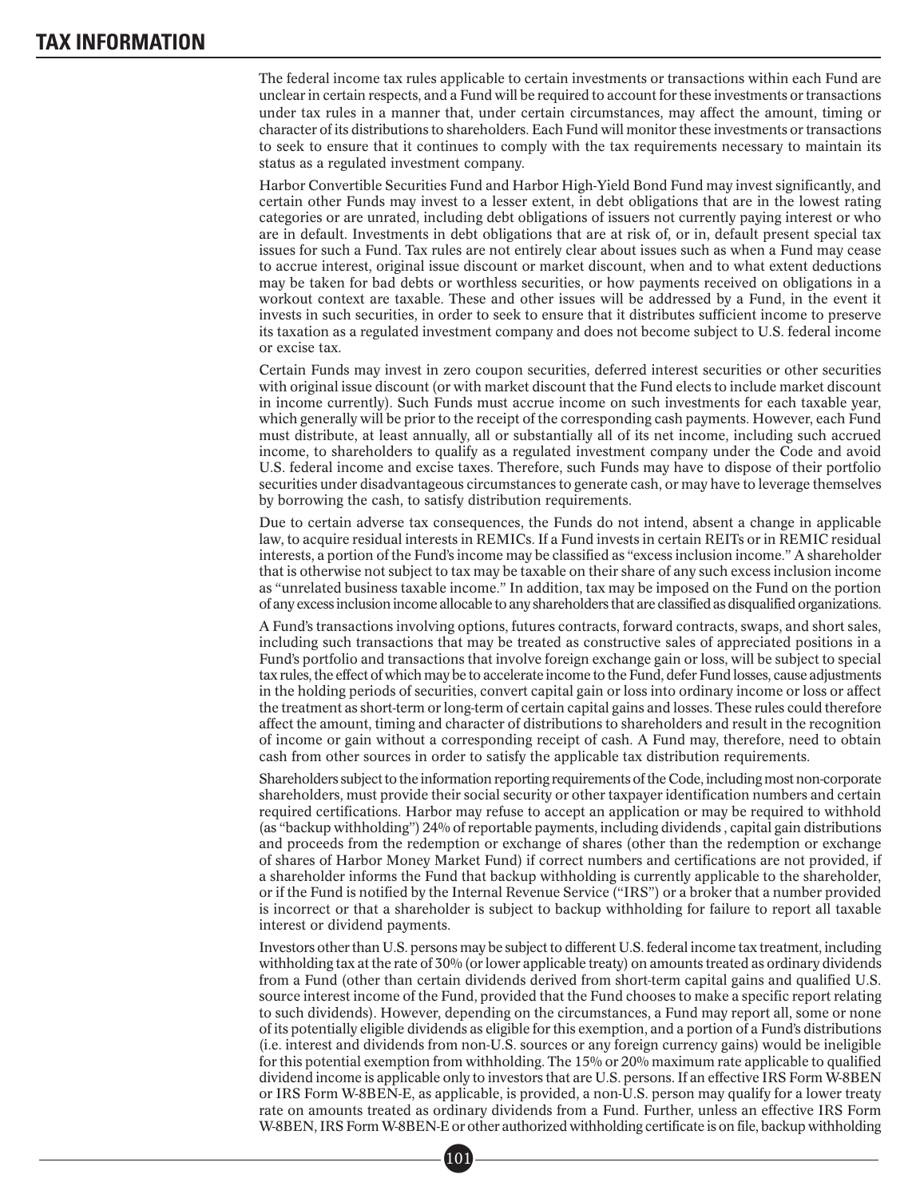# TAX INFORMATION

The federal income tax rules applicable to certain investments or transactions within each Fund are unclear in certain respects, and a Fund will be required to account for these investments or transactions under tax rules in a manner that, under certain circumstances, may affect the amount, timing or character of its distributions to shareholders. Each Fund will monitor these investments or transactions to seek to ensure that it continues to comply with the tax requirements necessary to maintain its status as a regulated investment company.

Harbor Convertible Securities Fund and Harbor High-Yield Bond Fund may invest significantly, and certain other Funds may invest to a lesser extent, in debt obligations that are in the lowest rating categories or are unrated, including debt obligations of issuers not currently paying interest or who are in default. Investments in debt obligations that are at risk of, or in, default present special tax issues for such a Fund. Tax rules are not entirely clear about issues such as when a Fund may cease to accrue interest, original issue discount or market discount, when and to what extent deductions may be taken for bad debts or worthless securities, or how payments received on obligations in a workout context are taxable. These and other issues will be addressed by a Fund, in the event it invests in such securities, in order to seek to ensure that it distributes sufficient income to preserve its taxation as a regulated investment company and does not become subject to U.S. federal income or excise tax.

Certain Funds may invest in zero coupon securities, deferred interest securities or other securities with original issue discount (or with market discount that the Fund elects to include market discount in income currently). Such Funds must accrue income on such investments for each taxable year, which generally will be prior to the receipt of the corresponding cash payments. However, each Fund must distribute, at least annually, all or substantially all of its net income, including such accrued income, to shareholders to qualify as a regulated investment company under the Code and avoid U.S. federal income and excise taxes. Therefore, such Funds may have to dispose of their portfolio securities under disadvantageous circumstances to generate cash, or may have to leverage themselves by borrowing the cash, to satisfy distribution requirements.

Due to certain adverse tax consequences, the Funds do not intend, absent a change in applicable law, to acquire residual interests in REMICs. If a Fund invests in certain REITs or in REMIC residual interests, a portion of the Fund's income may be classified as "excess inclusion income." A shareholder that is otherwise not subject to tax may be taxable on their share of any such excess inclusion income as "unrelated business taxable income." In addition, tax may be imposed on the Fund on the portion of any excess inclusion income allocable to any shareholders that are classified as disqualified organizations.

A Fund's transactions involving options, futures contracts, forward contracts, swaps, and short sales, including such transactions that may be treated as constructive sales of appreciated positions in a Fund's portfolio and transactions that involve foreign exchange gain or loss, will be subject to special tax rules, the effect of which may be to accelerate income to the Fund, defer Fund losses, cause adjustments in the holding periods of securities, convert capital gain or loss into ordinary income or loss or affect the treatment as short-term or long-term of certain capital gains and losses. These rules could therefore affect the amount, timing and character of distributions to shareholders and result in the recognition of income or gain without a corresponding receipt of cash. A Fund may, therefore, need to obtain cash from other sources in order to satisfy the applicable tax distribution requirements.

Shareholders subject to the information reporting requirements of the Code, including most non-corporate shareholders, must provide their social security or other taxpayer identification numbers and certain required certifications. Harbor may refuse to accept an application or may be required to withhold (as "backup withholding") 24% of reportable payments, including dividends , capital gain distributions and proceeds from the redemption or exchange of shares (other than the redemption or exchange of shares of Harbor Money Market Fund) if correct numbers and certifications are not provided, if a shareholder informs the Fund that backup withholding is currently applicable to the shareholder, or if the Fund is notified by the Internal Revenue Service ("IRS") or a broker that a number provided is incorrect or that a shareholder is subject to backup withholding for failure to report all taxable interest or dividend payments.

Investors other than U.S. persons may be subject to different U.S. federal income tax treatment, including withholding tax at the rate of 30% (or lower applicable treaty) on amounts treated as ordinary dividends from a Fund (other than certain dividends derived from short-term capital gains and qualified U.S. source interest income of the Fund, provided that the Fund chooses to make a specific report relating to such dividends). However, depending on the circumstances, a Fund may report all, some or none of its potentially eligible dividends as eligible for this exemption, and a portion of a Fund's distributions (i.e. interest and dividends from non-U.S. sources or any foreign currency gains) would be ineligible for this potential exemption from withholding. The 15% or 20% maximum rate applicable to qualified dividend income is applicable only to investors that are U.S. persons. If an effective IRS Form W-8BEN or IRS Form W-8BEN-E, as applicable, is provided, a non-U.S. person may qualify for a lower treaty rate on amounts treated as ordinary dividends from a Fund. Further, unless an effective IRS Form W-8BEN, IRS Form W-8BEN-E or other authorized withholding certificate is on file, backup withholding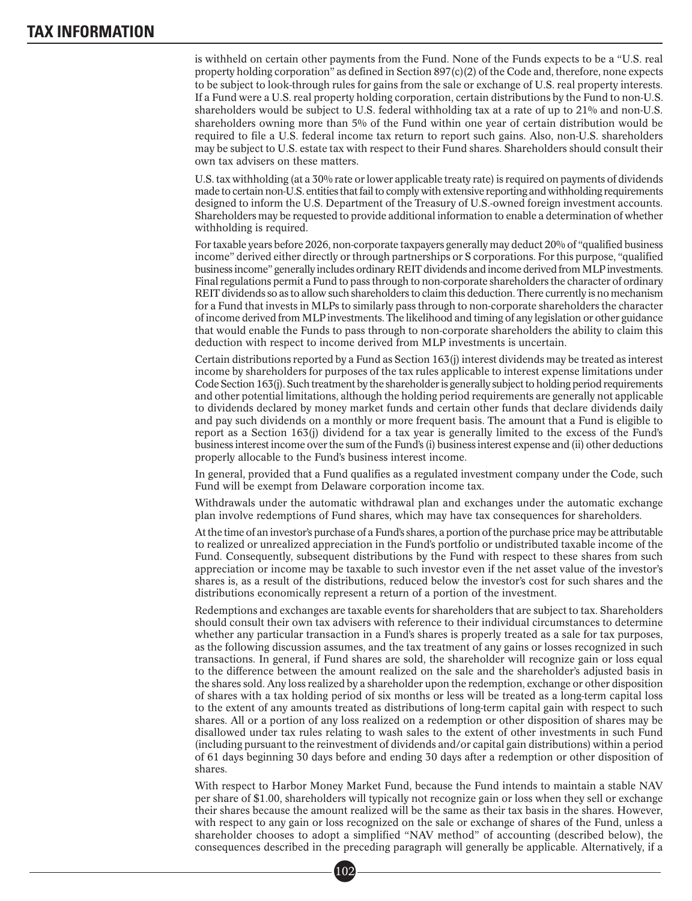is withheld on certain other payments from the Fund. None of the Funds expects to be a "U.S. real property holding corporation" as defined in Section 897(c)(2) of the Code and, therefore, none expects to be subject to look-through rules for gains from the sale or exchange of U.S. real property interests. If a Fund were a U.S. real property holding corporation, certain distributions by the Fund to non-U.S. shareholders would be subject to U.S. federal withholding tax at a rate of up to 21% and non-U.S. shareholders owning more than 5% of the Fund within one year of certain distribution would be required to file a U.S. federal income tax return to report such gains. Also, non-U.S. shareholders may be subject to U.S. estate tax with respect to their Fund shares. Shareholders should consult their own tax advisers on these matters.

U.S. tax withholding (at a 30% rate or lower applicable treaty rate) is required on payments of dividends made to certain non-U.S. entities that fail to comply with extensive reporting and withholding requirements designed to inform the U.S. Department of the Treasury of U.S.-owned foreign investment accounts. Shareholders may be requested to provide additional information to enable a determination of whether withholding is required.

For taxable years before 2026, non-corporate taxpayers generally may deduct 20% of "qualified business income" derived either directly or through partnerships or S corporations. For this purpose, "qualified business income" generally includes ordinary REIT dividends and income derived from MLP investments. Final regulations permit a Fund to pass through to non-corporate shareholders the character of ordinary REIT dividends so as to allow such shareholders to claim this deduction. There currently is no mechanism for a Fund that invests in MLPs to similarly pass through to non-corporate shareholders the character of income derived from MLP investments. The likelihood and timing of any legislation or other guidance that would enable the Funds to pass through to non-corporate shareholders the ability to claim this deduction with respect to income derived from MLP investments is uncertain.

Certain distributions reported by a Fund as Section 163(j) interest dividends may be treated as interest income by shareholders for purposes of the tax rules applicable to interest expense limitations under Code Section 163(j). Such treatment by the shareholder is generally subject to holding period requirements and other potential limitations, although the holding period requirements are generally not applicable to dividends declared by money market funds and certain other funds that declare dividends daily and pay such dividends on a monthly or more frequent basis. The amount that a Fund is eligible to report as a Section 163(j) dividend for a tax year is generally limited to the excess of the Fund's business interest income over the sum of the Fund's (i) business interest expense and (ii) other deductions properly allocable to the Fund's business interest income.

In general, provided that a Fund qualifies as a regulated investment company under the Code, such Fund will be exempt from Delaware corporation income tax.

Withdrawals under the automatic withdrawal plan and exchanges under the automatic exchange plan involve redemptions of Fund shares, which may have tax consequences for shareholders.

At the time of an investor's purchase of a Fund's shares, a portion of the purchase price may be attributable to realized or unrealized appreciation in the Fund's portfolio or undistributed taxable income of the Fund. Consequently, subsequent distributions by the Fund with respect to these shares from such appreciation or income may be taxable to such investor even if the net asset value of the investor's shares is, as a result of the distributions, reduced below the investor's cost for such shares and the distributions economically represent a return of a portion of the investment.

Redemptions and exchanges are taxable events for shareholders that are subject to tax. Shareholders should consult their own tax advisers with reference to their individual circumstances to determine whether any particular transaction in a Fund's shares is properly treated as a sale for tax purposes, as the following discussion assumes, and the tax treatment of any gains or losses recognized in such transactions. In general, if Fund shares are sold, the shareholder will recognize gain or loss equal to the difference between the amount realized on the sale and the shareholder's adjusted basis in the shares sold. Any loss realized by a shareholder upon the redemption, exchange or other disposition of shares with a tax holding period of six months or less will be treated as a long-term capital loss to the extent of any amounts treated as distributions of long-term capital gain with respect to such shares. All or a portion of any loss realized on a redemption or other disposition of shares may be disallowed under tax rules relating to wash sales to the extent of other investments in such Fund (including pursuant to the reinvestment of dividends and/or capital gain distributions) within a period of 61 days beginning 30 days before and ending 30 days after a redemption or other disposition of shares.

With respect to Harbor Money Market Fund, because the Fund intends to maintain a stable NAV per share of $1.00, shareholders will typically not recognize gain or loss when they sell or exchange their shares because the amount realized will be the same as their tax basis in the shares. However, with respect to any gain or loss recognized on the sale or exchange of shares of the Fund, unless a shareholder chooses to adopt a simplified "NAV method" of accounting (described below), the consequences described in the preceding paragraph will generally be applicable. Alternatively, if a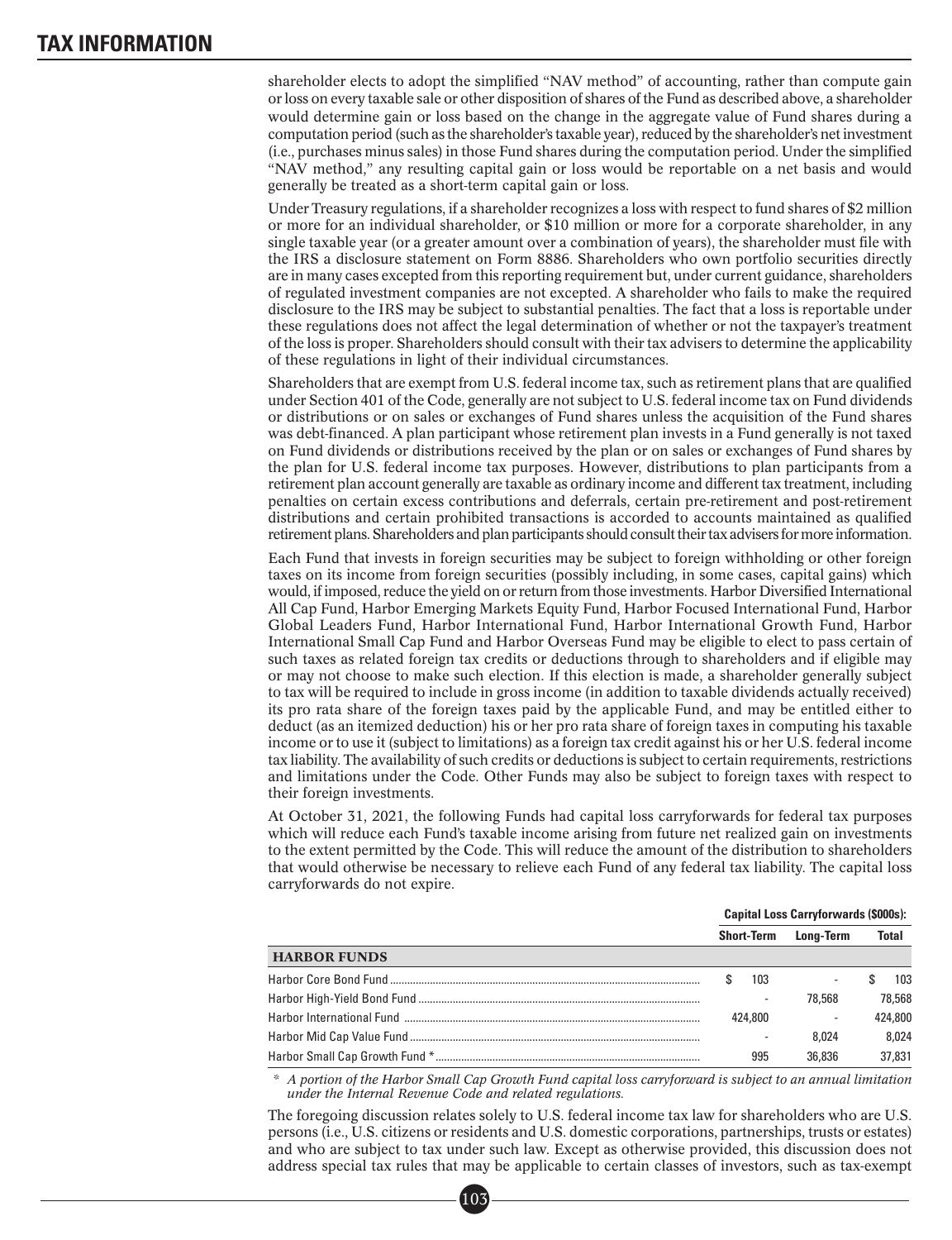shareholder elects to adopt the simplified "NAV method" of accounting, rather than compute gain or loss on every taxable sale or other disposition of shares of the Fund as described above, a shareholder would determine gain or loss based on the change in the aggregate value of Fund shares during a computation period (such as the shareholder's taxable year), reduced by the shareholder's net investment (i.e., purchases minus sales) in those Fund shares during the computation period. Under the simplified "NAV method," any resulting capital gain or loss would be reportable on a net basis and would generally be treated as a short-term capital gain or loss.

Under Treasury regulations, if a shareholder recognizes a loss with respect to fund shares of $2 million or more for an individual shareholder, or $10 million or more for a corporate shareholder, in any single taxable year (or a greater amount over a combination of years), the shareholder must file with the IRS a disclosure statement on Form 8886. Shareholders who own portfolio securities directly are in many cases excepted from this reporting requirement but, under current guidance, shareholders of regulated investment companies are not excepted. A shareholder who fails to make the required disclosure to the IRS may be subject to substantial penalties. The fact that a loss is reportable under these regulations does not affect the legal determination of whether or not the taxpayer's treatment of the loss is proper. Shareholders should consult with their tax advisers to determine the applicability of these regulations in light of their individual circumstances.

Shareholders that are exempt from U.S. federal income tax, such as retirement plans that are qualified under Section 401 of the Code, generally are not subject to U.S. federal income tax on Fund dividends or distributions or on sales or exchanges of Fund shares unless the acquisition of the Fund shares was debt-financed. A plan participant whose retirement plan invests in a Fund generally is not taxed on Fund dividends or distributions received by the plan or on sales or exchanges of Fund shares by the plan for U.S. federal income tax purposes. However, distributions to plan participants from a retirement plan account generally are taxable as ordinary income and different tax treatment, including penalties on certain excess contributions and deferrals, certain pre-retirement and post-retirement distributions and certain prohibited transactions is accorded to accounts maintained as qualified retirement plans. Shareholders and plan participants should consult their tax advisers for more information.

Each Fund that invests in foreign securities may be subject to foreign withholding or other foreign taxes on its income from foreign securities (possibly including, in some cases, capital gains) which would, if imposed, reduce the yield on or return from those investments. Harbor Diversified International All Cap Fund, Harbor Emerging Markets Equity Fund, Harbor Focused International Fund, Harbor Global Leaders Fund, Harbor International Fund, Harbor International Growth Fund, Harbor International Small Cap Fund and Harbor Overseas Fund may be eligible to elect to pass certain of such taxes as related foreign tax credits or deductions through to shareholders and if eligible may or may not choose to make such election. If this election is made, a shareholder generally subject to tax will be required to include in gross income (in addition to taxable dividends actually received) its pro rata share of the foreign taxes paid by the applicable Fund, and may be entitled either to deduct (as an itemized deduction) his or her pro rata share of foreign taxes in computing his taxable income or to use it (subject to limitations) as a foreign tax credit against his or her U.S. federal income tax liability. The availability of such credits or deductions is subject to certain requirements, restrictions and limitations under the Code. Other Funds may also be subject to foreign taxes with respect to their foreign investments.

At October 31, 2021, the following Funds had capital loss carryforwards for federal tax purposes which will reduce each Fund's taxable income arising from future net realized gain on investments to the extent permitted by the Code. This will reduce the amount of the distribution to shareholders that would otherwise be necessary to relieve each Fund of any federal tax liability. The capital loss carryforwards do not expire.

| | Capital Loss Carryforwards ($000s): | | |
|---|---|---|---|
| | Short-Term | Long-Term | Total |
| **HARBOR FUNDS** | | | |
| Harbor Core Bond Fund | $ 103 | - | $ 103 |
| Harbor High-Yield Bond Fund | - | 78,568 | 78,568 |
| Harbor International Fund | 424,800 | - | 424,800 |
| Harbor Mid Cap Value Fund | - | 8,024 | 8,024 |
| Harbor Small Cap Growth Fund * | 995 | 36,836 | 37,831 |

\* *A portion of the Harbor Small Cap Growth Fund capital loss carryforward is subject to an annual limitation under the Internal Revenue Code and related regulations.*

The foregoing discussion relates solely to U.S. federal income tax law for shareholders who are U.S. persons (i.e., U.S. citizens or residents and U.S. domestic corporations, partnerships, trusts or estates) and who are subject to tax under such law. Except as otherwise provided, this discussion does not address special tax rules that may be applicable to certain classes of investors, such as tax-exempt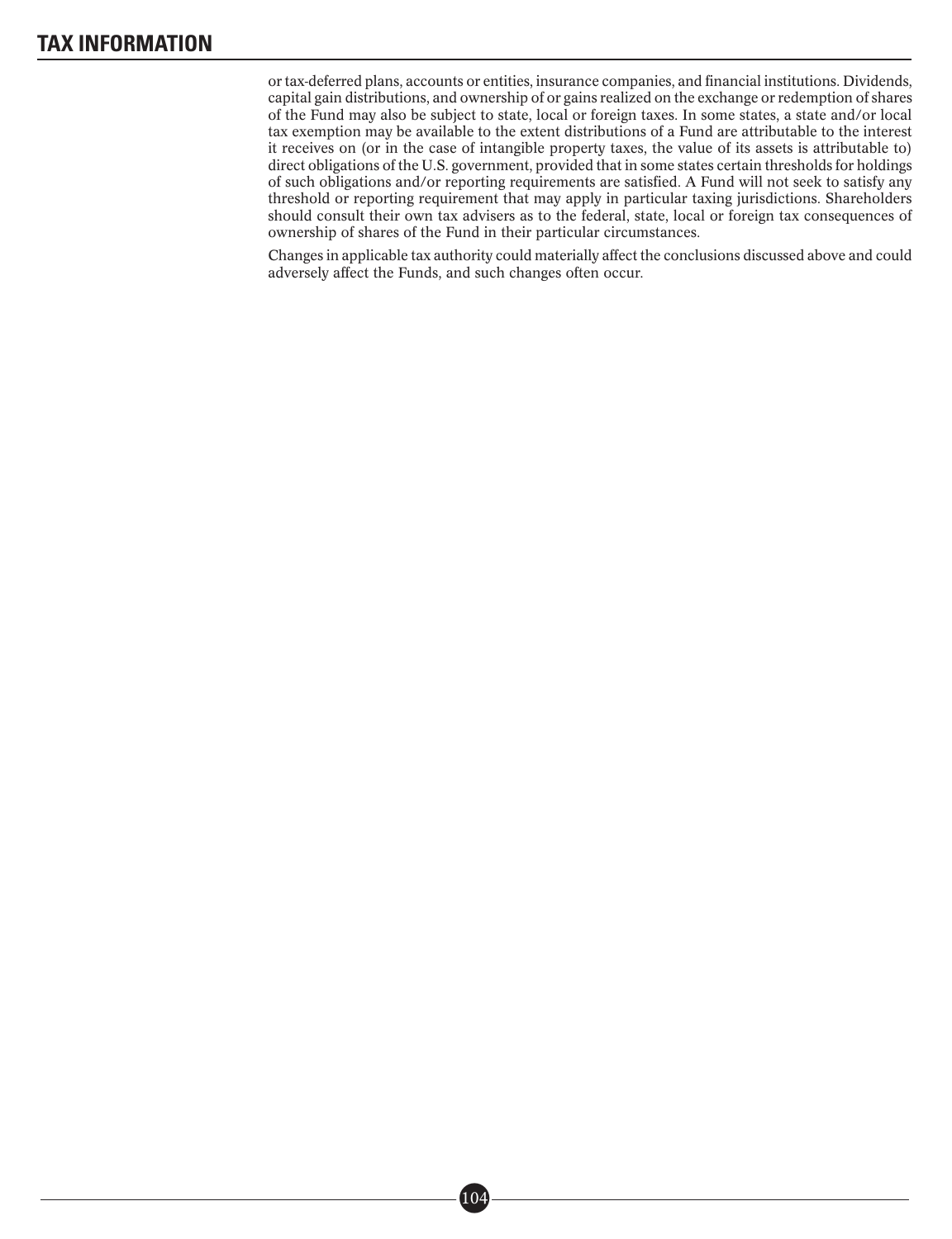or tax-deferred plans, accounts or entities, insurance companies, and financial institutions. Dividends, capital gain distributions, and ownership of or gains realized on the exchange or redemption of shares of the Fund may also be subject to state, local or foreign taxes. In some states, a state and/or local tax exemption may be available to the extent distributions of a Fund are attributable to the interest it receives on (or in the case of intangible property taxes, the value of its assets is attributable to) direct obligations of the U.S. government, provided that in some states certain thresholds for holdings of such obligations and/or reporting requirements are satisfied. A Fund will not seek to satisfy any threshold or reporting requirement that may apply in particular taxing jurisdictions. Shareholders should consult their own tax advisers as to the federal, state, local or foreign tax consequences of ownership of shares of the Fund in their particular circumstances.

Changes in applicable tax authority could materially affect the conclusions discussed above and could adversely affect the Funds, and such changes often occur.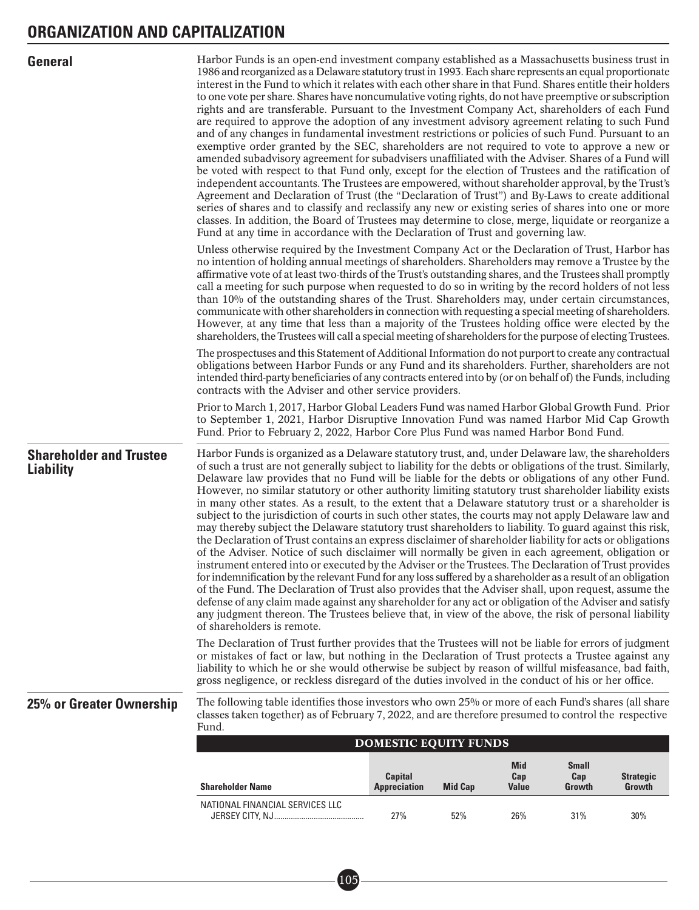# ORGANIZATION AND CAPITALIZATION

## General

Harbor Funds is an open-end investment company established as a Massachusetts business trust in 1986 and reorganized as a Delaware statutory trust in 1993. Each share represents an equal proportionate interest in the Fund to which it relates with each other share in that Fund. Shares entitle their holders to one vote per share. Shares have noncumulative voting rights, do not have preemptive or subscription rights and are transferable. Pursuant to the Investment Company Act, shareholders of each Fund are required to approve the adoption of any investment advisory agreement relating to such Fund and of any changes in fundamental investment restrictions or policies of such Fund. Pursuant to an exemptive order granted by the SEC, shareholders are not required to vote to approve a new or amended subadvisory agreement for subadvisers unaffiliated with the Adviser. Shares of a Fund will be voted with respect to that Fund only, except for the election of Trustees and the ratification of independent accountants. The Trustees are empowered, without shareholder approval, by the Trust's Agreement and Declaration of Trust (the "Declaration of Trust") and By-Laws to create additional series of shares and to classify and reclassify any new or existing series of shares into one or more classes. In addition, the Board of Trustees may determine to close, merge, liquidate or reorganize a Fund at any time in accordance with the Declaration of Trust and governing law.

Unless otherwise required by the Investment Company Act or the Declaration of Trust, Harbor has no intention of holding annual meetings of shareholders. Shareholders may remove a Trustee by the affirmative vote of at least two-thirds of the Trust's outstanding shares, and the Trustees shall promptly call a meeting for such purpose when requested to do so in writing by the record holders of not less than 10% of the outstanding shares of the Trust. Shareholders may, under certain circumstances, communicate with other shareholders in connection with requesting a special meeting of shareholders. However, at any time that less than a majority of the Trustees holding office were elected by the shareholders, the Trustees will call a special meeting of shareholders for the purpose of electing Trustees.

The prospectuses and this Statement of Additional Information do not purport to create any contractual obligations between Harbor Funds or any Fund and its shareholders. Further, shareholders are not intended third-party beneficiaries of any contracts entered into by (or on behalf of) the Funds, including contracts with the Adviser and other service providers.

Prior to March 1, 2017, Harbor Global Leaders Fund was named Harbor Global Growth Fund. Prior to September 1, 2021, Harbor Disruptive Innovation Fund was named Harbor Mid Cap Growth Fund. Prior to February 2, 2022, Harbor Core Plus Fund was named Harbor Bond Fund.

## Shareholder and Trustee Liability

Harbor Funds is organized as a Delaware statutory trust, and, under Delaware law, the shareholders of such a trust are not generally subject to liability for the debts or obligations of the trust. Similarly, Delaware law provides that no Fund will be liable for the debts or obligations of any other Fund. However, no similar statutory or other authority limiting statutory trust shareholder liability exists in many other states. As a result, to the extent that a Delaware statutory trust or a shareholder is subject to the jurisdiction of courts in such other states, the courts may not apply Delaware law and may thereby subject the Delaware statutory trust shareholders to liability. To guard against this risk, the Declaration of Trust contains an express disclaimer of shareholder liability for acts or obligations of the Adviser. Notice of such disclaimer will normally be given in each agreement, obligation or instrument entered into or executed by the Adviser or the Trustees. The Declaration of Trust provides for indemnification by the relevant Fund for any loss suffered by a shareholder as a result of an obligation of the Fund. The Declaration of Trust also provides that the Adviser shall, upon request, assume the defense of any claim made against any shareholder for any act or obligation of the Adviser and satisfy any judgment thereon. The Trustees believe that, in view of the above, the risk of personal liability of shareholders is remote.

The Declaration of Trust further provides that the Trustees will not be liable for errors of judgment or mistakes of fact or law, but nothing in the Declaration of Trust protects a Trustee against any liability to which he or she would otherwise be subject by reason of willful misfeasance, bad faith, gross negligence, or reckless disregard of the duties involved in the conduct of his or her office.

## 25% or Greater Ownership

The following table identifies those investors who own 25% or more of each Fund's shares (all share classes taken together) as of February 7, 2022, and are therefore presumed to control the respective Fund.

**DOMESTIC EQUITY FUNDS**

| Shareholder Name | Capital Appreciation | Mid Cap | Mid Cap Value | Small Cap Growth | Strategic Growth |
|---|---|---|---|---|---|
| NATIONAL FINANCIAL SERVICES LLC JERSEY CITY, NJ | 27% | 52% | 26% | 31% | 30% |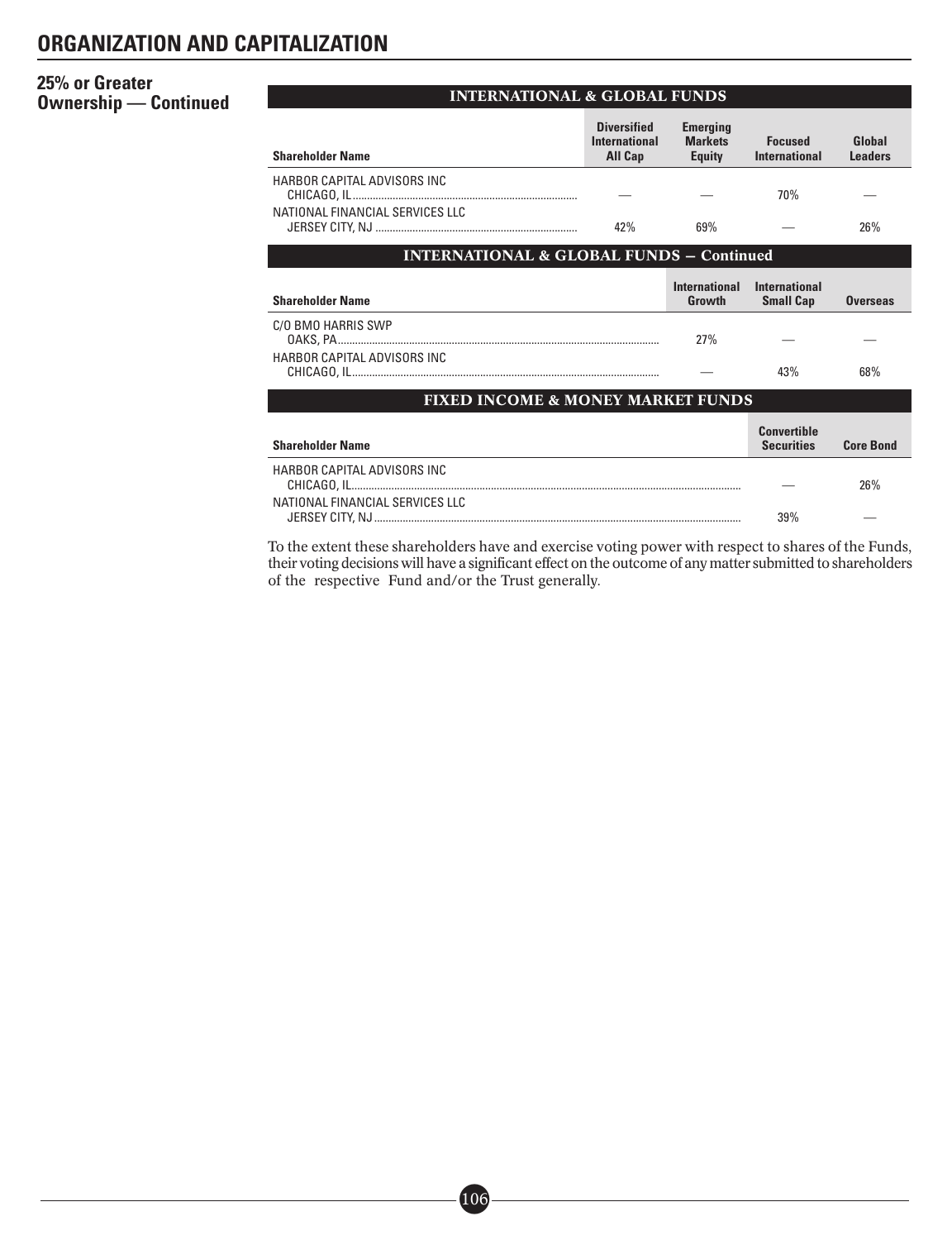# ORGANIZATION AND CAPITALIZATION

## 25% or Greater Ownership — Continued

**INTERNATIONAL & GLOBAL FUNDS**

| Shareholder Name | Diversified International All Cap | Emerging Markets Equity | Focused International | Global Leaders |
|---|---|---|---|---|
| HARBOR CAPITAL ADVISORS INC CHICAGO, IL | — | — | 70% | — |
| NATIONAL FINANCIAL SERVICES LLC JERSEY CITY, NJ | 42% | 69% | — | 26% |

**INTERNATIONAL & GLOBAL FUNDS – Continued**

| Shareholder Name | International Growth | International Small Cap | Overseas |
|---|---|---|---|
| C/O BMO HARRIS SWP OAKS, PA | 27% | — | — |
| HARBOR CAPITAL ADVISORS INC CHICAGO, IL | — | 43% | 68% |

**FIXED INCOME & MONEY MARKET FUNDS**

| Shareholder Name | Convertible Securities | Core Bond |
|---|---|---|
| HARBOR CAPITAL ADVISORS INC CHICAGO, IL | — | 26% |
| NATIONAL FINANCIAL SERVICES LLC JERSEY CITY, NJ | 39% | — |

To the extent these shareholders have and exercise voting power with respect to shares of the Funds, their voting decisions will have a significant effect on the outcome of any matter submitted to shareholders of the respective Fund and/or the Trust generally.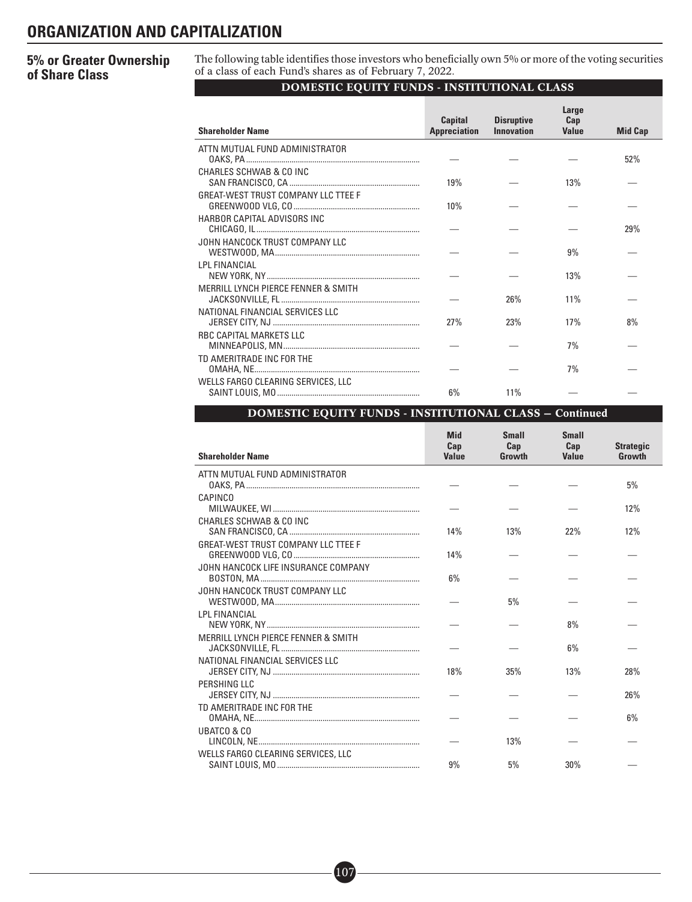# ORGANIZATION AND CAPITALIZATION

## 5% or Greater Ownership of Share Class

The following table identifies those investors who beneficially own 5% or more of the voting securities of a class of each Fund's shares as of February 7, 2022.

**DOMESTIC EQUITY FUNDS - INSTITUTIONAL CLASS**

| Shareholder Name | Capital Appreciation | Disruptive Innovation | Large Cap Value | Mid Cap |
|---|---|---|---|---|
| ATTN MUTUAL FUND ADMINISTRATOR OAKS, PA | — | — | — | 52% |
| CHARLES SCHWAB & CO INC SAN FRANCISCO, CA | 19% | — | 13% | — |
| GREAT-WEST TRUST COMPANY LLC TTEE F GREENWOOD VLG, CO | 10% | — | — | — |
| HARBOR CAPITAL ADVISORS INC CHICAGO, IL | — | — | — | 29% |
| JOHN HANCOCK TRUST COMPANY LLC WESTWOOD, MA | — | — | 9% | — |
| LPL FINANCIAL NEW YORK, NY | — | — | 13% | — |
| MERRILL LYNCH PIERCE FENNER & SMITH JACKSONVILLE, FL | — | 26% | 11% | — |
| NATIONAL FINANCIAL SERVICES LLC JERSEY CITY, NJ | 27% | 23% | 17% | 8% |
| RBC CAPITAL MARKETS LLC MINNEAPOLIS, MN | — | — | 7% | — |
| TD AMERITRADE INC FOR THE OMAHA, NE | — | — | 7% | — |
| WELLS FARGO CLEARING SERVICES, LLC SAINT LOUIS, MO | 6% | 11% | — | — |

**DOMESTIC EQUITY FUNDS - INSTITUTIONAL CLASS – Continued**

| Shareholder Name | Mid Cap Value | Small Cap Growth | Small Cap Value | Strategic Growth |
|---|---|---|---|---|
| ATTN MUTUAL FUND ADMINISTRATOR OAKS, PA | — | — | — | 5% |
| CAPINCO MILWAUKEE, WI | — | — | — | 12% |
| CHARLES SCHWAB & CO INC SAN FRANCISCO, CA | 14% | 13% | 22% | 12% |
| GREAT-WEST TRUST COMPANY LLC TTEE F GREENWOOD VLG, CO | 14% | — | — | — |
| JOHN HANCOCK LIFE INSURANCE COMPANY BOSTON, MA | 6% | — | — | — |
| JOHN HANCOCK TRUST COMPANY LLC WESTWOOD, MA | — | 5% | — | — |
| LPL FINANCIAL NEW YORK, NY | — | — | 8% | — |
| MERRILL LYNCH PIERCE FENNER & SMITH JACKSONVILLE, FL | — | — | 6% | — |
| NATIONAL FINANCIAL SERVICES LLC JERSEY CITY, NJ | 18% | 35% | 13% | 28% |
| PERSHING LLC JERSEY CITY, NJ | — | — | — | 26% |
| TD AMERITRADE INC FOR THE OMAHA, NE | — | — | — | 6% |
| UBATCO & CO LINCOLN, NE | — | 13% | — | — |
| WELLS FARGO CLEARING SERVICES, LLC SAINT LOUIS, MO | 9% | 5% | 30% | — |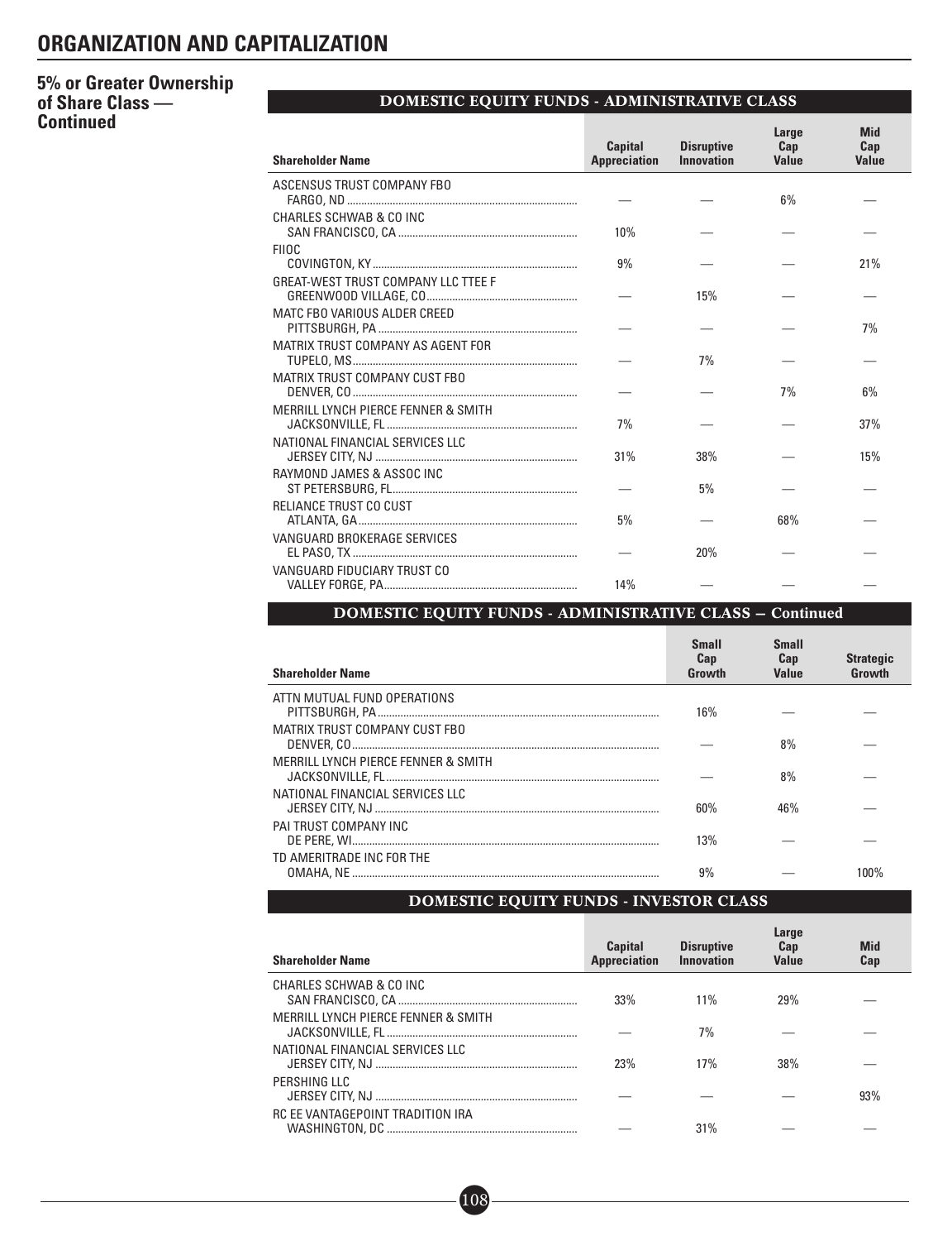# ORGANIZATION AND CAPITALIZATION

## 5% or Greater Ownership of Share Class — Continued

**DOMESTIC EQUITY FUNDS - ADMINISTRATIVE CLASS**

| Shareholder Name | Capital Appreciation | Disruptive Innovation | Large Cap Value | Mid Cap Value |
|---|---|---|---|---|
| ASCENSUS TRUST COMPANY FBO FARGO, ND | — | — | 6% | — |
| CHARLES SCHWAB & CO INC SAN FRANCISCO, CA | 10% | — | — | — |
| FIIOC COVINGTON, KY | 9% | — | — | 21% |
| GREAT-WEST TRUST COMPANY LLC TTEE F GREENWOOD VILLAGE, CO | — | 15% | — | — |
| MATC FBO VARIOUS ALDER CREED PITTSBURGH, PA | — | — | — | 7% |
| MATRIX TRUST COMPANY AS AGENT FOR TUPELO, MS | — | 7% | — | — |
| MATRIX TRUST COMPANY CUST FBO DENVER, CO | — | — | 7% | 6% |
| MERRILL LYNCH PIERCE FENNER & SMITH JACKSONVILLE, FL | 7% | — | — | 37% |
| NATIONAL FINANCIAL SERVICES LLC JERSEY CITY, NJ | 31% | 38% | — | 15% |
| RAYMOND JAMES & ASSOC INC ST PETERSBURG, FL | — | 5% | — | — |
| RELIANCE TRUST CO CUST ATLANTA, GA | 5% | — | 68% | — |
| VANGUARD BROKERAGE SERVICES EL PASO, TX | — | 20% | — | — |
| VANGUARD FIDUCIARY TRUST CO VALLEY FORGE, PA | 14% | — | — | — |

**DOMESTIC EQUITY FUNDS - ADMINISTRATIVE CLASS — Continued**

| Shareholder Name | Small Cap Growth | Small Cap Value | Strategic Growth |
|---|---|---|---|
| ATTN MUTUAL FUND OPERATIONS PITTSBURGH, PA | 16% | — | — |
| MATRIX TRUST COMPANY CUST FBO DENVER, CO | — | 8% | — |
| MERRILL LYNCH PIERCE FENNER & SMITH JACKSONVILLE, FL | — | 8% | — |
| NATIONAL FINANCIAL SERVICES LLC JERSEY CITY, NJ | 60% | 46% | — |
| PAI TRUST COMPANY INC DE PERE, WI | 13% | — | — |
| TD AMERITRADE INC FOR THE OMAHA, NE | 9% | — | 100% |

**DOMESTIC EQUITY FUNDS - INVESTOR CLASS**

| Shareholder Name | Capital Appreciation | Disruptive Innovation | Large Cap Value | Mid Cap |
|---|---|---|---|---|
| CHARLES SCHWAB & CO INC SAN FRANCISCO, CA | 33% | 11% | 29% | — |
| MERRILL LYNCH PIERCE FENNER & SMITH JACKSONVILLE, FL | — | 7% | — | — |
| NATIONAL FINANCIAL SERVICES LLC JERSEY CITY, NJ | 23% | 17% | 38% | — |
| PERSHING LLC JERSEY CITY, NJ | — | — | — | 93% |
| RC EE VANTAGEPOINT TRADITION IRA WASHINGTON, DC | — | 31% | — | — |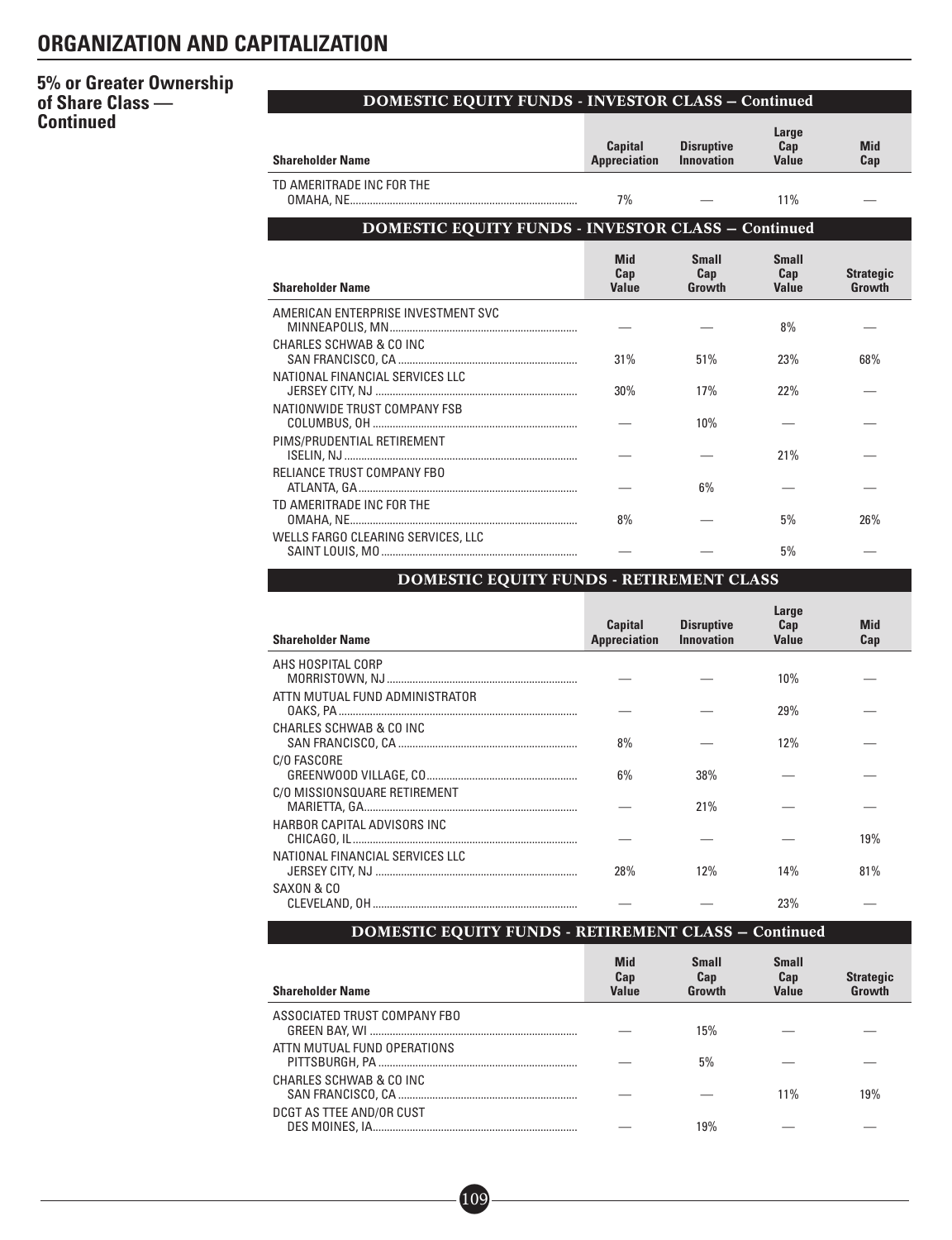# ORGANIZATION AND CAPITALIZATION

**5% or Greater Ownership of Share Class — Continued**

**DOMESTIC EQUITY FUNDS - INVESTOR CLASS – Continued**

| Shareholder Name | Capital Appreciation | Disruptive Innovation | Large Cap Value | Mid Cap |
|---|---|---|---|---|
| TD AMERITRADE INC FOR THE OMAHA, NE | 7% | — | 11% | — |

**DOMESTIC EQUITY FUNDS - INVESTOR CLASS – Continued**

| Shareholder Name | Mid Cap Value | Small Cap Growth | Small Cap Value | Strategic Growth |
|---|---|---|---|---|
| AMERICAN ENTERPRISE INVESTMENT SVC MINNEAPOLIS, MN | — | — | 8% | — |
| CHARLES SCHWAB & CO INC SAN FRANCISCO, CA | 31% | 51% | 23% | 68% |
| NATIONAL FINANCIAL SERVICES LLC JERSEY CITY, NJ | 30% | 17% | 22% | — |
| NATIONWIDE TRUST COMPANY FSB COLUMBUS, OH | — | 10% | — | — |
| PIMS/PRUDENTIAL RETIREMENT ISELIN, NJ | — | — | 21% | — |
| RELIANCE TRUST COMPANY FBO ATLANTA, GA | — | 6% | — | — |
| TD AMERITRADE INC FOR THE OMAHA, NE | 8% | — | 5% | 26% |
| WELLS FARGO CLEARING SERVICES, LLC SAINT LOUIS, MO | — | — | 5% | — |

**DOMESTIC EQUITY FUNDS - RETIREMENT CLASS**

| Shareholder Name | Capital Appreciation | Disruptive Innovation | Large Cap Value | Mid Cap |
|---|---|---|---|---|
| AHS HOSPITAL CORP MORRISTOWN, NJ | — | — | 10% | — |
| ATTN MUTUAL FUND ADMINISTRATOR OAKS, PA | — | — | 29% | — |
| CHARLES SCHWAB & CO INC SAN FRANCISCO, CA | 8% | — | 12% | — |
| C/O FASCORE GREENWOOD VILLAGE, CO | 6% | 38% | — | — |
| C/O MISSIONSQUARE RETIREMENT MARIETTA, GA | — | 21% | — | — |
| HARBOR CAPITAL ADVISORS INC CHICAGO, IL | — | — | — | 19% |
| NATIONAL FINANCIAL SERVICES LLC JERSEY CITY, NJ | 28% | 12% | 14% | 81% |
| SAXON & CO CLEVELAND, OH | — | — | 23% | — |

**DOMESTIC EQUITY FUNDS - RETIREMENT CLASS – Continued**

| Shareholder Name | Mid Cap Value | Small Cap Growth | Small Cap Value | Strategic Growth |
|---|---|---|---|---|
| ASSOCIATED TRUST COMPANY FBO GREEN BAY, WI | — | 15% | — | — |
| ATTN MUTUAL FUND OPERATIONS PITTSBURGH, PA | — | 5% | — | — |
| CHARLES SCHWAB & CO INC SAN FRANCISCO, CA | — | — | 11% | 19% |
| DCGT AS TTEE AND/OR CUST DES MOINES, IA | — | 19% | — | — |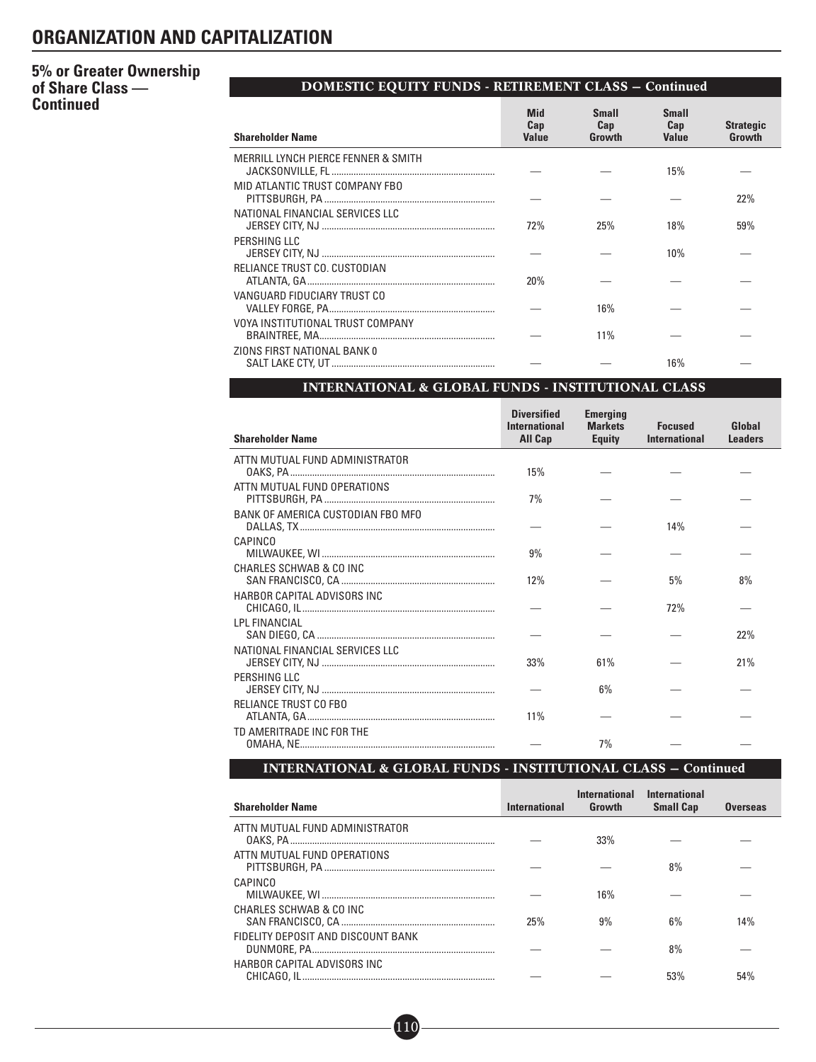# ORGANIZATION AND CAPITALIZATION

## 5% or Greater Ownership of Share Class — Continued

### DOMESTIC EQUITY FUNDS - RETIREMENT CLASS – Continued

| Shareholder Name | Mid Cap Value | Small Cap Growth | Small Cap Value | Strategic Growth |
|---|---|---|---|---|
| MERRILL LYNCH PIERCE FENNER & SMITH JACKSONVILLE, FL | — | — | 15% | — |
| MID ATLANTIC TRUST COMPANY FBO PITTSBURGH, PA | — | — | — | 22% |
| NATIONAL FINANCIAL SERVICES LLC JERSEY CITY, NJ | 72% | 25% | 18% | 59% |
| PERSHING LLC JERSEY CITY, NJ | — | — | 10% | — |
| RELIANCE TRUST CO. CUSTODIAN ATLANTA, GA | 20% | — | — | — |
| VANGUARD FIDUCIARY TRUST CO VALLEY FORGE, PA | — | 16% | — | — |
| VOYA INSTITUTIONAL TRUST COMPANY BRAINTREE, MA | — | 11% | — | — |
| ZIONS FIRST NATIONAL BANK 0 SALT LAKE CTY, UT | — | — | 16% | — |

### INTERNATIONAL & GLOBAL FUNDS - INSTITUTIONAL CLASS

| Shareholder Name | Diversified International All Cap | Emerging Markets Equity | Focused International | Global Leaders |
|---|---|---|---|---|
| ATTN MUTUAL FUND ADMINISTRATOR OAKS, PA | 15% | — | — | — |
| ATTN MUTUAL FUND OPERATIONS PITTSBURGH, PA | 7% | — | — | — |
| BANK OF AMERICA CUSTODIAN FBO MFO DALLAS, TX | — | — | 14% | — |
| CAPINCO MILWAUKEE, WI | 9% | — | — | — |
| CHARLES SCHWAB & CO INC SAN FRANCISCO, CA | 12% | — | 5% | 8% |
| HARBOR CAPITAL ADVISORS INC CHICAGO, IL | — | — | 72% | — |
| LPL FINANCIAL SAN DIEGO, CA | — | — | — | 22% |
| NATIONAL FINANCIAL SERVICES LLC JERSEY CITY, NJ | 33% | 61% | — | 21% |
| PERSHING LLC JERSEY CITY, NJ | — | 6% | — | — |
| RELIANCE TRUST CO FBO ATLANTA, GA | 11% | — | — | — |
| TD AMERITRADE INC FOR THE OMAHA, NE | — | 7% | — | — |

### INTERNATIONAL & GLOBAL FUNDS - INSTITUTIONAL CLASS – Continued

| Shareholder Name | International | International Growth | International Small Cap | Overseas |
|---|---|---|---|---|
| ATTN MUTUAL FUND ADMINISTRATOR OAKS, PA | — | 33% | — | — |
| ATTN MUTUAL FUND OPERATIONS PITTSBURGH, PA | — | — | 8% | — |
| CAPINCO MILWAUKEE, WI | — | 16% | — | — |
| CHARLES SCHWAB & CO INC SAN FRANCISCO, CA | 25% | 9% | 6% | 14% |
| FIDELITY DEPOSIT AND DISCOUNT BANK DUNMORE, PA | — | — | 8% | — |
| HARBOR CAPITAL ADVISORS INC CHICAGO, IL | — | — | 53% | 54% |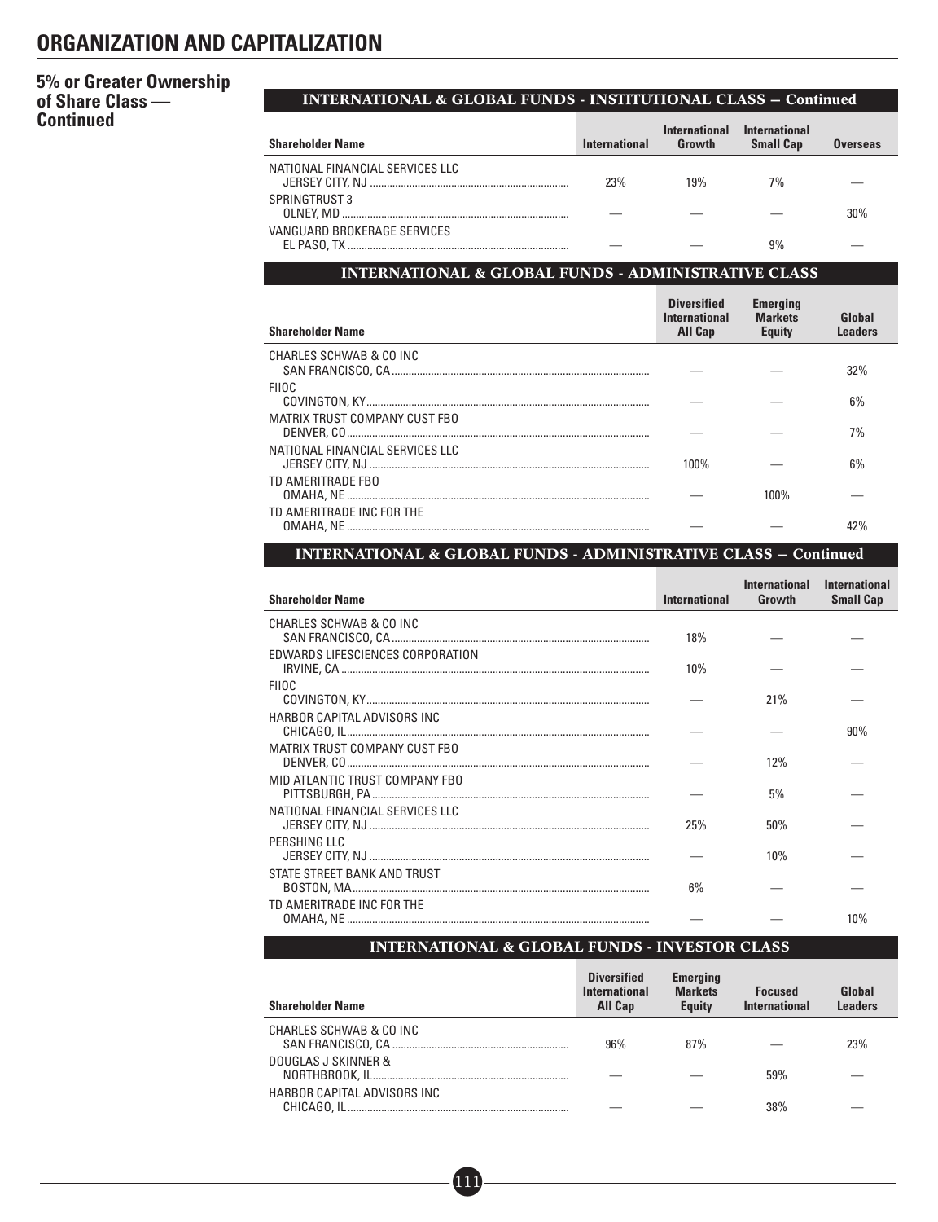## ORGANIZATION AND CAPITALIZATION

### 5% or Greater Ownership of Share Class — Continued

**INTERNATIONAL & GLOBAL FUNDS - INSTITUTIONAL CLASS – Continued**

| Shareholder Name | International | International Growth | International Small Cap | Overseas |
|---|---|---|---|---|
| NATIONAL FINANCIAL SERVICES LLC JERSEY CITY, NJ | 23% | 19% | 7% | — |
| SPRINGTRUST 3 OLNEY, MD | — | — | — | 30% |
| VANGUARD BROKERAGE SERVICES EL PASO, TX | — | — | 9% | — |

**INTERNATIONAL & GLOBAL FUNDS - ADMINISTRATIVE CLASS**

| Shareholder Name | Diversified International All Cap | Emerging Markets Equity | Global Leaders |
|---|---|---|---|
| CHARLES SCHWAB & CO INC SAN FRANCISCO, CA | — | — | 32% |
| FIIOC COVINGTON, KY | — | — | 6% |
| MATRIX TRUST COMPANY CUST FBO DENVER, CO | — | — | 7% |
| NATIONAL FINANCIAL SERVICES LLC JERSEY CITY, NJ | 100% | — | 6% |
| TD AMERITRADE FBO OMAHA, NE | — | 100% | — |
| TD AMERITRADE INC FOR THE OMAHA, NE | — | — | 42% |

**INTERNATIONAL & GLOBAL FUNDS - ADMINISTRATIVE CLASS – Continued**

| Shareholder Name | International | International Growth | International Small Cap |
|---|---|---|---|
| CHARLES SCHWAB & CO INC SAN FRANCISCO, CA | 18% | — | — |
| EDWARDS LIFESCIENCES CORPORATION IRVINE, CA | 10% | — | — |
| FIIOC COVINGTON, KY | — | 21% | — |
| HARBOR CAPITAL ADVISORS INC CHICAGO, IL | — | — | 90% |
| MATRIX TRUST COMPANY CUST FBO DENVER, CO | — | 12% | — |
| MID ATLANTIC TRUST COMPANY FBO PITTSBURGH, PA | — | 5% | — |
| NATIONAL FINANCIAL SERVICES LLC JERSEY CITY, NJ | 25% | 50% | — |
| PERSHING LLC JERSEY CITY, NJ | — | 10% | — |
| STATE STREET BANK AND TRUST BOSTON, MA | 6% | — | — |
| TD AMERITRADE INC FOR THE OMAHA, NE | — | — | 10% |

**INTERNATIONAL & GLOBAL FUNDS - INVESTOR CLASS**

| Shareholder Name | Diversified International All Cap | Emerging Markets Equity | Focused International | Global Leaders |
|---|---|---|---|---|
| CHARLES SCHWAB & CO INC SAN FRANCISCO, CA | 96% | 87% | — | 23% |
| DOUGLAS J SKINNER & NORTHBROOK, IL | — | — | 59% | — |
| HARBOR CAPITAL ADVISORS INC CHICAGO, IL | — | — | 38% | — |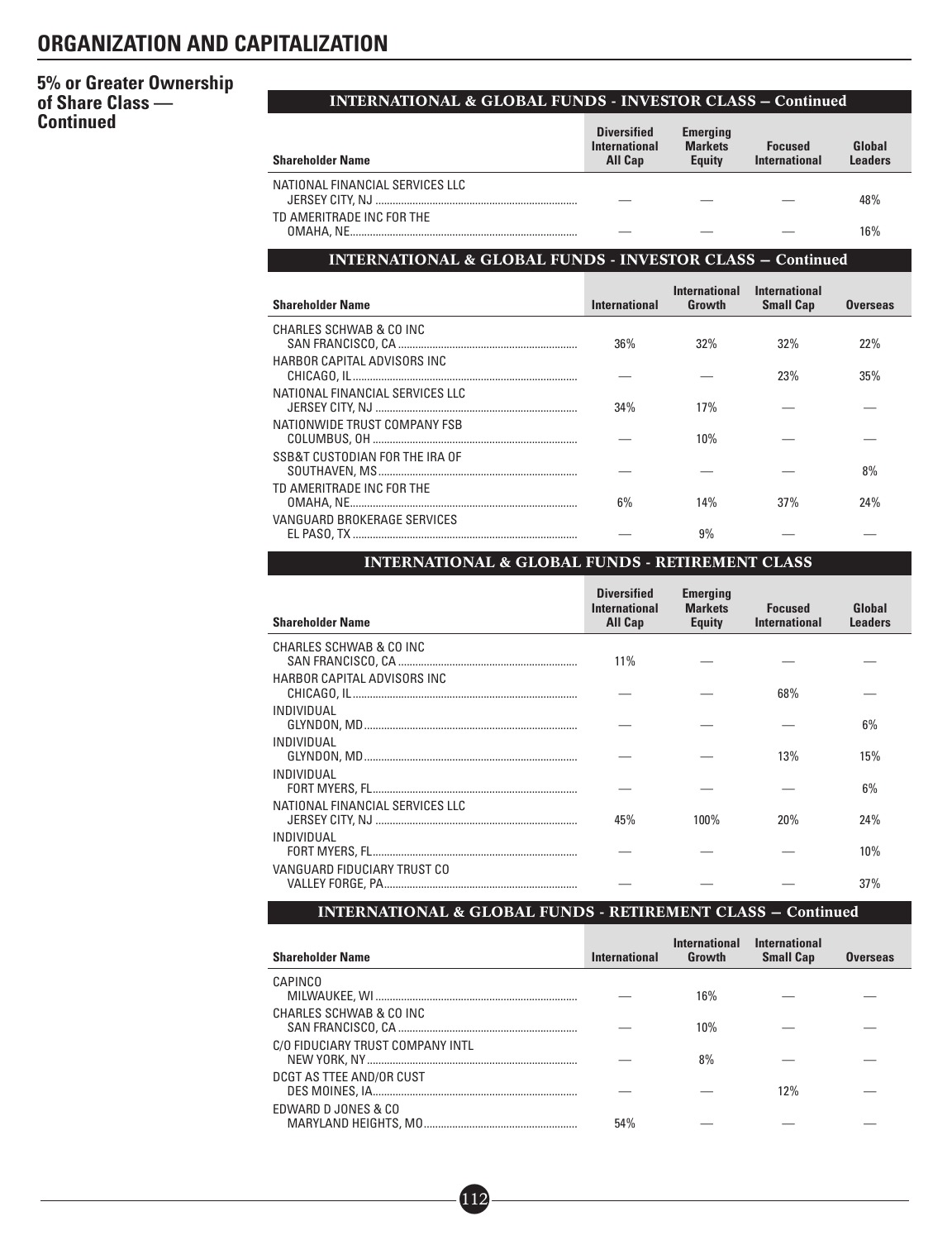# ORGANIZATION AND CAPITALIZATION

## 5% or Greater Ownership of Share Class — Continued

**INTERNATIONAL & GLOBAL FUNDS - INVESTOR CLASS – Continued**

| Shareholder Name | Diversified International All Cap | Emerging Markets Equity | Focused International | Global Leaders |
|---|---|---|---|---|
| NATIONAL FINANCIAL SERVICES LLC JERSEY CITY, NJ | — | — | — | 48% |
| TD AMERITRADE INC FOR THE OMAHA, NE | — | — | — | 16% |

**INTERNATIONAL & GLOBAL FUNDS - INVESTOR CLASS – Continued**

| Shareholder Name | International | International Growth | International Small Cap | Overseas |
|---|---|---|---|---|
| CHARLES SCHWAB & CO INC SAN FRANCISCO, CA | 36% | 32% | 32% | 22% |
| HARBOR CAPITAL ADVISORS INC CHICAGO, IL | — | — | 23% | 35% |
| NATIONAL FINANCIAL SERVICES LLC JERSEY CITY, NJ | 34% | 17% | — | — |
| NATIONWIDE TRUST COMPANY FSB COLUMBUS, OH | — | 10% | — | — |
| SSB&T CUSTODIAN FOR THE IRA OF SOUTHAVEN, MS | — | — | — | 8% |
| TD AMERITRADE INC FOR THE OMAHA, NE | 6% | 14% | 37% | 24% |
| VANGUARD BROKERAGE SERVICES EL PASO, TX | — | 9% | — | — |

**INTERNATIONAL & GLOBAL FUNDS - RETIREMENT CLASS**

| Shareholder Name | Diversified International All Cap | Emerging Markets Equity | Focused International | Global Leaders |
|---|---|---|---|---|
| CHARLES SCHWAB & CO INC SAN FRANCISCO, CA | 11% | — | — | — |
| HARBOR CAPITAL ADVISORS INC CHICAGO, IL | — | — | 68% | — |
| INDIVIDUAL GLYNDON, MD | — | — | — | 6% |
| INDIVIDUAL GLYNDON, MD | — | — | 13% | 15% |
| INDIVIDUAL FORT MYERS, FL | — | — | — | 6% |
| NATIONAL FINANCIAL SERVICES LLC JERSEY CITY, NJ | 45% | 100% | 20% | 24% |
| INDIVIDUAL FORT MYERS, FL | — | — | — | 10% |
| VANGUARD FIDUCIARY TRUST CO VALLEY FORGE, PA | — | — | — | 37% |

**INTERNATIONAL & GLOBAL FUNDS - RETIREMENT CLASS – Continued**

| Shareholder Name | International | International Growth | International Small Cap | Overseas |
|---|---|---|---|---|
| CAPINCO MILWAUKEE, WI | — | 16% | — | — |
| CHARLES SCHWAB & CO INC SAN FRANCISCO, CA | — | 10% | — | — |
| C/O FIDUCIARY TRUST COMPANY INTL NEW YORK, NY | — | 8% | — | — |
| DCGT AS TTEE AND/OR CUST DES MOINES, IA | — | — | 12% | — |
| EDWARD D JONES & CO MARYLAND HEIGHTS, MO | 54% | — | — | — |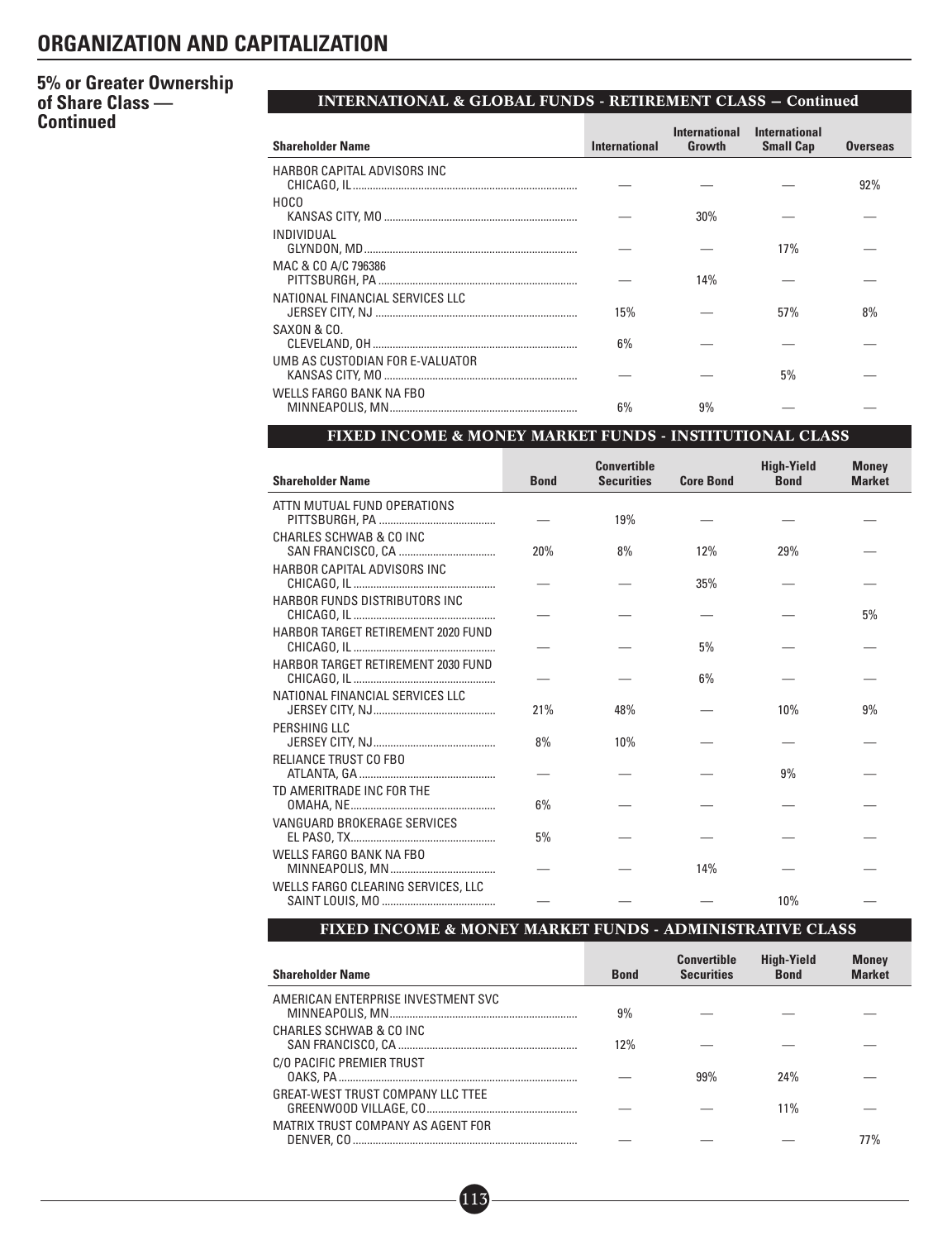# ORGANIZATION AND CAPITALIZATION

## 5% or Greater Ownership of Share Class — Continued

**INTERNATIONAL & GLOBAL FUNDS - RETIREMENT CLASS – Continued**

| Shareholder Name | International | International Growth | International Small Cap | Overseas |
|---|---|---|---|---|
| HARBOR CAPITAL ADVISORS INC CHICAGO, IL | — | — | — | 92% |
| HOCO KANSAS CITY, MO | — | 30% | — | — |
| INDIVIDUAL GLYNDON, MD | — | — | 17% | — |
| MAC & CO A/C 796386 PITTSBURGH, PA | — | 14% | — | — |
| NATIONAL FINANCIAL SERVICES LLC JERSEY CITY, NJ | 15% | — | 57% | 8% |
| SAXON & CO. CLEVELAND, OH | 6% | — | — | — |
| UMB AS CUSTODIAN FOR E-VALUATOR KANSAS CITY, MO | — | — | 5% | — |
| WELLS FARGO BANK NA FBO MINNEAPOLIS, MN | 6% | 9% | — | — |

**FIXED INCOME & MONEY MARKET FUNDS - INSTITUTIONAL CLASS**

| Shareholder Name | Bond | Convertible Securities | Core Bond | High-Yield Bond | Money Market |
|---|---|---|---|---|---|
| ATTN MUTUAL FUND OPERATIONS PITTSBURGH, PA | — | 19% | — | — | — |
| CHARLES SCHWAB & CO INC SAN FRANCISCO, CA | 20% | 8% | 12% | 29% | — |
| HARBOR CAPITAL ADVISORS INC CHICAGO, IL | — | — | 35% | — | — |
| HARBOR FUNDS DISTRIBUTORS INC CHICAGO, IL | — | — | — | — | 5% |
| HARBOR TARGET RETIREMENT 2020 FUND CHICAGO, IL | — | — | 5% | — | — |
| HARBOR TARGET RETIREMENT 2030 FUND CHICAGO, IL | — | — | 6% | — | — |
| NATIONAL FINANCIAL SERVICES LLC JERSEY CITY, NJ | 21% | 48% | — | 10% | 9% |
| PERSHING LLC JERSEY CITY, NJ | 8% | 10% | — | — | — |
| RELIANCE TRUST CO FBO ATLANTA, GA | — | — | — | 9% | — |
| TD AMERITRADE INC FOR THE OMAHA, NE | 6% | — | — | — | — |
| VANGUARD BROKERAGE SERVICES EL PASO, TX | 5% | — | — | — | — |
| WELLS FARGO BANK NA FBO MINNEAPOLIS, MN | — | — | 14% | — | — |
| WELLS FARGO CLEARING SERVICES, LLC SAINT LOUIS, MO | — | — | — | 10% | — |

**FIXED INCOME & MONEY MARKET FUNDS - ADMINISTRATIVE CLASS**

| Shareholder Name | Bond | Convertible Securities | High-Yield Bond | Money Market |
|---|---|---|---|---|
| AMERICAN ENTERPRISE INVESTMENT SVC MINNEAPOLIS, MN | 9% | — | — | — |
| CHARLES SCHWAB & CO INC SAN FRANCISCO, CA | 12% | — | — | — |
| C/O PACIFIC PREMIER TRUST OAKS, PA | — | 99% | 24% | — |
| GREAT-WEST TRUST COMPANY LLC TTEE GREENWOOD VILLAGE, CO | — | — | 11% | — |
| MATRIX TRUST COMPANY AS AGENT FOR DENVER, CO | — | — | — | 77% |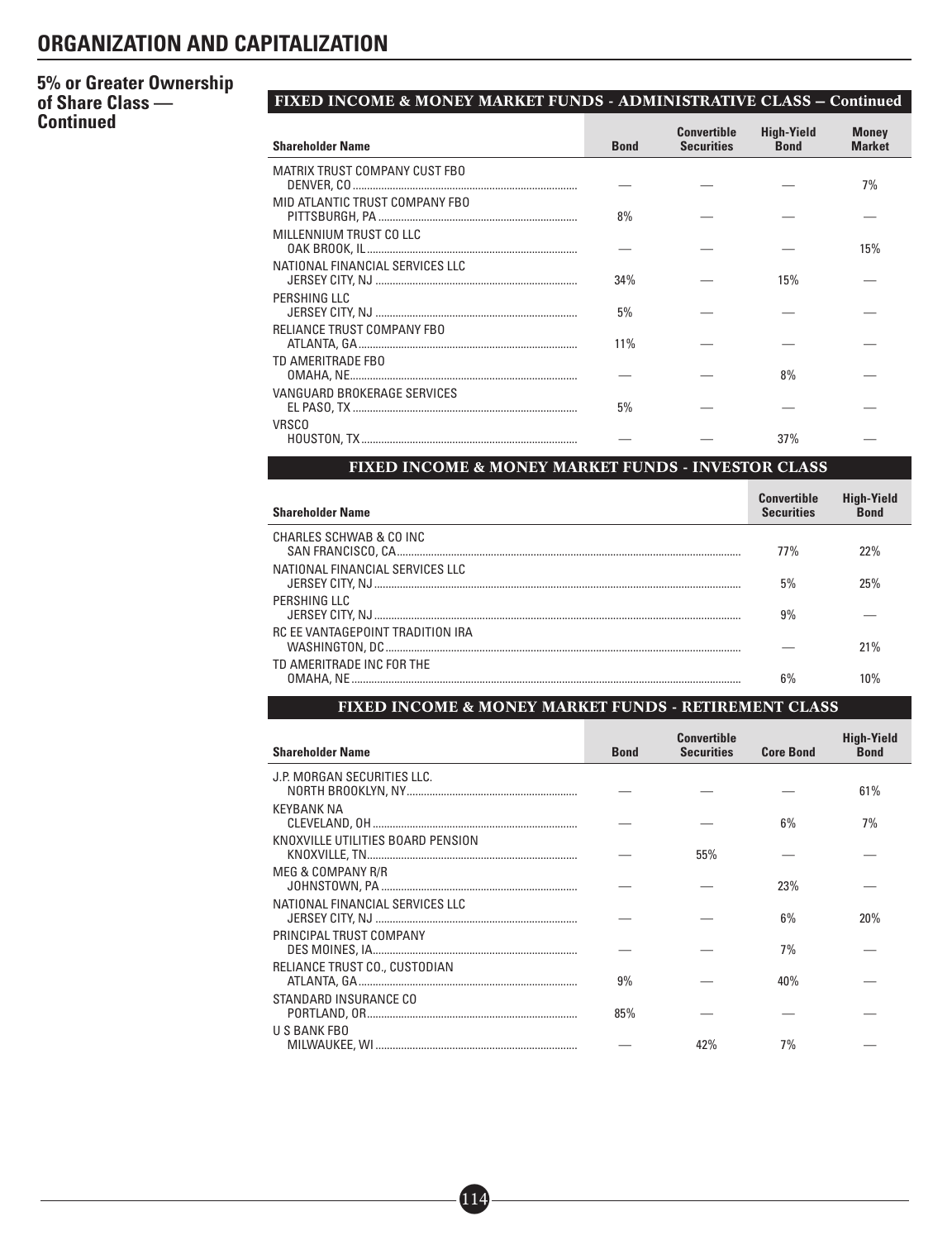# ORGANIZATION AND CAPITALIZATION

## 5% or Greater Ownership of Share Class — Continued

**FIXED INCOME & MONEY MARKET FUNDS - ADMINISTRATIVE CLASS – Continued**

| Shareholder Name | Bond | Convertible Securities | High-Yield Bond | Money Market |
|---|---|---|---|---|
| MATRIX TRUST COMPANY CUST FBO DENVER, CO | — | — | — | 7% |
| MID ATLANTIC TRUST COMPANY FBO PITTSBURGH, PA | 8% | — | — | — |
| MILLENNIUM TRUST CO LLC OAK BROOK, IL | — | — | — | 15% |
| NATIONAL FINANCIAL SERVICES LLC JERSEY CITY, NJ | 34% | — | 15% | — |
| PERSHING LLC JERSEY CITY, NJ | 5% | — | — | — |
| RELIANCE TRUST COMPANY FBO ATLANTA, GA | 11% | — | — | — |
| TD AMERITRADE FBO OMAHA, NE | — | — | 8% | — |
| VANGUARD BROKERAGE SERVICES EL PASO, TX | 5% | — | — | — |
| VRSCO HOUSTON, TX | — | — | 37% | — |

**FIXED INCOME & MONEY MARKET FUNDS - INVESTOR CLASS**

| Shareholder Name | Convertible Securities | High-Yield Bond |
|---|---|---|
| CHARLES SCHWAB & CO INC SAN FRANCISCO, CA | 77% | 22% |
| NATIONAL FINANCIAL SERVICES LLC JERSEY CITY, NJ | 5% | 25% |
| PERSHING LLC JERSEY CITY, NJ | 9% | — |
| RC EE VANTAGEPOINT TRADITION IRA WASHINGTON, DC | — | 21% |
| TD AMERITRADE INC FOR THE OMAHA, NE | 6% | 10% |

**FIXED INCOME & MONEY MARKET FUNDS - RETIREMENT CLASS**

| Shareholder Name | Bond | Convertible Securities | Core Bond | High-Yield Bond |
|---|---|---|---|---|
| J.P. MORGAN SECURITIES LLC. NORTH BROOKLYN, NY | — | — | — | 61% |
| KEYBANK NA CLEVELAND, OH | — | — | 6% | 7% |
| KNOXVILLE UTILITIES BOARD PENSION KNOXVILLE, TN | — | 55% | — | — |
| MEG & COMPANY R/R JOHNSTOWN, PA | — | — | 23% | — |
| NATIONAL FINANCIAL SERVICES LLC JERSEY CITY, NJ | — | — | 6% | 20% |
| PRINCIPAL TRUST COMPANY DES MOINES, IA | — | — | 7% | — |
| RELIANCE TRUST CO., CUSTODIAN ATLANTA, GA | 9% | — | 40% | — |
| STANDARD INSURANCE CO PORTLAND, OR | 85% | — | — | — |
| U S BANK FBO MILWAUKEE, WI | — | 42% | 7% | — |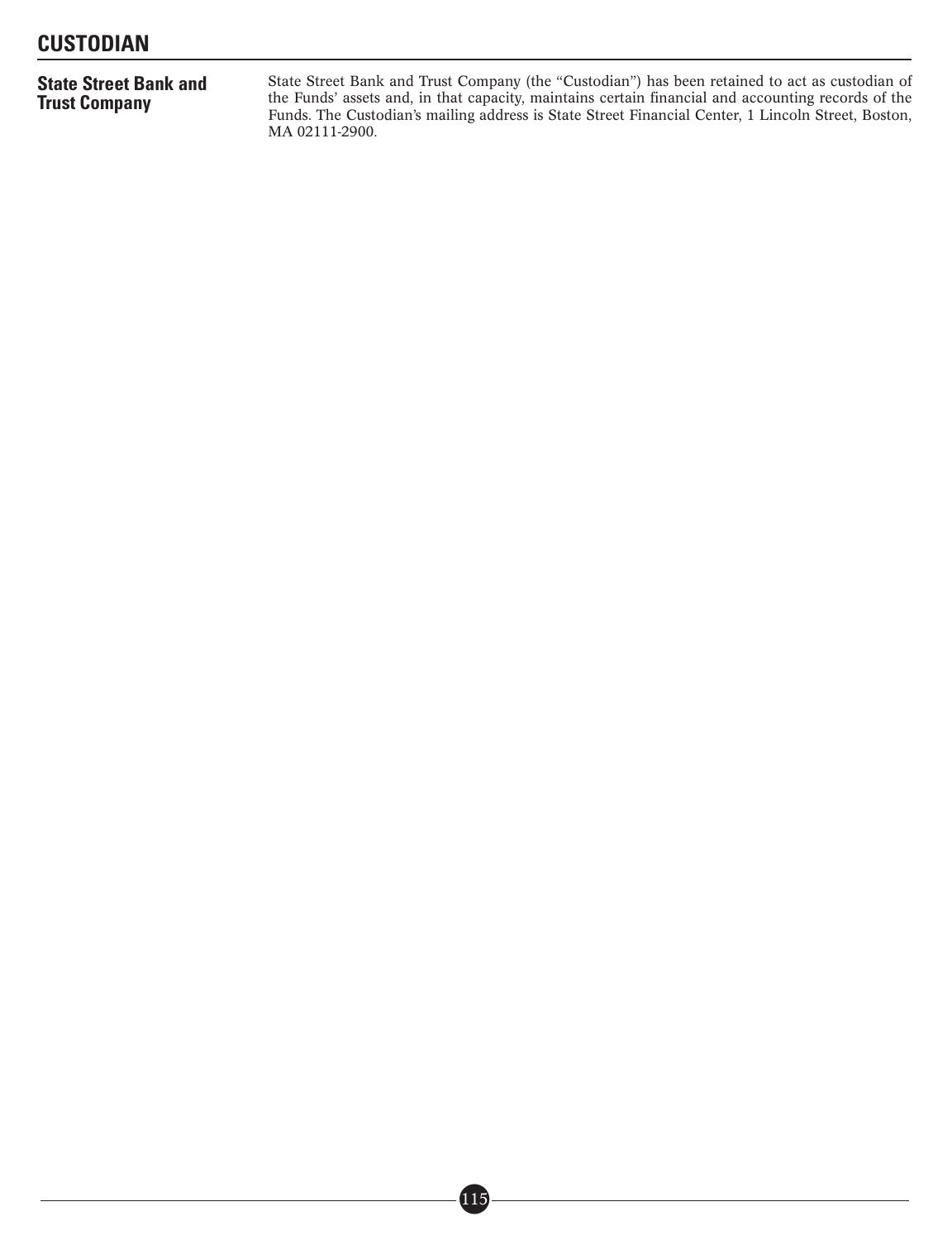# CUSTODIAN

**State Street Bank and Trust Company**

State Street Bank and Trust Company (the "Custodian") has been retained to act as custodian of the Funds' assets and, in that capacity, maintains certain financial and accounting records of the Funds. The Custodian's mailing address is State Street Financial Center, 1 Lincoln Street, Boston, MA 02111-2900.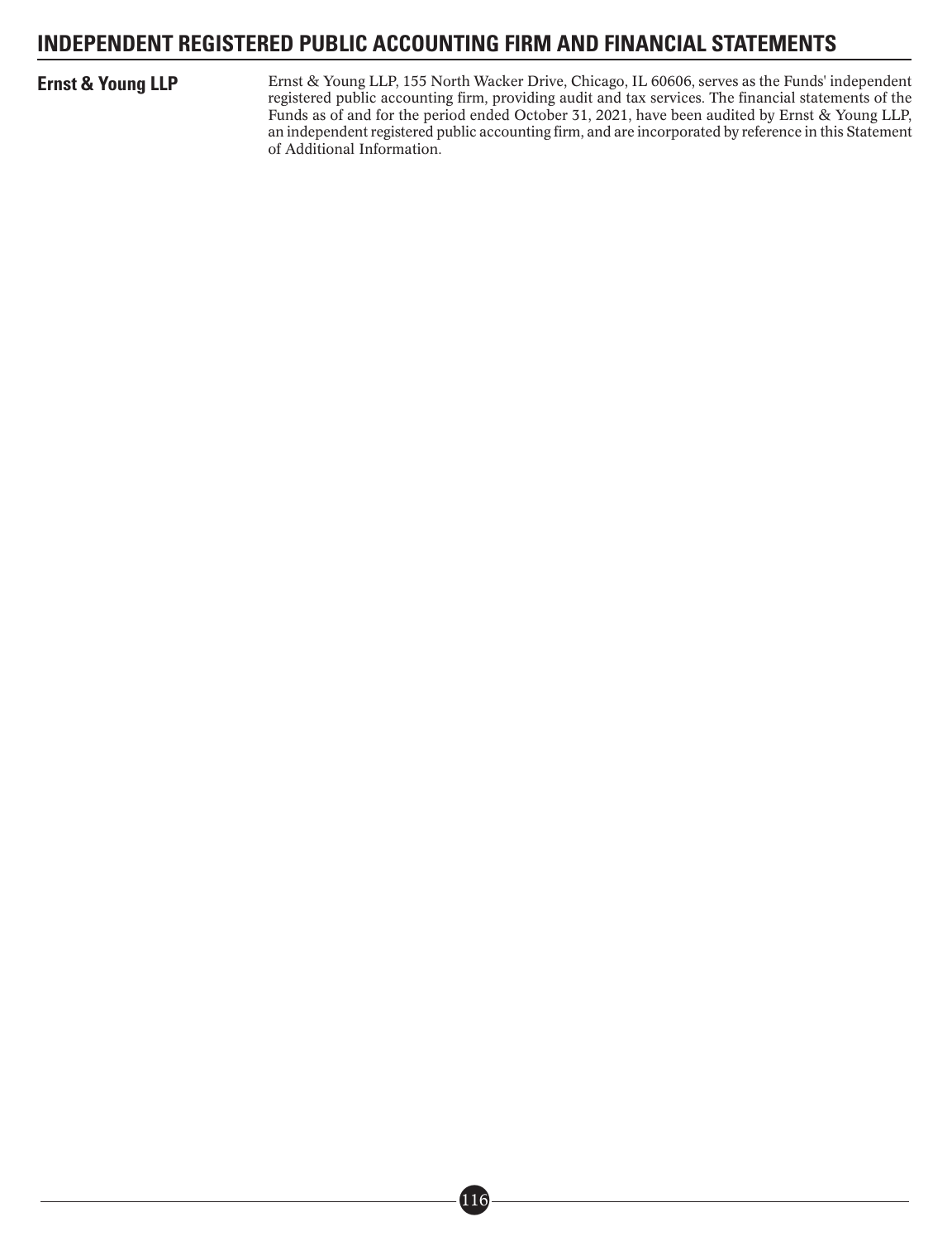# INDEPENDENT REGISTERED PUBLIC ACCOUNTING FIRM AND FINANCIAL STATEMENTS

**Ernst & Young LLP**

Ernst & Young LLP, 155 North Wacker Drive, Chicago, IL 60606, serves as the Funds' independent registered public accounting firm, providing audit and tax services. The financial statements of the Funds as of and for the period ended October 31, 2021, have been audited by Ernst & Young LLP, an independent registered public accounting firm, and are incorporated by reference in this Statement of Additional Information.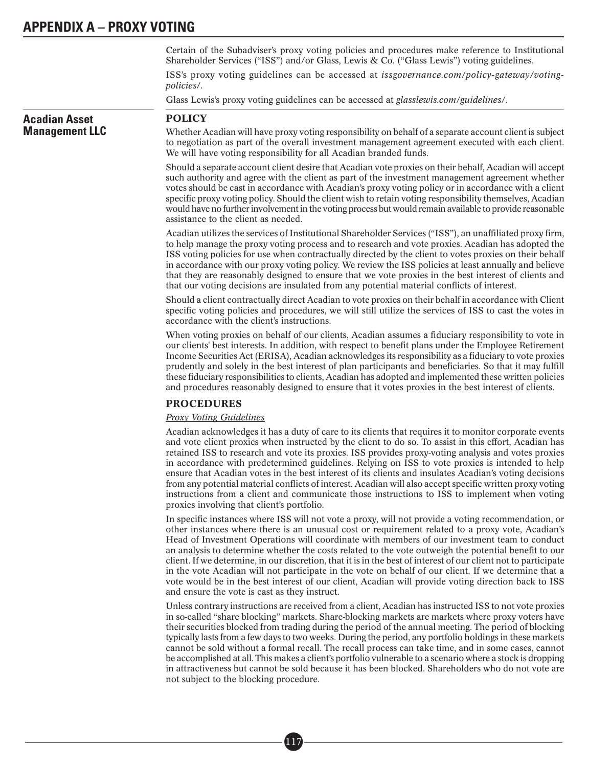# APPENDIX A – PROXY VOTING

Certain of the Subadviser's proxy voting policies and procedures make reference to Institutional Shareholder Services ("ISS") and/or Glass, Lewis & Co. ("Glass Lewis") voting guidelines.

ISS's proxy voting guidelines can be accessed at *issgovernance.com/policy-gateway/voting-policies/*.

Glass Lewis's proxy voting guidelines can be accessed at *glasslewis.com/guidelines/*.

## Acadian Asset Management LLC

### POLICY

Whether Acadian will have proxy voting responsibility on behalf of a separate account client is subject to negotiation as part of the overall investment management agreement executed with each client. We will have voting responsibility for all Acadian branded funds.

Should a separate account client desire that Acadian vote proxies on their behalf, Acadian will accept such authority and agree with the client as part of the investment management agreement whether votes should be cast in accordance with Acadian's proxy voting policy or in accordance with a client specific proxy voting policy. Should the client wish to retain voting responsibility themselves, Acadian would have no further involvement in the voting process but would remain available to provide reasonable assistance to the client as needed.

Acadian utilizes the services of Institutional Shareholder Services ("ISS"), an unaffiliated proxy firm, to help manage the proxy voting process and to research and vote proxies. Acadian has adopted the ISS voting policies for use when contractually directed by the client to votes proxies on their behalf in accordance with our proxy voting policy. We review the ISS policies at least annually and believe that they are reasonably designed to ensure that we vote proxies in the best interest of clients and that our voting decisions are insulated from any potential material conflicts of interest.

Should a client contractually direct Acadian to vote proxies on their behalf in accordance with Client specific voting policies and procedures, we will still utilize the services of ISS to cast the votes in accordance with the client's instructions.

When voting proxies on behalf of our clients, Acadian assumes a fiduciary responsibility to vote in our clients' best interests. In addition, with respect to benefit plans under the Employee Retirement Income Securities Act (ERISA), Acadian acknowledges its responsibility as a fiduciary to vote proxies prudently and solely in the best interest of plan participants and beneficiaries. So that it may fulfill these fiduciary responsibilities to clients, Acadian has adopted and implemented these written policies and procedures reasonably designed to ensure that it votes proxies in the best interest of clients.

### PROCEDURES

*Proxy Voting Guidelines*

Acadian acknowledges it has a duty of care to its clients that requires it to monitor corporate events and vote client proxies when instructed by the client to do so. To assist in this effort, Acadian has retained ISS to research and vote its proxies. ISS provides proxy-voting analysis and votes proxies in accordance with predetermined guidelines. Relying on ISS to vote proxies is intended to help ensure that Acadian votes in the best interest of its clients and insulates Acadian's voting decisions from any potential material conflicts of interest. Acadian will also accept specific written proxy voting instructions from a client and communicate those instructions to ISS to implement when voting proxies involving that client's portfolio.

In specific instances where ISS will not vote a proxy, will not provide a voting recommendation, or other instances where there is an unusual cost or requirement related to a proxy vote, Acadian's Head of Investment Operations will coordinate with members of our investment team to conduct an analysis to determine whether the costs related to the vote outweigh the potential benefit to our client. If we determine, in our discretion, that it is in the best of interest of our client not to participate in the vote Acadian will not participate in the vote on behalf of our client. If we determine that a vote would be in the best interest of our client, Acadian will provide voting direction back to ISS and ensure the vote is cast as they instruct.

Unless contrary instructions are received from a client, Acadian has instructed ISS to not vote proxies in so-called "share blocking" markets. Share-blocking markets are markets where proxy voters have their securities blocked from trading during the period of the annual meeting. The period of blocking typically lasts from a few days to two weeks. During the period, any portfolio holdings in these markets cannot be sold without a formal recall. The recall process can take time, and in some cases, cannot be accomplished at all. This makes a client's portfolio vulnerable to a scenario where a stock is dropping in attractiveness but cannot be sold because it has been blocked. Shareholders who do not vote are not subject to the blocking procedure.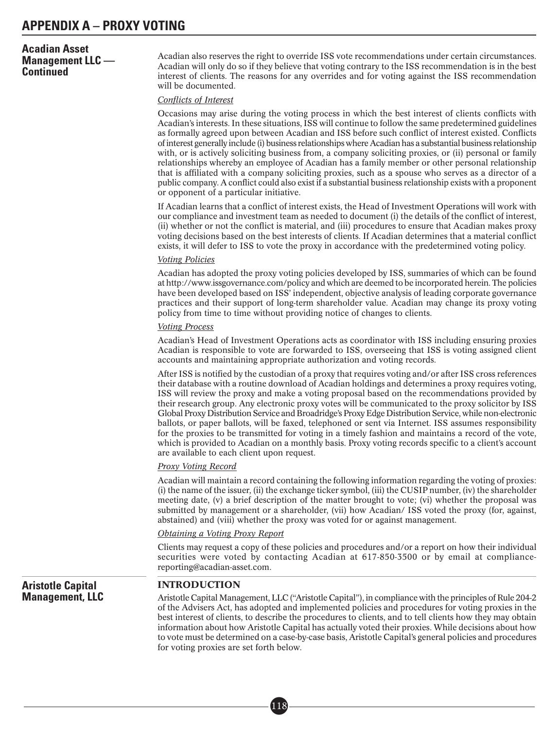## Acadian Asset Management LLC — Continued

Acadian also reserves the right to override ISS vote recommendations under certain circumstances. Acadian will only do so if they believe that voting contrary to the ISS recommendation is in the best interest of clients. The reasons for any overrides and for voting against the ISS recommendation will be documented.

*Conflicts of Interest*

Occasions may arise during the voting process in which the best interest of clients conflicts with Acadian's interests. In these situations, ISS will continue to follow the same predetermined guidelines as formally agreed upon between Acadian and ISS before such conflict of interest existed. Conflicts of interest generally include (i) business relationships where Acadian has a substantial business relationship with, or is actively soliciting business from, a company soliciting proxies, or (ii) personal or family relationships whereby an employee of Acadian has a family member or other personal relationship that is affiliated with a company soliciting proxies, such as a spouse who serves as a director of a public company. A conflict could also exist if a substantial business relationship exists with a proponent or opponent of a particular initiative.

If Acadian learns that a conflict of interest exists, the Head of Investment Operations will work with our compliance and investment team as needed to document (i) the details of the conflict of interest, (ii) whether or not the conflict is material, and (iii) procedures to ensure that Acadian makes proxy voting decisions based on the best interests of clients. If Acadian determines that a material conflict exists, it will defer to ISS to vote the proxy in accordance with the predetermined voting policy.

*Voting Policies*

Acadian has adopted the proxy voting policies developed by ISS, summaries of which can be found at http://www.issgovernance.com/policy and which are deemed to be incorporated herein. The policies have been developed based on ISS' independent, objective analysis of leading corporate governance practices and their support of long-term shareholder value. Acadian may change its proxy voting policy from time to time without providing notice of changes to clients.

*Voting Process*

Acadian's Head of Investment Operations acts as coordinator with ISS including ensuring proxies Acadian is responsible to vote are forwarded to ISS, overseeing that ISS is voting assigned client accounts and maintaining appropriate authorization and voting records.

After ISS is notified by the custodian of a proxy that requires voting and/or after ISS cross references their database with a routine download of Acadian holdings and determines a proxy requires voting, ISS will review the proxy and make a voting proposal based on the recommendations provided by their research group. Any electronic proxy votes will be communicated to the proxy solicitor by ISS Global Proxy Distribution Service and Broadridge's Proxy Edge Distribution Service, while non-electronic ballots, or paper ballots, will be faxed, telephoned or sent via Internet. ISS assumes responsibility for the proxies to be transmitted for voting in a timely fashion and maintains a record of the vote, which is provided to Acadian on a monthly basis. Proxy voting records specific to a client's account are available to each client upon request.

*Proxy Voting Record*

Acadian will maintain a record containing the following information regarding the voting of proxies: (i) the name of the issuer, (ii) the exchange ticker symbol, (iii) the CUSIP number, (iv) the shareholder meeting date, (v) a brief description of the matter brought to vote; (vi) whether the proposal was submitted by management or a shareholder, (vii) how Acadian/ ISS voted the proxy (for, against, abstained) and (viii) whether the proxy was voted for or against management.

*Obtaining a Voting Proxy Report*

Clients may request a copy of these policies and procedures and/or a report on how their individual securities were voted by contacting Acadian at 617-850-3500 or by email at compliance-reporting@acadian-asset.com.

## Aristotle Capital Management, LLC

### INTRODUCTION

Aristotle Capital Management, LLC ("Aristotle Capital"), in compliance with the principles of Rule 204-2 of the Advisers Act, has adopted and implemented policies and procedures for voting proxies in the best interest of clients, to describe the procedures to clients, and to tell clients how they may obtain information about how Aristotle Capital has actually voted their proxies. While decisions about how to vote must be determined on a case-by-case basis, Aristotle Capital's general policies and procedures for voting proxies are set forth below.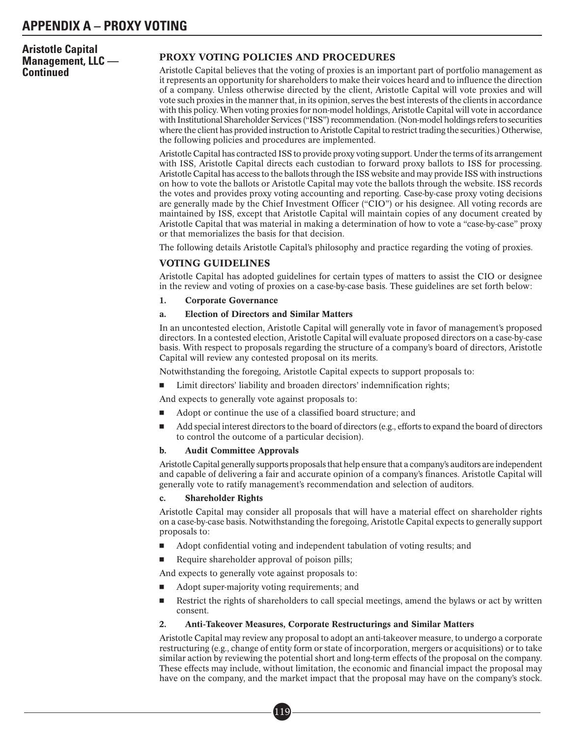# APPENDIX A – PROXY VOTING

## Aristotle Capital Management, LLC — Continued

### PROXY VOTING POLICIES AND PROCEDURES

Aristotle Capital believes that the voting of proxies is an important part of portfolio management as it represents an opportunity for shareholders to make their voices heard and to influence the direction of a company. Unless otherwise directed by the client, Aristotle Capital will vote proxies and will vote such proxies in the manner that, in its opinion, serves the best interests of the clients in accordance with this policy. When voting proxies for non-model holdings, Aristotle Capital will vote in accordance with Institutional Shareholder Services ("ISS") recommendation. (Non-model holdings refers to securities where the client has provided instruction to Aristotle Capital to restrict trading the securities.) Otherwise, the following policies and procedures are implemented.

Aristotle Capital has contracted ISS to provide proxy voting support. Under the terms of its arrangement with ISS, Aristotle Capital directs each custodian to forward proxy ballots to ISS for processing. Aristotle Capital has access to the ballots through the ISS website and may provide ISS with instructions on how to vote the ballots or Aristotle Capital may vote the ballots through the website. ISS records the votes and provides proxy voting accounting and reporting. Case-by-case proxy voting decisions are generally made by the Chief Investment Officer ("CIO") or his designee. All voting records are maintained by ISS, except that Aristotle Capital will maintain copies of any document created by Aristotle Capital that was material in making a determination of how to vote a "case-by-case" proxy or that memorializes the basis for that decision.

The following details Aristotle Capital's philosophy and practice regarding the voting of proxies.

### VOTING GUIDELINES

Aristotle Capital has adopted guidelines for certain types of matters to assist the CIO or designee in the review and voting of proxies on a case-by-case basis. These guidelines are set forth below:

**1. Corporate Governance**

**a. Election of Directors and Similar Matters**

In an uncontested election, Aristotle Capital will generally vote in favor of management's proposed directors. In a contested election, Aristotle Capital will evaluate proposed directors on a case-by-case basis. With respect to proposals regarding the structure of a company's board of directors, Aristotle Capital will review any contested proposal on its merits.

Notwithstanding the foregoing, Aristotle Capital expects to support proposals to:

- Limit directors' liability and broaden directors' indemnification rights;

And expects to generally vote against proposals to:

- Adopt or continue the use of a classified board structure; and
- Add special interest directors to the board of directors (e.g., efforts to expand the board of directors to control the outcome of a particular decision).

**b. Audit Committee Approvals**

Aristotle Capital generally supports proposals that help ensure that a company's auditors are independent and capable of delivering a fair and accurate opinion of a company's finances. Aristotle Capital will generally vote to ratify management's recommendation and selection of auditors.

**c. Shareholder Rights**

Aristotle Capital may consider all proposals that will have a material effect on shareholder rights on a case-by-case basis. Notwithstanding the foregoing, Aristotle Capital expects to generally support proposals to:

- Adopt confidential voting and independent tabulation of voting results; and
- Require shareholder approval of poison pills;

And expects to generally vote against proposals to:

- Adopt super-majority voting requirements; and
- Restrict the rights of shareholders to call special meetings, amend the bylaws or act by written consent.

**2. Anti-Takeover Measures, Corporate Restructurings and Similar Matters**

Aristotle Capital may review any proposal to adopt an anti-takeover measure, to undergo a corporate restructuring (e.g., change of entity form or state of incorporation, mergers or acquisitions) or to take similar action by reviewing the potential short and long-term effects of the proposal on the company. These effects may include, without limitation, the economic and financial impact the proposal may have on the company, and the market impact that the proposal may have on the company's stock.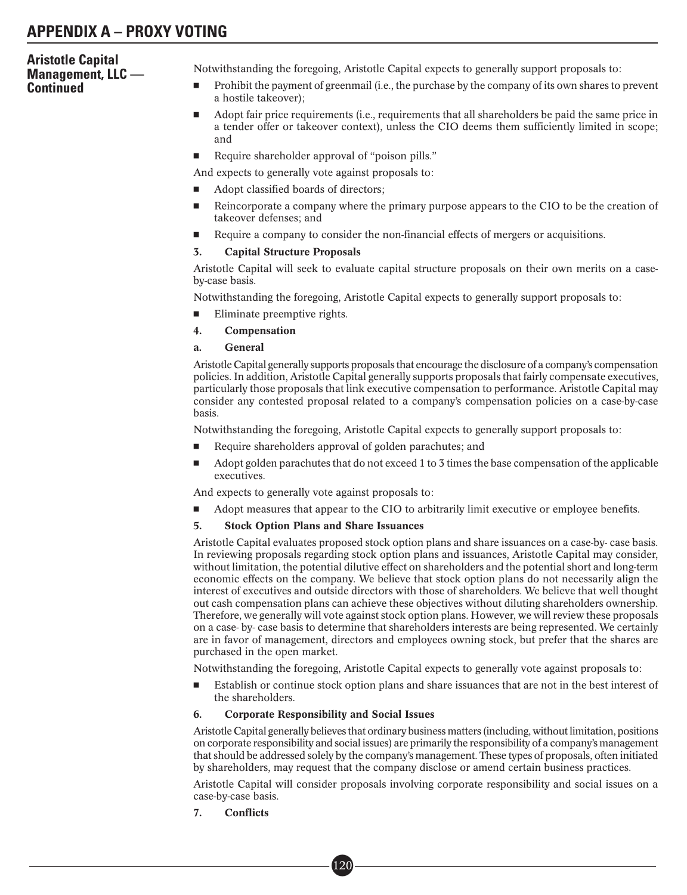**Aristotle Capital Management, LLC — Continued**

Notwithstanding the foregoing, Aristotle Capital expects to generally support proposals to:

- Prohibit the payment of greenmail (i.e., the purchase by the company of its own shares to prevent a hostile takeover);
- Adopt fair price requirements (i.e., requirements that all shareholders be paid the same price in a tender offer or takeover context), unless the CIO deems them sufficiently limited in scope; and
- Require shareholder approval of "poison pills."

And expects to generally vote against proposals to:

- Adopt classified boards of directors;
- Reincorporate a company where the primary purpose appears to the CIO to be the creation of takeover defenses; and
- Require a company to consider the non-financial effects of mergers or acquisitions.

**3. Capital Structure Proposals**

Aristotle Capital will seek to evaluate capital structure proposals on their own merits on a case-by-case basis.

Notwithstanding the foregoing, Aristotle Capital expects to generally support proposals to:

- Eliminate preemptive rights.

**4. Compensation**

**a. General**

Aristotle Capital generally supports proposals that encourage the disclosure of a company's compensation policies. In addition, Aristotle Capital generally supports proposals that fairly compensate executives, particularly those proposals that link executive compensation to performance. Aristotle Capital may consider any contested proposal related to a company's compensation policies on a case-by-case basis.

Notwithstanding the foregoing, Aristotle Capital expects to generally support proposals to:

- Require shareholders approval of golden parachutes; and
- Adopt golden parachutes that do not exceed 1 to 3 times the base compensation of the applicable executives.

And expects to generally vote against proposals to:

- Adopt measures that appear to the CIO to arbitrarily limit executive or employee benefits.

**5. Stock Option Plans and Share Issuances**

Aristotle Capital evaluates proposed stock option plans and share issuances on a case-by- case basis. In reviewing proposals regarding stock option plans and issuances, Aristotle Capital may consider, without limitation, the potential dilutive effect on shareholders and the potential short and long-term economic effects on the company. We believe that stock option plans do not necessarily align the interest of executives and outside directors with those of shareholders. We believe that well thought out cash compensation plans can achieve these objectives without diluting shareholders ownership. Therefore, we generally will vote against stock option plans. However, we will review these proposals on a case- by- case basis to determine that shareholders interests are being represented. We certainly are in favor of management, directors and employees owning stock, but prefer that the shares are purchased in the open market.

Notwithstanding the foregoing, Aristotle Capital expects to generally vote against proposals to:

- Establish or continue stock option plans and share issuances that are not in the best interest of the shareholders.

**6. Corporate Responsibility and Social Issues**

Aristotle Capital generally believes that ordinary business matters (including, without limitation, positions on corporate responsibility and social issues) are primarily the responsibility of a company's management that should be addressed solely by the company's management. These types of proposals, often initiated by shareholders, may request that the company disclose or amend certain business practices.

Aristotle Capital will consider proposals involving corporate responsibility and social issues on a case-by-case basis.

**7. Conflicts**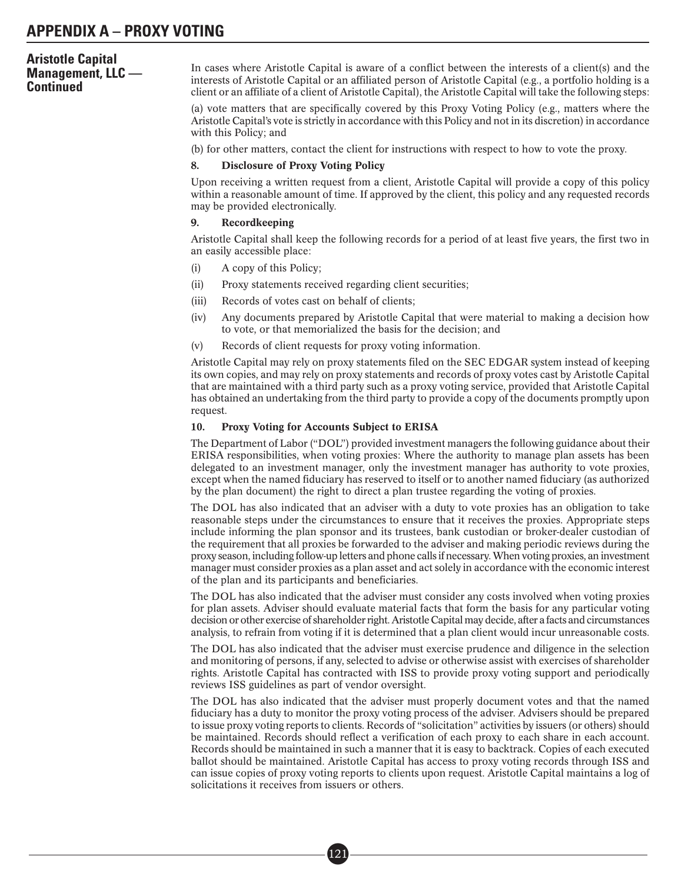# APPENDIX A – PROXY VOTING

## Aristotle Capital Management, LLC — Continued

In cases where Aristotle Capital is aware of a conflict between the interests of a client(s) and the interests of Aristotle Capital or an affiliated person of Aristotle Capital (e.g., a portfolio holding is a client or an affiliate of a client of Aristotle Capital), the Aristotle Capital will take the following steps:

(a) vote matters that are specifically covered by this Proxy Voting Policy (e.g., matters where the Aristotle Capital's vote is strictly in accordance with this Policy and not in its discretion) in accordance with this Policy; and

(b) for other matters, contact the client for instructions with respect to how to vote the proxy.

**8. Disclosure of Proxy Voting Policy**

Upon receiving a written request from a client, Aristotle Capital will provide a copy of this policy within a reasonable amount of time. If approved by the client, this policy and any requested records may be provided electronically.

**9. Recordkeeping**

Aristotle Capital shall keep the following records for a period of at least five years, the first two in an easily accessible place:

(i) A copy of this Policy;

(ii) Proxy statements received regarding client securities;

(iii) Records of votes cast on behalf of clients;

(iv) Any documents prepared by Aristotle Capital that were material to making a decision how to vote, or that memorialized the basis for the decision; and

(v) Records of client requests for proxy voting information.

Aristotle Capital may rely on proxy statements filed on the SEC EDGAR system instead of keeping its own copies, and may rely on proxy statements and records of proxy votes cast by Aristotle Capital that are maintained with a third party such as a proxy voting service, provided that Aristotle Capital has obtained an undertaking from the third party to provide a copy of the documents promptly upon request.

**10. Proxy Voting for Accounts Subject to ERISA**

The Department of Labor ("DOL") provided investment managers the following guidance about their ERISA responsibilities, when voting proxies: Where the authority to manage plan assets has been delegated to an investment manager, only the investment manager has authority to vote proxies, except when the named fiduciary has reserved to itself or to another named fiduciary (as authorized by the plan document) the right to direct a plan trustee regarding the voting of proxies.

The DOL has also indicated that an adviser with a duty to vote proxies has an obligation to take reasonable steps under the circumstances to ensure that it receives the proxies. Appropriate steps include informing the plan sponsor and its trustees, bank custodian or broker-dealer custodian of the requirement that all proxies be forwarded to the adviser and making periodic reviews during the proxy season, including follow-up letters and phone calls if necessary. When voting proxies, an investment manager must consider proxies as a plan asset and act solely in accordance with the economic interest of the plan and its participants and beneficiaries.

The DOL has also indicated that the adviser must consider any costs involved when voting proxies for plan assets. Adviser should evaluate material facts that form the basis for any particular voting decision or other exercise of shareholder right. Aristotle Capital may decide, after a facts and circumstances analysis, to refrain from voting if it is determined that a plan client would incur unreasonable costs.

The DOL has also indicated that the adviser must exercise prudence and diligence in the selection and monitoring of persons, if any, selected to advise or otherwise assist with exercises of shareholder rights. Aristotle Capital has contracted with ISS to provide proxy voting support and periodically reviews ISS guidelines as part of vendor oversight.

The DOL has also indicated that the adviser must properly document votes and that the named fiduciary has a duty to monitor the proxy voting process of the adviser. Advisers should be prepared to issue proxy voting reports to clients. Records of "solicitation" activities by issuers (or others) should be maintained. Records should reflect a verification of each proxy to each share in each account. Records should be maintained in such a manner that it is easy to backtrack. Copies of each executed ballot should be maintained. Aristotle Capital has access to proxy voting records through ISS and can issue copies of proxy voting reports to clients upon request. Aristotle Capital maintains a log of solicitations it receives from issuers or others.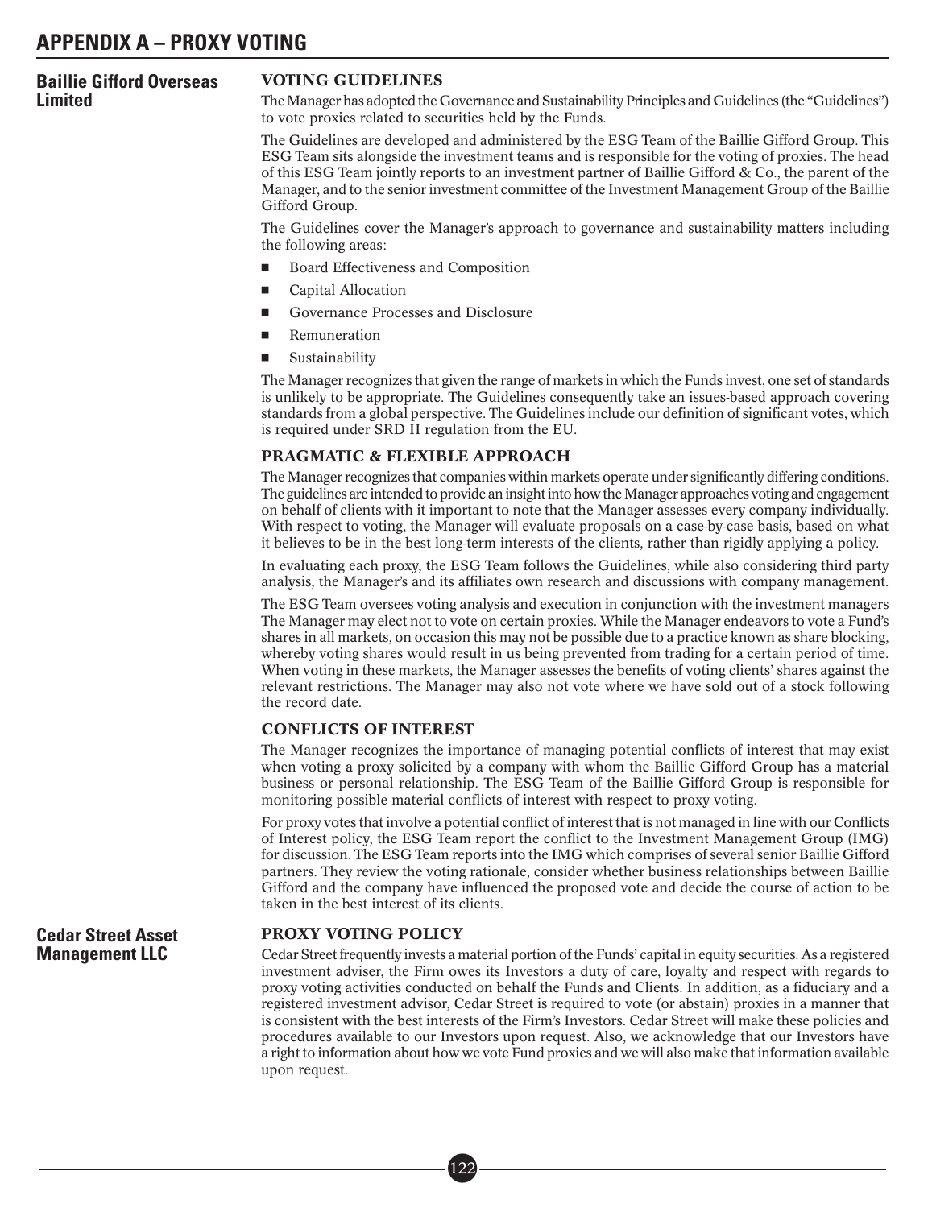# APPENDIX A – PROXY VOTING

## Baillie Gifford Overseas Limited

### VOTING GUIDELINES

The Manager has adopted the Governance and Sustainability Principles and Guidelines (the "Guidelines") to vote proxies related to securities held by the Funds.

The Guidelines are developed and administered by the ESG Team of the Baillie Gifford Group. This ESG Team sits alongside the investment teams and is responsible for the voting of proxies. The head of this ESG Team jointly reports to an investment partner of Baillie Gifford & Co., the parent of the Manager, and to the senior investment committee of the Investment Management Group of the Baillie Gifford Group.

The Guidelines cover the Manager's approach to governance and sustainability matters including the following areas:

- Board Effectiveness and Composition
- Capital Allocation
- Governance Processes and Disclosure
- Remuneration
- Sustainability

The Manager recognizes that given the range of markets in which the Funds invest, one set of standards is unlikely to be appropriate. The Guidelines consequently take an issues-based approach covering standards from a global perspective. The Guidelines include our definition of significant votes, which is required under SRD II regulation from the EU.

### PRAGMATIC & FLEXIBLE APPROACH

The Manager recognizes that companies within markets operate under significantly differing conditions. The guidelines are intended to provide an insight into how the Manager approaches voting and engagement on behalf of clients with it important to note that the Manager assesses every company individually. With respect to voting, the Manager will evaluate proposals on a case-by-case basis, based on what it believes to be in the best long-term interests of the clients, rather than rigidly applying a policy.

In evaluating each proxy, the ESG Team follows the Guidelines, while also considering third party analysis, the Manager's and its affiliates own research and discussions with company management.

The ESG Team oversees voting analysis and execution in conjunction with the investment managers The Manager may elect not to vote on certain proxies. While the Manager endeavors to vote a Fund's shares in all markets, on occasion this may not be possible due to a practice known as share blocking, whereby voting shares would result in us being prevented from trading for a certain period of time. When voting in these markets, the Manager assesses the benefits of voting clients' shares against the relevant restrictions. The Manager may also not vote where we have sold out of a stock following the record date.

### CONFLICTS OF INTEREST

The Manager recognizes the importance of managing potential conflicts of interest that may exist when voting a proxy solicited by a company with whom the Baillie Gifford Group has a material business or personal relationship. The ESG Team of the Baillie Gifford Group is responsible for monitoring possible material conflicts of interest with respect to proxy voting.

For proxy votes that involve a potential conflict of interest that is not managed in line with our Conflicts of Interest policy, the ESG Team report the conflict to the Investment Management Group (IMG) for discussion. The ESG Team reports into the IMG which comprises of several senior Baillie Gifford partners. They review the voting rationale, consider whether business relationships between Baillie Gifford and the company have influenced the proposed vote and decide the course of action to be taken in the best interest of its clients.

## Cedar Street Asset Management LLC

### PROXY VOTING POLICY

Cedar Street frequently invests a material portion of the Funds' capital in equity securities. As a registered investment adviser, the Firm owes its Investors a duty of care, loyalty and respect with regards to proxy voting activities conducted on behalf the Funds and Clients. In addition, as a fiduciary and a registered investment advisor, Cedar Street is required to vote (or abstain) proxies in a manner that is consistent with the best interests of the Firm's Investors. Cedar Street will make these policies and procedures available to our Investors upon request. Also, we acknowledge that our Investors have a right to information about how we vote Fund proxies and we will also make that information available upon request.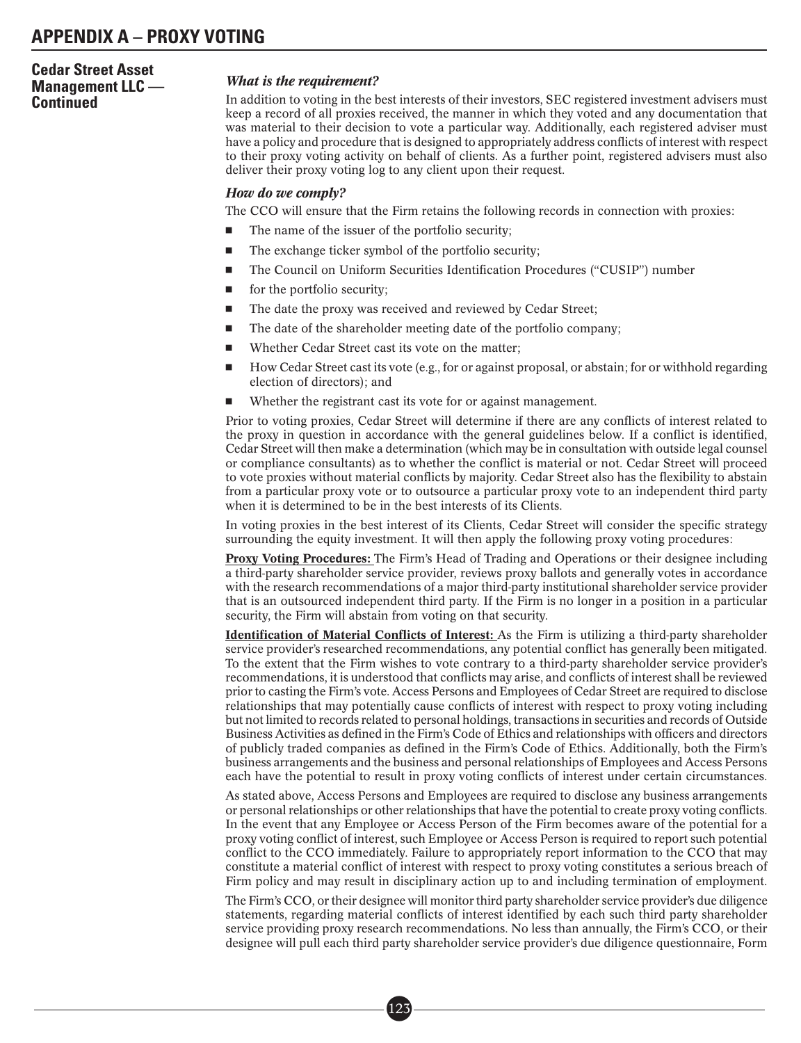## APPENDIX A – PROXY VOTING

**Cedar Street Asset Management LLC — Continued**

### *What is the requirement?*

In addition to voting in the best interests of their investors, SEC registered investment advisers must keep a record of all proxies received, the manner in which they voted and any documentation that was material to their decision to vote a particular way. Additionally, each registered adviser must have a policy and procedure that is designed to appropriately address conflicts of interest with respect to their proxy voting activity on behalf of clients. As a further point, registered advisers must also deliver their proxy voting log to any client upon their request.

### *How do we comply?*

The CCO will ensure that the Firm retains the following records in connection with proxies:

- The name of the issuer of the portfolio security;
- The exchange ticker symbol of the portfolio security;
- The Council on Uniform Securities Identification Procedures ("CUSIP") number
- for the portfolio security;
- The date the proxy was received and reviewed by Cedar Street;
- The date of the shareholder meeting date of the portfolio company;
- Whether Cedar Street cast its vote on the matter;
- How Cedar Street cast its vote (e.g., for or against proposal, or abstain; for or withhold regarding election of directors); and
- Whether the registrant cast its vote for or against management.

Prior to voting proxies, Cedar Street will determine if there are any conflicts of interest related to the proxy in question in accordance with the general guidelines below. If a conflict is identified, Cedar Street will then make a determination (which may be in consultation with outside legal counsel or compliance consultants) as to whether the conflict is material or not. Cedar Street will proceed to vote proxies without material conflicts by majority. Cedar Street also has the flexibility to abstain from a particular proxy vote or to outsource a particular proxy vote to an independent third party when it is determined to be in the best interests of its Clients.

In voting proxies in the best interest of its Clients, Cedar Street will consider the specific strategy surrounding the equity investment. It will then apply the following proxy voting procedures:

**Proxy Voting Procedures:** The Firm's Head of Trading and Operations or their designee including a third-party shareholder service provider, reviews proxy ballots and generally votes in accordance with the research recommendations of a major third-party institutional shareholder service provider that is an outsourced independent third party. If the Firm is no longer in a position in a particular security, the Firm will abstain from voting on that security.

**Identification of Material Conflicts of Interest:** As the Firm is utilizing a third-party shareholder service provider's researched recommendations, any potential conflict has generally been mitigated. To the extent that the Firm wishes to vote contrary to a third-party shareholder service provider's recommendations, it is understood that conflicts may arise, and conflicts of interest shall be reviewed prior to casting the Firm's vote. Access Persons and Employees of Cedar Street are required to disclose relationships that may potentially cause conflicts of interest with respect to proxy voting including but not limited to records related to personal holdings, transactions in securities and records of Outside Business Activities as defined in the Firm's Code of Ethics and relationships with officers and directors of publicly traded companies as defined in the Firm's Code of Ethics. Additionally, both the Firm's business arrangements and the business and personal relationships of Employees and Access Persons each have the potential to result in proxy voting conflicts of interest under certain circumstances.

As stated above, Access Persons and Employees are required to disclose any business arrangements or personal relationships or other relationships that have the potential to create proxy voting conflicts. In the event that any Employee or Access Person of the Firm becomes aware of the potential for a proxy voting conflict of interest, such Employee or Access Person is required to report such potential conflict to the CCO immediately. Failure to appropriately report information to the CCO that may constitute a material conflict of interest with respect to proxy voting constitutes a serious breach of Firm policy and may result in disciplinary action up to and including termination of employment.

The Firm's CCO, or their designee will monitor third party shareholder service provider's due diligence statements, regarding material conflicts of interest identified by each such third party shareholder service providing proxy research recommendations. No less than annually, the Firm's CCO, or their designee will pull each third party shareholder service provider's due diligence questionnaire, Form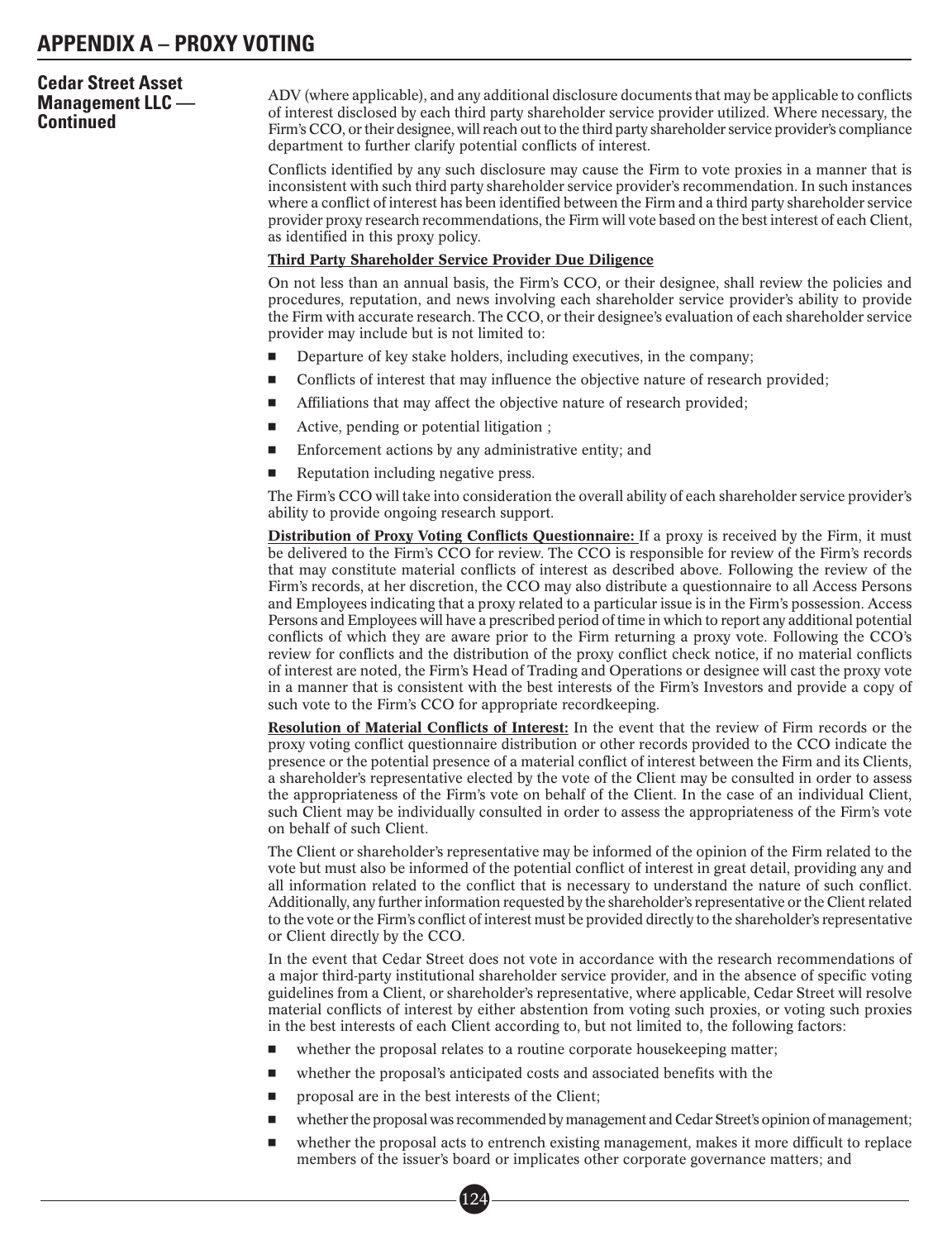## APPENDIX A – PROXY VOTING

### Cedar Street Asset Management LLC — Continued

ADV (where applicable), and any additional disclosure documents that may be applicable to conflicts of interest disclosed by each third party shareholder service provider utilized. Where necessary, the Firm's CCO, or their designee, will reach out to the third party shareholder service provider's compliance department to further clarify potential conflicts of interest.

Conflicts identified by any such disclosure may cause the Firm to vote proxies in a manner that is inconsistent with such third party shareholder service provider's recommendation. In such instances where a conflict of interest has been identified between the Firm and a third party shareholder service provider proxy research recommendations, the Firm will vote based on the best interest of each Client, as identified in this proxy policy.

**Third Party Shareholder Service Provider Due Diligence**

On not less than an annual basis, the Firm's CCO, or their designee, shall review the policies and procedures, reputation, and news involving each shareholder service provider's ability to provide the Firm with accurate research. The CCO, or their designee's evaluation of each shareholder service provider may include but is not limited to:

- Departure of key stake holders, including executives, in the company;
- Conflicts of interest that may influence the objective nature of research provided;
- Affiliations that may affect the objective nature of research provided;
- Active, pending or potential litigation ;
- Enforcement actions by any administrative entity; and
- Reputation including negative press.

The Firm's CCO will take into consideration the overall ability of each shareholder service provider's ability to provide ongoing research support.

**Distribution of Proxy Voting Conflicts Questionnaire:** If a proxy is received by the Firm, it must be delivered to the Firm's CCO for review. The CCO is responsible for review of the Firm's records that may constitute material conflicts of interest as described above. Following the review of the Firm's records, at her discretion, the CCO may also distribute a questionnaire to all Access Persons and Employees indicating that a proxy related to a particular issue is in the Firm's possession. Access Persons and Employees will have a prescribed period of time in which to report any additional potential conflicts of which they are aware prior to the Firm returning a proxy vote. Following the CCO's review for conflicts and the distribution of the proxy conflict check notice, if no material conflicts of interest are noted, the Firm's Head of Trading and Operations or designee will cast the proxy vote in a manner that is consistent with the best interests of the Firm's Investors and provide a copy of such vote to the Firm's CCO for appropriate recordkeeping.

**Resolution of Material Conflicts of Interest:** In the event that the review of Firm records or the proxy voting conflict questionnaire distribution or other records provided to the CCO indicate the presence or the potential presence of a material conflict of interest between the Firm and its Clients, a shareholder's representative elected by the vote of the Client may be consulted in order to assess the appropriateness of the Firm's vote on behalf of the Client. In the case of an individual Client, such Client may be individually consulted in order to assess the appropriateness of the Firm's vote on behalf of such Client.

The Client or shareholder's representative may be informed of the opinion of the Firm related to the vote but must also be informed of the potential conflict of interest in great detail, providing any and all information related to the conflict that is necessary to understand the nature of such conflict. Additionally, any further information requested by the shareholder's representative or the Client related to the vote or the Firm's conflict of interest must be provided directly to the shareholder's representative or Client directly by the CCO.

In the event that Cedar Street does not vote in accordance with the research recommendations of a major third-party institutional shareholder service provider, and in the absence of specific voting guidelines from a Client, or shareholder's representative, where applicable, Cedar Street will resolve material conflicts of interest by either abstention from voting such proxies, or voting such proxies in the best interests of each Client according to, but not limited to, the following factors:

- whether the proposal relates to a routine corporate housekeeping matter;
- whether the proposal's anticipated costs and associated benefits with the
- proposal are in the best interests of the Client;
- whether the proposal was recommended by management and Cedar Street's opinion of management;
- whether the proposal acts to entrench existing management, makes it more difficult to replace members of the issuer's board or implicates other corporate governance matters; and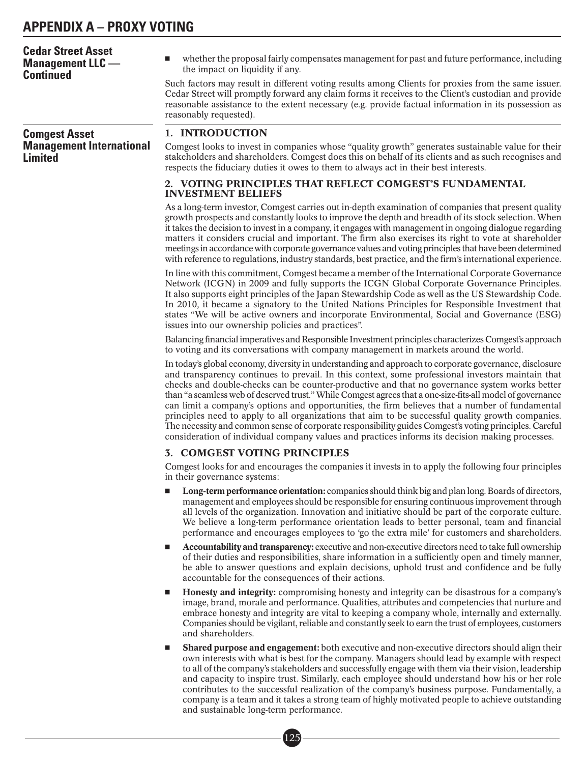## Cedar Street Asset Management LLC — Continued

- whether the proposal fairly compensates management for past and future performance, including the impact on liquidity if any.

Such factors may result in different voting results among Clients for proxies from the same issuer. Cedar Street will promptly forward any claim forms it receives to the Client's custodian and provide reasonable assistance to the extent necessary (e.g. provide factual information in its possession as reasonably requested).

## Comgest Asset Management International Limited

### 1. INTRODUCTION

Comgest looks to invest in companies whose "quality growth" generates sustainable value for their stakeholders and shareholders. Comgest does this on behalf of its clients and as such recognises and respects the fiduciary duties it owes to them to always act in their best interests.

### 2. VOTING PRINCIPLES THAT REFLECT COMGEST'S FUNDAMENTAL INVESTMENT BELIEFS

As a long-term investor, Comgest carries out in-depth examination of companies that present quality growth prospects and constantly looks to improve the depth and breadth of its stock selection. When it takes the decision to invest in a company, it engages with management in ongoing dialogue regarding matters it considers crucial and important. The firm also exercises its right to vote at shareholder meetings in accordance with corporate governance values and voting principles that have been determined with reference to regulations, industry standards, best practice, and the firm's international experience.

In line with this commitment, Comgest became a member of the International Corporate Governance Network (ICGN) in 2009 and fully supports the ICGN Global Corporate Governance Principles. It also supports eight principles of the Japan Stewardship Code as well as the US Stewardship Code. In 2010, it became a signatory to the United Nations Principles for Responsible Investment that states "We will be active owners and incorporate Environmental, Social and Governance (ESG) issues into our ownership policies and practices".

Balancing financial imperatives and Responsible Investment principles characterizes Comgest's approach to voting and its conversations with company management in markets around the world.

In today's global economy, diversity in understanding and approach to corporate governance, disclosure and transparency continues to prevail. In this context, some professional investors maintain that checks and double-checks can be counter-productive and that no governance system works better than "a seamless web of deserved trust." While Comgest agrees that a one-size-fits-all model of governance can limit a company's options and opportunities, the firm believes that a number of fundamental principles need to apply to all organizations that aim to be successful quality growth companies. The necessity and common sense of corporate responsibility guides Comgest's voting principles. Careful consideration of individual company values and practices informs its decision making processes.

### 3. COMGEST VOTING PRINCIPLES

Comgest looks for and encourages the companies it invests in to apply the following four principles in their governance systems:

- **Long-term performance orientation:** companies should think big and plan long. Boards of directors, management and employees should be responsible for ensuring continuous improvement through all levels of the organization. Innovation and initiative should be part of the corporate culture. We believe a long-term performance orientation leads to better personal, team and financial performance and encourages employees to 'go the extra mile' for customers and shareholders.
- **Accountability and transparency:** executive and non-executive directors need to take full ownership of their duties and responsibilities, share information in a sufficiently open and timely manner, be able to answer questions and explain decisions, uphold trust and confidence and be fully accountable for the consequences of their actions.
- **Honesty and integrity:** compromising honesty and integrity can be disastrous for a company's image, brand, morale and performance. Qualities, attributes and competencies that nurture and embrace honesty and integrity are vital to keeping a company whole, internally and externally. Companies should be vigilant, reliable and constantly seek to earn the trust of employees, customers and shareholders.
- **Shared purpose and engagement:** both executive and non-executive directors should align their own interests with what is best for the company. Managers should lead by example with respect to all of the company's stakeholders and successfully engage with them via their vision, leadership and capacity to inspire trust. Similarly, each employee should understand how his or her role contributes to the successful realization of the company's business purpose. Fundamentally, a company is a team and it takes a strong team of highly motivated people to achieve outstanding and sustainable long-term performance.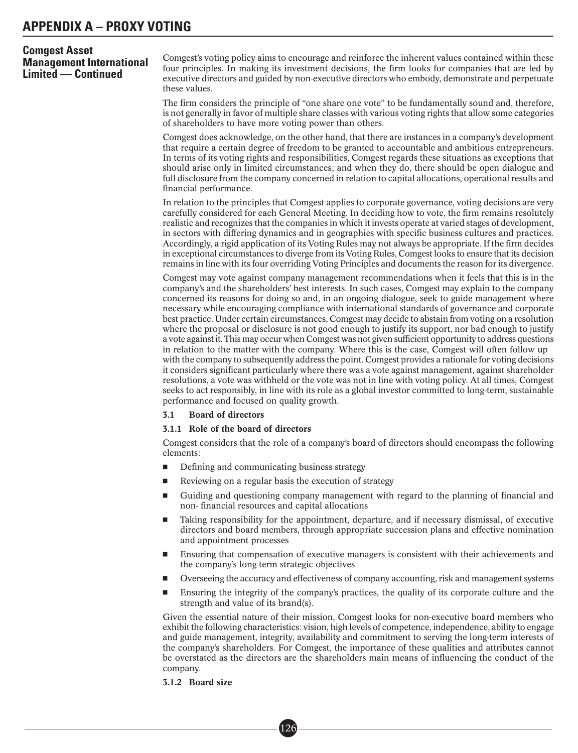**Comgest Asset Management International Limited — Continued**

Comgest's voting policy aims to encourage and reinforce the inherent values contained within these four principles. In making its investment decisions, the firm looks for companies that are led by executive directors and guided by non-executive directors who embody, demonstrate and perpetuate these values.

The firm considers the principle of "one share one vote" to be fundamentally sound and, therefore, is not generally in favor of multiple share classes with various voting rights that allow some categories of shareholders to have more voting power than others.

Comgest does acknowledge, on the other hand, that there are instances in a company's development that require a certain degree of freedom to be granted to accountable and ambitious entrepreneurs. In terms of its voting rights and responsibilities, Comgest regards these situations as exceptions that should arise only in limited circumstances; and when they do, there should be open dialogue and full disclosure from the company concerned in relation to capital allocations, operational results and financial performance.

In relation to the principles that Comgest applies to corporate governance, voting decisions are very carefully considered for each General Meeting. In deciding how to vote, the firm remains resolutely realistic and recognizes that the companies in which it invests operate at varied stages of development, in sectors with differing dynamics and in geographies with specific business cultures and practices. Accordingly, a rigid application of its Voting Rules may not always be appropriate. If the firm decides in exceptional circumstances to diverge from its Voting Rules, Comgest looks to ensure that its decision remains in line with its four overriding Voting Principles and documents the reason for its divergence.

Comgest may vote against company management recommendations when it feels that this is in the company's and the shareholders' best interests. In such cases, Comgest may explain to the company concerned its reasons for doing so and, in an ongoing dialogue, seek to guide management where necessary while encouraging compliance with international standards of governance and corporate best practice. Under certain circumstances, Comgest may decide to abstain from voting on a resolution where the proposal or disclosure is not good enough to justify its support, nor bad enough to justify a vote against it. This may occur when Comgest was not given sufficient opportunity to address questions in relation to the matter with the company. Where this is the case, Comgest will often follow up with the company to subsequently address the point. Comgest provides a rationale for voting decisions it considers significant particularly where there was a vote against management, against shareholder resolutions, a vote was withheld or the vote was not in line with voting policy. At all times, Comgest seeks to act responsibly, in line with its role as a global investor committed to long-term, sustainable performance and focused on quality growth.

**3.1 Board of directors**

**3.1.1 Role of the board of directors**

Comgest considers that the role of a company's board of directors should encompass the following elements:

- Defining and communicating business strategy
- Reviewing on a regular basis the execution of strategy
- Guiding and questioning company management with regard to the planning of financial and non- financial resources and capital allocations
- Taking responsibility for the appointment, departure, and if necessary dismissal, of executive directors and board members, through appropriate succession plans and effective nomination and appointment processes
- Ensuring that compensation of executive managers is consistent with their achievements and the company's long-term strategic objectives
- Overseeing the accuracy and effectiveness of company accounting, risk and management systems
- Ensuring the integrity of the company's practices, the quality of its corporate culture and the strength and value of its brand(s).

Given the essential nature of their mission, Comgest looks for non-executive board members who exhibit the following characteristics: vision, high levels of competence, independence, ability to engage and guide management, integrity, availability and commitment to serving the long-term interests of the company's shareholders. For Comgest, the importance of these qualities and attributes cannot be overstated as the directors are the shareholders main means of influencing the conduct of the company.

**3.1.2 Board size**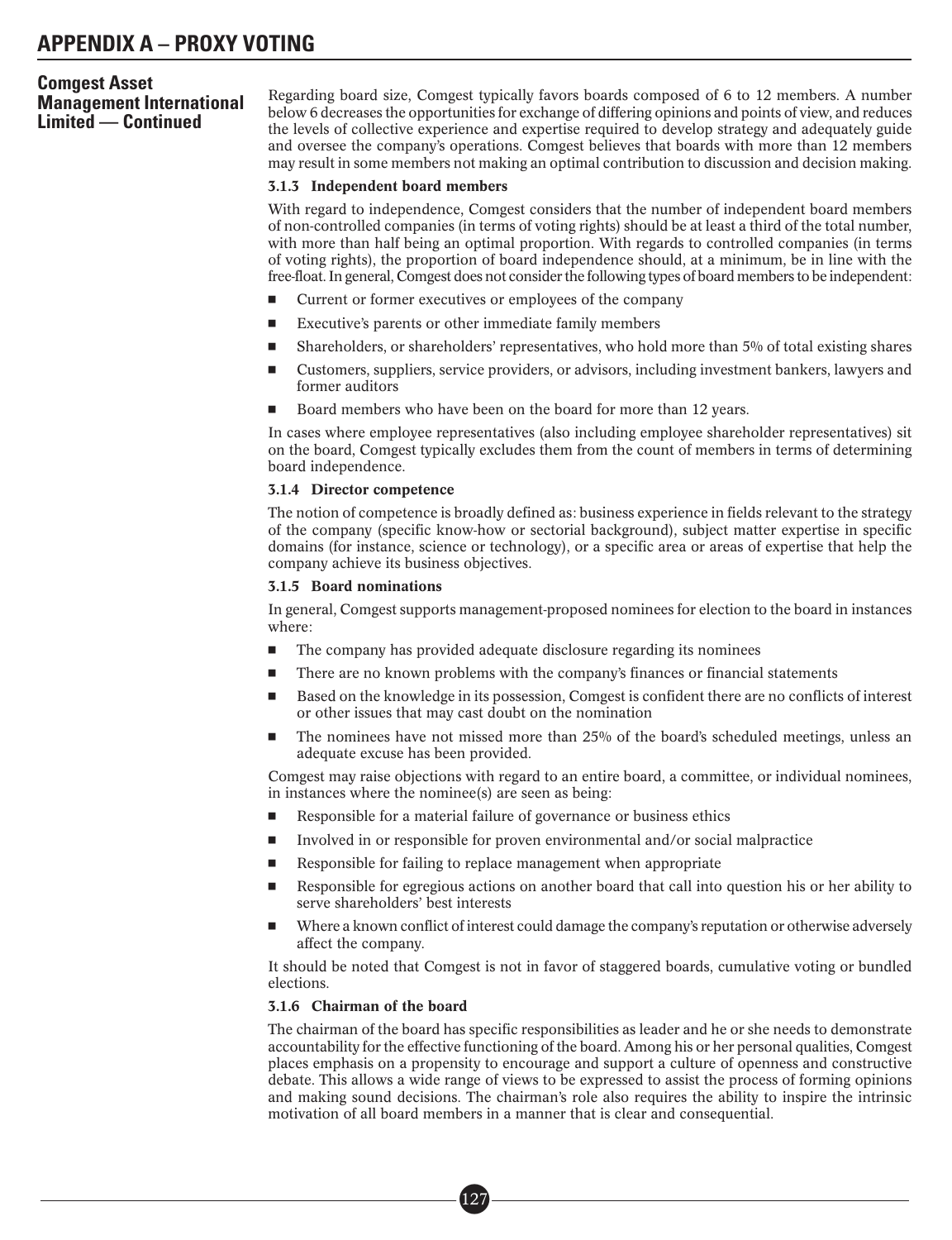# APPENDIX A – PROXY VOTING

## Comgest Asset Management International Limited — Continued

Regarding board size, Comgest typically favors boards composed of 6 to 12 members. A number below 6 decreases the opportunities for exchange of differing opinions and points of view, and reduces the levels of collective experience and expertise required to develop strategy and adequately guide and oversee the company's operations. Comgest believes that boards with more than 12 members may result in some members not making an optimal contribution to discussion and decision making.

**3.1.3 Independent board members**

With regard to independence, Comgest considers that the number of independent board members of non-controlled companies (in terms of voting rights) should be at least a third of the total number, with more than half being an optimal proportion. With regards to controlled companies (in terms of voting rights), the proportion of board independence should, at a minimum, be in line with the free-float. In general, Comgest does not consider the following types of board members to be independent:

- Current or former executives or employees of the company
- Executive's parents or other immediate family members
- Shareholders, or shareholders' representatives, who hold more than 5% of total existing shares
- Customers, suppliers, service providers, or advisors, including investment bankers, lawyers and former auditors
- Board members who have been on the board for more than 12 years.

In cases where employee representatives (also including employee shareholder representatives) sit on the board, Comgest typically excludes them from the count of members in terms of determining board independence.

**3.1.4 Director competence**

The notion of competence is broadly defined as: business experience in fields relevant to the strategy of the company (specific know-how or sectorial background), subject matter expertise in specific domains (for instance, science or technology), or a specific area or areas of expertise that help the company achieve its business objectives.

**3.1.5 Board nominations**

In general, Comgest supports management-proposed nominees for election to the board in instances where:

- The company has provided adequate disclosure regarding its nominees
- There are no known problems with the company's finances or financial statements
- Based on the knowledge in its possession, Comgest is confident there are no conflicts of interest or other issues that may cast doubt on the nomination
- The nominees have not missed more than 25% of the board's scheduled meetings, unless an adequate excuse has been provided.

Comgest may raise objections with regard to an entire board, a committee, or individual nominees, in instances where the nominee(s) are seen as being:

- Responsible for a material failure of governance or business ethics
- Involved in or responsible for proven environmental and/or social malpractice
- Responsible for failing to replace management when appropriate
- Responsible for egregious actions on another board that call into question his or her ability to serve shareholders' best interests
- Where a known conflict of interest could damage the company's reputation or otherwise adversely affect the company.

It should be noted that Comgest is not in favor of staggered boards, cumulative voting or bundled elections.

**3.1.6 Chairman of the board**

The chairman of the board has specific responsibilities as leader and he or she needs to demonstrate accountability for the effective functioning of the board. Among his or her personal qualities, Comgest places emphasis on a propensity to encourage and support a culture of openness and constructive debate. This allows a wide range of views to be expressed to assist the process of forming opinions and making sound decisions. The chairman's role also requires the ability to inspire the intrinsic motivation of all board members in a manner that is clear and consequential.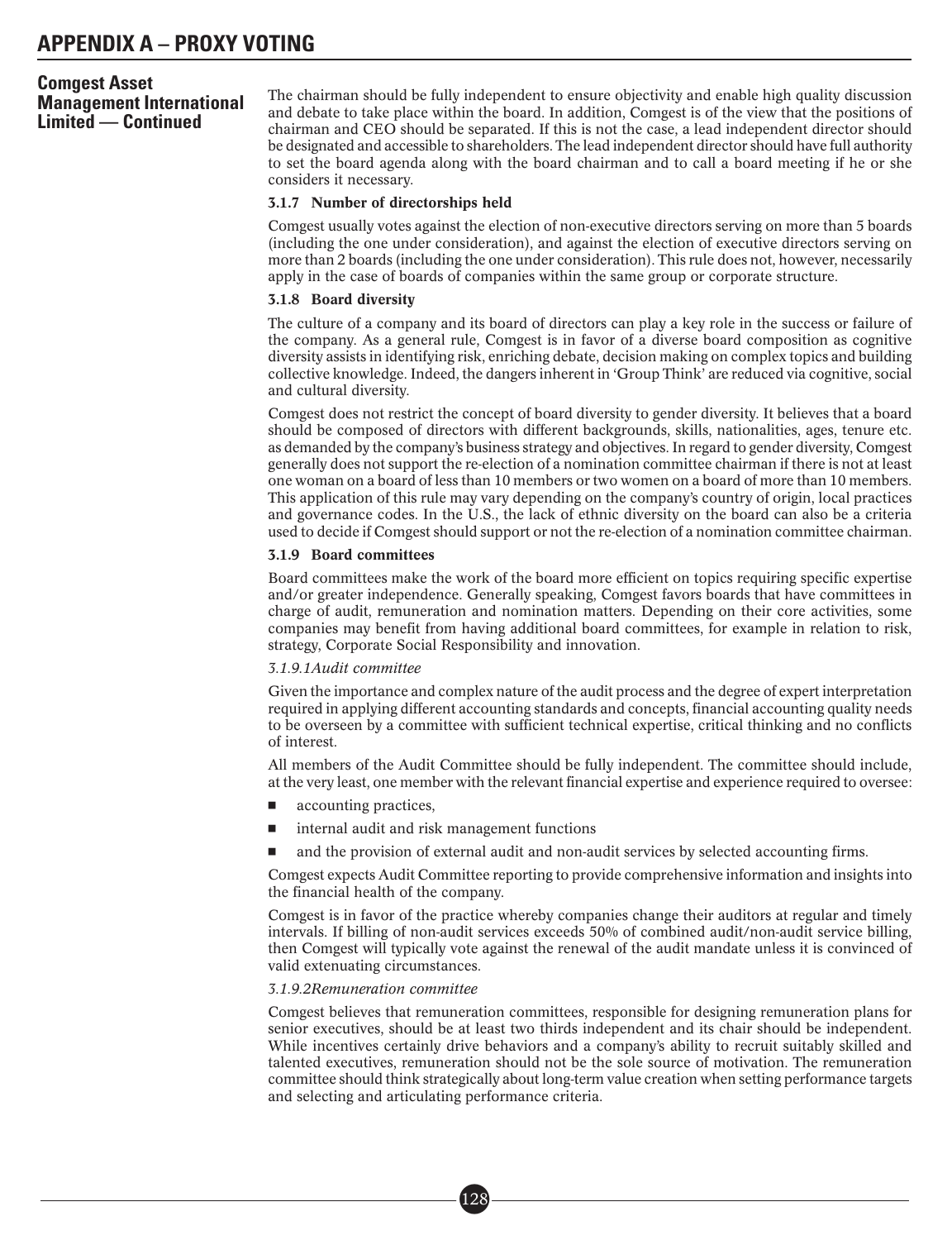## Comgest Asset Management International Limited — Continued

The chairman should be fully independent to ensure objectivity and enable high quality discussion and debate to take place within the board. In addition, Comgest is of the view that the positions of chairman and CEO should be separated. If this is not the case, a lead independent director should be designated and accessible to shareholders. The lead independent director should have full authority to set the board agenda along with the board chairman and to call a board meeting if he or she considers it necessary.

**3.1.7 Number of directorships held**

Comgest usually votes against the election of non-executive directors serving on more than 5 boards (including the one under consideration), and against the election of executive directors serving on more than 2 boards (including the one under consideration). This rule does not, however, necessarily apply in the case of boards of companies within the same group or corporate structure.

**3.1.8 Board diversity**

The culture of a company and its board of directors can play a key role in the success or failure of the company. As a general rule, Comgest is in favor of a diverse board composition as cognitive diversity assists in identifying risk, enriching debate, decision making on complex topics and building collective knowledge. Indeed, the dangers inherent in 'Group Think' are reduced via cognitive, social and cultural diversity.

Comgest does not restrict the concept of board diversity to gender diversity. It believes that a board should be composed of directors with different backgrounds, skills, nationalities, ages, tenure etc. as demanded by the company's business strategy and objectives. In regard to gender diversity, Comgest generally does not support the re-election of a nomination committee chairman if there is not at least one woman on a board of less than 10 members or two women on a board of more than 10 members. This application of this rule may vary depending on the company's country of origin, local practices and governance codes. In the U.S., the lack of ethnic diversity on the board can also be a criteria used to decide if Comgest should support or not the re-election of a nomination committee chairman.

**3.1.9 Board committees**

Board committees make the work of the board more efficient on topics requiring specific expertise and/or greater independence. Generally speaking, Comgest favors boards that have committees in charge of audit, remuneration and nomination matters. Depending on their core activities, some companies may benefit from having additional board committees, for example in relation to risk, strategy, Corporate Social Responsibility and innovation.

*3.1.9.1Audit committee*

Given the importance and complex nature of the audit process and the degree of expert interpretation required in applying different accounting standards and concepts, financial accounting quality needs to be overseen by a committee with sufficient technical expertise, critical thinking and no conflicts of interest.

All members of the Audit Committee should be fully independent. The committee should include, at the very least, one member with the relevant financial expertise and experience required to oversee:

- accounting practices,
- internal audit and risk management functions
- and the provision of external audit and non-audit services by selected accounting firms.

Comgest expects Audit Committee reporting to provide comprehensive information and insights into the financial health of the company.

Comgest is in favor of the practice whereby companies change their auditors at regular and timely intervals. If billing of non-audit services exceeds 50% of combined audit/non-audit service billing, then Comgest will typically vote against the renewal of the audit mandate unless it is convinced of valid extenuating circumstances.

*3.1.9.2Remuneration committee*

Comgest believes that remuneration committees, responsible for designing remuneration plans for senior executives, should be at least two thirds independent and its chair should be independent. While incentives certainly drive behaviors and a company's ability to recruit suitably skilled and talented executives, remuneration should not be the sole source of motivation. The remuneration committee should think strategically about long-term value creation when setting performance targets and selecting and articulating performance criteria.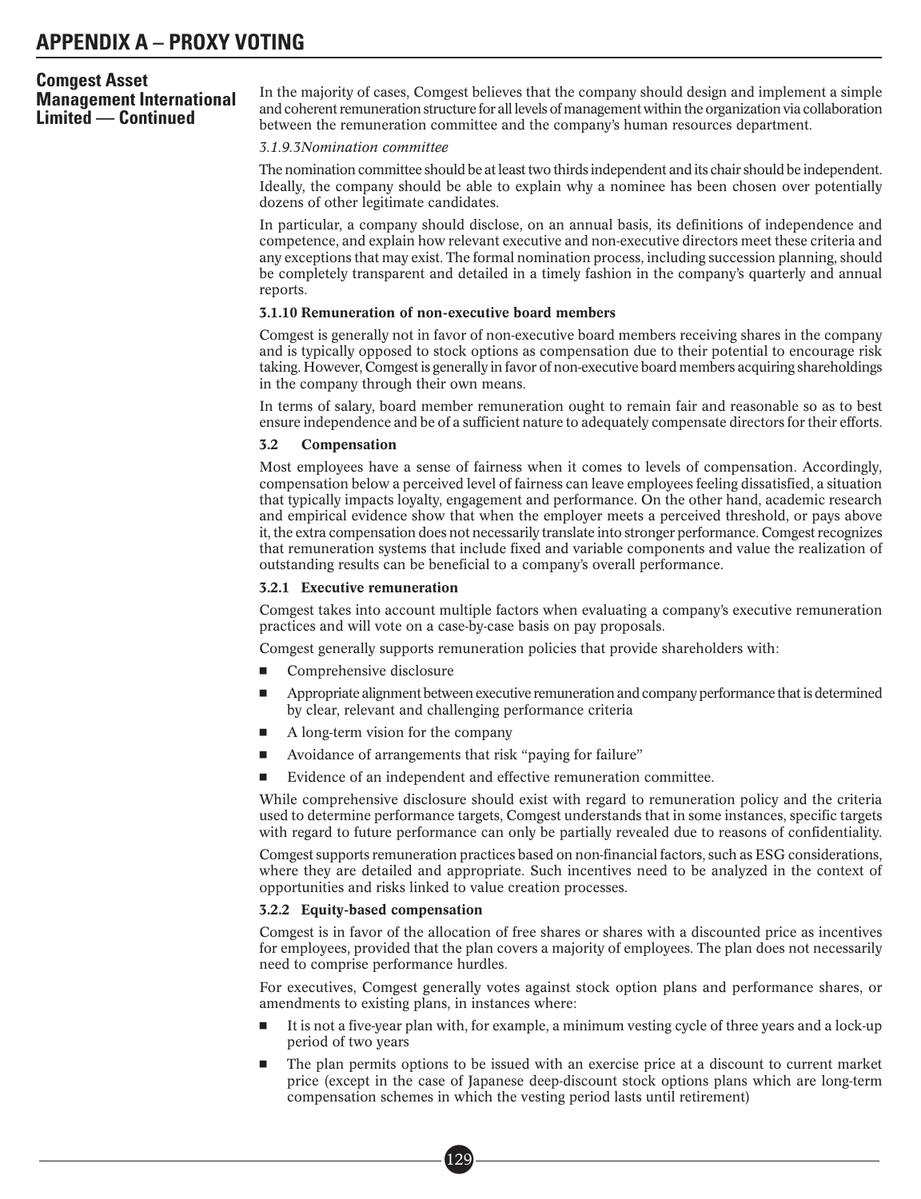## Comgest Asset Management International Limited — Continued

In the majority of cases, Comgest believes that the company should design and implement a simple and coherent remuneration structure for all levels of management within the organization via collaboration between the remuneration committee and the company's human resources department.

*3.1.9.3Nomination committee*

The nomination committee should be at least two thirds independent and its chair should be independent. Ideally, the company should be able to explain why a nominee has been chosen over potentially dozens of other legitimate candidates.

In particular, a company should disclose, on an annual basis, its definitions of independence and competence, and explain how relevant executive and non-executive directors meet these criteria and any exceptions that may exist. The formal nomination process, including succession planning, should be completely transparent and detailed in a timely fashion in the company's quarterly and annual reports.

**3.1.10 Remuneration of non-executive board members**

Comgest is generally not in favor of non-executive board members receiving shares in the company and is typically opposed to stock options as compensation due to their potential to encourage risk taking. However, Comgest is generally in favor of non-executive board members acquiring shareholdings in the company through their own means.

In terms of salary, board member remuneration ought to remain fair and reasonable so as to best ensure independence and be of a sufficient nature to adequately compensate directors for their efforts.

**3.2 Compensation**

Most employees have a sense of fairness when it comes to levels of compensation. Accordingly, compensation below a perceived level of fairness can leave employees feeling dissatisfied, a situation that typically impacts loyalty, engagement and performance. On the other hand, academic research and empirical evidence show that when the employer meets a perceived threshold, or pays above it, the extra compensation does not necessarily translate into stronger performance. Comgest recognizes that remuneration systems that include fixed and variable components and value the realization of outstanding results can be beneficial to a company's overall performance.

**3.2.1 Executive remuneration**

Comgest takes into account multiple factors when evaluating a company's executive remuneration practices and will vote on a case-by-case basis on pay proposals.

Comgest generally supports remuneration policies that provide shareholders with:

- Comprehensive disclosure
- Appropriate alignment between executive remuneration and company performance that is determined by clear, relevant and challenging performance criteria
- A long-term vision for the company
- Avoidance of arrangements that risk "paying for failure"
- Evidence of an independent and effective remuneration committee.

While comprehensive disclosure should exist with regard to remuneration policy and the criteria used to determine performance targets, Comgest understands that in some instances, specific targets with regard to future performance can only be partially revealed due to reasons of confidentiality.

Comgest supports remuneration practices based on non-financial factors, such as ESG considerations, where they are detailed and appropriate. Such incentives need to be analyzed in the context of opportunities and risks linked to value creation processes.

**3.2.2 Equity-based compensation**

Comgest is in favor of the allocation of free shares or shares with a discounted price as incentives for employees, provided that the plan covers a majority of employees. The plan does not necessarily need to comprise performance hurdles.

For executives, Comgest generally votes against stock option plans and performance shares, or amendments to existing plans, in instances where:

- It is not a five-year plan with, for example, a minimum vesting cycle of three years and a lock-up period of two years
- The plan permits options to be issued with an exercise price at a discount to current market price (except in the case of Japanese deep-discount stock options plans which are long-term compensation schemes in which the vesting period lasts until retirement)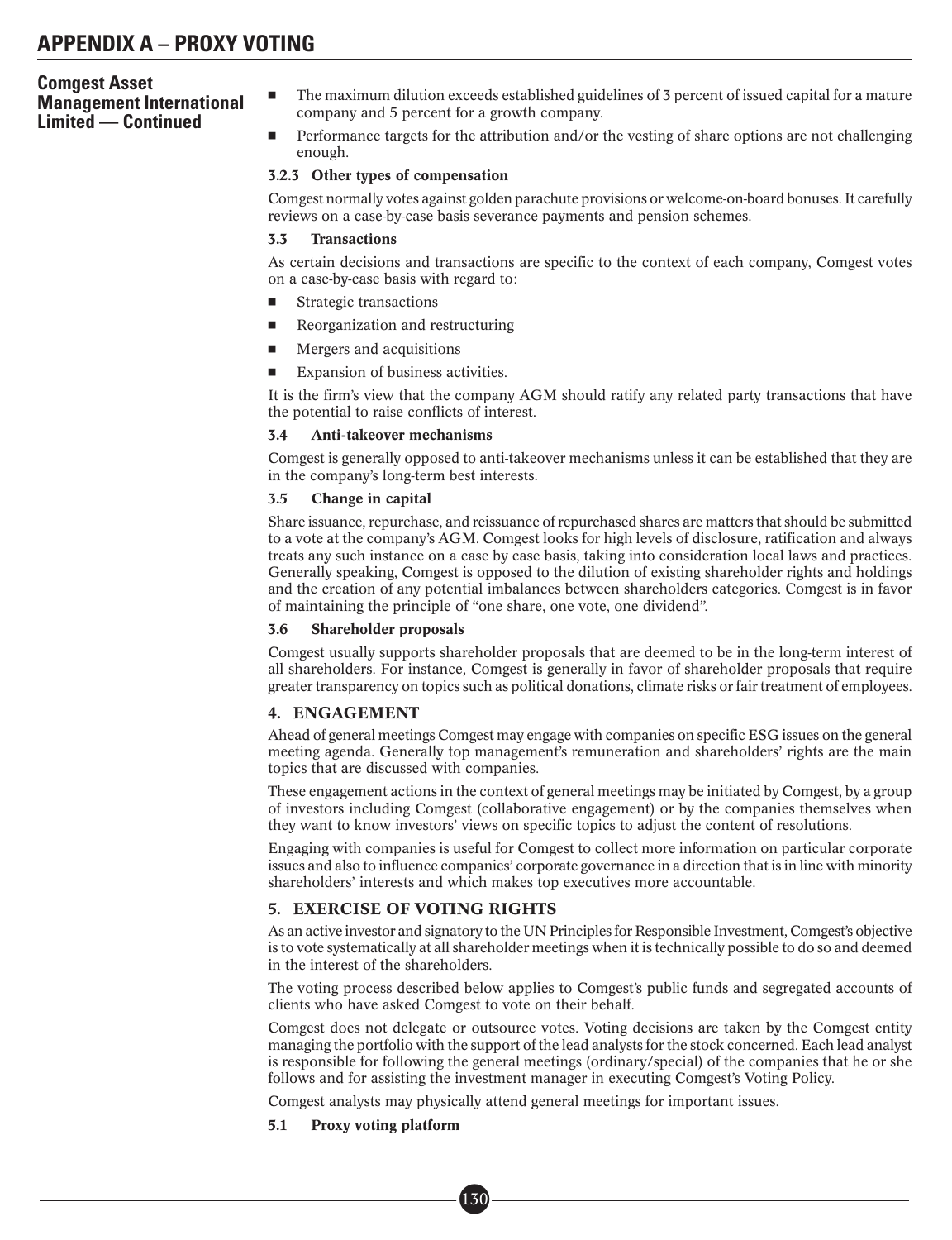**Comgest Asset Management International Limited — Continued**

- The maximum dilution exceeds established guidelines of 3 percent of issued capital for a mature company and 5 percent for a growth company.
- Performance targets for the attribution and/or the vesting of share options are not challenging enough.

#### 3.2.3 Other types of compensation

Comgest normally votes against golden parachute provisions or welcome-on-board bonuses. It carefully reviews on a case-by-case basis severance payments and pension schemes.

#### 3.3 Transactions

As certain decisions and transactions are specific to the context of each company, Comgest votes on a case-by-case basis with regard to:

- Strategic transactions
- Reorganization and restructuring
- Mergers and acquisitions
- Expansion of business activities.

It is the firm's view that the company AGM should ratify any related party transactions that have the potential to raise conflicts of interest.

#### 3.4 Anti-takeover mechanisms

Comgest is generally opposed to anti-takeover mechanisms unless it can be established that they are in the company's long-term best interests.

#### 3.5 Change in capital

Share issuance, repurchase, and reissuance of repurchased shares are matters that should be submitted to a vote at the company's AGM. Comgest looks for high levels of disclosure, ratification and always treats any such instance on a case by case basis, taking into consideration local laws and practices. Generally speaking, Comgest is opposed to the dilution of existing shareholder rights and holdings and the creation of any potential imbalances between shareholders categories. Comgest is in favor of maintaining the principle of "one share, one vote, one dividend".

#### 3.6 Shareholder proposals

Comgest usually supports shareholder proposals that are deemed to be in the long-term interest of all shareholders. For instance, Comgest is generally in favor of shareholder proposals that require greater transparency on topics such as political donations, climate risks or fair treatment of employees.

### 4. ENGAGEMENT

Ahead of general meetings Comgest may engage with companies on specific ESG issues on the general meeting agenda. Generally top management's remuneration and shareholders' rights are the main topics that are discussed with companies.

These engagement actions in the context of general meetings may be initiated by Comgest, by a group of investors including Comgest (collaborative engagement) or by the companies themselves when they want to know investors' views on specific topics to adjust the content of resolutions.

Engaging with companies is useful for Comgest to collect more information on particular corporate issues and also to influence companies' corporate governance in a direction that is in line with minority shareholders' interests and which makes top executives more accountable.

### 5. EXERCISE OF VOTING RIGHTS

As an active investor and signatory to the UN Principles for Responsible Investment, Comgest's objective is to vote systematically at all shareholder meetings when it is technically possible to do so and deemed in the interest of the shareholders.

The voting process described below applies to Comgest's public funds and segregated accounts of clients who have asked Comgest to vote on their behalf.

Comgest does not delegate or outsource votes. Voting decisions are taken by the Comgest entity managing the portfolio with the support of the lead analysts for the stock concerned. Each lead analyst is responsible for following the general meetings (ordinary/special) of the companies that he or she follows and for assisting the investment manager in executing Comgest's Voting Policy.

Comgest analysts may physically attend general meetings for important issues.

#### 5.1 Proxy voting platform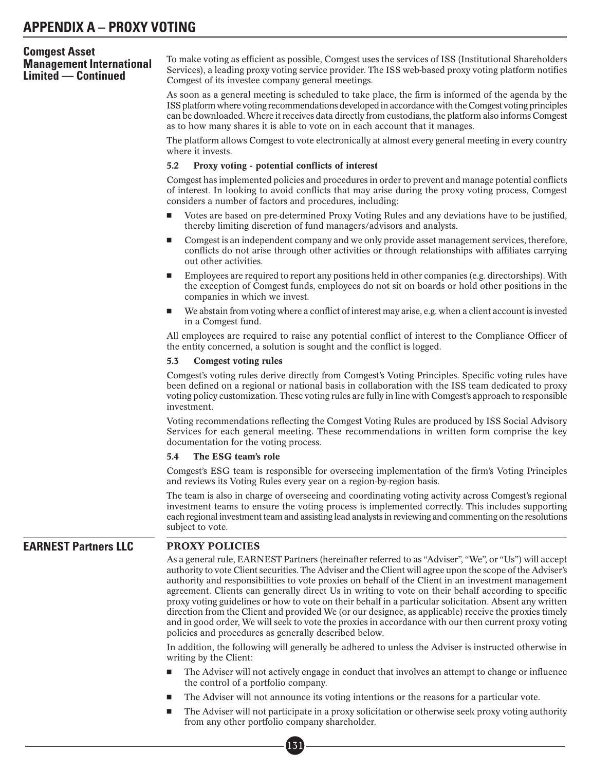# APPENDIX A – PROXY VOTING

## Comgest Asset Management International Limited — Continued

To make voting as efficient as possible, Comgest uses the services of ISS (Institutional Shareholders Services), a leading proxy voting service provider. The ISS web-based proxy voting platform notifies Comgest of its investee company general meetings.

As soon as a general meeting is scheduled to take place, the firm is informed of the agenda by the ISS platform where voting recommendations developed in accordance with the Comgest voting principles can be downloaded. Where it receives data directly from custodians, the platform also informs Comgest as to how many shares it is able to vote on in each account that it manages.

The platform allows Comgest to vote electronically at almost every general meeting in every country where it invests.

### 5.2 Proxy voting - potential conflicts of interest

Comgest has implemented policies and procedures in order to prevent and manage potential conflicts of interest. In looking to avoid conflicts that may arise during the proxy voting process, Comgest considers a number of factors and procedures, including:

- Votes are based on pre-determined Proxy Voting Rules and any deviations have to be justified, thereby limiting discretion of fund managers/advisors and analysts.
- Comgest is an independent company and we only provide asset management services, therefore, conflicts do not arise through other activities or through relationships with affiliates carrying out other activities.
- Employees are required to report any positions held in other companies (e.g. directorships). With the exception of Comgest funds, employees do not sit on boards or hold other positions in the companies in which we invest.
- We abstain from voting where a conflict of interest may arise, e.g. when a client account is invested in a Comgest fund.

All employees are required to raise any potential conflict of interest to the Compliance Officer of the entity concerned, a solution is sought and the conflict is logged.

### 5.3 Comgest voting rules

Comgest's voting rules derive directly from Comgest's Voting Principles. Specific voting rules have been defined on a regional or national basis in collaboration with the ISS team dedicated to proxy voting policy customization. These voting rules are fully in line with Comgest's approach to responsible investment.

Voting recommendations reflecting the Comgest Voting Rules are produced by ISS Social Advisory Services for each general meeting. These recommendations in written form comprise the key documentation for the voting process.

### 5.4 The ESG team's role

Comgest's ESG team is responsible for overseeing implementation of the firm's Voting Principles and reviews its Voting Rules every year on a region-by-region basis.

The team is also in charge of overseeing and coordinating voting activity across Comgest's regional investment teams to ensure the voting process is implemented correctly. This includes supporting each regional investment team and assisting lead analysts in reviewing and commenting on the resolutions subject to vote.

## EARNEST Partners LLC

### PROXY POLICIES

As a general rule, EARNEST Partners (hereinafter referred to as "Adviser", "We", or "Us") will accept authority to vote Client securities. The Adviser and the Client will agree upon the scope of the Adviser's authority and responsibilities to vote proxies on behalf of the Client in an investment management agreement. Clients can generally direct Us in writing to vote on their behalf according to specific proxy voting guidelines or how to vote on their behalf in a particular solicitation. Absent any written direction from the Client and provided We (or our designee, as applicable) receive the proxies timely and in good order, We will seek to vote the proxies in accordance with our then current proxy voting policies and procedures as generally described below.

In addition, the following will generally be adhered to unless the Adviser is instructed otherwise in writing by the Client:

- The Adviser will not actively engage in conduct that involves an attempt to change or influence the control of a portfolio company.
- The Adviser will not announce its voting intentions or the reasons for a particular vote.
- The Adviser will not participate in a proxy solicitation or otherwise seek proxy voting authority from any other portfolio company shareholder.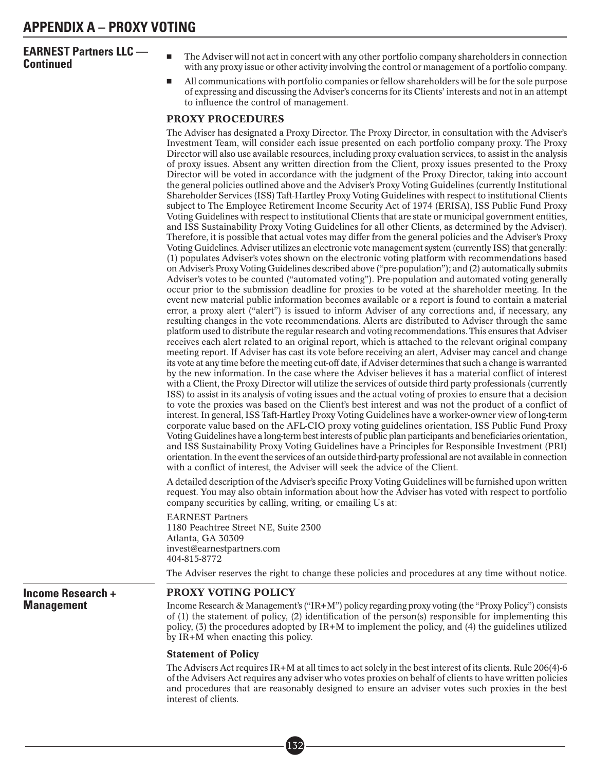# APPENDIX A – PROXY VOTING

## EARNEST Partners LLC — Continued

- The Adviser will not act in concert with any other portfolio company shareholders in connection with any proxy issue or other activity involving the control or management of a portfolio company.
- All communications with portfolio companies or fellow shareholders will be for the sole purpose of expressing and discussing the Adviser's concerns for its Clients' interests and not in an attempt to influence the control of management.

### PROXY PROCEDURES

The Adviser has designated a Proxy Director. The Proxy Director, in consultation with the Adviser's Investment Team, will consider each issue presented on each portfolio company proxy. The Proxy Director will also use available resources, including proxy evaluation services, to assist in the analysis of proxy issues. Absent any written direction from the Client, proxy issues presented to the Proxy Director will be voted in accordance with the judgment of the Proxy Director, taking into account the general policies outlined above and the Adviser's Proxy Voting Guidelines (currently Institutional Shareholder Services (ISS) Taft-Hartley Proxy Voting Guidelines with respect to institutional Clients subject to The Employee Retirement Income Security Act of 1974 (ERISA), ISS Public Fund Proxy Voting Guidelines with respect to institutional Clients that are state or municipal government entities, and ISS Sustainability Proxy Voting Guidelines for all other Clients, as determined by the Adviser). Therefore, it is possible that actual votes may differ from the general policies and the Adviser's Proxy Voting Guidelines. Adviser utilizes an electronic vote management system (currently ISS) that generally: (1) populates Adviser's votes shown on the electronic voting platform with recommendations based on Adviser's Proxy Voting Guidelines described above ("pre-population"); and (2) automatically submits Adviser's votes to be counted ("automated voting"). Pre-population and automated voting generally occur prior to the submission deadline for proxies to be voted at the shareholder meeting. In the event new material public information becomes available or a report is found to contain a material error, a proxy alert ("alert") is issued to inform Adviser of any corrections and, if necessary, any resulting changes in the vote recommendations. Alerts are distributed to Adviser through the same platform used to distribute the regular research and voting recommendations. This ensures that Adviser receives each alert related to an original report, which is attached to the relevant original company meeting report. If Adviser has cast its vote before receiving an alert, Adviser may cancel and change its vote at any time before the meeting cut-off date, if Adviser determines that such a change is warranted by the new information. In the case where the Adviser believes it has a material conflict of interest with a Client, the Proxy Director will utilize the services of outside third party professionals (currently ISS) to assist in its analysis of voting issues and the actual voting of proxies to ensure that a decision to vote the proxies was based on the Client's best interest and was not the product of a conflict of interest. In general, ISS Taft-Hartley Proxy Voting Guidelines have a worker-owner view of long-term corporate value based on the AFL-CIO proxy voting guidelines orientation, ISS Public Fund Proxy Voting Guidelines have a long-term best interests of public plan participants and beneficiaries orientation, and ISS Sustainability Proxy Voting Guidelines have a Principles for Responsible Investment (PRI) orientation. In the event the services of an outside third-party professional are not available in connection with a conflict of interest, the Adviser will seek the advice of the Client.

A detailed description of the Adviser's specific Proxy Voting Guidelines will be furnished upon written request. You may also obtain information about how the Adviser has voted with respect to portfolio company securities by calling, writing, or emailing Us at:

EARNEST Partners
1180 Peachtree Street NE, Suite 2300
Atlanta, GA 30309
invest@earnestpartners.com
404-815-8772

The Adviser reserves the right to change these policies and procedures at any time without notice.

## Income Research + Management

### PROXY VOTING POLICY

Income Research & Management's ("IR+M") policy regarding proxy voting (the "Proxy Policy") consists of (1) the statement of policy, (2) identification of the person(s) responsible for implementing this policy, (3) the procedures adopted by IR+M to implement the policy, and (4) the guidelines utilized by IR+M when enacting this policy.

#### Statement of Policy

The Advisers Act requires IR+M at all times to act solely in the best interest of its clients. Rule 206(4)-6 of the Advisers Act requires any adviser who votes proxies on behalf of clients to have written policies and procedures that are reasonably designed to ensure an adviser votes such proxies in the best interest of clients.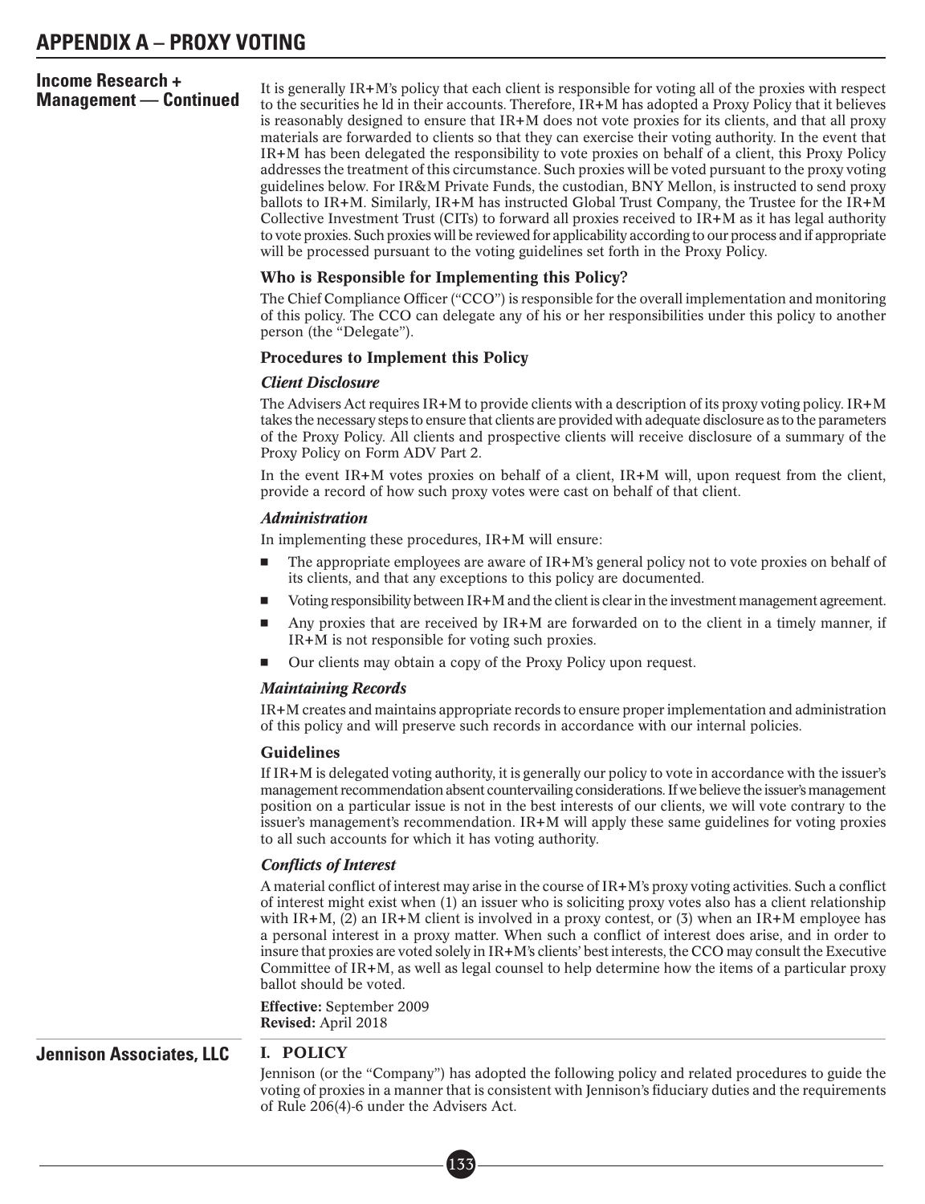# APPENDIX A – PROXY VOTING

## Income Research + Management — Continued

It is generally IR+M's policy that each client is responsible for voting all of the proxies with respect to the securities he ld in their accounts. Therefore, IR+M has adopted a Proxy Policy that it believes is reasonably designed to ensure that IR+M does not vote proxies for its clients, and that all proxy materials are forwarded to clients so that they can exercise their voting authority. In the event that IR+M has been delegated the responsibility to vote proxies on behalf of a client, this Proxy Policy addresses the treatment of this circumstance. Such proxies will be voted pursuant to the proxy voting guidelines below. For IR&M Private Funds, the custodian, BNY Mellon, is instructed to send proxy ballots to IR+M. Similarly, IR+M has instructed Global Trust Company, the Trustee for the IR+M Collective Investment Trust (CITs) to forward all proxies received to IR+M as it has legal authority to vote proxies. Such proxies will be reviewed for applicability according to our process and if appropriate will be processed pursuant to the voting guidelines set forth in the Proxy Policy.

### Who is Responsible for Implementing this Policy?

The Chief Compliance Officer ("CCO") is responsible for the overall implementation and monitoring of this policy. The CCO can delegate any of his or her responsibilities under this policy to another person (the "Delegate").

### Procedures to Implement this Policy

#### *Client Disclosure*

The Advisers Act requires IR+M to provide clients with a description of its proxy voting policy. IR+M takes the necessary steps to ensure that clients are provided with adequate disclosure as to the parameters of the Proxy Policy. All clients and prospective clients will receive disclosure of a summary of the Proxy Policy on Form ADV Part 2.

In the event IR+M votes proxies on behalf of a client, IR+M will, upon request from the client, provide a record of how such proxy votes were cast on behalf of that client.

#### *Administration*

In implementing these procedures, IR+M will ensure:

- The appropriate employees are aware of IR+M's general policy not to vote proxies on behalf of its clients, and that any exceptions to this policy are documented.
- Voting responsibility between IR+M and the client is clear in the investment management agreement.
- Any proxies that are received by IR+M are forwarded on to the client in a timely manner, if IR+M is not responsible for voting such proxies.
- Our clients may obtain a copy of the Proxy Policy upon request.

#### *Maintaining Records*

IR+M creates and maintains appropriate records to ensure proper implementation and administration of this policy and will preserve such records in accordance with our internal policies.

### Guidelines

If IR+M is delegated voting authority, it is generally our policy to vote in accordance with the issuer's management recommendation absent countervailing considerations. If we believe the issuer's management position on a particular issue is not in the best interests of our clients, we will vote contrary to the issuer's management's recommendation. IR+M will apply these same guidelines for voting proxies to all such accounts for which it has voting authority.

#### *Conflicts of Interest*

A material conflict of interest may arise in the course of IR+M's proxy voting activities. Such a conflict of interest might exist when (1) an issuer who is soliciting proxy votes also has a client relationship with IR+M, (2) an IR+M client is involved in a proxy contest, or (3) when an IR+M employee has a personal interest in a proxy matter. When such a conflict of interest does arise, and in order to insure that proxies are voted solely in IR+M's clients' best interests, the CCO may consult the Executive Committee of IR+M, as well as legal counsel to help determine how the items of a particular proxy ballot should be voted.

**Effective:** September 2009
**Revised:** April 2018

## Jennison Associates, LLC

### I. POLICY

Jennison (or the "Company") has adopted the following policy and related procedures to guide the voting of proxies in a manner that is consistent with Jennison's fiduciary duties and the requirements of Rule 206(4)-6 under the Advisers Act.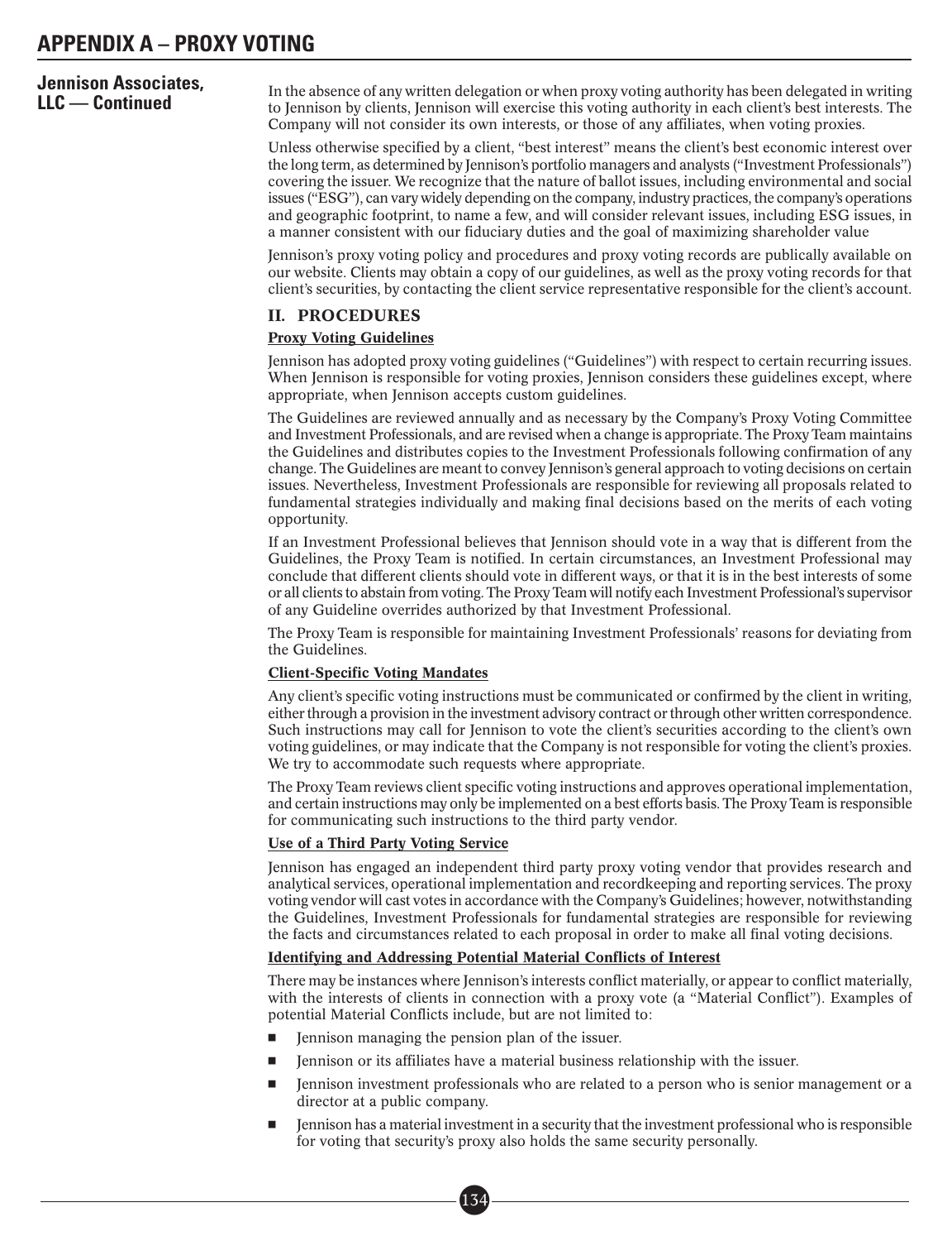## Jennison Associates, LLC — Continued

In the absence of any written delegation or when proxy voting authority has been delegated in writing to Jennison by clients, Jennison will exercise this voting authority in each client's best interests. The Company will not consider its own interests, or those of any affiliates, when voting proxies.

Unless otherwise specified by a client, "best interest" means the client's best economic interest over the long term, as determined by Jennison's portfolio managers and analysts ("Investment Professionals") covering the issuer. We recognize that the nature of ballot issues, including environmental and social issues ("ESG"), can vary widely depending on the company, industry practices, the company's operations and geographic footprint, to name a few, and will consider relevant issues, including ESG issues, in a manner consistent with our fiduciary duties and the goal of maximizing shareholder value

Jennison's proxy voting policy and procedures and proxy voting records are publically available on our website. Clients may obtain a copy of our guidelines, as well as the proxy voting records for that client's securities, by contacting the client service representative responsible for the client's account.

### II. PROCEDURES

**Proxy Voting Guidelines**

Jennison has adopted proxy voting guidelines ("Guidelines") with respect to certain recurring issues. When Jennison is responsible for voting proxies, Jennison considers these guidelines except, where appropriate, when Jennison accepts custom guidelines.

The Guidelines are reviewed annually and as necessary by the Company's Proxy Voting Committee and Investment Professionals, and are revised when a change is appropriate. The Proxy Team maintains the Guidelines and distributes copies to the Investment Professionals following confirmation of any change. The Guidelines are meant to convey Jennison's general approach to voting decisions on certain issues. Nevertheless, Investment Professionals are responsible for reviewing all proposals related to fundamental strategies individually and making final decisions based on the merits of each voting opportunity.

If an Investment Professional believes that Jennison should vote in a way that is different from the Guidelines, the Proxy Team is notified. In certain circumstances, an Investment Professional may conclude that different clients should vote in different ways, or that it is in the best interests of some or all clients to abstain from voting. The Proxy Team will notify each Investment Professional's supervisor of any Guideline overrides authorized by that Investment Professional.

The Proxy Team is responsible for maintaining Investment Professionals' reasons for deviating from the Guidelines.

**Client-Specific Voting Mandates**

Any client's specific voting instructions must be communicated or confirmed by the client in writing, either through a provision in the investment advisory contract or through other written correspondence. Such instructions may call for Jennison to vote the client's securities according to the client's own voting guidelines, or may indicate that the Company is not responsible for voting the client's proxies. We try to accommodate such requests where appropriate.

The Proxy Team reviews client specific voting instructions and approves operational implementation, and certain instructions may only be implemented on a best efforts basis. The Proxy Team is responsible for communicating such instructions to the third party vendor.

**Use of a Third Party Voting Service**

Jennison has engaged an independent third party proxy voting vendor that provides research and analytical services, operational implementation and recordkeeping and reporting services. The proxy voting vendor will cast votes in accordance with the Company's Guidelines; however, notwithstanding the Guidelines, Investment Professionals for fundamental strategies are responsible for reviewing the facts and circumstances related to each proposal in order to make all final voting decisions.

**Identifying and Addressing Potential Material Conflicts of Interest**

There may be instances where Jennison's interests conflict materially, or appear to conflict materially, with the interests of clients in connection with a proxy vote (a "Material Conflict"). Examples of potential Material Conflicts include, but are not limited to:

- Jennison managing the pension plan of the issuer.
- Jennison or its affiliates have a material business relationship with the issuer.
- Jennison investment professionals who are related to a person who is senior management or a director at a public company.
- Jennison has a material investment in a security that the investment professional who is responsible for voting that security's proxy also holds the same security personally.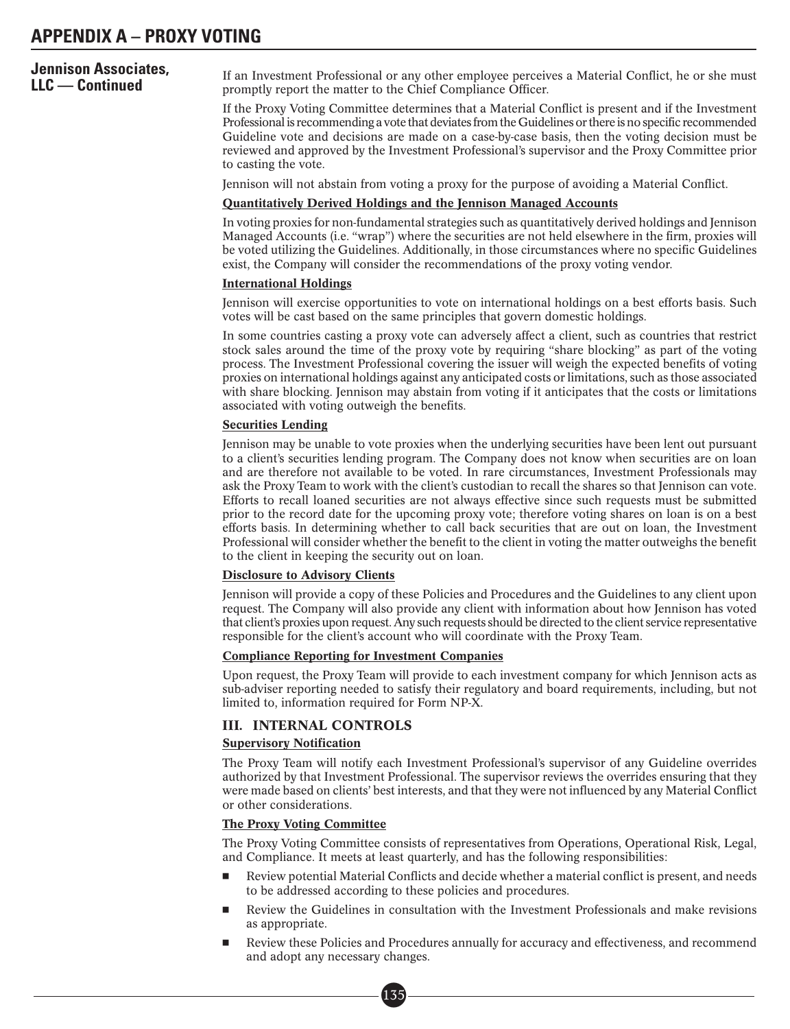# APPENDIX A – PROXY VOTING

## Jennison Associates, LLC — Continued

If an Investment Professional or any other employee perceives a Material Conflict, he or she must promptly report the matter to the Chief Compliance Officer.

If the Proxy Voting Committee determines that a Material Conflict is present and if the Investment Professional is recommending a vote that deviates from the Guidelines or there is no specific recommended Guideline vote and decisions are made on a case-by-case basis, then the voting decision must be reviewed and approved by the Investment Professional's supervisor and the Proxy Committee prior to casting the vote.

Jennison will not abstain from voting a proxy for the purpose of avoiding a Material Conflict.

**Quantitatively Derived Holdings and the Jennison Managed Accounts**

In voting proxies for non-fundamental strategies such as quantitatively derived holdings and Jennison Managed Accounts (i.e. "wrap") where the securities are not held elsewhere in the firm, proxies will be voted utilizing the Guidelines. Additionally, in those circumstances where no specific Guidelines exist, the Company will consider the recommendations of the proxy voting vendor.

**International Holdings**

Jennison will exercise opportunities to vote on international holdings on a best efforts basis. Such votes will be cast based on the same principles that govern domestic holdings.

In some countries casting a proxy vote can adversely affect a client, such as countries that restrict stock sales around the time of the proxy vote by requiring "share blocking" as part of the voting process. The Investment Professional covering the issuer will weigh the expected benefits of voting proxies on international holdings against any anticipated costs or limitations, such as those associated with share blocking. Jennison may abstain from voting if it anticipates that the costs or limitations associated with voting outweigh the benefits.

**Securities Lending**

Jennison may be unable to vote proxies when the underlying securities have been lent out pursuant to a client's securities lending program. The Company does not know when securities are on loan and are therefore not available to be voted. In rare circumstances, Investment Professionals may ask the Proxy Team to work with the client's custodian to recall the shares so that Jennison can vote. Efforts to recall loaned securities are not always effective since such requests must be submitted prior to the record date for the upcoming proxy vote; therefore voting shares on loan is on a best efforts basis. In determining whether to call back securities that are out on loan, the Investment Professional will consider whether the benefit to the client in voting the matter outweighs the benefit to the client in keeping the security out on loan.

**Disclosure to Advisory Clients**

Jennison will provide a copy of these Policies and Procedures and the Guidelines to any client upon request. The Company will also provide any client with information about how Jennison has voted that client's proxies upon request. Any such requests should be directed to the client service representative responsible for the client's account who will coordinate with the Proxy Team.

**Compliance Reporting for Investment Companies**

Upon request, the Proxy Team will provide to each investment company for which Jennison acts as sub-adviser reporting needed to satisfy their regulatory and board requirements, including, but not limited to, information required for Form NP-X.

### III. INTERNAL CONTROLS

**Supervisory Notification**

The Proxy Team will notify each Investment Professional's supervisor of any Guideline overrides authorized by that Investment Professional. The supervisor reviews the overrides ensuring that they were made based on clients' best interests, and that they were not influenced by any Material Conflict or other considerations.

**The Proxy Voting Committee**

The Proxy Voting Committee consists of representatives from Operations, Operational Risk, Legal, and Compliance. It meets at least quarterly, and has the following responsibilities:

- Review potential Material Conflicts and decide whether a material conflict is present, and needs to be addressed according to these policies and procedures.
- Review the Guidelines in consultation with the Investment Professionals and make revisions as appropriate.
- Review these Policies and Procedures annually for accuracy and effectiveness, and recommend and adopt any necessary changes.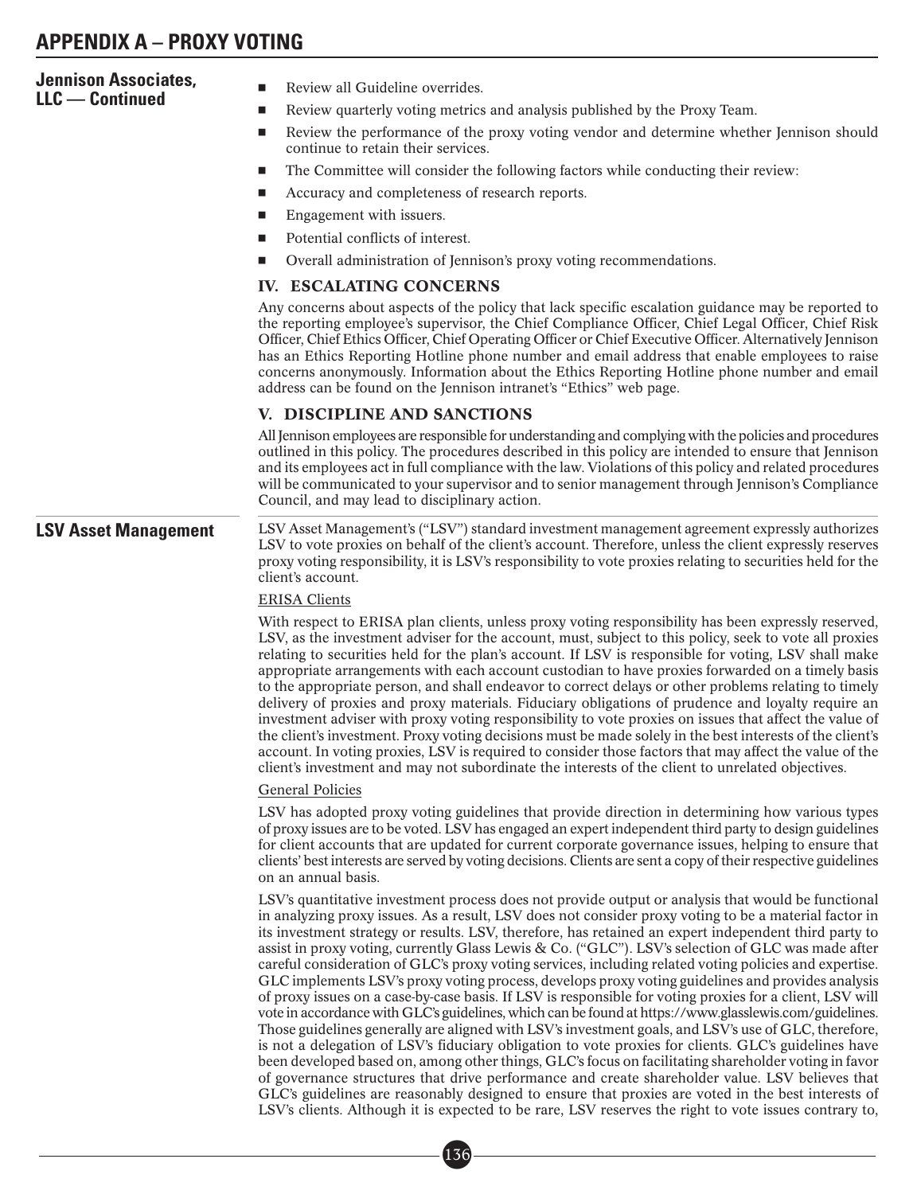## Jennison Associates, LLC — Continued

- Review all Guideline overrides.
- Review quarterly voting metrics and analysis published by the Proxy Team.
- Review the performance of the proxy voting vendor and determine whether Jennison should continue to retain their services.
- The Committee will consider the following factors while conducting their review:
- Accuracy and completeness of research reports.
- Engagement with issuers.
- Potential conflicts of interest.
- Overall administration of Jennison's proxy voting recommendations.

### IV. ESCALATING CONCERNS

Any concerns about aspects of the policy that lack specific escalation guidance may be reported to the reporting employee's supervisor, the Chief Compliance Officer, Chief Legal Officer, Chief Risk Officer, Chief Ethics Officer, Chief Operating Officer or Chief Executive Officer. Alternatively Jennison has an Ethics Reporting Hotline phone number and email address that enable employees to raise concerns anonymously. Information about the Ethics Reporting Hotline phone number and email address can be found on the Jennison intranet's "Ethics" web page.

### V. DISCIPLINE AND SANCTIONS

All Jennison employees are responsible for understanding and complying with the policies and procedures outlined in this policy. The procedures described in this policy are intended to ensure that Jennison and its employees act in full compliance with the law. Violations of this policy and related procedures will be communicated to your supervisor and to senior management through Jennison's Compliance Council, and may lead to disciplinary action.

## LSV Asset Management

LSV Asset Management's ("LSV") standard investment management agreement expressly authorizes LSV to vote proxies on behalf of the client's account. Therefore, unless the client expressly reserves proxy voting responsibility, it is LSV's responsibility to vote proxies relating to securities held for the client's account.

ERISA Clients

With respect to ERISA plan clients, unless proxy voting responsibility has been expressly reserved, LSV, as the investment adviser for the account, must, subject to this policy, seek to vote all proxies relating to securities held for the plan's account. If LSV is responsible for voting, LSV shall make appropriate arrangements with each account custodian to have proxies forwarded on a timely basis to the appropriate person, and shall endeavor to correct delays or other problems relating to timely delivery of proxies and proxy materials. Fiduciary obligations of prudence and loyalty require an investment adviser with proxy voting responsibility to vote proxies on issues that affect the value of the client's investment. Proxy voting decisions must be made solely in the best interests of the client's account. In voting proxies, LSV is required to consider those factors that may affect the value of the client's investment and may not subordinate the interests of the client to unrelated objectives.

General Policies

LSV has adopted proxy voting guidelines that provide direction in determining how various types of proxy issues are to be voted. LSV has engaged an expert independent third party to design guidelines for client accounts that are updated for current corporate governance issues, helping to ensure that clients' best interests are served by voting decisions. Clients are sent a copy of their respective guidelines on an annual basis.

LSV's quantitative investment process does not provide output or analysis that would be functional in analyzing proxy issues. As a result, LSV does not consider proxy voting to be a material factor in its investment strategy or results. LSV, therefore, has retained an expert independent third party to assist in proxy voting, currently Glass Lewis & Co. ("GLC"). LSV's selection of GLC was made after careful consideration of GLC's proxy voting services, including related voting policies and expertise. GLC implements LSV's proxy voting process, develops proxy voting guidelines and provides analysis of proxy issues on a case-by-case basis. If LSV is responsible for voting proxies for a client, LSV will vote in accordance with GLC's guidelines, which can be found at https://www.glasslewis.com/guidelines. Those guidelines generally are aligned with LSV's investment goals, and LSV's use of GLC, therefore, is not a delegation of LSV's fiduciary obligation to vote proxies for clients. GLC's guidelines have been developed based on, among other things, GLC's focus on facilitating shareholder voting in favor of governance structures that drive performance and create shareholder value. LSV believes that GLC's guidelines are reasonably designed to ensure that proxies are voted in the best interests of LSV's clients. Although it is expected to be rare, LSV reserves the right to vote issues contrary to,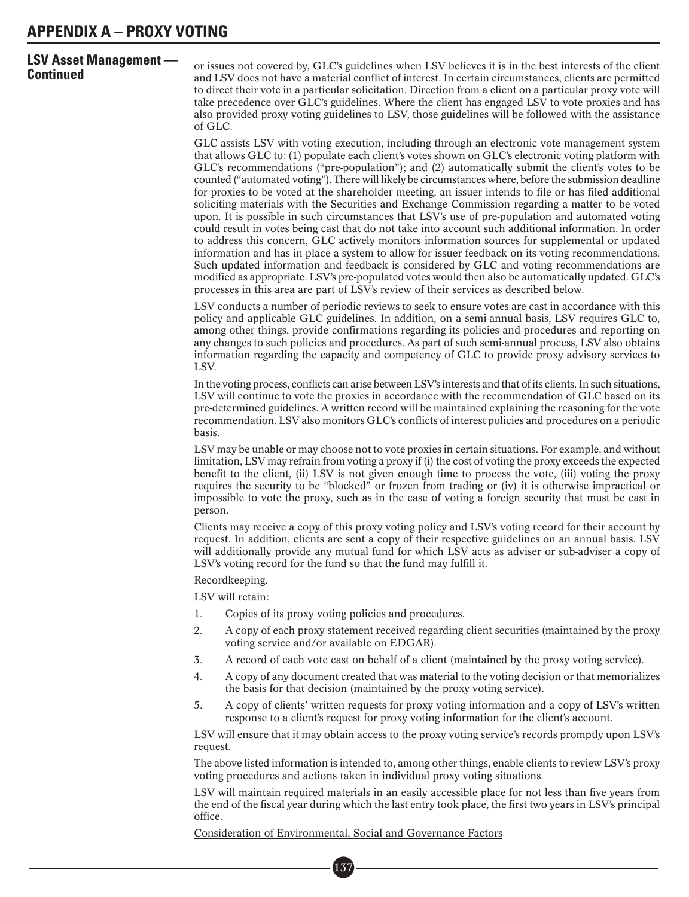# APPENDIX A – PROXY VOTING

## LSV Asset Management — Continued

or issues not covered by, GLC's guidelines when LSV believes it is in the best interests of the client and LSV does not have a material conflict of interest. In certain circumstances, clients are permitted to direct their vote in a particular solicitation. Direction from a client on a particular proxy vote will take precedence over GLC's guidelines. Where the client has engaged LSV to vote proxies and has also provided proxy voting guidelines to LSV, those guidelines will be followed with the assistance of GLC.

GLC assists LSV with voting execution, including through an electronic vote management system that allows GLC to: (1) populate each client's votes shown on GLC's electronic voting platform with GLC's recommendations ("pre-population"); and (2) automatically submit the client's votes to be counted ("automated voting"). There will likely be circumstances where, before the submission deadline for proxies to be voted at the shareholder meeting, an issuer intends to file or has filed additional soliciting materials with the Securities and Exchange Commission regarding a matter to be voted upon. It is possible in such circumstances that LSV's use of pre-population and automated voting could result in votes being cast that do not take into account such additional information. In order to address this concern, GLC actively monitors information sources for supplemental or updated information and has in place a system to allow for issuer feedback on its voting recommendations. Such updated information and feedback is considered by GLC and voting recommendations are modified as appropriate. LSV's pre-populated votes would then also be automatically updated. GLC's processes in this area are part of LSV's review of their services as described below.

LSV conducts a number of periodic reviews to seek to ensure votes are cast in accordance with this policy and applicable GLC guidelines. In addition, on a semi-annual basis, LSV requires GLC to, among other things, provide confirmations regarding its policies and procedures and reporting on any changes to such policies and procedures. As part of such semi-annual process, LSV also obtains information regarding the capacity and competency of GLC to provide proxy advisory services to LSV.

In the voting process, conflicts can arise between LSV's interests and that of its clients. In such situations, LSV will continue to vote the proxies in accordance with the recommendation of GLC based on its pre-determined guidelines. A written record will be maintained explaining the reasoning for the vote recommendation. LSV also monitors GLC's conflicts of interest policies and procedures on a periodic basis.

LSV may be unable or may choose not to vote proxies in certain situations. For example, and without limitation, LSV may refrain from voting a proxy if (i) the cost of voting the proxy exceeds the expected benefit to the client, (ii) LSV is not given enough time to process the vote, (iii) voting the proxy requires the security to be "blocked" or frozen from trading or (iv) it is otherwise impractical or impossible to vote the proxy, such as in the case of voting a foreign security that must be cast in person.

Clients may receive a copy of this proxy voting policy and LSV's voting record for their account by request. In addition, clients are sent a copy of their respective guidelines on an annual basis. LSV will additionally provide any mutual fund for which LSV acts as adviser or sub-adviser a copy of LSV's voting record for the fund so that the fund may fulfill it.

Recordkeeping.

LSV will retain:

1. Copies of its proxy voting policies and procedures.
2. A copy of each proxy statement received regarding client securities (maintained by the proxy voting service and/or available on EDGAR).
3. A record of each vote cast on behalf of a client (maintained by the proxy voting service).
4. A copy of any document created that was material to the voting decision or that memorializes the basis for that decision (maintained by the proxy voting service).
5. A copy of clients' written requests for proxy voting information and a copy of LSV's written response to a client's request for proxy voting information for the client's account.

LSV will ensure that it may obtain access to the proxy voting service's records promptly upon LSV's request.

The above listed information is intended to, among other things, enable clients to review LSV's proxy voting procedures and actions taken in individual proxy voting situations.

LSV will maintain required materials in an easily accessible place for not less than five years from the end of the fiscal year during which the last entry took place, the first two years in LSV's principal office.

Consideration of Environmental, Social and Governance Factors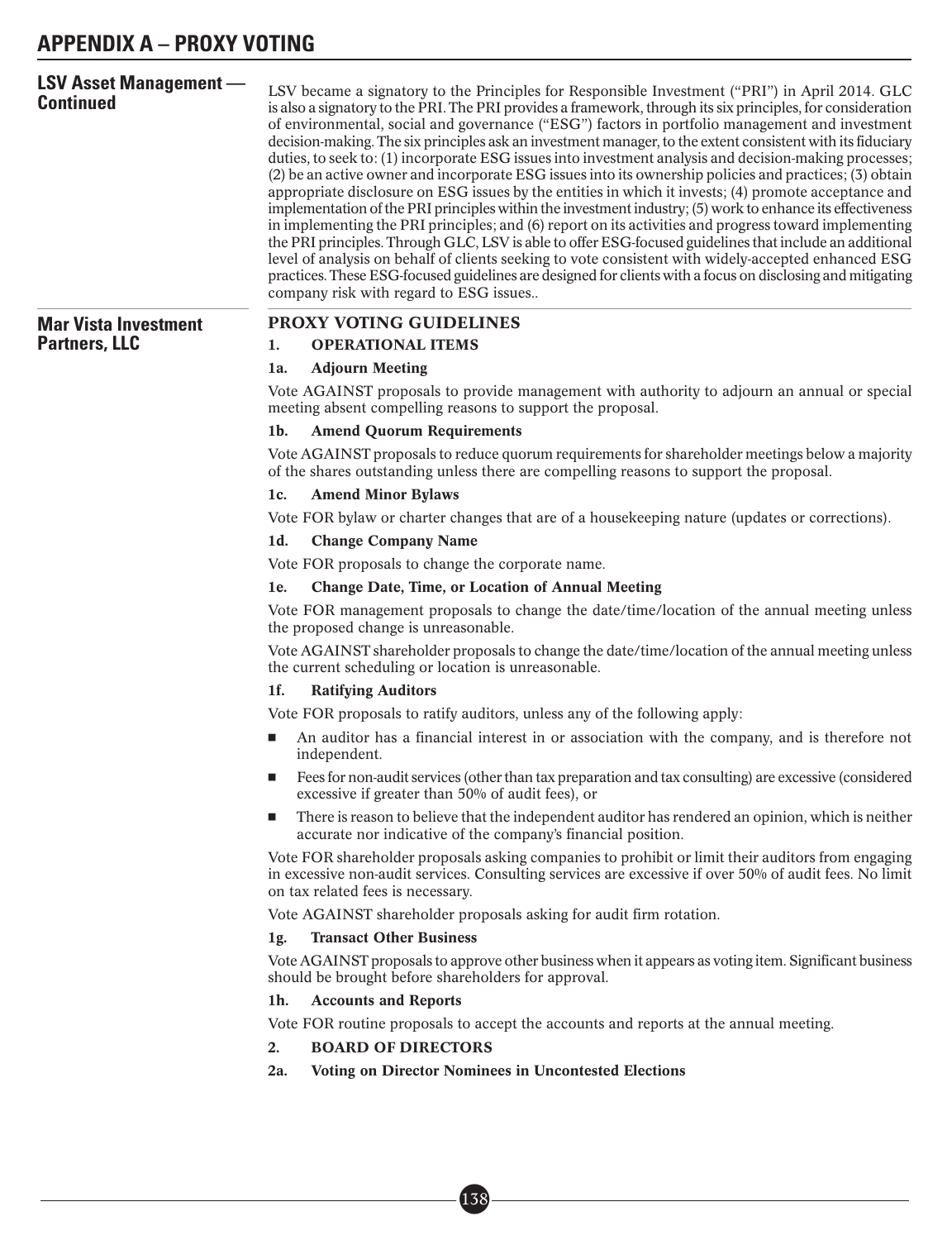## LSV Asset Management — Continued

LSV became a signatory to the Principles for Responsible Investment ("PRI") in April 2014. GLC is also a signatory to the PRI. The PRI provides a framework, through its six principles, for consideration of environmental, social and governance ("ESG") factors in portfolio management and investment decision-making. The six principles ask an investment manager, to the extent consistent with its fiduciary duties, to seek to: (1) incorporate ESG issues into investment analysis and decision-making processes; (2) be an active owner and incorporate ESG issues into its ownership policies and practices; (3) obtain appropriate disclosure on ESG issues by the entities in which it invests; (4) promote acceptance and implementation of the PRI principles within the investment industry; (5) work to enhance its effectiveness in implementing the PRI principles; and (6) report on its activities and progress toward implementing the PRI principles. Through GLC, LSV is able to offer ESG-focused guidelines that include an additional level of analysis on behalf of clients seeking to vote consistent with widely-accepted enhanced ESG practices. These ESG-focused guidelines are designed for clients with a focus on disclosing and mitigating company risk with regard to ESG issues..

## Mar Vista Investment Partners, LLC

### PROXY VOTING GUIDELINES

#### 1. OPERATIONAL ITEMS

**1a. Adjourn Meeting**

Vote AGAINST proposals to provide management with authority to adjourn an annual or special meeting absent compelling reasons to support the proposal.

**1b. Amend Quorum Requirements**

Vote AGAINST proposals to reduce quorum requirements for shareholder meetings below a majority of the shares outstanding unless there are compelling reasons to support the proposal.

**1c. Amend Minor Bylaws**

Vote FOR bylaw or charter changes that are of a housekeeping nature (updates or corrections).

**1d. Change Company Name**

Vote FOR proposals to change the corporate name.

**1e. Change Date, Time, or Location of Annual Meeting**

Vote FOR management proposals to change the date/time/location of the annual meeting unless the proposed change is unreasonable.

Vote AGAINST shareholder proposals to change the date/time/location of the annual meeting unless the current scheduling or location is unreasonable.

**1f. Ratifying Auditors**

Vote FOR proposals to ratify auditors, unless any of the following apply:

- An auditor has a financial interest in or association with the company, and is therefore not independent.
- Fees for non-audit services (other than tax preparation and tax consulting) are excessive (considered excessive if greater than 50% of audit fees), or
- There is reason to believe that the independent auditor has rendered an opinion, which is neither accurate nor indicative of the company's financial position.

Vote FOR shareholder proposals asking companies to prohibit or limit their auditors from engaging in excessive non-audit services. Consulting services are excessive if over 50% of audit fees. No limit on tax related fees is necessary.

Vote AGAINST shareholder proposals asking for audit firm rotation.

**1g. Transact Other Business**

Vote AGAINST proposals to approve other business when it appears as voting item. Significant business should be brought before shareholders for approval.

**1h. Accounts and Reports**

Vote FOR routine proposals to accept the accounts and reports at the annual meeting.

#### 2. BOARD OF DIRECTORS

**2a. Voting on Director Nominees in Uncontested Elections**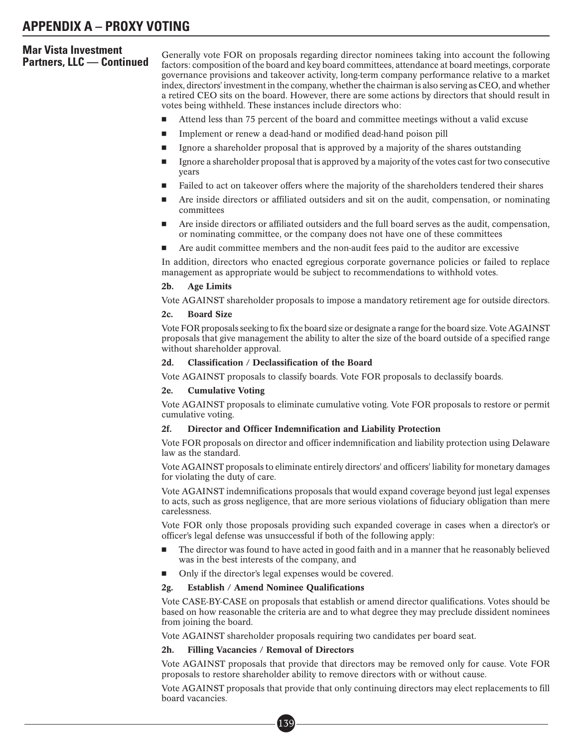# APPENDIX A – PROXY VOTING

**Mar Vista Investment Partners, LLC — Continued**

Generally vote FOR on proposals regarding director nominees taking into account the following factors: composition of the board and key board committees, attendance at board meetings, corporate governance provisions and takeover activity, long-term company performance relative to a market index, directors' investment in the company, whether the chairman is also serving as CEO, and whether a retired CEO sits on the board. However, there are some actions by directors that should result in votes being withheld. These instances include directors who:

- Attend less than 75 percent of the board and committee meetings without a valid excuse
- Implement or renew a dead-hand or modified dead-hand poison pill
- Ignore a shareholder proposal that is approved by a majority of the shares outstanding
- Ignore a shareholder proposal that is approved by a majority of the votes cast for two consecutive years
- Failed to act on takeover offers where the majority of the shareholders tendered their shares
- Are inside directors or affiliated outsiders and sit on the audit, compensation, or nominating committees
- Are inside directors or affiliated outsiders and the full board serves as the audit, compensation, or nominating committee, or the company does not have one of these committees
- Are audit committee members and the non-audit fees paid to the auditor are excessive

In addition, directors who enacted egregious corporate governance policies or failed to replace management as appropriate would be subject to recommendations to withhold votes.

**2b. Age Limits**

Vote AGAINST shareholder proposals to impose a mandatory retirement age for outside directors.

**2c. Board Size**

Vote FOR proposals seeking to fix the board size or designate a range for the board size. Vote AGAINST proposals that give management the ability to alter the size of the board outside of a specified range without shareholder approval.

**2d. Classification / Declassification of the Board**

Vote AGAINST proposals to classify boards. Vote FOR proposals to declassify boards.

**2e. Cumulative Voting**

Vote AGAINST proposals to eliminate cumulative voting. Vote FOR proposals to restore or permit cumulative voting.

**2f. Director and Officer Indemnification and Liability Protection**

Vote FOR proposals on director and officer indemnification and liability protection using Delaware law as the standard.

Vote AGAINST proposals to eliminate entirely directors' and officers' liability for monetary damages for violating the duty of care.

Vote AGAINST indemnifications proposals that would expand coverage beyond just legal expenses to acts, such as gross negligence, that are more serious violations of fiduciary obligation than mere carelessness.

Vote FOR only those proposals providing such expanded coverage in cases when a director's or officer's legal defense was unsuccessful if both of the following apply:

- The director was found to have acted in good faith and in a manner that he reasonably believed was in the best interests of the company, and
- Only if the director's legal expenses would be covered.

**2g. Establish / Amend Nominee Qualifications**

Vote CASE-BY-CASE on proposals that establish or amend director qualifications. Votes should be based on how reasonable the criteria are and to what degree they may preclude dissident nominees from joining the board.

Vote AGAINST shareholder proposals requiring two candidates per board seat.

**2h. Filling Vacancies / Removal of Directors**

Vote AGAINST proposals that provide that directors may be removed only for cause. Vote FOR proposals to restore shareholder ability to remove directors with or without cause.

Vote AGAINST proposals that provide that only continuing directors may elect replacements to fill board vacancies.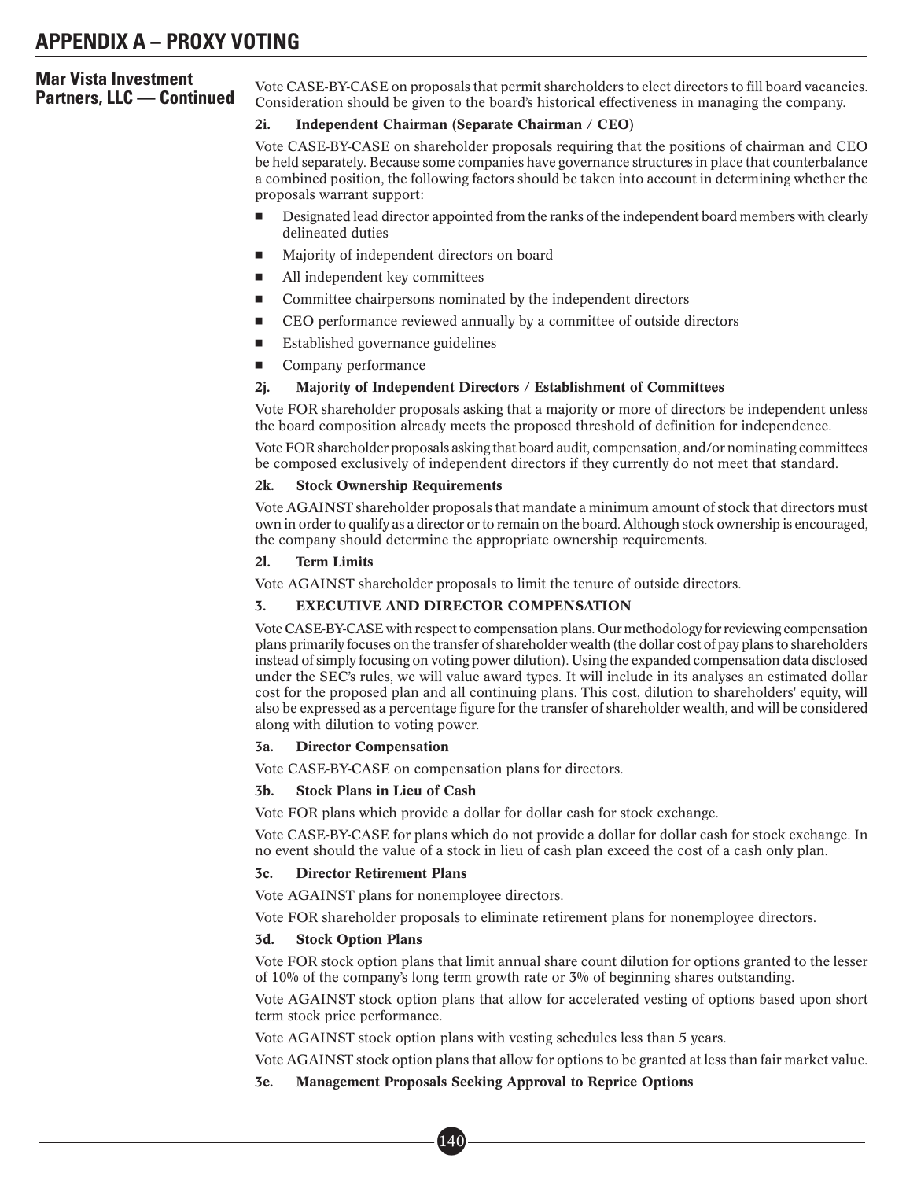## Mar Vista Investment Partners, LLC — Continued

Vote CASE-BY-CASE on proposals that permit shareholders to elect directors to fill board vacancies. Consideration should be given to the board's historical effectiveness in managing the company.

#### 2i. Independent Chairman (Separate Chairman / CEO)

Vote CASE-BY-CASE on shareholder proposals requiring that the positions of chairman and CEO be held separately. Because some companies have governance structures in place that counterbalance a combined position, the following factors should be taken into account in determining whether the proposals warrant support:

- Designated lead director appointed from the ranks of the independent board members with clearly delineated duties
- Majority of independent directors on board
- All independent key committees
- Committee chairpersons nominated by the independent directors
- CEO performance reviewed annually by a committee of outside directors
- Established governance guidelines
- Company performance

#### 2j. Majority of Independent Directors / Establishment of Committees

Vote FOR shareholder proposals asking that a majority or more of directors be independent unless the board composition already meets the proposed threshold of definition for independence.

Vote FOR shareholder proposals asking that board audit, compensation, and/or nominating committees be composed exclusively of independent directors if they currently do not meet that standard.

#### 2k. Stock Ownership Requirements

Vote AGAINST shareholder proposals that mandate a minimum amount of stock that directors must own in order to qualify as a director or to remain on the board. Although stock ownership is encouraged, the company should determine the appropriate ownership requirements.

#### 2l. Term Limits

Vote AGAINST shareholder proposals to limit the tenure of outside directors.

### 3. EXECUTIVE AND DIRECTOR COMPENSATION

Vote CASE-BY-CASE with respect to compensation plans. Our methodology for reviewing compensation plans primarily focuses on the transfer of shareholder wealth (the dollar cost of pay plans to shareholders instead of simply focusing on voting power dilution). Using the expanded compensation data disclosed under the SEC's rules, we will value award types. It will include in its analyses an estimated dollar cost for the proposed plan and all continuing plans. This cost, dilution to shareholders' equity, will also be expressed as a percentage figure for the transfer of shareholder wealth, and will be considered along with dilution to voting power.

#### 3a. Director Compensation

Vote CASE-BY-CASE on compensation plans for directors.

#### 3b. Stock Plans in Lieu of Cash

Vote FOR plans which provide a dollar for dollar cash for stock exchange.

Vote CASE-BY-CASE for plans which do not provide a dollar for dollar cash for stock exchange. In no event should the value of a stock in lieu of cash plan exceed the cost of a cash only plan.

#### 3c. Director Retirement Plans

Vote AGAINST plans for nonemployee directors.

Vote FOR shareholder proposals to eliminate retirement plans for nonemployee directors.

#### 3d. Stock Option Plans

Vote FOR stock option plans that limit annual share count dilution for options granted to the lesser of 10% of the company's long term growth rate or 3% of beginning shares outstanding.

Vote AGAINST stock option plans that allow for accelerated vesting of options based upon short term stock price performance.

Vote AGAINST stock option plans with vesting schedules less than 5 years.

Vote AGAINST stock option plans that allow for options to be granted at less than fair market value.

#### 3e. Management Proposals Seeking Approval to Reprice Options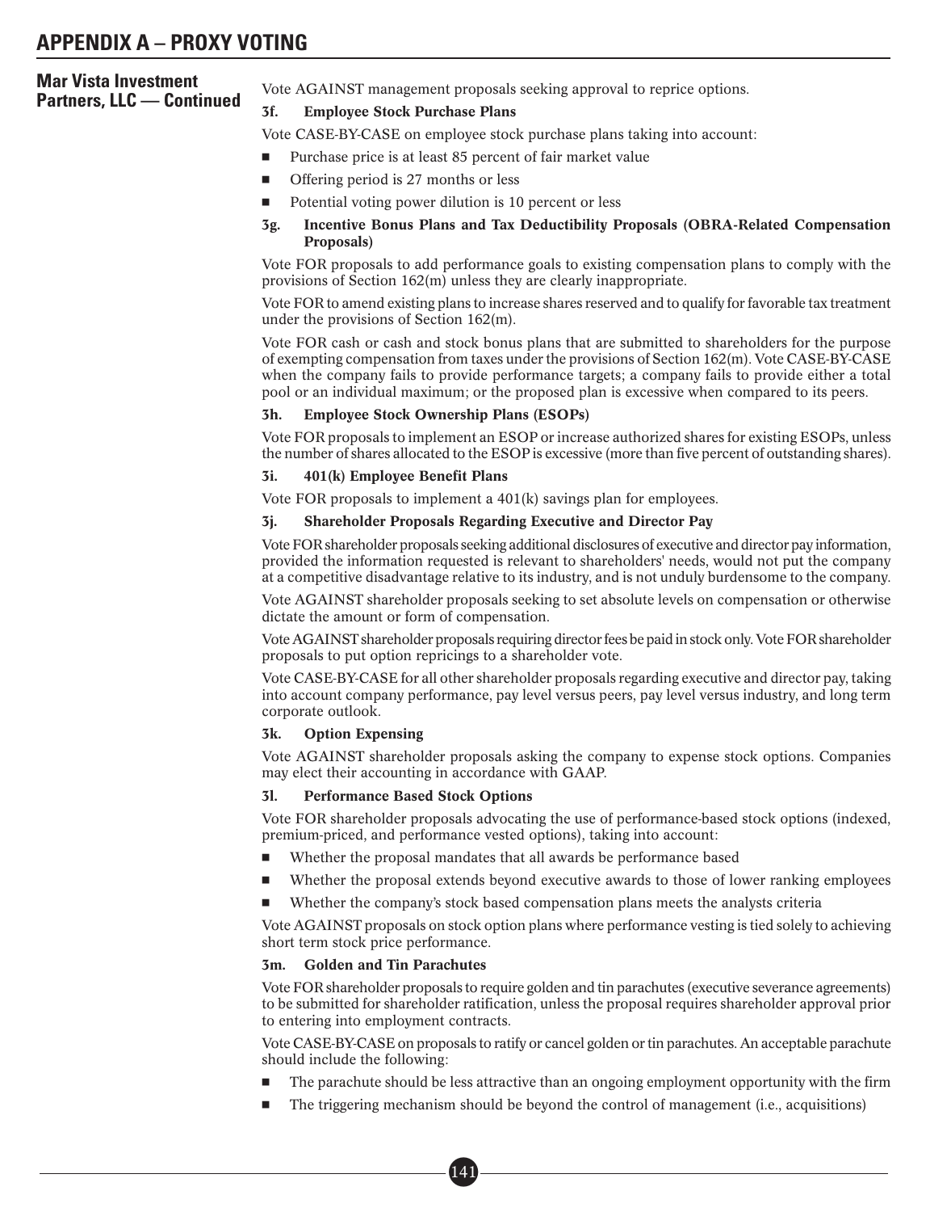**Mar Vista Investment Partners, LLC — Continued**

Vote AGAINST management proposals seeking approval to reprice options.

**3f. Employee Stock Purchase Plans**

Vote CASE-BY-CASE on employee stock purchase plans taking into account:

- Purchase price is at least 85 percent of fair market value
- Offering period is 27 months or less
- Potential voting power dilution is 10 percent or less

**3g. Incentive Bonus Plans and Tax Deductibility Proposals (OBRA-Related Compensation Proposals)**

Vote FOR proposals to add performance goals to existing compensation plans to comply with the provisions of Section 162(m) unless they are clearly inappropriate.

Vote FOR to amend existing plans to increase shares reserved and to qualify for favorable tax treatment under the provisions of Section 162(m).

Vote FOR cash or cash and stock bonus plans that are submitted to shareholders for the purpose of exempting compensation from taxes under the provisions of Section 162(m). Vote CASE-BY-CASE when the company fails to provide performance targets; a company fails to provide either a total pool or an individual maximum; or the proposed plan is excessive when compared to its peers.

**3h. Employee Stock Ownership Plans (ESOPs)**

Vote FOR proposals to implement an ESOP or increase authorized shares for existing ESOPs, unless the number of shares allocated to the ESOP is excessive (more than five percent of outstanding shares).

**3i. 401(k) Employee Benefit Plans**

Vote FOR proposals to implement a 401(k) savings plan for employees.

**3j. Shareholder Proposals Regarding Executive and Director Pay**

Vote FOR shareholder proposals seeking additional disclosures of executive and director pay information, provided the information requested is relevant to shareholders' needs, would not put the company at a competitive disadvantage relative to its industry, and is not unduly burdensome to the company.

Vote AGAINST shareholder proposals seeking to set absolute levels on compensation or otherwise dictate the amount or form of compensation.

Vote AGAINST shareholder proposals requiring director fees be paid in stock only. Vote FOR shareholder proposals to put option repricings to a shareholder vote.

Vote CASE-BY-CASE for all other shareholder proposals regarding executive and director pay, taking into account company performance, pay level versus peers, pay level versus industry, and long term corporate outlook.

**3k. Option Expensing**

Vote AGAINST shareholder proposals asking the company to expense stock options. Companies may elect their accounting in accordance with GAAP.

**3l. Performance Based Stock Options**

Vote FOR shareholder proposals advocating the use of performance-based stock options (indexed, premium-priced, and performance vested options), taking into account:

- Whether the proposal mandates that all awards be performance based
- Whether the proposal extends beyond executive awards to those of lower ranking employees
- Whether the company's stock based compensation plans meets the analysts criteria

Vote AGAINST proposals on stock option plans where performance vesting is tied solely to achieving short term stock price performance.

**3m. Golden and Tin Parachutes**

Vote FOR shareholder proposals to require golden and tin parachutes (executive severance agreements) to be submitted for shareholder ratification, unless the proposal requires shareholder approval prior to entering into employment contracts.

Vote CASE-BY-CASE on proposals to ratify or cancel golden or tin parachutes. An acceptable parachute should include the following:

- The parachute should be less attractive than an ongoing employment opportunity with the firm
- The triggering mechanism should be beyond the control of management (i.e., acquisitions)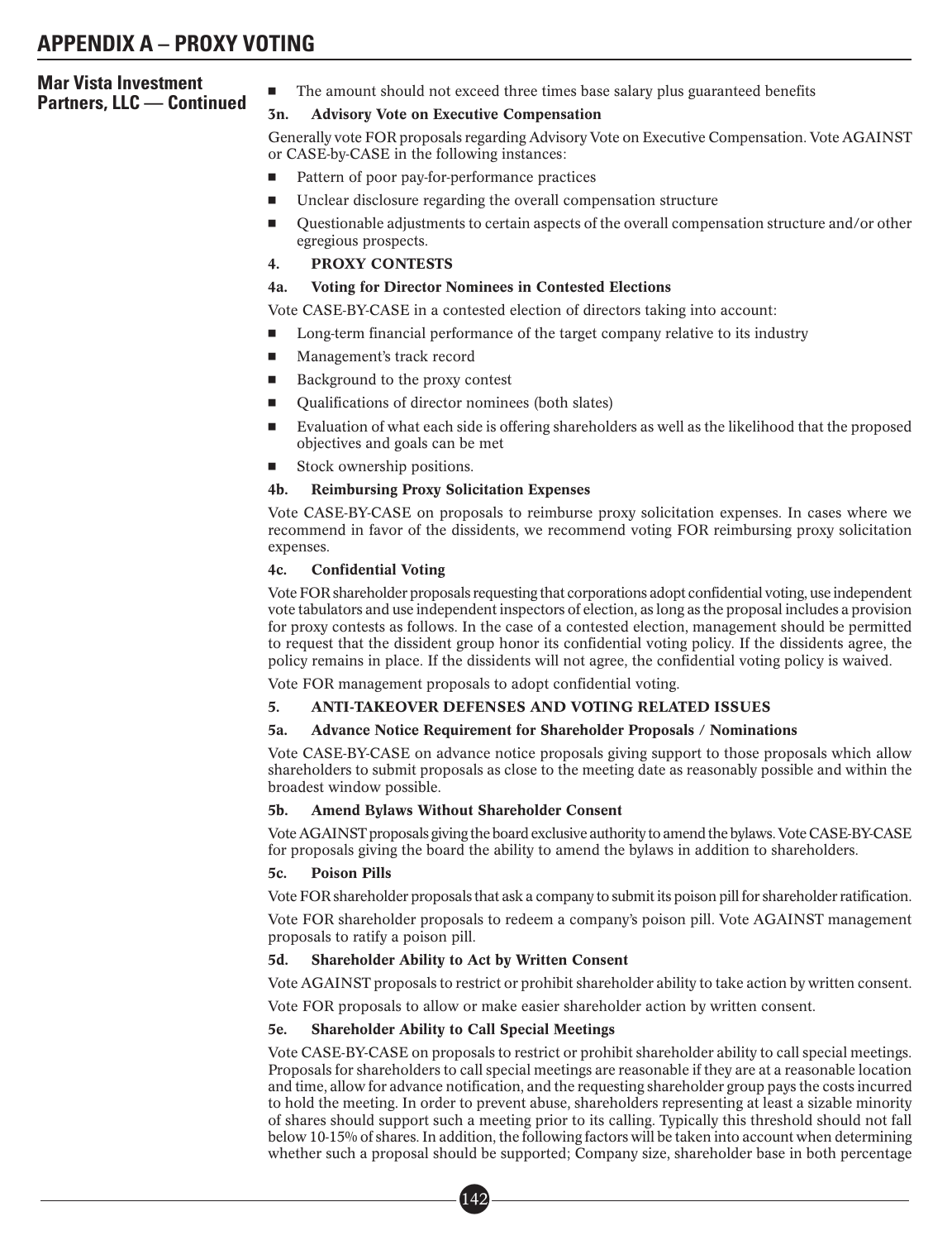## Mar Vista Investment Partners, LLC — Continued

- The amount should not exceed three times base salary plus guaranteed benefits

#### 3n. Advisory Vote on Executive Compensation

Generally vote FOR proposals regarding Advisory Vote on Executive Compensation. Vote AGAINST or CASE-by-CASE in the following instances:

- Pattern of poor pay-for-performance practices
- Unclear disclosure regarding the overall compensation structure
- Questionable adjustments to certain aspects of the overall compensation structure and/or other egregious prospects.

### 4. PROXY CONTESTS

#### 4a. Voting for Director Nominees in Contested Elections

Vote CASE-BY-CASE in a contested election of directors taking into account:

- Long-term financial performance of the target company relative to its industry
- Management's track record
- Background to the proxy contest
- Qualifications of director nominees (both slates)
- Evaluation of what each side is offering shareholders as well as the likelihood that the proposed objectives and goals can be met
- Stock ownership positions.

#### 4b. Reimbursing Proxy Solicitation Expenses

Vote CASE-BY-CASE on proposals to reimburse proxy solicitation expenses. In cases where we recommend in favor of the dissidents, we recommend voting FOR reimbursing proxy solicitation expenses.

#### 4c. Confidential Voting

Vote FOR shareholder proposals requesting that corporations adopt confidential voting, use independent vote tabulators and use independent inspectors of election, as long as the proposal includes a provision for proxy contests as follows. In the case of a contested election, management should be permitted to request that the dissident group honor its confidential voting policy. If the dissidents agree, the policy remains in place. If the dissidents will not agree, the confidential voting policy is waived.

Vote FOR management proposals to adopt confidential voting.

### 5. ANTI-TAKEOVER DEFENSES AND VOTING RELATED ISSUES

#### 5a. Advance Notice Requirement for Shareholder Proposals / Nominations

Vote CASE-BY-CASE on advance notice proposals giving support to those proposals which allow shareholders to submit proposals as close to the meeting date as reasonably possible and within the broadest window possible.

#### 5b. Amend Bylaws Without Shareholder Consent

Vote AGAINST proposals giving the board exclusive authority to amend the bylaws. Vote CASE-BY-CASE for proposals giving the board the ability to amend the bylaws in addition to shareholders.

#### 5c. Poison Pills

Vote FOR shareholder proposals that ask a company to submit its poison pill for shareholder ratification.

Vote FOR shareholder proposals to redeem a company's poison pill. Vote AGAINST management proposals to ratify a poison pill.

#### 5d. Shareholder Ability to Act by Written Consent

Vote AGAINST proposals to restrict or prohibit shareholder ability to take action by written consent.

Vote FOR proposals to allow or make easier shareholder action by written consent.

#### 5e. Shareholder Ability to Call Special Meetings

Vote CASE-BY-CASE on proposals to restrict or prohibit shareholder ability to call special meetings. Proposals for shareholders to call special meetings are reasonable if they are at a reasonable location and time, allow for advance notification, and the requesting shareholder group pays the costs incurred to hold the meeting. In order to prevent abuse, shareholders representing at least a sizable minority of shares should support such a meeting prior to its calling. Typically this threshold should not fall below 10-15% of shares. In addition, the following factors will be taken into account when determining whether such a proposal should be supported; Company size, shareholder base in both percentage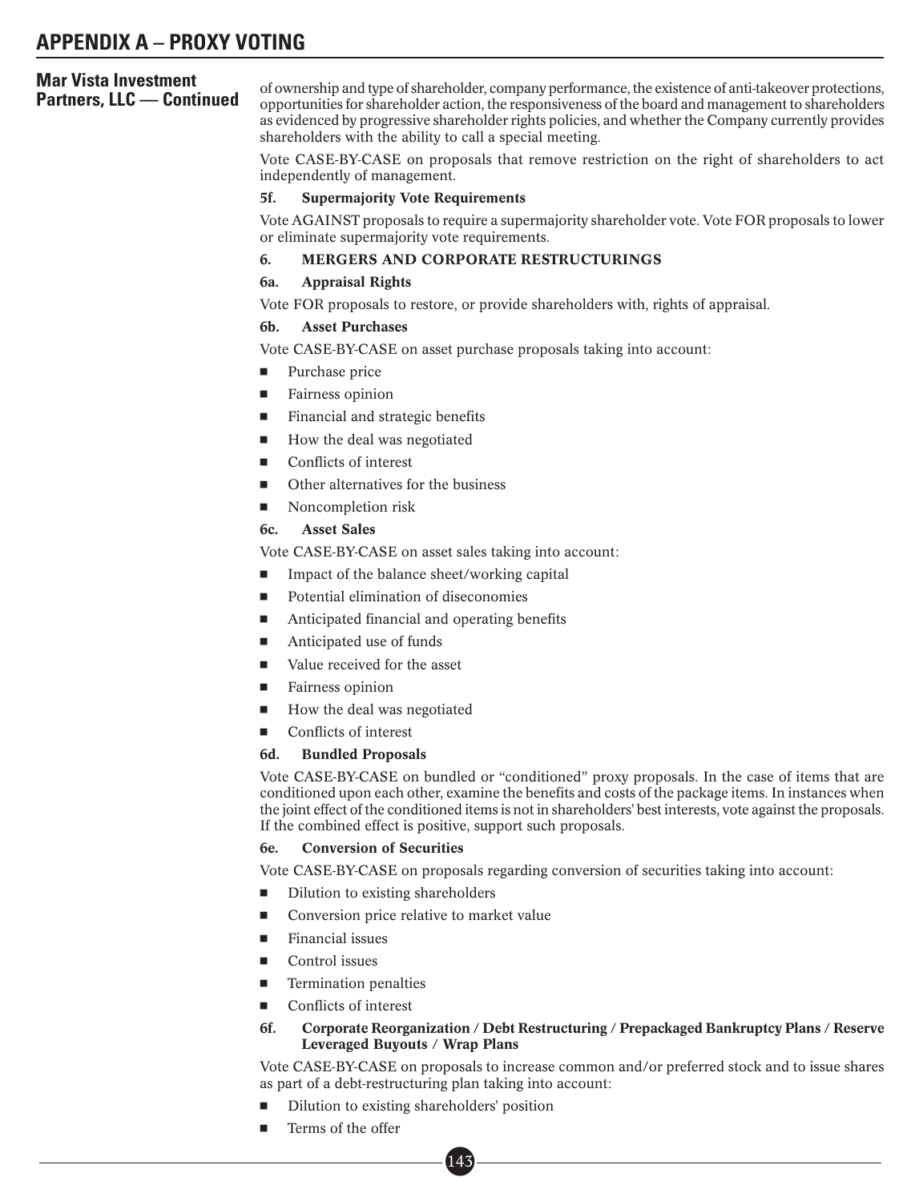## Mar Vista Investment Partners, LLC — Continued

of ownership and type of shareholder, company performance, the existence of anti-takeover protections, opportunities for shareholder action, the responsiveness of the board and management to shareholders as evidenced by progressive shareholder rights policies, and whether the Company currently provides shareholders with the ability to call a special meeting.

Vote CASE-BY-CASE on proposals that remove restriction on the right of shareholders to act independently of management.

**5f. Supermajority Vote Requirements**

Vote AGAINST proposals to require a supermajority shareholder vote. Vote FOR proposals to lower or eliminate supermajority vote requirements.

**6. MERGERS AND CORPORATE RESTRUCTURINGS**

**6a. Appraisal Rights**

Vote FOR proposals to restore, or provide shareholders with, rights of appraisal.

**6b. Asset Purchases**

Vote CASE-BY-CASE on asset purchase proposals taking into account:

- Purchase price
- Fairness opinion
- Financial and strategic benefits
- How the deal was negotiated
- Conflicts of interest
- Other alternatives for the business
- Noncompletion risk

**6c. Asset Sales**

Vote CASE-BY-CASE on asset sales taking into account:

- Impact of the balance sheet/working capital
- Potential elimination of diseconomies
- Anticipated financial and operating benefits
- Anticipated use of funds
- Value received for the asset
- Fairness opinion
- How the deal was negotiated
- Conflicts of interest

**6d. Bundled Proposals**

Vote CASE-BY-CASE on bundled or "conditioned" proxy proposals. In the case of items that are conditioned upon each other, examine the benefits and costs of the package items. In instances when the joint effect of the conditioned items is not in shareholders' best interests, vote against the proposals. If the combined effect is positive, support such proposals.

**6e. Conversion of Securities**

Vote CASE-BY-CASE on proposals regarding conversion of securities taking into account:

- Dilution to existing shareholders
- Conversion price relative to market value
- Financial issues
- Control issues
- Termination penalties
- Conflicts of interest

**6f. Corporate Reorganization / Debt Restructuring / Prepackaged Bankruptcy Plans / Reserve Leveraged Buyouts / Wrap Plans**

Vote CASE-BY-CASE on proposals to increase common and/or preferred stock and to issue shares as part of a debt-restructuring plan taking into account:

- Dilution to existing shareholders' position
- Terms of the offer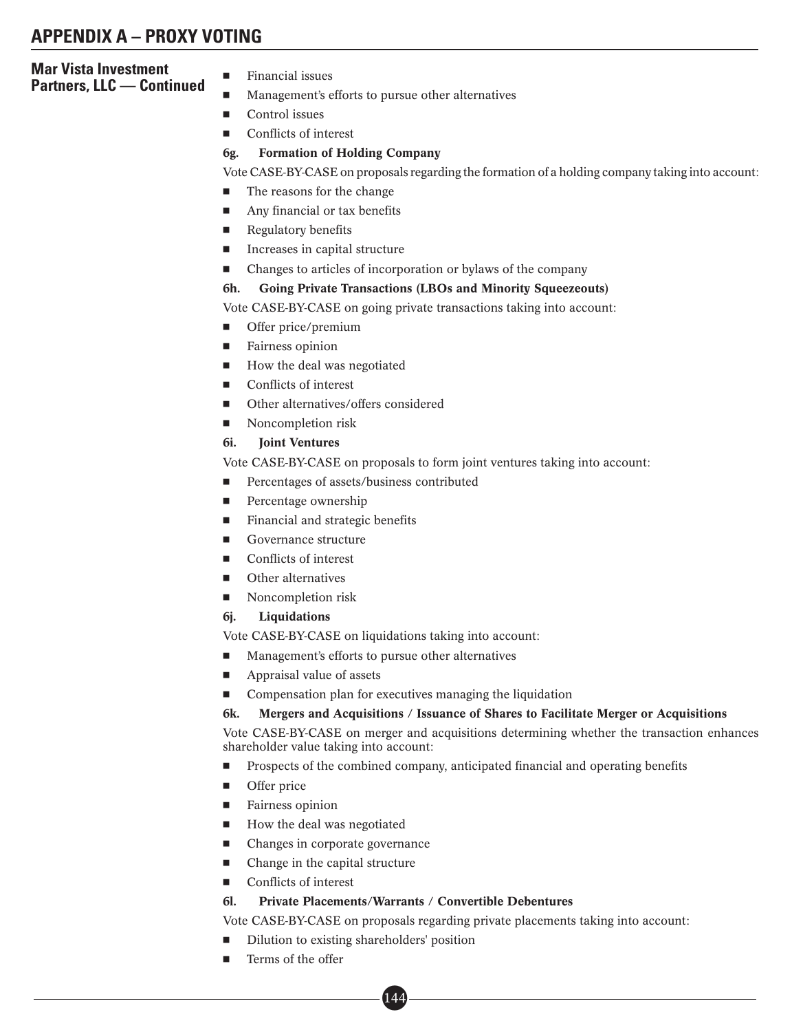## APPENDIX A – PROXY VOTING

**Mar Vista Investment Partners, LLC — Continued**

- Financial issues
- Management's efforts to pursue other alternatives
- Control issues
- Conflicts of interest

**6g. Formation of Holding Company**

Vote CASE-BY-CASE on proposals regarding the formation of a holding company taking into account:

- The reasons for the change
- Any financial or tax benefits
- Regulatory benefits
- Increases in capital structure
- Changes to articles of incorporation or bylaws of the company

**6h. Going Private Transactions (LBOs and Minority Squeezeouts)**

Vote CASE-BY-CASE on going private transactions taking into account:

- Offer price/premium
- Fairness opinion
- How the deal was negotiated
- Conflicts of interest
- Other alternatives/offers considered
- Noncompletion risk

**6i. Joint Ventures**

Vote CASE-BY-CASE on proposals to form joint ventures taking into account:

- Percentages of assets/business contributed
- Percentage ownership
- Financial and strategic benefits
- Governance structure
- Conflicts of interest
- Other alternatives
- Noncompletion risk

**6j. Liquidations**

Vote CASE-BY-CASE on liquidations taking into account:

- Management's efforts to pursue other alternatives
- Appraisal value of assets
- Compensation plan for executives managing the liquidation

**6k. Mergers and Acquisitions / Issuance of Shares to Facilitate Merger or Acquisitions**

Vote CASE-BY-CASE on merger and acquisitions determining whether the transaction enhances shareholder value taking into account:

- Prospects of the combined company, anticipated financial and operating benefits
- Offer price
- Fairness opinion
- How the deal was negotiated
- Changes in corporate governance
- Change in the capital structure
- Conflicts of interest

**6l. Private Placements/Warrants / Convertible Debentures**

Vote CASE-BY-CASE on proposals regarding private placements taking into account:

- Dilution to existing shareholders' position
- Terms of the offer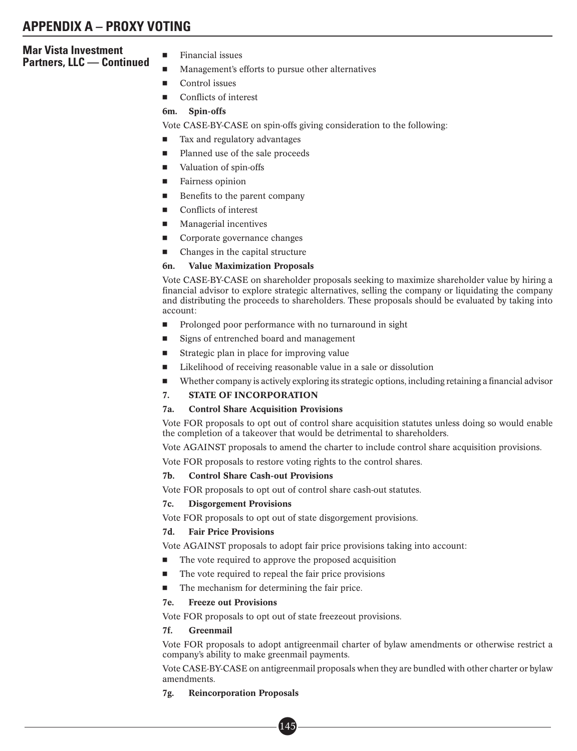## APPENDIX A – PROXY VOTING

**Mar Vista Investment Partners, LLC — Continued**

- Financial issues
- Management's efforts to pursue other alternatives
- Control issues
- Conflicts of interest

**6m. Spin-offs**

Vote CASE-BY-CASE on spin-offs giving consideration to the following:

- Tax and regulatory advantages
- Planned use of the sale proceeds
- Valuation of spin-offs
- Fairness opinion
- Benefits to the parent company
- Conflicts of interest
- Managerial incentives
- Corporate governance changes
- Changes in the capital structure

**6n. Value Maximization Proposals**

Vote CASE-BY-CASE on shareholder proposals seeking to maximize shareholder value by hiring a financial advisor to explore strategic alternatives, selling the company or liquidating the company and distributing the proceeds to shareholders. These proposals should be evaluated by taking into account:

- Prolonged poor performance with no turnaround in sight
- Signs of entrenched board and management
- Strategic plan in place for improving value
- Likelihood of receiving reasonable value in a sale or dissolution
- Whether company is actively exploring its strategic options, including retaining a financial advisor

**7. STATE OF INCORPORATION**

**7a. Control Share Acquisition Provisions**

Vote FOR proposals to opt out of control share acquisition statutes unless doing so would enable the completion of a takeover that would be detrimental to shareholders.

Vote AGAINST proposals to amend the charter to include control share acquisition provisions.

Vote FOR proposals to restore voting rights to the control shares.

**7b. Control Share Cash-out Provisions**

Vote FOR proposals to opt out of control share cash-out statutes.

**7c. Disgorgement Provisions**

Vote FOR proposals to opt out of state disgorgement provisions.

**7d. Fair Price Provisions**

Vote AGAINST proposals to adopt fair price provisions taking into account:

- The vote required to approve the proposed acquisition
- The vote required to repeal the fair price provisions
- The mechanism for determining the fair price.

**7e. Freeze out Provisions**

Vote FOR proposals to opt out of state freezeout provisions.

**7f. Greenmail**

Vote FOR proposals to adopt antigreenmail charter of bylaw amendments or otherwise restrict a company's ability to make greenmail payments.

Vote CASE-BY-CASE on antigreenmail proposals when they are bundled with other charter or bylaw amendments.

**7g. Reincorporation Proposals**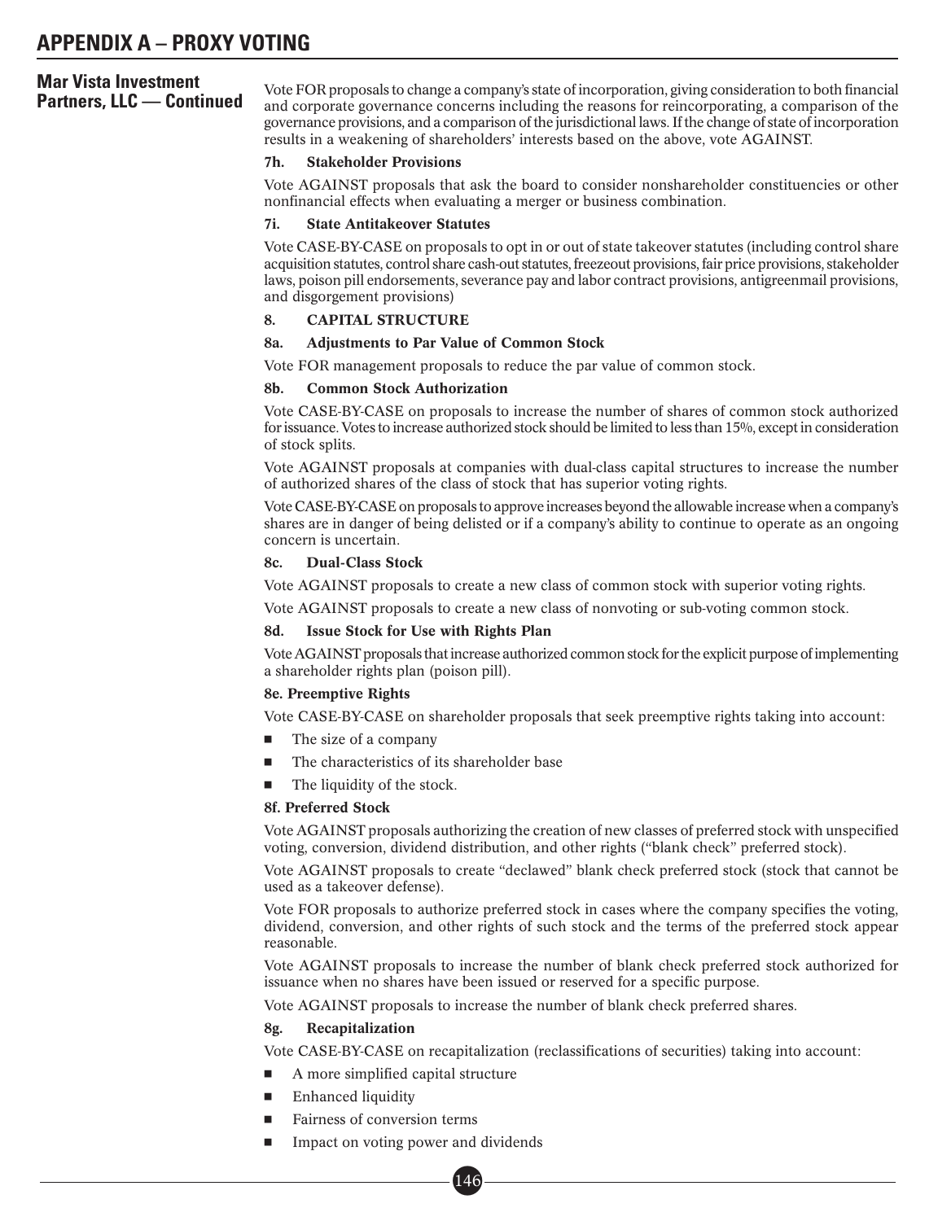**Mar Vista Investment Partners, LLC — Continued**

Vote FOR proposals to change a company's state of incorporation, giving consideration to both financial and corporate governance concerns including the reasons for reincorporating, a comparison of the governance provisions, and a comparison of the jurisdictional laws. If the change of state of incorporation results in a weakening of shareholders' interests based on the above, vote AGAINST.

**7h. Stakeholder Provisions**

Vote AGAINST proposals that ask the board to consider nonshareholder constituencies or other nonfinancial effects when evaluating a merger or business combination.

**7i. State Antitakeover Statutes**

Vote CASE-BY-CASE on proposals to opt in or out of state takeover statutes (including control share acquisition statutes, control share cash-out statutes, freezeout provisions, fair price provisions, stakeholder laws, poison pill endorsements, severance pay and labor contract provisions, antigreenmail provisions, and disgorgement provisions)

**8. CAPITAL STRUCTURE**

**8a. Adjustments to Par Value of Common Stock**

Vote FOR management proposals to reduce the par value of common stock.

**8b. Common Stock Authorization**

Vote CASE-BY-CASE on proposals to increase the number of shares of common stock authorized for issuance. Votes to increase authorized stock should be limited to less than 15%, except in consideration of stock splits.

Vote AGAINST proposals at companies with dual-class capital structures to increase the number of authorized shares of the class of stock that has superior voting rights.

Vote CASE-BY-CASE on proposals to approve increases beyond the allowable increase when a company's shares are in danger of being delisted or if a company's ability to continue to operate as an ongoing concern is uncertain.

**8c. Dual-Class Stock**

Vote AGAINST proposals to create a new class of common stock with superior voting rights.

Vote AGAINST proposals to create a new class of nonvoting or sub-voting common stock.

**8d. Issue Stock for Use with Rights Plan**

Vote AGAINST proposals that increase authorized common stock for the explicit purpose of implementing a shareholder rights plan (poison pill).

**8e. Preemptive Rights**

Vote CASE-BY-CASE on shareholder proposals that seek preemptive rights taking into account:

- The size of a company
- The characteristics of its shareholder base
- The liquidity of the stock.

**8f. Preferred Stock**

Vote AGAINST proposals authorizing the creation of new classes of preferred stock with unspecified voting, conversion, dividend distribution, and other rights ("blank check" preferred stock).

Vote AGAINST proposals to create "declawed" blank check preferred stock (stock that cannot be used as a takeover defense).

Vote FOR proposals to authorize preferred stock in cases where the company specifies the voting, dividend, conversion, and other rights of such stock and the terms of the preferred stock appear reasonable.

Vote AGAINST proposals to increase the number of blank check preferred stock authorized for issuance when no shares have been issued or reserved for a specific purpose.

Vote AGAINST proposals to increase the number of blank check preferred shares.

**8g. Recapitalization**

Vote CASE-BY-CASE on recapitalization (reclassifications of securities) taking into account:

- A more simplified capital structure
- Enhanced liquidity
- Fairness of conversion terms
- Impact on voting power and dividends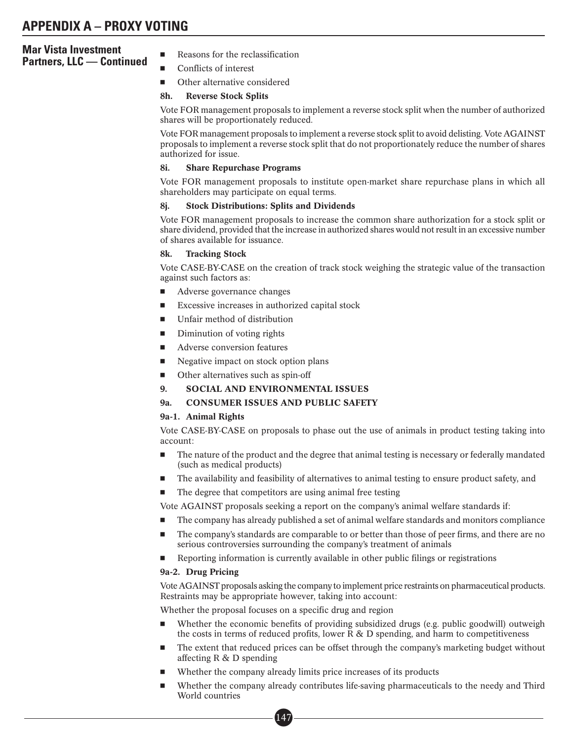## APPENDIX A – PROXY VOTING

**Mar Vista Investment Partners, LLC — Continued**

- Reasons for the reclassification
- Conflicts of interest
- Other alternative considered

**8h. Reverse Stock Splits**

Vote FOR management proposals to implement a reverse stock split when the number of authorized shares will be proportionately reduced.

Vote FOR management proposals to implement a reverse stock split to avoid delisting. Vote AGAINST proposals to implement a reverse stock split that do not proportionately reduce the number of shares authorized for issue.

**8i. Share Repurchase Programs**

Vote FOR management proposals to institute open-market share repurchase plans in which all shareholders may participate on equal terms.

**8j. Stock Distributions: Splits and Dividends**

Vote FOR management proposals to increase the common share authorization for a stock split or share dividend, provided that the increase in authorized shares would not result in an excessive number of shares available for issuance.

**8k. Tracking Stock**

Vote CASE-BY-CASE on the creation of track stock weighing the strategic value of the transaction against such factors as:

- Adverse governance changes
- Excessive increases in authorized capital stock
- Unfair method of distribution
- Diminution of voting rights
- Adverse conversion features
- Negative impact on stock option plans
- Other alternatives such as spin-off

**9. SOCIAL AND ENVIRONMENTAL ISSUES**

**9a. CONSUMER ISSUES AND PUBLIC SAFETY**

**9a-1. Animal Rights**

Vote CASE-BY-CASE on proposals to phase out the use of animals in product testing taking into account:

- The nature of the product and the degree that animal testing is necessary or federally mandated (such as medical products)
- The availability and feasibility of alternatives to animal testing to ensure product safety, and
- The degree that competitors are using animal free testing

Vote AGAINST proposals seeking a report on the company's animal welfare standards if:

- The company has already published a set of animal welfare standards and monitors compliance
- The company's standards are comparable to or better than those of peer firms, and there are no serious controversies surrounding the company's treatment of animals
- Reporting information is currently available in other public filings or registrations

**9a-2. Drug Pricing**

Vote AGAINST proposals asking the company to implement price restraints on pharmaceutical products. Restraints may be appropriate however, taking into account:

Whether the proposal focuses on a specific drug and region

- Whether the economic benefits of providing subsidized drugs (e.g. public goodwill) outweigh the costs in terms of reduced profits, lower R & D spending, and harm to competitiveness
- The extent that reduced prices can be offset through the company's marketing budget without affecting R & D spending
- Whether the company already limits price increases of its products
- Whether the company already contributes life-saving pharmaceuticals to the needy and Third World countries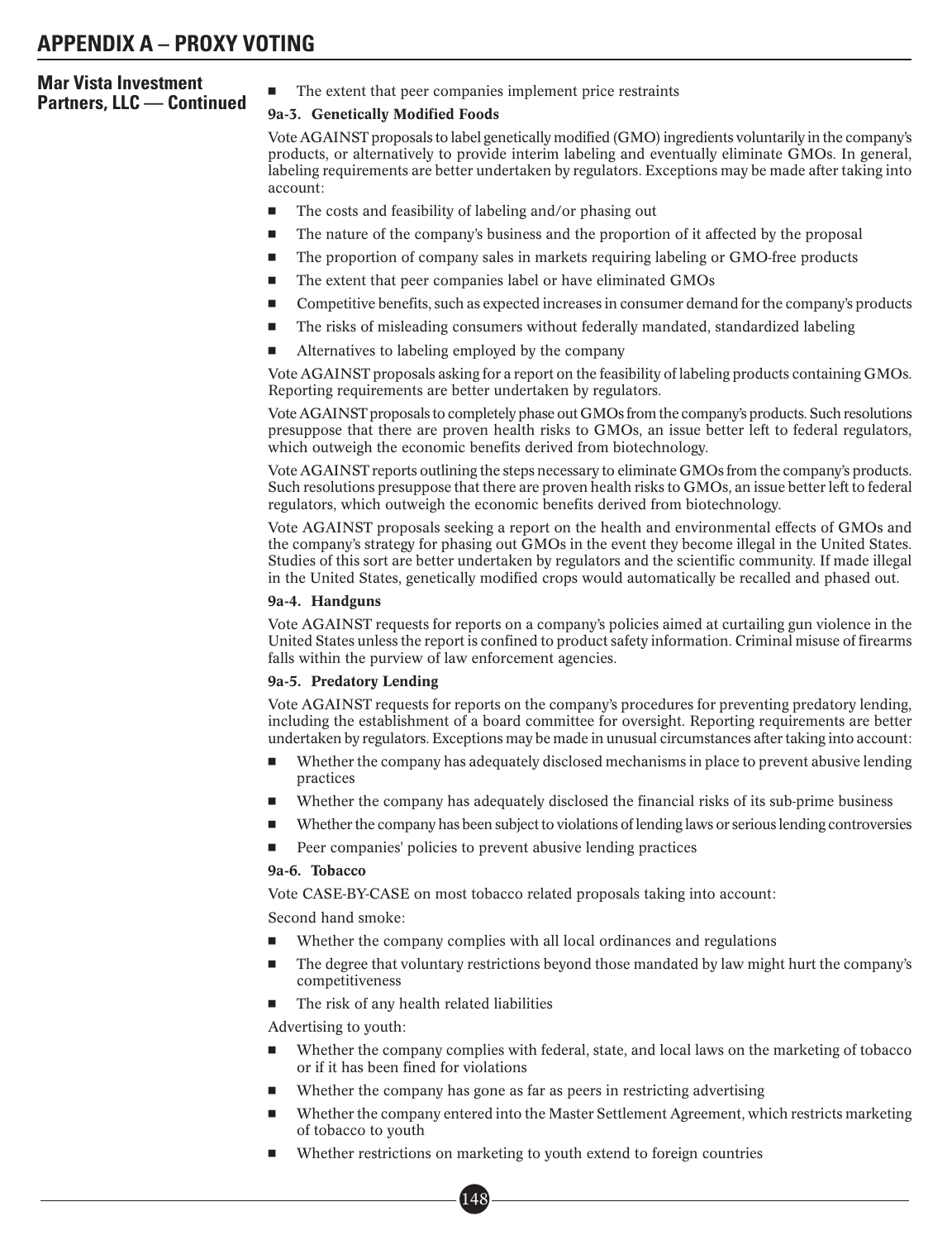# APPENDIX A – PROXY VOTING

## Mar Vista Investment Partners, LLC — Continued

- The extent that peer companies implement price restraints

**9a-3. Genetically Modified Foods**

Vote AGAINST proposals to label genetically modified (GMO) ingredients voluntarily in the company's products, or alternatively to provide interim labeling and eventually eliminate GMOs. In general, labeling requirements are better undertaken by regulators. Exceptions may be made after taking into account:

- The costs and feasibility of labeling and/or phasing out
- The nature of the company's business and the proportion of it affected by the proposal
- The proportion of company sales in markets requiring labeling or GMO-free products
- The extent that peer companies label or have eliminated GMOs
- Competitive benefits, such as expected increases in consumer demand for the company's products
- The risks of misleading consumers without federally mandated, standardized labeling
- Alternatives to labeling employed by the company

Vote AGAINST proposals asking for a report on the feasibility of labeling products containing GMOs. Reporting requirements are better undertaken by regulators.

Vote AGAINST proposals to completely phase out GMOs from the company's products. Such resolutions presuppose that there are proven health risks to GMOs, an issue better left to federal regulators, which outweigh the economic benefits derived from biotechnology.

Vote AGAINST reports outlining the steps necessary to eliminate GMOs from the company's products. Such resolutions presuppose that there are proven health risks to GMOs, an issue better left to federal regulators, which outweigh the economic benefits derived from biotechnology.

Vote AGAINST proposals seeking a report on the health and environmental effects of GMOs and the company's strategy for phasing out GMOs in the event they become illegal in the United States. Studies of this sort are better undertaken by regulators and the scientific community. If made illegal in the United States, genetically modified crops would automatically be recalled and phased out.

**9a-4. Handguns**

Vote AGAINST requests for reports on a company's policies aimed at curtailing gun violence in the United States unless the report is confined to product safety information. Criminal misuse of firearms falls within the purview of law enforcement agencies.

**9a-5. Predatory Lending**

Vote AGAINST requests for reports on the company's procedures for preventing predatory lending, including the establishment of a board committee for oversight. Reporting requirements are better undertaken by regulators. Exceptions may be made in unusual circumstances after taking into account:

- Whether the company has adequately disclosed mechanisms in place to prevent abusive lending practices
- Whether the company has adequately disclosed the financial risks of its sub-prime business
- Whether the company has been subject to violations of lending laws or serious lending controversies
- Peer companies' policies to prevent abusive lending practices

**9a-6. Tobacco**

Vote CASE-BY-CASE on most tobacco related proposals taking into account:

Second hand smoke:

- Whether the company complies with all local ordinances and regulations
- The degree that voluntary restrictions beyond those mandated by law might hurt the company's competitiveness
- The risk of any health related liabilities

Advertising to youth:

- Whether the company complies with federal, state, and local laws on the marketing of tobacco or if it has been fined for violations
- Whether the company has gone as far as peers in restricting advertising
- Whether the company entered into the Master Settlement Agreement, which restricts marketing of tobacco to youth
- Whether restrictions on marketing to youth extend to foreign countries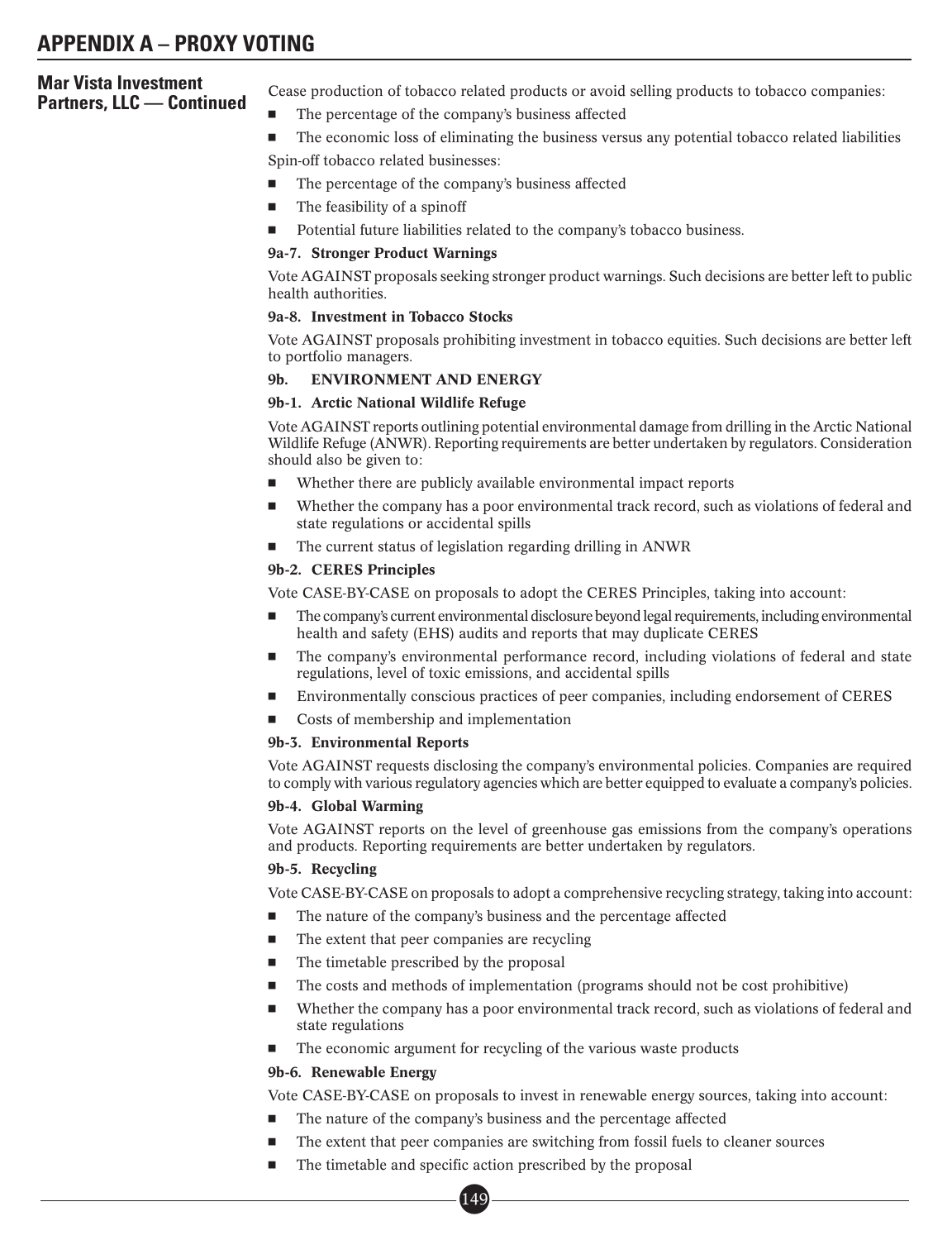**Mar Vista Investment Partners, LLC — Continued**

Cease production of tobacco related products or avoid selling products to tobacco companies:

- The percentage of the company's business affected
- The economic loss of eliminating the business versus any potential tobacco related liabilities

Spin-off tobacco related businesses:

- The percentage of the company's business affected
- The feasibility of a spinoff
- Potential future liabilities related to the company's tobacco business.

**9a-7. Stronger Product Warnings**

Vote AGAINST proposals seeking stronger product warnings. Such decisions are better left to public health authorities.

**9a-8. Investment in Tobacco Stocks**

Vote AGAINST proposals prohibiting investment in tobacco equities. Such decisions are better left to portfolio managers.

**9b. ENVIRONMENT AND ENERGY**

**9b-1. Arctic National Wildlife Refuge**

Vote AGAINST reports outlining potential environmental damage from drilling in the Arctic National Wildlife Refuge (ANWR). Reporting requirements are better undertaken by regulators. Consideration should also be given to:

- Whether there are publicly available environmental impact reports
- Whether the company has a poor environmental track record, such as violations of federal and state regulations or accidental spills
- The current status of legislation regarding drilling in ANWR

**9b-2. CERES Principles**

Vote CASE-BY-CASE on proposals to adopt the CERES Principles, taking into account:

- The company's current environmental disclosure beyond legal requirements, including environmental health and safety (EHS) audits and reports that may duplicate CERES
- The company's environmental performance record, including violations of federal and state regulations, level of toxic emissions, and accidental spills
- Environmentally conscious practices of peer companies, including endorsement of CERES
- Costs of membership and implementation

**9b-3. Environmental Reports**

Vote AGAINST requests disclosing the company's environmental policies. Companies are required to comply with various regulatory agencies which are better equipped to evaluate a company's policies.

**9b-4. Global Warming**

Vote AGAINST reports on the level of greenhouse gas emissions from the company's operations and products. Reporting requirements are better undertaken by regulators.

**9b-5. Recycling**

Vote CASE-BY-CASE on proposals to adopt a comprehensive recycling strategy, taking into account:

- The nature of the company's business and the percentage affected
- The extent that peer companies are recycling
- The timetable prescribed by the proposal
- The costs and methods of implementation (programs should not be cost prohibitive)
- Whether the company has a poor environmental track record, such as violations of federal and state regulations
- The economic argument for recycling of the various waste products

**9b-6. Renewable Energy**

Vote CASE-BY-CASE on proposals to invest in renewable energy sources, taking into account:

- The nature of the company's business and the percentage affected
- The extent that peer companies are switching from fossil fuels to cleaner sources
- The timetable and specific action prescribed by the proposal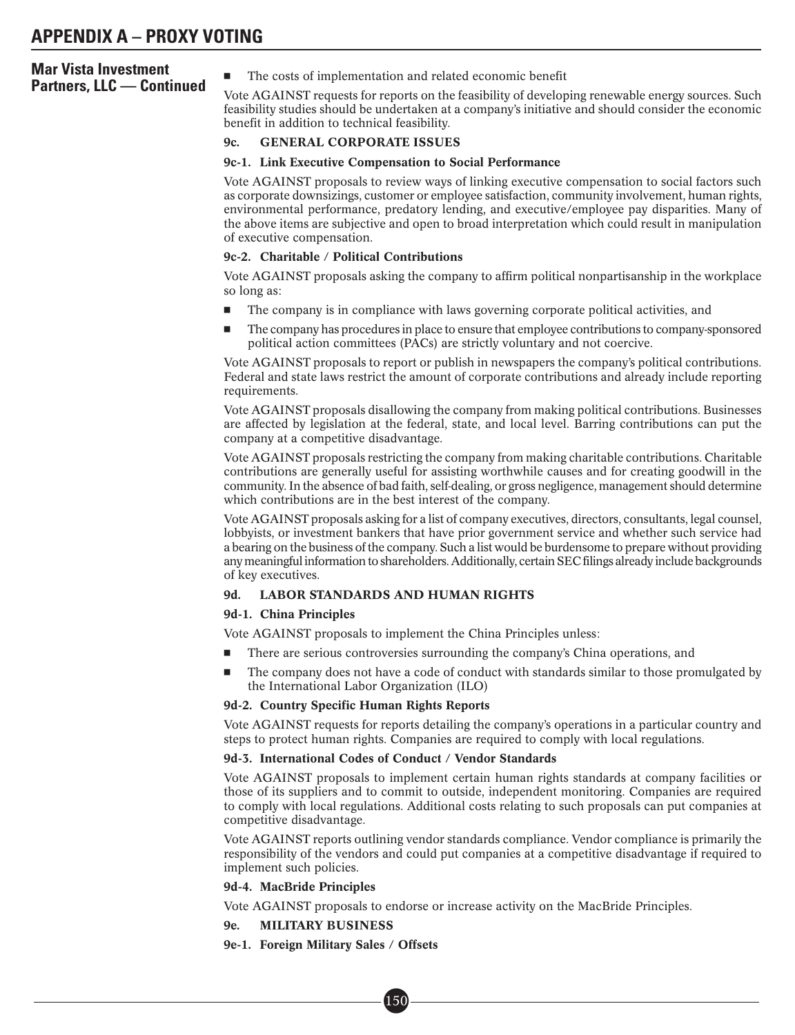## Mar Vista Investment Partners, LLC — Continued

- The costs of implementation and related economic benefit

Vote AGAINST requests for reports on the feasibility of developing renewable energy sources. Such feasibility studies should be undertaken at a company's initiative and should consider the economic benefit in addition to technical feasibility.

### 9c. GENERAL CORPORATE ISSUES

#### 9c-1. Link Executive Compensation to Social Performance

Vote AGAINST proposals to review ways of linking executive compensation to social factors such as corporate downsizings, customer or employee satisfaction, community involvement, human rights, environmental performance, predatory lending, and executive/employee pay disparities. Many of the above items are subjective and open to broad interpretation which could result in manipulation of executive compensation.

#### 9c-2. Charitable / Political Contributions

Vote AGAINST proposals asking the company to affirm political nonpartisanship in the workplace so long as:

- The company is in compliance with laws governing corporate political activities, and
- The company has procedures in place to ensure that employee contributions to company-sponsored political action committees (PACs) are strictly voluntary and not coercive.

Vote AGAINST proposals to report or publish in newspapers the company's political contributions. Federal and state laws restrict the amount of corporate contributions and already include reporting requirements.

Vote AGAINST proposals disallowing the company from making political contributions. Businesses are affected by legislation at the federal, state, and local level. Barring contributions can put the company at a competitive disadvantage.

Vote AGAINST proposals restricting the company from making charitable contributions. Charitable contributions are generally useful for assisting worthwhile causes and for creating goodwill in the community. In the absence of bad faith, self-dealing, or gross negligence, management should determine which contributions are in the best interest of the company.

Vote AGAINST proposals asking for a list of company executives, directors, consultants, legal counsel, lobbyists, or investment bankers that have prior government service and whether such service had a bearing on the business of the company. Such a list would be burdensome to prepare without providing any meaningful information to shareholders. Additionally, certain SEC filings already include backgrounds of key executives.

### 9d. LABOR STANDARDS AND HUMAN RIGHTS

#### 9d-1. China Principles

Vote AGAINST proposals to implement the China Principles unless:

- There are serious controversies surrounding the company's China operations, and
- The company does not have a code of conduct with standards similar to those promulgated by the International Labor Organization (ILO)

#### 9d-2. Country Specific Human Rights Reports

Vote AGAINST requests for reports detailing the company's operations in a particular country and steps to protect human rights. Companies are required to comply with local regulations.

#### 9d-3. International Codes of Conduct / Vendor Standards

Vote AGAINST proposals to implement certain human rights standards at company facilities or those of its suppliers and to commit to outside, independent monitoring. Companies are required to comply with local regulations. Additional costs relating to such proposals can put companies at competitive disadvantage.

Vote AGAINST reports outlining vendor standards compliance. Vendor compliance is primarily the responsibility of the vendors and could put companies at a competitive disadvantage if required to implement such policies.

#### 9d-4. MacBride Principles

Vote AGAINST proposals to endorse or increase activity on the MacBride Principles.

### 9e. MILITARY BUSINESS

#### 9e-1. Foreign Military Sales / Offsets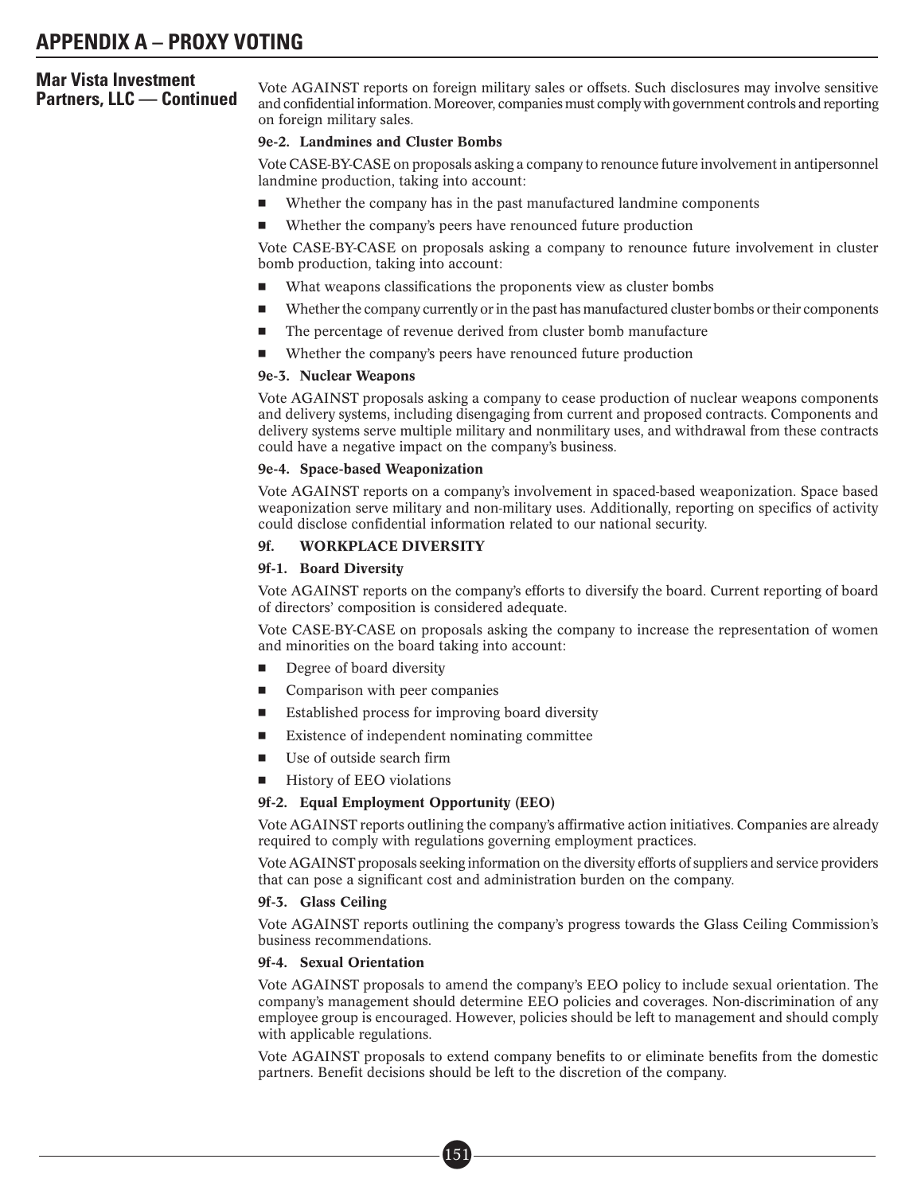## Mar Vista Investment Partners, LLC — Continued

Vote AGAINST reports on foreign military sales or offsets. Such disclosures may involve sensitive and confidential information. Moreover, companies must comply with government controls and reporting on foreign military sales.

**9e-2. Landmines and Cluster Bombs**

Vote CASE-BY-CASE on proposals asking a company to renounce future involvement in antipersonnel landmine production, taking into account:

- Whether the company has in the past manufactured landmine components
- Whether the company's peers have renounced future production

Vote CASE-BY-CASE on proposals asking a company to renounce future involvement in cluster bomb production, taking into account:

- What weapons classifications the proponents view as cluster bombs
- Whether the company currently or in the past has manufactured cluster bombs or their components
- The percentage of revenue derived from cluster bomb manufacture
- Whether the company's peers have renounced future production

**9e-3. Nuclear Weapons**

Vote AGAINST proposals asking a company to cease production of nuclear weapons components and delivery systems, including disengaging from current and proposed contracts. Components and delivery systems serve multiple military and nonmilitary uses, and withdrawal from these contracts could have a negative impact on the company's business.

**9e-4. Space-based Weaponization**

Vote AGAINST reports on a company's involvement in spaced-based weaponization. Space based weaponization serve military and non-military uses. Additionally, reporting on specifics of activity could disclose confidential information related to our national security.

**9f. WORKPLACE DIVERSITY**

**9f-1. Board Diversity**

Vote AGAINST reports on the company's efforts to diversify the board. Current reporting of board of directors' composition is considered adequate.

Vote CASE-BY-CASE on proposals asking the company to increase the representation of women and minorities on the board taking into account:

- Degree of board diversity
- Comparison with peer companies
- Established process for improving board diversity
- Existence of independent nominating committee
- Use of outside search firm
- History of EEO violations

**9f-2. Equal Employment Opportunity (EEO)**

Vote AGAINST reports outlining the company's affirmative action initiatives. Companies are already required to comply with regulations governing employment practices.

Vote AGAINST proposals seeking information on the diversity efforts of suppliers and service providers that can pose a significant cost and administration burden on the company.

**9f-3. Glass Ceiling**

Vote AGAINST reports outlining the company's progress towards the Glass Ceiling Commission's business recommendations.

**9f-4. Sexual Orientation**

Vote AGAINST proposals to amend the company's EEO policy to include sexual orientation. The company's management should determine EEO policies and coverages. Non-discrimination of any employee group is encouraged. However, policies should be left to management and should comply with applicable regulations.

Vote AGAINST proposals to extend company benefits to or eliminate benefits from the domestic partners. Benefit decisions should be left to the discretion of the company.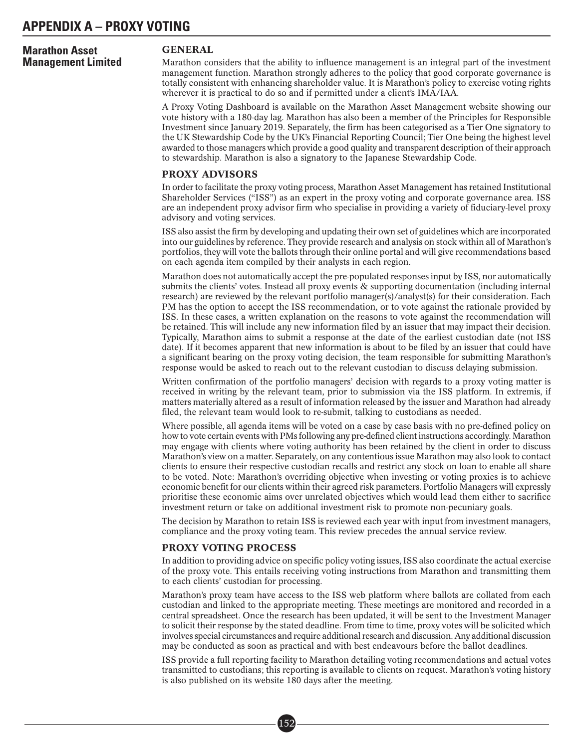# APPENDIX A – PROXY VOTING

## Marathon Asset Management Limited

### GENERAL

Marathon considers that the ability to influence management is an integral part of the investment management function. Marathon strongly adheres to the policy that good corporate governance is totally consistent with enhancing shareholder value. It is Marathon's policy to exercise voting rights wherever it is practical to do so and if permitted under a client's IMA/IAA.

A Proxy Voting Dashboard is available on the Marathon Asset Management website showing our vote history with a 180-day lag. Marathon has also been a member of the Principles for Responsible Investment since January 2019. Separately, the firm has been categorised as a Tier One signatory to the UK Stewardship Code by the UK's Financial Reporting Council; Tier One being the highest level awarded to those managers which provide a good quality and transparent description of their approach to stewardship. Marathon is also a signatory to the Japanese Stewardship Code.

### PROXY ADVISORS

In order to facilitate the proxy voting process, Marathon Asset Management has retained Institutional Shareholder Services ("ISS") as an expert in the proxy voting and corporate governance area. ISS are an independent proxy advisor firm who specialise in providing a variety of fiduciary-level proxy advisory and voting services.

ISS also assist the firm by developing and updating their own set of guidelines which are incorporated into our guidelines by reference. They provide research and analysis on stock within all of Marathon's portfolios, they will vote the ballots through their online portal and will give recommendations based on each agenda item compiled by their analysts in each region.

Marathon does not automatically accept the pre-populated responses input by ISS, nor automatically submits the clients' votes. Instead all proxy events & supporting documentation (including internal research) are reviewed by the relevant portfolio manager(s)/analyst(s) for their consideration. Each PM has the option to accept the ISS recommendation, or to vote against the rationale provided by ISS. In these cases, a written explanation on the reasons to vote against the recommendation will be retained. This will include any new information filed by an issuer that may impact their decision. Typically, Marathon aims to submit a response at the date of the earliest custodian date (not ISS date). If it becomes apparent that new information is about to be filed by an issuer that could have a significant bearing on the proxy voting decision, the team responsible for submitting Marathon's response would be asked to reach out to the relevant custodian to discuss delaying submission.

Written confirmation of the portfolio managers' decision with regards to a proxy voting matter is received in writing by the relevant team, prior to submission via the ISS platform. In extremis, if matters materially altered as a result of information released by the issuer and Marathon had already filed, the relevant team would look to re-submit, talking to custodians as needed.

Where possible, all agenda items will be voted on a case by case basis with no pre-defined policy on how to vote certain events with PMs following any pre-defined client instructions accordingly. Marathon may engage with clients where voting authority has been retained by the client in order to discuss Marathon's view on a matter. Separately, on any contentious issue Marathon may also look to contact clients to ensure their respective custodian recalls and restrict any stock on loan to enable all share to be voted. Note: Marathon's overriding objective when investing or voting proxies is to achieve economic benefit for our clients within their agreed risk parameters. Portfolio Managers will expressly prioritise these economic aims over unrelated objectives which would lead them either to sacrifice investment return or take on additional investment risk to promote non-pecuniary goals.

The decision by Marathon to retain ISS is reviewed each year with input from investment managers, compliance and the proxy voting team. This review precedes the annual service review.

### PROXY VOTING PROCESS

In addition to providing advice on specific policy voting issues, ISS also coordinate the actual exercise of the proxy vote. This entails receiving voting instructions from Marathon and transmitting them to each clients' custodian for processing.

Marathon's proxy team have access to the ISS web platform where ballots are collated from each custodian and linked to the appropriate meeting. These meetings are monitored and recorded in a central spreadsheet. Once the research has been updated, it will be sent to the Investment Manager to solicit their response by the stated deadline. From time to time, proxy votes will be solicited which involves special circumstances and require additional research and discussion. Any additional discussion may be conducted as soon as practical and with best endeavours before the ballot deadlines.

ISS provide a full reporting facility to Marathon detailing voting recommendations and actual votes transmitted to custodians; this reporting is available to clients on request. Marathon's voting history is also published on its website 180 days after the meeting.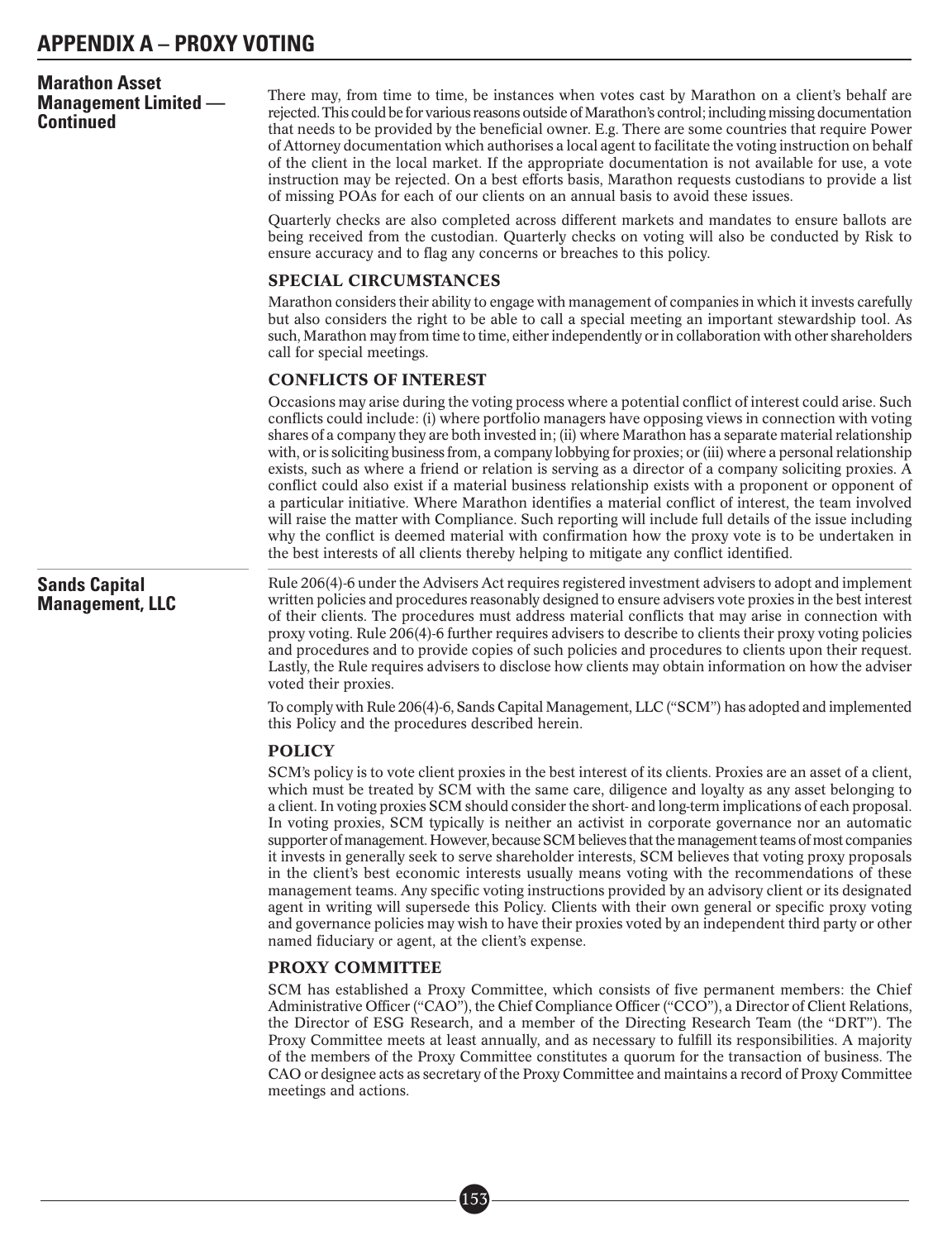# APPENDIX A – PROXY VOTING

## Marathon Asset Management Limited — Continued

There may, from time to time, be instances when votes cast by Marathon on a client's behalf are rejected. This could be for various reasons outside of Marathon's control; including missing documentation that needs to be provided by the beneficial owner. E.g. There are some countries that require Power of Attorney documentation which authorises a local agent to facilitate the voting instruction on behalf of the client in the local market. If the appropriate documentation is not available for use, a vote instruction may be rejected. On a best efforts basis, Marathon requests custodians to provide a list of missing POAs for each of our clients on an annual basis to avoid these issues.

Quarterly checks are also completed across different markets and mandates to ensure ballots are being received from the custodian. Quarterly checks on voting will also be conducted by Risk to ensure accuracy and to flag any concerns or breaches to this policy.

### SPECIAL CIRCUMSTANCES

Marathon considers their ability to engage with management of companies in which it invests carefully but also considers the right to be able to call a special meeting an important stewardship tool. As such, Marathon may from time to time, either independently or in collaboration with other shareholders call for special meetings.

### CONFLICTS OF INTEREST

Occasions may arise during the voting process where a potential conflict of interest could arise. Such conflicts could include: (i) where portfolio managers have opposing views in connection with voting shares of a company they are both invested in; (ii) where Marathon has a separate material relationship with, or is soliciting business from, a company lobbying for proxies; or (iii) where a personal relationship exists, such as where a friend or relation is serving as a director of a company soliciting proxies. A conflict could also exist if a material business relationship exists with a proponent or opponent of a particular initiative. Where Marathon identifies a material conflict of interest, the team involved will raise the matter with Compliance. Such reporting will include full details of the issue including why the conflict is deemed material with confirmation how the proxy vote is to be undertaken in the best interests of all clients thereby helping to mitigate any conflict identified.

## Sands Capital Management, LLC

Rule 206(4)-6 under the Advisers Act requires registered investment advisers to adopt and implement written policies and procedures reasonably designed to ensure advisers vote proxies in the best interest of their clients. The procedures must address material conflicts that may arise in connection with proxy voting. Rule 206(4)-6 further requires advisers to describe to clients their proxy voting policies and procedures and to provide copies of such policies and procedures to clients upon their request. Lastly, the Rule requires advisers to disclose how clients may obtain information on how the adviser voted their proxies.

To comply with Rule 206(4)-6, Sands Capital Management, LLC ("SCM") has adopted and implemented this Policy and the procedures described herein.

### POLICY

SCM's policy is to vote client proxies in the best interest of its clients. Proxies are an asset of a client, which must be treated by SCM with the same care, diligence and loyalty as any asset belonging to a client. In voting proxies SCM should consider the short- and long-term implications of each proposal. In voting proxies, SCM typically is neither an activist in corporate governance nor an automatic supporter of management. However, because SCM believes that the management teams of most companies it invests in generally seek to serve shareholder interests, SCM believes that voting proxy proposals in the client's best economic interests usually means voting with the recommendations of these management teams. Any specific voting instructions provided by an advisory client or its designated agent in writing will supersede this Policy. Clients with their own general or specific proxy voting and governance policies may wish to have their proxies voted by an independent third party or other named fiduciary or agent, at the client's expense.

### PROXY COMMITTEE

SCM has established a Proxy Committee, which consists of five permanent members: the Chief Administrative Officer ("CAO"), the Chief Compliance Officer ("CCO"), a Director of Client Relations, the Director of ESG Research, and a member of the Directing Research Team (the "DRT"). The Proxy Committee meets at least annually, and as necessary to fulfill its responsibilities. A majority of the members of the Proxy Committee constitutes a quorum for the transaction of business. The CAO or designee acts as secretary of the Proxy Committee and maintains a record of Proxy Committee meetings and actions.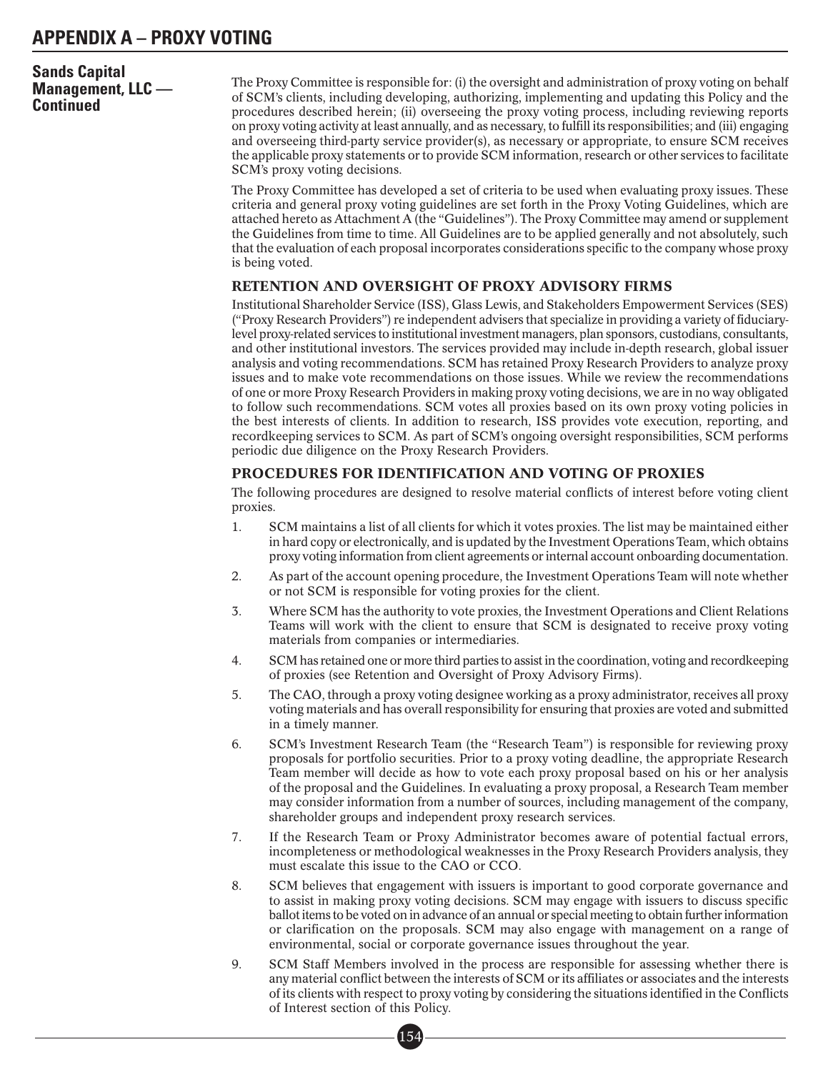# APPENDIX A – PROXY VOTING

**Sands Capital Management, LLC — Continued**

The Proxy Committee is responsible for: (i) the oversight and administration of proxy voting on behalf of SCM's clients, including developing, authorizing, implementing and updating this Policy and the procedures described herein; (ii) overseeing the proxy voting process, including reviewing reports on proxy voting activity at least annually, and as necessary, to fulfill its responsibilities; and (iii) engaging and overseeing third-party service provider(s), as necessary or appropriate, to ensure SCM receives the applicable proxy statements or to provide SCM information, research or other services to facilitate SCM's proxy voting decisions.

The Proxy Committee has developed a set of criteria to be used when evaluating proxy issues. These criteria and general proxy voting guidelines are set forth in the Proxy Voting Guidelines, which are attached hereto as Attachment A (the "Guidelines"). The Proxy Committee may amend or supplement the Guidelines from time to time. All Guidelines are to be applied generally and not absolutely, such that the evaluation of each proposal incorporates considerations specific to the company whose proxy is being voted.

## RETENTION AND OVERSIGHT OF PROXY ADVISORY FIRMS

Institutional Shareholder Service (ISS), Glass Lewis, and Stakeholders Empowerment Services (SES) ("Proxy Research Providers") re independent advisers that specialize in providing a variety of fiduciary-level proxy-related services to institutional investment managers, plan sponsors, custodians, consultants, and other institutional investors. The services provided may include in-depth research, global issuer analysis and voting recommendations. SCM has retained Proxy Research Providers to analyze proxy issues and to make vote recommendations on those issues. While we review the recommendations of one or more Proxy Research Providers in making proxy voting decisions, we are in no way obligated to follow such recommendations. SCM votes all proxies based on its own proxy voting policies in the best interests of clients. In addition to research, ISS provides vote execution, reporting, and recordkeeping services to SCM. As part of SCM's ongoing oversight responsibilities, SCM performs periodic due diligence on the Proxy Research Providers.

## PROCEDURES FOR IDENTIFICATION AND VOTING OF PROXIES

The following procedures are designed to resolve material conflicts of interest before voting client proxies.

1. SCM maintains a list of all clients for which it votes proxies. The list may be maintained either in hard copy or electronically, and is updated by the Investment Operations Team, which obtains proxy voting information from client agreements or internal account onboarding documentation.
2. As part of the account opening procedure, the Investment Operations Team will note whether or not SCM is responsible for voting proxies for the client.
3. Where SCM has the authority to vote proxies, the Investment Operations and Client Relations Teams will work with the client to ensure that SCM is designated to receive proxy voting materials from companies or intermediaries.
4. SCM has retained one or more third parties to assist in the coordination, voting and recordkeeping of proxies (see Retention and Oversight of Proxy Advisory Firms).
5. The CAO, through a proxy voting designee working as a proxy administrator, receives all proxy voting materials and has overall responsibility for ensuring that proxies are voted and submitted in a timely manner.
6. SCM's Investment Research Team (the "Research Team") is responsible for reviewing proxy proposals for portfolio securities. Prior to a proxy voting deadline, the appropriate Research Team member will decide as how to vote each proxy proposal based on his or her analysis of the proposal and the Guidelines. In evaluating a proxy proposal, a Research Team member may consider information from a number of sources, including management of the company, shareholder groups and independent proxy research services.
7. If the Research Team or Proxy Administrator becomes aware of potential factual errors, incompleteness or methodological weaknesses in the Proxy Research Providers analysis, they must escalate this issue to the CAO or CCO.
8. SCM believes that engagement with issuers is important to good corporate governance and to assist in making proxy voting decisions. SCM may engage with issuers to discuss specific ballot items to be voted on in advance of an annual or special meeting to obtain further information or clarification on the proposals. SCM may also engage with management on a range of environmental, social or corporate governance issues throughout the year.
9. SCM Staff Members involved in the process are responsible for assessing whether there is any material conflict between the interests of SCM or its affiliates or associates and the interests of its clients with respect to proxy voting by considering the situations identified in the Conflicts of Interest section of this Policy.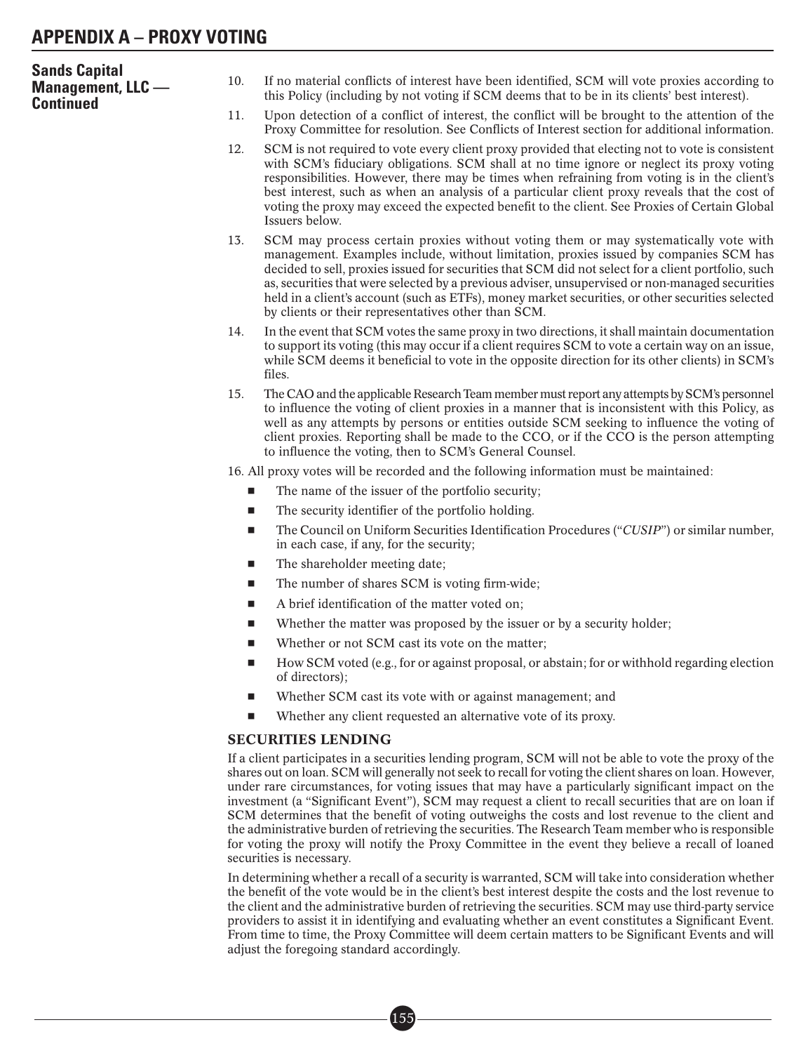## APPENDIX A – PROXY VOTING

### Sands Capital Management, LLC — Continued

10. If no material conflicts of interest have been identified, SCM will vote proxies according to this Policy (including by not voting if SCM deems that to be in its clients' best interest).

11. Upon detection of a conflict of interest, the conflict will be brought to the attention of the Proxy Committee for resolution. See Conflicts of Interest section for additional information.

12. SCM is not required to vote every client proxy provided that electing not to vote is consistent with SCM's fiduciary obligations. SCM shall at no time ignore or neglect its proxy voting responsibilities. However, there may be times when refraining from voting is in the client's best interest, such as when an analysis of a particular client proxy reveals that the cost of voting the proxy may exceed the expected benefit to the client. See Proxies of Certain Global Issuers below.

13. SCM may process certain proxies without voting them or may systematically vote with management. Examples include, without limitation, proxies issued by companies SCM has decided to sell, proxies issued for securities that SCM did not select for a client portfolio, such as, securities that were selected by a previous adviser, unsupervised or non-managed securities held in a client's account (such as ETFs), money market securities, or other securities selected by clients or their representatives other than SCM.

14. In the event that SCM votes the same proxy in two directions, it shall maintain documentation to support its voting (this may occur if a client requires SCM to vote a certain way on an issue, while SCM deems it beneficial to vote in the opposite direction for its other clients) in SCM's files.

15. The CAO and the applicable Research Team member must report any attempts by SCM's personnel to influence the voting of client proxies in a manner that is inconsistent with this Policy, as well as any attempts by persons or entities outside SCM seeking to influence the voting of client proxies. Reporting shall be made to the CCO, or if the CCO is the person attempting to influence the voting, then to SCM's General Counsel.

16. All proxy votes will be recorded and the following information must be maintained:

- The name of the issuer of the portfolio security;
- The security identifier of the portfolio holding.
- The Council on Uniform Securities Identification Procedures ("*CUSIP*") or similar number, in each case, if any, for the security;
- The shareholder meeting date;
- The number of shares SCM is voting firm-wide;
- A brief identification of the matter voted on;
- Whether the matter was proposed by the issuer or by a security holder;
- Whether or not SCM cast its vote on the matter;
- How SCM voted (e.g., for or against proposal, or abstain; for or withhold regarding election of directors);
- Whether SCM cast its vote with or against management; and
- Whether any client requested an alternative vote of its proxy.

#### SECURITIES LENDING

If a client participates in a securities lending program, SCM will not be able to vote the proxy of the shares out on loan. SCM will generally not seek to recall for voting the client shares on loan. However, under rare circumstances, for voting issues that may have a particularly significant impact on the investment (a "Significant Event"), SCM may request a client to recall securities that are on loan if SCM determines that the benefit of voting outweighs the costs and lost revenue to the client and the administrative burden of retrieving the securities. The Research Team member who is responsible for voting the proxy will notify the Proxy Committee in the event they believe a recall of loaned securities is necessary.

In determining whether a recall of a security is warranted, SCM will take into consideration whether the benefit of the vote would be in the client's best interest despite the costs and the lost revenue to the client and the administrative burden of retrieving the securities. SCM may use third-party service providers to assist it in identifying and evaluating whether an event constitutes a Significant Event. From time to time, the Proxy Committee will deem certain matters to be Significant Events and will adjust the foregoing standard accordingly.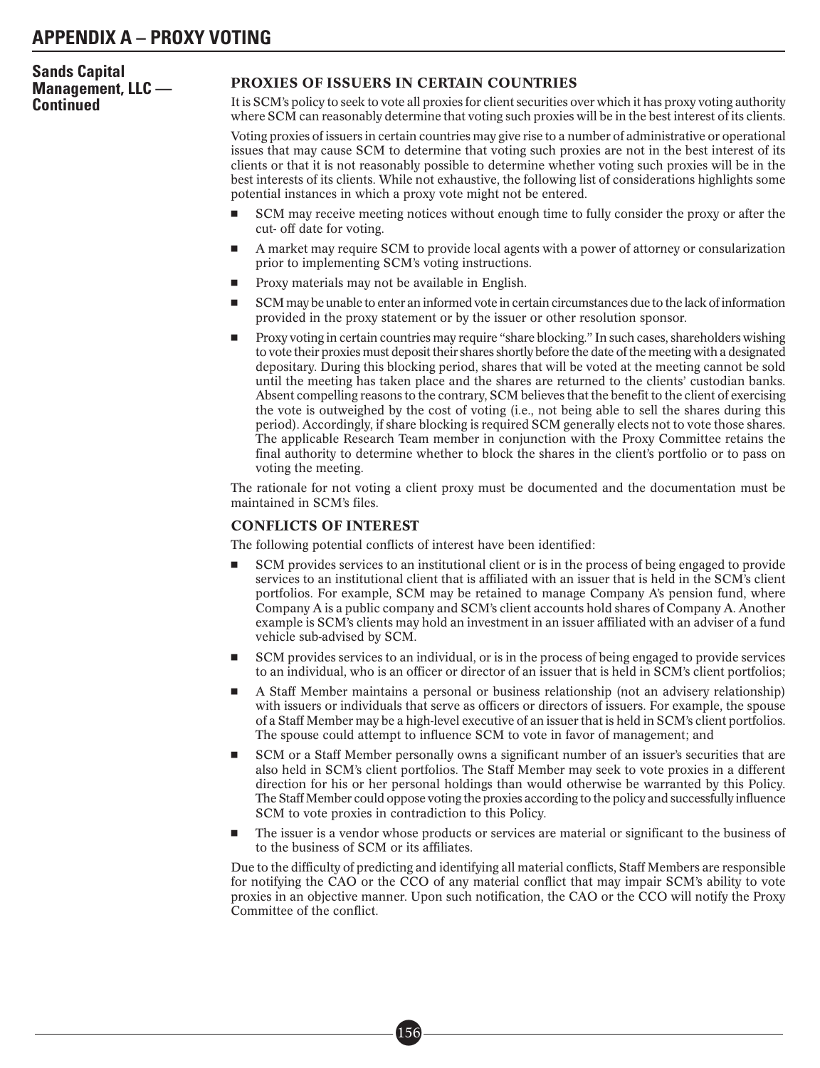# APPENDIX A – PROXY VOTING

**Sands Capital Management, LLC — Continued**

### PROXIES OF ISSUERS IN CERTAIN COUNTRIES

It is SCM's policy to seek to vote all proxies for client securities over which it has proxy voting authority where SCM can reasonably determine that voting such proxies will be in the best interest of its clients.

Voting proxies of issuers in certain countries may give rise to a number of administrative or operational issues that may cause SCM to determine that voting such proxies are not in the best interest of its clients or that it is not reasonably possible to determine whether voting such proxies will be in the best interests of its clients. While not exhaustive, the following list of considerations highlights some potential instances in which a proxy vote might not be entered.

- SCM may receive meeting notices without enough time to fully consider the proxy or after the cut- off date for voting.
- A market may require SCM to provide local agents with a power of attorney or consularization prior to implementing SCM's voting instructions.
- Proxy materials may not be available in English.
- SCM may be unable to enter an informed vote in certain circumstances due to the lack of information provided in the proxy statement or by the issuer or other resolution sponsor.
- Proxy voting in certain countries may require "share blocking." In such cases, shareholders wishing to vote their proxies must deposit their shares shortly before the date of the meeting with a designated depositary. During this blocking period, shares that will be voted at the meeting cannot be sold until the meeting has taken place and the shares are returned to the clients' custodian banks. Absent compelling reasons to the contrary, SCM believes that the benefit to the client of exercising the vote is outweighed by the cost of voting (i.e., not being able to sell the shares during this period). Accordingly, if share blocking is required SCM generally elects not to vote those shares. The applicable Research Team member in conjunction with the Proxy Committee retains the final authority to determine whether to block the shares in the client's portfolio or to pass on voting the meeting.

The rationale for not voting a client proxy must be documented and the documentation must be maintained in SCM's files.

### CONFLICTS OF INTEREST

The following potential conflicts of interest have been identified:

- SCM provides services to an institutional client or is in the process of being engaged to provide services to an institutional client that is affiliated with an issuer that is held in the SCM's client portfolios. For example, SCM may be retained to manage Company A's pension fund, where Company A is a public company and SCM's client accounts hold shares of Company A. Another example is SCM's clients may hold an investment in an issuer affiliated with an adviser of a fund vehicle sub-advised by SCM.
- SCM provides services to an individual, or is in the process of being engaged to provide services to an individual, who is an officer or director of an issuer that is held in SCM's client portfolios;
- A Staff Member maintains a personal or business relationship (not an advisery relationship) with issuers or individuals that serve as officers or directors of issuers. For example, the spouse of a Staff Member may be a high-level executive of an issuer that is held in SCM's client portfolios. The spouse could attempt to influence SCM to vote in favor of management; and
- SCM or a Staff Member personally owns a significant number of an issuer's securities that are also held in SCM's client portfolios. The Staff Member may seek to vote proxies in a different direction for his or her personal holdings than would otherwise be warranted by this Policy. The Staff Member could oppose voting the proxies according to the policy and successfully influence SCM to vote proxies in contradiction to this Policy.
- The issuer is a vendor whose products or services are material or significant to the business of to the business of SCM or its affiliates.

Due to the difficulty of predicting and identifying all material conflicts, Staff Members are responsible for notifying the CAO or the CCO of any material conflict that may impair SCM's ability to vote proxies in an objective manner. Upon such notification, the CAO or the CCO will notify the Proxy Committee of the conflict.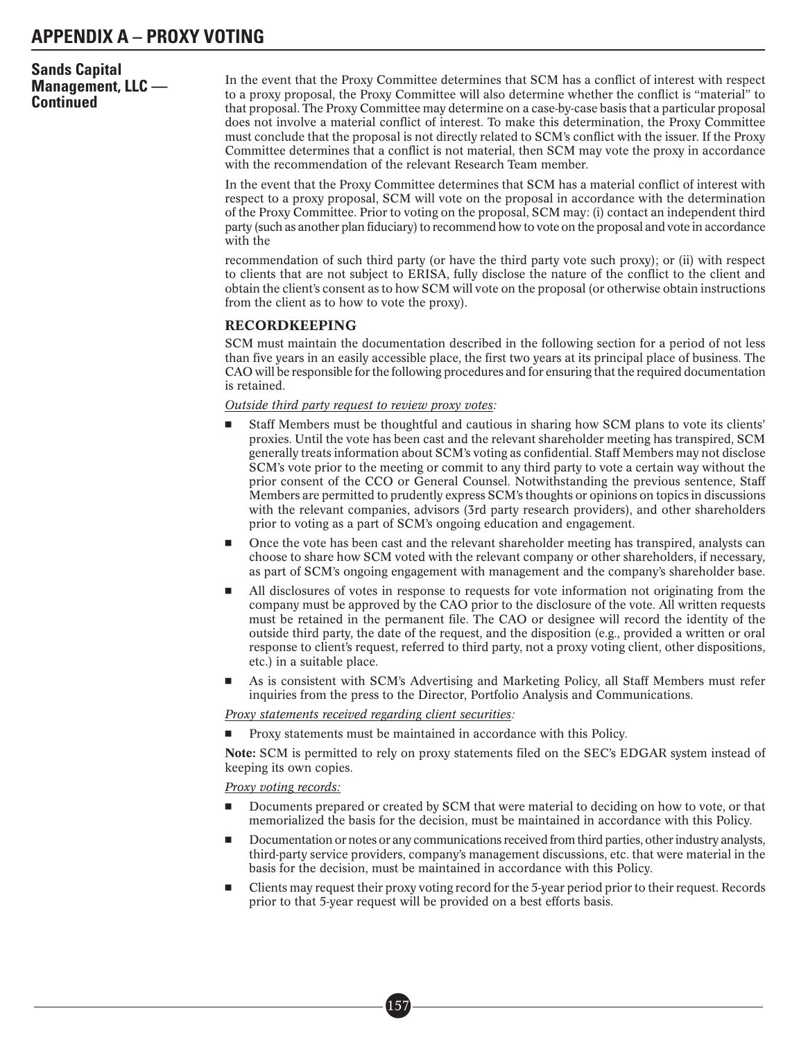# APPENDIX A – PROXY VOTING

## Sands Capital Management, LLC — Continued

In the event that the Proxy Committee determines that SCM has a conflict of interest with respect to a proxy proposal, the Proxy Committee will also determine whether the conflict is "material" to that proposal. The Proxy Committee may determine on a case-by-case basis that a particular proposal does not involve a material conflict of interest. To make this determination, the Proxy Committee must conclude that the proposal is not directly related to SCM's conflict with the issuer. If the Proxy Committee determines that a conflict is not material, then SCM may vote the proxy in accordance with the recommendation of the relevant Research Team member.

In the event that the Proxy Committee determines that SCM has a material conflict of interest with respect to a proxy proposal, SCM will vote on the proposal in accordance with the determination of the Proxy Committee. Prior to voting on the proposal, SCM may: (i) contact an independent third party (such as another plan fiduciary) to recommend how to vote on the proposal and vote in accordance with the

recommendation of such third party (or have the third party vote such proxy); or (ii) with respect to clients that are not subject to ERISA, fully disclose the nature of the conflict to the client and obtain the client's consent as to how SCM will vote on the proposal (or otherwise obtain instructions from the client as to how to vote the proxy).

### RECORDKEEPING

SCM must maintain the documentation described in the following section for a period of not less than five years in an easily accessible place, the first two years at its principal place of business. The CAO will be responsible for the following procedures and for ensuring that the required documentation is retained.

*Outside third party request to review proxy votes:*

- Staff Members must be thoughtful and cautious in sharing how SCM plans to vote its clients' proxies. Until the vote has been cast and the relevant shareholder meeting has transpired, SCM generally treats information about SCM's voting as confidential. Staff Members may not disclose SCM's vote prior to the meeting or commit to any third party to vote a certain way without the prior consent of the CCO or General Counsel. Notwithstanding the previous sentence, Staff Members are permitted to prudently express SCM's thoughts or opinions on topics in discussions with the relevant companies, advisors (3rd party research providers), and other shareholders prior to voting as a part of SCM's ongoing education and engagement.
- Once the vote has been cast and the relevant shareholder meeting has transpired, analysts can choose to share how SCM voted with the relevant company or other shareholders, if necessary, as part of SCM's ongoing engagement with management and the company's shareholder base.
- All disclosures of votes in response to requests for vote information not originating from the company must be approved by the CAO prior to the disclosure of the vote. All written requests must be retained in the permanent file. The CAO or designee will record the identity of the outside third party, the date of the request, and the disposition (e.g., provided a written or oral response to client's request, referred to third party, not a proxy voting client, other dispositions, etc.) in a suitable place.
- As is consistent with SCM's Advertising and Marketing Policy, all Staff Members must refer inquiries from the press to the Director, Portfolio Analysis and Communications.

*Proxy statements received regarding client securities:*

- Proxy statements must be maintained in accordance with this Policy.

**Note:** SCM is permitted to rely on proxy statements filed on the SEC's EDGAR system instead of keeping its own copies.

*Proxy voting records:*

- Documents prepared or created by SCM that were material to deciding on how to vote, or that memorialized the basis for the decision, must be maintained in accordance with this Policy.
- Documentation or notes or any communications received from third parties, other industry analysts, third-party service providers, company's management discussions, etc. that were material in the basis for the decision, must be maintained in accordance with this Policy.
- Clients may request their proxy voting record for the 5-year period prior to their request. Records prior to that 5-year request will be provided on a best efforts basis.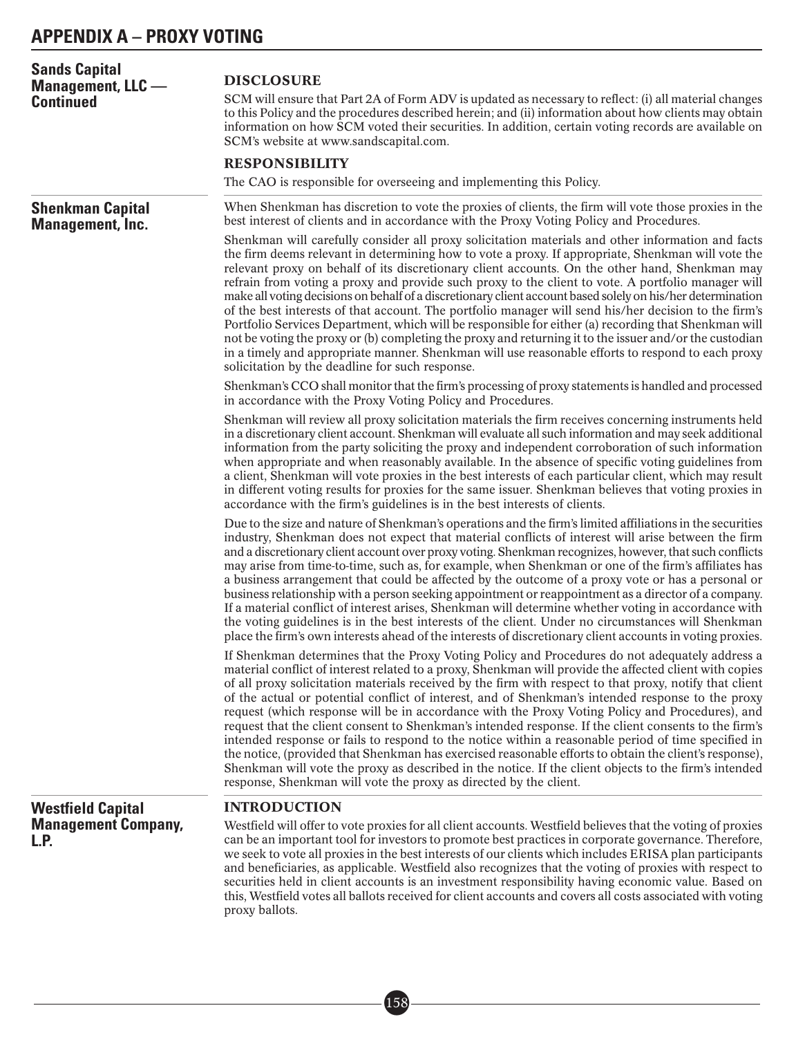## Sands Capital Management, LLC — Continued

### DISCLOSURE

SCM will ensure that Part 2A of Form ADV is updated as necessary to reflect: (i) all material changes to this Policy and the procedures described herein; and (ii) information about how clients may obtain information on how SCM voted their securities. In addition, certain voting records are available on SCM's website at www.sandscapital.com.

### RESPONSIBILITY

The CAO is responsible for overseeing and implementing this Policy.

## Shenkman Capital Management, Inc.

When Shenkman has discretion to vote the proxies of clients, the firm will vote those proxies in the best interest of clients and in accordance with the Proxy Voting Policy and Procedures.

Shenkman will carefully consider all proxy solicitation materials and other information and facts the firm deems relevant in determining how to vote a proxy. If appropriate, Shenkman will vote the relevant proxy on behalf of its discretionary client accounts. On the other hand, Shenkman may refrain from voting a proxy and provide such proxy to the client to vote. A portfolio manager will make all voting decisions on behalf of a discretionary client account based solely on his/her determination of the best interests of that account. The portfolio manager will send his/her decision to the firm's Portfolio Services Department, which will be responsible for either (a) recording that Shenkman will not be voting the proxy or (b) completing the proxy and returning it to the issuer and/or the custodian in a timely and appropriate manner. Shenkman will use reasonable efforts to respond to each proxy solicitation by the deadline for such response.

Shenkman's CCO shall monitor that the firm's processing of proxy statements is handled and processed in accordance with the Proxy Voting Policy and Procedures.

Shenkman will review all proxy solicitation materials the firm receives concerning instruments held in a discretionary client account. Shenkman will evaluate all such information and may seek additional information from the party soliciting the proxy and independent corroboration of such information when appropriate and when reasonably available. In the absence of specific voting guidelines from a client, Shenkman will vote proxies in the best interests of each particular client, which may result in different voting results for proxies for the same issuer. Shenkman believes that voting proxies in accordance with the firm's guidelines is in the best interests of clients.

Due to the size and nature of Shenkman's operations and the firm's limited affiliations in the securities industry, Shenkman does not expect that material conflicts of interest will arise between the firm and a discretionary client account over proxy voting. Shenkman recognizes, however, that such conflicts may arise from time-to-time, such as, for example, when Shenkman or one of the firm's affiliates has a business arrangement that could be affected by the outcome of a proxy vote or has a personal or business relationship with a person seeking appointment or reappointment as a director of a company. If a material conflict of interest arises, Shenkman will determine whether voting in accordance with the voting guidelines is in the best interests of the client. Under no circumstances will Shenkman place the firm's own interests ahead of the interests of discretionary client accounts in voting proxies.

If Shenkman determines that the Proxy Voting Policy and Procedures do not adequately address a material conflict of interest related to a proxy, Shenkman will provide the affected client with copies of all proxy solicitation materials received by the firm with respect to that proxy, notify that client of the actual or potential conflict of interest, and of Shenkman's intended response to the proxy request (which response will be in accordance with the Proxy Voting Policy and Procedures), and request that the client consent to Shenkman's intended response. If the client consents to the firm's intended response or fails to respond to the notice within a reasonable period of time specified in the notice, (provided that Shenkman has exercised reasonable efforts to obtain the client's response), Shenkman will vote the proxy as described in the notice. If the client objects to the firm's intended response, Shenkman will vote the proxy as directed by the client.

## Westfield Capital Management Company, L.P.

### INTRODUCTION

Westfield will offer to vote proxies for all client accounts. Westfield believes that the voting of proxies can be an important tool for investors to promote best practices in corporate governance. Therefore, we seek to vote all proxies in the best interests of our clients which includes ERISA plan participants and beneficiaries, as applicable. Westfield also recognizes that the voting of proxies with respect to securities held in client accounts is an investment responsibility having economic value. Based on this, Westfield votes all ballots received for client accounts and covers all costs associated with voting proxy ballots.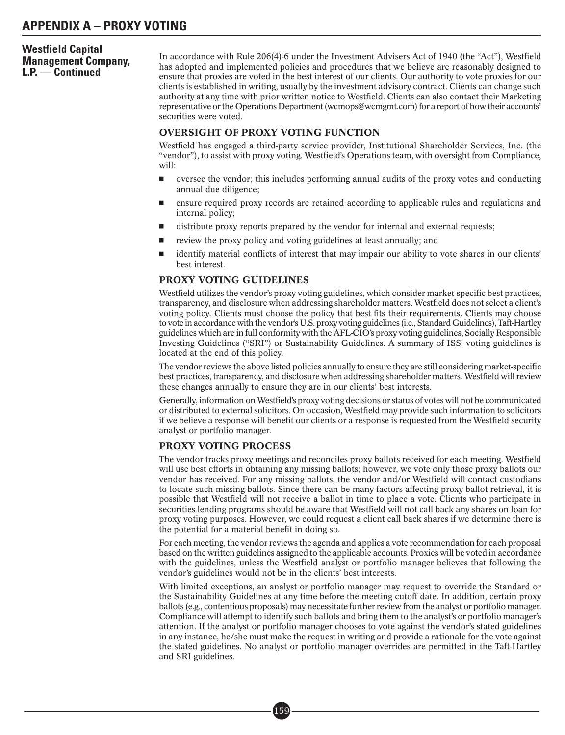# APPENDIX A – PROXY VOTING

**Westfield Capital Management Company, L.P. — Continued**

In accordance with Rule 206(4)-6 under the Investment Advisers Act of 1940 (the "Act"), Westfield has adopted and implemented policies and procedures that we believe are reasonably designed to ensure that proxies are voted in the best interest of our clients. Our authority to vote proxies for our clients is established in writing, usually by the investment advisory contract. Clients can change such authority at any time with prior written notice to Westfield. Clients can also contact their Marketing representative or the Operations Department (wcmops@wcmgmt.com) for a report of how their accounts' securities were voted.

## OVERSIGHT OF PROXY VOTING FUNCTION

Westfield has engaged a third-party service provider, Institutional Shareholder Services, Inc. (the "vendor"), to assist with proxy voting. Westfield's Operations team, with oversight from Compliance, will:

- oversee the vendor; this includes performing annual audits of the proxy votes and conducting annual due diligence;
- ensure required proxy records are retained according to applicable rules and regulations and internal policy;
- distribute proxy reports prepared by the vendor for internal and external requests;
- review the proxy policy and voting guidelines at least annually; and
- identify material conflicts of interest that may impair our ability to vote shares in our clients' best interest.

## PROXY VOTING GUIDELINES

Westfield utilizes the vendor's proxy voting guidelines, which consider market-specific best practices, transparency, and disclosure when addressing shareholder matters. Westfield does not select a client's voting policy. Clients must choose the policy that best fits their requirements. Clients may choose to vote in accordance with the vendor's U.S. proxy voting guidelines (i.e., Standard Guidelines), Taft-Hartley guidelines which are in full conformity with the AFL-CIO's proxy voting guidelines, Socially Responsible Investing Guidelines ("SRI") or Sustainability Guidelines. A summary of ISS' voting guidelines is located at the end of this policy.

The vendor reviews the above listed policies annually to ensure they are still considering market-specific best practices, transparency, and disclosure when addressing shareholder matters. Westfield will review these changes annually to ensure they are in our clients' best interests.

Generally, information on Westfield's proxy voting decisions or status of votes will not be communicated or distributed to external solicitors. On occasion, Westfield may provide such information to solicitors if we believe a response will benefit our clients or a response is requested from the Westfield security analyst or portfolio manager.

## PROXY VOTING PROCESS

The vendor tracks proxy meetings and reconciles proxy ballots received for each meeting. Westfield will use best efforts in obtaining any missing ballots; however, we vote only those proxy ballots our vendor has received. For any missing ballots, the vendor and/or Westfield will contact custodians to locate such missing ballots. Since there can be many factors affecting proxy ballot retrieval, it is possible that Westfield will not receive a ballot in time to place a vote. Clients who participate in securities lending programs should be aware that Westfield will not call back any shares on loan for proxy voting purposes. However, we could request a client call back shares if we determine there is the potential for a material benefit in doing so.

For each meeting, the vendor reviews the agenda and applies a vote recommendation for each proposal based on the written guidelines assigned to the applicable accounts. Proxies will be voted in accordance with the guidelines, unless the Westfield analyst or portfolio manager believes that following the vendor's guidelines would not be in the clients' best interests.

With limited exceptions, an analyst or portfolio manager may request to override the Standard or the Sustainability Guidelines at any time before the meeting cutoff date. In addition, certain proxy ballots (e.g., contentious proposals) may necessitate further review from the analyst or portfolio manager. Compliance will attempt to identify such ballots and bring them to the analyst's or portfolio manager's attention. If the analyst or portfolio manager chooses to vote against the vendor's stated guidelines in any instance, he/she must make the request in writing and provide a rationale for the vote against the stated guidelines. No analyst or portfolio manager overrides are permitted in the Taft-Hartley and SRI guidelines.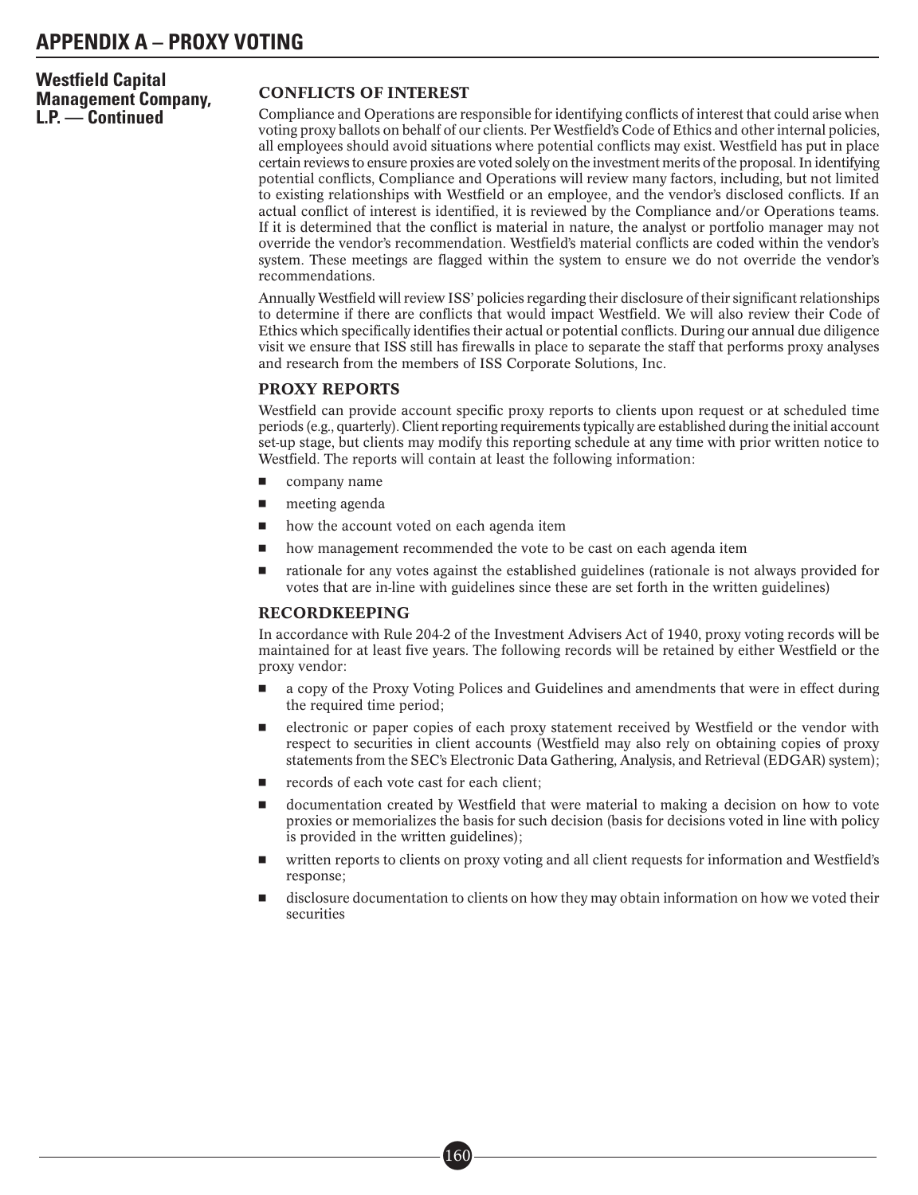# APPENDIX A – PROXY VOTING

**Westfield Capital Management Company, L.P. — Continued**

## CONFLICTS OF INTEREST

Compliance and Operations are responsible for identifying conflicts of interest that could arise when voting proxy ballots on behalf of our clients. Per Westfield's Code of Ethics and other internal policies, all employees should avoid situations where potential conflicts may exist. Westfield has put in place certain reviews to ensure proxies are voted solely on the investment merits of the proposal. In identifying potential conflicts, Compliance and Operations will review many factors, including, but not limited to existing relationships with Westfield or an employee, and the vendor's disclosed conflicts. If an actual conflict of interest is identified, it is reviewed by the Compliance and/or Operations teams. If it is determined that the conflict is material in nature, the analyst or portfolio manager may not override the vendor's recommendation. Westfield's material conflicts are coded within the vendor's system. These meetings are flagged within the system to ensure we do not override the vendor's recommendations.

Annually Westfield will review ISS' policies regarding their disclosure of their significant relationships to determine if there are conflicts that would impact Westfield. We will also review their Code of Ethics which specifically identifies their actual or potential conflicts. During our annual due diligence visit we ensure that ISS still has firewalls in place to separate the staff that performs proxy analyses and research from the members of ISS Corporate Solutions, Inc.

## PROXY REPORTS

Westfield can provide account specific proxy reports to clients upon request or at scheduled time periods (e.g., quarterly). Client reporting requirements typically are established during the initial account set-up stage, but clients may modify this reporting schedule at any time with prior written notice to Westfield. The reports will contain at least the following information:

- company name
- meeting agenda
- how the account voted on each agenda item
- how management recommended the vote to be cast on each agenda item
- rationale for any votes against the established guidelines (rationale is not always provided for votes that are in-line with guidelines since these are set forth in the written guidelines)

## RECORDKEEPING

In accordance with Rule 204-2 of the Investment Advisers Act of 1940, proxy voting records will be maintained for at least five years. The following records will be retained by either Westfield or the proxy vendor:

- a copy of the Proxy Voting Polices and Guidelines and amendments that were in effect during the required time period;
- electronic or paper copies of each proxy statement received by Westfield or the vendor with respect to securities in client accounts (Westfield may also rely on obtaining copies of proxy statements from the SEC's Electronic Data Gathering, Analysis, and Retrieval (EDGAR) system);
- records of each vote cast for each client;
- documentation created by Westfield that were material to making a decision on how to vote proxies or memorializes the basis for such decision (basis for decisions voted in line with policy is provided in the written guidelines);
- written reports to clients on proxy voting and all client requests for information and Westfield's response;
- disclosure documentation to clients on how they may obtain information on how we voted their securities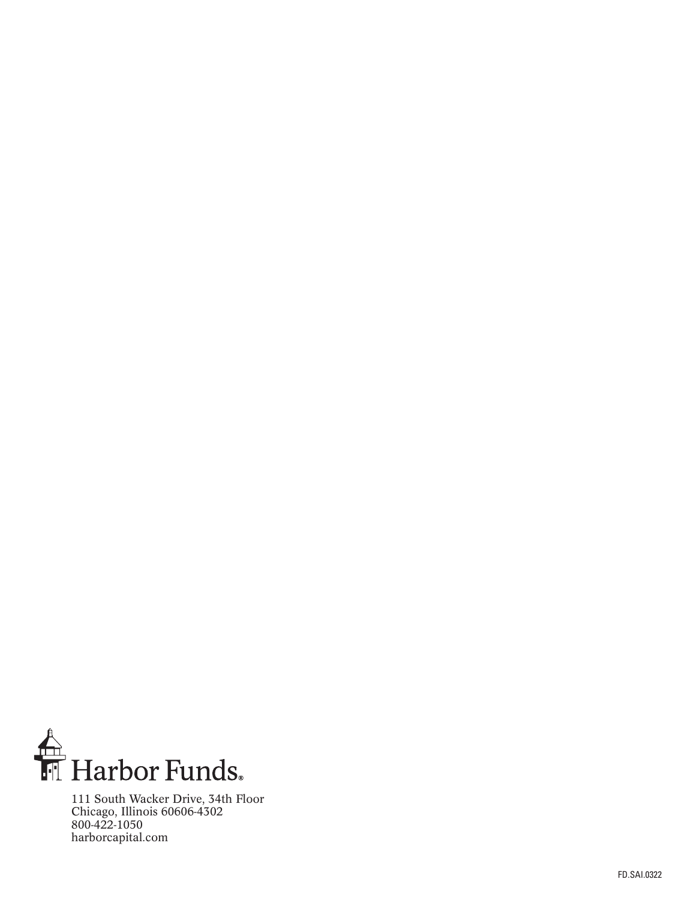Harbor Funds®

111 South Wacker Drive, 34th Floor
Chicago, Illinois 60606-4302
800-422-1050
harborcapital.com

FD.SAI.0322